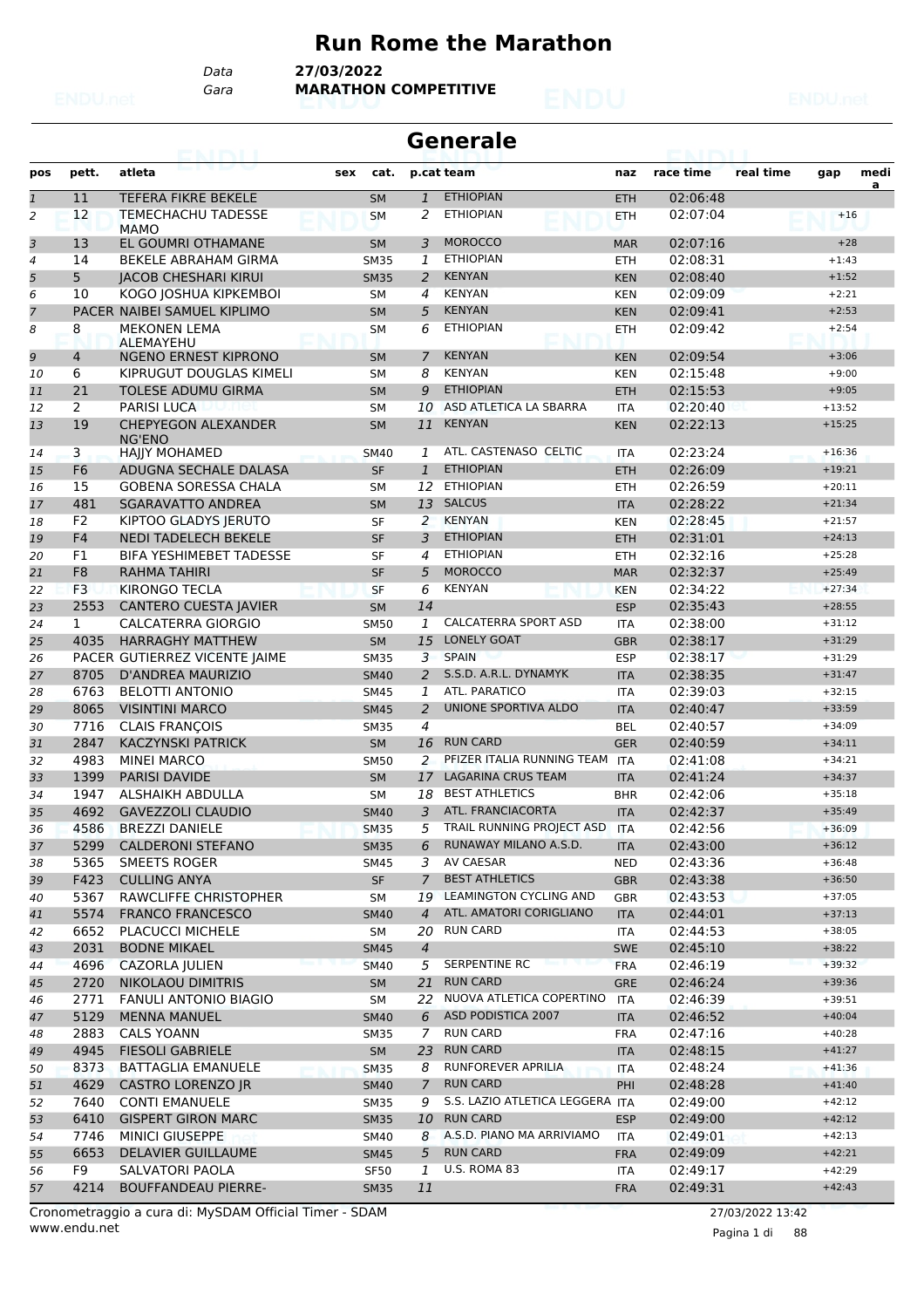# Run Rome the Marathon

Data **27/03/2022**
Gara **MARATHON COMPETITIVE**

## Generale

| pos | pett. | atleta | sex | cat. | p.cat | team | naz | race time | real time | gap | media |
|---|---|---|---|---|---|---|---|---|---|---|---|
| 1 | 11 | TEFERA FIKRE BEKELE | | SM | 1 | ETHIOPIAN | ETH | 02:06:48 | | | |
| 2 | 12 | TEMECHACHU TADESSE MAMO | | SM | 2 | ETHIOPIAN | ETH | 02:07:04 | | +16 | |
| 3 | 13 | EL GOUMRI OTHAMANE | | SM | 3 | MOROCCO | MAR | 02:07:16 | | +28 | |
| 4 | 14 | BEKELE ABRAHAM GIRMA | | SM35 | 1 | ETHIOPIAN | ETH | 02:08:31 | | +1:43 | |
| 5 | 5 | JACOB CHESHARI KIRUI | | SM35 | 2 | KENYAN | KEN | 02:08:40 | | +1:52 | |
| 6 | 10 | KOGO JOSHUA KIPKEMBOI | | SM | 4 | KENYAN | KEN | 02:09:09 | | +2:21 | |
| 7 | PACER | NAIBEI SAMUEL KIPLIMO | | SM | 5 | KENYAN | KEN | 02:09:41 | | +2:53 | |
| 8 | 8 | MEKONEN LEMA ALEMAYEHU | | SM | 6 | ETHIOPIAN | ETH | 02:09:42 | | +2:54 | |
| 9 | 4 | NGENO ERNEST KIPRONO | | SM | 7 | KENYAN | KEN | 02:09:54 | | +3:06 | |
| 10 | 6 | KIPRUGUT DOUGLAS KIMELI | | SM | 8 | KENYAN | KEN | 02:15:48 | | +9:00 | |
| 11 | 21 | TOLESE ADUMU GIRMA | | SM | 9 | ETHIOPIAN | ETH | 02:15:53 | | +9:05 | |
| 12 | 2 | PARISI LUCA | | SM | 10 | ASD ATLETICA LA SBARRA | ITA | 02:20:40 | | +13:52 | |
| 13 | 19 | CHEPYEGON ALEXANDER NG'ENO | | SM | 11 | KENYAN | KEN | 02:22:13 | | +15:25 | |
| 14 | 3 | HAJJY MOHAMED | | SM40 | 1 | ATL. CASTENASO CELTIC | ITA | 02:23:24 | | +16:36 | |
| 15 | F6 | ADUGNA SECHALE DALASA | | SF | 1 | ETHIOPIAN | ETH | 02:26:09 | | +19:21 | |
| 16 | 15 | GOBENA SORESSA CHALA | | SM | 12 | ETHIOPIAN | ETH | 02:26:59 | | +20:11 | |
| 17 | 481 | SGARAVATTO ANDREA | | SM | 13 | SALCUS | ITA | 02:28:22 | | +21:34 | |
| 18 | F2 | KIPTOO GLADYS JERUTO | | SF | 2 | KENYAN | KEN | 02:28:45 | | +21:57 | |
| 19 | F4 | NEDI TADELECH BEKELE | | SF | 3 | ETHIOPIAN | ETH | 02:31:01 | | +24:13 | |
| 20 | F1 | BIFA YESHIMEBET TADESSE | | SF | 4 | ETHIOPIAN | ETH | 02:32:16 | | +25:28 | |
| 21 | F8 | RAHMA TAHIRI | | SF | 5 | MOROCCO | MAR | 02:32:37 | | +25:49 | |
| 22 | F3 | KIRONGO TECLA | | SF | 6 | KENYAN | KEN | 02:34:22 | | +27:34 | |
| 23 | 2553 | CANTERO CUESTA JAVIER | | SM | 14 | | ESP | 02:35:43 | | +28:55 | |
| 24 | 1 | CALCATERRA GIORGIO | | SM50 | 1 | CALCATERRA SPORT ASD | ITA | 02:38:00 | | +31:12 | |
| 25 | 4035 | HARRAGHY MATTHEW | | SM | 15 | LONELY GOAT | GBR | 02:38:17 | | +31:29 | |
| 26 | PACER | GUTIERREZ VICENTE JAIME | | SM35 | 3 | SPAIN | ESP | 02:38:17 | | +31:29 | |
| 27 | 8705 | D'ANDREA MAURIZIO | | SM40 | 2 | S.S.D. A.R.L. DYNAMYK | ITA | 02:38:35 | | +31:47 | |
| 28 | 6763 | BELOTTI ANTONIO | | SM45 | 1 | ATL. PARATICO | ITA | 02:39:03 | | +32:15 | |
| 29 | 8065 | VISINTINI MARCO | | SM45 | 2 | UNIONE SPORTIVA ALDO | ITA | 02:40:47 | | +33:59 | |
| 30 | 7716 | CLAIS FRANÇOIS | | SM35 | 4 | | BEL | 02:40:57 | | +34:09 | |
| 31 | 2847 | KACZYNSKI PATRICK | | SM | 16 | RUN CARD | GER | 02:40:59 | | +34:11 | |
| 32 | 4983 | MINEI MARCO | | SM50 | 2 | PFIZER ITALIA RUNNING TEAM | ITA | 02:41:08 | | +34:21 | |
| 33 | 1399 | PARISI DAVIDE | | SM | 17 | LAGARINA CRUS TEAM | ITA | 02:41:24 | | +34:37 | |
| 34 | 1947 | ALSHAIKH ABDULLA | | SM | 18 | BEST ATHLETICS | BHR | 02:42:06 | | +35:18 | |
| 35 | 4692 | GAVEZZOLI CLAUDIO | | SM40 | 3 | ATL. FRANCIACORTA | ITA | 02:42:37 | | +35:49 | |
| 36 | 4586 | BREZZI DANIELE | | SM35 | 5 | TRAIL RUNNING PROJECT ASD | ITA | 02:42:56 | | +36:09 | |
| 37 | 5299 | CALDERONI STEFANO | | SM35 | 6 | RUNAWAY MILANO A.S.D. | ITA | 02:43:00 | | +36:12 | |
| 38 | 5365 | SMEETS ROGER | | SM45 | 3 | AV CAESAR | NED | 02:43:36 | | +36:48 | |
| 39 | F423 | CULLING ANYA | | SF | 7 | BEST ATHLETICS | GBR | 02:43:38 | | +36:50 | |
| 40 | 5367 | RAWCLIFFE CHRISTOPHER | | SM | 19 | LEAMINGTON CYCLING AND | GBR | 02:43:53 | | +37:05 | |
| 41 | 5574 | FRANCO FRANCESCO | | SM40 | 4 | ATL. AMATORI CORIGLIANO | ITA | 02:44:01 | | +37:13 | |
| 42 | 6652 | PLACUCCI MICHELE | | SM | 20 | RUN CARD | ITA | 02:44:53 | | +38:05 | |
| 43 | 2031 | BODNE MIKAEL | | SM45 | 4 | | SWE | 02:45:10 | | +38:22 | |
| 44 | 4696 | CAZORLA JULIEN | | SM40 | 5 | SERPENTINE RC | FRA | 02:46:19 | | +39:32 | |
| 45 | 2720 | NIKOLAOU DIMITRIS | | SM | 21 | RUN CARD | GRE | 02:46:24 | | +39:36 | |
| 46 | 2771 | FANULI ANTONIO BIAGIO | | SM | 22 | NUOVA ATLETICA COPERTINO | ITA | 02:46:39 | | +39:51 | |
| 47 | 5129 | MENNA MANUEL | | SM40 | 6 | ASD PODISTICA 2007 | ITA | 02:46:52 | | +40:04 | |
| 48 | 2883 | CALS YOANN | | SM35 | 7 | RUN CARD | FRA | 02:47:16 | | +40:28 | |
| 49 | 4945 | FIESOLI GABRIELE | | SM | 23 | RUN CARD | ITA | 02:48:15 | | +41:27 | |
| 50 | 8373 | BATTAGLIA EMANUELE | | SM35 | 8 | RUNFOREVER APRILIA | ITA | 02:48:24 | | +41:36 | |
| 51 | 4629 | CASTRO LORENZO JR | | SM40 | 7 | RUN CARD | PHI | 02:48:28 | | +41:40 | |
| 52 | 7640 | CONTI EMANUELE | | SM35 | 9 | S.S. LAZIO ATLETICA LEGGERA | ITA | 02:49:00 | | +42:12 | |
| 53 | 6410 | GISPERT GIRON MARC | | SM35 | 10 | RUN CARD | ESP | 02:49:00 | | +42:12 | |
| 54 | 7746 | MINICI GIUSEPPE | | SM40 | 8 | A.S.D. PIANO MA ARRIVIAMO | ITA | 02:49:01 | | +42:13 | |
| 55 | 6653 | DELAVIER GUILLAUME | | SM45 | 5 | RUN CARD | FRA | 02:49:09 | | +42:21 | |
| 56 | F9 | SALVATORI PAOLA | | SF50 | 1 | U.S. ROMA 83 | ITA | 02:49:17 | | +42:29 | |
| 57 | 4214 | BOUFFANDEAU PIERRE- | | SM35 | 11 | | FRA | 02:49:31 | | +42:43 | |

Cronometraggio a cura di: MySDAM Official Timer - SDAM
www.endu.net

27/03/2022 13:42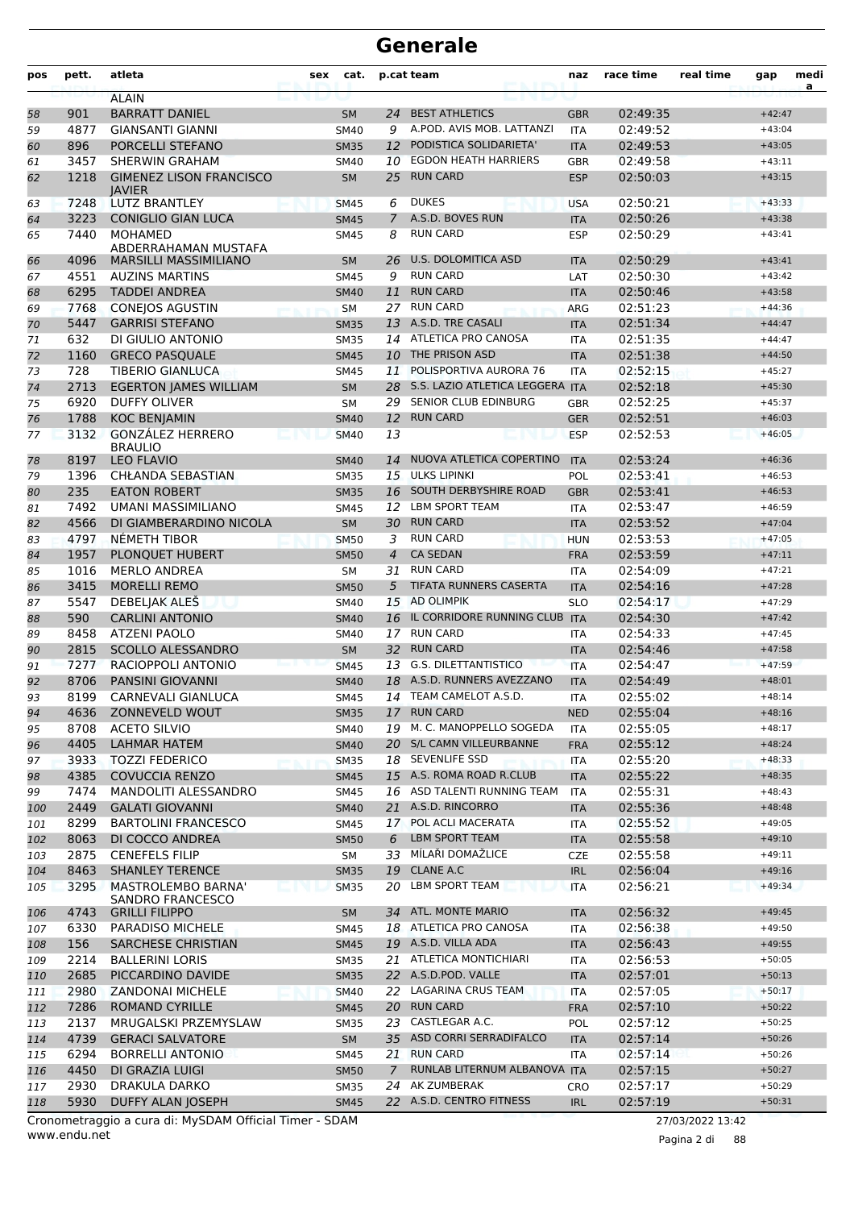# Generale

| pos | pett. | atleta | sex | cat. | p.cat | team | naz | race time | real time | gap | media |
|---|---|---|---|---|---|---|---|---|---|---|---|
| | | ALAIN | | | | | | | | | |
| 58 | 901 | BARRATT DANIEL | | SM | 24 | BEST ATHLETICS | GBR | 02:49:35 | | +42:47 | |
| 59 | 4877 | GIANSANTI GIANNI | | SM40 | 9 | A.POD. AVIS MOB. LATTANZI | ITA | 02:49:52 | | +43:04 | |
| 60 | 896 | PORCELLI STEFANO | | SM35 | 12 | PODISTICA SOLIDARIETA' | ITA | 02:49:53 | | +43:05 | |
| 61 | 3457 | SHERWIN GRAHAM | | SM40 | 10 | EGDON HEATH HARRIERS | GBR | 02:49:58 | | +43:11 | |
| 62 | 1218 | GIMENEZ LISON FRANCISCO JAVIER | | SM | 25 | RUN CARD | ESP | 02:50:03 | | +43:15 | |
| 63 | 7248 | LUTZ BRANTLEY | | SM45 | 6 | DUKES | USA | 02:50:21 | | +43:33 | |
| 64 | 3223 | CONIGLIO GIAN LUCA | | SM45 | 7 | A.S.D. BOVES RUN | ITA | 02:50:26 | | +43:38 | |
| 65 | 7440 | MOHAMED ABDERRAHAMAN MUSTAFA | | SM45 | 8 | RUN CARD | ESP | 02:50:29 | | +43:41 | |
| 66 | 4096 | MARSILLI MASSIMILIANO | | SM | 26 | U.S. DOLOMITICA ASD | ITA | 02:50:29 | | +43:41 | |
| 67 | 4551 | AUZINS MARTINS | | SM45 | 9 | RUN CARD | LAT | 02:50:30 | | +43:42 | |
| 68 | 6295 | TADDEI ANDREA | | SM40 | 11 | RUN CARD | ITA | 02:50:46 | | +43:58 | |
| 69 | 7768 | CONEJOS AGUSTIN | | SM | 27 | RUN CARD | ARG | 02:51:23 | | +44:36 | |
| 70 | 5447 | GARISTEI STEFANO | | SM35 | 13 | A.S.D. TRE CASALI | ITA | 02:51:34 | | +44:47 | |
| 71 | 632 | DI GIULIO ANTONIO | | SM35 | 14 | ATLETICA PRO CANOSA | ITA | 02:51:35 | | +44:47 | |
| 72 | 1160 | GRECO PASQUALE | | SM45 | 10 | THE PRISON ASD | ITA | 02:51:38 | | +44:50 | |
| 73 | 728 | TIBERIO GIANLUCA | | SM45 | 11 | POLISPORTIVA AURORA 76 | ITA | 02:52:15 | | +45:27 | |
| 74 | 2713 | EGERTON JAMES WILLIAM | | SM | 28 | S.S. LAZIO ATLETICA LEGGERA | ITA | 02:52:18 | | +45:30 | |
| 75 | 6920 | DUFFY OLIVER | | SM | 29 | SENIOR CLUB EDINBURG | GBR | 02:52:25 | | +45:37 | |
| 76 | 1788 | KOC BENJAMIN | | SM40 | 12 | RUN CARD | GER | 02:52:51 | | +46:03 | |
| 77 | 3132 | GONZÁLEZ HERRERO BRAULIO | | SM40 | 13 | | ESP | 02:52:53 | | +46:05 | |
| 78 | 8197 | LEO FLAVIO | | SM40 | 14 | NUOVA ATLETICA COPERTINO | ITA | 02:53:24 | | +46:36 | |
| 79 | 1396 | CHŁANDA SEBASTIAN | | SM35 | 15 | ULKS LIPINKI | POL | 02:53:41 | | +46:53 | |
| 80 | 235 | EATON ROBERT | | SM35 | 16 | SOUTH DERBYSHIRE ROAD | GBR | 02:53:41 | | +46:53 | |
| 81 | 7492 | UMANI MASSIMILIANO | | SM45 | 12 | LBM SPORT TEAM | ITA | 02:53:47 | | +46:59 | |
| 82 | 4566 | DI GIAMBERARDINO NICOLA | | SM | 30 | RUN CARD | ITA | 02:53:52 | | +47:04 | |
| 83 | 4797 | NÉMETH TIBOR | | SM50 | 3 | RUN CARD | HUN | 02:53:53 | | +47:05 | |
| 84 | 1957 | PLONQUET HUBERT | | SM50 | 4 | CA SEDAN | FRA | 02:53:59 | | +47:11 | |
| 85 | 1016 | MERLO ANDREA | | SM | 31 | RUN CARD | ITA | 02:54:09 | | +47:21 | |
| 86 | 3415 | MORELLI REMO | | SM50 | 5 | TIFATA RUNNERS CASERTA | ITA | 02:54:16 | | +47:28 | |
| 87 | 5547 | DEBELJAK ALEŠ | | SM40 | 15 | AD OLIMPIK | SLO | 02:54:17 | | +47:29 | |
| 88 | 590 | CARLINI ANTONIO | | SM40 | 16 | IL CORRIDORE RUNNING CLUB | ITA | 02:54:30 | | +47:42 | |
| 89 | 8458 | ATZENI PAOLO | | SM40 | 17 | RUN CARD | ITA | 02:54:33 | | +47:45 | |
| 90 | 2815 | SCOLLO ALESSANDRO | | SM | 32 | RUN CARD | ITA | 02:54:46 | | +47:58 | |
| 91 | 7277 | RACIOPPOLI ANTONIO | | SM45 | 13 | G.S. DILETTANTISTICO | ITA | 02:54:47 | | +47:59 | |
| 92 | 8706 | PANSINI GIOVANNI | | SM40 | 18 | A.S.D. RUNNERS AVEZZANO | ITA | 02:54:49 | | +48:01 | |
| 93 | 8199 | CARNEVALI GIANLUCA | | SM45 | 14 | TEAM CAMELOT A.S.D. | ITA | 02:55:02 | | +48:14 | |
| 94 | 4636 | ZONNEVELD WOUT | | SM35 | 17 | RUN CARD | NED | 02:55:04 | | +48:16 | |
| 95 | 8708 | ACETO SILVIO | | SM40 | 19 | M. C. MANOPPELLO SOGEDA | ITA | 02:55:05 | | +48:17 | |
| 96 | 4405 | LAHMAR HATEM | | SM40 | 20 | S/L CAMN VILLEURBANNE | FRA | 02:55:12 | | +48:24 | |
| 97 | 3933 | TOZZI FEDERICO | | SM35 | 18 | SEVENLIFE SSD | ITA | 02:55:20 | | +48:33 | |
| 98 | 4385 | COVUCCIA RENZO | | SM45 | 15 | A.S. ROMA ROAD R.CLUB | ITA | 02:55:22 | | +48:35 | |
| 99 | 7474 | MANDOLITI ALESSANDRO | | SM45 | 16 | ASD TALENTI RUNNING TEAM | ITA | 02:55:31 | | +48:43 | |
| 100 | 2449 | GALATI GIOVANNI | | SM40 | 21 | A.S.D. RINCORRO | ITA | 02:55:36 | | +48:48 | |
| 101 | 8299 | BARTOLINI FRANCESCO | | SM45 | 17 | POL ACLI MACERATA | ITA | 02:55:52 | | +49:05 | |
| 102 | 8063 | DI COCCO ANDREA | | SM50 | 6 | LBM SPORT TEAM | ITA | 02:55:58 | | +49:10 | |
| 103 | 2875 | CENEFELS FILIP | | SM | 33 | MÍLAŘI DOMAŽLICE | CZE | 02:55:58 | | +49:11 | |
| 104 | 8463 | SHANLEY TERENCE | | SM35 | 19 | CLANE A.C | IRL | 02:56:04 | | +49:16 | |
| 105 | 3295 | MASTROLEMBO BARNA' SANDRO FRANCESCO | | SM35 | 20 | LBM SPORT TEAM | ITA | 02:56:21 | | +49:34 | |
| 106 | 4743 | GRILLI FILIPPO | | SM | 34 | ATL. MONTE MARIO | ITA | 02:56:32 | | +49:45 | |
| 107 | 6330 | PARADISO MICHELE | | SM45 | 18 | ATLETICA PRO CANOSA | ITA | 02:56:38 | | +49:50 | |
| 108 | 156 | SARCHESE CHRISTIAN | | SM45 | 19 | A.S.D. VILLA ADA | ITA | 02:56:43 | | +49:55 | |
| 109 | 2214 | BALLERINI LORIS | | SM35 | 21 | ATLETICA MONTICHIARI | ITA | 02:56:53 | | +50:05 | |
| 110 | 2685 | PICCARDINO DAVIDE | | SM35 | 22 | A.S.D.POD. VALLE | ITA | 02:57:01 | | +50:13 | |
| 111 | 2980 | ZANDONAI MICHELE | | SM40 | 22 | LAGARINA CRUS TEAM | ITA | 02:57:05 | | +50:17 | |
| 112 | 7286 | ROMAND CYRILLE | | SM45 | 20 | RUN CARD | FRA | 02:57:10 | | +50:22 | |
| 113 | 2137 | MRUGALSKI PRZEMYSLAW | | SM35 | 23 | CASTLEGAR A.C. | POL | 02:57:12 | | +50:25 | |
| 114 | 4739 | GERACI SALVATORE | | SM | 35 | ASD CORRI SERRADIFALCO | ITA | 02:57:14 | | +50:26 | |
| 115 | 6294 | BORRELLI ANTONIO | | SM45 | 21 | RUN CARD | ITA | 02:57:14 | | +50:26 | |
| 116 | 4450 | DI GRAZIA LUIGI | | SM50 | 7 | RUNLAB LITERNUM ALBANOVA | ITA | 02:57:15 | | +50:27 | |
| 117 | 2930 | DRAKULA DARKO | | SM35 | 24 | AK ZUMBERAK | CRO | 02:57:17 | | +50:29 | |
| 118 | 5930 | DUFFY ALAN JOSEPH | | SM45 | 22 | A.S.D. CENTRO FITNESS | IRL | 02:57:19 | | +50:31 | |

Cronometraggio a cura di: MySDAM Official Timer - SDAM 27/03/2022 13:42

www.endu.net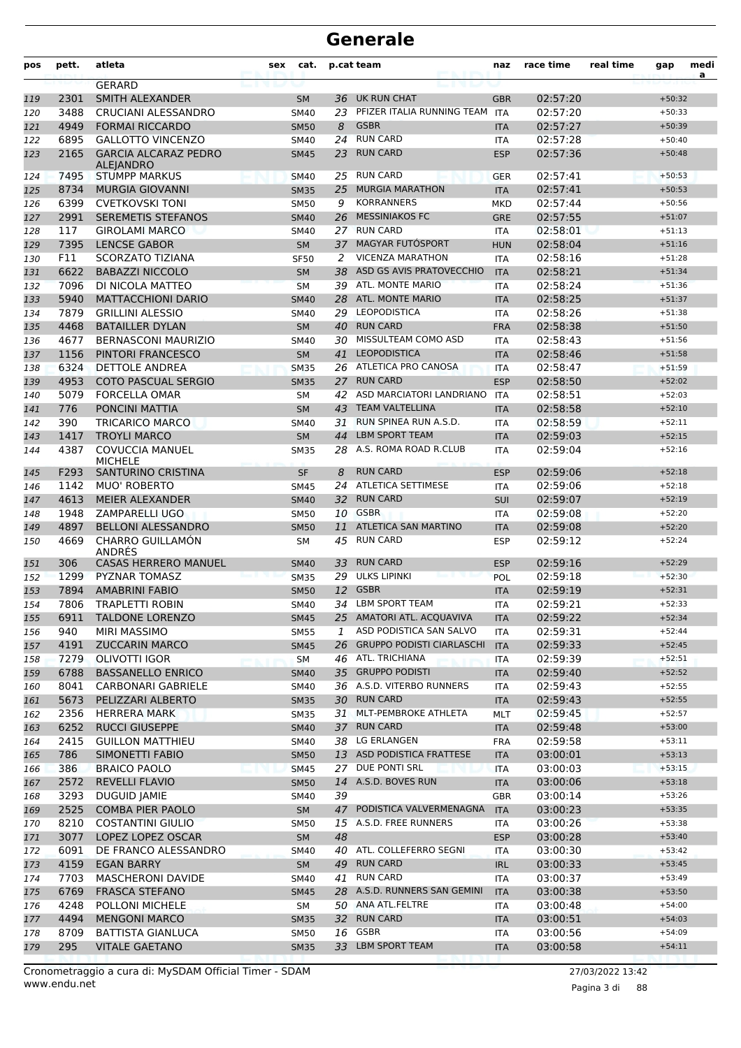# Generale

| pos | pett. | atleta | sex | cat. | p.cat | team | naz | race time | real time | gap | media |
|---|---|---|---|---|---|---|---|---|---|---|---|
| | | GERARD | | | | | | | | | |
| 119 | 2301 | SMITH ALEXANDER | | SM | 36 | UK RUN CHAT | GBR | 02:57:20 | | +50:32 | |
| 120 | 3488 | CRUCIANI ALESSANDRO | | SM40 | 23 | PFIZER ITALIA RUNNING TEAM | ITA | 02:57:20 | | +50:33 | |
| 121 | 4949 | FORMAI RICCARDO | | SM50 | 8 | GSBR | ITA | 02:57:27 | | +50:39 | |
| 122 | 6895 | GALLOTTO VINCENZO | | SM40 | 24 | RUN CARD | ITA | 02:57:28 | | +50:40 | |
| 123 | 2165 | GARCIA ALCARAZ PEDRO ALEJANDRO | | SM45 | 23 | RUN CARD | ESP | 02:57:36 | | +50:48 | |
| 124 | 7495 | STUMPP MARKUS | | SM40 | 25 | RUN CARD | GER | 02:57:41 | | +50:53 | |
| 125 | 8734 | MURGIA GIOVANNI | | SM35 | 25 | MURGIA MARATHON | ITA | 02:57:41 | | +50:53 | |
| 126 | 6399 | CVETKOVSKI TONI | | SM50 | 9 | KORRANNERS | MKD | 02:57:44 | | +50:56 | |
| 127 | 2991 | SEREMETIS STEFANOS | | SM40 | 26 | MESSINIAKOS FC | GRE | 02:57:55 | | +51:07 | |
| 128 | 117 | GIROLAMI MARCO | | SM40 | 27 | RUN CARD | ITA | 02:58:01 | | +51:13 | |
| 129 | 7395 | LENCSE GABOR | | SM | 37 | MAGYAR FUTÓSPORT | HUN | 02:58:04 | | +51:16 | |
| 130 | F11 | SCORZATO TIZIANA | | SF50 | 2 | VICENZA MARATHON | ITA | 02:58:16 | | +51:28 | |
| 131 | 6622 | BABAZZI NICCOLO | | SM | 38 | ASD GS AVIS PRATOVECCHIO | ITA | 02:58:21 | | +51:34 | |
| 132 | 7096 | DI NICOLA MATTEO | | SM | 39 | ATL. MONTE MARIO | ITA | 02:58:24 | | +51:36 | |
| 133 | 5940 | MATTACCHIONI DARIO | | SM40 | 28 | ATL. MONTE MARIO | ITA | 02:58:25 | | +51:37 | |
| 134 | 7879 | GRILLINI ALESSIO | | SM40 | 29 | LEOPODISTICA | ITA | 02:58:26 | | +51:38 | |
| 135 | 4468 | BATAILLER DYLAN | | SM | 40 | RUN CARD | FRA | 02:58:38 | | +51:50 | |
| 136 | 4677 | BERNASCONI MAURIZIO | | SM40 | 30 | MISSULTEAM COMO ASD | ITA | 02:58:43 | | +51:56 | |
| 137 | 1156 | PINTORI FRANCESCO | | SM | 41 | LEOPODISTICA | ITA | 02:58:46 | | +51:58 | |
| 138 | 6324 | DETTOLE ANDREA | | SM35 | 26 | ATLETICA PRO CANOSA | ITA | 02:58:47 | | +51:59 | |
| 139 | 4953 | COTO PASCUAL SERGIO | | SM35 | 27 | RUN CARD | ESP | 02:58:50 | | +52:02 | |
| 140 | 5079 | FORCELLA OMAR | | SM | 42 | ASD MARCIATORI LANDRIANO | ITA | 02:58:51 | | +52:03 | |
| 141 | 776 | PONCINI MATTIA | | SM | 43 | TEAM VALTELLINA | ITA | 02:58:58 | | +52:10 | |
| 142 | 390 | TRICARICO MARCO | | SM40 | 31 | RUN SPINEA RUN A.S.D. | ITA | 02:58:59 | | +52:11 | |
| 143 | 1417 | TROYLI MARCO | | SM | 44 | LBM SPORT TEAM | ITA | 02:59:03 | | +52:15 | |
| 144 | 4387 | COVUCCIA MANUEL MICHELE | | SM35 | 28 | A.S. ROMA ROAD R.CLUB | ITA | 02:59:04 | | +52:16 | |
| 145 | F293 | SANTURINO CRISTINA | | SF | 8 | RUN CARD | ESP | 02:59:06 | | +52:18 | |
| 146 | 1142 | MUO' ROBERTO | | SM45 | 24 | ATLETICA SETTIMESE | ITA | 02:59:06 | | +52:18 | |
| 147 | 4613 | MEIER ALEXANDER | | SM40 | 32 | RUN CARD | SUI | 02:59:07 | | +52:19 | |
| 148 | 1948 | ZAMPARELLI UGO | | SM50 | 10 | GSBR | ITA | 02:59:08 | | +52:20 | |
| 149 | 4897 | BELLONI ALESSANDRO | | SM50 | 11 | ATLETICA SAN MARTINO | ITA | 02:59:08 | | +52:20 | |
| 150 | 4669 | CHARRO GUILLAMÓN ANDRÉS | | SM | 45 | RUN CARD | ESP | 02:59:12 | | +52:24 | |
| 151 | 306 | CASAS HERRERO MANUEL | | SM40 | 33 | RUN CARD | ESP | 02:59:16 | | +52:29 | |
| 152 | 1299 | PYZNAR TOMASZ | | SM35 | 29 | ULKS LIPINKI | POL | 02:59:18 | | +52:30 | |
| 153 | 7894 | AMABRINI FABIO | | SM50 | 12 | GSBR | ITA | 02:59:19 | | +52:31 | |
| 154 | 7806 | TRAPLETTI ROBIN | | SM40 | 34 | LBM SPORT TEAM | ITA | 02:59:21 | | +52:33 | |
| 155 | 6911 | TALDONE LORENZO | | SM45 | 25 | AMATORI ATL. ACQUAVIVA | ITA | 02:59:22 | | +52:34 | |
| 156 | 940 | MIRI MASSIMO | | SM55 | 1 | ASD PODISTICA SAN SALVO | ITA | 02:59:31 | | +52:44 | |
| 157 | 4191 | ZUCCARIN MARCO | | SM45 | 26 | GRUPPO PODISTI CIARLASCHI | ITA | 02:59:33 | | +52:45 | |
| 158 | 7279 | OLIVOTTI IGOR | | SM | 46 | ATL. TRICHIANA | ITA | 02:59:39 | | +52:51 | |
| 159 | 6788 | BASSANELLO ENRICO | | SM40 | 35 | GRUPPO PODISTI | ITA | 02:59:40 | | +52:52 | |
| 160 | 8041 | CARBONARI GABRIELE | | SM40 | 36 | A.S.D. VITERBO RUNNERS | ITA | 02:59:43 | | +52:55 | |
| 161 | 5673 | PELIZZARI ALBERTO | | SM35 | 30 | RUN CARD | ITA | 02:59:43 | | +52:55 | |
| 162 | 2356 | HERRERA MARK | | SM35 | 31 | MLT-PEMBROKE ATHLETA | MLT | 02:59:45 | | +52:57 | |
| 163 | 6252 | RUCCI GIUSEPPE | | SM40 | 37 | RUN CARD | ITA | 02:59:48 | | +53:00 | |
| 164 | 2415 | GUILLON MATTHIEU | | SM40 | 38 | LG ERLANGEN | FRA | 02:59:58 | | +53:11 | |
| 165 | 786 | SIMONETTI FABIO | | SM50 | 13 | ASD PODISTICA FRATTESE | ITA | 03:00:01 | | +53:13 | |
| 166 | 386 | BRAICO PAOLO | | SM45 | 27 | DUE PONTI SRL | ITA | 03:00:03 | | +53:15 | |
| 167 | 2572 | REVELLI FLAVIO | | SM50 | 14 | A.S.D. BOVES RUN | ITA | 03:00:06 | | +53:18 | |
| 168 | 3293 | DUGUID JAMIE | | SM40 | 39 | | GBR | 03:00:14 | | +53:26 | |
| 169 | 2525 | COMBA PIER PAOLO | | SM | 47 | PODISTICA VALVERMENAGNA | ITA | 03:00:23 | | +53:35 | |
| 170 | 8210 | COSTANTINI GIULIO | | SM50 | 15 | A.S.D. FREE RUNNERS | ITA | 03:00:26 | | +53:38 | |
| 171 | 3077 | LOPEZ LOPEZ OSCAR | | SM | 48 | | ESP | 03:00:28 | | +53:40 | |
| 172 | 6091 | DE FRANCO ALESSANDRO | | SM40 | 40 | ATL. COLLEFERRO SEGNI | ITA | 03:00:30 | | +53:42 | |
| 173 | 4159 | EGAN BARRY | | SM | 49 | RUN CARD | IRL | 03:00:33 | | +53:45 | |
| 174 | 7703 | MASCHERONI DAVIDE | | SM40 | 41 | RUN CARD | ITA | 03:00:37 | | +53:49 | |
| 175 | 6769 | FRASCA STEFANO | | SM45 | 28 | A.S.D. RUNNERS SAN GEMINI | ITA | 03:00:38 | | +53:50 | |
| 176 | 4248 | POLLONI MICHELE | | SM | 50 | ANA ATL.FELTRE | ITA | 03:00:48 | | +54:00 | |
| 177 | 4494 | MENGONI MARCO | | SM35 | 32 | RUN CARD | ITA | 03:00:51 | | +54:03 | |
| 178 | 8709 | BATTISTA GIANLUCA | | SM50 | 16 | GSBR | ITA | 03:00:56 | | +54:09 | |
| 179 | 295 | VITALE GAETANO | | SM35 | 33 | LBM SPORT TEAM | ITA | 03:00:58 | | +54:11 | |

Cronometraggio a cura di: MySDAM Official Timer - SDAM
www.endu.net

27/03/2022 13:42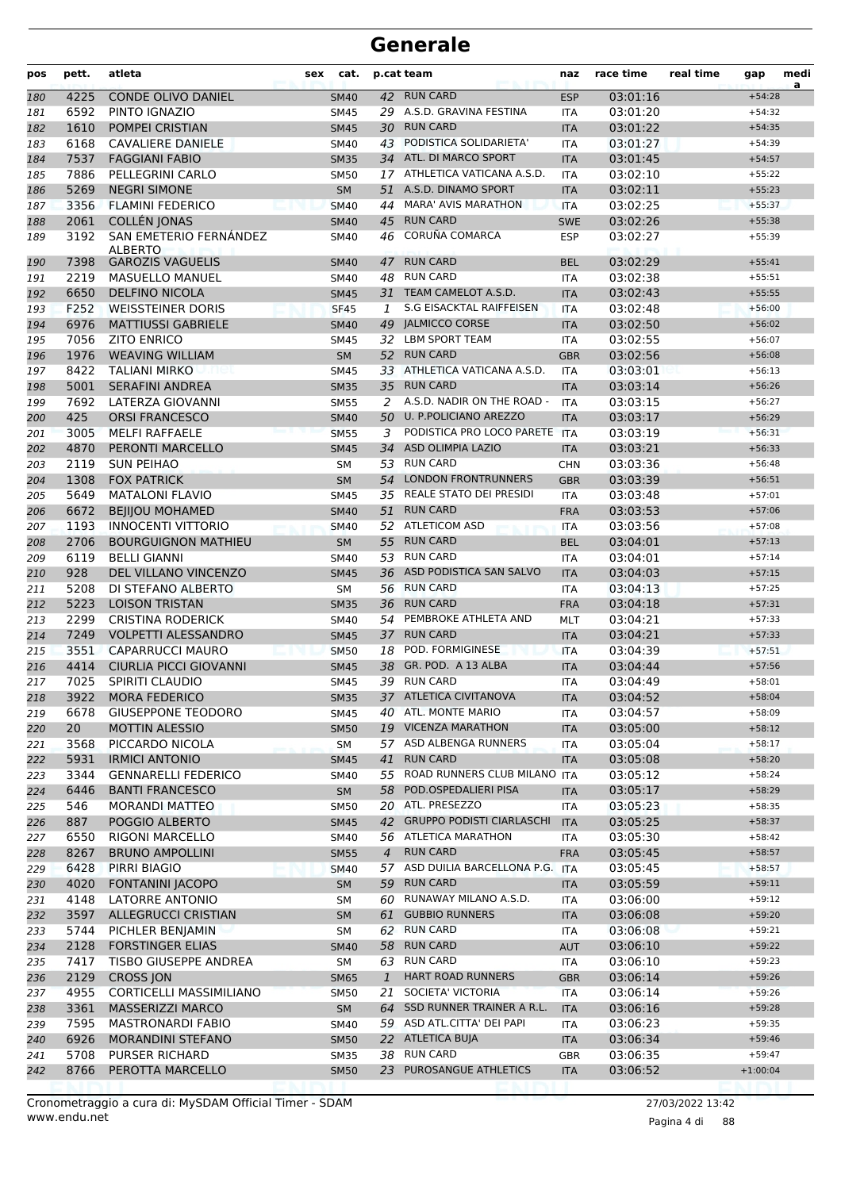# Generale

| pos | pett. | atleta | sex | cat. | p.cat | team | naz | race time | real time | gap | media |
|---|---|---|---|---|---|---|---|---|---|---|---|
| 180 | 4225 | CONDE OLIVO DANIEL | | SM40 | 42 | RUN CARD | ESP | 03:01:16 | | +54:28 | |
| 181 | 6592 | PINTO IGNAZIO | | SM45 | 29 | A.S.D. GRAVINA FESTINA | ITA | 03:01:20 | | +54:32 | |
| 182 | 1610 | POMPEI CRISTIAN | | SM45 | 30 | RUN CARD | ITA | 03:01:22 | | +54:35 | |
| 183 | 6168 | CAVALIERE DANIELE | | SM40 | 43 | PODISTICA SOLIDARIETA' | ITA | 03:01:27 | | +54:39 | |
| 184 | 7537 | FAGGIANI FABIO | | SM35 | 34 | ATL. DI MARCO SPORT | ITA | 03:01:45 | | +54:57 | |
| 185 | 7886 | PELLEGRINI CARLO | | SM50 | 17 | ATHLETICA VATICANA A.S.D. | ITA | 03:02:10 | | +55:22 | |
| 186 | 5269 | NEGRI SIMONE | | SM | 51 | A.S.D. DINAMO SPORT | ITA | 03:02:11 | | +55:23 | |
| 187 | 3356 | FLAMINI FEDERICO | | SM40 | 44 | MARA' AVIS MARATHON | ITA | 03:02:25 | | +55:37 | |
| 188 | 2061 | COLLÉN JONAS | | SM40 | 45 | RUN CARD | SWE | 03:02:26 | | +55:38 | |
| 189 | 3192 | SAN EMETERIO FERNÁNDEZ ALBERTO | | SM40 | 46 | CORUÑA COMARCA | ESP | 03:02:27 | | +55:39 | |
| 190 | 7398 | GAROZIS VAGUELIS | | SM40 | 47 | RUN CARD | BEL | 03:02:29 | | +55:41 | |
| 191 | 2219 | MASUELLO MANUEL | | SM40 | 48 | RUN CARD | ITA | 03:02:38 | | +55:51 | |
| 192 | 6650 | DELFINO NICOLA | | SM45 | 31 | TEAM CAMELOT A.S.D. | ITA | 03:02:43 | | +55:55 | |
| 193 | F252 | WEISSTEINER DORIS | | SF45 | 1 | S.G EISACKTAL RAIFFEISEN | ITA | 03:02:48 | | +56:00 | |
| 194 | 6976 | MATTIUSSI GABRIELE | | SM40 | 49 | JALMICCO CORSE | ITA | 03:02:50 | | +56:02 | |
| 195 | 7056 | ZITO ENRICO | | SM45 | 32 | LBM SPORT TEAM | ITA | 03:02:55 | | +56:07 | |
| 196 | 1976 | WEAVING WILLIAM | | SM | 52 | RUN CARD | GBR | 03:02:56 | | +56:08 | |
| 197 | 8422 | TALIANI MIRKO | | SM45 | 33 | ATHLETICA VATICANA A.S.D. | ITA | 03:03:01 | | +56:13 | |
| 198 | 5001 | SERAFINI ANDREA | | SM35 | 35 | RUN CARD | ITA | 03:03:14 | | +56:26 | |
| 199 | 7692 | LATERZA GIOVANNI | | SM55 | 2 | A.S.D. NADIR ON THE ROAD - | ITA | 03:03:15 | | +56:27 | |
| 200 | 425 | ORSI FRANCESCO | | SM40 | 50 | U. P.POLICIANO AREZZO | ITA | 03:03:17 | | +56:29 | |
| 201 | 3005 | MELFI RAFFAELE | | SM55 | 3 | PODISTICA PRO LOCO PARETE | ITA | 03:03:19 | | +56:31 | |
| 202 | 4870 | PERONTI MARCELLO | | SM45 | 34 | ASD OLIMPIA LAZIO | ITA | 03:03:21 | | +56:33 | |
| 203 | 2119 | SUN PEIHAO | | SM | 53 | RUN CARD | CHN | 03:03:36 | | +56:48 | |
| 204 | 1308 | FOX PATRICK | | SM | 54 | LONDON FRONTRUNNERS | GBR | 03:03:39 | | +56:51 | |
| 205 | 5649 | MATALONI FLAVIO | | SM45 | 35 | REALE STATO DEI PRESIDI | ITA | 03:03:48 | | +57:01 | |
| 206 | 6672 | BEJIJOU MOHAMED | | SM40 | 51 | RUN CARD | FRA | 03:03:53 | | +57:06 | |
| 207 | 1193 | INNOCENTI VITTORIO | | SM40 | 52 | ATLETICOM ASD | ITA | 03:03:56 | | +57:08 | |
| 208 | 2706 | BOURGUIGNON MATHIEU | | SM | 55 | RUN CARD | BEL | 03:04:01 | | +57:13 | |
| 209 | 6119 | BELLI GIANNI | | SM40 | 53 | RUN CARD | ITA | 03:04:01 | | +57:14 | |
| 210 | 928 | DEL VILLANO VINCENZO | | SM45 | 36 | ASD PODISTICA SAN SALVO | ITA | 03:04:03 | | +57:15 | |
| 211 | 5208 | DI STEFANO ALBERTO | | SM | 56 | RUN CARD | ITA | 03:04:13 | | +57:25 | |
| 212 | 5223 | LOISON TRISTAN | | SM35 | 36 | RUN CARD | FRA | 03:04:18 | | +57:31 | |
| 213 | 2299 | CRISTINA RODERICK | | SM40 | 54 | PEMBROKE ATHLETA AND | MLT | 03:04:21 | | +57:33 | |
| 214 | 7249 | VOLPETTI ALESSANDRO | | SM45 | 37 | RUN CARD | ITA | 03:04:21 | | +57:33 | |
| 215 | 3551 | CAPARRUCCI MAURO | | SM50 | 18 | POD. FORMIGINESE | ITA | 03:04:39 | | +57:51 | |
| 216 | 4414 | CIURLIA PICCI GIOVANNI | | SM45 | 38 | GR. POD. A 13 ALBA | ITA | 03:04:44 | | +57:56 | |
| 217 | 7025 | SPIRITI CLAUDIO | | SM45 | 39 | RUN CARD | ITA | 03:04:49 | | +58:01 | |
| 218 | 3922 | MORA FEDERICO | | SM35 | 37 | ATLETICA CIVITANOVA | ITA | 03:04:52 | | +58:04 | |
| 219 | 6678 | GIUSEPPONE TEODORO | | SM45 | 40 | ATL. MONTE MARIO | ITA | 03:04:57 | | +58:09 | |
| 220 | 20 | MOTTIN ALESSIO | | SM50 | 19 | VICENZA MARATHON | ITA | 03:05:00 | | +58:12 | |
| 221 | 3568 | PICCARDO NICOLA | | SM | 57 | ASD ALBENGA RUNNERS | ITA | 03:05:04 | | +58:17 | |
| 222 | 5931 | IRMICI ANTONIO | | SM45 | 41 | RUN CARD | ITA | 03:05:08 | | +58:20 | |
| 223 | 3344 | GENNARELLI FEDERICO | | SM40 | 55 | ROAD RUNNERS CLUB MILANO | ITA | 03:05:12 | | +58:24 | |
| 224 | 6446 | BANTI FRANCESCO | | SM | 58 | POD.OSPEDALIERI PISA | ITA | 03:05:17 | | +58:29 | |
| 225 | 546 | MORANDI MATTEO | | SM50 | 20 | ATL. PRESEZZO | ITA | 03:05:23 | | +58:35 | |
| 226 | 887 | POGGIO ALBERTO | | SM45 | 42 | GRUPPO PODISTI CIARLASCHI | ITA | 03:05:25 | | +58:37 | |
| 227 | 6550 | RIGONI MARCELLO | | SM40 | 56 | ATLETICA MARATHON | ITA | 03:05:30 | | +58:42 | |
| 228 | 8267 | BRUNO AMPOLLINI | | SM55 | 4 | RUN CARD | FRA | 03:05:45 | | +58:57 | |
| 229 | 6428 | PIRRI BIAGIO | | SM40 | 57 | ASD DUILIA BARCELLONA P.G. | ITA | 03:05:45 | | +58:57 | |
| 230 | 4020 | FONTANINI JACOPO | | SM | 59 | RUN CARD | ITA | 03:05:59 | | +59:11 | |
| 231 | 4148 | LATORRE ANTONIO | | SM | 60 | RUNAWAY MILANO A.S.D. | ITA | 03:06:00 | | +59:12 | |
| 232 | 3597 | ALLEGRUCCI CRISTIAN | | SM | 61 | GUBBIO RUNNERS | ITA | 03:06:08 | | +59:20 | |
| 233 | 5744 | PICHLER BENJAMIN | | SM | 62 | RUN CARD | ITA | 03:06:08 | | +59:21 | |
| 234 | 2128 | FORSTINGER ELIAS | | SM40 | 58 | RUN CARD | AUT | 03:06:10 | | +59:22 | |
| 235 | 7417 | TISBO GIUSEPPE ANDREA | | SM | 63 | RUN CARD | ITA | 03:06:10 | | +59:23 | |
| 236 | 2129 | CROSS JON | | SM65 | 1 | HART ROAD RUNNERS | GBR | 03:06:14 | | +59:26 | |
| 237 | 4955 | CORTICELLI MASSIMILIANO | | SM50 | 21 | SOCIETA' VICTORIA | ITA | 03:06:14 | | +59:26 | |
| 238 | 3361 | MASSERIZZI MARCO | | SM | 64 | SSD RUNNER TRAINER A R.L. | ITA | 03:06:16 | | +59:28 | |
| 239 | 7595 | MASTRONARDI FABIO | | SM40 | 59 | ASD ATL.CITTA' DEI PAPI | ITA | 03:06:23 | | +59:35 | |
| 240 | 6926 | MORANDINI STEFANO | | SM50 | 22 | ATLETICA BUJA | ITA | 03:06:34 | | +59:46 | |
| 241 | 5708 | PURSER RICHARD | | SM35 | 38 | RUN CARD | GBR | 03:06:35 | | +59:47 | |
| 242 | 8766 | PEROTTA MARCELLO | | SM50 | 23 | PUROSANGUE ATHLETICS | ITA | 03:06:52 | | +1:00:04 | |

Cronometraggio a cura di: MySDAM Official Timer - SDAM
www.endu.net

27/03/2022 13:42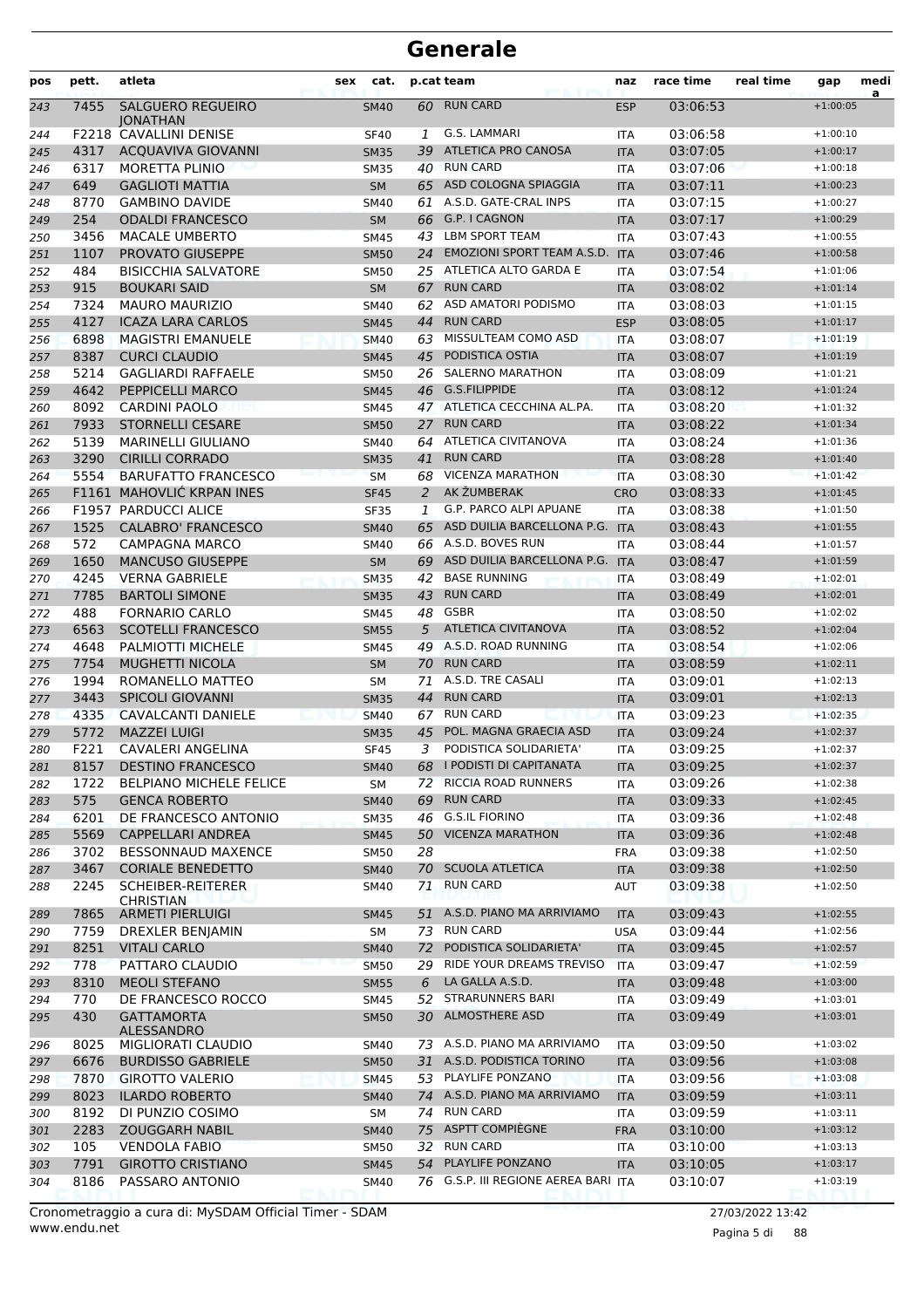# Generale

| pos | pett. | atleta | sex | cat. | p.cat | team | naz | race time | real time | gap | medi a |
|---|---|---|---|---|---|---|---|---|---|---|---|
| 243 | 7455 | SALGUERO REGUEIRO JONATHAN | | SM40 | 60 | RUN CARD | ESP | 03:06:53 | | +1:00:05 | |
| 244 | F2218 | CAVALLINI DENISE | | SF40 | 1 | G.S. LAMMARI | ITA | 03:06:58 | | +1:00:10 | |
| 245 | 4317 | ACQUAVIVA GIOVANNI | | SM35 | 39 | ATLETICA PRO CANOSA | ITA | 03:07:05 | | +1:00:17 | |
| 246 | 6317 | MORETTA PLINIO | | SM35 | 40 | RUN CARD | ITA | 03:07:06 | | +1:00:18 | |
| 247 | 649 | GAGLIOTI MATTIA | | SM | 65 | ASD COLOGNA SPIAGGIA | ITA | 03:07:11 | | +1:00:23 | |
| 248 | 8770 | GAMBINO DAVIDE | | SM40 | 61 | A.S.D. GATE-CRAL INPS | ITA | 03:07:15 | | +1:00:27 | |
| 249 | 254 | ODALDI FRANCESCO | | SM | 66 | G.P. I CAGNON | ITA | 03:07:17 | | +1:00:29 | |
| 250 | 3456 | MACALE UMBERTO | | SM45 | 43 | LBM SPORT TEAM | ITA | 03:07:43 | | +1:00:55 | |
| 251 | 1107 | PROVATO GIUSEPPE | | SM50 | 24 | EMOZIONI SPORT TEAM A.S.D. | ITA | 03:07:46 | | +1:00:58 | |
| 252 | 484 | BISICCHIA SALVATORE | | SM50 | 25 | ATLETICA ALTO GARDA E | ITA | 03:07:54 | | +1:01:06 | |
| 253 | 915 | BOUKARI SAID | | SM | 67 | RUN CARD | ITA | 03:08:02 | | +1:01:14 | |
| 254 | 7324 | MAURO MAURIZIO | | SM40 | 62 | ASD AMATORI PODISMO | ITA | 03:08:03 | | +1:01:15 | |
| 255 | 4127 | ICAZA LARA CARLOS | | SM45 | 44 | RUN CARD | ESP | 03:08:05 | | +1:01:17 | |
| 256 | 6898 | MAGISTRI EMANUELE | | SM40 | 63 | MISSULTEAM COMO ASD | ITA | 03:08:07 | | +1:01:19 | |
| 257 | 8387 | CURCI CLAUDIO | | SM45 | 45 | PODISTICA OSTIA | ITA | 03:08:07 | | +1:01:19 | |
| 258 | 5214 | GAGLIARDI RAFFAELE | | SM50 | 26 | SALERNO MARATHON | ITA | 03:08:09 | | +1:01:21 | |
| 259 | 4642 | PEPPICELLI MARCO | | SM45 | 46 | G.S.FILIPPIDE | ITA | 03:08:12 | | +1:01:24 | |
| 260 | 8092 | CARDINI PAOLO | | SM45 | 47 | ATLETICA CECCHINA AL.PA. | ITA | 03:08:20 | | +1:01:32 | |
| 261 | 7933 | STORNELLI CESARE | | SM50 | 27 | RUN CARD | ITA | 03:08:22 | | +1:01:34 | |
| 262 | 5139 | MARINELLI GIULIANO | | SM40 | 64 | ATLETICA CIVITANOVA | ITA | 03:08:24 | | +1:01:36 | |
| 263 | 3290 | CIRILLI CORRADO | | SM35 | 41 | RUN CARD | ITA | 03:08:28 | | +1:01:40 | |
| 264 | 5554 | BARUFATTO FRANCESCO | | SM | 68 | VICENZA MARATHON | ITA | 03:08:30 | | +1:01:42 | |
| 265 | F1161 | MAHOVLIĆ KRPAN INES | | SF45 | 2 | AK ŽUMBERAK | CRO | 03:08:33 | | +1:01:45 | |
| 266 | F1957 | PARDUCCI ALICE | | SF35 | 1 | G.P. PARCO ALPI APUANE | ITA | 03:08:38 | | +1:01:50 | |
| 267 | 1525 | CALABRO' FRANCESCO | | SM40 | 65 | ASD DUILIA BARCELLONA P.G. | ITA | 03:08:43 | | +1:01:55 | |
| 268 | 572 | CAMPAGNA MARCO | | SM40 | 66 | A.S.D. BOVES RUN | ITA | 03:08:44 | | +1:01:57 | |
| 269 | 1650 | MANCUSO GIUSEPPE | | SM | 69 | ASD DUILIA BARCELLONA P.G. | ITA | 03:08:47 | | +1:01:59 | |
| 270 | 4245 | VERNA GABRIELE | | SM35 | 42 | BASE RUNNING | ITA | 03:08:49 | | +1:02:01 | |
| 271 | 7785 | BARTOLI SIMONE | | SM35 | 43 | RUN CARD | ITA | 03:08:49 | | +1:02:01 | |
| 272 | 488 | FORNARIO CARLO | | SM45 | 48 | GSBR | ITA | 03:08:50 | | +1:02:02 | |
| 273 | 6563 | SCOTELLI FRANCESCO | | SM55 | 5 | ATLETICA CIVITANOVA | ITA | 03:08:52 | | +1:02:04 | |
| 274 | 4648 | PALMIOTTI MICHELE | | SM45 | 49 | A.S.D. ROAD RUNNING | ITA | 03:08:54 | | +1:02:06 | |
| 275 | 7754 | MUGHETTI NICOLA | | SM | 70 | RUN CARD | ITA | 03:08:59 | | +1:02:11 | |
| 276 | 1994 | ROMANELLO MATTEO | | SM | 71 | A.S.D. TRE CASALI | ITA | 03:09:01 | | +1:02:13 | |
| 277 | 3443 | SPICOLI GIOVANNI | | SM35 | 44 | RUN CARD | ITA | 03:09:01 | | +1:02:13 | |
| 278 | 4335 | CAVALCANTI DANIELE | | SM40 | 67 | RUN CARD | ITA | 03:09:23 | | +1:02:35 | |
| 279 | 5772 | MAZZEI LUIGI | | SM35 | 45 | POL. MAGNA GRAECIA ASD | ITA | 03:09:24 | | +1:02:37 | |
| 280 | F221 | CAVALERI ANGELINA | | SF45 | 3 | PODISTICA SOLIDARIETA' | ITA | 03:09:25 | | +1:02:37 | |
| 281 | 8157 | DESTINO FRANCESCO | | SM40 | 68 | I PODISTI DI CAPITANATA | ITA | 03:09:25 | | +1:02:37 | |
| 282 | 1722 | BELPIANO MICHELE FELICE | | SM | 72 | RICCIA ROAD RUNNERS | ITA | 03:09:26 | | +1:02:38 | |
| 283 | 575 | GENCA ROBERTO | | SM40 | 69 | RUN CARD | ITA | 03:09:33 | | +1:02:45 | |
| 284 | 6201 | DE FRANCESCO ANTONIO | | SM35 | 46 | G.S.IL FIORINO | ITA | 03:09:36 | | +1:02:48 | |
| 285 | 5569 | CAPPELLARI ANDREA | | SM45 | 50 | VICENZA MARATHON | ITA | 03:09:36 | | +1:02:48 | |
| 286 | 3702 | BESSONNAUD MAXENCE | | SM50 | 28 | | FRA | 03:09:38 | | +1:02:50 | |
| 287 | 3467 | CORIALE BENEDETTO | | SM40 | 70 | SCUOLA ATLETICA | ITA | 03:09:38 | | +1:02:50 | |
| 288 | 2245 | SCHEIBER-REITERER CHRISTIAN | | SM40 | 71 | RUN CARD | AUT | 03:09:38 | | +1:02:50 | |
| 289 | 7865 | ARMETI PIERLUIGI | | SM45 | 51 | A.S.D. PIANO MA ARRIVIAMO | ITA | 03:09:43 | | +1:02:55 | |
| 290 | 7759 | DREXLER BENJAMIN | | SM | 73 | RUN CARD | USA | 03:09:44 | | +1:02:56 | |
| 291 | 8251 | VITALI CARLO | | SM40 | 72 | PODISTICA SOLIDARIETA' | ITA | 03:09:45 | | +1:02:57 | |
| 292 | 778 | PATTARO CLAUDIO | | SM50 | 29 | RIDE YOUR DREAMS TREVISO | ITA | 03:09:47 | | +1:02:59 | |
| 293 | 8310 | MEOLI STEFANO | | SM55 | 6 | LA GALLA A.S.D. | ITA | 03:09:48 | | +1:03:00 | |
| 294 | 770 | DE FRANCESCO ROCCO | | SM45 | 52 | STRARUNNERS BARI | ITA | 03:09:49 | | +1:03:01 | |
| 295 | 430 | GATTAMORTA ALESSANDRO | | SM50 | 30 | ALMOSTHERE ASD | ITA | 03:09:49 | | +1:03:01 | |
| 296 | 8025 | MIGLIORATI CLAUDIO | | SM40 | 73 | A.S.D. PIANO MA ARRIVIAMO | ITA | 03:09:50 | | +1:03:02 | |
| 297 | 6676 | BURDISSO GABRIELE | | SM50 | 31 | A.S.D. PODISTICA TORINO | ITA | 03:09:56 | | +1:03:08 | |
| 298 | 7870 | GIROTTO VALERIO | | SM45 | 53 | PLAYLIFE PONZANO | ITA | 03:09:56 | | +1:03:08 | |
| 299 | 8023 | ILARDO ROBERTO | | SM40 | 74 | A.S.D. PIANO MA ARRIVIAMO | ITA | 03:09:59 | | +1:03:11 | |
| 300 | 8192 | DI PUNZIO COSIMO | | SM | 74 | RUN CARD | ITA | 03:09:59 | | +1:03:11 | |
| 301 | 2283 | ZOUGGARH NABIL | | SM40 | 75 | ASPTT COMPIÈGNE | FRA | 03:10:00 | | +1:03:12 | |
| 302 | 105 | VENDOLA FABIO | | SM50 | 32 | RUN CARD | ITA | 03:10:00 | | +1:03:13 | |
| 303 | 7791 | GIROTTO CRISTIANO | | SM45 | 54 | PLAYLIFE PONZANO | ITA | 03:10:05 | | +1:03:17 | |
| 304 | 8186 | PASSARO ANTONIO | | SM40 | 76 | G.S.P. III REGIONE AEREA BARI | ITA | 03:10:07 | | +1:03:19 | |

Cronometraggio a cura di: MySDAM Official Timer - SDAM
www.endu.net

27/03/2022 13:42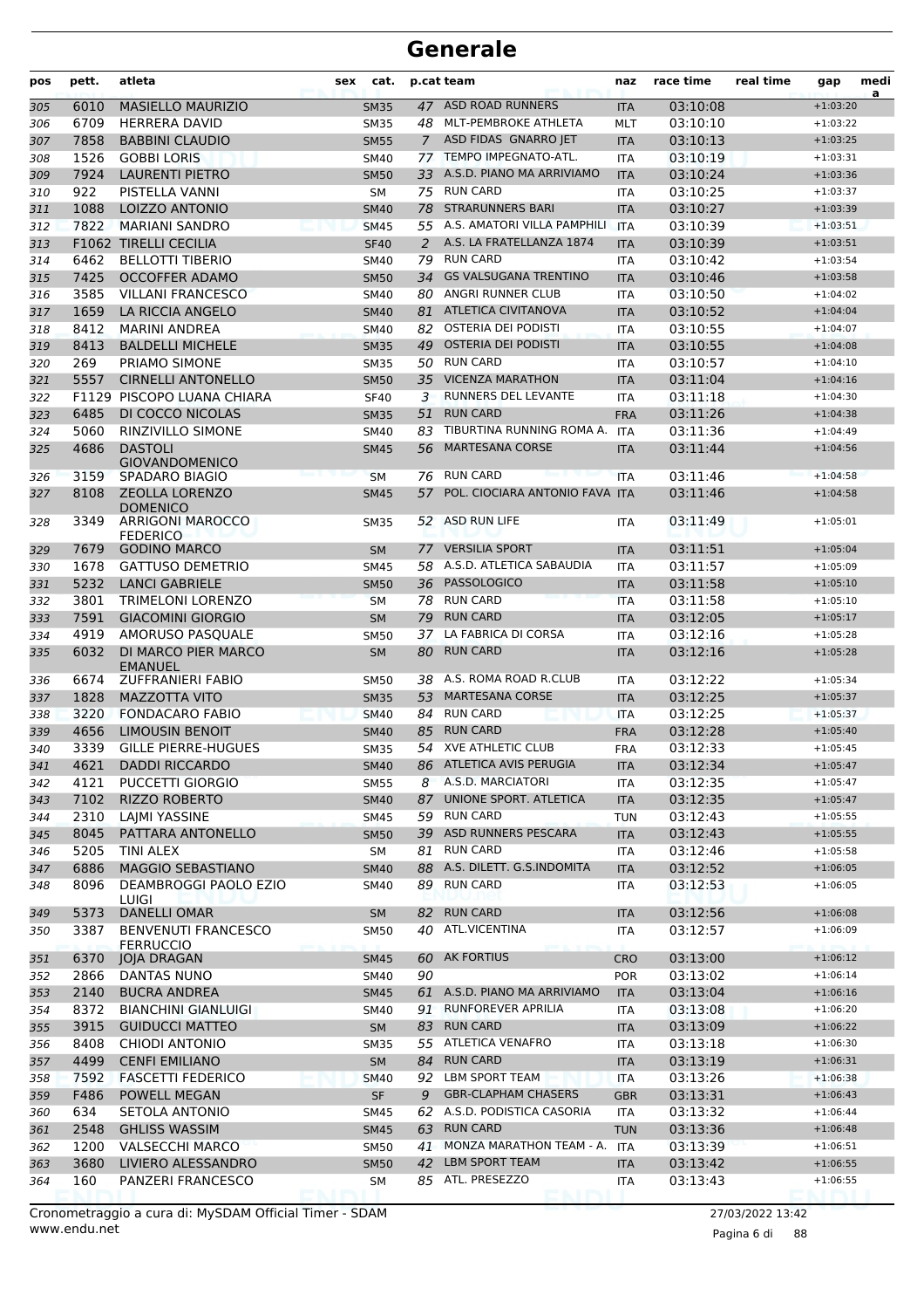# Generale

| pos | pett. | atleta | sex | cat. | p.cat | team | naz | race time | real time | gap | medi a |
|---|---|---|---|---|---|---|---|---|---|---|---|
| 305 | 6010 | MASIELLO MAURIZIO | | SM35 | 47 | ASD ROAD RUNNERS | ITA | 03:10:08 | | +1:03:20 | |
| 306 | 6709 | HERRERA DAVID | | SM35 | 48 | MLT-PEMBROKE ATHLETA | MLT | 03:10:10 | | +1:03:22 | |
| 307 | 7858 | BABBINI CLAUDIO | | SM55 | 7 | ASD FIDAS GNARRO JET | ITA | 03:10:13 | | +1:03:25 | |
| 308 | 1526 | GOBBI LORIS | | SM40 | 77 | TEMPO IMPEGNATO-ATL. | ITA | 03:10:19 | | +1:03:31 | |
| 309 | 7924 | LAURENTI PIETRO | | SM50 | 33 | A.S.D. PIANO MA ARRIVIAMO | ITA | 03:10:24 | | +1:03:36 | |
| 310 | 922 | PISTELLA VANNI | | SM | 75 | RUN CARD | ITA | 03:10:25 | | +1:03:37 | |
| 311 | 1088 | LOIZZO ANTONIO | | SM40 | 78 | STRARUNNERS BARI | ITA | 03:10:27 | | +1:03:39 | |
| 312 | 7822 | MARIANI SANDRO | | SM45 | 55 | A.S. AMATORI VILLA PAMPHILI | ITA | 03:10:39 | | +1:03:51 | |
| 313 | F1062 | TIRELLI CECILIA | | SF40 | 2 | A.S. LA FRATELLANZA 1874 | ITA | 03:10:39 | | +1:03:51 | |
| 314 | 6462 | BELLOTTI TIBERIO | | SM40 | 79 | RUN CARD | ITA | 03:10:42 | | +1:03:54 | |
| 315 | 7425 | OCCOFFER ADAMO | | SM50 | 34 | GS VALSUGANA TRENTINO | ITA | 03:10:46 | | +1:03:58 | |
| 316 | 3585 | VILLANI FRANCESCO | | SM40 | 80 | ANGRI RUNNER CLUB | ITA | 03:10:50 | | +1:04:02 | |
| 317 | 1659 | LA RICCIA ANGELO | | SM40 | 81 | ATLETICA CIVITANOVA | ITA | 03:10:52 | | +1:04:04 | |
| 318 | 8412 | MARINI ANDREA | | SM40 | 82 | OSTERIA DEI PODISTI | ITA | 03:10:55 | | +1:04:07 | |
| 319 | 8413 | BALDELLI MICHELE | | SM35 | 49 | OSTERIA DEI PODISTI | ITA | 03:10:55 | | +1:04:08 | |
| 320 | 269 | PRIAMO SIMONE | | SM35 | 50 | RUN CARD | ITA | 03:10:57 | | +1:04:10 | |
| 321 | 5557 | CIRNELLI ANTONELLO | | SM50 | 35 | VICENZA MARATHON | ITA | 03:11:04 | | +1:04:16 | |
| 322 | F1129 | PISCOPO LUANA CHIARA | | SF40 | 3 | RUNNERS DEL LEVANTE | ITA | 03:11:18 | | +1:04:30 | |
| 323 | 6485 | DI COCCO NICOLAS | | SM35 | 51 | RUN CARD | FRA | 03:11:26 | | +1:04:38 | |
| 324 | 5060 | RINZIVILLO SIMONE | | SM40 | 83 | TIBURTINA RUNNING ROMA A. | ITA | 03:11:36 | | +1:04:49 | |
| 325 | 4686 | DASTOLI GIOVANDOMENICO | | SM45 | 56 | MARTESANA CORSE | ITA | 03:11:44 | | +1:04:56 | |
| 326 | 3159 | SPADARO BIAGIO | | SM | 76 | RUN CARD | ITA | 03:11:46 | | +1:04:58 | |
| 327 | 8108 | ZEOLLA LORENZO DOMENICO | | SM45 | 57 | POL. CIOCIARA ANTONIO FAVA | ITA | 03:11:46 | | +1:04:58 | |
| 328 | 3349 | ARRIGONI MAROCCO FEDERICO | | SM35 | 52 | ASD RUN LIFE | ITA | 03:11:49 | | +1:05:01 | |
| 329 | 7679 | GODINO MARCO | | SM | 77 | VERSILIA SPORT | ITA | 03:11:51 | | +1:05:04 | |
| 330 | 1678 | GATTUSO DEMETRIO | | SM45 | 58 | A.S.D. ATLETICA SABAUDIA | ITA | 03:11:57 | | +1:05:09 | |
| 331 | 5232 | LANCI GABRIELE | | SM50 | 36 | PASSOLOGICO | ITA | 03:11:58 | | +1:05:10 | |
| 332 | 3801 | TRIMELONI LORENZO | | SM | 78 | RUN CARD | ITA | 03:11:58 | | +1:05:10 | |
| 333 | 7591 | GIACOMINI GIORGIO | | SM | 79 | RUN CARD | ITA | 03:12:05 | | +1:05:17 | |
| 334 | 4919 | AMORUSO PASQUALE | | SM50 | 37 | LA FABRICA DI CORSA | ITA | 03:12:16 | | +1:05:28 | |
| 335 | 6032 | DI MARCO PIER MARCO EMANUEL | | SM | 80 | RUN CARD | ITA | 03:12:16 | | +1:05:28 | |
| 336 | 6674 | ZUFFRANIERI FABIO | | SM50 | 38 | A.S. ROMA ROAD R.CLUB | ITA | 03:12:22 | | +1:05:34 | |
| 337 | 1828 | MAZZOTTA VITO | | SM35 | 53 | MARTESANA CORSE | ITA | 03:12:25 | | +1:05:37 | |
| 338 | 3220 | FONDACARO FABIO | | SM40 | 84 | RUN CARD | ITA | 03:12:25 | | +1:05:37 | |
| 339 | 4656 | LIMOUSIN BENOIT | | SM40 | 85 | RUN CARD | FRA | 03:12:28 | | +1:05:40 | |
| 340 | 3339 | GILLE PIERRE-HUGUES | | SM35 | 54 | XVE ATHLETIC CLUB | FRA | 03:12:33 | | +1:05:45 | |
| 341 | 4621 | DADDI RICCARDO | | SM40 | 86 | ATLETICA AVIS PERUGIA | ITA | 03:12:34 | | +1:05:47 | |
| 342 | 4121 | PUCCETTI GIORGIO | | SM55 | 8 | A.S.D. MARCIATORI | ITA | 03:12:35 | | +1:05:47 | |
| 343 | 7102 | RIZZO ROBERTO | | SM40 | 87 | UNIONE SPORT. ATLETICA | ITA | 03:12:35 | | +1:05:47 | |
| 344 | 2310 | LAJMI YASSINE | | SM45 | 59 | RUN CARD | TUN | 03:12:43 | | +1:05:55 | |
| 345 | 8045 | PATTARA ANTONELLO | | SM50 | 39 | ASD RUNNERS PESCARA | ITA | 03:12:43 | | +1:05:55 | |
| 346 | 5205 | TINI ALEX | | SM | 81 | RUN CARD | ITA | 03:12:46 | | +1:05:58 | |
| 347 | 6886 | MAGGIO SEBASTIANO | | SM40 | 88 | A.S. DILETT. G.S.INDOMITA | ITA | 03:12:52 | | +1:06:05 | |
| 348 | 8096 | DEAMBROGGI PAOLO EZIO LUIGI | | SM40 | 89 | RUN CARD | ITA | 03:12:53 | | +1:06:05 | |
| 349 | 5373 | DANELLI OMAR | | SM | 82 | RUN CARD | ITA | 03:12:56 | | +1:06:08 | |
| 350 | 3387 | BENVENUTI FRANCESCO FERRUCCIO | | SM50 | 40 | ATL.VICENTINA | ITA | 03:12:57 | | +1:06:09 | |
| 351 | 6370 | JOJA DRAGAN | | SM45 | 60 | AK FORTIUS | CRO | 03:13:00 | | +1:06:12 | |
| 352 | 2866 | DANTAS NUNO | | SM40 | 90 | | POR | 03:13:02 | | +1:06:14 | |
| 353 | 2140 | BUCRA ANDREA | | SM45 | 61 | A.S.D. PIANO MA ARRIVIAMO | ITA | 03:13:04 | | +1:06:16 | |
| 354 | 8372 | BIANCHINI GIANLUIGI | | SM40 | 91 | RUNFOREVER APRILIA | ITA | 03:13:08 | | +1:06:20 | |
| 355 | 3915 | GUIDUCCI MATTEO | | SM | 83 | RUN CARD | ITA | 03:13:09 | | +1:06:22 | |
| 356 | 8408 | CHIODI ANTONIO | | SM35 | 55 | ATLETICA VENAFRO | ITA | 03:13:18 | | +1:06:30 | |
| 357 | 4499 | CENFI EMILIANO | | SM | 84 | RUN CARD | ITA | 03:13:19 | | +1:06:31 | |
| 358 | 7592 | FASCETTI FEDERICO | | SM40 | 92 | LBM SPORT TEAM | ITA | 03:13:26 | | +1:06:38 | |
| 359 | F486 | POWELL MEGAN | | SF | 9 | GBR-CLAPHAM CHASERS | GBR | 03:13:31 | | +1:06:43 | |
| 360 | 634 | SETOLA ANTONIO | | SM45 | 62 | A.S.D. PODISTICA CASORIA | ITA | 03:13:32 | | +1:06:44 | |
| 361 | 2548 | GHLISS WASSIM | | SM45 | 63 | RUN CARD | TUN | 03:13:36 | | +1:06:48 | |
| 362 | 1200 | VALSECCHI MARCO | | SM50 | 41 | MONZA MARATHON TEAM - A. | ITA | 03:13:39 | | +1:06:51 | |
| 363 | 3680 | LIVIERO ALESSANDRO | | SM50 | 42 | LBM SPORT TEAM | ITA | 03:13:42 | | +1:06:55 | |
| 364 | 160 | PANZERI FRANCESCO | | SM | 85 | ATL. PRESEZZO | ITA | 03:13:43 | | +1:06:55 | |

Cronometraggio a cura di: MySDAM Official Timer - SDAM
www.endu.net

27/03/2022 13:42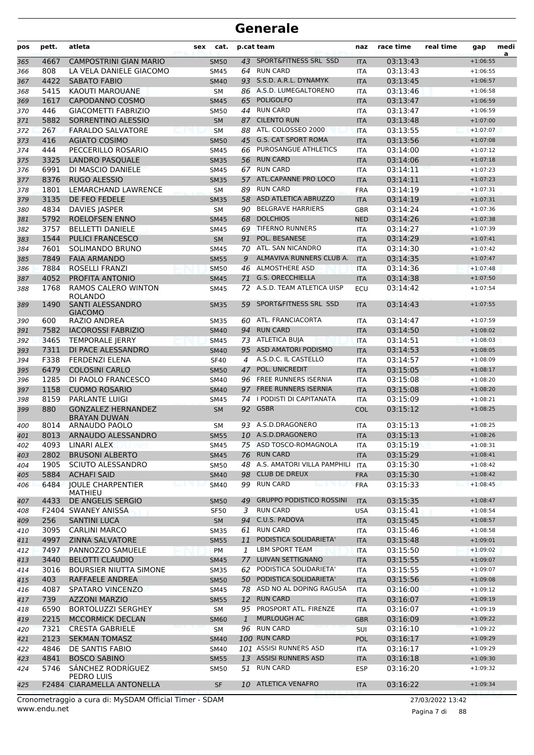# Generale

| pos | pett. | atleta | sex | cat. | p.cat | team | naz | race time | real time | gap | media |
|---|---|---|---|---|---|---|---|---|---|---|---|
| 365 | 4667 | CAMPOSTRINI GIAN MARIO | | SM50 | 43 | SPORT&FITNESS SRL SSD | ITA | 03:13:43 | | +1:06:55 | |
| 366 | 808 | LA VELA DANIELE GIACOMO | | SM45 | 64 | RUN CARD | ITA | 03:13:43 | | +1:06:55 | |
| 367 | 4422 | SABATO FABIO | | SM40 | 93 | S.S.D. A.R.L. DYNAMYK | ITA | 03:13:45 | | +1:06:57 | |
| 368 | 5415 | KAOUTI MAROUANE | | SM | 86 | A.S.D. LUMEGALTORENO | ITA | 03:13:46 | | +1:06:58 | |
| 369 | 1617 | CAPODANNO COSMO | | SM45 | 65 | POLIGOLFO | ITA | 03:13:47 | | +1:06:59 | |
| 370 | 446 | GIACOMETTI FABRIZIO | | SM50 | 44 | RUN CARD | ITA | 03:13:47 | | +1:06:59 | |
| 371 | 5882 | SORRENTINO ALESSIO | | SM | 87 | CILENTO RUN | ITA | 03:13:48 | | +1:07:00 | |
| 372 | 267 | FARALDO SALVATORE | | SM | 88 | ATL. COLOSSEO 2000 | ITA | 03:13:55 | | +1:07:07 | |
| 373 | 416 | AGIATO COSIMO | | SM50 | 45 | G.S. CAT SPORT ROMA | ITA | 03:13:56 | | +1:07:08 | |
| 374 | 444 | PECCERILLO ROSARIO | | SM45 | 66 | PUROSANGUE ATHLETICS | ITA | 03:14:00 | | +1:07:12 | |
| 375 | 3325 | LANDRO PASQUALE | | SM35 | 56 | RUN CARD | ITA | 03:14:06 | | +1:07:18 | |
| 376 | 6991 | DI MASCIO DANIELE | | SM45 | 67 | RUN CARD | ITA | 03:14:11 | | +1:07:23 | |
| 377 | 8376 | RUGO ALESSIO | | SM35 | 57 | ATL.CAPANNE PRO LOCO | ITA | 03:14:11 | | +1:07:23 | |
| 378 | 1801 | LEMARCHAND LAWRENCE | | SM | 89 | RUN CARD | FRA | 03:14:19 | | +1:07:31 | |
| 379 | 3135 | DE FEO FEDELE | | SM35 | 58 | ASD ATLETICA ABRUZZO | ITA | 03:14:19 | | +1:07:31 | |
| 380 | 4834 | DAVIES JASPER | | SM | 90 | BELGRAVE HARRIERS | GBR | 03:14:24 | | +1:07:36 | |
| 381 | 5792 | ROELOFSEN ENNO | | SM45 | 68 | DOLCHIOS | NED | 03:14:26 | | +1:07:38 | |
| 382 | 3757 | BELLETTI DANIELE | | SM45 | 69 | TIFERNO RUNNERS | ITA | 03:14:27 | | +1:07:39 | |
| 383 | 1544 | PULICI FRANCESCO | | SM | 91 | POL. BESANESE | ITA | 03:14:29 | | +1:07:41 | |
| 384 | 7601 | SOLIMANDO BRUNO | | SM45 | 70 | ATL. SAN NICANDRO | ITA | 03:14:30 | | +1:07:42 | |
| 385 | 7849 | FAIA ARMANDO | | SM55 | 9 | ALMAVIVA RUNNERS CLUB A. | ITA | 03:14:35 | | +1:07:47 | |
| 386 | 7884 | ROSELLI FRANZI | | SM50 | 46 | ALMOSTHERE ASD | ITA | 03:14:36 | | +1:07:48 | |
| 387 | 4052 | PROFITA ANTONIO | | SM45 | 71 | G.S. ORECCHIELLA | ITA | 03:14:38 | | +1:07:50 | |
| 388 | 1768 | RAMOS CALERO WINTON ROLANDO | | SM45 | 72 | A.S.D. TEAM ATLETICA UISP | ECU | 03:14:42 | | +1:07:54 | |
| 389 | 1490 | SANTI ALESSANDRO GIACOMO | | SM35 | 59 | SPORT&FITNESS SRL SSD | ITA | 03:14:43 | | +1:07:55 | |
| 390 | 600 | RAZIO ANDREA | | SM35 | 60 | ATL. FRANCIACORTA | ITA | 03:14:47 | | +1:07:59 | |
| 391 | 7582 | IACOROSSI FABRIZIO | | SM40 | 94 | RUN CARD | ITA | 03:14:50 | | +1:08:02 | |
| 392 | 3465 | TEMPORALE JERRY | | SM45 | 73 | ATLETICA BUJA | ITA | 03:14:51 | | +1:08:03 | |
| 393 | 7311 | DI PACE ALESSANDRO | | SM40 | 95 | ASD AMATORI PODISMO | ITA | 03:14:53 | | +1:08:05 | |
| 394 | F338 | FERDENZI ELENA | | SF40 | 4 | A.S.D.C. IL CASTELLO | ITA | 03:14:57 | | +1:08:09 | |
| 395 | 6479 | COLOSINI CARLO | | SM50 | 47 | POL. UNICREDIT | ITA | 03:15:05 | | +1:08:17 | |
| 396 | 1285 | DI PAOLO FRANCESCO | | SM40 | 96 | FREE RUNNERS ISERNIA | ITA | 03:15:08 | | +1:08:20 | |
| 397 | 1158 | CUOMO ROSARIO | | SM40 | 97 | FREE RUNNERS ISERNIA | ITA | 03:15:08 | | +1:08:20 | |
| 398 | 8159 | PARLANTE LUIGI | | SM45 | 74 | I PODISTI DI CAPITANATA | ITA | 03:15:09 | | +1:08:21 | |
| 399 | 880 | GONZALEZ HERNANDEZ BRAYAN DUWAN | | SM | 92 | GSBR | COL | 03:15:12 | | +1:08:25 | |
| 400 | 8014 | ARNAUDO PAOLO | | SM | 93 | A.S.D.DRAGONERO | ITA | 03:15:13 | | +1:08:25 | |
| 401 | 8013 | ARNAUDO ALESSANDRO | | SM55 | 10 | A.S.D.DRAGONERO | ITA | 03:15:13 | | +1:08:26 | |
| 402 | 4093 | LINARI ALEX | | SM45 | 75 | ASD TOSCO-ROMAGNOLA | ITA | 03:15:19 | | +1:08:31 | |
| 403 | 2802 | BRUSONI ALBERTO | | SM45 | 76 | RUN CARD | ITA | 03:15:29 | | +1:08:41 | |
| 404 | 1905 | SCIUTO ALESSANDRO | | SM50 | 48 | A.S. AMATORI VILLA PAMPHILI | ITA | 03:15:30 | | +1:08:42 | |
| 405 | 5884 | ACHAFI SAID | | SM40 | 98 | CLUB DE DREUX | FRA | 03:15:30 | | +1:08:42 | |
| 406 | 6484 | JOULE CHARPENTIER MATHIEU | | SM40 | 99 | RUN CARD | FRA | 03:15:33 | | +1:08:45 | |
| 407 | 4433 | DE ANGELIS SERGIO | | SM50 | 49 | GRUPPO PODISTICO ROSSINI | ITA | 03:15:35 | | +1:08:47 | |
| 408 | F2404 | SWANEY ANISSA | | SF50 | 3 | RUN CARD | USA | 03:15:41 | | +1:08:54 | |
| 409 | 256 | SANTINI LUCA | | SM | 94 | C.U.S. PADOVA | ITA | 03:15:45 | | +1:08:57 | |
| 410 | 3095 | CARLINI MARCO | | SM35 | 61 | RUN CARD | ITA | 03:15:46 | | +1:08:58 | |
| 411 | 4997 | ZINNA SALVATORE | | SM55 | 11 | PODISTICA SOLIDARIETA' | ITA | 03:15:48 | | +1:09:01 | |
| 412 | 7497 | PANNOZZO SAMUELE | | PM | 1 | LBM SPORT TEAM | ITA | 03:15:50 | | +1:09:02 | |
| 413 | 3440 | BELOTTI CLAUDIO | | SM45 | 77 | LUIVAN SETTIGNANO | ITA | 03:15:55 | | +1:09:07 | |
| 414 | 3016 | BOURSIER NIUTTA SIMONE | | SM35 | 62 | PODISTICA SOLIDARIETA' | ITA | 03:15:55 | | +1:09:07 | |
| 415 | 403 | RAFFAELE ANDREA | | SM50 | 50 | PODISTICA SOLIDARIETA' | ITA | 03:15:56 | | +1:09:08 | |
| 416 | 4087 | SPATARO VINCENZO | | SM45 | 78 | ASD NO AL DOPING RAGUSA | ITA | 03:16:00 | | +1:09:12 | |
| 417 | 739 | AZZONI MARZIO | | SM55 | 12 | RUN CARD | ITA | 03:16:07 | | +1:09:19 | |
| 418 | 6590 | BORTOLUZZI SERGHEY | | SM | 95 | PROSPORT ATL. FIRENZE | ITA | 03:16:07 | | +1:09:19 | |
| 419 | 2215 | MCCORMICK DECLAN | | SM60 | 1 | MURLOUGH AC | GBR | 03:16:09 | | +1:09:22 | |
| 420 | 7321 | CRESTA GABRIELE | | SM | 96 | RUN CARD | SUI | 03:16:10 | | +1:09:22 | |
| 421 | 2123 | SEKMAN TOMASZ | | SM40 | 100 | RUN CARD | POL | 03:16:17 | | +1:09:29 | |
| 422 | 4846 | DE SANTIS FABIO | | SM40 | 101 | ASSISI RUNNERS ASD | ITA | 03:16:17 | | +1:09:29 | |
| 423 | 4841 | BOSCO SABINO | | SM55 | 13 | ASSISI RUNNERS ASD | ITA | 03:16:18 | | +1:09:30 | |
| 424 | 5746 | SÁNCHEZ RODRÍGUEZ PEDRO LUIS | | SM50 | 51 | RUN CARD | ESP | 03:16:20 | | +1:09:32 | |
| 425 | F2484 | CIARAMELLA ANTONELLA | | SF | 10 | ATLETICA VENAFRO | ITA | 03:16:22 | | +1:09:34 | |

Cronometraggio a cura di: MySDAM Official Timer - SDAM
www.endu.net

27/03/2022 13:42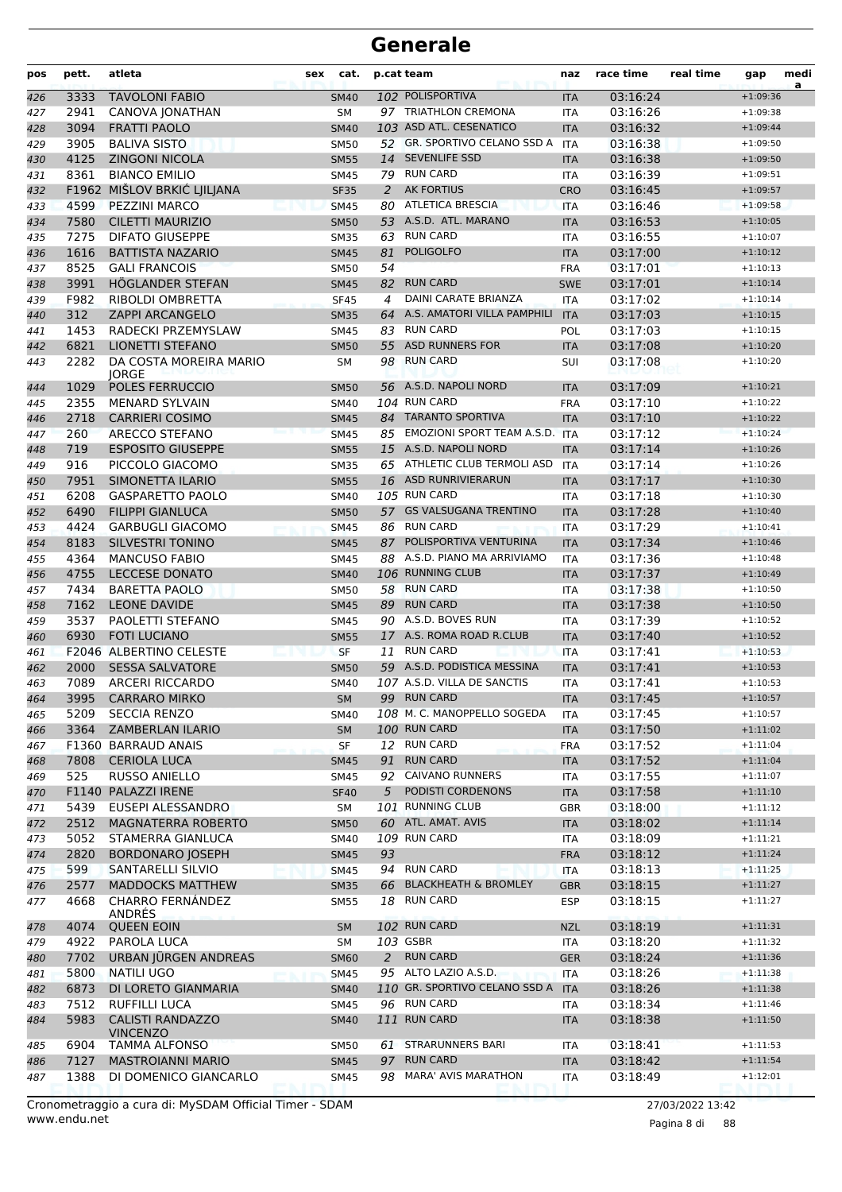# Generale

| pos | pett. | atleta | sex | cat. | p.cat | team | naz | race time | real time | gap | medi a |
|---|---|---|---|---|---|---|---|---|---|---|---|
| 426 | 3333 | TAVOLONI FABIO | | SM40 | 102 | POLISPORTIVA | ITA | 03:16:24 | | +1:09:36 | |
| 427 | 2941 | CANOVA JONATHAN | | SM | 97 | TRIATHLON CREMONA | ITA | 03:16:26 | | +1:09:38 | |
| 428 | 3094 | FRATTI PAOLO | | SM40 | 103 | ASD ATL. CESENATICO | ITA | 03:16:32 | | +1:09:44 | |
| 429 | 3905 | BALIVA SISTO | | SM50 | 52 | GR. SPORTIVO CELANO SSD A | ITA | 03:16:38 | | +1:09:50 | |
| 430 | 4125 | ZINGONI NICOLA | | SM55 | 14 | SEVENLIFE SSD | ITA | 03:16:38 | | +1:09:50 | |
| 431 | 8361 | BIANCO EMILIO | | SM45 | 79 | RUN CARD | ITA | 03:16:39 | | +1:09:51 | |
| 432 | F1962 | MIŠLOV BRKIĆ LJILJANA | | SF35 | 2 | AK FORTIUS | CRO | 03:16:45 | | +1:09:57 | |
| 433 | 4599 | PEZZINI MARCO | | SM45 | 80 | ATLETICA BRESCIA | ITA | 03:16:46 | | +1:09:58 | |
| 434 | 7580 | CILETTI MAURIZIO | | SM50 | 53 | A.S.D. ATL. MARANO | ITA | 03:16:53 | | +1:10:05 | |
| 435 | 7275 | DIFATO GIUSEPPE | | SM35 | 63 | RUN CARD | ITA | 03:16:55 | | +1:10:07 | |
| 436 | 1616 | BATTISTA NAZARIO | | SM45 | 81 | POLIGOLFO | ITA | 03:17:00 | | +1:10:12 | |
| 437 | 8525 | GALI FRANCOIS | | SM50 | 54 | | FRA | 03:17:01 | | +1:10:13 | |
| 438 | 3991 | HÖGLANDER STEFAN | | SM45 | 82 | RUN CARD | SWE | 03:17:01 | | +1:10:14 | |
| 439 | F982 | RIBOLDI OMBRETTA | | SF45 | 4 | DAINI CARATE BRIANZA | ITA | 03:17:02 | | +1:10:14 | |
| 440 | 312 | ZAPPI ARCANGELO | | SM35 | 64 | A.S. AMATORI VILLA PAMPHILI | ITA | 03:17:03 | | +1:10:15 | |
| 441 | 1453 | RADECKI PRZEMYSLAW | | SM45 | 83 | RUN CARD | POL | 03:17:03 | | +1:10:15 | |
| 442 | 6821 | LIONETTI STEFANO | | SM50 | 55 | ASD RUNNERS FOR | ITA | 03:17:08 | | +1:10:20 | |
| 443 | 2282 | DA COSTA MOREIRA MARIO JORGE | | SM | 98 | RUN CARD | SUI | 03:17:08 | | +1:10:20 | |
| 444 | 1029 | POLES FERRUCCIO | | SM50 | 56 | A.S.D. NAPOLI NORD | ITA | 03:17:09 | | +1:10:21 | |
| 445 | 2355 | MENARD SYLVAIN | | SM40 | 104 | RUN CARD | FRA | 03:17:10 | | +1:10:22 | |
| 446 | 2718 | CARRIERI COSIMO | | SM45 | 84 | TARANTO SPORTIVA | ITA | 03:17:10 | | +1:10:22 | |
| 447 | 260 | ARECCO STEFANO | | SM45 | 85 | EMOZIONI SPORT TEAM A.S.D. | ITA | 03:17:12 | | +1:10:24 | |
| 448 | 719 | ESPOSITO GIUSEPPE | | SM55 | 15 | A.S.D. NAPOLI NORD | ITA | 03:17:14 | | +1:10:26 | |
| 449 | 916 | PICCOLO GIACOMO | | SM35 | 65 | ATHLETIC CLUB TERMOLI ASD | ITA | 03:17:14 | | +1:10:26 | |
| 450 | 7951 | SIMONETTA ILARIO | | SM55 | 16 | ASD RUNRIVIERARUN | ITA | 03:17:17 | | +1:10:30 | |
| 451 | 6208 | GASPARETTO PAOLO | | SM40 | 105 | RUN CARD | ITA | 03:17:18 | | +1:10:30 | |
| 452 | 6490 | FILIPPI GIANLUCA | | SM50 | 57 | GS VALSUGANA TRENTINO | ITA | 03:17:28 | | +1:10:40 | |
| 453 | 4424 | GARBUGLI GIACOMO | | SM45 | 86 | RUN CARD | ITA | 03:17:29 | | +1:10:41 | |
| 454 | 8183 | SILVESTRI TONINO | | SM45 | 87 | POLISPORTIVA VENTURINA | ITA | 03:17:34 | | +1:10:46 | |
| 455 | 4364 | MANCUSO FABIO | | SM45 | 88 | A.S.D. PIANO MA ARRIVIAMO | ITA | 03:17:36 | | +1:10:48 | |
| 456 | 4755 | LECCESE DONATO | | SM40 | 106 | RUNNING CLUB | ITA | 03:17:37 | | +1:10:49 | |
| 457 | 7434 | BARETTA PAOLO | | SM50 | 58 | RUN CARD | ITA | 03:17:38 | | +1:10:50 | |
| 458 | 7162 | LEONE DAVIDE | | SM45 | 89 | RUN CARD | ITA | 03:17:38 | | +1:10:50 | |
| 459 | 3537 | PAOLETTI STEFANO | | SM45 | 90 | A.S.D. BOVES RUN | ITA | 03:17:39 | | +1:10:52 | |
| 460 | 6930 | FOTI LUCIANO | | SM55 | 17 | A.S. ROMA ROAD R.CLUB | ITA | 03:17:40 | | +1:10:52 | |
| 461 | F2046 | ALBERTINO CELESTE | | SF | 11 | RUN CARD | ITA | 03:17:41 | | +1:10:53 | |
| 462 | 2000 | SESSA SALVATORE | | SM50 | 59 | A.S.D. PODISTICA MESSINA | ITA | 03:17:41 | | +1:10:53 | |
| 463 | 7089 | ARCERI RICCARDO | | SM40 | 107 | A.S.D. VILLA DE SANCTIS | ITA | 03:17:41 | | +1:10:53 | |
| 464 | 3995 | CARRARO MIRKO | | SM | 99 | RUN CARD | ITA | 03:17:45 | | +1:10:57 | |
| 465 | 5209 | SECCIA RENZO | | SM40 | 108 | M. C. MANOPPELLO SOGEDA | ITA | 03:17:45 | | +1:10:57 | |
| 466 | 3364 | ZAMBERLAN ILARIO | | SM | 100 | RUN CARD | ITA | 03:17:50 | | +1:11:02 | |
| 467 | F1360 | BARRAUD ANAIS | | SF | 12 | RUN CARD | FRA | 03:17:52 | | +1:11:04 | |
| 468 | 7808 | CERIOLA LUCA | | SM45 | 91 | RUN CARD | ITA | 03:17:52 | | +1:11:04 | |
| 469 | 525 | RUSSO ANIELLO | | SM45 | 92 | CAIVANO RUNNERS | ITA | 03:17:55 | | +1:11:07 | |
| 470 | F1140 | PALAZZI IRENE | | SF40 | 5 | PODISTI CORDENONS | ITA | 03:17:58 | | +1:11:10 | |
| 471 | 5439 | EUSEPI ALESSANDRO | | SM | 101 | RUNNING CLUB | GBR | 03:18:00 | | +1:11:12 | |
| 472 | 2512 | MAGNATERRA ROBERTO | | SM50 | 60 | ATL. AMAT. AVIS | ITA | 03:18:02 | | +1:11:14 | |
| 473 | 5052 | STAMERRA GIANLUCA | | SM40 | 109 | RUN CARD | ITA | 03:18:09 | | +1:11:21 | |
| 474 | 2820 | BORDONARO JOSEPH | | SM45 | 93 | | FRA | 03:18:12 | | +1:11:24 | |
| 475 | 599 | SANTARELLI SILVIO | | SM45 | 94 | RUN CARD | ITA | 03:18:13 | | +1:11:25 | |
| 476 | 2577 | MADDOCKS MATTHEW | | SM35 | 66 | BLACKHEATH & BROMLEY | GBR | 03:18:15 | | +1:11:27 | |
| 477 | 4668 | CHARRO FERNÁNDEZ ANDRÉS | | SM55 | 18 | RUN CARD | ESP | 03:18:15 | | +1:11:27 | |
| 478 | 4074 | QUEEN EOIN | | SM | 102 | RUN CARD | NZL | 03:18:19 | | +1:11:31 | |
| 479 | 4922 | PAROLA LUCA | | SM | 103 | GSBR | ITA | 03:18:20 | | +1:11:32 | |
| 480 | 7702 | URBAN JÜRGEN ANDREAS | | SM60 | 2 | RUN CARD | GER | 03:18:24 | | +1:11:36 | |
| 481 | 5800 | NATILI UGO | | SM45 | 95 | ALTO LAZIO A.S.D. | ITA | 03:18:26 | | +1:11:38 | |
| 482 | 6873 | DI LORETO GIANMARIA | | SM40 | 110 | GR. SPORTIVO CELANO SSD A | ITA | 03:18:26 | | +1:11:38 | |
| 483 | 7512 | RUFFILLI LUCA | | SM45 | 96 | RUN CARD | ITA | 03:18:34 | | +1:11:46 | |
| 484 | 5983 | CALISTI RANDAZZO VINCENZO | | SM40 | 111 | RUN CARD | ITA | 03:18:38 | | +1:11:50 | |
| 485 | 6904 | TAMMA ALFONSO | | SM50 | 61 | STRARUNNERS BARI | ITA | 03:18:41 | | +1:11:53 | |
| 486 | 7127 | MASTROIANNI MARIO | | SM45 | 97 | RUN CARD | ITA | 03:18:42 | | +1:11:54 | |
| 487 | 1388 | DI DOMENICO GIANCARLO | | SM45 | 98 | MARA' AVIS MARATHON | ITA | 03:18:49 | | +1:12:01 | |

Cronometraggio a cura di: MySDAM Official Timer - SDAM
www.endu.net

27/03/2022 13:42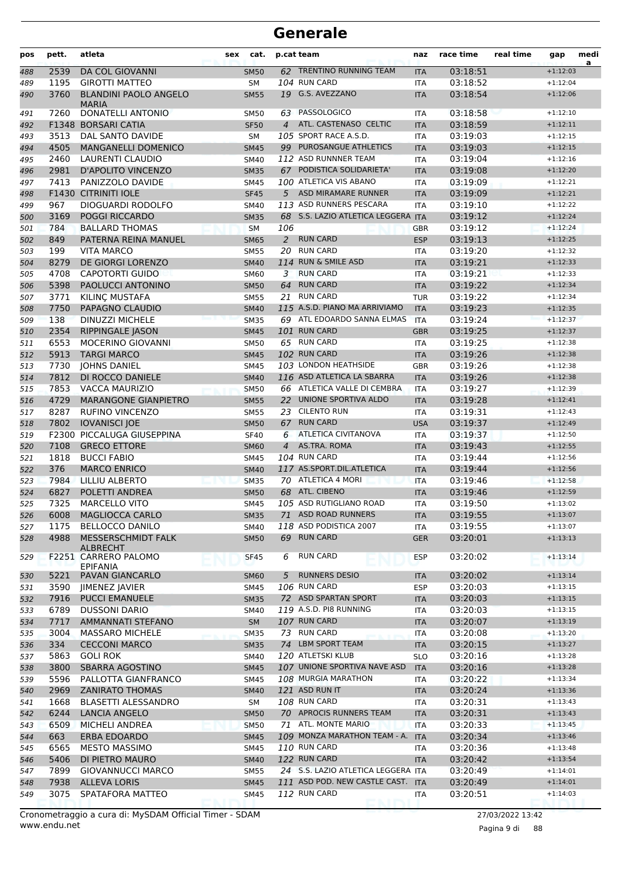# Generale

| pos | pett. | atleta | sex | cat. | p.cat | team | naz | race time | real time | gap | media |
|---|---|---|---|---|---|---|---|---|---|---|---|
| 488 | 2539 | DA COL GIOVANNI | | SM50 | 62 | TRENTINO RUNNING TEAM | ITA | 03:18:51 | | +1:12:03 | |
| 489 | 1195 | GIROTTI MATTEO | | SM | 104 | RUN CARD | ITA | 03:18:52 | | +1:12:04 | |
| 490 | 3760 | BLANDINI PAOLO ANGELO MARIA | | SM55 | 19 | G.S. AVEZZANO | ITA | 03:18:54 | | +1:12:06 | |
| 491 | 7260 | DONATELLI ANTONIO | | SM50 | 63 | PASSOLOGICO | ITA | 03:18:58 | | +1:12:10 | |
| 492 | F1348 | BORSARI CATIA | | SF50 | 4 | ATL. CASTENASO CELTIC | ITA | 03:18:59 | | +1:12:11 | |
| 493 | 3513 | DAL SANTO DAVIDE | | SM | 105 | SPORT RACE A.S.D. | ITA | 03:19:03 | | +1:12:15 | |
| 494 | 4505 | MANGANELLI DOMENICO | | SM45 | 99 | PUROSANGUE ATHLETICS | ITA | 03:19:03 | | +1:12:15 | |
| 495 | 2460 | LAURENTI CLAUDIO | | SM40 | 112 | ASD RUNNNER TEAM | ITA | 03:19:04 | | +1:12:16 | |
| 496 | 2981 | D'APOLITO VINCENZO | | SM35 | 67 | PODISTICA SOLIDARIETA' | ITA | 03:19:08 | | +1:12:20 | |
| 497 | 7413 | PANIZZOLO DAVIDE | | SM45 | 100 | ATLETICA VIS ABANO | ITA | 03:19:09 | | +1:12:21 | |
| 498 | F1430 | CITRINITI IOLE | | SF45 | 5 | ASD MIRAMARE RUNNER | ITA | 03:19:09 | | +1:12:21 | |
| 499 | 967 | DIOGUARDI RODOLFO | | SM40 | 113 | ASD RUNNERS PESCARA | ITA | 03:19:10 | | +1:12:22 | |
| 500 | 3169 | POGGI RICCARDO | | SM35 | 68 | S.S. LAZIO ATLETICA LEGGERA | ITA | 03:19:12 | | +1:12:24 | |
| 501 | 784 | BALLARD THOMAS | | SM | 106 | | GBR | 03:19:12 | | +1:12:24 | |
| 502 | 849 | PATERNA REINA MANUEL | | SM65 | 2 | RUN CARD | ESP | 03:19:13 | | +1:12:25 | |
| 503 | 199 | VITA MARCO | | SM55 | 20 | RUN CARD | ITA | 03:19:20 | | +1:12:32 | |
| 504 | 8279 | DE GIORGI LORENZO | | SM40 | 114 | RUN & SMILE ASD | ITA | 03:19:21 | | +1:12:33 | |
| 505 | 4708 | CAPOTORTI GUIDO | | SM60 | 3 | RUN CARD | ITA | 03:19:21 | | +1:12:33 | |
| 506 | 5398 | PAOLUCCI ANTONINO | | SM50 | 64 | RUN CARD | ITA | 03:19:22 | | +1:12:34 | |
| 507 | 3771 | KILINÇ MUSTAFA | | SM55 | 21 | RUN CARD | TUR | 03:19:22 | | +1:12:34 | |
| 508 | 7750 | PAPAGNO CLAUDIO | | SM40 | 115 | A.S.D. PIANO MA ARRIVIAMO | ITA | 03:19:23 | | +1:12:35 | |
| 509 | 138 | DINUZZI MICHELE | | SM35 | 69 | ATL EDOARDO SANNA ELMAS | ITA | 03:19:24 | | +1:12:37 | |
| 510 | 2354 | RIPPINGALE JASON | | SM45 | 101 | RUN CARD | GBR | 03:19:25 | | +1:12:37 | |
| 511 | 6553 | MOCERINO GIOVANNI | | SM50 | 65 | RUN CARD | ITA | 03:19:25 | | +1:12:38 | |
| 512 | 5913 | TARGI MARCO | | SM45 | 102 | RUN CARD | ITA | 03:19:26 | | +1:12:38 | |
| 513 | 7730 | JOHNS DANIEL | | SM45 | 103 | LONDON HEATHSIDE | GBR | 03:19:26 | | +1:12:38 | |
| 514 | 7812 | DI ROCCO DANIELE | | SM40 | 116 | ASD ATLETICA LA SBARRA | ITA | 03:19:26 | | +1:12:38 | |
| 515 | 7853 | VACCA MAURIZIO | | SM50 | 66 | ATLETICA VALLE DI CEMBRA | ITA | 03:19:27 | | +1:12:39 | |
| 516 | 4729 | MARANGONE GIANPIETRO | | SM55 | 22 | UNIONE SPORTIVA ALDO | ITA | 03:19:28 | | +1:12:41 | |
| 517 | 8287 | RUFINO VINCENZO | | SM55 | 23 | CILENTO RUN | ITA | 03:19:31 | | +1:12:43 | |
| 518 | 7802 | IOVANISCI JOE | | SM50 | 67 | RUN CARD | USA | 03:19:37 | | +1:12:49 | |
| 519 | F2300 | PICCALUGA GIUSEPPINA | | SF40 | 6 | ATLETICA CIVITANOVA | ITA | 03:19:37 | | +1:12:50 | |
| 520 | 7108 | GRECO ETTORE | | SM60 | 4 | AS.TRA. ROMA | ITA | 03:19:43 | | +1:12:55 | |
| 521 | 1818 | BUCCI FABIO | | SM45 | 104 | RUN CARD | ITA | 03:19:44 | | +1:12:56 | |
| 522 | 376 | MARCO ENRICO | | SM40 | 117 | AS.SPORT.DIL.ATLETICA | ITA | 03:19:44 | | +1:12:56 | |
| 523 | 7984 | LILLIU ALBERTO | | SM35 | 70 | ATLETICA 4 MORI | ITA | 03:19:46 | | +1:12:58 | |
| 524 | 6827 | POLETTI ANDREA | | SM50 | 68 | ATL. CIBENO | ITA | 03:19:46 | | +1:12:59 | |
| 525 | 7325 | MARCELLO VITO | | SM45 | 105 | ASD RUTIGLIANO ROAD | ITA | 03:19:50 | | +1:13:02 | |
| 526 | 6008 | MAGLIOCCA CARLO | | SM35 | 71 | ASD ROAD RUNNERS | ITA | 03:19:55 | | +1:13:07 | |
| 527 | 1175 | BELLOCCO DANILO | | SM40 | 118 | ASD PODISTICA 2007 | ITA | 03:19:55 | | +1:13:07 | |
| 528 | 4988 | MESSERSCHMIDT FALK ALBRECHT | | SM50 | 69 | RUN CARD | GER | 03:20:01 | | +1:13:13 | |
| 529 | F2251 | CARRERO PALOMO EPIFANIA | | SF45 | 6 | RUN CARD | ESP | 03:20:02 | | +1:13:14 | |
| 530 | 5221 | PAVAN GIANCARLO | | SM60 | 5 | RUNNERS DESIO | ITA | 03:20:02 | | +1:13:14 | |
| 531 | 3590 | JIMENEZ JAVIER | | SM45 | 106 | RUN CARD | ESP | 03:20:03 | | +1:13:15 | |
| 532 | 7916 | PUCCI EMANUELE | | SM35 | 72 | ASD SPARTAN SPORT | ITA | 03:20:03 | | +1:13:15 | |
| 533 | 6789 | DUSSONI DARIO | | SM40 | 119 | A.S.D. PI8 RUNNING | ITA | 03:20:03 | | +1:13:15 | |
| 534 | 7717 | AMMANNATI STEFANO | | SM | 107 | RUN CARD | ITA | 03:20:07 | | +1:13:19 | |
| 535 | 3004 | MASSARO MICHELE | | SM35 | 73 | RUN CARD | ITA | 03:20:08 | | +1:13:20 | |
| 536 | 334 | CECCONI MARCO | | SM35 | 74 | LBM SPORT TEAM | ITA | 03:20:15 | | +1:13:27 | |
| 537 | 5863 | GOLI ROK | | SM40 | 120 | ATLETSKI KLUB | SLO | 03:20:16 | | +1:13:28 | |
| 538 | 3800 | SBARRA AGOSTINO | | SM45 | 107 | UNIONE SPORTIVA NAVE ASD | ITA | 03:20:16 | | +1:13:28 | |
| 539 | 5596 | PALLOTTA GIANFRANCO | | SM45 | 108 | MURGIA MARATHON | ITA | 03:20:22 | | +1:13:34 | |
| 540 | 2969 | ZANIRATO THOMAS | | SM40 | 121 | ASD RUN IT | ITA | 03:20:24 | | +1:13:36 | |
| 541 | 1668 | BLASETTI ALESSANDRO | | SM | 108 | RUN CARD | ITA | 03:20:31 | | +1:13:43 | |
| 542 | 6244 | LANCIA ANGELO | | SM50 | 70 | APROCIS RUNNERS TEAM | ITA | 03:20:31 | | +1:13:43 | |
| 543 | 6509 | MICHELI ANDREA | | SM50 | 71 | ATL. MONTE MARIO | ITA | 03:20:33 | | +1:13:45 | |
| 544 | 663 | ERBA EDOARDO | | SM45 | 109 | MONZA MARATHON TEAM - A. | ITA | 03:20:34 | | +1:13:46 | |
| 545 | 6565 | MESTO MASSIMO | | SM45 | 110 | RUN CARD | ITA | 03:20:36 | | +1:13:48 | |
| 546 | 5406 | DI PIETRO MAURO | | SM40 | 122 | RUN CARD | ITA | 03:20:42 | | +1:13:54 | |
| 547 | 7899 | GIOVANNUCCI MARCO | | SM55 | 24 | S.S. LAZIO ATLETICA LEGGERA | ITA | 03:20:49 | | +1:14:01 | |
| 548 | 7938 | ALLEVA LORIS | | SM45 | 111 | ASD POD. NEW CASTLE CAST. | ITA | 03:20:49 | | +1:14:01 | |
| 549 | 3075 | SPATAFORA MATTEO | | SM45 | 112 | RUN CARD | ITA | 03:20:51 | | +1:14:03 | |

Cronometraggio a cura di: MySDAM Official Timer - SDAM
www.endu.net

27/03/2022 13:42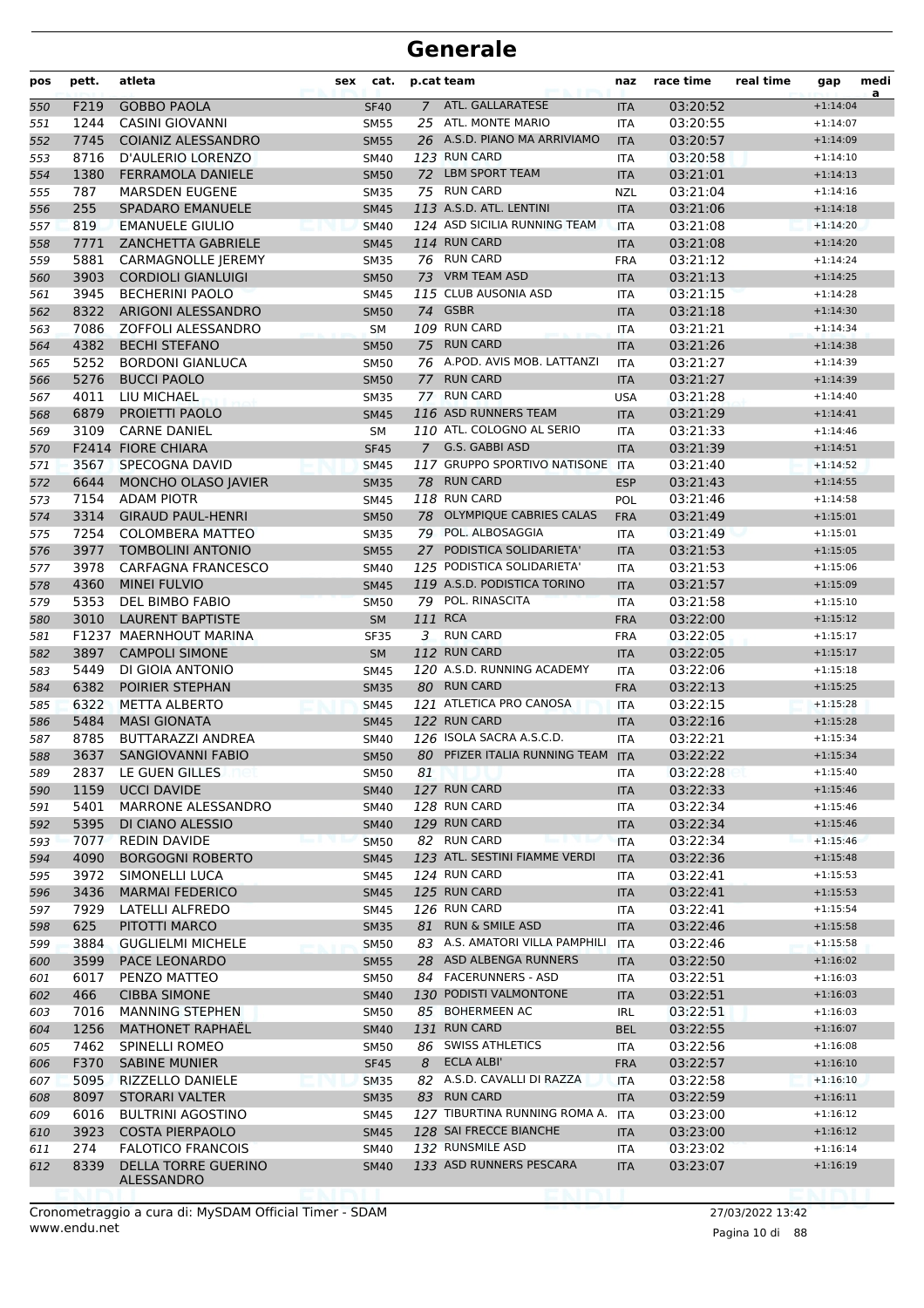# Generale

| pos | pett. | atleta | sex | cat. | p.cat | team | naz | race time | real time | gap | medi a |
|---|---|---|---|---|---|---|---|---|---|---|---|
| 550 | F219 | GOBBO PAOLA | | SF40 | 7 | ATL. GALLARATESE | ITA | 03:20:52 | | +1:14:04 | |
| 551 | 1244 | CASINI GIOVANNI | | SM55 | 25 | ATL. MONTE MARIO | ITA | 03:20:55 | | +1:14:07 | |
| 552 | 7745 | COIANIZ ALESSANDRO | | SM55 | 26 | A.S.D. PIANO MA ARRIVIAMO | ITA | 03:20:57 | | +1:14:09 | |
| 553 | 8716 | D'AULERIO LORENZO | | SM40 | 123 | RUN CARD | ITA | 03:20:58 | | +1:14:10 | |
| 554 | 1380 | FERRAMOLA DANIELE | | SM50 | 72 | LBM SPORT TEAM | ITA | 03:21:01 | | +1:14:13 | |
| 555 | 787 | MARSDEN EUGENE | | SM35 | 75 | RUN CARD | NZL | 03:21:04 | | +1:14:16 | |
| 556 | 255 | SPADARO EMANUELE | | SM45 | 113 | A.S.D. ATL. LENTINI | ITA | 03:21:06 | | +1:14:18 | |
| 557 | 819 | EMANUELE GIULIO | | SM40 | 124 | ASD SICILIA RUNNING TEAM | ITA | 03:21:08 | | +1:14:20 | |
| 558 | 7771 | ZANCHETTA GABRIELE | | SM45 | 114 | RUN CARD | ITA | 03:21:08 | | +1:14:20 | |
| 559 | 5881 | CARMAGNOLLE JEREMY | | SM35 | 76 | RUN CARD | FRA | 03:21:12 | | +1:14:24 | |
| 560 | 3903 | CORDIOLI GIANLUIGI | | SM50 | 73 | VRM TEAM ASD | ITA | 03:21:13 | | +1:14:25 | |
| 561 | 3945 | BECHERINI PAOLO | | SM45 | 115 | CLUB AUSONIA ASD | ITA | 03:21:15 | | +1:14:28 | |
| 562 | 8322 | ARIGONI ALESSANDRO | | SM50 | 74 | GSBR | ITA | 03:21:18 | | +1:14:30 | |
| 563 | 7086 | ZOFFOLI ALESSANDRO | | SM | 109 | RUN CARD | ITA | 03:21:21 | | +1:14:34 | |
| 564 | 4382 | BECHI STEFANO | | SM50 | 75 | RUN CARD | ITA | 03:21:26 | | +1:14:38 | |
| 565 | 5252 | BORDONI GIANLUCA | | SM50 | 76 | A.POD. AVIS MOB. LATTANZI | ITA | 03:21:27 | | +1:14:39 | |
| 566 | 5276 | BUCCI PAOLO | | SM50 | 77 | RUN CARD | ITA | 03:21:27 | | +1:14:39 | |
| 567 | 4011 | LIU MICHAEL | | SM35 | 77 | RUN CARD | USA | 03:21:28 | | +1:14:40 | |
| 568 | 6879 | PROIETTI PAOLO | | SM45 | 116 | ASD RUNNERS TEAM | ITA | 03:21:29 | | +1:14:41 | |
| 569 | 3109 | CARNE DANIEL | | SM | 110 | ATL. COLOGNO AL SERIO | ITA | 03:21:33 | | +1:14:46 | |
| 570 | F2414 | FIORE CHIARA | | SF45 | 7 | G.S. GABBI ASD | ITA | 03:21:39 | | +1:14:51 | |
| 571 | 3567 | SPECOGNA DAVID | | SM45 | 117 | GRUPPO SPORTIVO NATISONE | ITA | 03:21:40 | | +1:14:52 | |
| 572 | 6644 | MONCHO OLASO JAVIER | | SM35 | 78 | RUN CARD | ESP | 03:21:43 | | +1:14:55 | |
| 573 | 7154 | ADAM PIOTR | | SM45 | 118 | RUN CARD | POL | 03:21:46 | | +1:14:58 | |
| 574 | 3314 | GIRAUD PAUL-HENRI | | SM50 | 78 | OLYMPIQUE CABRIES CALAS | FRA | 03:21:49 | | +1:15:01 | |
| 575 | 7254 | COLOMBERA MATTEO | | SM35 | 79 | POL. ALBOSAGGIA | ITA | 03:21:49 | | +1:15:01 | |
| 576 | 3977 | TOMBOLINI ANTONIO | | SM55 | 27 | PODISTICA SOLIDARIETA' | ITA | 03:21:53 | | +1:15:05 | |
| 577 | 3978 | CARFAGNA FRANCESCO | | SM40 | 125 | PODISTICA SOLIDARIETA' | ITA | 03:21:53 | | +1:15:06 | |
| 578 | 4360 | MINEI FULVIO | | SM45 | 119 | A.S.D. PODISTICA TORINO | ITA | 03:21:57 | | +1:15:09 | |
| 579 | 5353 | DEL BIMBO FABIO | | SM50 | 79 | POL. RINASCITA | ITA | 03:21:58 | | +1:15:10 | |
| 580 | 3010 | LAURENT BAPTISTE | | SM | 111 | RCA | FRA | 03:22:00 | | +1:15:12 | |
| 581 | F1237 | MAERNHOUT MARINA | | SF35 | 3 | RUN CARD | FRA | 03:22:05 | | +1:15:17 | |
| 582 | 3897 | CAMPOLI SIMONE | | SM | 112 | RUN CARD | ITA | 03:22:05 | | +1:15:17 | |
| 583 | 5449 | DI GIOIA ANTONIO | | SM45 | 120 | A.S.D. RUNNING ACADEMY | ITA | 03:22:06 | | +1:15:18 | |
| 584 | 6382 | POIRIER STEPHAN | | SM35 | 80 | RUN CARD | FRA | 03:22:13 | | +1:15:25 | |
| 585 | 6322 | METTA ALBERTO | | SM45 | 121 | ATLETICA PRO CANOSA | ITA | 03:22:15 | | +1:15:28 | |
| 586 | 5484 | MASI GIONATA | | SM45 | 122 | RUN CARD | ITA | 03:22:16 | | +1:15:28 | |
| 587 | 8785 | BUTTARAZZI ANDREA | | SM40 | 126 | ISOLA SACRA A.S.C.D. | ITA | 03:22:21 | | +1:15:34 | |
| 588 | 3637 | SANGIOVANNI FABIO | | SM50 | 80 | PFIZER ITALIA RUNNING TEAM | ITA | 03:22:22 | | +1:15:34 | |
| 589 | 2837 | LE GUEN GILLES | | SM50 | 81 | | ITA | 03:22:28 | | +1:15:40 | |
| 590 | 1159 | UCCI DAVIDE | | SM40 | 127 | RUN CARD | ITA | 03:22:33 | | +1:15:46 | |
| 591 | 5401 | MARRONE ALESSANDRO | | SM40 | 128 | RUN CARD | ITA | 03:22:34 | | +1:15:46 | |
| 592 | 5395 | DI CIANO ALESSIO | | SM40 | 129 | RUN CARD | ITA | 03:22:34 | | +1:15:46 | |
| 593 | 7077 | REDIN DAVIDE | | SM50 | 82 | RUN CARD | ITA | 03:22:34 | | +1:15:46 | |
| 594 | 4090 | BORGOGNI ROBERTO | | SM45 | 123 | ATL. SESTINI FIAMME VERDI | ITA | 03:22:36 | | +1:15:48 | |
| 595 | 3972 | SIMONELLI LUCA | | SM45 | 124 | RUN CARD | ITA | 03:22:41 | | +1:15:53 | |
| 596 | 3436 | MARMAI FEDERICO | | SM45 | 125 | RUN CARD | ITA | 03:22:41 | | +1:15:53 | |
| 597 | 7929 | LATELLI ALFREDO | | SM45 | 126 | RUN CARD | ITA | 03:22:41 | | +1:15:54 | |
| 598 | 625 | PITOTTI MARCO | | SM35 | 81 | RUN & SMILE ASD | ITA | 03:22:46 | | +1:15:58 | |
| 599 | 3884 | GUGLIELMI MICHELE | | SM50 | 83 | A.S. AMATORI VILLA PAMPHILI | ITA | 03:22:46 | | +1:15:58 | |
| 600 | 3599 | PACE LEONARDO | | SM55 | 28 | ASD ALBENGA RUNNERS | ITA | 03:22:50 | | +1:16:02 | |
| 601 | 6017 | PENZO MATTEO | | SM50 | 84 | FACERUNNERS - ASD | ITA | 03:22:51 | | +1:16:03 | |
| 602 | 466 | CIBBA SIMONE | | SM40 | 130 | PODISTI VALMONTONE | ITA | 03:22:51 | | +1:16:03 | |
| 603 | 7016 | MANNING STEPHEN | | SM50 | 85 | BOHERMEEN AC | IRL | 03:22:51 | | +1:16:03 | |
| 604 | 1256 | MATHONET RAPHAËL | | SM40 | 131 | RUN CARD | BEL | 03:22:55 | | +1:16:07 | |
| 605 | 7462 | SPINELLI ROMEO | | SM50 | 86 | SWISS ATHLETICS | ITA | 03:22:56 | | +1:16:08 | |
| 606 | F370 | SABINE MUNIER | | SF45 | 8 | ECLA ALBI' | FRA | 03:22:57 | | +1:16:10 | |
| 607 | 5095 | RIZZELLO DANIELE | | SM35 | 82 | A.S.D. CAVALLI DI RAZZA | ITA | 03:22:58 | | +1:16:10 | |
| 608 | 8097 | STORARI VALTER | | SM35 | 83 | RUN CARD | ITA | 03:22:59 | | +1:16:11 | |
| 609 | 6016 | BULTRINI AGOSTINO | | SM45 | 127 | TIBURTINA RUNNING ROMA A. | ITA | 03:23:00 | | +1:16:12 | |
| 610 | 3923 | COSTA PIERPAOLO | | SM45 | 128 | SAI FRECCE BIANCHE | ITA | 03:23:00 | | +1:16:12 | |
| 611 | 274 | FALOTICO FRANCOIS | | SM40 | 132 | RUNSMILE ASD | ITA | 03:23:02 | | +1:16:14 | |
| 612 | 8339 | DELLA TORRE GUERINO ALESSANDRO | | SM40 | 133 | ASD RUNNERS PESCARA | ITA | 03:23:07 | | +1:16:19 | |

Cronometraggio a cura di: MySDAM Official Timer - SDAM
www.endu.net

27/03/2022 13:42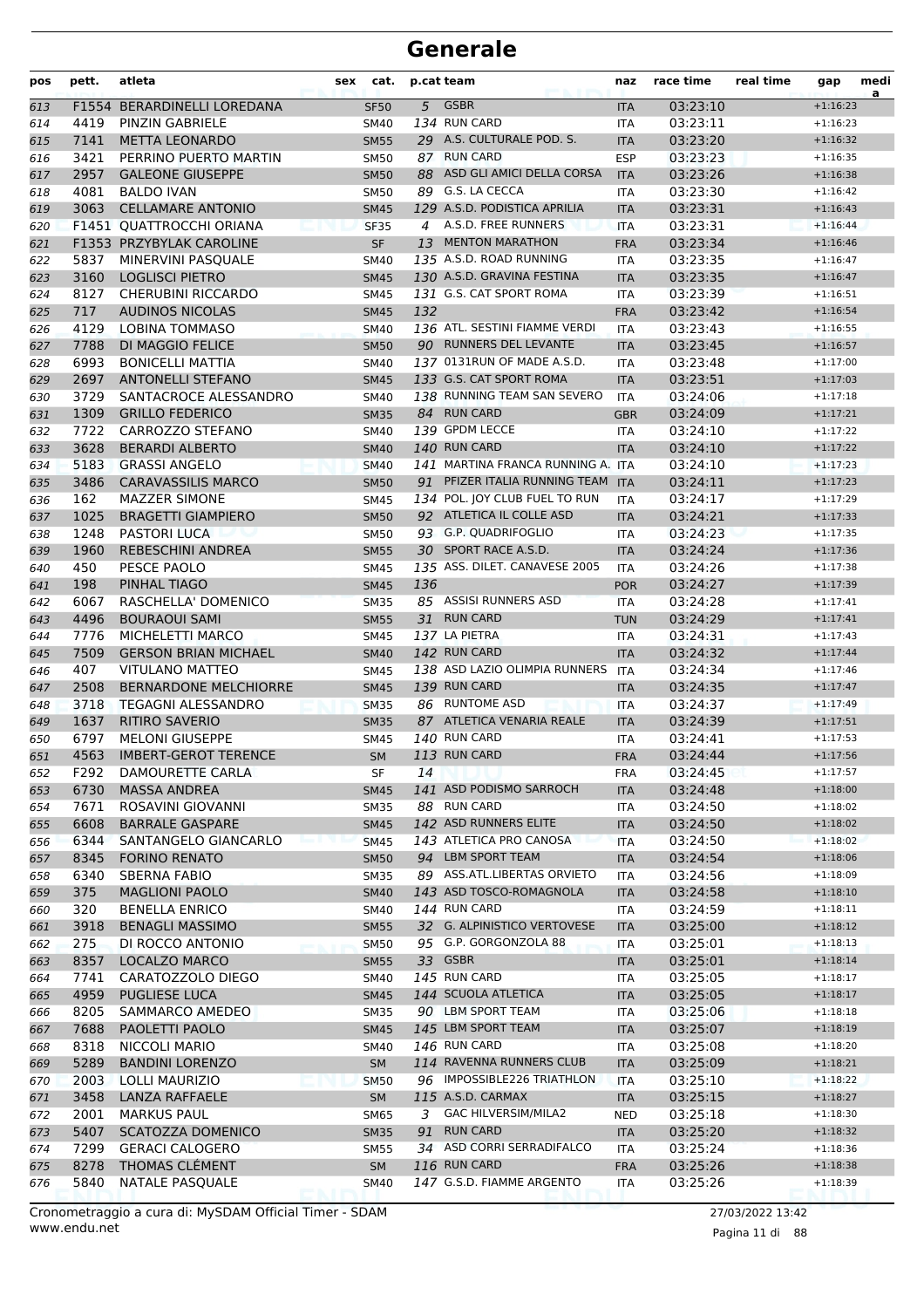# Generale

| pos | pett. | atleta | sex | cat. | p.cat | team | naz | race time | real time | gap | medi a |
|---|---|---|---|---|---|---|---|---|---|---|---|
| 613 | F1554 | BERARDINELLI LOREDANA | | SF50 | 5 | GSBR | ITA | 03:23:10 | | +1:16:23 | |
| 614 | 4419 | PINZIN GABRIELE | | SM40 | 134 | RUN CARD | ITA | 03:23:11 | | +1:16:23 | |
| 615 | 7141 | METTA LEONARDO | | SM55 | 29 | A.S. CULTURALE POD. S. | ITA | 03:23:20 | | +1:16:32 | |
| 616 | 3421 | PERRINO PUERTO MARTIN | | SM50 | 87 | RUN CARD | ESP | 03:23:23 | | +1:16:35 | |
| 617 | 2957 | GALEONE GIUSEPPE | | SM50 | 88 | ASD GLI AMICI DELLA CORSA | ITA | 03:23:26 | | +1:16:38 | |
| 618 | 4081 | BALDO IVAN | | SM50 | 89 | G.S. LA CECCA | ITA | 03:23:30 | | +1:16:42 | |
| 619 | 3063 | CELLAMARE ANTONIO | | SM45 | 129 | A.S.D. PODISTICA APRILIA | ITA | 03:23:31 | | +1:16:43 | |
| 620 | F1451 | QUATTROCCHI ORIANA | | SF35 | 4 | A.S.D. FREE RUNNERS | ITA | 03:23:31 | | +1:16:44 | |
| 621 | F1353 | PRZYBYLAK CAROLINE | | SF | 13 | MENTON MARATHON | FRA | 03:23:34 | | +1:16:46 | |
| 622 | 5837 | MINERVINI PASQUALE | | SM40 | 135 | A.S.D. ROAD RUNNING | ITA | 03:23:35 | | +1:16:47 | |
| 623 | 3160 | LOGLISCI PIETRO | | SM45 | 130 | A.S.D. GRAVINA FESTINA | ITA | 03:23:35 | | +1:16:47 | |
| 624 | 8127 | CHERUBINI RICCARDO | | SM45 | 131 | G.S. CAT SPORT ROMA | ITA | 03:23:39 | | +1:16:51 | |
| 625 | 717 | AUDINOS NICOLAS | | SM45 | 132 | | FRA | 03:23:42 | | +1:16:54 | |
| 626 | 4129 | LOBINA TOMMASO | | SM40 | 136 | ATL. SESTINI FIAMME VERDI | ITA | 03:23:43 | | +1:16:55 | |
| 627 | 7788 | DI MAGGIO FELICE | | SM50 | 90 | RUNNERS DEL LEVANTE | ITA | 03:23:45 | | +1:16:57 | |
| 628 | 6993 | BONICELLI MATTIA | | SM40 | 137 | 0131RUN OF MADE A.S.D. | ITA | 03:23:48 | | +1:17:00 | |
| 629 | 2697 | ANTONELLI STEFANO | | SM45 | 133 | G.S. CAT SPORT ROMA | ITA | 03:23:51 | | +1:17:03 | |
| 630 | 3729 | SANTACROCE ALESSANDRO | | SM40 | 138 | RUNNING TEAM SAN SEVERO | ITA | 03:24:06 | | +1:17:18 | |
| 631 | 1309 | GRILLO FEDERICO | | SM35 | 84 | RUN CARD | GBR | 03:24:09 | | +1:17:21 | |
| 632 | 7722 | CARROZZO STEFANO | | SM40 | 139 | GPDM LECCE | ITA | 03:24:10 | | +1:17:22 | |
| 633 | 3628 | BERARDI ALBERTO | | SM40 | 140 | RUN CARD | ITA | 03:24:10 | | +1:17:22 | |
| 634 | 5183 | GRASSI ANGELO | | SM40 | 141 | MARTINA FRANCA RUNNING A. | ITA | 03:24:10 | | +1:17:23 | |
| 635 | 3486 | CARAVASSILIS MARCO | | SM50 | 91 | PFIZER ITALIA RUNNING TEAM | ITA | 03:24:11 | | +1:17:23 | |
| 636 | 162 | MAZZER SIMONE | | SM45 | 134 | POL. JOY CLUB FUEL TO RUN | ITA | 03:24:17 | | +1:17:29 | |
| 637 | 1025 | BRAGETTI GIAMPIERO | | SM50 | 92 | ATLETICA IL COLLE ASD | ITA | 03:24:21 | | +1:17:33 | |
| 638 | 1248 | PASTORI LUCA | | SM50 | 93 | G.P. QUADRIFOGLIO | ITA | 03:24:23 | | +1:17:35 | |
| 639 | 1960 | REBESCHINI ANDREA | | SM55 | 30 | SPORT RACE A.S.D. | ITA | 03:24:24 | | +1:17:36 | |
| 640 | 450 | PESCE PAOLO | | SM45 | 135 | ASS. DILET. CANAVESE 2005 | ITA | 03:24:26 | | +1:17:38 | |
| 641 | 198 | PINHAL TIAGO | | SM45 | 136 | | POR | 03:24:27 | | +1:17:39 | |
| 642 | 6067 | RASCHELLA' DOMENICO | | SM35 | 85 | ASSISI RUNNERS ASD | ITA | 03:24:28 | | +1:17:41 | |
| 643 | 4496 | BOURAOUI SAMI | | SM55 | 31 | RUN CARD | TUN | 03:24:29 | | +1:17:41 | |
| 644 | 7776 | MICHELETTI MARCO | | SM45 | 137 | LA PIETRA | ITA | 03:24:31 | | +1:17:43 | |
| 645 | 7509 | GERSON BRIAN MICHAEL | | SM40 | 142 | RUN CARD | ITA | 03:24:32 | | +1:17:44 | |
| 646 | 407 | VITULANO MATTEO | | SM45 | 138 | ASD LAZIO OLIMPIA RUNNERS | ITA | 03:24:34 | | +1:17:46 | |
| 647 | 2508 | BERNARDONE MELCHIORRE | | SM45 | 139 | RUN CARD | ITA | 03:24:35 | | +1:17:47 | |
| 648 | 3718 | TEGAGNI ALESSANDRO | | SM35 | 86 | RUNTOME ASD | ITA | 03:24:37 | | +1:17:49 | |
| 649 | 1637 | RITIRO SAVERIO | | SM35 | 87 | ATLETICA VENARIA REALE | ITA | 03:24:39 | | +1:17:51 | |
| 650 | 6797 | MELONI GIUSEPPE | | SM45 | 140 | RUN CARD | ITA | 03:24:41 | | +1:17:53 | |
| 651 | 4563 | IMBERT-GEROT TERENCE | | SM | 113 | RUN CARD | FRA | 03:24:44 | | +1:17:56 | |
| 652 | F292 | DAMOURETTE CARLA | | SF | 14 | | FRA | 03:24:45 | | +1:17:57 | |
| 653 | 6730 | MASSA ANDREA | | SM45 | 141 | ASD PODISMO SARROCH | ITA | 03:24:48 | | +1:18:00 | |
| 654 | 7671 | ROSAVINI GIOVANNI | | SM35 | 88 | RUN CARD | ITA | 03:24:50 | | +1:18:02 | |
| 655 | 6608 | BARRALE GASPARE | | SM45 | 142 | ASD RUNNERS ELITE | ITA | 03:24:50 | | +1:18:02 | |
| 656 | 6344 | SANTANGELO GIANCARLO | | SM45 | 143 | ATLETICA PRO CANOSA | ITA | 03:24:50 | | +1:18:02 | |
| 657 | 8345 | FORINO RENATO | | SM50 | 94 | LBM SPORT TEAM | ITA | 03:24:54 | | +1:18:06 | |
| 658 | 6340 | SBERNA FABIO | | SM35 | 89 | ASS.ATL.LIBERTAS ORVIETO | ITA | 03:24:56 | | +1:18:09 | |
| 659 | 375 | MAGLIONI PAOLO | | SM40 | 143 | ASD TOSCO-ROMAGNOLA | ITA | 03:24:58 | | +1:18:10 | |
| 660 | 320 | BENELLA ENRICO | | SM40 | 144 | RUN CARD | ITA | 03:24:59 | | +1:18:11 | |
| 661 | 3918 | BENAGLI MASSIMO | | SM55 | 32 | G. ALPINISTICO VERTOVESE | ITA | 03:25:00 | | +1:18:12 | |
| 662 | 275 | DI ROCCO ANTONIO | | SM50 | 95 | G.P. GORGONZOLA 88 | ITA | 03:25:01 | | +1:18:13 | |
| 663 | 8357 | LOCALZO MARCO | | SM55 | 33 | GSBR | ITA | 03:25:01 | | +1:18:14 | |
| 664 | 7741 | CARATOZZOLO DIEGO | | SM40 | 145 | RUN CARD | ITA | 03:25:05 | | +1:18:17 | |
| 665 | 4959 | PUGLIESE LUCA | | SM45 | 144 | SCUOLA ATLETICA | ITA | 03:25:05 | | +1:18:17 | |
| 666 | 8205 | SAMMARCO AMEDEO | | SM35 | 90 | LBM SPORT TEAM | ITA | 03:25:06 | | +1:18:18 | |
| 667 | 7688 | PAOLETTI PAOLO | | SM45 | 145 | LBM SPORT TEAM | ITA | 03:25:07 | | +1:18:19 | |
| 668 | 8318 | NICCOLI MARIO | | SM40 | 146 | RUN CARD | ITA | 03:25:08 | | +1:18:20 | |
| 669 | 5289 | BANDINI LORENZO | | SM | 114 | RAVENNA RUNNERS CLUB | ITA | 03:25:09 | | +1:18:21 | |
| 670 | 2003 | LOLLI MAURIZIO | | SM50 | 96 | IMPOSSIBLE226 TRIATHLON | ITA | 03:25:10 | | +1:18:22 | |
| 671 | 3458 | LANZA RAFFAELE | | SM | 115 | A.S.D. CARMAX | ITA | 03:25:15 | | +1:18:27 | |
| 672 | 2001 | MARKUS PAUL | | SM65 | 3 | GAC HILVERSIM/MILA2 | NED | 03:25:18 | | +1:18:30 | |
| 673 | 5407 | SCATOZZA DOMENICO | | SM35 | 91 | RUN CARD | ITA | 03:25:20 | | +1:18:32 | |
| 674 | 7299 | GERACI CALOGERO | | SM55 | 34 | ASD CORRI SERRADIFALCO | ITA | 03:25:24 | | +1:18:36 | |
| 675 | 8278 | THOMAS CLÉMENT | | SM | 116 | RUN CARD | FRA | 03:25:26 | | +1:18:38 | |
| 676 | 5840 | NATALE PASQUALE | | SM40 | 147 | G.S.D. FIAMME ARGENTO | ITA | 03:25:26 | | +1:18:39 | |

Cronometraggio a cura di: MySDAM Official Timer - SDAM
www.endu.net
27/03/2022 13:42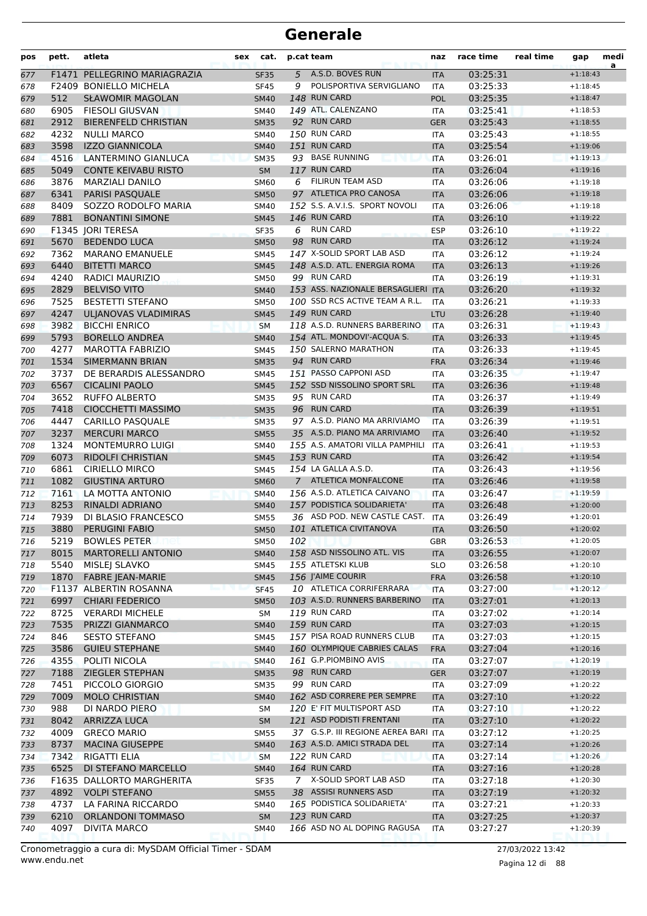# Generale

| pos | pett. | atleta | sex | cat. | p.cat | team | naz | race time | real time | gap | media |
|---|---|---|---|---|---|---|---|---|---|---|---|
| 677 | F1471 | PELLEGRINO MARIAGRAZIA | | SF35 | 5 | A.S.D. BOVES RUN | ITA | 03:25:31 | | +1:18:43 | |
| 678 | F2409 | BONIELLO MICHELA | | SF45 | 9 | POLISPORTIVA SERVIGLIANO | ITA | 03:25:33 | | +1:18:45 | |
| 679 | 512 | SŁAWOMIR MAGOLAN | | SM40 | 148 | RUN CARD | POL | 03:25:35 | | +1:18:47 | |
| 680 | 6905 | FIESOLI GIUSVAN | | SM40 | 149 | ATL. CALENZANO | ITA | 03:25:41 | | +1:18:53 | |
| 681 | 2912 | BIERENFELD CHRISTIAN | | SM35 | 92 | RUN CARD | GER | 03:25:43 | | +1:18:55 | |
| 682 | 4232 | NULLI MARCO | | SM40 | 150 | RUN CARD | ITA | 03:25:43 | | +1:18:55 | |
| 683 | 3598 | IZZO GIANNICOLA | | SM40 | 151 | RUN CARD | ITA | 03:25:54 | | +1:19:06 | |
| 684 | 4516 | LANTERMINO GIANLUCA | | SM35 | 93 | BASE RUNNING | ITA | 03:26:01 | | +1:19:13 | |
| 685 | 5049 | CONTE KEIVABU RISTO | | SM | 117 | RUN CARD | ITA | 03:26:04 | | +1:19:16 | |
| 686 | 3876 | MARZIALI DANILO | | SM60 | 6 | FILIRUN TEAM ASD | ITA | 03:26:06 | | +1:19:18 | |
| 687 | 6341 | PARISI PASQUALE | | SM50 | 97 | ATLETICA PRO CANOSA | ITA | 03:26:06 | | +1:19:18 | |
| 688 | 8409 | SOZZO RODOLFO MARIA | | SM40 | 152 | S.S. A.V.I.S. SPORT NOVOLI | ITA | 03:26:06 | | +1:19:18 | |
| 689 | 7881 | BONANTINI SIMONE | | SM45 | 146 | RUN CARD | ITA | 03:26:10 | | +1:19:22 | |
| 690 | F1345 | JORI TERESA | | SF35 | 6 | RUN CARD | ESP | 03:26:10 | | +1:19:22 | |
| 691 | 5670 | BEDENDO LUCA | | SM50 | 98 | RUN CARD | ITA | 03:26:12 | | +1:19:24 | |
| 692 | 7362 | MARANO EMANUELE | | SM45 | 147 | X-SOLID SPORT LAB ASD | ITA | 03:26:12 | | +1:19:24 | |
| 693 | 6440 | BITETTI MARCO | | SM45 | 148 | A.S.D. ATL. ENERGIA ROMA | ITA | 03:26:13 | | +1:19:26 | |
| 694 | 4240 | RADICI MAURIZIO | | SM50 | 99 | RUN CARD | ITA | 03:26:19 | | +1:19:31 | |
| 695 | 2829 | BELVISO VITO | | SM40 | 153 | ASS. NAZIONALE BERSAGLIERI | ITA | 03:26:20 | | +1:19:32 | |
| 696 | 7525 | BESTETTI STEFANO | | SM50 | 100 | SSD RCS ACTIVE TEAM A R.L. | ITA | 03:26:21 | | +1:19:33 | |
| 697 | 4247 | ULJANOVAS VLADIMIRAS | | SM45 | 149 | RUN CARD | LTU | 03:26:28 | | +1:19:40 | |
| 698 | 3982 | BICCHI ENRICO | | SM | 118 | A.S.D. RUNNERS BARBERINO | ITA | 03:26:31 | | +1:19:43 | |
| 699 | 5793 | BORELLO ANDREA | | SM40 | 154 | ATL. MONDOVI'-ACQUA S. | ITA | 03:26:33 | | +1:19:45 | |
| 700 | 4277 | MAROTTA FABRIZIO | | SM45 | 150 | SALERNO MARATHON | ITA | 03:26:33 | | +1:19:45 | |
| 701 | 1534 | SIMERMANN BRIAN | | SM35 | 94 | RUN CARD | FRA | 03:26:34 | | +1:19:46 | |
| 702 | 3737 | DE BERARDIS ALESSANDRO | | SM45 | 151 | PASSO CAPPONI ASD | ITA | 03:26:35 | | +1:19:47 | |
| 703 | 6567 | CICALINI PAOLO | | SM45 | 152 | SSD NISSOLINO SPORT SRL | ITA | 03:26:36 | | +1:19:48 | |
| 704 | 3652 | RUFFO ALBERTO | | SM35 | 95 | RUN CARD | ITA | 03:26:37 | | +1:19:49 | |
| 705 | 7418 | CIOCCHETTI MASSIMO | | SM35 | 96 | RUN CARD | ITA | 03:26:39 | | +1:19:51 | |
| 706 | 4447 | CARILLO PASQUALE | | SM35 | 97 | A.S.D. PIANO MA ARRIVIAMO | ITA | 03:26:39 | | +1:19:51 | |
| 707 | 3237 | MERCURI MARCO | | SM55 | 35 | A.S.D. PIANO MA ARRIVIAMO | ITA | 03:26:40 | | +1:19:52 | |
| 708 | 1324 | MONTEMURRO LUIGI | | SM40 | 155 | A.S. AMATORI VILLA PAMPHILI | ITA | 03:26:41 | | +1:19:53 | |
| 709 | 6073 | RIDOLFI CHRISTIAN | | SM45 | 153 | RUN CARD | ITA | 03:26:42 | | +1:19:54 | |
| 710 | 6861 | CIRIELLO MIRCO | | SM45 | 154 | LA GALLA A.S.D. | ITA | 03:26:43 | | +1:19:56 | |
| 711 | 1082 | GIUSTINA ARTURO | | SM60 | 7 | ATLETICA MONFALCONE | ITA | 03:26:46 | | +1:19:58 | |
| 712 | 7161 | LA MOTTA ANTONIO | | SM40 | 156 | A.S.D. ATLETICA CAIVANO | ITA | 03:26:47 | | +1:19:59 | |
| 713 | 8253 | RINALDI ADRIANO | | SM40 | 157 | PODISTICA SOLIDARIETA' | ITA | 03:26:48 | | +1:20:00 | |
| 714 | 7939 | DI BLASIO FRANCESCO | | SM55 | 36 | ASD POD. NEW CASTLE CAST. | ITA | 03:26:49 | | +1:20:01 | |
| 715 | 3880 | PERUGINI FABIO | | SM50 | 101 | ATLETICA CIVITANOVA | ITA | 03:26:50 | | +1:20:02 | |
| 716 | 5219 | BOWLES PETER | | SM50 | 102 | | GBR | 03:26:53 | | +1:20:05 | |
| 717 | 8015 | MARTORELLI ANTONIO | | SM40 | 158 | ASD NISSOLINO ATL. VIS | ITA | 03:26:55 | | +1:20:07 | |
| 718 | 5540 | MISLEJ SLAVKO | | SM45 | 155 | ATLETSKI KLUB | SLO | 03:26:58 | | +1:20:10 | |
| 719 | 1870 | FABRE JEAN-MARIE | | SM45 | 156 | J'AIME COURIR | FRA | 03:26:58 | | +1:20:10 | |
| 720 | F1137 | ALBERTIN ROSANNA | | SF45 | 10 | ATLETICA CORRIFERRARA | ITA | 03:27:00 | | +1:20:12 | |
| 721 | 6997 | CHIARI FEDERICO | | SM50 | 103 | A.S.D. RUNNERS BARBERINO | ITA | 03:27:01 | | +1:20:13 | |
| 722 | 8725 | VERARDI MICHELE | | SM | 119 | RUN CARD | ITA | 03:27:02 | | +1:20:14 | |
| 723 | 7535 | PRIZZI GIANMARCO | | SM40 | 159 | RUN CARD | ITA | 03:27:03 | | +1:20:15 | |
| 724 | 846 | SESTO STEFANO | | SM45 | 157 | PISA ROAD RUNNERS CLUB | ITA | 03:27:03 | | +1:20:15 | |
| 725 | 3586 | GUIEU STEPHANE | | SM40 | 160 | OLYMPIQUE CABRIES CALAS | FRA | 03:27:04 | | +1:20:16 | |
| 726 | 4355 | POLITI NICOLA | | SM40 | 161 | G.P.PIOMBINO AVIS | ITA | 03:27:07 | | +1:20:19 | |
| 727 | 7188 | ZIEGLER STEPHAN | | SM35 | 98 | RUN CARD | GER | 03:27:07 | | +1:20:19 | |
| 728 | 7451 | PICCOLO GIORGIO | | SM35 | 99 | RUN CARD | ITA | 03:27:09 | | +1:20:22 | |
| 729 | 7009 | MOLO CHRISTIAN | | SM40 | 162 | ASD CORRERE PER SEMPRE | ITA | 03:27:10 | | +1:20:22 | |
| 730 | 988 | DI NARDO PIERO | | SM | 120 | E' FIT MULTISPORT ASD | ITA | 03:27:10 | | +1:20:22 | |
| 731 | 8042 | ARRIZZA LUCA | | SM | 121 | ASD PODISTI FRENTANI | ITA | 03:27:10 | | +1:20:22 | |
| 732 | 4009 | GRECO MARIO | | SM55 | 37 | G.S.P. III REGIONE AEREA BARI | ITA | 03:27:12 | | +1:20:25 | |
| 733 | 8737 | MACINA GIUSEPPE | | SM40 | 163 | A.S.D. AMICI STRADA DEL | ITA | 03:27:14 | | +1:20:26 | |
| 734 | 7342 | RIGATTI ELIA | | SM | 122 | RUN CARD | ITA | 03:27:14 | | +1:20:26 | |
| 735 | 6525 | DI STEFANO MARCELLO | | SM40 | 164 | RUN CARD | ITA | 03:27:16 | | +1:20:28 | |
| 736 | F1635 | DALLORTO MARGHERITA | | SF35 | 7 | X-SOLID SPORT LAB ASD | ITA | 03:27:18 | | +1:20:30 | |
| 737 | 4892 | VOLPI STEFANO | | SM55 | 38 | ASSISI RUNNERS ASD | ITA | 03:27:19 | | +1:20:32 | |
| 738 | 4737 | LA FARINA RICCARDO | | SM40 | 165 | PODISTICA SOLIDARIETA' | ITA | 03:27:21 | | +1:20:33 | |
| 739 | 6210 | ORLANDONI TOMMASO | | SM | 123 | RUN CARD | ITA | 03:27:25 | | +1:20:37 | |
| 740 | 4097 | DIVITA MARCO | | SM40 | 166 | ASD NO AL DOPING RAGUSA | ITA | 03:27:27 | | +1:20:39 | |

Cronometraggio a cura di: MySDAM Official Timer - SDAM
www.endu.net

27/03/2022 13:42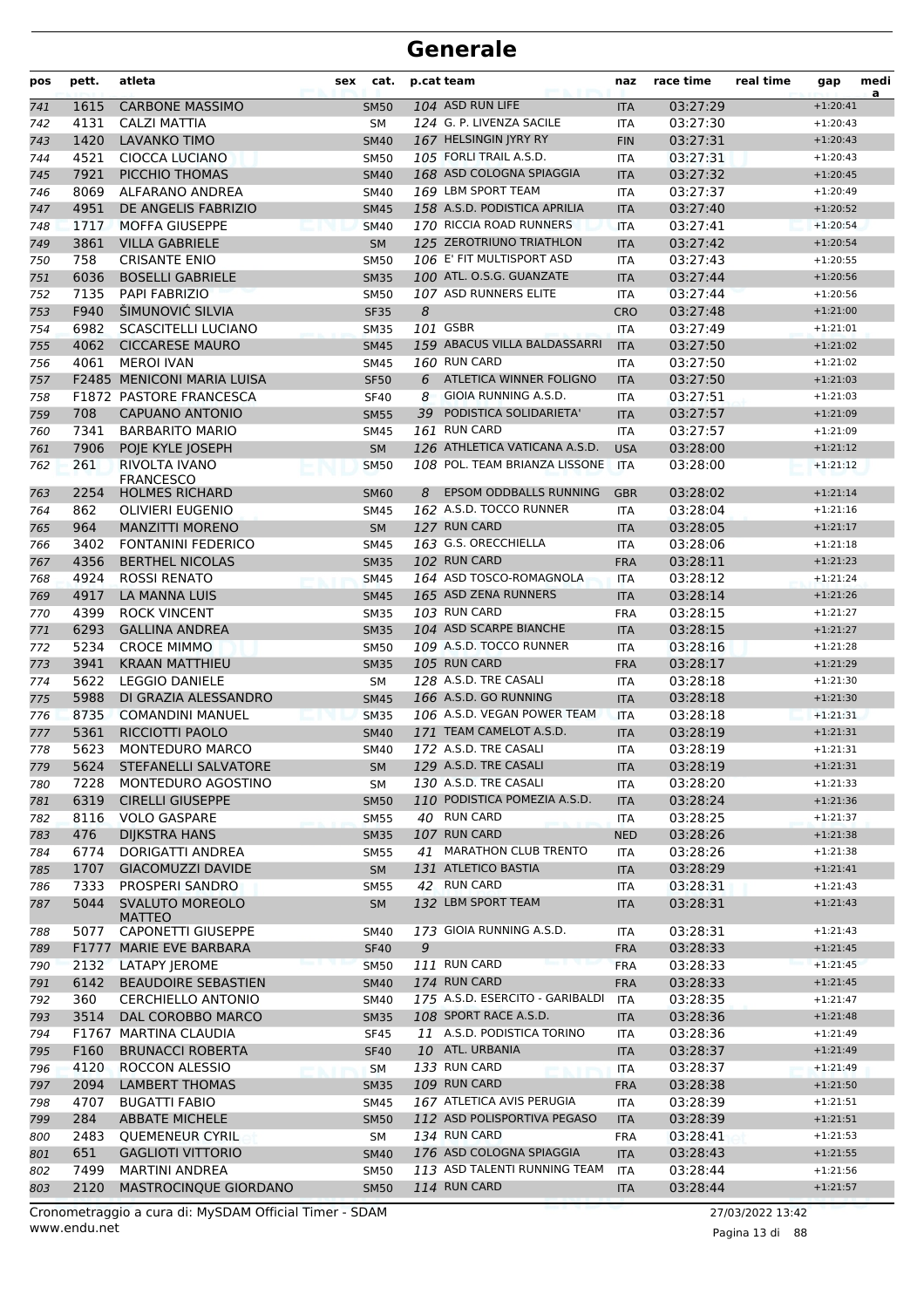# Generale

| pos | pett. | atleta | sex | cat. | p.cat | team | naz | race time | real time | gap | media |
|---|---|---|---|---|---|---|---|---|---|---|---|
| 741 | 1615 | CARBONE MASSIMO | | SM50 | 104 | ASD RUN LIFE | ITA | 03:27:29 | | +1:20:41 | |
| 742 | 4131 | CALZI MATTIA | | SM | 124 | G. P. LIVENZA SACILE | ITA | 03:27:30 | | +1:20:43 | |
| 743 | 1420 | LAVANKO TIMO | | SM40 | 167 | HELSINGIN JYRY RY | FIN | 03:27:31 | | +1:20:43 | |
| 744 | 4521 | CIOCCA LUCIANO | | SM50 | 105 | FORLI TRAIL A.S.D. | ITA | 03:27:31 | | +1:20:43 | |
| 745 | 7921 | PICCHIO THOMAS | | SM40 | 168 | ASD COLOGNA SPIAGGIA | ITA | 03:27:32 | | +1:20:45 | |
| 746 | 8069 | ALFARANO ANDREA | | SM40 | 169 | LBM SPORT TEAM | ITA | 03:27:37 | | +1:20:49 | |
| 747 | 4951 | DE ANGELIS FABRIZIO | | SM45 | 158 | A.S.D. PODISTICA APRILIA | ITA | 03:27:40 | | +1:20:52 | |
| 748 | 1717 | MOFFA GIUSEPPE | | SM40 | 170 | RICCIA ROAD RUNNERS | ITA | 03:27:41 | | +1:20:54 | |
| 749 | 3861 | VILLA GABRIELE | | SM | 125 | ZEROTRIUNO TRIATHLON | ITA | 03:27:42 | | +1:20:54 | |
| 750 | 758 | CRISANTE ENIO | | SM50 | 106 | E' FIT MULTISPORT ASD | ITA | 03:27:43 | | +1:20:55 | |
| 751 | 6036 | BOSELLI GABRIELE | | SM35 | 100 | ATL. O.S.G. GUANZATE | ITA | 03:27:44 | | +1:20:56 | |
| 752 | 7135 | PAPI FABRIZIO | | SM50 | 107 | ASD RUNNERS ELITE | ITA | 03:27:44 | | +1:20:56 | |
| 753 | F940 | ŠIMUNOVIĆ SILVIA | | SF35 | 8 | | CRO | 03:27:48 | | +1:21:00 | |
| 754 | 6982 | SCASCITELLI LUCIANO | | SM35 | 101 | GSBR | ITA | 03:27:49 | | +1:21:01 | |
| 755 | 4062 | CICCARESE MAURO | | SM45 | 159 | ABACUS VILLA BALDASSARRI | ITA | 03:27:50 | | +1:21:02 | |
| 756 | 4061 | MEROI IVAN | | SM45 | 160 | RUN CARD | ITA | 03:27:50 | | +1:21:02 | |
| 757 | F2485 | MENICONI MARIA LUISA | | SF50 | 6 | ATLETICA WINNER FOLIGNO | ITA | 03:27:50 | | +1:21:03 | |
| 758 | F1872 | PASTORE FRANCESCA | | SF40 | 8 | GIOIA RUNNING A.S.D. | ITA | 03:27:51 | | +1:21:03 | |
| 759 | 708 | CAPUANO ANTONIO | | SM55 | 39 | PODISTICA SOLIDARIETA' | ITA | 03:27:57 | | +1:21:09 | |
| 760 | 7341 | BARBARITO MARIO | | SM45 | 161 | RUN CARD | ITA | 03:27:57 | | +1:21:09 | |
| 761 | 7906 | POJE KYLE JOSEPH | | SM | 126 | ATHLETICA VATICANA A.S.D. | USA | 03:28:00 | | +1:21:12 | |
| 762 | 261 | RIVOLTA IVANO FRANCESCO | | SM50 | 108 | POL. TEAM BRIANZA LISSONE | ITA | 03:28:00 | | +1:21:12 | |
| 763 | 2254 | HOLMES RICHARD | | SM60 | 8 | EPSOM ODDBALLS RUNNING | GBR | 03:28:02 | | +1:21:14 | |
| 764 | 862 | OLIVIERI EUGENIO | | SM45 | 162 | A.S.D. TOCCO RUNNER | ITA | 03:28:04 | | +1:21:16 | |
| 765 | 964 | MANZITTI MORENO | | SM | 127 | RUN CARD | ITA | 03:28:05 | | +1:21:17 | |
| 766 | 3402 | FONTANINI FEDERICO | | SM45 | 163 | G.S. ORECCHIELLA | ITA | 03:28:06 | | +1:21:18 | |
| 767 | 4356 | BERTHEL NICOLAS | | SM35 | 102 | RUN CARD | FRA | 03:28:11 | | +1:21:23 | |
| 768 | 4924 | ROSSI RENATO | | SM45 | 164 | ASD TOSCO-ROMAGNOLA | ITA | 03:28:12 | | +1:21:24 | |
| 769 | 4917 | LA MANNA LUIS | | SM45 | 165 | ASD ZENA RUNNERS | ITA | 03:28:14 | | +1:21:26 | |
| 770 | 4399 | ROCK VINCENT | | SM35 | 103 | RUN CARD | FRA | 03:28:15 | | +1:21:27 | |
| 771 | 6293 | GALLINA ANDREA | | SM35 | 104 | ASD SCARPE BIANCHE | ITA | 03:28:15 | | +1:21:27 | |
| 772 | 5234 | CROCE MIMMO | | SM50 | 109 | A.S.D. TOCCO RUNNER | ITA | 03:28:16 | | +1:21:28 | |
| 773 | 3941 | KRAAN MATTHIEU | | SM35 | 105 | RUN CARD | FRA | 03:28:17 | | +1:21:29 | |
| 774 | 5622 | LEGGIO DANIELE | | SM | 128 | A.S.D. TRE CASALI | ITA | 03:28:18 | | +1:21:30 | |
| 775 | 5988 | DI GRAZIA ALESSANDRO | | SM45 | 166 | A.S.D. GO RUNNING | ITA | 03:28:18 | | +1:21:30 | |
| 776 | 8735 | COMANDINI MANUEL | | SM35 | 106 | A.S.D. VEGAN POWER TEAM | ITA | 03:28:18 | | +1:21:31 | |
| 777 | 5361 | RICCIOTTI PAOLO | | SM40 | 171 | TEAM CAMELOT A.S.D. | ITA | 03:28:19 | | +1:21:31 | |
| 778 | 5623 | MONTEDURO MARCO | | SM40 | 172 | A.S.D. TRE CASALI | ITA | 03:28:19 | | +1:21:31 | |
| 779 | 5624 | STEFANELLI SALVATORE | | SM | 129 | A.S.D. TRE CASALI | ITA | 03:28:19 | | +1:21:31 | |
| 780 | 7228 | MONTEDURO AGOSTINO | | SM | 130 | A.S.D. TRE CASALI | ITA | 03:28:20 | | +1:21:33 | |
| 781 | 6319 | CIRELLI GIUSEPPE | | SM50 | 110 | PODISTICA POMEZIA A.S.D. | ITA | 03:28:24 | | +1:21:36 | |
| 782 | 8116 | VOLO GASPARE | | SM55 | 40 | RUN CARD | ITA | 03:28:25 | | +1:21:37 | |
| 783 | 476 | DIJKSTRA HANS | | SM35 | 107 | RUN CARD | NED | 03:28:26 | | +1:21:38 | |
| 784 | 6774 | DORIGATTI ANDREA | | SM55 | 41 | MARATHON CLUB TRENTO | ITA | 03:28:26 | | +1:21:38 | |
| 785 | 1707 | GIACOMUZZI DAVIDE | | SM | 131 | ATLETICO BASTIA | ITA | 03:28:29 | | +1:21:41 | |
| 786 | 7333 | PROSPERI SANDRO | | SM55 | 42 | RUN CARD | ITA | 03:28:31 | | +1:21:43 | |
| 787 | 5044 | SVALUTO MOREOLO MATTEO | | SM | 132 | LBM SPORT TEAM | ITA | 03:28:31 | | +1:21:43 | |
| 788 | 5077 | CAPONETTI GIUSEPPE | | SM40 | 173 | GIOIA RUNNING A.S.D. | ITA | 03:28:31 | | +1:21:43 | |
| 789 | F1777 | MARIE EVE BARBARA | | SF40 | 9 | | FRA | 03:28:33 | | +1:21:45 | |
| 790 | 2132 | LATAPY JEROME | | SM50 | 111 | RUN CARD | FRA | 03:28:33 | | +1:21:45 | |
| 791 | 6142 | BEAUDOIRE SEBASTIEN | | SM40 | 174 | RUN CARD | FRA | 03:28:33 | | +1:21:45 | |
| 792 | 360 | CERCHIELLO ANTONIO | | SM40 | 175 | A.S.D. ESERCITO - GARIBALDI | ITA | 03:28:35 | | +1:21:47 | |
| 793 | 3514 | DAL COROBBO MARCO | | SM35 | 108 | SPORT RACE A.S.D. | ITA | 03:28:36 | | +1:21:48 | |
| 794 | F1767 | MARTINA CLAUDIA | | SF45 | 11 | A.S.D. PODISTICA TORINO | ITA | 03:28:36 | | +1:21:49 | |
| 795 | F160 | BRUNACCI ROBERTA | | SF40 | 10 | ATL. URBANIA | ITA | 03:28:37 | | +1:21:49 | |
| 796 | 4120 | ROCCON ALESSIO | | SM | 133 | RUN CARD | ITA | 03:28:37 | | +1:21:49 | |
| 797 | 2094 | LAMBERT THOMAS | | SM35 | 109 | RUN CARD | FRA | 03:28:38 | | +1:21:50 | |
| 798 | 4707 | BUGATTI FABIO | | SM45 | 167 | ATLETICA AVIS PERUGIA | ITA | 03:28:39 | | +1:21:51 | |
| 799 | 284 | ABBATE MICHELE | | SM50 | 112 | ASD POLISPORTIVA PEGASO | ITA | 03:28:39 | | +1:21:51 | |
| 800 | 2483 | QUEMENEUR CYRIL | | SM | 134 | RUN CARD | FRA | 03:28:41 | | +1:21:53 | |
| 801 | 651 | GAGLIOTI VITTORIO | | SM40 | 176 | ASD COLOGNA SPIAGGIA | ITA | 03:28:43 | | +1:21:55 | |
| 802 | 7499 | MARTINI ANDREA | | SM50 | 113 | ASD TALENTI RUNNING TEAM | ITA | 03:28:44 | | +1:21:56 | |
| 803 | 2120 | MASTROCINQUE GIORDANO | | SM50 | 114 | RUN CARD | ITA | 03:28:44 | | +1:21:57 | |

Cronometraggio a cura di: MySDAM Official Timer - SDAM
www.endu.net
27/03/2022 13:42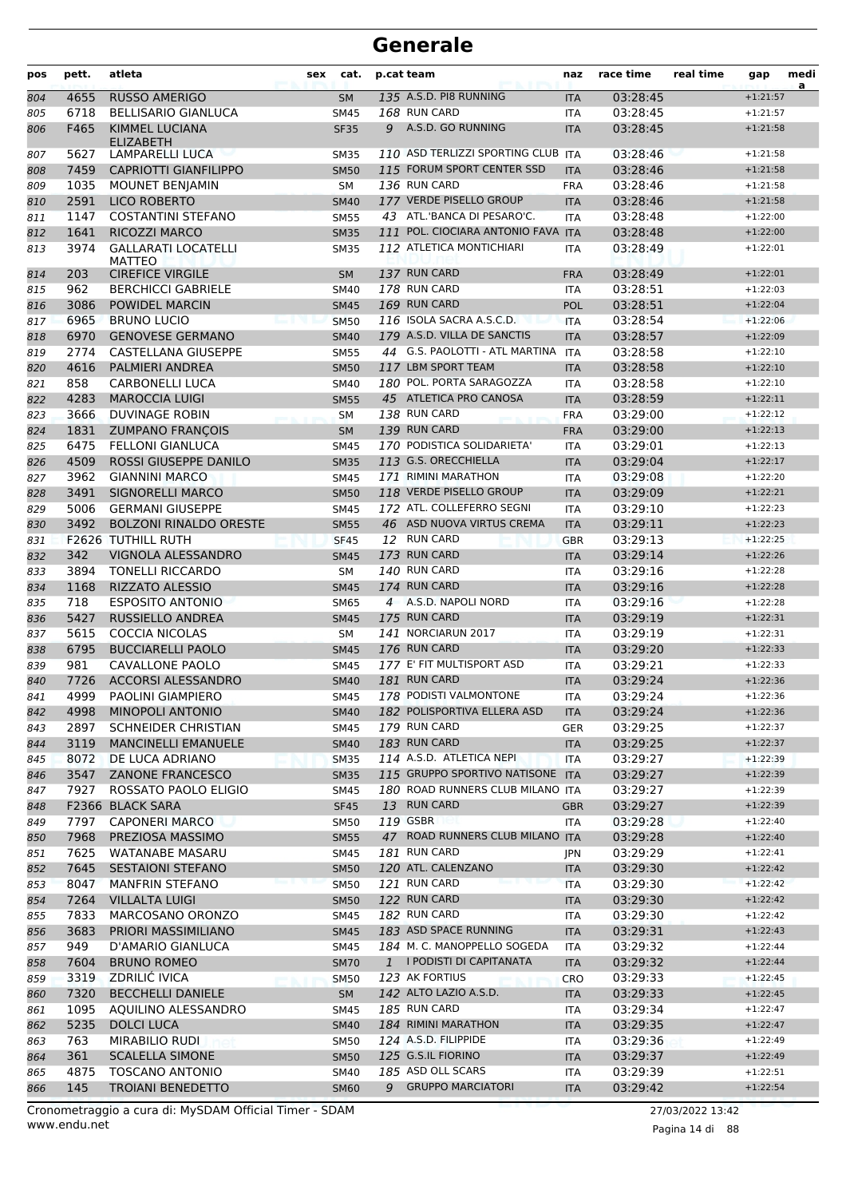# Generale

| pos | pett. | atleta | sex | cat. | p.cat | team | naz | race time | real time | gap | media |
|---|---|---|---|---|---|---|---|---|---|---|---|
| 804 | 4655 | RUSSO AMERIGO | | SM | 135 | A.S.D. PI8 RUNNING | ITA | 03:28:45 | | +1:21:57 | |
| 805 | 6718 | BELLISARIO GIANLUCA | | SM45 | 168 | RUN CARD | ITA | 03:28:45 | | +1:21:57 | |
| 806 | F465 | KIMMEL LUCIANA ELIZABETH | | SF35 | 9 | A.S.D. GO RUNNING | ITA | 03:28:45 | | +1:21:58 | |
| 807 | 5627 | LAMPARELLI LUCA | | SM35 | 110 | ASD TERLIZZI SPORTING CLUB | ITA | 03:28:46 | | +1:21:58 | |
| 808 | 7459 | CAPRIOTTI GIANFILIPPO | | SM50 | 115 | FORUM SPORT CENTER SSD | ITA | 03:28:46 | | +1:21:58 | |
| 809 | 1035 | MOUNET BENJAMIN | | SM | 136 | RUN CARD | FRA | 03:28:46 | | +1:21:58 | |
| 810 | 2591 | LICO ROBERTO | | SM40 | 177 | VERDE PISELLO GROUP | ITA | 03:28:46 | | +1:21:58 | |
| 811 | 1147 | COSTANTINI STEFANO | | SM55 | 43 | ATL.'BANCA DI PESARO'C. | ITA | 03:28:48 | | +1:22:00 | |
| 812 | 1641 | RICOZZI MARCO | | SM35 | 111 | POL. CIOCIARA ANTONIO FAVA | ITA | 03:28:48 | | +1:22:00 | |
| 813 | 3974 | GALLARATI LOCATELLI MATTEO | | SM35 | 112 | ATLETICA MONTICHIARI | ITA | 03:28:49 | | +1:22:01 | |
| 814 | 203 | CIREFICE VIRGILE | | SM | 137 | RUN CARD | FRA | 03:28:49 | | +1:22:01 | |
| 815 | 962 | BERCHICCI GABRIELE | | SM40 | 178 | RUN CARD | ITA | 03:28:51 | | +1:22:03 | |
| 816 | 3086 | POWIDEL MARCIN | | SM45 | 169 | RUN CARD | POL | 03:28:51 | | +1:22:04 | |
| 817 | 6965 | BRUNO LUCIO | | SM50 | 116 | ISOLA SACRA A.S.C.D. | ITA | 03:28:54 | | +1:22:06 | |
| 818 | 6970 | GENOVESE GERMANO | | SM40 | 179 | A.S.D. VILLA DE SANCTIS | ITA | 03:28:57 | | +1:22:09 | |
| 819 | 2774 | CASTELLANA GIUSEPPE | | SM55 | 44 | G.S. PAOLOTTI - ATL MARTINA | ITA | 03:28:58 | | +1:22:10 | |
| 820 | 4616 | PALMIERI ANDREA | | SM50 | 117 | LBM SPORT TEAM | ITA | 03:28:58 | | +1:22:10 | |
| 821 | 858 | CARBONELLI LUCA | | SM40 | 180 | POL. PORTA SARAGOZZA | ITA | 03:28:58 | | +1:22:10 | |
| 822 | 4283 | MAROCCIA LUIGI | | SM55 | 45 | ATLETICA PRO CANOSA | ITA | 03:28:59 | | +1:22:11 | |
| 823 | 3666 | DUVINAGE ROBIN | | SM | 138 | RUN CARD | FRA | 03:29:00 | | +1:22:12 | |
| 824 | 1831 | ZUMPANO FRANÇOIS | | SM | 139 | RUN CARD | FRA | 03:29:00 | | +1:22:13 | |
| 825 | 6475 | FELLONI GIANLUCA | | SM45 | 170 | PODISTICA SOLIDARIETA' | ITA | 03:29:01 | | +1:22:13 | |
| 826 | 4509 | ROSSI GIUSEPPE DANILO | | SM35 | 113 | G.S. ORECCHIELLA | ITA | 03:29:04 | | +1:22:17 | |
| 827 | 3962 | GIANNINI MARCO | | SM45 | 171 | RIMINI MARATHON | ITA | 03:29:08 | | +1:22:20 | |
| 828 | 3491 | SIGNORELLI MARCO | | SM50 | 118 | VERDE PISELLO GROUP | ITA | 03:29:09 | | +1:22:21 | |
| 829 | 5006 | GERMANI GIUSEPPE | | SM45 | 172 | ATL. COLLEFERRO SEGNI | ITA | 03:29:10 | | +1:22:23 | |
| 830 | 3492 | BOLZONI RINALDO ORESTE | | SM55 | 46 | ASD NUOVA VIRTUS CREMA | ITA | 03:29:11 | | +1:22:23 | |
| 831 | F2626 | TUTHILL RUTH | | SF45 | 12 | RUN CARD | GBR | 03:29:13 | | +1:22:25 | |
| 832 | 342 | VIGNOLA ALESSANDRO | | SM45 | 173 | RUN CARD | ITA | 03:29:14 | | +1:22:26 | |
| 833 | 3894 | TONELLI RICCARDO | | SM | 140 | RUN CARD | ITA | 03:29:16 | | +1:22:28 | |
| 834 | 1168 | RIZZATO ALESSIO | | SM45 | 174 | RUN CARD | ITA | 03:29:16 | | +1:22:28 | |
| 835 | 718 | ESPOSITO ANTONIO | | SM65 | 4 | A.S.D. NAPOLI NORD | ITA | 03:29:16 | | +1:22:28 | |
| 836 | 5427 | RUSSIELLO ANDREA | | SM45 | 175 | RUN CARD | ITA | 03:29:19 | | +1:22:31 | |
| 837 | 5615 | COCCIA NICOLAS | | SM | 141 | NORCIARUN 2017 | ITA | 03:29:19 | | +1:22:31 | |
| 838 | 6795 | BUCCIARELLI PAOLO | | SM45 | 176 | RUN CARD | ITA | 03:29:20 | | +1:22:33 | |
| 839 | 981 | CAVALLONE PAOLO | | SM45 | 177 | E' FIT MULTISPORT ASD | ITA | 03:29:21 | | +1:22:33 | |
| 840 | 7726 | ACCORSI ALESSANDRO | | SM40 | 181 | RUN CARD | ITA | 03:29:24 | | +1:22:36 | |
| 841 | 4999 | PAOLINI GIAMPIERO | | SM45 | 178 | PODISTI VALMONTONE | ITA | 03:29:24 | | +1:22:36 | |
| 842 | 4998 | MINOPOLI ANTONIO | | SM40 | 182 | POLISPORTIVA ELLERA ASD | ITA | 03:29:24 | | +1:22:36 | |
| 843 | 2897 | SCHNEIDER CHRISTIAN | | SM45 | 179 | RUN CARD | GER | 03:29:25 | | +1:22:37 | |
| 844 | 3119 | MANCINELLI EMANUELE | | SM40 | 183 | RUN CARD | ITA | 03:29:25 | | +1:22:37 | |
| 845 | 8072 | DE LUCA ADRIANO | | SM35 | 114 | A.S.D. ATLETICA NEPI | ITA | 03:29:27 | | +1:22:39 | |
| 846 | 3547 | ZANONE FRANCESCO | | SM35 | 115 | GRUPPO SPORTIVO NATISONE | ITA | 03:29:27 | | +1:22:39 | |
| 847 | 7927 | ROSSATO PAOLO ELIGIO | | SM45 | 180 | ROAD RUNNERS CLUB MILANO | ITA | 03:29:27 | | +1:22:39 | |
| 848 | F2366 | BLACK SARA | | SF45 | 13 | RUN CARD | GBR | 03:29:27 | | +1:22:39 | |
| 849 | 7797 | CAPONERI MARCO | | SM50 | 119 | GSBR | ITA | 03:29:28 | | +1:22:40 | |
| 850 | 7968 | PREZIOSA MASSIMO | | SM55 | 47 | ROAD RUNNERS CLUB MILANO | ITA | 03:29:28 | | +1:22:40 | |
| 851 | 7625 | WATANABE MASARU | | SM45 | 181 | RUN CARD | JPN | 03:29:29 | | +1:22:41 | |
| 852 | 7645 | SESTAIONI STEFANO | | SM50 | 120 | ATL. CALENZANO | ITA | 03:29:30 | | +1:22:42 | |
| 853 | 8047 | MANFRIN STEFANO | | SM50 | 121 | RUN CARD | ITA | 03:29:30 | | +1:22:42 | |
| 854 | 7264 | VILLALTA LUIGI | | SM50 | 122 | RUN CARD | ITA | 03:29:30 | | +1:22:42 | |
| 855 | 7833 | MARCOSANO ORONZO | | SM45 | 182 | RUN CARD | ITA | 03:29:30 | | +1:22:42 | |
| 856 | 3683 | PRIORI MASSIMILIANO | | SM45 | 183 | ASD SPACE RUNNING | ITA | 03:29:31 | | +1:22:43 | |
| 857 | 949 | D'AMARIO GIANLUCA | | SM45 | 184 | M. C. MANOPPELLO SOGEDA | ITA | 03:29:32 | | +1:22:44 | |
| 858 | 7604 | BRUNO ROMEO | | SM70 | 1 | I PODISTI DI CAPITANATA | ITA | 03:29:32 | | +1:22:44 | |
| 859 | 3319 | ZDRILIĆ IVICA | | SM50 | 123 | AK FORTIUS | CRO | 03:29:33 | | +1:22:45 | |
| 860 | 7320 | BECCHELLI DANIELE | | SM | 142 | ALTO LAZIO A.S.D. | ITA | 03:29:33 | | +1:22:45 | |
| 861 | 1095 | AQUILINO ALESSANDRO | | SM45 | 185 | RUN CARD | ITA | 03:29:34 | | +1:22:47 | |
| 862 | 5235 | DOLCI LUCA | | SM40 | 184 | RIMINI MARATHON | ITA | 03:29:35 | | +1:22:47 | |
| 863 | 763 | MIRABILIO RUDI | | SM50 | 124 | A.S.D. FILIPPIDE | ITA | 03:29:36 | | +1:22:49 | |
| 864 | 361 | SCALELLA SIMONE | | SM50 | 125 | G.S.IL FIORINO | ITA | 03:29:37 | | +1:22:49 | |
| 865 | 4875 | TOSCANO ANTONIO | | SM40 | 185 | ASD OLL SCARS | ITA | 03:29:39 | | +1:22:51 | |
| 866 | 145 | TROIANI BENEDETTO | | SM60 | 9 | GRUPPO MARCIATORI | ITA | 03:29:42 | | +1:22:54 | |

Cronometraggio a cura di: MySDAM Official Timer - SDAM
www.endu.net
27/03/2022 13:42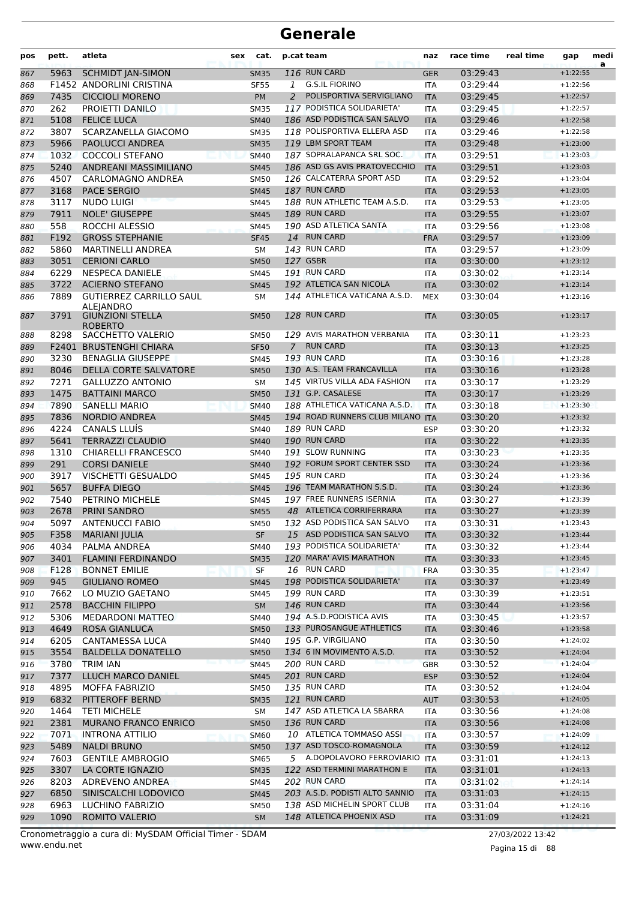# Generale

| pos | pett. | atleta | sex | cat. | p.cat | team | naz | race time | real time | gap | medi a |
|---|---|---|---|---|---|---|---|---|---|---|---|
| 867 | 5963 | SCHMIDT JAN-SIMON | | SM35 | 116 | RUN CARD | GER | 03:29:43 | | +1:22:55 | |
| 868 | F1452 | ANDORLINI CRISTINA | | SF55 | 1 | G.S.IL FIORINO | ITA | 03:29:44 | | +1:22:56 | |
| 869 | 7435 | CICCIOLI MORENO | | PM | 2 | POLISPORTIVA SERVIGLIANO | ITA | 03:29:45 | | +1:22:57 | |
| 870 | 262 | PROIETTI DANILO | | SM35 | 117 | PODISTICA SOLIDARIETA' | ITA | 03:29:45 | | +1:22:57 | |
| 871 | 5108 | FELICE LUCA | | SM40 | 186 | ASD PODISTICA SAN SALVO | ITA | 03:29:46 | | +1:22:58 | |
| 872 | 3807 | SCARZANELLA GIACOMO | | SM35 | 118 | POLISPORTIVA ELLERA ASD | ITA | 03:29:46 | | +1:22:58 | |
| 873 | 5966 | PAOLUCCI ANDREA | | SM35 | 119 | LBM SPORT TEAM | ITA | 03:29:48 | | +1:23:00 | |
| 874 | 1032 | COCCOLI STEFANO | | SM40 | 187 | SOPRALAPANCA SRL SOC. | ITA | 03:29:51 | | +1:23:03 | |
| 875 | 5240 | ANDREANI MASSIMILIANO | | SM45 | 186 | ASD GS AVIS PRATOVECCHIO | ITA | 03:29:51 | | +1:23:03 | |
| 876 | 4507 | CARLOMAGNO ANDREA | | SM50 | 126 | CALCATERRA SPORT ASD | ITA | 03:29:52 | | +1:23:04 | |
| 877 | 3168 | PACE SERGIO | | SM45 | 187 | RUN CARD | ITA | 03:29:53 | | +1:23:05 | |
| 878 | 3117 | NUDO LUIGI | | SM45 | 188 | RUN ATHLETIC TEAM A.S.D. | ITA | 03:29:53 | | +1:23:05 | |
| 879 | 7911 | NOLE' GIUSEPPE | | SM45 | 189 | RUN CARD | ITA | 03:29:55 | | +1:23:07 | |
| 880 | 558 | ROCCHI ALESSIO | | SM45 | 190 | ASD ATLETICA SANTA | ITA | 03:29:56 | | +1:23:08 | |
| 881 | F192 | GROSS STEPHANIE | | SF45 | 14 | RUN CARD | FRA | 03:29:57 | | +1:23:09 | |
| 882 | 5860 | MARTINELLI ANDREA | | SM | 143 | RUN CARD | ITA | 03:29:57 | | +1:23:09 | |
| 883 | 3051 | CERIONI CARLO | | SM50 | 127 | GSBR | ITA | 03:30:00 | | +1:23:12 | |
| 884 | 6229 | NESPECA DANIELE | | SM45 | 191 | RUN CARD | ITA | 03:30:02 | | +1:23:14 | |
| 885 | 3722 | ACIERNO STEFANO | | SM45 | 192 | ATLETICA SAN NICOLA | ITA | 03:30:02 | | +1:23:14 | |
| 886 | 7889 | GUTIERREZ CARRILLO SAUL ALEJANDRO | | SM | 144 | ATHLETICA VATICANA A.S.D. | MEX | 03:30:04 | | +1:23:16 | |
| 887 | 3791 | GIUNZIONI STELLA ROBERTO | | SM50 | 128 | RUN CARD | ITA | 03:30:05 | | +1:23:17 | |
| 888 | 8298 | SACCHETTO VALERIO | | SM50 | 129 | AVIS MARATHON VERBANIA | ITA | 03:30:11 | | +1:23:23 | |
| 889 | F2401 | BRUSTENGHI CHIARA | | SF50 | 7 | RUN CARD | ITA | 03:30:13 | | +1:23:25 | |
| 890 | 3230 | BENAGLIA GIUSEPPE | | SM45 | 193 | RUN CARD | ITA | 03:30:16 | | +1:23:28 | |
| 891 | 8046 | DELLA CORTE SALVATORE | | SM50 | 130 | A.S. TEAM FRANCAVILLA | ITA | 03:30:16 | | +1:23:28 | |
| 892 | 7271 | GALLUZZO ANTONIO | | SM | 145 | VIRTUS VILLA ADA FASHION | ITA | 03:30:17 | | +1:23:29 | |
| 893 | 1475 | BATTAINI MARCO | | SM50 | 131 | G.P. CASALESE | ITA | 03:30:17 | | +1:23:29 | |
| 894 | 7890 | SANELLI MARIO | | SM40 | 188 | ATHLETICA VATICANA A.S.D. | ITA | 03:30:18 | | +1:23:30 | |
| 895 | 7836 | NORDIO ANDREA | | SM45 | 194 | ROAD RUNNERS CLUB MILANO | ITA | 03:30:20 | | +1:23:32 | |
| 896 | 4224 | CANALS LLUÍS | | SM40 | 189 | RUN CARD | ESP | 03:30:20 | | +1:23:32 | |
| 897 | 5641 | TERRAZZI CLAUDIO | | SM40 | 190 | RUN CARD | ITA | 03:30:22 | | +1:23:35 | |
| 898 | 1310 | CHIARELLI FRANCESCO | | SM40 | 191 | SLOW RUNNING | ITA | 03:30:23 | | +1:23:35 | |
| 899 | 291 | CORSI DANIELE | | SM40 | 192 | FORUM SPORT CENTER SSD | ITA | 03:30:24 | | +1:23:36 | |
| 900 | 3917 | VISCHETTI GESUALDO | | SM45 | 195 | RUN CARD | ITA | 03:30:24 | | +1:23:36 | |
| 901 | 5657 | BUFFA DIEGO | | SM45 | 196 | TEAM MARATHON S.S.D. | ITA | 03:30:24 | | +1:23:36 | |
| 902 | 7540 | PETRINO MICHELE | | SM45 | 197 | FREE RUNNERS ISERNIA | ITA | 03:30:27 | | +1:23:39 | |
| 903 | 2678 | PRINI SANDRO | | SM55 | 48 | ATLETICA CORRIFERRARA | ITA | 03:30:27 | | +1:23:39 | |
| 904 | 5097 | ANTENUCCI FABIO | | SM50 | 132 | ASD PODISTICA SAN SALVO | ITA | 03:30:31 | | +1:23:43 | |
| 905 | F358 | MARIANI JULIA | | SF | 15 | ASD PODISTICA SAN SALVO | ITA | 03:30:32 | | +1:23:44 | |
| 906 | 4034 | PALMA ANDREA | | SM40 | 193 | PODISTICA SOLIDARIETA' | ITA | 03:30:32 | | +1:23:44 | |
| 907 | 3401 | FLAMINI FERDINANDO | | SM35 | 120 | MARA' AVIS MARATHON | ITA | 03:30:33 | | +1:23:45 | |
| 908 | F128 | BONNET EMILIE | | SF | 16 | RUN CARD | FRA | 03:30:35 | | +1:23:47 | |
| 909 | 945 | GIULIANO ROMEO | | SM45 | 198 | PODISTICA SOLIDARIETA' | ITA | 03:30:37 | | +1:23:49 | |
| 910 | 7662 | LO MUZIO GAETANO | | SM45 | 199 | RUN CARD | ITA | 03:30:39 | | +1:23:51 | |
| 911 | 2578 | BACCHIN FILIPPO | | SM | 146 | RUN CARD | ITA | 03:30:44 | | +1:23:56 | |
| 912 | 5306 | MEDARDONI MATTEO | | SM40 | 194 | A.S.D.PODISTICA AVIS | ITA | 03:30:45 | | +1:23:57 | |
| 913 | 4649 | ROSA GIANLUCA | | SM50 | 133 | PUROSANGUE ATHLETICS | ITA | 03:30:46 | | +1:23:58 | |
| 914 | 6205 | CANTAMESSA LUCA | | SM40 | 195 | G.P. VIRGILIANO | ITA | 03:30:50 | | +1:24:02 | |
| 915 | 3554 | BALDELLA DONATELLO | | SM50 | 134 | 6 IN MOVIMENTO A.S.D. | ITA | 03:30:52 | | +1:24:04 | |
| 916 | 3780 | TRIM IAN | | SM45 | 200 | RUN CARD | GBR | 03:30:52 | | +1:24:04 | |
| 917 | 7377 | LLUCH MARCO DANIEL | | SM45 | 201 | RUN CARD | ESP | 03:30:52 | | +1:24:04 | |
| 918 | 4895 | MOFFA FABRIZIO | | SM50 | 135 | RUN CARD | ITA | 03:30:52 | | +1:24:04 | |
| 919 | 6832 | PITTEROFF BERND | | SM35 | 121 | RUN CARD | AUT | 03:30:53 | | +1:24:05 | |
| 920 | 1464 | TETI MICHELE | | SM | 147 | ASD ATLETICA LA SBARRA | ITA | 03:30:56 | | +1:24:08 | |
| 921 | 2381 | MURANO FRANCO ENRICO | | SM50 | 136 | RUN CARD | ITA | 03:30:56 | | +1:24:08 | |
| 922 | 7071 | INTRONA ATTILIO | | SM60 | 10 | ATLETICA TOMMASO ASSI | ITA | 03:30:57 | | +1:24:09 | |
| 923 | 5489 | NALDI BRUNO | | SM50 | 137 | ASD TOSCO-ROMAGNOLA | ITA | 03:30:59 | | +1:24:12 | |
| 924 | 7603 | GENTILE AMBROGIO | | SM65 | 5 | A.DOPOLAVORO FERROVIARIO | ITA | 03:31:01 | | +1:24:13 | |
| 925 | 3307 | LA CORTE IGNAZIO | | SM35 | 122 | ASD TERMINI MARATHON E | ITA | 03:31:01 | | +1:24:13 | |
| 926 | 8203 | ADREVENO ANDREA | | SM45 | 202 | RUN CARD | ITA | 03:31:02 | | +1:24:14 | |
| 927 | 6850 | SINISCALCHI LODOVICO | | SM45 | 203 | A.S.D. PODISTI ALTO SANNIO | ITA | 03:31:03 | | +1:24:15 | |
| 928 | 6963 | LUCHINO FABRIZIO | | SM50 | 138 | ASD MICHELIN SPORT CLUB | ITA | 03:31:04 | | +1:24:16 | |
| 929 | 1090 | ROMITO VALERIO | | SM | 148 | ATLETICA PHOENIX ASD | ITA | 03:31:09 | | +1:24:21 | |

Cronometraggio a cura di: MySDAM Official Timer - SDAM
www.endu.net

27/03/2022 13:42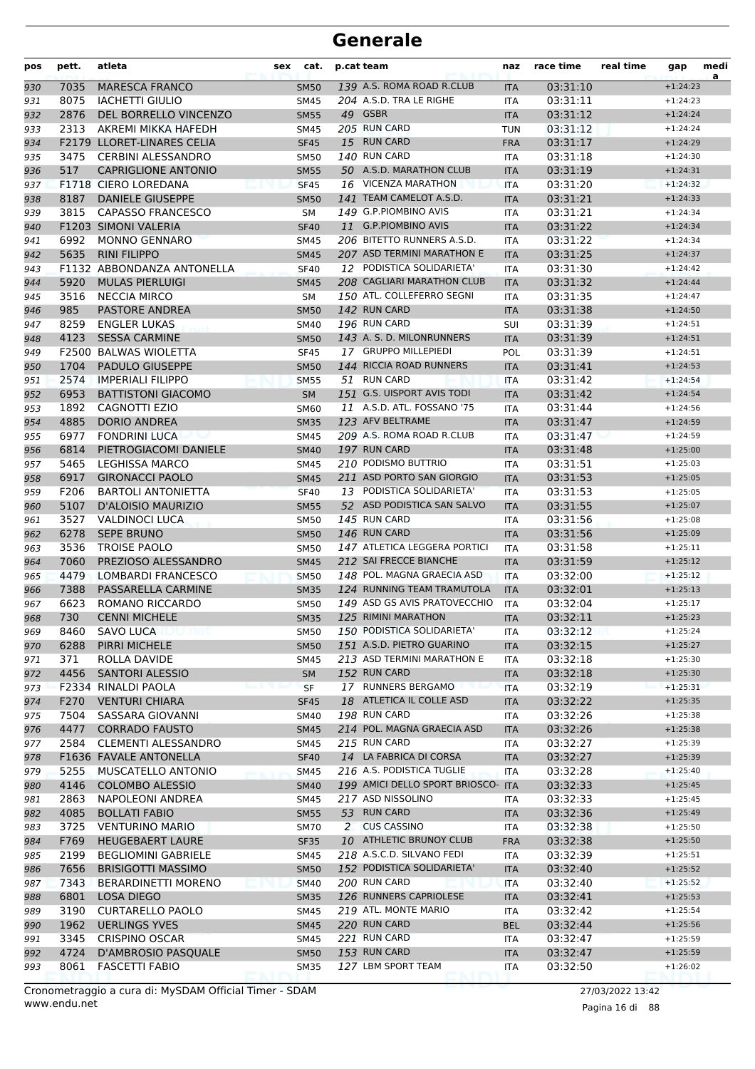# Generale

| pos | pett. | atleta | sex | cat. | p.cat | team | naz | race time | real time | gap | medi a |
|---|---|---|---|---|---|---|---|---|---|---|---|
| 930 | 7035 | MARESCA FRANCO | | SM50 | 139 | A.S. ROMA ROAD R.CLUB | ITA | 03:31:10 | | +1:24:23 | |
| 931 | 8075 | IACHETTI GIULIO | | SM45 | 204 | A.S.D. TRA LE RIGHE | ITA | 03:31:11 | | +1:24:23 | |
| 932 | 2876 | DEL BORRELLO VINCENZO | | SM55 | 49 | GSBR | ITA | 03:31:12 | | +1:24:24 | |
| 933 | 2313 | AKREMI MIKKA HAFEDH | | SM45 | 205 | RUN CARD | TUN | 03:31:12 | | +1:24:24 | |
| 934 | F2179 | LLORET-LINARES CELIA | | SF45 | 15 | RUN CARD | FRA | 03:31:17 | | +1:24:29 | |
| 935 | 3475 | CERBINI ALESSANDRO | | SM50 | 140 | RUN CARD | ITA | 03:31:18 | | +1:24:30 | |
| 936 | 517 | CAPRIGLIONE ANTONIO | | SM55 | 50 | A.S.D. MARATHON CLUB | ITA | 03:31:19 | | +1:24:31 | |
| 937 | F1718 | CIERO LOREDANA | | SF45 | 16 | VICENZA MARATHON | ITA | 03:31:20 | | +1:24:32 | |
| 938 | 8187 | DANIELE GIUSEPPE | | SM50 | 141 | TEAM CAMELOT A.S.D. | ITA | 03:31:21 | | +1:24:33 | |
| 939 | 3815 | CAPASSO FRANCESCO | | SM | 149 | G.P.PIOMBINO AVIS | ITA | 03:31:21 | | +1:24:34 | |
| 940 | F1203 | SIMONI VALERIA | | SF40 | 11 | G.P.PIOMBINO AVIS | ITA | 03:31:22 | | +1:24:34 | |
| 941 | 6992 | MONNO GENNARO | | SM45 | 206 | BITETTO RUNNERS A.S.D. | ITA | 03:31:22 | | +1:24:34 | |
| 942 | 5635 | RINI FILIPPO | | SM45 | 207 | ASD TERMINI MARATHON E | ITA | 03:31:25 | | +1:24:37 | |
| 943 | F1132 | ABBONDANZA ANTONELLA | | SF40 | 12 | PODISTICA SOLIDARIETA' | ITA | 03:31:30 | | +1:24:42 | |
| 944 | 5920 | MULAS PIERLUIGI | | SM45 | 208 | CAGLIARI MARATHON CLUB | ITA | 03:31:32 | | +1:24:44 | |
| 945 | 3516 | NECCIA MIRCO | | SM | 150 | ATL. COLLEFERRO SEGNI | ITA | 03:31:35 | | +1:24:47 | |
| 946 | 985 | PASTORE ANDREA | | SM50 | 142 | RUN CARD | ITA | 03:31:38 | | +1:24:50 | |
| 947 | 8259 | ENGLER LUKAS | | SM40 | 196 | RUN CARD | SUI | 03:31:39 | | +1:24:51 | |
| 948 | 4123 | SESSA CARMINE | | SM50 | 143 | A. S. D. MILONRUNNERS | ITA | 03:31:39 | | +1:24:51 | |
| 949 | F2500 | BALWAS WIOLETTA | | SF45 | 17 | GRUPPO MILLEPIEDI | POL | 03:31:39 | | +1:24:51 | |
| 950 | 1704 | PADULO GIUSEPPE | | SM50 | 144 | RICCIA ROAD RUNNERS | ITA | 03:31:41 | | +1:24:53 | |
| 951 | 2574 | IMPERIALI FILIPPO | | SM55 | 51 | RUN CARD | ITA | 03:31:42 | | +1:24:54 | |
| 952 | 6953 | BATTISTONI GIACOMO | | SM | 151 | G.S. UISPORT AVIS TODI | ITA | 03:31:42 | | +1:24:54 | |
| 953 | 1892 | CAGNOTTI EZIO | | SM60 | 11 | A.S.D. ATL. FOSSANO '75 | ITA | 03:31:44 | | +1:24:56 | |
| 954 | 4885 | DORIO ANDREA | | SM35 | 123 | AFV BELTRAME | ITA | 03:31:47 | | +1:24:59 | |
| 955 | 6977 | FONDRINI LUCA | | SM45 | 209 | A.S. ROMA ROAD R.CLUB | ITA | 03:31:47 | | +1:24:59 | |
| 956 | 6814 | PIETROGIACOMI DANIELE | | SM40 | 197 | RUN CARD | ITA | 03:31:48 | | +1:25:00 | |
| 957 | 5465 | LEGHISSA MARCO | | SM45 | 210 | PODISMO BUTTRIO | ITA | 03:31:51 | | +1:25:03 | |
| 958 | 6917 | GIRONACCI PAOLO | | SM45 | 211 | ASD PORTO SAN GIORGIO | ITA | 03:31:53 | | +1:25:05 | |
| 959 | F206 | BARTOLI ANTONIETTA | | SF40 | 13 | PODISTICA SOLIDARIETA' | ITA | 03:31:53 | | +1:25:05 | |
| 960 | 5107 | D'ALOISIO MAURIZIO | | SM55 | 52 | ASD PODISTICA SAN SALVO | ITA | 03:31:55 | | +1:25:07 | |
| 961 | 3527 | VALDINOCI LUCA | | SM50 | 145 | RUN CARD | ITA | 03:31:56 | | +1:25:08 | |
| 962 | 6278 | SEPE BRUNO | | SM50 | 146 | RUN CARD | ITA | 03:31:56 | | +1:25:09 | |
| 963 | 3536 | TROISE PAOLO | | SM50 | 147 | ATLETICA LEGGERA PORTICI | ITA | 03:31:58 | | +1:25:11 | |
| 964 | 7060 | PREZIOSO ALESSANDRO | | SM45 | 212 | SAI FRECCE BIANCHE | ITA | 03:31:59 | | +1:25:12 | |
| 965 | 4479 | LOMBARDI FRANCESCO | | SM50 | 148 | POL. MAGNA GRAECIA ASD | ITA | 03:32:00 | | +1:25:12 | |
| 966 | 7388 | PASSARELLA CARMINE | | SM35 | 124 | RUNNING TEAM TRAMUTOLA | ITA | 03:32:01 | | +1:25:13 | |
| 967 | 6623 | ROMANO RICCARDO | | SM50 | 149 | ASD GS AVIS PRATOVECCHIO | ITA | 03:32:04 | | +1:25:17 | |
| 968 | 730 | CENNI MICHELE | | SM35 | 125 | RIMINI MARATHON | ITA | 03:32:11 | | +1:25:23 | |
| 969 | 8460 | SAVO LUCA | | SM50 | 150 | PODISTICA SOLIDARIETA' | ITA | 03:32:12 | | +1:25:24 | |
| 970 | 6288 | PIRRI MICHELE | | SM50 | 151 | A.S.D. PIETRO GUARINO | ITA | 03:32:15 | | +1:25:27 | |
| 971 | 371 | ROLLA DAVIDE | | SM45 | 213 | ASD TERMINI MARATHON E | ITA | 03:32:18 | | +1:25:30 | |
| 972 | 4456 | SANTORI ALESSIO | | SM | 152 | RUN CARD | ITA | 03:32:18 | | +1:25:30 | |
| 973 | F2334 | RINALDI PAOLA | | SF | 17 | RUNNERS BERGAMO | ITA | 03:32:19 | | +1:25:31 | |
| 974 | F270 | VENTURI CHIARA | | SF45 | 18 | ATLETICA IL COLLE ASD | ITA | 03:32:22 | | +1:25:35 | |
| 975 | 7504 | SASSARA GIOVANNI | | SM40 | 198 | RUN CARD | ITA | 03:32:26 | | +1:25:38 | |
| 976 | 4477 | CORRADO FAUSTO | | SM45 | 214 | POL. MAGNA GRAECIA ASD | ITA | 03:32:26 | | +1:25:38 | |
| 977 | 2584 | CLEMENTI ALESSANDRO | | SM45 | 215 | RUN CARD | ITA | 03:32:27 | | +1:25:39 | |
| 978 | F1636 | FAVALE ANTONELLA | | SF40 | 14 | LA FABRICA DI CORSA | ITA | 03:32:27 | | +1:25:39 | |
| 979 | 5255 | MUSCATELLO ANTONIO | | SM45 | 216 | A.S. PODISTICA TUGLIE | ITA | 03:32:28 | | +1:25:40 | |
| 980 | 4146 | COLOMBO ALESSIO | | SM40 | 199 | AMICI DELLO SPORT BRIOSCO- | ITA | 03:32:33 | | +1:25:45 | |
| 981 | 2863 | NAPOLEONI ANDREA | | SM45 | 217 | ASD NISSOLINO | ITA | 03:32:33 | | +1:25:45 | |
| 982 | 4085 | BOLLATI FABIO | | SM55 | 53 | RUN CARD | ITA | 03:32:36 | | +1:25:49 | |
| 983 | 3725 | VENTURINO MARIO | | SM70 | 2 | CUS CASSINO | ITA | 03:32:38 | | +1:25:50 | |
| 984 | F769 | HEUGEBAERT LAURE | | SF35 | 10 | ATHLETIC BRUNOY CLUB | FRA | 03:32:38 | | +1:25:50 | |
| 985 | 2199 | BEGLIOMINI GABRIELE | | SM45 | 218 | A.S.C.D. SILVANO FEDI | ITA | 03:32:39 | | +1:25:51 | |
| 986 | 7656 | BRISIGOTTI MASSIMO | | SM50 | 152 | PODISTICA SOLIDARIETA' | ITA | 03:32:40 | | +1:25:52 | |
| 987 | 7343 | BERARDINETTI MORENO | | SM40 | 200 | RUN CARD | ITA | 03:32:40 | | +1:25:52 | |
| 988 | 6801 | LOSA DIEGO | | SM35 | 126 | RUNNERS CAPRIOLESE | ITA | 03:32:41 | | +1:25:53 | |
| 989 | 3190 | CURTARELLO PAOLO | | SM45 | 219 | ATL. MONTE MARIO | ITA | 03:32:42 | | +1:25:54 | |
| 990 | 1962 | UERLINGS YVES | | SM45 | 220 | RUN CARD | BEL | 03:32:44 | | +1:25:56 | |
| 991 | 3345 | CRISPINO OSCAR | | SM45 | 221 | RUN CARD | ITA | 03:32:47 | | +1:25:59 | |
| 992 | 4724 | D'AMBROSIO PASQUALE | | SM50 | 153 | RUN CARD | ITA | 03:32:47 | | +1:25:59 | |
| 993 | 8061 | FASCETTI FABIO | | SM35 | 127 | LBM SPORT TEAM | ITA | 03:32:50 | | +1:26:02 | |

Cronometraggio a cura di: MySDAM Official Timer - SDAM
www.endu.net

27/03/2022 13:42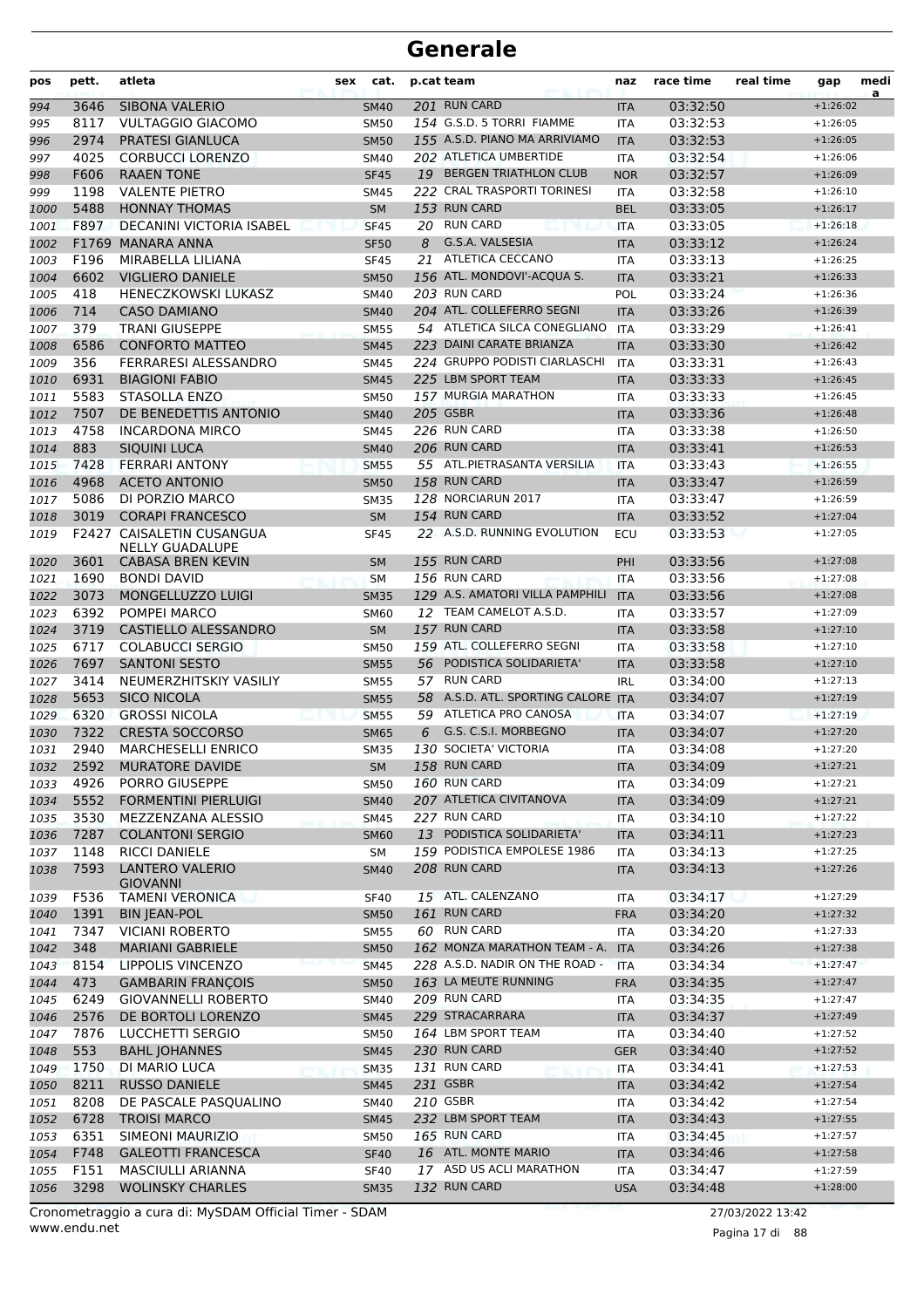# Generale

| pos | pett. | atleta | sex | cat. | p.cat | team | naz | race time | real time | gap | medi a |
|---|---|---|---|---|---|---|---|---|---|---|---|
| 994 | 3646 | SIBONA VALERIO | | SM40 | 201 | RUN CARD | ITA | 03:32:50 | | +1:26:02 | |
| 995 | 8117 | VULTAGGIO GIACOMO | | SM50 | 154 | G.S.D. 5 TORRI FIAMME | ITA | 03:32:53 | | +1:26:05 | |
| 996 | 2974 | PRATESI GIANLUCA | | SM50 | 155 | A.S.D. PIANO MA ARRIVIAMO | ITA | 03:32:53 | | +1:26:05 | |
| 997 | 4025 | CORBUCCI LORENZO | | SM40 | 202 | ATLETICA UMBERTIDE | ITA | 03:32:54 | | +1:26:06 | |
| 998 | F606 | RAAEN TONE | | SF45 | 19 | BERGEN TRIATHLON CLUB | NOR | 03:32:57 | | +1:26:09 | |
| 999 | 1198 | VALENTE PIETRO | | SM45 | 222 | CRAL TRASPORTI TORINESI | ITA | 03:32:58 | | +1:26:10 | |
| 1000 | 5488 | HONNAY THOMAS | | SM | 153 | RUN CARD | BEL | 03:33:05 | | +1:26:17 | |
| 1001 | F897 | DECANINI VICTORIA ISABEL | | SF45 | 20 | RUN CARD | ITA | 03:33:05 | | +1:26:18 | |
| 1002 | F1769 | MANARA ANNA | | SF50 | 8 | G.S.A. VALSESIA | ITA | 03:33:12 | | +1:26:24 | |
| 1003 | F196 | MIRABELLA LILIANA | | SF45 | 21 | ATLETICA CECCANO | ITA | 03:33:13 | | +1:26:25 | |
| 1004 | 6602 | VIGLIERO DANIELE | | SM50 | 156 | ATL. MONDOVI'-ACQUA S. | ITA | 03:33:21 | | +1:26:33 | |
| 1005 | 418 | HENECZKOWSKI LUKASZ | | SM40 | 203 | RUN CARD | POL | 03:33:24 | | +1:26:36 | |
| 1006 | 714 | CASO DAMIANO | | SM40 | 204 | ATL. COLLEFERRO SEGNI | ITA | 03:33:26 | | +1:26:39 | |
| 1007 | 379 | TRANI GIUSEPPE | | SM55 | 54 | ATLETICA SILCA CONEGLIANO | ITA | 03:33:29 | | +1:26:41 | |
| 1008 | 6586 | CONFORTO MATTEO | | SM45 | 223 | DAINI CARATE BRIANZA | ITA | 03:33:30 | | +1:26:42 | |
| 1009 | 356 | FERRARESI ALESSANDRO | | SM45 | 224 | GRUPPO PODISTI CIARLASCHI | ITA | 03:33:31 | | +1:26:43 | |
| 1010 | 6931 | BIAGIONI FABIO | | SM45 | 225 | LBM SPORT TEAM | ITA | 03:33:33 | | +1:26:45 | |
| 1011 | 5583 | STASOLLA ENZO | | SM50 | 157 | MURGIA MARATHON | ITA | 03:33:33 | | +1:26:45 | |
| 1012 | 7507 | DE BENEDETTIS ANTONIO | | SM40 | 205 | GSBR | ITA | 03:33:36 | | +1:26:48 | |
| 1013 | 4758 | INCARDONA MIRCO | | SM45 | 226 | RUN CARD | ITA | 03:33:38 | | +1:26:50 | |
| 1014 | 883 | SIQUINI LUCA | | SM40 | 206 | RUN CARD | ITA | 03:33:41 | | +1:26:53 | |
| 1015 | 7428 | FERRARI ANTONY | | SM55 | 55 | ATL.PIETRASANTA VERSILIA | ITA | 03:33:43 | | +1:26:55 | |
| 1016 | 4968 | ACETO ANTONIO | | SM50 | 158 | RUN CARD | ITA | 03:33:47 | | +1:26:59 | |
| 1017 | 5086 | DI PORZIO MARCO | | SM35 | 128 | NORCIARUN 2017 | ITA | 03:33:47 | | +1:26:59 | |
| 1018 | 3019 | CORAPI FRANCESCO | | SM | 154 | RUN CARD | ITA | 03:33:52 | | +1:27:04 | |
| 1019 | F2427 | CAISALETIN CUSANGUA NELLY GUADALUPE | | SF45 | 22 | A.S.D. RUNNING EVOLUTION | ECU | 03:33:53 | | +1:27:05 | |
| 1020 | 3601 | CABASA BREN KEVIN | | SM | 155 | RUN CARD | PHI | 03:33:56 | | +1:27:08 | |
| 1021 | 1690 | BONDI DAVID | | SM | 156 | RUN CARD | ITA | 03:33:56 | | +1:27:08 | |
| 1022 | 3073 | MONGELLUZZO LUIGI | | SM35 | 129 | A.S. AMATORI VILLA PAMPHILI | ITA | 03:33:56 | | +1:27:08 | |
| 1023 | 6392 | POMPEI MARCO | | SM60 | 12 | TEAM CAMELOT A.S.D. | ITA | 03:33:57 | | +1:27:09 | |
| 1024 | 3719 | CASTIELLO ALESSANDRO | | SM | 157 | RUN CARD | ITA | 03:33:58 | | +1:27:10 | |
| 1025 | 6717 | COLABUCCI SERGIO | | SM50 | 159 | ATL. COLLEFERRO SEGNI | ITA | 03:33:58 | | +1:27:10 | |
| 1026 | 7697 | SANTONI SESTO | | SM55 | 56 | PODISTICA SOLIDARIETA' | ITA | 03:33:58 | | +1:27:10 | |
| 1027 | 3414 | NEUMERZHITSKIY VASILIY | | SM55 | 57 | RUN CARD | IRL | 03:34:00 | | +1:27:13 | |
| 1028 | 5653 | SICO NICOLA | | SM55 | 58 | A.S.D. ATL. SPORTING CALORE | ITA | 03:34:07 | | +1:27:19 | |
| 1029 | 6320 | GROSSI NICOLA | | SM55 | 59 | ATLETICA PRO CANOSA | ITA | 03:34:07 | | +1:27:19 | |
| 1030 | 7322 | CRESTA SOCCORSO | | SM65 | 6 | G.S. C.S.I. MORBEGNO | ITA | 03:34:07 | | +1:27:20 | |
| 1031 | 2940 | MARCHESELLI ENRICO | | SM35 | 130 | SOCIETA' VICTORIA | ITA | 03:34:08 | | +1:27:20 | |
| 1032 | 2592 | MURATORE DAVIDE | | SM | 158 | RUN CARD | ITA | 03:34:09 | | +1:27:21 | |
| 1033 | 4926 | PORRO GIUSEPPE | | SM50 | 160 | RUN CARD | ITA | 03:34:09 | | +1:27:21 | |
| 1034 | 5552 | FORMENTINI PIERLUIGI | | SM40 | 207 | ATLETICA CIVITANOVA | ITA | 03:34:09 | | +1:27:21 | |
| 1035 | 3530 | MEZZENZANA ALESSIO | | SM45 | 227 | RUN CARD | ITA | 03:34:10 | | +1:27:22 | |
| 1036 | 7287 | COLANTONI SERGIO | | SM60 | 13 | PODISTICA SOLIDARIETA' | ITA | 03:34:11 | | +1:27:23 | |
| 1037 | 1148 | RICCI DANIELE | | SM | 159 | PODISTICA EMPOLESE 1986 | ITA | 03:34:13 | | +1:27:25 | |
| 1038 | 7593 | LANTERO VALERIO GIOVANNI | | SM40 | 208 | RUN CARD | ITA | 03:34:13 | | +1:27:26 | |
| 1039 | F536 | TAMENI VERONICA | | SF40 | 15 | ATL. CALENZANO | ITA | 03:34:17 | | +1:27:29 | |
| 1040 | 1391 | BIN JEAN-POL | | SM50 | 161 | RUN CARD | FRA | 03:34:20 | | +1:27:32 | |
| 1041 | 7347 | VICIANI ROBERTO | | SM55 | 60 | RUN CARD | ITA | 03:34:20 | | +1:27:33 | |
| 1042 | 348 | MARIANI GABRIELE | | SM50 | 162 | MONZA MARATHON TEAM - A. | ITA | 03:34:26 | | +1:27:38 | |
| 1043 | 8154 | LIPPOLIS VINCENZO | | SM45 | 228 | A.S.D. NADIR ON THE ROAD - | ITA | 03:34:34 | | +1:27:47 | |
| 1044 | 473 | GAMBARIN FRANÇOIS | | SM50 | 163 | LA MEUTE RUNNING | FRA | 03:34:35 | | +1:27:47 | |
| 1045 | 6249 | GIOVANNELLI ROBERTO | | SM40 | 209 | RUN CARD | ITA | 03:34:35 | | +1:27:47 | |
| 1046 | 2576 | DE BORTOLI LORENZO | | SM45 | 229 | STRACARRARA | ITA | 03:34:37 | | +1:27:49 | |
| 1047 | 7876 | LUCCHETTI SERGIO | | SM50 | 164 | LBM SPORT TEAM | ITA | 03:34:40 | | +1:27:52 | |
| 1048 | 553 | BAHL JOHANNES | | SM45 | 230 | RUN CARD | GER | 03:34:40 | | +1:27:52 | |
| 1049 | 1750 | DI MARIO LUCA | | SM35 | 131 | RUN CARD | ITA | 03:34:41 | | +1:27:53 | |
| 1050 | 8211 | RUSSO DANIELE | | SM45 | 231 | GSBR | ITA | 03:34:42 | | +1:27:54 | |
| 1051 | 8208 | DE PASCALE PASQUALINO | | SM40 | 210 | GSBR | ITA | 03:34:42 | | +1:27:54 | |
| 1052 | 6728 | TROISI MARCO | | SM45 | 232 | LBM SPORT TEAM | ITA | 03:34:43 | | +1:27:55 | |
| 1053 | 6351 | SIMEONI MAURIZIO | | SM50 | 165 | RUN CARD | ITA | 03:34:45 | | +1:27:57 | |
| 1054 | F748 | GAUDIOTTI FRANCESCA | | SF40 | 16 | ATL. MONTE MARIO | ITA | 03:34:46 | | +1:27:58 | |
| 1055 | F151 | MASCIULLI ARIANNA | | SF40 | 17 | ASD US ACLI MARATHON | ITA | 03:34:47 | | +1:27:59 | |
| 1056 | 3298 | WOLINSKY CHARLES | | SM35 | 132 | RUN CARD | USA | 03:34:48 | | +1:28:00 | |

Cronometraggio a cura di: MySDAM Official Timer - SDAM
www.endu.net
27/03/2022 13:42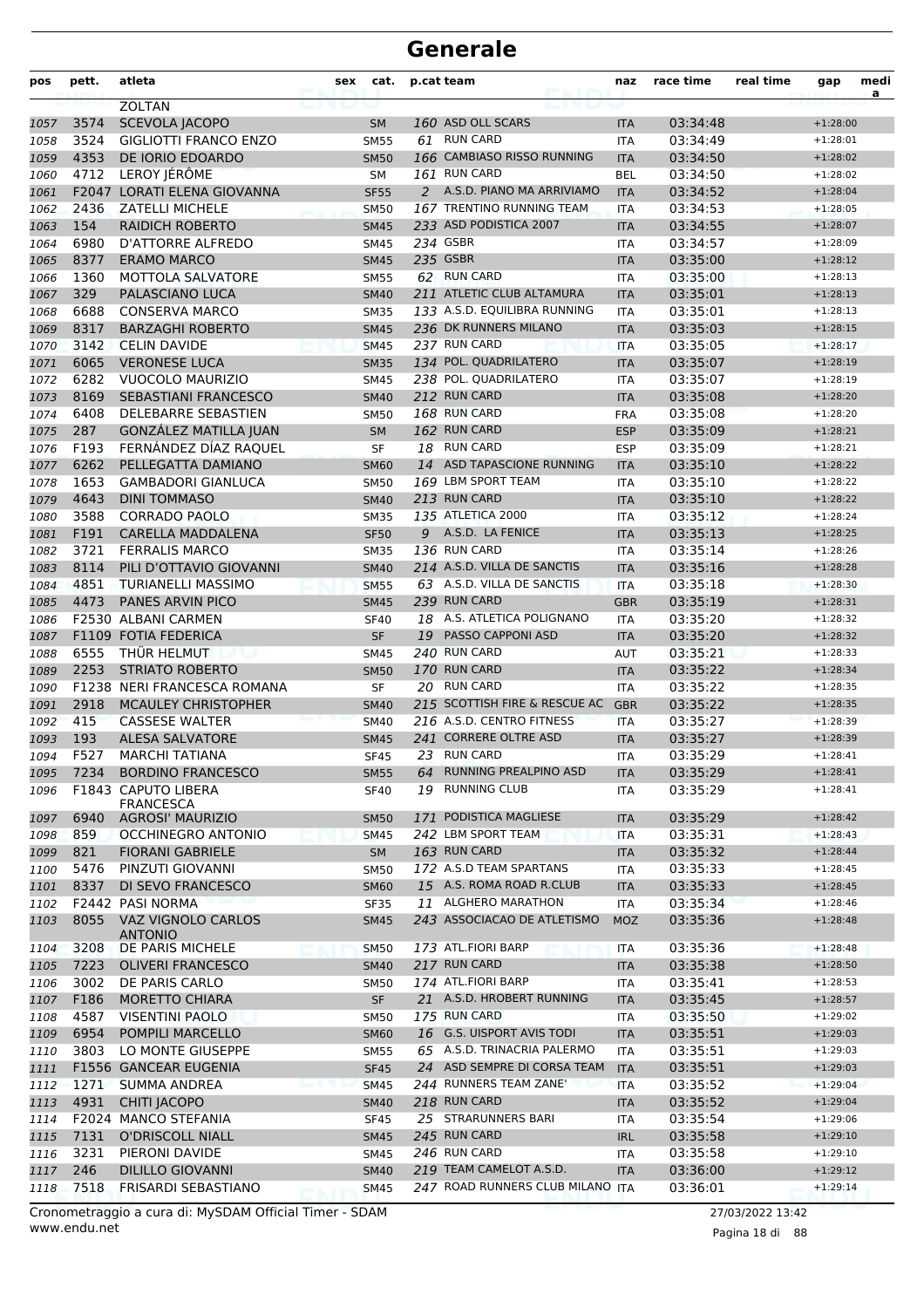# Generale

| pos | pett. | atleta | sex | cat. | p.cat | team | naz | race time | real time | gap | medi a |
|---|---|---|---|---|---|---|---|---|---|---|---|
| | | ZOLTAN | | | | | | | | | |
| 1057 | 3574 | SCEVOLA JACOPO | | SM | 160 | ASD OLL SCARS | ITA | 03:34:48 | | +1:28:00 | |
| 1058 | 3524 | GIGLIOTTI FRANCO ENZO | | SM55 | 61 | RUN CARD | ITA | 03:34:49 | | +1:28:01 | |
| 1059 | 4353 | DE IORIO EDOARDO | | SM50 | 166 | CAMBIASO RISSO RUNNING | ITA | 03:34:50 | | +1:28:02 | |
| 1060 | 4712 | LEROY JÉRÔME | | SM | 161 | RUN CARD | BEL | 03:34:50 | | +1:28:02 | |
| 1061 | F2047 | LORATI ELENA GIOVANNA | | SF55 | 2 | A.S.D. PIANO MA ARRIVIAMO | ITA | 03:34:52 | | +1:28:04 | |
| 1062 | 2436 | ZATELLI MICHELE | | SM50 | 167 | TRENTINO RUNNING TEAM | ITA | 03:34:53 | | +1:28:05 | |
| 1063 | 154 | RAIDICH ROBERTO | | SM45 | 233 | ASD PODISTICA 2007 | ITA | 03:34:55 | | +1:28:07 | |
| 1064 | 6980 | D'ATTORRE ALFREDO | | SM45 | 234 | GSBR | ITA | 03:34:57 | | +1:28:09 | |
| 1065 | 8377 | ERAMO MARCO | | SM45 | 235 | GSBR | ITA | 03:35:00 | | +1:28:12 | |
| 1066 | 1360 | MOTTOLA SALVATORE | | SM55 | 62 | RUN CARD | ITA | 03:35:00 | | +1:28:13 | |
| 1067 | 329 | PALASCIANO LUCA | | SM40 | 211 | ATLETIC CLUB ALTAMURA | ITA | 03:35:01 | | +1:28:13 | |
| 1068 | 6688 | CONSERVA MARCO | | SM35 | 133 | A.S.D. EQUILIBRA RUNNING | ITA | 03:35:01 | | +1:28:13 | |
| 1069 | 8317 | BARZAGHI ROBERTO | | SM45 | 236 | DK RUNNERS MILANO | ITA | 03:35:03 | | +1:28:15 | |
| 1070 | 3142 | CELIN DAVIDE | | SM45 | 237 | RUN CARD | ITA | 03:35:05 | | +1:28:17 | |
| 1071 | 6065 | VERONESE LUCA | | SM35 | 134 | POL. QUADRILATERO | ITA | 03:35:07 | | +1:28:19 | |
| 1072 | 6282 | VUOCOLO MAURIZIO | | SM45 | 238 | POL. QUADRILATERO | ITA | 03:35:07 | | +1:28:19 | |
| 1073 | 8169 | SEBASTIANI FRANCESCO | | SM40 | 212 | RUN CARD | ITA | 03:35:08 | | +1:28:20 | |
| 1074 | 6408 | DELEBARRE SEBASTIEN | | SM50 | 168 | RUN CARD | FRA | 03:35:08 | | +1:28:20 | |
| 1075 | 287 | GONZÁLEZ MATILLA JUAN | | SM | 162 | RUN CARD | ESP | 03:35:09 | | +1:28:21 | |
| 1076 | F193 | FERNÁNDEZ DÍAZ RAQUEL | | SF | 18 | RUN CARD | ESP | 03:35:09 | | +1:28:21 | |
| 1077 | 6262 | PELLEGATTA DAMIANO | | SM60 | 14 | ASD TAPASCIONE RUNNING | ITA | 03:35:10 | | +1:28:22 | |
| 1078 | 1653 | GAMBADORI GIANLUCA | | SM50 | 169 | LBM SPORT TEAM | ITA | 03:35:10 | | +1:28:22 | |
| 1079 | 4643 | DINI TOMMASO | | SM40 | 213 | RUN CARD | ITA | 03:35:10 | | +1:28:22 | |
| 1080 | 3588 | CORRADO PAOLO | | SM35 | 135 | ATLETICA 2000 | ITA | 03:35:12 | | +1:28:24 | |
| 1081 | F191 | CARELLA MADDALENA | | SF50 | 9 | A.S.D. LA FENICE | ITA | 03:35:13 | | +1:28:25 | |
| 1082 | 3721 | FERRALIS MARCO | | SM35 | 136 | RUN CARD | ITA | 03:35:14 | | +1:28:26 | |
| 1083 | 8114 | PILI D'OTTAVIO GIOVANNI | | SM40 | 214 | A.S.D. VILLA DE SANCTIS | ITA | 03:35:16 | | +1:28:28 | |
| 1084 | 4851 | TURIANELLI MASSIMO | | SM55 | 63 | A.S.D. VILLA DE SANCTIS | ITA | 03:35:18 | | +1:28:30 | |
| 1085 | 4473 | PANES ARVIN PICO | | SM45 | 239 | RUN CARD | GBR | 03:35:19 | | +1:28:31 | |
| 1086 | F2530 | ALBANI CARMEN | | SF40 | 18 | A.S. ATLETICA POLIGNANO | ITA | 03:35:20 | | +1:28:32 | |
| 1087 | F1109 | FOTIA FEDERICA | | SF | 19 | PASSO CAPPONI ASD | ITA | 03:35:20 | | +1:28:32 | |
| 1088 | 6555 | THÜR HELMUT | | SM45 | 240 | RUN CARD | AUT | 03:35:21 | | +1:28:33 | |
| 1089 | 2253 | STRIATO ROBERTO | | SM50 | 170 | RUN CARD | ITA | 03:35:22 | | +1:28:34 | |
| 1090 | F1238 | NERI FRANCESCA ROMANA | | SF | 20 | RUN CARD | ITA | 03:35:22 | | +1:28:35 | |
| 1091 | 2918 | MCAULEY CHRISTOPHER | | SM40 | 215 | SCOTTISH FIRE & RESCUE AC | GBR | 03:35:22 | | +1:28:35 | |
| 1092 | 415 | CASSESE WALTER | | SM40 | 216 | A.S.D. CENTRO FITNESS | ITA | 03:35:27 | | +1:28:39 | |
| 1093 | 193 | ALESA SALVATORE | | SM45 | 241 | CORRERE OLTRE ASD | ITA | 03:35:27 | | +1:28:39 | |
| 1094 | F527 | MARCHI TATIANA | | SF45 | 23 | RUN CARD | ITA | 03:35:29 | | +1:28:41 | |
| 1095 | 7234 | BORDINO FRANCESCO | | SM55 | 64 | RUNNING PREALPINO ASD | ITA | 03:35:29 | | +1:28:41 | |
| 1096 | F1843 | CAPUTO LIBERA FRANCESCA | | SF40 | 19 | RUNNING CLUB | ITA | 03:35:29 | | +1:28:41 | |
| 1097 | 6940 | AGROSI' MAURIZIO | | SM50 | 171 | PODISTICA MAGLIESE | ITA | 03:35:29 | | +1:28:42 | |
| 1098 | 859 | OCCHINEGRO ANTONIO | | SM45 | 242 | LBM SPORT TEAM | ITA | 03:35:31 | | +1:28:43 | |
| 1099 | 821 | FIORANI GABRIELE | | SM | 163 | RUN CARD | ITA | 03:35:32 | | +1:28:44 | |
| 1100 | 5476 | PINZUTI GIOVANNI | | SM50 | 172 | A.S.D TEAM SPARTANS | ITA | 03:35:33 | | +1:28:45 | |
| 1101 | 8337 | DI SEVO FRANCESCO | | SM60 | 15 | A.S. ROMA ROAD R.CLUB | ITA | 03:35:33 | | +1:28:45 | |
| 1102 | F2442 | PASI NORMA | | SF35 | 11 | ALGHERO MARATHON | ITA | 03:35:34 | | +1:28:46 | |
| 1103 | 8055 | VAZ VIGNOLO CARLOS ANTONIO | | SM45 | 243 | ASSOCIACAO DE ATLETISMO | MOZ | 03:35:36 | | +1:28:48 | |
| 1104 | 3208 | DE PARIS MICHELE | | SM50 | 173 | ATL.FIORI BARP | ITA | 03:35:36 | | +1:28:48 | |
| 1105 | 7223 | OLIVERI FRANCESCO | | SM40 | 217 | RUN CARD | ITA | 03:35:38 | | +1:28:50 | |
| 1106 | 3002 | DE PARIS CARLO | | SM50 | 174 | ATL.FIORI BARP | ITA | 03:35:41 | | +1:28:53 | |
| 1107 | F186 | MORETTO CHIARA | | SF | 21 | A.S.D. HROBERT RUNNING | ITA | 03:35:45 | | +1:28:57 | |
| 1108 | 4587 | VISENTINI PAOLO | | SM50 | 175 | RUN CARD | ITA | 03:35:50 | | +1:29:02 | |
| 1109 | 6954 | POMPILI MARCELLO | | SM60 | 16 | G.S. UISPORT AVIS TODI | ITA | 03:35:51 | | +1:29:03 | |
| 1110 | 3803 | LO MONTE GIUSEPPE | | SM55 | 65 | A.S.D. TRINACRIA PALERMO | ITA | 03:35:51 | | +1:29:03 | |
| 1111 | F1556 | GANCEAR EUGENIA | | SF45 | 24 | ASD SEMPRE DI CORSA TEAM | ITA | 03:35:51 | | +1:29:03 | |
| 1112 | 1271 | SUMMA ANDREA | | SM45 | 244 | RUNNERS TEAM ZANE' | ITA | 03:35:52 | | +1:29:04 | |
| 1113 | 4931 | CHITI JACOPO | | SM40 | 218 | RUN CARD | ITA | 03:35:52 | | +1:29:04 | |
| 1114 | F2024 | MANCO STEFANIA | | SF45 | 25 | STRARUNNERS BARI | ITA | 03:35:54 | | +1:29:06 | |
| 1115 | 7131 | O'DRISCOLL NIALL | | SM45 | 245 | RUN CARD | IRL | 03:35:58 | | +1:29:10 | |
| 1116 | 3231 | PIERONI DAVIDE | | SM45 | 246 | RUN CARD | ITA | 03:35:58 | | +1:29:10 | |
| 1117 | 246 | DILILLO GIOVANNI | | SM40 | 219 | TEAM CAMELOT A.S.D. | ITA | 03:36:00 | | +1:29:12 | |
| 1118 | 7518 | FRISARDI SEBASTIANO | | SM45 | 247 | ROAD RUNNERS CLUB MILANO | ITA | 03:36:01 | | +1:29:14 | |

Cronometraggio a cura di: MySDAM Official Timer - SDAM
www.endu.net

27/03/2022 13:42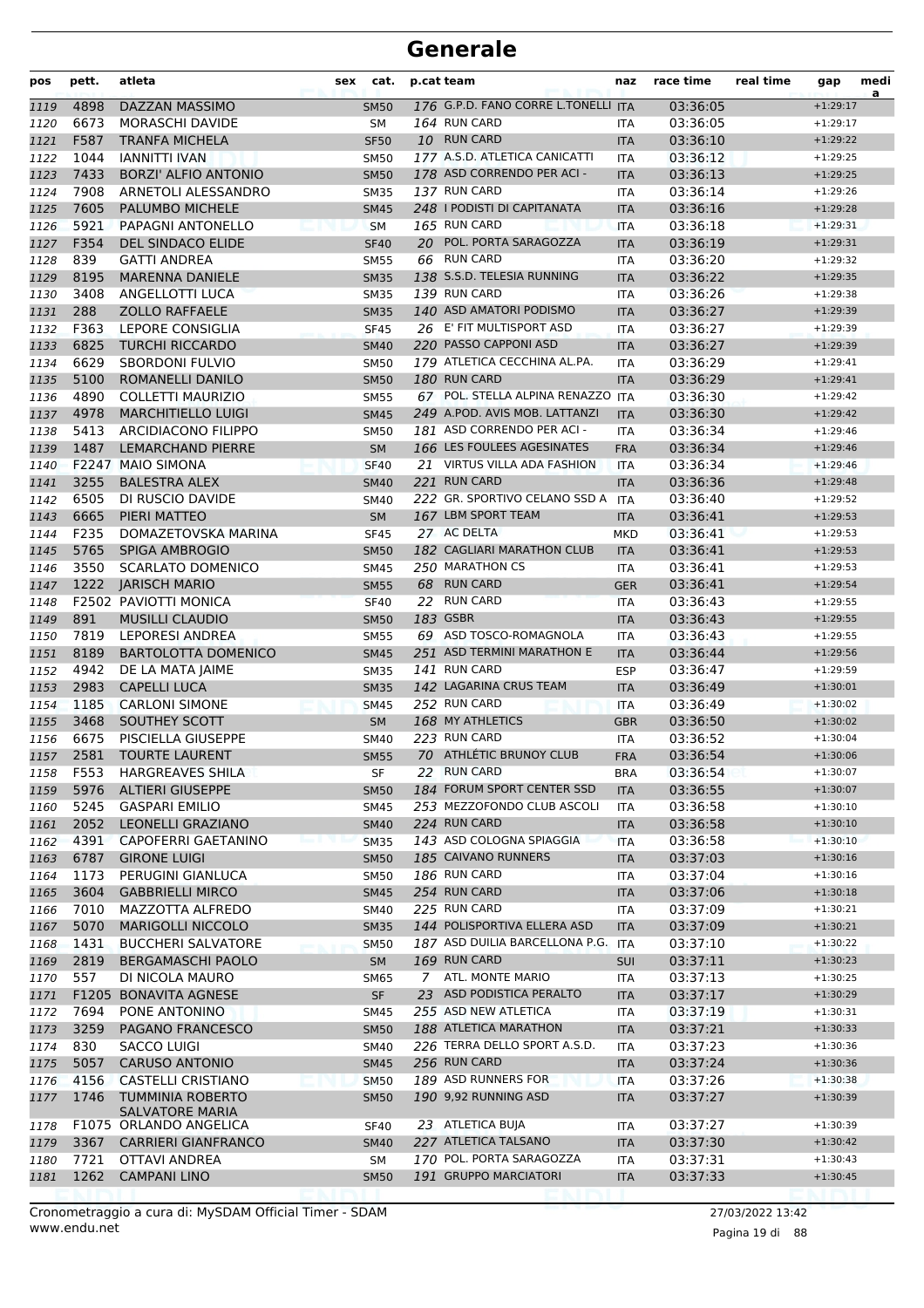# Generale

| pos | pett. | atleta | sex | cat. | p.cat | team | naz | race time | real time | gap | medi a |
|---|---|---|---|---|---|---|---|---|---|---|---|
| 1119 | 4898 | DAZZAN MASSIMO | | SM50 | 176 | G.P.D. FANO CORRE L.TONELLI | ITA | 03:36:05 | | +1:29:17 | |
| 1120 | 6673 | MORASCHI DAVIDE | | SM | 164 | RUN CARD | ITA | 03:36:05 | | +1:29:17 | |
| 1121 | F587 | TRANFA MICHELA | | SF50 | 10 | RUN CARD | ITA | 03:36:10 | | +1:29:22 | |
| 1122 | 1044 | IANNITTI IVAN | | SM50 | 177 | A.S.D. ATLETICA CANICATTI | ITA | 03:36:12 | | +1:29:25 | |
| 1123 | 7433 | BORZI' ALFIO ANTONIO | | SM50 | 178 | ASD CORRENDO PER ACI - | ITA | 03:36:13 | | +1:29:25 | |
| 1124 | 7908 | ARNETOLI ALESSANDRO | | SM35 | 137 | RUN CARD | ITA | 03:36:14 | | +1:29:26 | |
| 1125 | 7605 | PALUMBO MICHELE | | SM45 | 248 | I PODISTI DI CAPITANATA | ITA | 03:36:16 | | +1:29:28 | |
| 1126 | 5921 | PAPAGNI ANTONELLO | | SM | 165 | RUN CARD | ITA | 03:36:18 | | +1:29:31 | |
| 1127 | F354 | DEL SINDACO ELIDE | | SF40 | 20 | POL. PORTA SARAGOZZA | ITA | 03:36:19 | | +1:29:31 | |
| 1128 | 839 | GATTI ANDREA | | SM55 | 66 | RUN CARD | ITA | 03:36:20 | | +1:29:32 | |
| 1129 | 8195 | MARENNA DANIELE | | SM35 | 138 | S.S.D. TELESIA RUNNING | ITA | 03:36:22 | | +1:29:35 | |
| 1130 | 3408 | ANGELLOTTI LUCA | | SM35 | 139 | RUN CARD | ITA | 03:36:26 | | +1:29:38 | |
| 1131 | 288 | ZOLLO RAFFAELE | | SM35 | 140 | ASD AMATORI PODISMO | ITA | 03:36:27 | | +1:29:39 | |
| 1132 | F363 | LEPORE CONSIGLIA | | SF45 | 26 | E' FIT MULTISPORT ASD | ITA | 03:36:27 | | +1:29:39 | |
| 1133 | 6825 | TURCHI RICCARDO | | SM40 | 220 | PASSO CAPPONI ASD | ITA | 03:36:27 | | +1:29:39 | |
| 1134 | 6629 | SBORDONI FULVIO | | SM50 | 179 | ATLETICA CECCHINA AL.PA. | ITA | 03:36:29 | | +1:29:41 | |
| 1135 | 5100 | ROMANELLI DANILO | | SM50 | 180 | RUN CARD | ITA | 03:36:29 | | +1:29:41 | |
| 1136 | 4890 | COLLETTI MAURIZIO | | SM55 | 67 | POL. STELLA ALPINA RENAZZO | ITA | 03:36:30 | | +1:29:42 | |
| 1137 | 4978 | MARCHITIELLO LUIGI | | SM45 | 249 | A.POD. AVIS MOB. LATTANZI | ITA | 03:36:30 | | +1:29:42 | |
| 1138 | 5413 | ARCIDIACONO FILIPPO | | SM50 | 181 | ASD CORRENDO PER ACI - | ITA | 03:36:34 | | +1:29:46 | |
| 1139 | 1487 | LEMARCHAND PIERRE | | SM | 166 | LES FOULEES AGESINATES | FRA | 03:36:34 | | +1:29:46 | |
| 1140 | F2247 | MAIO SIMONA | | SF40 | 21 | VIRTUS VILLA ADA FASHION | ITA | 03:36:34 | | +1:29:46 | |
| 1141 | 3255 | BALESTRA ALEX | | SM40 | 221 | RUN CARD | ITA | 03:36:36 | | +1:29:48 | |
| 1142 | 6505 | DI RUSCIO DAVIDE | | SM40 | 222 | GR. SPORTIVO CELANO SSD A | ITA | 03:36:40 | | +1:29:52 | |
| 1143 | 6665 | PIERI MATTEO | | SM | 167 | LBM SPORT TEAM | ITA | 03:36:41 | | +1:29:53 | |
| 1144 | F235 | DOMAZETOVSKA MARINA | | SF45 | 27 | AC DELTA | MKD | 03:36:41 | | +1:29:53 | |
| 1145 | 5765 | SPIGA AMBROGIO | | SM50 | 182 | CAGLIARI MARATHON CLUB | ITA | 03:36:41 | | +1:29:53 | |
| 1146 | 3550 | SCARLATO DOMENICO | | SM45 | 250 | MARATHON CS | ITA | 03:36:41 | | +1:29:53 | |
| 1147 | 1222 | JARISCH MARIO | | SM55 | 68 | RUN CARD | GER | 03:36:41 | | +1:29:54 | |
| 1148 | F2502 | PAVIOTTI MONICA | | SF40 | 22 | RUN CARD | ITA | 03:36:43 | | +1:29:55 | |
| 1149 | 891 | MUSILLI CLAUDIO | | SM50 | 183 | GSBR | ITA | 03:36:43 | | +1:29:55 | |
| 1150 | 7819 | LEPORESI ANDREA | | SM55 | 69 | ASD TOSCO-ROMAGNOLA | ITA | 03:36:43 | | +1:29:55 | |
| 1151 | 8189 | BARTOLOTTA DOMENICO | | SM45 | 251 | ASD TERMINI MARATHON E | ITA | 03:36:44 | | +1:29:56 | |
| 1152 | 4942 | DE LA MATA JAIME | | SM35 | 141 | RUN CARD | ESP | 03:36:47 | | +1:29:59 | |
| 1153 | 2983 | CAPELLI LUCA | | SM35 | 142 | LAGARINA CRUS TEAM | ITA | 03:36:49 | | +1:30:01 | |
| 1154 | 1185 | CARLONI SIMONE | | SM45 | 252 | RUN CARD | ITA | 03:36:49 | | +1:30:02 | |
| 1155 | 3468 | SOUTHEY SCOTT | | SM | 168 | MY ATHLETICS | GBR | 03:36:50 | | +1:30:02 | |
| 1156 | 6675 | PISCIELLA GIUSEPPE | | SM40 | 223 | RUN CARD | ITA | 03:36:52 | | +1:30:04 | |
| 1157 | 2581 | TOURTE LAURENT | | SM55 | 70 | ATHLÉTIC BRUNOY CLUB | FRA | 03:36:54 | | +1:30:06 | |
| 1158 | F553 | HARGREAVES SHILA | | SF | 22 | RUN CARD | BRA | 03:36:54 | | +1:30:07 | |
| 1159 | 5976 | ALTIERI GIUSEPPE | | SM50 | 184 | FORUM SPORT CENTER SSD | ITA | 03:36:55 | | +1:30:07 | |
| 1160 | 5245 | GASPARI EMILIO | | SM45 | 253 | MEZZOFONDO CLUB ASCOLI | ITA | 03:36:58 | | +1:30:10 | |
| 1161 | 2052 | LEONELLI GRAZIANO | | SM40 | 224 | RUN CARD | ITA | 03:36:58 | | +1:30:10 | |
| 1162 | 4391 | CAPOFERRI GAETANINO | | SM35 | 143 | ASD COLOGNA SPIAGGIA | ITA | 03:36:58 | | +1:30:10 | |
| 1163 | 6787 | GIRONE LUIGI | | SM50 | 185 | CAIVANO RUNNERS | ITA | 03:37:03 | | +1:30:16 | |
| 1164 | 1173 | PERUGINI GIANLUCA | | SM50 | 186 | RUN CARD | ITA | 03:37:04 | | +1:30:16 | |
| 1165 | 3604 | GABBRIELLI MIRCO | | SM45 | 254 | RUN CARD | ITA | 03:37:06 | | +1:30:18 | |
| 1166 | 7010 | MAZZOTTA ALFREDO | | SM40 | 225 | RUN CARD | ITA | 03:37:09 | | +1:30:21 | |
| 1167 | 5070 | MARIGOLLI NICCOLO | | SM35 | 144 | POLISPORTIVA ELLERA ASD | ITA | 03:37:09 | | +1:30:21 | |
| 1168 | 1431 | BUCCHERI SALVATORE | | SM50 | 187 | ASD DUILIA BARCELLONA P.G. | ITA | 03:37:10 | | +1:30:22 | |
| 1169 | 2819 | BERGAMASCHI PAOLO | | SM | 169 | RUN CARD | SUI | 03:37:11 | | +1:30:23 | |
| 1170 | 557 | DI NICOLA MAURO | | SM65 | 7 | ATL. MONTE MARIO | ITA | 03:37:13 | | +1:30:25 | |
| 1171 | F1205 | BONAVITA AGNESE | | SF | 23 | ASD PODISTICA PERALTO | ITA | 03:37:17 | | +1:30:29 | |
| 1172 | 7694 | PONE ANTONINO | | SM45 | 255 | ASD NEW ATLETICA | ITA | 03:37:19 | | +1:30:31 | |
| 1173 | 3259 | PAGANO FRANCESCO | | SM50 | 188 | ATLETICA MARATHON | ITA | 03:37:21 | | +1:30:33 | |
| 1174 | 830 | SACCO LUIGI | | SM40 | 226 | TERRA DELLO SPORT A.S.D. | ITA | 03:37:23 | | +1:30:36 | |
| 1175 | 5057 | CARUSO ANTONIO | | SM45 | 256 | RUN CARD | ITA | 03:37:24 | | +1:30:36 | |
| 1176 | 4156 | CASTELLI CRISTIANO | | SM50 | 189 | ASD RUNNERS FOR | ITA | 03:37:26 | | +1:30:38 | |
| 1177 | 1746 | TUMMINIA ROBERTO SALVATORE MARIA | | SM50 | 190 | 9,92 RUNNING ASD | ITA | 03:37:27 | | +1:30:39 | |
| 1178 | F1075 | ORLANDO ANGELICA | | SF40 | 23 | ATLETICA BUJA | ITA | 03:37:27 | | +1:30:39 | |
| 1179 | 3367 | CARRIERI GIANFRANCO | | SM40 | 227 | ATLETICA TALSANO | ITA | 03:37:30 | | +1:30:42 | |
| 1180 | 7721 | OTTAVI ANDREA | | SM | 170 | POL. PORTA SARAGOZZA | ITA | 03:37:31 | | +1:30:43 | |
| 1181 | 1262 | CAMPANI LINO | | SM50 | 191 | GRUPPO MARCIATORI | ITA | 03:37:33 | | +1:30:45 | |

Cronometraggio a cura di: MySDAM Official Timer - SDAM
www.endu.net
27/03/2022 13:42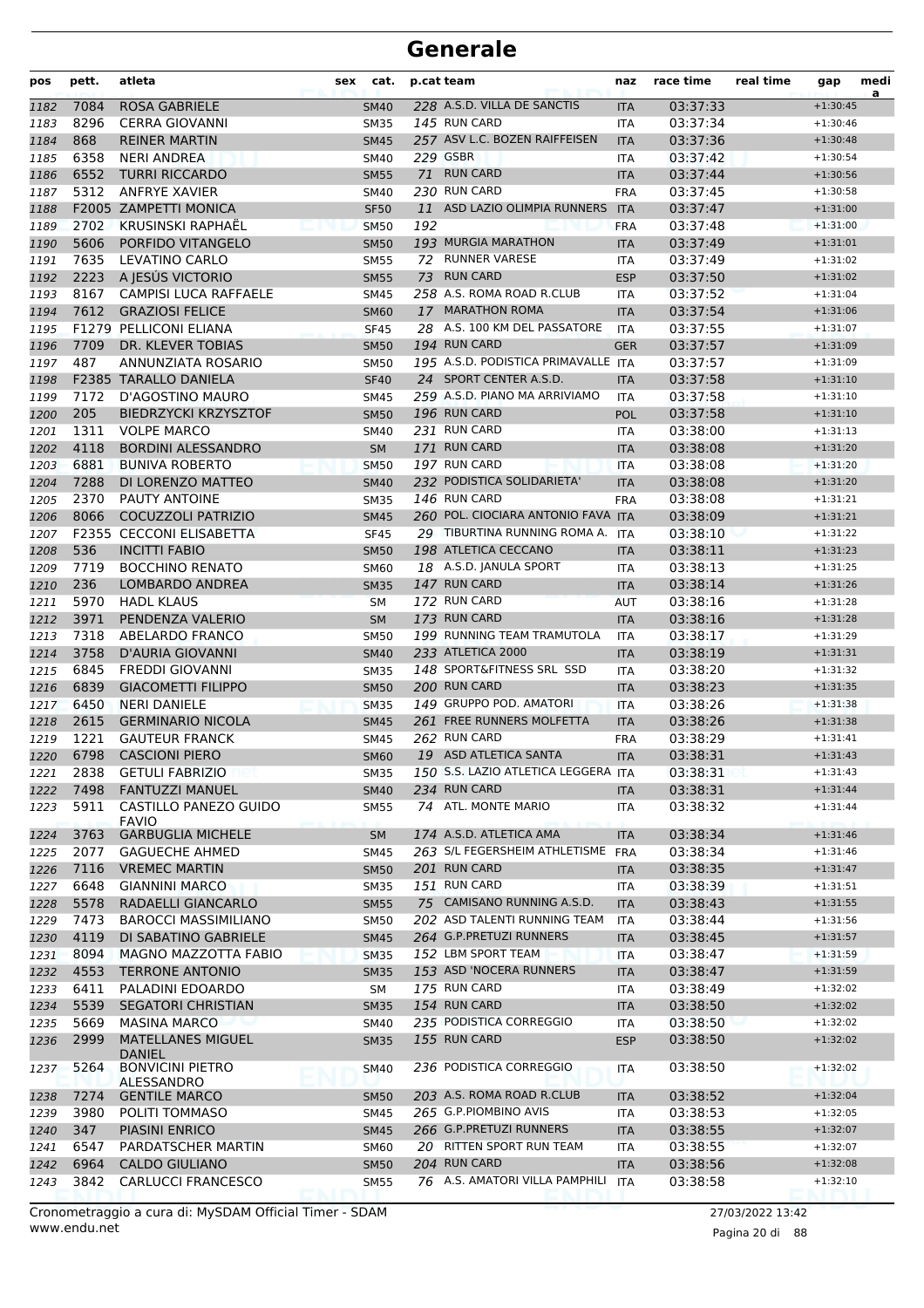# Generale

| pos | pett. | atleta | sex | cat. | p.cat | team | naz | race time | real time | gap | media |
|---|---|---|---|---|---|---|---|---|---|---|---|
| 1182 | 7084 | ROSA GABRIELE | | SM40 | 228 | A.S.D. VILLA DE SANCTIS | ITA | 03:37:33 | | +1:30:45 | |
| 1183 | 8296 | CERRA GIOVANNI | | SM35 | 145 | RUN CARD | ITA | 03:37:34 | | +1:30:46 | |
| 1184 | 868 | REINER MARTIN | | SM45 | 257 | ASV L.C. BOZEN RAIFFEISEN | ITA | 03:37:36 | | +1:30:48 | |
| 1185 | 6358 | NERI ANDREA | | SM40 | 229 | GSBR | ITA | 03:37:42 | | +1:30:54 | |
| 1186 | 6552 | TURRI RICCARDO | | SM55 | 71 | RUN CARD | ITA | 03:37:44 | | +1:30:56 | |
| 1187 | 5312 | ANFRYE XAVIER | | SM40 | 230 | RUN CARD | FRA | 03:37:45 | | +1:30:58 | |
| 1188 | F2005 | ZAMPETTI MONICA | | SF50 | 11 | ASD LAZIO OLIMPIA RUNNERS | ITA | 03:37:47 | | +1:31:00 | |
| 1189 | 2702 | KRUSINSKI RAPHAËL | | SM50 | 192 | | FRA | 03:37:48 | | +1:31:00 | |
| 1190 | 5606 | PORFIDO VITANGELO | | SM50 | 193 | MURGIA MARATHON | ITA | 03:37:49 | | +1:31:01 | |
| 1191 | 7635 | LEVATINO CARLO | | SM55 | 72 | RUNNER VARESE | ITA | 03:37:49 | | +1:31:02 | |
| 1192 | 2223 | A JESÚS VICTORIO | | SM55 | 73 | RUN CARD | ESP | 03:37:50 | | +1:31:02 | |
| 1193 | 8167 | CAMPISI LUCA RAFFAELE | | SM45 | 258 | A.S. ROMA ROAD R.CLUB | ITA | 03:37:52 | | +1:31:04 | |
| 1194 | 7612 | GRAZIOSI FELICE | | SM60 | 17 | MARATHON ROMA | ITA | 03:37:54 | | +1:31:06 | |
| 1195 | F1279 | PELLICONI ELIANA | | SF45 | 28 | A.S. 100 KM DEL PASSATORE | ITA | 03:37:55 | | +1:31:07 | |
| 1196 | 7709 | DR. KLEVER TOBIAS | | SM50 | 194 | RUN CARD | GER | 03:37:57 | | +1:31:09 | |
| 1197 | 487 | ANNUNZIATA ROSARIO | | SM50 | 195 | A.S.D. PODISTICA PRIMAVALLE | ITA | 03:37:57 | | +1:31:09 | |
| 1198 | F2385 | TARALLO DANIELA | | SF40 | 24 | SPORT CENTER A.S.D. | ITA | 03:37:58 | | +1:31:10 | |
| 1199 | 7172 | D'AGOSTINO MAURO | | SM45 | 259 | A.S.D. PIANO MA ARRIVIAMO | ITA | 03:37:58 | | +1:31:10 | |
| 1200 | 205 | BIEDRZYCKI KRZYSZTOF | | SM50 | 196 | RUN CARD | POL | 03:37:58 | | +1:31:10 | |
| 1201 | 1311 | VOLPE MARCO | | SM40 | 231 | RUN CARD | ITA | 03:38:00 | | +1:31:13 | |
| 1202 | 4118 | BORDINI ALESSANDRO | | SM | 171 | RUN CARD | ITA | 03:38:08 | | +1:31:20 | |
| 1203 | 6881 | BUNIVA ROBERTO | | SM50 | 197 | RUN CARD | ITA | 03:38:08 | | +1:31:20 | |
| 1204 | 7288 | DI LORENZO MATTEO | | SM40 | 232 | PODISTICA SOLIDARIETA' | ITA | 03:38:08 | | +1:31:20 | |
| 1205 | 2370 | PAUTY ANTOINE | | SM35 | 146 | RUN CARD | FRA | 03:38:08 | | +1:31:21 | |
| 1206 | 8066 | COCUZZOLI PATRIZIO | | SM45 | 260 | POL. CIOCIARA ANTONIO FAVA | ITA | 03:38:09 | | +1:31:21 | |
| 1207 | F2355 | CECCONI ELISABETTA | | SF45 | 29 | TIBURTINA RUNNING ROMA A. | ITA | 03:38:10 | | +1:31:22 | |
| 1208 | 536 | INCITTI FABIO | | SM50 | 198 | ATLETICA CECCANO | ITA | 03:38:11 | | +1:31:23 | |
| 1209 | 7719 | BOCCHINO RENATO | | SM60 | 18 | A.S.D. JANULA SPORT | ITA | 03:38:13 | | +1:31:25 | |
| 1210 | 236 | LOMBARDO ANDREA | | SM35 | 147 | RUN CARD | ITA | 03:38:14 | | +1:31:26 | |
| 1211 | 5970 | HADL KLAUS | | SM | 172 | RUN CARD | AUT | 03:38:16 | | +1:31:28 | |
| 1212 | 3971 | PENDENZA VALERIO | | SM | 173 | RUN CARD | ITA | 03:38:16 | | +1:31:28 | |
| 1213 | 7318 | ABELARDO FRANCO | | SM50 | 199 | RUNNING TEAM TRAMUTOLA | ITA | 03:38:17 | | +1:31:29 | |
| 1214 | 3758 | D'AURIA GIOVANNI | | SM40 | 233 | ATLETICA 2000 | ITA | 03:38:19 | | +1:31:31 | |
| 1215 | 6845 | FREDDI GIOVANNI | | SM35 | 148 | SPORT&FITNESS SRL SSD | ITA | 03:38:20 | | +1:31:32 | |
| 1216 | 6839 | GIACOMETTI FILIPPO | | SM50 | 200 | RUN CARD | ITA | 03:38:23 | | +1:31:35 | |
| 1217 | 6450 | NERI DANIELE | | SM35 | 149 | GRUPPO POD. AMATORI | ITA | 03:38:26 | | +1:31:38 | |
| 1218 | 2615 | GERMINARIO NICOLA | | SM45 | 261 | FREE RUNNERS MOLFETTA | ITA | 03:38:26 | | +1:31:38 | |
| 1219 | 1221 | GAUTEUR FRANCK | | SM45 | 262 | RUN CARD | FRA | 03:38:29 | | +1:31:41 | |
| 1220 | 6798 | CASCIONI PIERO | | SM60 | 19 | ASD ATLETICA SANTA | ITA | 03:38:31 | | +1:31:43 | |
| 1221 | 2838 | GETULI FABRIZIO | | SM35 | 150 | S.S. LAZIO ATLETICA LEGGERA | ITA | 03:38:31 | | +1:31:43 | |
| 1222 | 7498 | FANTUZZI MANUEL | | SM40 | 234 | RUN CARD | ITA | 03:38:31 | | +1:31:44 | |
| 1223 | 5911 | CASTILLO PANEZO GUIDO FAVIO | | SM55 | 74 | ATL. MONTE MARIO | ITA | 03:38:32 | | +1:31:44 | |
| 1224 | 3763 | GARBUGLIA MICHELE | | SM | 174 | A.S.D. ATLETICA AMA | ITA | 03:38:34 | | +1:31:46 | |
| 1225 | 2077 | GAGUECHE AHMED | | SM45 | 263 | S/L FEGERSHEIM ATHLETISME | FRA | 03:38:34 | | +1:31:46 | |
| 1226 | 7116 | VREMEC MARTIN | | SM50 | 201 | RUN CARD | ITA | 03:38:35 | | +1:31:47 | |
| 1227 | 6648 | GIANNINI MARCO | | SM35 | 151 | RUN CARD | ITA | 03:38:39 | | +1:31:51 | |
| 1228 | 5578 | RADAELLI GIANCARLO | | SM55 | 75 | CAMISANO RUNNING A.S.D. | ITA | 03:38:43 | | +1:31:55 | |
| 1229 | 7473 | BAROCCI MASSIMILIANO | | SM50 | 202 | ASD TALENTI RUNNING TEAM | ITA | 03:38:44 | | +1:31:56 | |
| 1230 | 4119 | DI SABATINO GABRIELE | | SM45 | 264 | G.P.PRETUZI RUNNERS | ITA | 03:38:45 | | +1:31:57 | |
| 1231 | 8094 | MAGNO MAZZOTTA FABIO | | SM35 | 152 | LBM SPORT TEAM | ITA | 03:38:47 | | +1:31:59 | |
| 1232 | 4553 | TERRONE ANTONIO | | SM35 | 153 | ASD 'NOCERA RUNNERS | ITA | 03:38:47 | | +1:31:59 | |
| 1233 | 6411 | PALADINI EDOARDO | | SM | 175 | RUN CARD | ITA | 03:38:49 | | +1:32:02 | |
| 1234 | 5539 | SEGATORI CHRISTIAN | | SM35 | 154 | RUN CARD | ITA | 03:38:50 | | +1:32:02 | |
| 1235 | 5669 | MASINA MARCO | | SM40 | 235 | PODISTICA CORREGGIO | ITA | 03:38:50 | | +1:32:02 | |
| 1236 | 2999 | MATELLANES MIGUEL DANIEL | | SM35 | 155 | RUN CARD | ESP | 03:38:50 | | +1:32:02 | |
| 1237 | 5264 | BONVICINI PIETRO ALESSANDRO | | SM40 | 236 | PODISTICA CORREGGIO | ITA | 03:38:50 | | +1:32:02 | |
| 1238 | 7274 | GENTILE MARCO | | SM50 | 203 | A.S. ROMA ROAD R.CLUB | ITA | 03:38:52 | | +1:32:04 | |
| 1239 | 3980 | POLITI TOMMASO | | SM45 | 265 | G.P.PIOMBINO AVIS | ITA | 03:38:53 | | +1:32:05 | |
| 1240 | 347 | PIASINI ENRICO | | SM45 | 266 | G.P.PRETUZI RUNNERS | ITA | 03:38:55 | | +1:32:07 | |
| 1241 | 6547 | PARDATSCHER MARTIN | | SM60 | 20 | RITTEN SPORT RUN TEAM | ITA | 03:38:55 | | +1:32:07 | |
| 1242 | 6964 | CALDO GIULIANO | | SM50 | 204 | RUN CARD | ITA | 03:38:56 | | +1:32:08 | |
| 1243 | 3842 | CARLUCCI FRANCESCO | | SM55 | 76 | A.S. AMATORI VILLA PAMPHILI | ITA | 03:38:58 | | +1:32:10 | |

Cronometraggio a cura di: MySDAM Official Timer - SDAM
www.endu.net

27/03/2022 13:42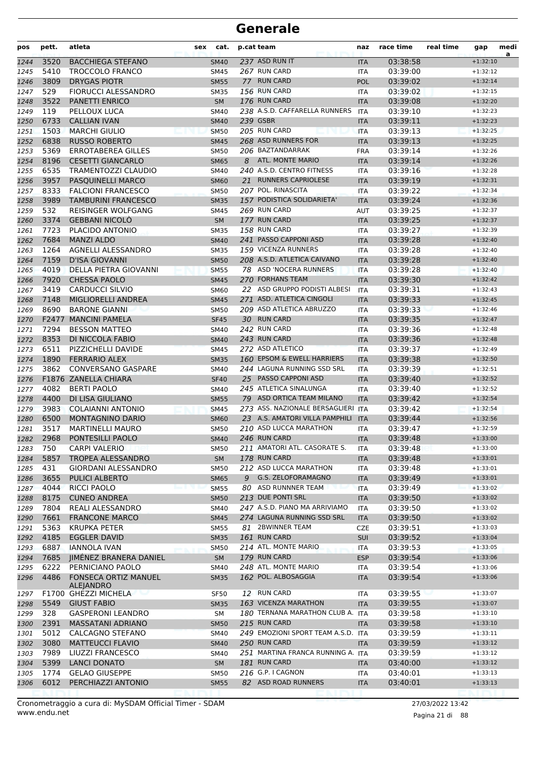# Generale

| pos | pett. | atleta | sex | cat. | p.cat | team | naz | race time | real time | gap | medi a |
|---|---|---|---|---|---|---|---|---|---|---|---|
| 1244 | 3520 | BACCHIEGA STEFANO | | SM40 | 237 | ASD RUN IT | ITA | 03:38:58 | | +1:32:10 | |
| 1245 | 5410 | TROCCOLO FRANCO | | SM45 | 267 | RUN CARD | ITA | 03:39:00 | | +1:32:12 | |
| 1246 | 3809 | DRYGAS PIOTR | | SM55 | 77 | RUN CARD | POL | 03:39:02 | | +1:32:14 | |
| 1247 | 529 | FIORUCCI ALESSANDRO | | SM35 | 156 | RUN CARD | ITA | 03:39:02 | | +1:32:15 | |
| 1248 | 3522 | PANETTI ENRICO | | SM | 176 | RUN CARD | ITA | 03:39:08 | | +1:32:20 | |
| 1249 | 119 | PELLOUX LUCA | | SM40 | 238 | A.S.D. CAFFARELLA RUNNERS | ITA | 03:39:10 | | +1:32:23 | |
| 1250 | 6733 | CALLIAN IVAN | | SM40 | 239 | GSBR | ITA | 03:39:11 | | +1:32:23 | |
| 1251 | 1503 | MARCHI GIULIO | | SM50 | 205 | RUN CARD | ITA | 03:39:13 | | +1:32:25 | |
| 1252 | 6838 | RUSSO ROBERTO | | SM45 | 268 | ASD RUNNERS FOR | ITA | 03:39:13 | | +1:32:25 | |
| 1253 | 5369 | ERROTABEREA GILLES | | SM50 | 206 | BAZTANDARRAK | FRA | 03:39:14 | | +1:32:26 | |
| 1254 | 8196 | CESETTI GIANCARLO | | SM65 | 8 | ATL. MONTE MARIO | ITA | 03:39:14 | | +1:32:26 | |
| 1255 | 6535 | TRAMENTOZZI CLAUDIO | | SM40 | 240 | A.S.D. CENTRO FITNESS | ITA | 03:39:16 | | +1:32:28 | |
| 1256 | 3957 | PASQUINELLI MARCO | | SM60 | 21 | RUNNERS CAPRIOLESE | ITA | 03:39:19 | | +1:32:31 | |
| 1257 | 8333 | FALCIONI FRANCESCO | | SM50 | 207 | POL. RINASCITA | ITA | 03:39:22 | | +1:32:34 | |
| 1258 | 3989 | TAMBURINI FRANCESCO | | SM35 | 157 | PODISTICA SOLIDARIETA' | ITA | 03:39:24 | | +1:32:36 | |
| 1259 | 532 | REISINGER WOLFGANG | | SM45 | 269 | RUN CARD | AUT | 03:39:25 | | +1:32:37 | |
| 1260 | 3374 | GEBBANI NICOLÒ | | SM | 177 | RUN CARD | ITA | 03:39:25 | | +1:32:37 | |
| 1261 | 7723 | PLACIDO ANTONIO | | SM35 | 158 | RUN CARD | ITA | 03:39:27 | | +1:32:39 | |
| 1262 | 7684 | MANZI ALDO | | SM40 | 241 | PASSO CAPPONI ASD | ITA | 03:39:28 | | +1:32:40 | |
| 1263 | 1264 | AGNELLI ALESSANDRO | | SM35 | 159 | VICENZA RUNNERS | ITA | 03:39:28 | | +1:32:40 | |
| 1264 | 7159 | D'ISA GIOVANNI | | SM50 | 208 | A.S.D. ATLETICA CAIVANO | ITA | 03:39:28 | | +1:32:40 | |
| 1265 | 4019 | DELLA PIETRA GIOVANNI | | SM55 | 78 | ASD 'NOCERA RUNNERS | ITA | 03:39:28 | | +1:32:40 | |
| 1266 | 7920 | CHESSA PAOLO | | SM45 | 270 | FORHANS TEAM | ITA | 03:39:30 | | +1:32:42 | |
| 1267 | 3419 | CARDUCCI SILVIO | | SM60 | 22 | ASD GRUPPO PODISTI ALBESI | ITA | 03:39:31 | | +1:32:43 | |
| 1268 | 7148 | MIGLIORELLI ANDREA | | SM45 | 271 | ASD. ATLETICA CINGOLI | ITA | 03:39:33 | | +1:32:45 | |
| 1269 | 8690 | BARONE GIANNI | | SM50 | 209 | ASD ATLETICA ABRUZZO | ITA | 03:39:33 | | +1:32:46 | |
| 1270 | F2477 | MANCINI PAMELA | | SF45 | 30 | RUN CARD | ITA | 03:39:35 | | +1:32:47 | |
| 1271 | 7294 | BESSON MATTEO | | SM40 | 242 | RUN CARD | ITA | 03:39:36 | | +1:32:48 | |
| 1272 | 8353 | DI NICCOLA FABIO | | SM40 | 243 | RUN CARD | ITA | 03:39:36 | | +1:32:48 | |
| 1273 | 6511 | PIZZICHELLI DAVIDE | | SM45 | 272 | ASD ATLETICO | ITA | 03:39:37 | | +1:32:49 | |
| 1274 | 1890 | FERRARIO ALEX | | SM35 | 160 | EPSOM & EWELL HARRIERS | ITA | 03:39:38 | | +1:32:50 | |
| 1275 | 3862 | CONVERSANO GASPARE | | SM40 | 244 | LAGUNA RUNNING SSD SRL | ITA | 03:39:39 | | +1:32:51 | |
| 1276 | F1876 | ZANELLA CHIARA | | SF40 | 25 | PASSO CAPPONI ASD | ITA | 03:39:40 | | +1:32:52 | |
| 1277 | 4082 | BERTI PAOLO | | SM40 | 245 | ATLETICA SINALUNGA | ITA | 03:39:40 | | +1:32:52 | |
| 1278 | 4400 | DI LISA GIULIANO | | SM55 | 79 | ASD ORTICA TEAM MILANO | ITA | 03:39:42 | | +1:32:54 | |
| 1279 | 3983 | COLAIANNI ANTONIO | | SM45 | 273 | ASS. NAZIONALE BERSAGLIERI | ITA | 03:39:42 | | +1:32:54 | |
| 1280 | 6500 | MONTAGNINO DARIO | | SM60 | 23 | A.S. AMATORI VILLA PAMPHILI | ITA | 03:39:44 | | +1:32:56 | |
| 1281 | 3517 | MARTINELLI MAURO | | SM50 | 210 | ASD LUCCA MARATHON | ITA | 03:39:47 | | +1:32:59 | |
| 1282 | 2968 | PONTESILLI PAOLO | | SM40 | 246 | RUN CARD | ITA | 03:39:48 | | +1:33:00 | |
| 1283 | 750 | CARPI VALERIO | | SM50 | 211 | AMATORI ATL. CASORATE S. | ITA | 03:39:48 | | +1:33:00 | |
| 1284 | 5857 | TROPEA ALESSANDRO | | SM | 178 | RUN CARD | ITA | 03:39:48 | | +1:33:01 | |
| 1285 | 431 | GIORDANI ALESSANDRO | | SM50 | 212 | ASD LUCCA MARATHON | ITA | 03:39:48 | | +1:33:01 | |
| 1286 | 3655 | PULICI ALBERTO | | SM65 | 9 | G.S. ZELOFORAMAGNO | ITA | 03:39:49 | | +1:33:01 | |
| 1287 | 4044 | RICCI PAOLO | | SM55 | 80 | ASD RUNNNER TEAM | ITA | 03:39:49 | | +1:33:02 | |
| 1288 | 8175 | CUNEO ANDREA | | SM50 | 213 | DUE PONTI SRL | ITA | 03:39:50 | | +1:33:02 | |
| 1289 | 7804 | REALI ALESSANDRO | | SM40 | 247 | A.S.D. PIANO MA ARRIVIAMO | ITA | 03:39:50 | | +1:33:02 | |
| 1290 | 7661 | FRANCONE MARCO | | SM45 | 274 | LAGUNA RUNNING SSD SRL | ITA | 03:39:50 | | +1:33:02 | |
| 1291 | 5363 | KRUPKA PETER | | SM55 | 81 | 2BWINNER TEAM | CZE | 03:39:51 | | +1:33:03 | |
| 1292 | 4185 | EGGLER DAVID | | SM35 | 161 | RUN CARD | SUI | 03:39:52 | | +1:33:04 | |
| 1293 | 6887 | IANNOLA IVAN | | SM50 | 214 | ATL. MONTE MARIO | ITA | 03:39:53 | | +1:33:05 | |
| 1294 | 7685 | JIMÉNEZ BRANERA DANIEL | | SM | 179 | RUN CARD | ESP | 03:39:54 | | +1:33:06 | |
| 1295 | 6222 | PERNICIANO PAOLO | | SM40 | 248 | ATL. MONTE MARIO | ITA | 03:39:54 | | +1:33:06 | |
| 1296 | 4486 | FONSECA ORTIZ MANUEL ALEJANDRO | | SM35 | 162 | POL. ALBOSAGGIA | ITA | 03:39:54 | | +1:33:06 | |
| 1297 | F1700 | GHEZZI MICHELA | | SF50 | 12 | RUN CARD | ITA | 03:39:55 | | +1:33:07 | |
| 1298 | 5549 | GIUST FABIO | | SM35 | 163 | VICENZA MARATHON | ITA | 03:39:55 | | +1:33:07 | |
| 1299 | 328 | GASPERONI LEANDRO | | SM | 180 | TERNANA MARATHON CLUB A. | ITA | 03:39:58 | | +1:33:10 | |
| 1300 | 2391 | MASSATANI ADRIANO | | SM50 | 215 | RUN CARD | ITA | 03:39:58 | | +1:33:10 | |
| 1301 | 5012 | CALCAGNO STEFANO | | SM40 | 249 | EMOZIONI SPORT TEAM A.S.D. | ITA | 03:39:59 | | +1:33:11 | |
| 1302 | 3080 | MATTEUCCI FLAVIO | | SM40 | 250 | RUN CARD | ITA | 03:39:59 | | +1:33:12 | |
| 1303 | 7989 | LIUZZI FRANCESCO | | SM40 | 251 | MARTINA FRANCA RUNNING A. | ITA | 03:39:59 | | +1:33:12 | |
| 1304 | 5399 | LANCI DONATO | | SM | 181 | RUN CARD | ITA | 03:40:00 | | +1:33:12 | |
| 1305 | 1774 | GELAO GIUSEPPE | | SM50 | 216 | G.P. I CAGNON | ITA | 03:40:01 | | +1:33:13 | |
| 1306 | 6012 | PERCHIAZZI ANTONIO | | SM55 | 82 | ASD ROAD RUNNERS | ITA | 03:40:01 | | +1:33:13 | |

Cronometraggio a cura di: MySDAM Official Timer - SDAM
www.endu.net

27/03/2022 13:42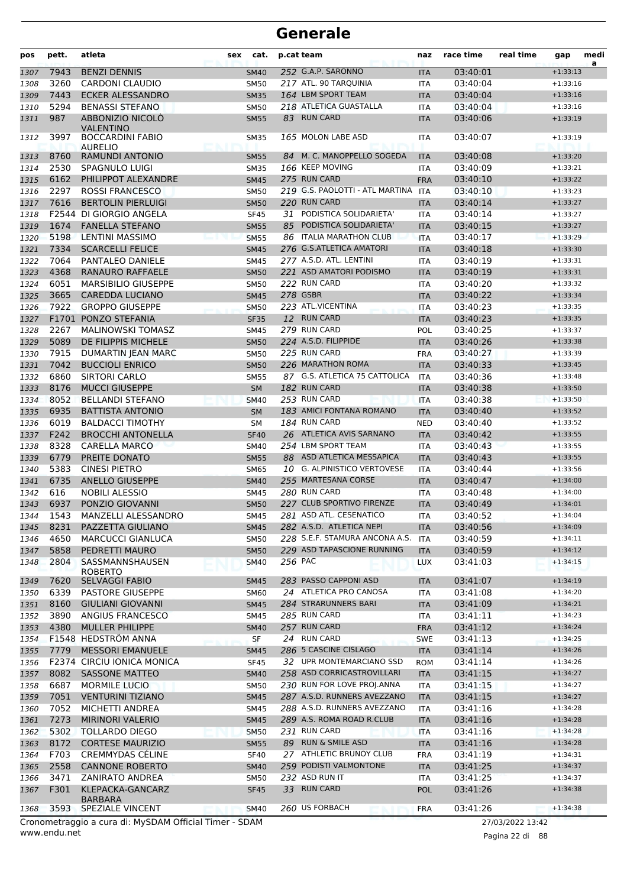# Generale

| pos | pett. | atleta | sex | cat. | p.cat | team | naz | race time | real time | gap | medi a |
|---|---|---|---|---|---|---|---|---|---|---|---|
| 1307 | 7943 | BENZI DENNIS | | SM40 | 252 | G.A.P. SARONNO | ITA | 03:40:01 | | +1:33:13 | |
| 1308 | 3260 | CARDONI CLAUDIO | | SM50 | 217 | ATL. 90 TARQUINIA | ITA | 03:40:04 | | +1:33:16 | |
| 1309 | 7443 | ECKER ALESSANDRO | | SM35 | 164 | LBM SPORT TEAM | ITA | 03:40:04 | | +1:33:16 | |
| 1310 | 5294 | BENASSI STEFANO | | SM50 | 218 | ATLETICA GUASTALLA | ITA | 03:40:04 | | +1:33:16 | |
| 1311 | 987 | ABBONIZIO NICOLÒ VALENTINO | | SM55 | 83 | RUN CARD | ITA | 03:40:06 | | +1:33:19 | |
| 1312 | 3997 | BOCCARDINI FABIO AURELIO | | SM35 | 165 | MOLON LABE ASD | ITA | 03:40:07 | | +1:33:19 | |
| 1313 | 8760 | RAMUNDI ANTONIO | | SM55 | 84 | M. C. MANOPPELLO SOGEDA | ITA | 03:40:08 | | +1:33:20 | |
| 1314 | 2530 | SPAGNULO LUIGI | | SM35 | 166 | KEEP MOVING | ITA | 03:40:09 | | +1:33:21 | |
| 1315 | 6162 | PHILIPPOT ALEXANDRE | | SM45 | 275 | RUN CARD | FRA | 03:40:10 | | +1:33:22 | |
| 1316 | 2297 | ROSSI FRANCESCO | | SM50 | 219 | G.S. PAOLOTTI - ATL MARTINA | ITA | 03:40:10 | | +1:33:23 | |
| 1317 | 7616 | BERTOLIN PIERLUIGI | | SM50 | 220 | RUN CARD | ITA | 03:40:14 | | +1:33:27 | |
| 1318 | F2544 | DI GIORGIO ANGELA | | SF45 | 31 | PODISTICA SOLIDARIETA' | ITA | 03:40:14 | | +1:33:27 | |
| 1319 | 1674 | FANELLA STEFANO | | SM55 | 85 | PODISTICA SOLIDARIETA' | ITA | 03:40:15 | | +1:33:27 | |
| 1320 | 5198 | LENTINI MASSIMO | | SM55 | 86 | ITALIA MARATHON CLUB | ITA | 03:40:17 | | +1:33:29 | |
| 1321 | 7334 | SCARCELLI FELICE | | SM45 | 276 | G.S.ATLETICA AMATORI | ITA | 03:40:18 | | +1:33:30 | |
| 1322 | 7064 | PANTALEO DANIELE | | SM45 | 277 | A.S.D. ATL. LENTINI | ITA | 03:40:19 | | +1:33:31 | |
| 1323 | 4368 | RANAURO RAFFAELE | | SM50 | 221 | ASD AMATORI PODISMO | ITA | 03:40:19 | | +1:33:31 | |
| 1324 | 6051 | MARSIBILIO GIUSEPPE | | SM50 | 222 | RUN CARD | ITA | 03:40:20 | | +1:33:32 | |
| 1325 | 3665 | CAREDDA LUCIANO | | SM45 | 278 | GSBR | ITA | 03:40:22 | | +1:33:34 | |
| 1326 | 7922 | GROPPO GIUSEPPE | | SM50 | 223 | ATL.VICENTINA | ITA | 03:40:23 | | +1:33:35 | |
| 1327 | F1701 | PONZO STEFANIA | | SF35 | 12 | RUN CARD | ITA | 03:40:23 | | +1:33:35 | |
| 1328 | 2267 | MALINOWSKI TOMASZ | | SM45 | 279 | RUN CARD | POL | 03:40:25 | | +1:33:37 | |
| 1329 | 5089 | DE FILIPPIS MICHELE | | SM50 | 224 | A.S.D. FILIPPIDE | ITA | 03:40:26 | | +1:33:38 | |
| 1330 | 7915 | DUMARTIN JEAN MARC | | SM50 | 225 | RUN CARD | FRA | 03:40:27 | | +1:33:39 | |
| 1331 | 7042 | BUCCIOLI ENRICO | | SM50 | 226 | MARATHON ROMA | ITA | 03:40:33 | | +1:33:45 | |
| 1332 | 6860 | SIRTORI CARLO | | SM55 | 87 | G.S. ATLETICA 75 CATTOLICA | ITA | 03:40:36 | | +1:33:48 | |
| 1333 | 8176 | MUCCI GIUSEPPE | | SM | 182 | RUN CARD | ITA | 03:40:38 | | +1:33:50 | |
| 1334 | 8052 | BELLANDI STEFANO | | SM40 | 253 | RUN CARD | ITA | 03:40:38 | | +1:33:50 | |
| 1335 | 6935 | BATTISTA ANTONIO | | SM | 183 | AMICI FONTANA ROMANO | ITA | 03:40:40 | | +1:33:52 | |
| 1336 | 6019 | BALDACCI TIMOTHY | | SM | 184 | RUN CARD | NED | 03:40:40 | | +1:33:52 | |
| 1337 | F242 | BROCCHI ANTONELLA | | SF40 | 26 | ATLETICA AVIS SARNANO | ITA | 03:40:42 | | +1:33:55 | |
| 1338 | 8328 | CARELLA MARCO | | SM40 | 254 | LBM SPORT TEAM | ITA | 03:40:43 | | +1:33:55 | |
| 1339 | 6779 | PREITE DONATO | | SM55 | 88 | ASD ATLETICA MESSAPICA | ITA | 03:40:43 | | +1:33:55 | |
| 1340 | 5383 | CINESI PIETRO | | SM65 | 10 | G. ALPINISTICO VERTOVESE | ITA | 03:40:44 | | +1:33:56 | |
| 1341 | 6735 | ANELLO GIUSEPPE | | SM40 | 255 | MARTESANA CORSE | ITA | 03:40:47 | | +1:34:00 | |
| 1342 | 616 | NOBILI ALESSIO | | SM45 | 280 | RUN CARD | ITA | 03:40:48 | | +1:34:00 | |
| 1343 | 6937 | PONZIO GIOVANNI | | SM50 | 227 | CLUB SPORTIVO FIRENZE | ITA | 03:40:49 | | +1:34:01 | |
| 1344 | 1543 | MANZELLI ALESSANDRO | | SM45 | 281 | ASD ATL. CESENATICO | ITA | 03:40:52 | | +1:34:04 | |
| 1345 | 8231 | PAZZETTA GIULIANO | | SM45 | 282 | A.S.D. ATLETICA NEPI | ITA | 03:40:56 | | +1:34:09 | |
| 1346 | 4650 | MARCUCCI GIANLUCA | | SM50 | 228 | S.E.F. STAMURA ANCONA A.S. | ITA | 03:40:59 | | +1:34:11 | |
| 1347 | 5858 | PEDRETTI MAURO | | SM50 | 229 | ASD TAPASCIONE RUNNING | ITA | 03:40:59 | | +1:34:12 | |
| 1348 | 2804 | SASSMANNSHAUSEN ROBERTO | | SM40 | 256 | PAC | LUX | 03:41:03 | | +1:34:15 | |
| 1349 | 7620 | SELVAGGI FABIO | | SM45 | 283 | PASSO CAPPONI ASD | ITA | 03:41:07 | | +1:34:19 | |
| 1350 | 6339 | PASTORE GIUSEPPE | | SM60 | 24 | ATLETICA PRO CANOSA | ITA | 03:41:08 | | +1:34:20 | |
| 1351 | 8160 | GIULIANI GIOVANNI | | SM45 | 284 | STRARUNNERS BARI | ITA | 03:41:09 | | +1:34:21 | |
| 1352 | 3890 | ANGIUS FRANCESCO | | SM45 | 285 | RUN CARD | ITA | 03:41:11 | | +1:34:23 | |
| 1353 | 4380 | MULLER PHILIPPE | | SM40 | 257 | RUN CARD | FRA | 03:41:12 | | +1:34:24 | |
| 1354 | F1548 | HEDSTRÖM ANNA | | SF | 24 | RUN CARD | SWE | 03:41:13 | | +1:34:25 | |
| 1355 | 7779 | MESSORI EMANUELE | | SM45 | 286 | 5 CASCINE CISLAGO | ITA | 03:41:14 | | +1:34:26 | |
| 1356 | F2374 | CIRCIU IONICA MONICA | | SF45 | 32 | UPR MONTEMARCIANO SSD | ROM | 03:41:14 | | +1:34:26 | |
| 1357 | 8082 | SASSONE MATTEO | | SM40 | 258 | ASD CORRICASTROVILLARI | ITA | 03:41:15 | | +1:34:27 | |
| 1358 | 6687 | MORMILE LUCIO | | SM50 | 230 | RUN FOR LOVE PROJ.ANNA | ITA | 03:41:15 | | +1:34:27 | |
| 1359 | 7051 | VENTURINI TIZIANO | | SM45 | 287 | A.S.D. RUNNERS AVEZZANO | ITA | 03:41:15 | | +1:34:27 | |
| 1360 | 7052 | MICHETTI ANDREA | | SM45 | 288 | A.S.D. RUNNERS AVEZZANO | ITA | 03:41:16 | | +1:34:28 | |
| 1361 | 7273 | MIRINORI VALERIO | | SM45 | 289 | A.S. ROMA ROAD R.CLUB | ITA | 03:41:16 | | +1:34:28 | |
| 1362 | 5302 | TOLLARDO DIEGO | | SM50 | 231 | RUN CARD | ITA | 03:41:16 | | +1:34:28 | |
| 1363 | 8172 | CORTESE MAURIZIO | | SM55 | 89 | RUN & SMILE ASD | ITA | 03:41:16 | | +1:34:28 | |
| 1364 | F703 | CREMMYDAS CÉLINE | | SF40 | 27 | ATHLETIC BRUNOY CLUB | FRA | 03:41:19 | | +1:34:31 | |
| 1365 | 2558 | CANNONE ROBERTO | | SM40 | 259 | PODISTI VALMONTONE | ITA | 03:41:25 | | +1:34:37 | |
| 1366 | 3471 | ZANIRATO ANDREA | | SM50 | 232 | ASD RUN IT | ITA | 03:41:25 | | +1:34:37 | |
| 1367 | F301 | KLEPACKA-GANCARZ BARBARA | | SF45 | 33 | RUN CARD | POL | 03:41:26 | | +1:34:38 | |
| 1368 | 3593 | SPEZIALE VINCENT | | SM40 | 260 | US FORBACH | FRA | 03:41:26 | | +1:34:38 | |

Cronometraggio a cura di: MySDAM Official Timer - SDAM
www.endu.net
27/03/2022 13:42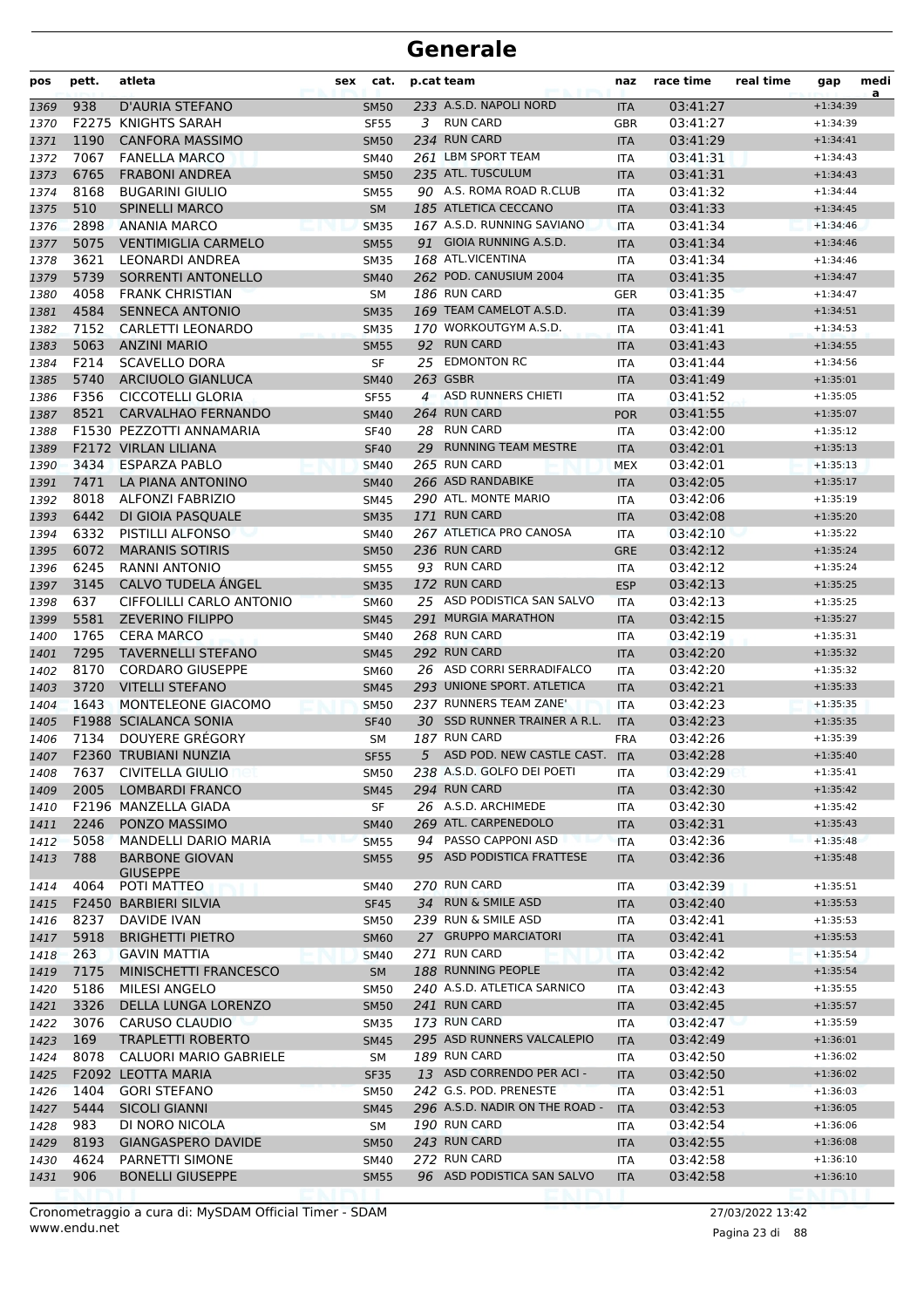# Generale

| pos | pett. | atleta | sex | cat. | p.cat | team | naz | race time | real time | gap | medi a |
|---|---|---|---|---|---|---|---|---|---|---|---|
| 1369 | 938 | D'AURIA STEFANO | | SM50 | 233 | A.S.D. NAPOLI NORD | ITA | 03:41:27 | | +1:34:39 | |
| 1370 | F2275 | KNIGHTS SARAH | | SF55 | 3 | RUN CARD | GBR | 03:41:27 | | +1:34:39 | |
| 1371 | 1190 | CANFORA MASSIMO | | SM50 | 234 | RUN CARD | ITA | 03:41:29 | | +1:34:41 | |
| 1372 | 7067 | FANELLA MARCO | | SM40 | 261 | LBM SPORT TEAM | ITA | 03:41:31 | | +1:34:43 | |
| 1373 | 6765 | FRABONI ANDREA | | SM50 | 235 | ATL. TUSCULUM | ITA | 03:41:31 | | +1:34:43 | |
| 1374 | 8168 | BUGARINI GIULIO | | SM55 | 90 | A.S. ROMA ROAD R.CLUB | ITA | 03:41:32 | | +1:34:44 | |
| 1375 | 510 | SPINELLI MARCO | | SM | 185 | ATLETICA CECCANO | ITA | 03:41:33 | | +1:34:45 | |
| 1376 | 2898 | ANANIA MARCO | | SM35 | 167 | A.S.D. RUNNING SAVIANO | ITA | 03:41:34 | | +1:34:46 | |
| 1377 | 5075 | VENTIMIGLIA CARMELO | | SM55 | 91 | GIOIA RUNNING A.S.D. | ITA | 03:41:34 | | +1:34:46 | |
| 1378 | 3621 | LEONARDI ANDREA | | SM35 | 168 | ATL.VICENTINA | ITA | 03:41:34 | | +1:34:46 | |
| 1379 | 5739 | SORRENTI ANTONELLO | | SM40 | 262 | POD. CANUSIUM 2004 | ITA | 03:41:35 | | +1:34:47 | |
| 1380 | 4058 | FRANK CHRISTIAN | | SM | 186 | RUN CARD | GER | 03:41:35 | | +1:34:47 | |
| 1381 | 4584 | SENNECA ANTONIO | | SM35 | 169 | TEAM CAMELOT A.S.D. | ITA | 03:41:39 | | +1:34:51 | |
| 1382 | 7152 | CARLETTI LEONARDO | | SM35 | 170 | WORKOUTGYM A.S.D. | ITA | 03:41:41 | | +1:34:53 | |
| 1383 | 5063 | ANZINI MARIO | | SM55 | 92 | RUN CARD | ITA | 03:41:43 | | +1:34:55 | |
| 1384 | F214 | SCAVELLO DORA | | SF | 25 | EDMONTON RC | ITA | 03:41:44 | | +1:34:56 | |
| 1385 | 5740 | ARCIUOLO GIANLUCA | | SM40 | 263 | GSBR | ITA | 03:41:49 | | +1:35:01 | |
| 1386 | F356 | CICCOTELLI GLORIA | | SF55 | 4 | ASD RUNNERS CHIETI | ITA | 03:41:52 | | +1:35:05 | |
| 1387 | 8521 | CARVALHAO FERNANDO | | SM40 | 264 | RUN CARD | POR | 03:41:55 | | +1:35:07 | |
| 1388 | F1530 | PEZZOTTI ANNAMARIA | | SF40 | 28 | RUN CARD | ITA | 03:42:00 | | +1:35:12 | |
| 1389 | F2172 | VIRLAN LILIANA | | SF40 | 29 | RUNNING TEAM MESTRE | ITA | 03:42:01 | | +1:35:13 | |
| 1390 | 3434 | ESPARZA PABLO | | SM40 | 265 | RUN CARD | MEX | 03:42:01 | | +1:35:13 | |
| 1391 | 7471 | LA PIANA ANTONINO | | SM40 | 266 | ASD RANDABIKE | ITA | 03:42:05 | | +1:35:17 | |
| 1392 | 8018 | ALFONZI FABRIZIO | | SM45 | 290 | ATL. MONTE MARIO | ITA | 03:42:06 | | +1:35:19 | |
| 1393 | 6442 | DI GIOIA PASQUALE | | SM35 | 171 | RUN CARD | ITA | 03:42:08 | | +1:35:20 | |
| 1394 | 6332 | PISTILLI ALFONSO | | SM40 | 267 | ATLETICA PRO CANOSA | ITA | 03:42:10 | | +1:35:22 | |
| 1395 | 6072 | MARANIS SOTIRIS | | SM50 | 236 | RUN CARD | GRE | 03:42:12 | | +1:35:24 | |
| 1396 | 6245 | RANNI ANTONIO | | SM55 | 93 | RUN CARD | ITA | 03:42:12 | | +1:35:24 | |
| 1397 | 3145 | CALVO TUDELA ÁNGEL | | SM35 | 172 | RUN CARD | ESP | 03:42:13 | | +1:35:25 | |
| 1398 | 637 | CIFFOLILLI CARLO ANTONIO | | SM60 | 25 | ASD PODISTICA SAN SALVO | ITA | 03:42:13 | | +1:35:25 | |
| 1399 | 5581 | ZEVERINO FILIPPO | | SM45 | 291 | MURGIA MARATHON | ITA | 03:42:15 | | +1:35:27 | |
| 1400 | 1765 | CERA MARCO | | SM40 | 268 | RUN CARD | ITA | 03:42:19 | | +1:35:31 | |
| 1401 | 7295 | TAVERNELLI STEFANO | | SM45 | 292 | RUN CARD | ITA | 03:42:20 | | +1:35:32 | |
| 1402 | 8170 | CORDARO GIUSEPPE | | SM60 | 26 | ASD CORRI SERRADIFALCO | ITA | 03:42:20 | | +1:35:32 | |
| 1403 | 3720 | VITELLI STEFANO | | SM45 | 293 | UNIONE SPORT. ATLETICA | ITA | 03:42:21 | | +1:35:33 | |
| 1404 | 1643 | MONTELEONE GIACOMO | | SM50 | 237 | RUNNERS TEAM ZANE' | ITA | 03:42:23 | | +1:35:35 | |
| 1405 | F1988 | SCIALANCA SONIA | | SF40 | 30 | SSD RUNNER TRAINER A R.L. | ITA | 03:42:23 | | +1:35:35 | |
| 1406 | 7134 | DOUYERE GRÉGORY | | SM | 187 | RUN CARD | FRA | 03:42:26 | | +1:35:39 | |
| 1407 | F2360 | TRUBIANI NUNZIA | | SF55 | 5 | ASD POD. NEW CASTLE CAST. | ITA | 03:42:28 | | +1:35:40 | |
| 1408 | 7637 | CIVITELLA GIULIO | | SM50 | 238 | A.S.D. GOLFO DEI POETI | ITA | 03:42:29 | | +1:35:41 | |
| 1409 | 2005 | LOMBARDI FRANCO | | SM45 | 294 | RUN CARD | ITA | 03:42:30 | | +1:35:42 | |
| 1410 | F2196 | MANZELLA GIADA | | SF | 26 | A.S.D. ARCHIMEDE | ITA | 03:42:30 | | +1:35:42 | |
| 1411 | 2246 | PONZO MASSIMO | | SM40 | 269 | ATL. CARPENEDOLO | ITA | 03:42:31 | | +1:35:43 | |
| 1412 | 5058 | MANDELLI DARIO MARIA | | SM55 | 94 | PASSO CAPPONI ASD | ITA | 03:42:36 | | +1:35:48 | |
| 1413 | 788 | BARBONE GIOVAN GIUSEPPE | | SM55 | 95 | ASD PODISTICA FRATTESE | ITA | 03:42:36 | | +1:35:48 | |
| 1414 | 4064 | POTI MATTEO | | SM40 | 270 | RUN CARD | ITA | 03:42:39 | | +1:35:51 | |
| 1415 | F2450 | BARBIERI SILVIA | | SF45 | 34 | RUN & SMILE ASD | ITA | 03:42:40 | | +1:35:53 | |
| 1416 | 8237 | DAVIDE IVAN | | SM50 | 239 | RUN & SMILE ASD | ITA | 03:42:41 | | +1:35:53 | |
| 1417 | 5918 | BRIGHETTI PIETRO | | SM60 | 27 | GRUPPO MARCIATORI | ITA | 03:42:41 | | +1:35:53 | |
| 1418 | 263 | GAVIN MATTIA | | SM40 | 271 | RUN CARD | ITA | 03:42:42 | | +1:35:54 | |
| 1419 | 7175 | MINISCHETTI FRANCESCO | | SM | 188 | RUNNING PEOPLE | ITA | 03:42:42 | | +1:35:54 | |
| 1420 | 5186 | MILESI ANGELO | | SM50 | 240 | A.S.D. ATLETICA SARNICO | ITA | 03:42:43 | | +1:35:55 | |
| 1421 | 3326 | DELLA LUNGA LORENZO | | SM50 | 241 | RUN CARD | ITA | 03:42:45 | | +1:35:57 | |
| 1422 | 3076 | CARUSO CLAUDIO | | SM35 | 173 | RUN CARD | ITA | 03:42:47 | | +1:35:59 | |
| 1423 | 169 | TRAPLETTI ROBERTO | | SM45 | 295 | ASD RUNNERS VALCALEPIO | ITA | 03:42:49 | | +1:36:01 | |
| 1424 | 8078 | CALUORI MARIO GABRIELE | | SM | 189 | RUN CARD | ITA | 03:42:50 | | +1:36:02 | |
| 1425 | F2092 | LEOTTA MARIA | | SF35 | 13 | ASD CORRENDO PER ACI - | ITA | 03:42:50 | | +1:36:02 | |
| 1426 | 1404 | GORI STEFANO | | SM50 | 242 | G.S. POD. PRENESTE | ITA | 03:42:51 | | +1:36:03 | |
| 1427 | 5444 | SICOLI GIANNI | | SM45 | 296 | A.S.D. NADIR ON THE ROAD - | ITA | 03:42:53 | | +1:36:05 | |
| 1428 | 983 | DI NORO NICOLA | | SM | 190 | RUN CARD | ITA | 03:42:54 | | +1:36:06 | |
| 1429 | 8193 | GIANGASPERO DAVIDE | | SM50 | 243 | RUN CARD | ITA | 03:42:55 | | +1:36:08 | |
| 1430 | 4624 | PARNETTI SIMONE | | SM40 | 272 | RUN CARD | ITA | 03:42:58 | | +1:36:10 | |
| 1431 | 906 | BONELLI GIUSEPPE | | SM55 | 96 | ASD PODISTICA SAN SALVO | ITA | 03:42:58 | | +1:36:10 | |

Cronometraggio a cura di: MySDAM Official Timer - SDAM
www.endu.net

27/03/2022 13:42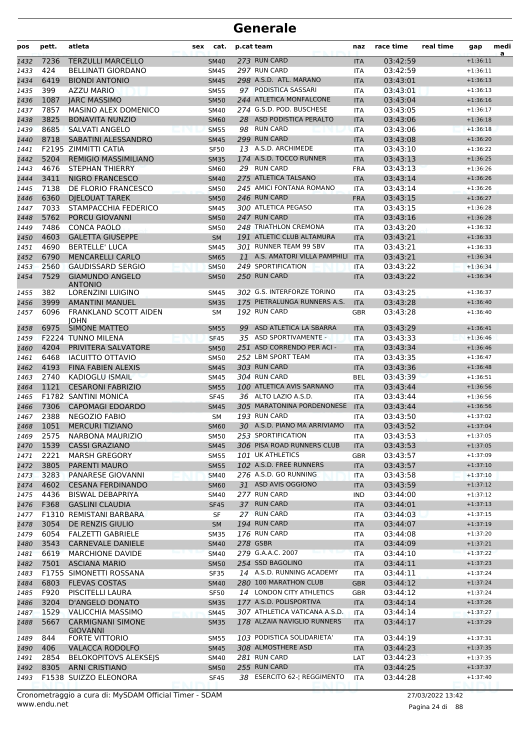# Generale

| pos | pett. | atleta | sex | cat. | p.cat | team | naz | race time | real time | gap | medi a |
|---|---|---|---|---|---|---|---|---|---|---|---|
| 1432 | 7236 | TERZULLI MARCELLO | | SM40 | 273 | RUN CARD | ITA | 03:42:59 | | +1:36:11 | |
| 1433 | 424 | BELLINATI GIORDANO | | SM45 | 297 | RUN CARD | ITA | 03:42:59 | | +1:36:11 | |
| 1434 | 6419 | BIONDI ANTONIO | | SM45 | 298 | A.S.D. ATL. MARANO | ITA | 03:43:01 | | +1:36:13 | |
| 1435 | 399 | AZZU MARIO | | SM55 | 97 | PODISTICA SASSARI | ITA | 03:43:01 | | +1:36:13 | |
| 1436 | 1087 | JARC MASSIMO | | SM50 | 244 | ATLETICA MONFALCONE | ITA | 03:43:04 | | +1:36:16 | |
| 1437 | 7857 | MASINO ALEX DOMENICO | | SM40 | 274 | G.S.D. POD. BUSCHESE | ITA | 03:43:05 | | +1:36:17 | |
| 1438 | 3825 | BONAVITA NUNZIO | | SM60 | 28 | ASD PODISTICA PERALTO | ITA | 03:43:06 | | +1:36:18 | |
| 1439 | 8685 | SALVATI ANGELO | | SM55 | 98 | RUN CARD | ITA | 03:43:06 | | +1:36:18 | |
| 1440 | 8718 | SABATINI ALESSANDRO | | SM45 | 299 | RUN CARD | ITA | 03:43:08 | | +1:36:20 | |
| 1441 | F2195 | ZIMMITTI CATIA | | SF50 | 13 | A.S.D. ARCHIMEDE | ITA | 03:43:10 | | +1:36:22 | |
| 1442 | 5204 | REMIGIO MASSIMILIANO | | SM35 | 174 | A.S.D. TOCCO RUNNER | ITA | 03:43:13 | | +1:36:25 | |
| 1443 | 4676 | STEPHAN THIERRY | | SM60 | 29 | RUN CARD | FRA | 03:43:13 | | +1:36:26 | |
| 1444 | 3411 | NIGRO FRANCESCO | | SM40 | 275 | ATLETICA TALSANO | ITA | 03:43:14 | | +1:36:26 | |
| 1445 | 7138 | DE FLORIO FRANCESCO | | SM50 | 245 | AMICI FONTANA ROMANO | ITA | 03:43:14 | | +1:36:26 | |
| 1446 | 6360 | DJELOUAT TAREK | | SM50 | 246 | RUN CARD | FRA | 03:43:15 | | +1:36:27 | |
| 1447 | 7033 | STAMPACCHIA FEDERICO | | SM45 | 300 | ATLETICA PEGASO | ITA | 03:43:15 | | +1:36:28 | |
| 1448 | 5762 | PORCU GIOVANNI | | SM50 | 247 | RUN CARD | ITA | 03:43:16 | | +1:36:28 | |
| 1449 | 7486 | CONCA PAOLO | | SM50 | 248 | TRIATHLON CREMONA | ITA | 03:43:20 | | +1:36:32 | |
| 1450 | 4603 | GALETTA GIUSEPPE | | SM | 191 | ATLETIC CLUB ALTAMURA | ITA | 03:43:21 | | +1:36:33 | |
| 1451 | 4690 | BERTELLE' LUCA | | SM45 | 301 | RUNNER TEAM 99 SBV | ITA | 03:43:21 | | +1:36:33 | |
| 1452 | 6790 | MENCARELLI CARLO | | SM65 | 11 | A.S. AMATORI VILLA PAMPHILI | ITA | 03:43:21 | | +1:36:34 | |
| 1453 | 2560 | GAUDISSARD SERGIO | | SM50 | 249 | SPORTIFICATION | ITA | 03:43:22 | | +1:36:34 | |
| 1454 | 7529 | GIAMUNDO ANGELO ANTONIO | | SM50 | 250 | RUN CARD | ITA | 03:43:22 | | +1:36:34 | |
| 1455 | 382 | LORENZINI LUIGINO | | SM45 | 302 | G.S. INTERFORZE TORINO | ITA | 03:43:25 | | +1:36:37 | |
| 1456 | 3999 | AMANTINI MANUEL | | SM35 | 175 | PIETRALUNGA RUNNERS A.S. | ITA | 03:43:28 | | +1:36:40 | |
| 1457 | 6096 | FRANKLAND SCOTT AIDEN JOHN | | SM | 192 | RUN CARD | GBR | 03:43:28 | | +1:36:40 | |
| 1458 | 6975 | SIMONE MATTEO | | SM55 | 99 | ASD ATLETICA LA SBARRA | ITA | 03:43:29 | | +1:36:41 | |
| 1459 | F2224 | TUNNO MILENA | | SF45 | 35 | ASD SPORTIVAMENTE - | ITA | 03:43:33 | | +1:36:46 | |
| 1460 | 4204 | PRIVITERA SALVATORE | | SM50 | 251 | ASD CORRENDO PER ACI - | ITA | 03:43:34 | | +1:36:46 | |
| 1461 | 6468 | IACUITTO OTTAVIO | | SM50 | 252 | LBM SPORT TEAM | ITA | 03:43:35 | | +1:36:47 | |
| 1462 | 4193 | FINA FABIEN ALEXIS | | SM45 | 303 | RUN CARD | ITA | 03:43:36 | | +1:36:48 | |
| 1463 | 2740 | KADIOGLU ISMAIL | | SM45 | 304 | RUN CARD | BEL | 03:43:39 | | +1:36:51 | |
| 1464 | 1121 | CESARONI FABRIZIO | | SM55 | 100 | ATLETICA AVIS SARNANO | ITA | 03:43:44 | | +1:36:56 | |
| 1465 | F1782 | SANTINI MONICA | | SF45 | 36 | ALTO LAZIO A.S.D. | ITA | 03:43:44 | | +1:36:56 | |
| 1466 | 7306 | CAPOMAGI EDOARDO | | SM45 | 305 | MARATONINA PORDENONESE | ITA | 03:43:44 | | +1:36:56 | |
| 1467 | 2388 | NEGOZIO FABIO | | SM | 193 | RUN CARD | ITA | 03:43:50 | | +1:37:02 | |
| 1468 | 1051 | MERCURI TIZIANO | | SM60 | 30 | A.S.D. PIANO MA ARRIVIAMO | ITA | 03:43:52 | | +1:37:04 | |
| 1469 | 2575 | NARBONA MAURIZIO | | SM50 | 253 | SPORTIFICATION | ITA | 03:43:53 | | +1:37:05 | |
| 1470 | 1539 | CASSI GRAZIANO | | SM45 | 306 | PISA ROAD RUNNERS CLUB | ITA | 03:43:53 | | +1:37:05 | |
| 1471 | 2221 | MARSH GREGORY | | SM55 | 101 | UK ATHLETICS | GBR | 03:43:57 | | +1:37:09 | |
| 1472 | 3805 | PARENTI MAURO | | SM55 | 102 | A.S.D. FREE RUNNERS | ITA | 03:43:57 | | +1:37:10 | |
| 1473 | 3283 | PANARESE GIOVANNI | | SM40 | 276 | A.S.D. GO RUNNING | ITA | 03:43:58 | | +1:37:10 | |
| 1474 | 4602 | CESANA FERDINANDO | | SM60 | 31 | ASD AVIS OGGIONO | ITA | 03:43:59 | | +1:37:12 | |
| 1475 | 4436 | BISWAL DEBAPRIYA | | SM40 | 277 | RUN CARD | IND | 03:44:00 | | +1:37:12 | |
| 1476 | F368 | GASLINI CLAUDIA | | SF45 | 37 | RUN CARD | ITA | 03:44:01 | | +1:37:13 | |
| 1477 | F1310 | REMISTANI BARBARA | | SF | 27 | RUN CARD | ITA | 03:44:03 | | +1:37:15 | |
| 1478 | 3054 | DE RENZIS GIULIO | | SM | 194 | RUN CARD | ITA | 03:44:07 | | +1:37:19 | |
| 1479 | 6054 | FALZETTI GABRIELE | | SM35 | 176 | RUN CARD | ITA | 03:44:08 | | +1:37:20 | |
| 1480 | 3543 | CARNEVALE DANIELE | | SM40 | 278 | GSBR | ITA | 03:44:09 | | +1:37:21 | |
| 1481 | 6619 | MARCHIONE DAVIDE | | SM40 | 279 | G.A.A.C. 2007 | ITA | 03:44:10 | | +1:37:22 | |
| 1482 | 7501 | ASCIANA MARIO | | SM50 | 254 | SSD BAGOLINO | ITA | 03:44:11 | | +1:37:23 | |
| 1483 | F1755 | SIMONETTI ROSSANA | | SF35 | 14 | A.S.D. RUNNING ACADEMY | ITA | 03:44:11 | | +1:37:24 | |
| 1484 | 6803 | FLEVAS COSTAS | | SM40 | 280 | 100 MARATHON CLUB | GBR | 03:44:12 | | +1:37:24 | |
| 1485 | F920 | PISCITELLI LAURA | | SF50 | 14 | LONDON CITY ATHLETICS | GBR | 03:44:12 | | +1:37:24 | |
| 1486 | 3204 | D'ANGELO DONATO | | SM35 | 177 | A.S.D. POLISPORTIVA | ITA | 03:44:14 | | +1:37:26 | |
| 1487 | 1529 | VALICCHIA MASSIMO | | SM45 | 307 | ATHLETICA VATICANA A.S.D. | ITA | 03:44:14 | | +1:37:27 | |
| 1488 | 5667 | CARMIGNANI SIMONE GIOVANNI | | SM35 | 178 | ALZAIA NAVIGLIO RUNNERS | ITA | 03:44:17 | | +1:37:29 | |
| 1489 | 844 | FORTE VITTORIO | | SM55 | 103 | PODISTICA SOLIDARIETA' | ITA | 03:44:19 | | +1:37:31 | |
| 1490 | 406 | VALACCA RODOLFO | | SM45 | 308 | ALMOSTHERE ASD | ITA | 03:44:23 | | +1:37:35 | |
| 1491 | 2854 | BELOKOPITOVS ALEKSEJS | | SM40 | 281 | RUN CARD | LAT | 03:44:23 | | +1:37:35 | |
| 1492 | 8305 | ARNI CRISTIANO | | SM50 | 255 | RUN CARD | ITA | 03:44:25 | | +1:37:37 | |
| 1493 | F1538 | SUIZZO ELEONORA | | SF45 | 38 | ESERCITO 62-¦ REGGIMENTO | ITA | 03:44:28 | | +1:37:40 | |

Cronometraggio a cura di: MySDAM Official Timer - SDAM
www.endu.net

27/03/2022 13:42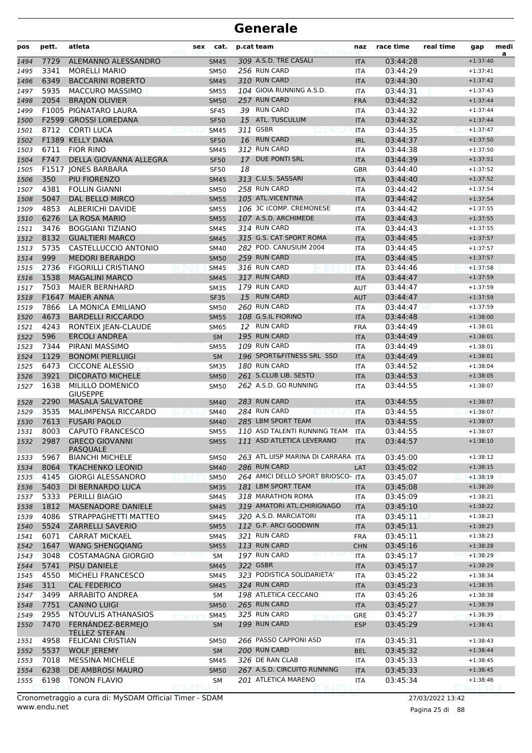# Generale

| pos | pett. | atleta | sex | cat. | p.cat | team | naz | race time | real time | gap | medi a |
|---|---|---|---|---|---|---|---|---|---|---|---|
| 1494 | 7729 | ALEMANNO ALESSANDRO | | SM45 | 309 | A.S.D. TRE CASALI | ITA | 03:44:28 | | +1:37:40 | |
| 1495 | 3341 | MORELLI MARIO | | SM50 | 256 | RUN CARD | ITA | 03:44:29 | | +1:37:41 | |
| 1496 | 6349 | BACCARINI ROBERTO | | SM45 | 310 | RUN CARD | ITA | 03:44:30 | | +1:37:42 | |
| 1497 | 5935 | MACCURO MASSIMO | | SM55 | 104 | GIOIA RUNNING A.S.D. | ITA | 03:44:31 | | +1:37:43 | |
| 1498 | 2054 | BRAJON OLIVIER | | SM50 | 257 | RUN CARD | FRA | 03:44:32 | | +1:37:44 | |
| 1499 | F1005 | PIGNATARO LAURA | | SF45 | 39 | RUN CARD | ITA | 03:44:32 | | +1:37:44 | |
| 1500 | F2599 | GROSSI LOREDANA | | SF50 | 15 | ATL. TUSCULUM | ITA | 03:44:32 | | +1:37:44 | |
| 1501 | 8712 | CORTI LUCA | | SM45 | 311 | GSBR | ITA | 03:44:35 | | +1:37:47 | |
| 1502 | F1389 | KELLY DANA | | SF50 | 16 | RUN CARD | IRL | 03:44:37 | | +1:37:50 | |
| 1503 | 6711 | FIOR RINO | | SM45 | 312 | RUN CARD | ITA | 03:44:38 | | +1:37:50 | |
| 1504 | F747 | DELLA GIOVANNA ALLEGRA | | SF50 | 17 | DUE PONTI SRL | ITA | 03:44:39 | | +1:37:51 | |
| 1505 | F1517 | JONES BARBARA | | SF50 | 18 | | GBR | 03:44:40 | | +1:37:52 | |
| 1506 | 350 | PIU FIORENZO | | SM45 | 313 | C.U.S. SASSARI | ITA | 03:44:40 | | +1:37:52 | |
| 1507 | 4381 | FOLLIN GIANNI | | SM50 | 258 | RUN CARD | ITA | 03:44:42 | | +1:37:54 | |
| 1508 | 5047 | DAL BELLO MIRCO | | SM55 | 105 | ATL.VICENTINA | ITA | 03:44:42 | | +1:37:54 | |
| 1509 | 4853 | ALBERICHI DAVIDE | | SM55 | 106 | 3C (COMP. CREMONESE | ITA | 03:44:42 | | +1:37:55 | |
| 1510 | 6276 | LA ROSA MARIO | | SM55 | 107 | A.S.D. ARCHIMEDE | ITA | 03:44:43 | | +1:37:55 | |
| 1511 | 3476 | BOGGIANI TIZIANO | | SM45 | 314 | RUN CARD | ITA | 03:44:43 | | +1:37:55 | |
| 1512 | 8132 | GUALTIERI MARCO | | SM45 | 315 | G.S. CAT SPORT ROMA | ITA | 03:44:45 | | +1:37:57 | |
| 1513 | 5735 | CASTELLUCCIO ANTONIO | | SM40 | 282 | POD. CANUSIUM 2004 | ITA | 03:44:45 | | +1:37:57 | |
| 1514 | 999 | MEDORI BERARDO | | SM50 | 259 | RUN CARD | ITA | 03:44:45 | | +1:37:57 | |
| 1515 | 2736 | FIGORILLI CRISTIANO | | SM45 | 316 | RUN CARD | ITA | 03:44:46 | | +1:37:58 | |
| 1516 | 1538 | MAGALINI MARCO | | SM45 | 317 | RUN CARD | ITA | 03:44:47 | | +1:37:59 | |
| 1517 | 7503 | MAIER BERNHARD | | SM35 | 179 | RUN CARD | AUT | 03:44:47 | | +1:37:59 | |
| 1518 | F1647 | MAIER ANNA | | SF35 | 15 | RUN CARD | AUT | 03:44:47 | | +1:37:59 | |
| 1519 | 7866 | LA MONICA EMILIANO | | SM50 | 260 | RUN CARD | ITA | 03:44:47 | | +1:37:59 | |
| 1520 | 4673 | BARDELLI RICCARDO | | SM55 | 108 | G.S.IL FIORINO | ITA | 03:44:48 | | +1:38:00 | |
| 1521 | 4243 | RONTEIX JEAN-CLAUDE | | SM65 | 12 | RUN CARD | FRA | 03:44:49 | | +1:38:01 | |
| 1522 | 596 | ERCOLI ANDREA | | SM | 195 | RUN CARD | ITA | 03:44:49 | | +1:38:01 | |
| 1523 | 7344 | PIRANI MASSIMO | | SM55 | 109 | RUN CARD | ITA | 03:44:49 | | +1:38:01 | |
| 1524 | 1129 | BONOMI PIERLUIGI | | SM | 196 | SPORT&FITNESS SRL SSD | ITA | 03:44:49 | | +1:38:01 | |
| 1525 | 6473 | CICCONE ALESSIO | | SM35 | 180 | RUN CARD | ITA | 03:44:52 | | +1:38:04 | |
| 1526 | 3921 | DICORATO MICHELE | | SM50 | 261 | S.CLUB LIB. SESTO | ITA | 03:44:53 | | +1:38:05 | |
| 1527 | 1638 | MILILLO DOMENICO GIUSEPPE | | SM50 | 262 | A.S.D. GO RUNNING | ITA | 03:44:55 | | +1:38:07 | |
| 1528 | 2290 | MASALA SALVATORE | | SM40 | 283 | RUN CARD | ITA | 03:44:55 | | +1:38:07 | |
| 1529 | 3535 | MALIMPENSA RICCARDO | | SM40 | 284 | RUN CARD | ITA | 03:44:55 | | +1:38:07 | |
| 1530 | 7613 | FUSARI PAOLO | | SM40 | 285 | LBM SPORT TEAM | ITA | 03:44:55 | | +1:38:07 | |
| 1531 | 8003 | CAPUTO FRANCESCO | | SM55 | 110 | ASD TALENTI RUNNING TEAM | ITA | 03:44:55 | | +1:38:07 | |
| 1532 | 2987 | GRECO GIOVANNI PASQUALE | | SM55 | 111 | ASD ATLETICA LEVERANO | ITA | 03:44:57 | | +1:38:10 | |
| 1533 | 5967 | BIANCHI MICHELE | | SM50 | 263 | ATL.UISP MARINA DI CARRARA | ITA | 03:45:00 | | +1:38:12 | |
| 1534 | 8064 | TKACHENKO LEONID | | SM40 | 286 | RUN CARD | LAT | 03:45:02 | | +1:38:15 | |
| 1535 | 4145 | GIORGI ALESSANDRO | | SM50 | 264 | AMICI DELLO SPORT BRIOSCO- | ITA | 03:45:07 | | +1:38:19 | |
| 1536 | 5403 | DI BERNARDO LUCA | | SM35 | 181 | LBM SPORT TEAM | ITA | 03:45:08 | | +1:38:20 | |
| 1537 | 5333 | PERILLI BIAGIO | | SM45 | 318 | MARATHON ROMA | ITA | 03:45:09 | | +1:38:21 | |
| 1538 | 1812 | MASENADORE DANIELE | | SM45 | 319 | AMATORI ATL.CHIRIGNAGO | ITA | 03:45:10 | | +1:38:22 | |
| 1539 | 4086 | STRAPPAGHETTI MATTEO | | SM45 | 320 | A.S.D. MARCIATORI | ITA | 03:45:11 | | +1:38:23 | |
| 1540 | 5524 | ZARRELLI SAVERIO | | SM55 | 112 | G.P. ARCI GOODWIN | ITA | 03:45:11 | | +1:38:23 | |
| 1541 | 6071 | CARRAT MICKAEL | | SM45 | 321 | RUN CARD | FRA | 03:45:11 | | +1:38:23 | |
| 1542 | 1647 | WANG SHENGQIANG | | SM55 | 113 | RUN CARD | CHN | 03:45:16 | | +1:38:28 | |
| 1543 | 3048 | COSTAMAGNA GIORGIO | | SM | 197 | RUN CARD | ITA | 03:45:17 | | +1:38:29 | |
| 1544 | 5741 | PISU DANIELE | | SM45 | 322 | GSBR | ITA | 03:45:17 | | +1:38:29 | |
| 1545 | 4550 | MICHELI FRANCESCO | | SM45 | 323 | PODISTICA SOLIDARIETA' | ITA | 03:45:22 | | +1:38:34 | |
| 1546 | 311 | CAL FEDERICO | | SM45 | 324 | RUN CARD | ITA | 03:45:23 | | +1:38:35 | |
| 1547 | 3499 | ARRABITO ANDREA | | SM | 198 | ATLETICA CECCANO | ITA | 03:45:26 | | +1:38:38 | |
| 1548 | 7751 | CANINO LUIGI | | SM50 | 265 | RUN CARD | ITA | 03:45:27 | | +1:38:39 | |
| 1549 | 2955 | NTOUVLIS ATHANASIOS | | SM45 | 325 | RUN CARD | GRE | 03:45:27 | | +1:38:39 | |
| 1550 | 7470 | FERNÁNDEZ-BERMEJO TÉLLEZ STEFAN | | SM | 199 | RUN CARD | ESP | 03:45:29 | | +1:38:41 | |
| 1551 | 4958 | FELICANI CRISTIAN | | SM50 | 266 | PASSO CAPPONI ASD | ITA | 03:45:31 | | +1:38:43 | |
| 1552 | 5537 | WOLF JEREMY | | SM | 200 | RUN CARD | BEL | 03:45:32 | | +1:38:44 | |
| 1553 | 7018 | MESSINA MICHELE | | SM45 | 326 | DE RAN CLAB | ITA | 03:45:33 | | +1:38:45 | |
| 1554 | 6238 | DE AMBROSI MAURO | | SM50 | 267 | A.S.D. CIRCUITO RUNNING | ITA | 03:45:33 | | +1:38:45 | |
| 1555 | 6198 | TONON FLAVIO | | SM | 201 | ATLETICA MARENO | ITA | 03:45:34 | | +1:38:46 | |

Cronometraggio a cura di: MySDAM Official Timer - SDAM
www.endu.net

27/03/2022 13:42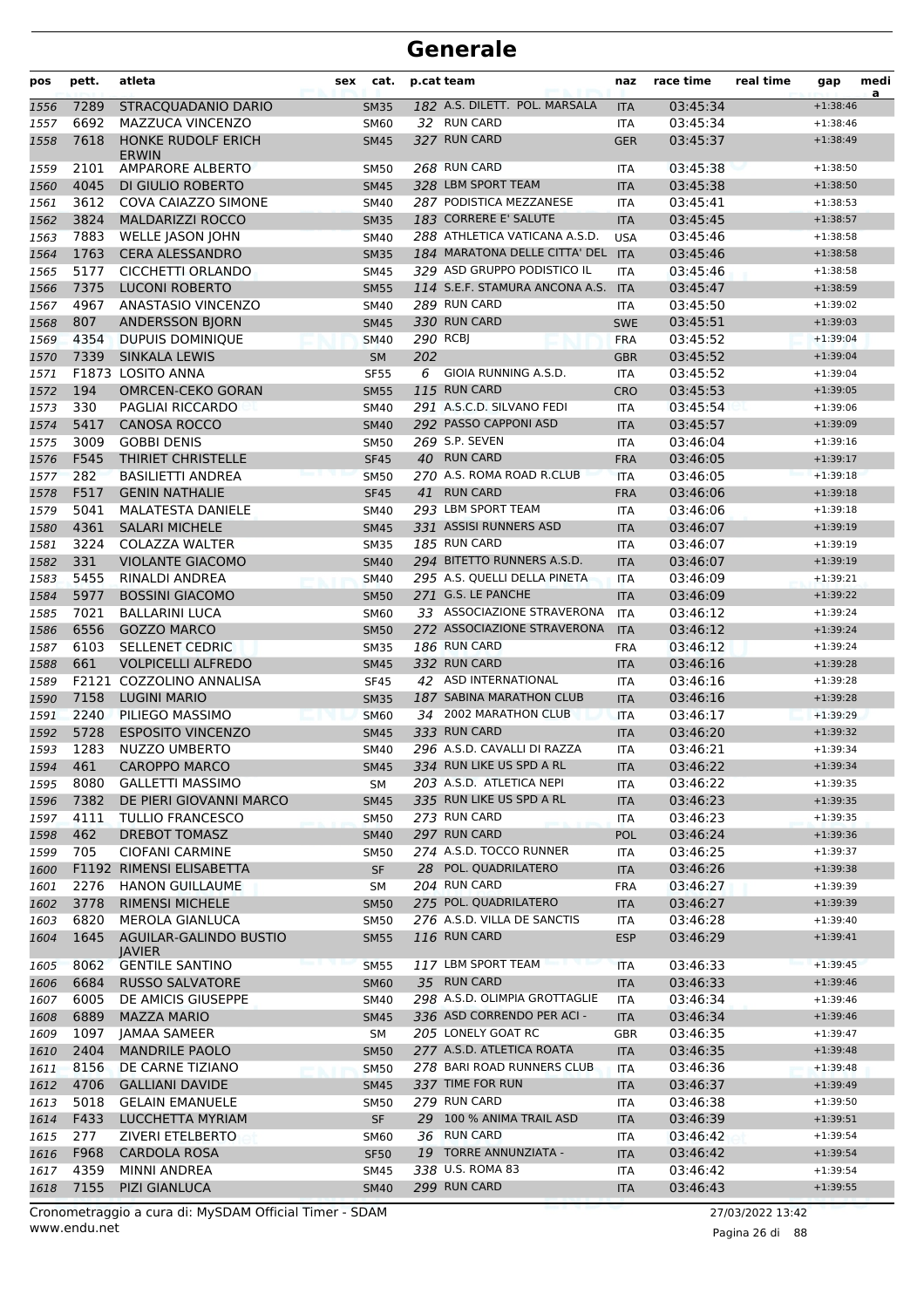# Generale

| pos | pett. | atleta | sex | cat. | p.cat | team | naz | race time | real time | gap | medi a |
|---|---|---|---|---|---|---|---|---|---|---|---|
| 1556 | 7289 | STRACQUADANIO DARIO | | SM35 | 182 | A.S. DILETT. POL. MARSALA | ITA | 03:45:34 | | +1:38:46 | |
| 1557 | 6692 | MAZZUCA VINCENZO | | SM60 | 32 | RUN CARD | ITA | 03:45:34 | | +1:38:46 | |
| 1558 | 7618 | HONKE RUDOLF ERICH ERWIN | | SM45 | 327 | RUN CARD | GER | 03:45:37 | | +1:38:49 | |
| 1559 | 2101 | AMPARORE ALBERTO | | SM50 | 268 | RUN CARD | ITA | 03:45:38 | | +1:38:50 | |
| 1560 | 4045 | DI GIULIO ROBERTO | | SM45 | 328 | LBM SPORT TEAM | ITA | 03:45:38 | | +1:38:50 | |
| 1561 | 3612 | COVA CAIAZZO SIMONE | | SM40 | 287 | PODISTICA MEZZANESE | ITA | 03:45:41 | | +1:38:53 | |
| 1562 | 3824 | MALDARIZZI ROCCO | | SM35 | 183 | CORRERE E' SALUTE | ITA | 03:45:45 | | +1:38:57 | |
| 1563 | 7883 | WELLE JASON JOHN | | SM40 | 288 | ATHLETICA VATICANA A.S.D. | USA | 03:45:46 | | +1:38:58 | |
| 1564 | 1763 | CERA ALESSANDRO | | SM35 | 184 | MARATONA DELLE CITTA' DEL | ITA | 03:45:46 | | +1:38:58 | |
| 1565 | 5177 | CICCHETTI ORLANDO | | SM45 | 329 | ASD GRUPPO PODISTICO IL | ITA | 03:45:46 | | +1:38:58 | |
| 1566 | 7375 | LUCONI ROBERTO | | SM55 | 114 | S.E.F. STAMURA ANCONA A.S. | ITA | 03:45:47 | | +1:38:59 | |
| 1567 | 4967 | ANASTASIO VINCENZO | | SM40 | 289 | RUN CARD | ITA | 03:45:50 | | +1:39:02 | |
| 1568 | 807 | ANDERSSON BJORN | | SM45 | 330 | RUN CARD | SWE | 03:45:51 | | +1:39:03 | |
| 1569 | 4354 | DUPUIS DOMINIQUE | | SM40 | 290 | RCBJ | FRA | 03:45:52 | | +1:39:04 | |
| 1570 | 7339 | SINKALA LEWIS | | SM | 202 | | GBR | 03:45:52 | | +1:39:04 | |
| 1571 | F1873 | LOSITO ANNA | | SF55 | 6 | GIOIA RUNNING A.S.D. | ITA | 03:45:52 | | +1:39:04 | |
| 1572 | 194 | OMRCEN-CEKO GORAN | | SM55 | 115 | RUN CARD | CRO | 03:45:53 | | +1:39:05 | |
| 1573 | 330 | PAGLIAI RICCARDO | | SM40 | 291 | A.S.C.D. SILVANO FEDI | ITA | 03:45:54 | | +1:39:06 | |
| 1574 | 5417 | CANOSA ROCCO | | SM40 | 292 | PASSO CAPPONI ASD | ITA | 03:45:57 | | +1:39:09 | |
| 1575 | 3009 | GOBBI DENIS | | SM50 | 269 | S.P. SEVEN | ITA | 03:46:04 | | +1:39:16 | |
| 1576 | F545 | THIRIET CHRISTELLE | | SF45 | 40 | RUN CARD | FRA | 03:46:05 | | +1:39:17 | |
| 1577 | 282 | BASILIETTI ANDREA | | SM50 | 270 | A.S. ROMA ROAD R.CLUB | ITA | 03:46:05 | | +1:39:18 | |
| 1578 | F517 | GENIN NATHALIE | | SF45 | 41 | RUN CARD | FRA | 03:46:06 | | +1:39:18 | |
| 1579 | 5041 | MALATESTA DANIELE | | SM40 | 293 | LBM SPORT TEAM | ITA | 03:46:06 | | +1:39:18 | |
| 1580 | 4361 | SALARI MICHELE | | SM45 | 331 | ASSISI RUNNERS ASD | ITA | 03:46:07 | | +1:39:19 | |
| 1581 | 3224 | COLAZZA WALTER | | SM35 | 185 | RUN CARD | ITA | 03:46:07 | | +1:39:19 | |
| 1582 | 331 | VIOLANTE GIACOMO | | SM40 | 294 | BITETTO RUNNERS A.S.D. | ITA | 03:46:07 | | +1:39:19 | |
| 1583 | 5455 | RINALDI ANDREA | | SM40 | 295 | A.S. QUELLI DELLA PINETA | ITA | 03:46:09 | | +1:39:21 | |
| 1584 | 5977 | BOSSINI GIACOMO | | SM50 | 271 | G.S. LE PANCHE | ITA | 03:46:09 | | +1:39:22 | |
| 1585 | 7021 | BALLARINI LUCA | | SM60 | 33 | ASSOCIAZIONE STRAVERONA | ITA | 03:46:12 | | +1:39:24 | |
| 1586 | 6556 | GOZZO MARCO | | SM50 | 272 | ASSOCIAZIONE STRAVERONA | ITA | 03:46:12 | | +1:39:24 | |
| 1587 | 6103 | SELLENET CEDRIC | | SM35 | 186 | RUN CARD | FRA | 03:46:12 | | +1:39:24 | |
| 1588 | 661 | VOLPICELLI ALFREDO | | SM45 | 332 | RUN CARD | ITA | 03:46:16 | | +1:39:28 | |
| 1589 | F2121 | COZZOLINO ANNALISA | | SF45 | 42 | ASD INTERNATIONAL | ITA | 03:46:16 | | +1:39:28 | |
| 1590 | 7158 | LUGINI MARIO | | SM35 | 187 | SABINA MARATHON CLUB | ITA | 03:46:16 | | +1:39:28 | |
| 1591 | 2240 | PILIEGO MASSIMO | | SM60 | 34 | 2002 MARATHON CLUB | ITA | 03:46:17 | | +1:39:29 | |
| 1592 | 5728 | ESPOSITO VINCENZO | | SM45 | 333 | RUN CARD | ITA | 03:46:20 | | +1:39:32 | |
| 1593 | 1283 | NUZZO UMBERTO | | SM40 | 296 | A.S.D. CAVALLI DI RAZZA | ITA | 03:46:21 | | +1:39:34 | |
| 1594 | 461 | CAROPPO MARCO | | SM45 | 334 | RUN LIKE US SPD A RL | ITA | 03:46:22 | | +1:39:34 | |
| 1595 | 8080 | GALLETTI MASSIMO | | SM | 203 | A.S.D. ATLETICA NEPI | ITA | 03:46:22 | | +1:39:35 | |
| 1596 | 7382 | DE PIERI GIOVANNI MARCO | | SM45 | 335 | RUN LIKE US SPD A RL | ITA | 03:46:23 | | +1:39:35 | |
| 1597 | 4111 | TULLIO FRANCESCO | | SM50 | 273 | RUN CARD | ITA | 03:46:23 | | +1:39:35 | |
| 1598 | 462 | DREBOT TOMASZ | | SM40 | 297 | RUN CARD | POL | 03:46:24 | | +1:39:36 | |
| 1599 | 705 | CIOFANI CARMINE | | SM50 | 274 | A.S.D. TOCCO RUNNER | ITA | 03:46:25 | | +1:39:37 | |
| 1600 | F1192 | RIMENSI ELISABETTA | | SF | 28 | POL. QUADRILATERO | ITA | 03:46:26 | | +1:39:38 | |
| 1601 | 2276 | HANON GUILLAUME | | SM | 204 | RUN CARD | FRA | 03:46:27 | | +1:39:39 | |
| 1602 | 3778 | RIMENSI MICHELE | | SM50 | 275 | POL. QUADRILATERO | ITA | 03:46:27 | | +1:39:39 | |
| 1603 | 6820 | MEROLA GIANLUCA | | SM50 | 276 | A.S.D. VILLA DE SANCTIS | ITA | 03:46:28 | | +1:39:40 | |
| 1604 | 1645 | AGUILAR-GALINDO BUSTIO JAVIER | | SM55 | 116 | RUN CARD | ESP | 03:46:29 | | +1:39:41 | |
| 1605 | 8062 | GENTILE SANTINO | | SM55 | 117 | LBM SPORT TEAM | ITA | 03:46:33 | | +1:39:45 | |
| 1606 | 6684 | RUSSO SALVATORE | | SM60 | 35 | RUN CARD | ITA | 03:46:33 | | +1:39:46 | |
| 1607 | 6005 | DE AMICIS GIUSEPPE | | SM40 | 298 | A.S.D. OLIMPIA GROTTAGLIE | ITA | 03:46:34 | | +1:39:46 | |
| 1608 | 6889 | MAZZA MARIO | | SM45 | 336 | ASD CORRENDO PER ACI - | ITA | 03:46:34 | | +1:39:46 | |
| 1609 | 1097 | JAMAA SAMEER | | SM | 205 | LONELY GOAT RC | GBR | 03:46:35 | | +1:39:47 | |
| 1610 | 2404 | MANDRILE PAOLO | | SM50 | 277 | A.S.D. ATLETICA ROATA | ITA | 03:46:35 | | +1:39:48 | |
| 1611 | 8156 | DE CARNE TIZIANO | | SM50 | 278 | BARI ROAD RUNNERS CLUB | ITA | 03:46:36 | | +1:39:48 | |
| 1612 | 4706 | GALLIANI DAVIDE | | SM45 | 337 | TIME FOR RUN | ITA | 03:46:37 | | +1:39:49 | |
| 1613 | 5018 | GELAIN EMANUELE | | SM50 | 279 | RUN CARD | ITA | 03:46:38 | | +1:39:50 | |
| 1614 | F433 | LUCCHETTA MYRIAM | | SF | 29 | 100 % ANIMA TRAIL ASD | ITA | 03:46:39 | | +1:39:51 | |
| 1615 | 277 | ZIVERI ETELBERTO | | SM60 | 36 | RUN CARD | ITA | 03:46:42 | | +1:39:54 | |
| 1616 | F968 | CARDOLA ROSA | | SF50 | 19 | TORRE ANNUNZIATA - | ITA | 03:46:42 | | +1:39:54 | |
| 1617 | 4359 | MINNI ANDREA | | SM45 | 338 | U.S. ROMA 83 | ITA | 03:46:42 | | +1:39:54 | |
| 1618 | 7155 | PIZI GIANLUCA | | SM40 | 299 | RUN CARD | ITA | 03:46:43 | | +1:39:55 | |

Cronometraggio a cura di: MySDAM Official Timer - SDAM
www.endu.net

27/03/2022 13:42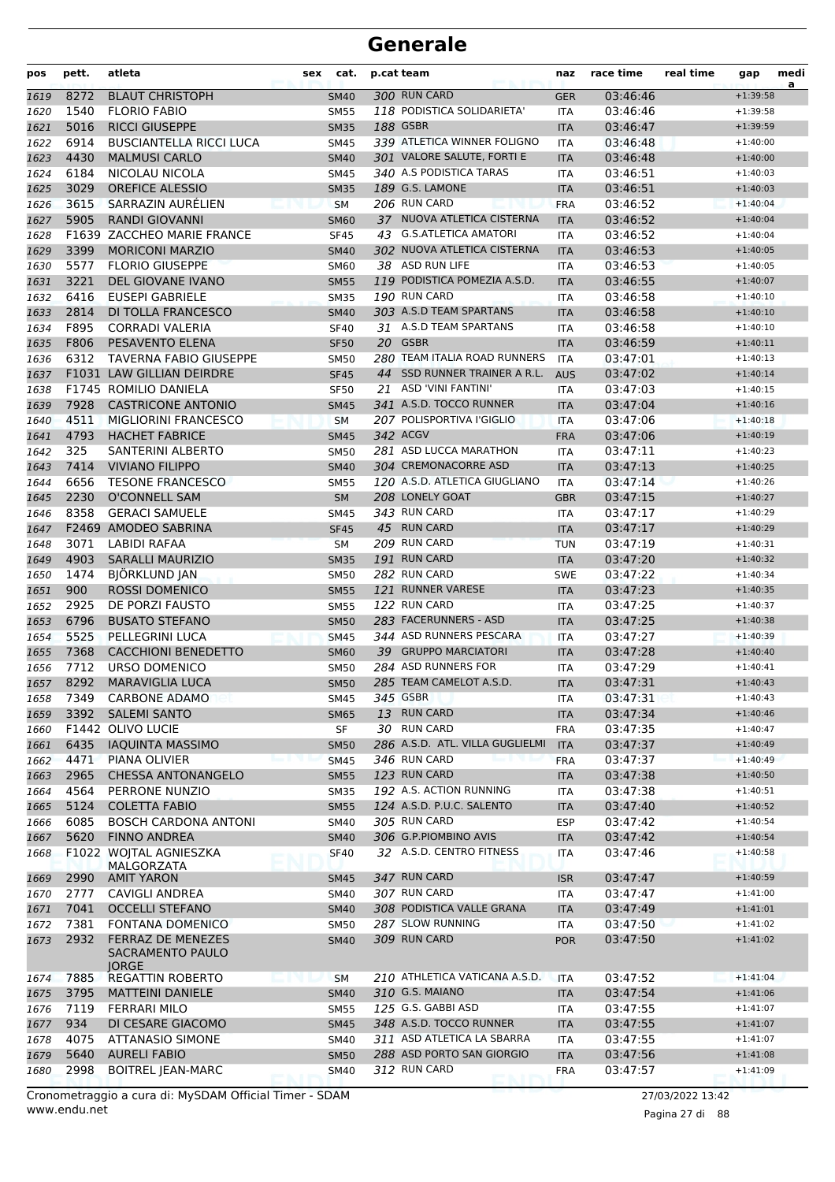# Generale

| pos | pett. | atleta | sex | cat. | p.cat team | naz | race time | real time | gap | medi a |
|---|---|---|---|---|---|---|---|---|---|---|
| 1619 | 8272 | BLAUT CHRISTOPH | | SM40 | 300 RUN CARD | GER | 03:46:46 | | +1:39:58 | |
| 1620 | 1540 | FLORIO FABIO | | SM55 | 118 PODISTICA SOLIDARIETA' | ITA | 03:46:46 | | +1:39:58 | |
| 1621 | 5016 | RICCI GIUSEPPE | | SM35 | 188 GSBR | ITA | 03:46:47 | | +1:39:59 | |
| 1622 | 6914 | BUSCIANTELLA RICCI LUCA | | SM45 | 339 ATLETICA WINNER FOLIGNO | ITA | 03:46:48 | | +1:40:00 | |
| 1623 | 4430 | MALMUSI CARLO | | SM40 | 301 VALORE SALUTE, FORTI E | ITA | 03:46:48 | | +1:40:00 | |
| 1624 | 6184 | NICOLAU NICOLA | | SM45 | 340 A.S PODISTICA TARAS | ITA | 03:46:51 | | +1:40:03 | |
| 1625 | 3029 | OREFICE ALESSIO | | SM35 | 189 G.S. LAMONE | ITA | 03:46:51 | | +1:40:03 | |
| 1626 | 3615 | SARRAZIN AURÉLIEN | | SM | 206 RUN CARD | FRA | 03:46:52 | | +1:40:04 | |
| 1627 | 5905 | RANDI GIOVANNI | | SM60 | 37 NUOVA ATLETICA CISTERNA | ITA | 03:46:52 | | +1:40:04 | |
| 1628 | F1639 | ZACCHEO MARIE FRANCE | | SF45 | 43 G.S.ATLETICA AMATORI | ITA | 03:46:52 | | +1:40:04 | |
| 1629 | 3399 | MORICONI MARZIO | | SM40 | 302 NUOVA ATLETICA CISTERNA | ITA | 03:46:53 | | +1:40:05 | |
| 1630 | 5577 | FLORIO GIUSEPPE | | SM60 | 38 ASD RUN LIFE | ITA | 03:46:53 | | +1:40:05 | |
| 1631 | 3221 | DEL GIOVANE IVANO | | SM55 | 119 PODISTICA POMEZIA A.S.D. | ITA | 03:46:55 | | +1:40:07 | |
| 1632 | 6416 | EUSEPI GABRIELE | | SM35 | 190 RUN CARD | ITA | 03:46:58 | | +1:40:10 | |
| 1633 | 2814 | DI TOLLA FRANCESCO | | SM40 | 303 A.S.D TEAM SPARTANS | ITA | 03:46:58 | | +1:40:10 | |
| 1634 | F895 | CORRADI VALERIA | | SF40 | 31 A.S.D TEAM SPARTANS | ITA | 03:46:58 | | +1:40:10 | |
| 1635 | F806 | PESAVENTO ELENA | | SF50 | 20 GSBR | ITA | 03:46:59 | | +1:40:11 | |
| 1636 | 6312 | TAVERNA FABIO GIUSEPPE | | SM50 | 280 TEAM ITALIA ROAD RUNNERS | ITA | 03:47:01 | | +1:40:13 | |
| 1637 | F1031 | LAW GILLIAN DEIRDRE | | SF45 | 44 SSD RUNNER TRAINER A R.L. | AUS | 03:47:02 | | +1:40:14 | |
| 1638 | F1745 | ROMILIO DANIELA | | SF50 | 21 ASD 'VINI FANTINI' | ITA | 03:47:03 | | +1:40:15 | |
| 1639 | 7928 | CASTRICONE ANTONIO | | SM45 | 341 A.S.D. TOCCO RUNNER | ITA | 03:47:04 | | +1:40:16 | |
| 1640 | 4511 | MIGLIORINI FRANCESCO | | SM | 207 POLISPORTIVA I'GIGLIO | ITA | 03:47:06 | | +1:40:18 | |
| 1641 | 4793 | HACHET FABRICE | | SM45 | 342 ACGV | FRA | 03:47:06 | | +1:40:19 | |
| 1642 | 325 | SANTERINI ALBERTO | | SM50 | 281 ASD LUCCA MARATHON | ITA | 03:47:11 | | +1:40:23 | |
| 1643 | 7414 | VIVIANO FILIPPO | | SM40 | 304 CREMONACORRE ASD | ITA | 03:47:13 | | +1:40:25 | |
| 1644 | 6656 | TESONE FRANCESCO | | SM55 | 120 A.S.D. ATLETICA GIUGLIANO | ITA | 03:47:14 | | +1:40:26 | |
| 1645 | 2230 | O'CONNELL SAM | | SM | 208 LONELY GOAT | GBR | 03:47:15 | | +1:40:27 | |
| 1646 | 8358 | GERACI SAMUELE | | SM45 | 343 RUN CARD | ITA | 03:47:17 | | +1:40:29 | |
| 1647 | F2469 | AMODEO SABRINA | | SF45 | 45 RUN CARD | ITA | 03:47:17 | | +1:40:29 | |
| 1648 | 3071 | LABIDI RAFAA | | SM | 209 RUN CARD | TUN | 03:47:19 | | +1:40:31 | |
| 1649 | 4903 | SARALLI MAURIZIO | | SM35 | 191 RUN CARD | ITA | 03:47:20 | | +1:40:32 | |
| 1650 | 1474 | BJÖRKLUND JAN | | SM50 | 282 RUN CARD | SWE | 03:47:22 | | +1:40:34 | |
| 1651 | 900 | ROSSI DOMENICO | | SM55 | 121 RUNNER VARESE | ITA | 03:47:23 | | +1:40:35 | |
| 1652 | 2925 | DE PORZI FAUSTO | | SM55 | 122 RUN CARD | ITA | 03:47:25 | | +1:40:37 | |
| 1653 | 6796 | BUSATO STEFANO | | SM50 | 283 FACERUNNERS - ASD | ITA | 03:47:25 | | +1:40:38 | |
| 1654 | 5525 | PELLEGRINI LUCA | | SM45 | 344 ASD RUNNERS PESCARA | ITA | 03:47:27 | | +1:40:39 | |
| 1655 | 7368 | CACCHIONI BENEDETTO | | SM60 | 39 GRUPPO MARCIATORI | ITA | 03:47:28 | | +1:40:40 | |
| 1656 | 7712 | URSO DOMENICO | | SM50 | 284 ASD RUNNERS FOR | ITA | 03:47:29 | | +1:40:41 | |
| 1657 | 8292 | MARAVIGLIA LUCA | | SM50 | 285 TEAM CAMELOT A.S.D. | ITA | 03:47:31 | | +1:40:43 | |
| 1658 | 7349 | CARBONE ADAMO | | SM45 | 345 GSBR | ITA | 03:47:31 | | +1:40:43 | |
| 1659 | 3392 | SALEMI SANTO | | SM65 | 13 RUN CARD | ITA | 03:47:34 | | +1:40:46 | |
| 1660 | F1442 | OLIVO LUCIE | | SF | 30 RUN CARD | FRA | 03:47:35 | | +1:40:47 | |
| 1661 | 6435 | IAQUINTA MASSIMO | | SM50 | 286 A.S.D. ATL. VILLA GUGLIELMI | ITA | 03:47:37 | | +1:40:49 | |
| 1662 | 4471 | PIANA OLIVIER | | SM45 | 346 RUN CARD | FRA | 03:47:37 | | +1:40:49 | |
| 1663 | 2965 | CHESSA ANTONANGELO | | SM55 | 123 RUN CARD | ITA | 03:47:38 | | +1:40:50 | |
| 1664 | 4564 | PERRONE NUNZIO | | SM35 | 192 A.S. ACTION RUNNING | ITA | 03:47:38 | | +1:40:51 | |
| 1665 | 5124 | COLETTA FABIO | | SM55 | 124 A.S.D. P.U.C. SALENTO | ITA | 03:47:40 | | +1:40:52 | |
| 1666 | 6085 | BOSCH CARDONA ANTONI | | SM40 | 305 RUN CARD | ESP | 03:47:42 | | +1:40:54 | |
| 1667 | 5620 | FINNO ANDREA | | SM40 | 306 G.P.PIOMBINO AVIS | ITA | 03:47:42 | | +1:40:54 | |
| 1668 | F1022 | WOJTAL AGNIESZKA MALGORZATA | | SF40 | 32 A.S.D. CENTRO FITNESS | ITA | 03:47:46 | | +1:40:58 | |
| 1669 | 2990 | AMIT YARON | | SM45 | 347 RUN CARD | ISR | 03:47:47 | | +1:40:59 | |
| 1670 | 2777 | CAVIGLI ANDREA | | SM40 | 307 RUN CARD | ITA | 03:47:47 | | +1:41:00 | |
| 1671 | 7041 | OCCELLI STEFANO | | SM40 | 308 PODISTICA VALLE GRANA | ITA | 03:47:49 | | +1:41:01 | |
| 1672 | 7381 | FONTANA DOMENICO | | SM50 | 287 SLOW RUNNING | ITA | 03:47:50 | | +1:41:02 | |
| 1673 | 2932 | FERRAZ DE MENEZES SACRAMENTO PAULO JORGE | | SM40 | 309 RUN CARD | POR | 03:47:50 | | +1:41:02 | |
| 1674 | 7885 | REGATTIN ROBERTO | | SM | 210 ATHLETICA VATICANA A.S.D. | ITA | 03:47:52 | | +1:41:04 | |
| 1675 | 3795 | MATTEINI DANIELE | | SM40 | 310 G.S. MAIANO | ITA | 03:47:54 | | +1:41:06 | |
| 1676 | 7119 | FERRARI MILO | | SM55 | 125 G.S. GABBI ASD | ITA | 03:47:55 | | +1:41:07 | |
| 1677 | 934 | DI CESARE GIACOMO | | SM45 | 348 A.S.D. TOCCO RUNNER | ITA | 03:47:55 | | +1:41:07 | |
| 1678 | 4075 | ATTANASIO SIMONE | | SM40 | 311 ASD ATLETICA LA SBARRA | ITA | 03:47:55 | | +1:41:07 | |
| 1679 | 5640 | AURELI FABIO | | SM50 | 288 ASD PORTO SAN GIORGIO | ITA | 03:47:56 | | +1:41:08 | |
| 1680 | 2998 | BOITREL JEAN-MARC | | SM40 | 312 RUN CARD | FRA | 03:47:57 | | +1:41:09 | |

Cronometraggio a cura di: MySDAM Official Timer - SDAM
www.endu.net

27/03/2022 13:42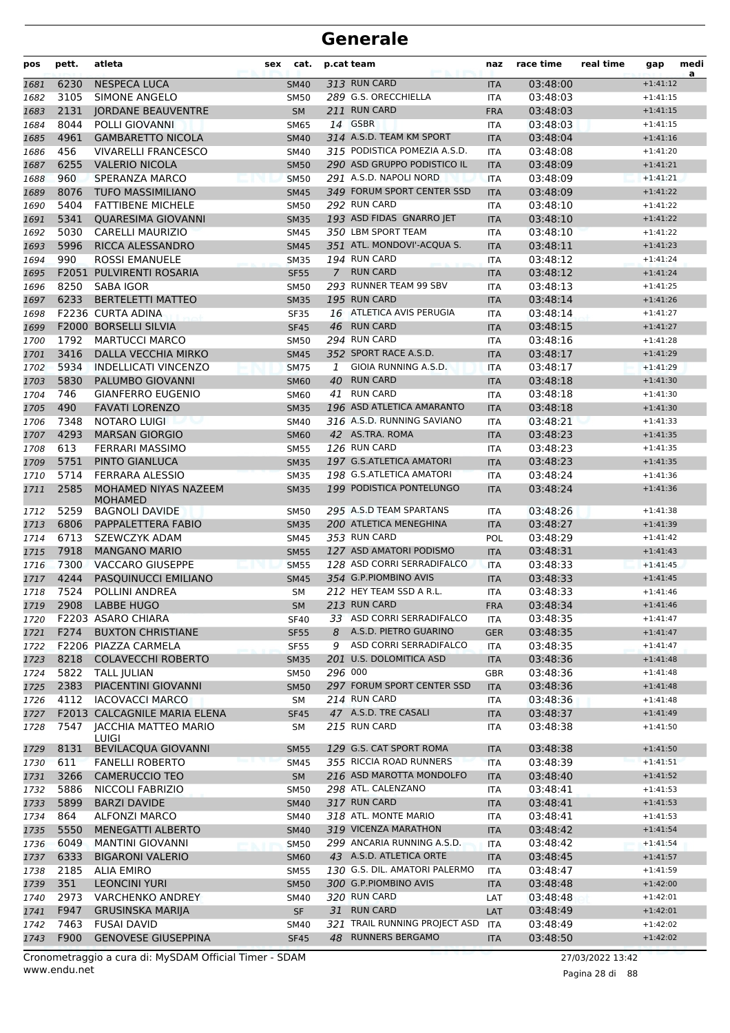# Generale

| pos | pett. | atleta | sex | cat. | p.cat | team | naz | race time | real time | gap | medi a |
|---|---|---|---|---|---|---|---|---|---|---|---|
| 1681 | 6230 | NESPECA LUCA | | SM40 | 313 | RUN CARD | ITA | 03:48:00 | | +1:41:12 | |
| 1682 | 3105 | SIMONE ANGELO | | SM50 | 289 | G.S. ORECCHIELLA | ITA | 03:48:03 | | +1:41:15 | |
| 1683 | 2131 | JORDANE BEAUVENTRE | | SM | 211 | RUN CARD | FRA | 03:48:03 | | +1:41:15 | |
| 1684 | 8044 | POLLI GIOVANNI | | SM65 | 14 | GSBR | ITA | 03:48:03 | | +1:41:15 | |
| 1685 | 4961 | GAMBARETTO NICOLA | | SM40 | 314 | A.S.D. TEAM KM SPORT | ITA | 03:48:04 | | +1:41:16 | |
| 1686 | 456 | VIVARELLI FRANCESCO | | SM40 | 315 | PODISTICA POMEZIA A.S.D. | ITA | 03:48:08 | | +1:41:20 | |
| 1687 | 6255 | VALERIO NICOLA | | SM50 | 290 | ASD GRUPPO PODISTICO IL | ITA | 03:48:09 | | +1:41:21 | |
| 1688 | 960 | SPERANZA MARCO | | SM50 | 291 | A.S.D. NAPOLI NORD | ITA | 03:48:09 | | +1:41:21 | |
| 1689 | 8076 | TUFO MASSIMILIANO | | SM45 | 349 | FORUM SPORT CENTER SSD | ITA | 03:48:09 | | +1:41:22 | |
| 1690 | 5404 | FATTIBENE MICHELE | | SM50 | 292 | RUN CARD | ITA | 03:48:10 | | +1:41:22 | |
| 1691 | 5341 | QUARESIMA GIOVANNI | | SM35 | 193 | ASD FIDAS GNARRO JET | ITA | 03:48:10 | | +1:41:22 | |
| 1692 | 5030 | CARELLI MAURIZIO | | SM45 | 350 | LBM SPORT TEAM | ITA | 03:48:10 | | +1:41:22 | |
| 1693 | 5996 | RICCA ALESSANDRO | | SM45 | 351 | ATL. MONDOVI'-ACQUA S. | ITA | 03:48:11 | | +1:41:23 | |
| 1694 | 990 | ROSSI EMANUELE | | SM35 | 194 | RUN CARD | ITA | 03:48:12 | | +1:41:24 | |
| 1695 | F2051 | PULVIRENTI ROSARIA | | SF55 | 7 | RUN CARD | ITA | 03:48:12 | | +1:41:24 | |
| 1696 | 8250 | SABA IGOR | | SM50 | 293 | RUNNER TEAM 99 SBV | ITA | 03:48:13 | | +1:41:25 | |
| 1697 | 6233 | BERTELETTI MATTEO | | SM35 | 195 | RUN CARD | ITA | 03:48:14 | | +1:41:26 | |
| 1698 | F2236 | CURTA ADINA | | SF35 | 16 | ATLETICA AVIS PERUGIA | ITA | 03:48:14 | | +1:41:27 | |
| 1699 | F2000 | BORSELLI SILVIA | | SF45 | 46 | RUN CARD | ITA | 03:48:15 | | +1:41:27 | |
| 1700 | 1792 | MARTUCCI MARCO | | SM50 | 294 | RUN CARD | ITA | 03:48:16 | | +1:41:28 | |
| 1701 | 3416 | DALLA VECCHIA MIRKO | | SM45 | 352 | SPORT RACE A.S.D. | ITA | 03:48:17 | | +1:41:29 | |
| 1702 | 5934 | INDELLICATI VINCENZO | | SM75 | 1 | GIOIA RUNNING A.S.D. | ITA | 03:48:17 | | +1:41:29 | |
| 1703 | 5830 | PALUMBO GIOVANNI | | SM60 | 40 | RUN CARD | ITA | 03:48:18 | | +1:41:30 | |
| 1704 | 746 | GIANFERRO EUGENIO | | SM60 | 41 | RUN CARD | ITA | 03:48:18 | | +1:41:30 | |
| 1705 | 490 | FAVATI LORENZO | | SM35 | 196 | ASD ATLETICA AMARANTO | ITA | 03:48:18 | | +1:41:30 | |
| 1706 | 7348 | NOTARO LUIGI | | SM40 | 316 | A.S.D. RUNNING SAVIANO | ITA | 03:48:21 | | +1:41:33 | |
| 1707 | 4293 | MARSAN GIORGIO | | SM60 | 42 | AS.TRA. ROMA | ITA | 03:48:23 | | +1:41:35 | |
| 1708 | 613 | FERRARI MASSIMO | | SM55 | 126 | RUN CARD | ITA | 03:48:23 | | +1:41:35 | |
| 1709 | 5751 | PINTO GIANLUCA | | SM35 | 197 | G.S.ATLETICA AMATORI | ITA | 03:48:23 | | +1:41:35 | |
| 1710 | 5714 | FERRARA ALESSIO | | SM35 | 198 | G.S.ATLETICA AMATORI | ITA | 03:48:24 | | +1:41:36 | |
| 1711 | 2585 | MOHAMED NIYAS NAZEEM MOHAMED | | SM35 | 199 | PODISTICA PONTELUNGO | ITA | 03:48:24 | | +1:41:36 | |
| 1712 | 5259 | BAGNOLI DAVIDE | | SM50 | 295 | A.S.D TEAM SPARTANS | ITA | 03:48:26 | | +1:41:38 | |
| 1713 | 6806 | PAPPALETTERA FABIO | | SM35 | 200 | ATLETICA MENEGHINA | ITA | 03:48:27 | | +1:41:39 | |
| 1714 | 6713 | SZEWCZYK ADAM | | SM45 | 353 | RUN CARD | POL | 03:48:29 | | +1:41:42 | |
| 1715 | 7918 | MANGANO MARIO | | SM55 | 127 | ASD AMATORI PODISMO | ITA | 03:48:31 | | +1:41:43 | |
| 1716 | 7300 | VACCARO GIUSEPPE | | SM55 | 128 | ASD CORRI SERRADIFALCO | ITA | 03:48:33 | | +1:41:45 | |
| 1717 | 4244 | PASQUINUCCI EMILIANO | | SM45 | 354 | G.P.PIOMBINO AVIS | ITA | 03:48:33 | | +1:41:45 | |
| 1718 | 7524 | POLLINI ANDREA | | SM | 212 | HEY TEAM SSD A R.L. | ITA | 03:48:33 | | +1:41:46 | |
| 1719 | 2908 | LABBE HUGO | | SM | 213 | RUN CARD | FRA | 03:48:34 | | +1:41:46 | |
| 1720 | F2203 | ASARO CHIARA | | SF40 | 33 | ASD CORRI SERRADIFALCO | ITA | 03:48:35 | | +1:41:47 | |
| 1721 | F274 | BUXTON CHRISTIANE | | SF55 | 8 | A.S.D. PIETRO GUARINO | GER | 03:48:35 | | +1:41:47 | |
| 1722 | F2206 | PIAZZA CARMELA | | SF55 | 9 | ASD CORRI SERRADIFALCO | ITA | 03:48:35 | | +1:41:47 | |
| 1723 | 8218 | COLAVECCHI ROBERTO | | SM35 | 201 | U.S. DOLOMITICA ASD | ITA | 03:48:36 | | +1:41:48 | |
| 1724 | 5822 | TALL JULIAN | | SM50 | 296 | 000 | GBR | 03:48:36 | | +1:41:48 | |
| 1725 | 2383 | PIACENTINI GIOVANNI | | SM50 | 297 | FORUM SPORT CENTER SSD | ITA | 03:48:36 | | +1:41:48 | |
| 1726 | 4112 | IACOVACCI MARCO | | SM | 214 | RUN CARD | ITA | 03:48:36 | | +1:41:48 | |
| 1727 | F2013 | CALCAGNILE MARIA ELENA | | SF45 | 47 | A.S.D. TRE CASALI | ITA | 03:48:37 | | +1:41:49 | |
| 1728 | 7547 | JACCHIA MATTEO MARIO LUIGI | | SM | 215 | RUN CARD | ITA | 03:48:38 | | +1:41:50 | |
| 1729 | 8131 | BEVILACQUA GIOVANNI | | SM55 | 129 | G.S. CAT SPORT ROMA | ITA | 03:48:38 | | +1:41:50 | |
| 1730 | 611 | FANELLI ROBERTO | | SM45 | 355 | RICCIA ROAD RUNNERS | ITA | 03:48:39 | | +1:41:51 | |
| 1731 | 3266 | CAMERUCCIO TEO | | SM | 216 | ASD MAROTTA MONDOLFO | ITA | 03:48:40 | | +1:41:52 | |
| 1732 | 5886 | NICCOLI FABRIZIO | | SM50 | 298 | ATL. CALENZANO | ITA | 03:48:41 | | +1:41:53 | |
| 1733 | 5899 | BARZI DAVIDE | | SM40 | 317 | RUN CARD | ITA | 03:48:41 | | +1:41:53 | |
| 1734 | 864 | ALFONZI MARCO | | SM40 | 318 | ATL. MONTE MARIO | ITA | 03:48:41 | | +1:41:53 | |
| 1735 | 5550 | MENEGATTI ALBERTO | | SM40 | 319 | VICENZA MARATHON | ITA | 03:48:42 | | +1:41:54 | |
| 1736 | 6049 | MANTINI GIOVANNI | | SM50 | 299 | ANCARIA RUNNING A.S.D. | ITA | 03:48:42 | | +1:41:54 | |
| 1737 | 6333 | BIGARONI VALERIO | | SM60 | 43 | A.S.D. ATLETICA ORTE | ITA | 03:48:45 | | +1:41:57 | |
| 1738 | 2185 | ALIA EMIRO | | SM55 | 130 | G.S. DIL. AMATORI PALERMO | ITA | 03:48:47 | | +1:41:59 | |
| 1739 | 351 | LEONCINI YURI | | SM50 | 300 | G.P.PIOMBINO AVIS | ITA | 03:48:48 | | +1:42:00 | |
| 1740 | 2973 | VARCHENKO ANDREY | | SM40 | 320 | RUN CARD | LAT | 03:48:48 | | +1:42:01 | |
| 1741 | F947 | GRUSINSKA MARIJA | | SF | 31 | RUN CARD | LAT | 03:48:49 | | +1:42:01 | |
| 1742 | 7463 | FUSAI DAVID | | SM40 | 321 | TRAIL RUNNING PROJECT ASD | ITA | 03:48:49 | | +1:42:02 | |
| 1743 | F900 | GENOVESE GIUSEPPINA | | SF45 | 48 | RUNNERS BERGAMO | ITA | 03:48:50 | | +1:42:02 | |

Cronometraggio a cura di: MySDAM Official Timer - SDAM
www.endu.net
27/03/2022 13:42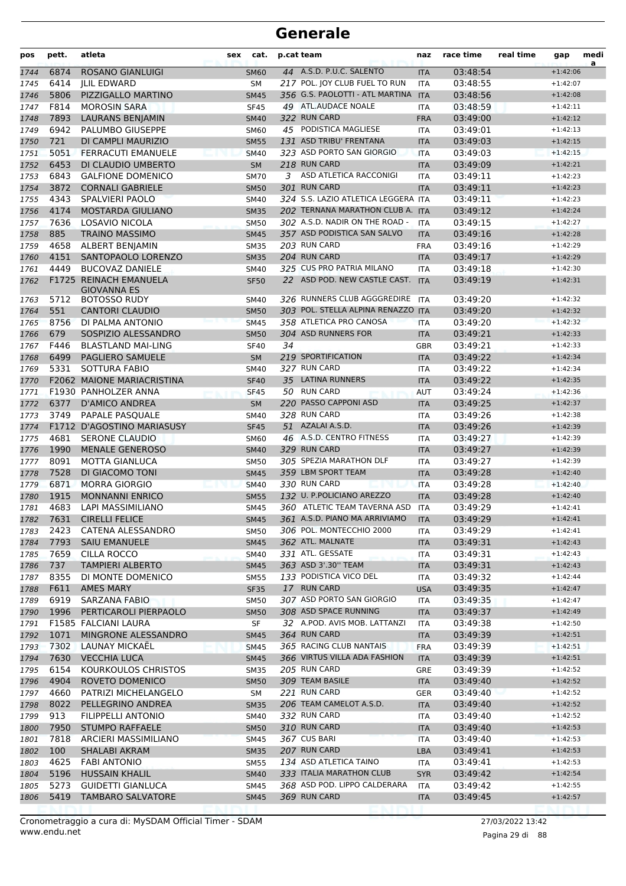# Generale

| pos | pett. | atleta | sex | cat. | p.cat | team | naz | race time | real time | gap | medi a |
|---|---|---|---|---|---|---|---|---|---|---|---|
| 1744 | 6874 | ROSANO GIANLUIGI | | SM60 | 44 | A.S.D. P.U.C. SALENTO | ITA | 03:48:54 | | +1:42:06 | |
| 1745 | 6414 | JLIL EDWARD | | SM | 217 | POL. JOY CLUB FUEL TO RUN | ITA | 03:48:55 | | +1:42:07 | |
| 1746 | 5806 | PIZZIGALLO MARTINO | | SM45 | 356 | G.S. PAOLOTTI - ATL MARTINA | ITA | 03:48:56 | | +1:42:08 | |
| 1747 | F814 | MOROSIN SARA | | SF45 | 49 | ATL.AUDACE NOALE | ITA | 03:48:59 | | +1:42:11 | |
| 1748 | 7893 | LAURANS BENJAMIN | | SM40 | 322 | RUN CARD | FRA | 03:49:00 | | +1:42:12 | |
| 1749 | 6942 | PALUMBO GIUSEPPE | | SM60 | 45 | PODISTICA MAGLIESE | ITA | 03:49:01 | | +1:42:13 | |
| 1750 | 721 | DI CAMPLI MAURIZIO | | SM55 | 131 | ASD TRIBU' FRENTANA | ITA | 03:49:03 | | +1:42:15 | |
| 1751 | 5051 | FERRACUTI EMANUELE | | SM40 | 323 | ASD PORTO SAN GIORGIO | ITA | 03:49:03 | | +1:42:15 | |
| 1752 | 6453 | DI CLAUDIO UMBERTO | | SM | 218 | RUN CARD | ITA | 03:49:09 | | +1:42:21 | |
| 1753 | 6843 | GALFIONE DOMENICO | | SM70 | 3 | ASD ATLETICA RACCONIGI | ITA | 03:49:11 | | +1:42:23 | |
| 1754 | 3872 | CORNALI GABRIELE | | SM50 | 301 | RUN CARD | ITA | 03:49:11 | | +1:42:23 | |
| 1755 | 4343 | SPALVIERI PAOLO | | SM40 | 324 | S.S. LAZIO ATLETICA LEGGERA | ITA | 03:49:11 | | +1:42:23 | |
| 1756 | 4174 | MOSTARDA GIULIANO | | SM35 | 202 | TERNANA MARATHON CLUB A. | ITA | 03:49:12 | | +1:42:24 | |
| 1757 | 7636 | LOSAVIO NICOLA | | SM50 | 302 | A.S.D. NADIR ON THE ROAD - | ITA | 03:49:15 | | +1:42:27 | |
| 1758 | 885 | TRAINO MASSIMO | | SM45 | 357 | ASD PODISTICA SAN SALVO | ITA | 03:49:16 | | +1:42:28 | |
| 1759 | 4658 | ALBERT BENJAMIN | | SM35 | 203 | RUN CARD | FRA | 03:49:16 | | +1:42:29 | |
| 1760 | 4151 | SANTOPAOLO LORENZO | | SM35 | 204 | RUN CARD | ITA | 03:49:17 | | +1:42:29 | |
| 1761 | 4449 | BUCOVAZ DANIELE | | SM40 | 325 | CUS PRO PATRIA MILANO | ITA | 03:49:18 | | +1:42:30 | |
| 1762 | F1725 | REINACH EMANUELA GIOVANNA ES | | SF50 | 22 | ASD POD. NEW CASTLE CAST. | ITA | 03:49:19 | | +1:42:31 | |
| 1763 | 5712 | BOTOSSO RUDY | | SM40 | 326 | RUNNERS CLUB AGGGREDIRE | ITA | 03:49:20 | | +1:42:32 | |
| 1764 | 551 | CANTORI CLAUDIO | | SM50 | 303 | POL. STELLA ALPINA RENAZZO | ITA | 03:49:20 | | +1:42:32 | |
| 1765 | 8756 | DI PALMA ANTONIO | | SM45 | 358 | ATLETICA PRO CANOSA | ITA | 03:49:20 | | +1:42:32 | |
| 1766 | 679 | SOSPIZIO ALESSANDRO | | SM50 | 304 | ASD RUNNERS FOR | ITA | 03:49:21 | | +1:42:33 | |
| 1767 | F446 | BLASTLAND MAI-LING | | SF40 | 34 | | GBR | 03:49:21 | | +1:42:33 | |
| 1768 | 6499 | PAGLIERO SAMUELE | | SM | 219 | SPORTIFICATION | ITA | 03:49:22 | | +1:42:34 | |
| 1769 | 5331 | SOTTURA FABIO | | SM40 | 327 | RUN CARD | ITA | 03:49:22 | | +1:42:34 | |
| 1770 | F2062 | MAIONE MARIACRISTINA | | SF40 | 35 | LATINA RUNNERS | ITA | 03:49:22 | | +1:42:35 | |
| 1771 | F1930 | PANHOLZER ANNA | | SF45 | 50 | RUN CARD | AUT | 03:49:24 | | +1:42:36 | |
| 1772 | 6377 | D'AMICO ANDREA | | SM | 220 | PASSO CAPPONI ASD | ITA | 03:49:25 | | +1:42:37 | |
| 1773 | 3749 | PAPALE PASQUALE | | SM40 | 328 | RUN CARD | ITA | 03:49:26 | | +1:42:38 | |
| 1774 | F1712 | D'AGOSTINO MARIASUSY | | SF45 | 51 | AZALAI A.S.D. | ITA | 03:49:26 | | +1:42:39 | |
| 1775 | 4681 | SERONE CLAUDIO | | SM60 | 46 | A.S.D. CENTRO FITNESS | ITA | 03:49:27 | | +1:42:39 | |
| 1776 | 1990 | MENALE GENEROSO | | SM40 | 329 | RUN CARD | ITA | 03:49:27 | | +1:42:39 | |
| 1777 | 8091 | MOTTA GIANLUCA | | SM50 | 305 | SPEZIA MARATHON DLF | ITA | 03:49:27 | | +1:42:39 | |
| 1778 | 7528 | DI GIACOMO TONI | | SM45 | 359 | LBM SPORT TEAM | ITA | 03:49:28 | | +1:42:40 | |
| 1779 | 6871 | MORRA GIORGIO | | SM40 | 330 | RUN CARD | ITA | 03:49:28 | | +1:42:40 | |
| 1780 | 1915 | MONNANNI ENRICO | | SM55 | 132 | U. P.POLICIANO AREZZO | ITA | 03:49:28 | | +1:42:40 | |
| 1781 | 4683 | LAPI MASSIMILIANO | | SM45 | 360 | ATLETIC TEAM TAVERNA ASD | ITA | 03:49:29 | | +1:42:41 | |
| 1782 | 7631 | CIRELLI FELICE | | SM45 | 361 | A.S.D. PIANO MA ARRIVIAMO | ITA | 03:49:29 | | +1:42:41 | |
| 1783 | 2423 | CATENA ALESSANDRO | | SM50 | 306 | POL. MONTECCHIO 2000 | ITA | 03:49:29 | | +1:42:41 | |
| 1784 | 7793 | SAIU EMANUELE | | SM45 | 362 | ATL. MALNATE | ITA | 03:49:31 | | +1:42:43 | |
| 1785 | 7659 | CILLA ROCCO | | SM40 | 331 | ATL. GESSATE | ITA | 03:49:31 | | +1:42:43 | |
| 1786 | 737 | TAMPIERI ALBERTO | | SM45 | 363 | ASD 3'.30'' TEAM | ITA | 03:49:31 | | +1:42:43 | |
| 1787 | 8355 | DI MONTE DOMENICO | | SM55 | 133 | PODISTICA VICO DEL | ITA | 03:49:32 | | +1:42:44 | |
| 1788 | F611 | AMES MARY | | SF35 | 17 | RUN CARD | USA | 03:49:35 | | +1:42:47 | |
| 1789 | 6919 | SARZANA FABIO | | SM50 | 307 | ASD PORTO SAN GIORGIO | ITA | 03:49:35 | | +1:42:47 | |
| 1790 | 1996 | PERTICAROLI PIERPAOLO | | SM50 | 308 | ASD SPACE RUNNING | ITA | 03:49:37 | | +1:42:49 | |
| 1791 | F1585 | FALCIANI LAURA | | SF | 32 | A.POD. AVIS MOB. LATTANZI | ITA | 03:49:38 | | +1:42:50 | |
| 1792 | 1071 | MINGRONE ALESSANDRO | | SM45 | 364 | RUN CARD | ITA | 03:49:39 | | +1:42:51 | |
| 1793 | 7302 | LAUNAY MICKAËL | | SM45 | 365 | RACING CLUB NANTAIS | FRA | 03:49:39 | | +1:42:51 | |
| 1794 | 7630 | VECCHIA LUCA | | SM45 | 366 | VIRTUS VILLA ADA FASHION | ITA | 03:49:39 | | +1:42:51 | |
| 1795 | 6154 | KOURKOULOS CHRISTOS | | SM35 | 205 | RUN CARD | GRE | 03:49:39 | | +1:42:52 | |
| 1796 | 4904 | ROVETO DOMENICO | | SM50 | 309 | TEAM BASILE | ITA | 03:49:40 | | +1:42:52 | |
| 1797 | 4660 | PATRIZI MICHELANGELO | | SM | 221 | RUN CARD | GER | 03:49:40 | | +1:42:52 | |
| 1798 | 8022 | PELLEGRINO ANDREA | | SM35 | 206 | TEAM CAMELOT A.S.D. | ITA | 03:49:40 | | +1:42:52 | |
| 1799 | 913 | FILIPPELLI ANTONIO | | SM40 | 332 | RUN CARD | ITA | 03:49:40 | | +1:42:52 | |
| 1800 | 7950 | STUMPO RAFFAELE | | SM50 | 310 | RUN CARD | ITA | 03:49:40 | | +1:42:53 | |
| 1801 | 7818 | ARCIERI MASSIMILIANO | | SM45 | 367 | CUS BARI | ITA | 03:49:40 | | +1:42:53 | |
| 1802 | 100 | SHALABI AKRAM | | SM35 | 207 | RUN CARD | LBA | 03:49:41 | | +1:42:53 | |
| 1803 | 4625 | FABI ANTONIO | | SM55 | 134 | ASD ATLETICA TAINO | ITA | 03:49:41 | | +1:42:53 | |
| 1804 | 5196 | HUSSAIN KHALIL | | SM40 | 333 | ITALIA MARATHON CLUB | SYR | 03:49:42 | | +1:42:54 | |
| 1805 | 5273 | GUIDETTI GIANLUCA | | SM45 | 368 | ASD POD. LIPPO CALDERARA | ITA | 03:49:42 | | +1:42:55 | |
| 1806 | 5419 | TAMBARO SALVATORE | | SM45 | 369 | RUN CARD | ITA | 03:49:45 | | +1:42:57 | |

Cronometraggio a cura di: MySDAM Official Timer - SDAM
www.endu.net
27/03/2022 13:42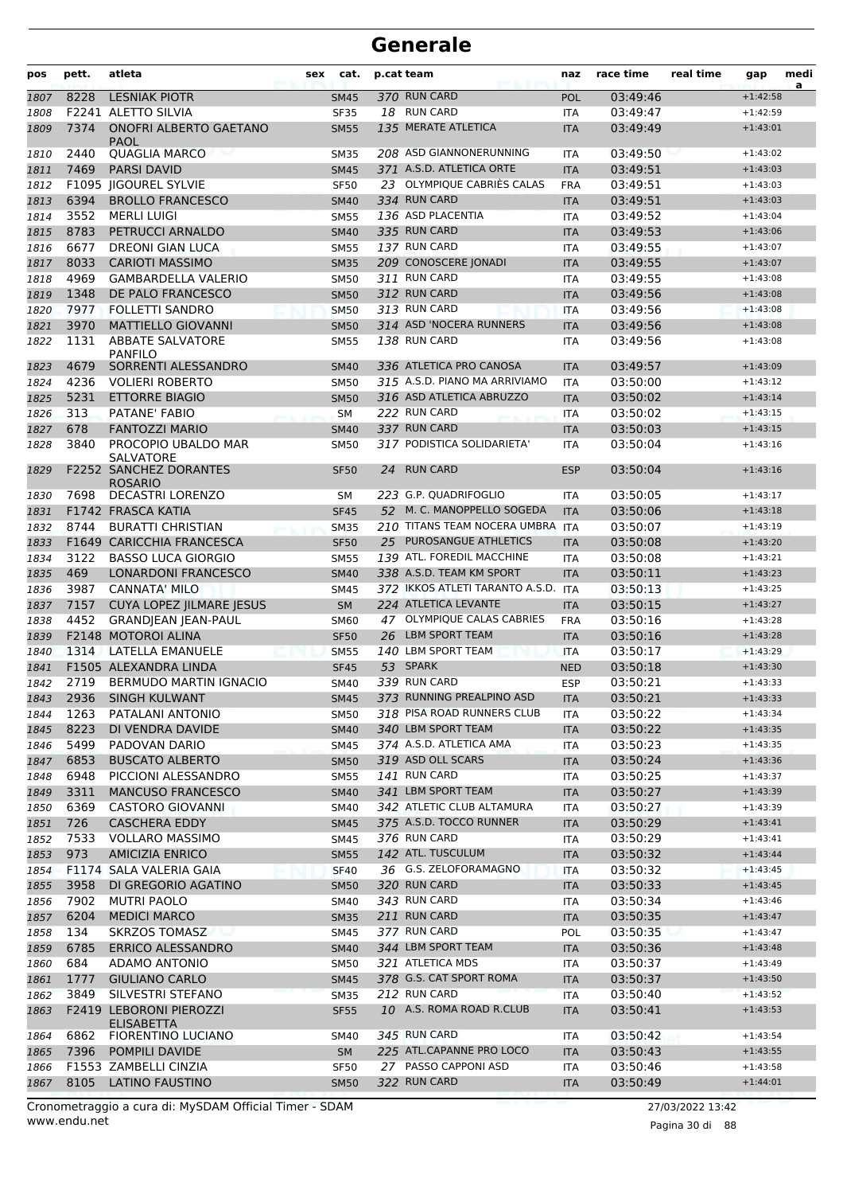# Generale

| pos | pett. | atleta | sex | cat. | p.cat | team | naz | race time | real time | gap | media |
|---|---|---|---|---|---|---|---|---|---|---|---|
| 1807 | 8228 | LESNIAK PIOTR | | SM45 | 370 | RUN CARD | POL | 03:49:46 | | +1:42:58 | |
| 1808 | F2241 | ALETTO SILVIA | | SF35 | 18 | RUN CARD | ITA | 03:49:47 | | +1:42:59 | |
| 1809 | 7374 | ONOFRI ALBERTO GAETANO PAOL | | SM55 | 135 | MERATE ATLETICA | ITA | 03:49:49 | | +1:43:01 | |
| 1810 | 2440 | QUAGLIA MARCO | | SM35 | 208 | ASD GIANNONERUNNING | ITA | 03:49:50 | | +1:43:02 | |
| 1811 | 7469 | PARSI DAVID | | SM45 | 371 | A.S.D. ATLETICA ORTE | ITA | 03:49:51 | | +1:43:03 | |
| 1812 | F1095 | JIGOUREL SYLVIE | | SF50 | 23 | OLYMPIQUE CABRIÈS CALAS | FRA | 03:49:51 | | +1:43:03 | |
| 1813 | 6394 | BROLLO FRANCESCO | | SM40 | 334 | RUN CARD | ITA | 03:49:51 | | +1:43:03 | |
| 1814 | 3552 | MERLI LUIGI | | SM55 | 136 | ASD PLACENTIA | ITA | 03:49:52 | | +1:43:04 | |
| 1815 | 8783 | PETRUCCI ARNALDO | | SM40 | 335 | RUN CARD | ITA | 03:49:53 | | +1:43:06 | |
| 1816 | 6677 | DREONI GIAN LUCA | | SM55 | 137 | RUN CARD | ITA | 03:49:55 | | +1:43:07 | |
| 1817 | 8033 | CARIOTI MASSIMO | | SM35 | 209 | CONOSCERE JONADI | ITA | 03:49:55 | | +1:43:07 | |
| 1818 | 4969 | GAMBARDELLA VALERIO | | SM50 | 311 | RUN CARD | ITA | 03:49:55 | | +1:43:08 | |
| 1819 | 1348 | DE PALO FRANCESCO | | SM50 | 312 | RUN CARD | ITA | 03:49:56 | | +1:43:08 | |
| 1820 | 7977 | FOLLETTI SANDRO | | SM50 | 313 | RUN CARD | ITA | 03:49:56 | | +1:43:08 | |
| 1821 | 3970 | MATTIELLO GIOVANNI | | SM50 | 314 | ASD 'NOCERA RUNNERS | ITA | 03:49:56 | | +1:43:08 | |
| 1822 | 1131 | ABBATE SALVATORE PANFILO | | SM55 | 138 | RUN CARD | ITA | 03:49:56 | | +1:43:08 | |
| 1823 | 4679 | SORRENTI ALESSANDRO | | SM40 | 336 | ATLETICA PRO CANOSA | ITA | 03:49:57 | | +1:43:09 | |
| 1824 | 4236 | VOLIERI ROBERTO | | SM50 | 315 | A.S.D. PIANO MA ARRIVIAMO | ITA | 03:50:00 | | +1:43:12 | |
| 1825 | 5231 | ETTORRE BIAGIO | | SM50 | 316 | ASD ATLETICA ABRUZZO | ITA | 03:50:02 | | +1:43:14 | |
| 1826 | 313 | PATANE' FABIO | | SM | 222 | RUN CARD | ITA | 03:50:02 | | +1:43:15 | |
| 1827 | 678 | FANTOZZI MARIO | | SM40 | 337 | RUN CARD | ITA | 03:50:03 | | +1:43:15 | |
| 1828 | 3840 | PROCOPIO UBALDO MAR SALVATORE | | SM50 | 317 | PODISTICA SOLIDARIETA' | ITA | 03:50:04 | | +1:43:16 | |
| 1829 | F2252 | SANCHEZ DORANTES ROSARIO | | SF50 | 24 | RUN CARD | ESP | 03:50:04 | | +1:43:16 | |
| 1830 | 7698 | DECASTRI LORENZO | | SM | 223 | G.P. QUADRIFOGLIO | ITA | 03:50:05 | | +1:43:17 | |
| 1831 | F1742 | FRASCA KATIA | | SF45 | 52 | M. C. MANOPPELLO SOGEDA | ITA | 03:50:06 | | +1:43:18 | |
| 1832 | 8744 | BURATTI CHRISTIAN | | SM35 | 210 | TITANS TEAM NOCERA UMBRA | ITA | 03:50:07 | | +1:43:19 | |
| 1833 | F1649 | CARICCHIA FRANCESCA | | SF50 | 25 | PUROSANGUE ATHLETICS | ITA | 03:50:08 | | +1:43:20 | |
| 1834 | 3122 | BASSO LUCA GIORGIO | | SM55 | 139 | ATL. FOREDIL MACCHINE | ITA | 03:50:08 | | +1:43:21 | |
| 1835 | 469 | LONARDONI FRANCESCO | | SM40 | 338 | A.S.D. TEAM KM SPORT | ITA | 03:50:11 | | +1:43:23 | |
| 1836 | 3987 | CANNATA' MILO | | SM45 | 372 | IKKOS ATLETI TARANTO A.S.D. | ITA | 03:50:13 | | +1:43:25 | |
| 1837 | 7157 | CUYA LOPEZ JILMARE JESUS | | SM | 224 | ATLETICA LEVANTE | ITA | 03:50:15 | | +1:43:27 | |
| 1838 | 4452 | GRANDJEAN JEAN-PAUL | | SM60 | 47 | OLYMPIQUE CALAS CABRIES | FRA | 03:50:16 | | +1:43:28 | |
| 1839 | F2148 | MOTOROI ALINA | | SF50 | 26 | LBM SPORT TEAM | ITA | 03:50:16 | | +1:43:28 | |
| 1840 | 1314 | LATELLA EMANUELE | | SM55 | 140 | LBM SPORT TEAM | ITA | 03:50:17 | | +1:43:29 | |
| 1841 | F1505 | ALEXANDRA LINDA | | SF45 | 53 | SPARK | NED | 03:50:18 | | +1:43:30 | |
| 1842 | 2719 | BERMUDO MARTIN IGNACIO | | SM40 | 339 | RUN CARD | ESP | 03:50:21 | | +1:43:33 | |
| 1843 | 2936 | SINGH KULWANT | | SM45 | 373 | RUNNING PREALPINO ASD | ITA | 03:50:21 | | +1:43:33 | |
| 1844 | 1263 | PATALANI ANTONIO | | SM50 | 318 | PISA ROAD RUNNERS CLUB | ITA | 03:50:22 | | +1:43:34 | |
| 1845 | 8223 | DI VENDRA DAVIDE | | SM40 | 340 | LBM SPORT TEAM | ITA | 03:50:22 | | +1:43:35 | |
| 1846 | 5499 | PADOVAN DARIO | | SM45 | 374 | A.S.D. ATLETICA AMA | ITA | 03:50:23 | | +1:43:35 | |
| 1847 | 6853 | BUSCATO ALBERTO | | SM50 | 319 | ASD OLL SCARS | ITA | 03:50:24 | | +1:43:36 | |
| 1848 | 6948 | PICCIONI ALESSANDRO | | SM55 | 141 | RUN CARD | ITA | 03:50:25 | | +1:43:37 | |
| 1849 | 3311 | MANCUSO FRANCESCO | | SM40 | 341 | LBM SPORT TEAM | ITA | 03:50:27 | | +1:43:39 | |
| 1850 | 6369 | CASTORO GIOVANNI | | SM40 | 342 | ATLETIC CLUB ALTAMURA | ITA | 03:50:27 | | +1:43:39 | |
| 1851 | 726 | CASCHERA EDDY | | SM45 | 375 | A.S.D. TOCCO RUNNER | ITA | 03:50:29 | | +1:43:41 | |
| 1852 | 7533 | VOLLARO MASSIMO | | SM45 | 376 | RUN CARD | ITA | 03:50:29 | | +1:43:41 | |
| 1853 | 973 | AMICIZIA ENRICO | | SM55 | 142 | ATL. TUSCULUM | ITA | 03:50:32 | | +1:43:44 | |
| 1854 | F1174 | SALA VALERIA GAIA | | SF40 | 36 | G.S. ZELOFORAMAGNO | ITA | 03:50:32 | | +1:43:45 | |
| 1855 | 3958 | DI GREGORIO AGATINO | | SM50 | 320 | RUN CARD | ITA | 03:50:33 | | +1:43:45 | |
| 1856 | 7902 | MUTRI PAOLO | | SM40 | 343 | RUN CARD | ITA | 03:50:34 | | +1:43:46 | |
| 1857 | 6204 | MEDICI MARCO | | SM35 | 211 | RUN CARD | ITA | 03:50:35 | | +1:43:47 | |
| 1858 | 134 | SKRZOS TOMASZ | | SM45 | 377 | RUN CARD | POL | 03:50:35 | | +1:43:47 | |
| 1859 | 6785 | ERRICO ALESSANDRO | | SM40 | 344 | LBM SPORT TEAM | ITA | 03:50:36 | | +1:43:48 | |
| 1860 | 684 | ADAMO ANTONIO | | SM50 | 321 | ATLETICA MDS | ITA | 03:50:37 | | +1:43:49 | |
| 1861 | 1777 | GIULIANO CARLO | | SM45 | 378 | G.S. CAT SPORT ROMA | ITA | 03:50:37 | | +1:43:50 | |
| 1862 | 3849 | SILVESTRI STEFANO | | SM35 | 212 | RUN CARD | ITA | 03:50:40 | | +1:43:52 | |
| 1863 | F2419 | LEBORONI PIEROZZI ELISABETTA | | SF55 | 10 | A.S. ROMA ROAD R.CLUB | ITA | 03:50:41 | | +1:43:53 | |
| 1864 | 6862 | FIORENTINO LUCIANO | | SM40 | 345 | RUN CARD | ITA | 03:50:42 | | +1:43:54 | |
| 1865 | 7396 | POMPILI DAVIDE | | SM | 225 | ATL.CAPANNE PRO LOCO | ITA | 03:50:43 | | +1:43:55 | |
| 1866 | F1553 | ZAMBELLI CINZIA | | SF50 | 27 | PASSO CAPPONI ASD | ITA | 03:50:46 | | +1:43:58 | |
| 1867 | 8105 | LATINO FAUSTINO | | SM50 | 322 | RUN CARD | ITA | 03:50:49 | | +1:44:01 | |

Cronometraggio a cura di: MySDAM Official Timer - SDAM
www.endu.net
27/03/2022 13:42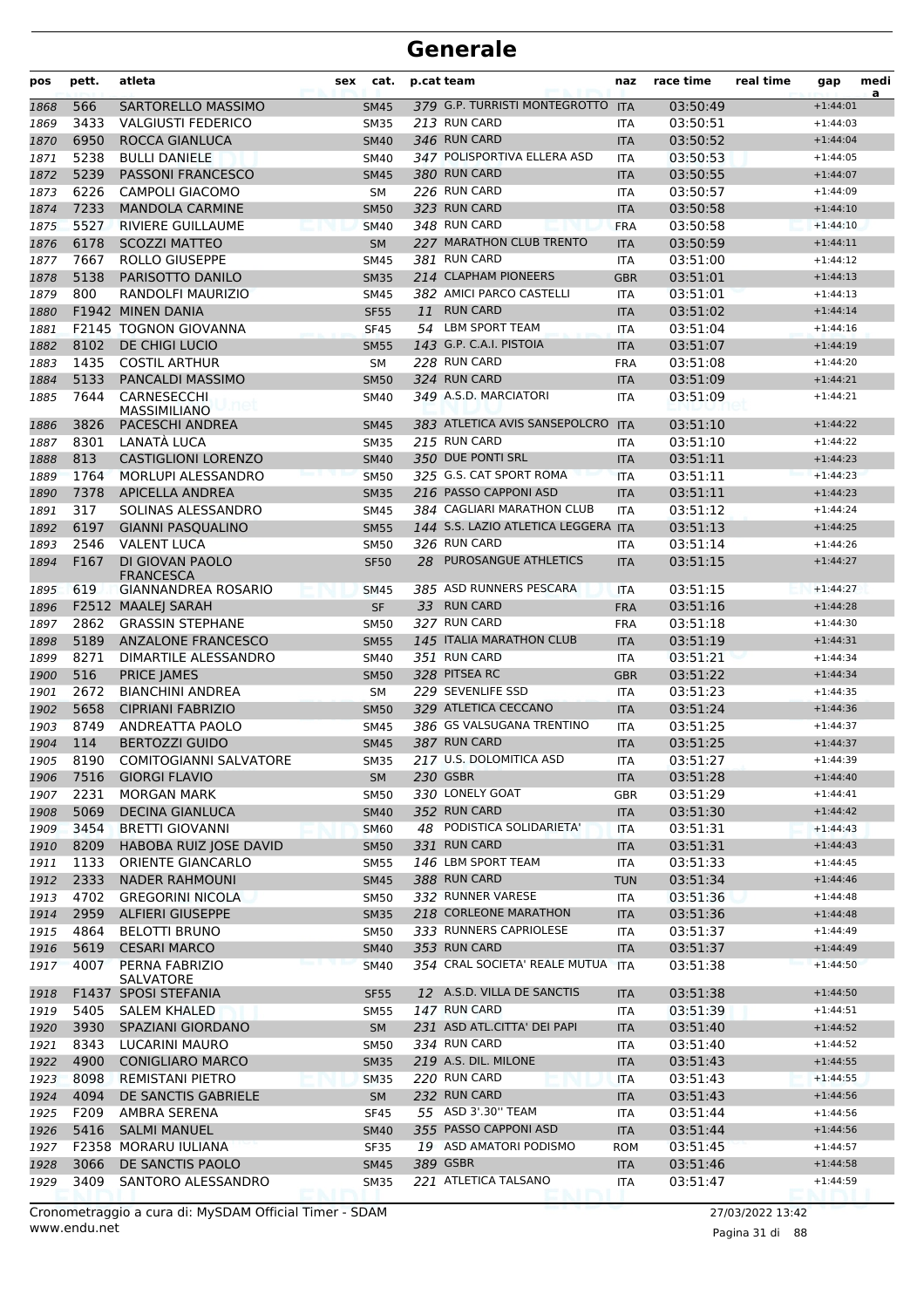# Generale

| pos | pett. | atleta | sex | cat. | p.cat | team | naz | race time | real time | gap | medi a |
|---|---|---|---|---|---|---|---|---|---|---|---|
| 1868 | 566 | SARTORELLO MASSIMO | | SM45 | 379 | G.P. TURRISTI MONTEGROTTO | ITA | 03:50:49 | | +1:44:01 | |
| 1869 | 3433 | VALGIUSTI FEDERICO | | SM35 | 213 | RUN CARD | ITA | 03:50:51 | | +1:44:03 | |
| 1870 | 6950 | ROCCA GIANLUCA | | SM40 | 346 | RUN CARD | ITA | 03:50:52 | | +1:44:04 | |
| 1871 | 5238 | BULLI DANIELE | | SM40 | 347 | POLISPORTIVA ELLERA ASD | ITA | 03:50:53 | | +1:44:05 | |
| 1872 | 5239 | PASSONI FRANCESCO | | SM45 | 380 | RUN CARD | ITA | 03:50:55 | | +1:44:07 | |
| 1873 | 6226 | CAMPOLI GIACOMO | | SM | 226 | RUN CARD | ITA | 03:50:57 | | +1:44:09 | |
| 1874 | 7233 | MANDOLA CARMINE | | SM50 | 323 | RUN CARD | ITA | 03:50:58 | | +1:44:10 | |
| 1875 | 5527 | RIVIERE GUILLAUME | | SM40 | 348 | RUN CARD | FRA | 03:50:58 | | +1:44:10 | |
| 1876 | 6178 | SCOZZI MATTEO | | SM | 227 | MARATHON CLUB TRENTO | ITA | 03:50:59 | | +1:44:11 | |
| 1877 | 7667 | ROLLO GIUSEPPE | | SM45 | 381 | RUN CARD | ITA | 03:51:00 | | +1:44:12 | |
| 1878 | 5138 | PARISOTTO DANILO | | SM35 | 214 | CLAPHAM PIONEERS | GBR | 03:51:01 | | +1:44:13 | |
| 1879 | 800 | RANDOLFI MAURIZIO | | SM45 | 382 | AMICI PARCO CASTELLI | ITA | 03:51:01 | | +1:44:13 | |
| 1880 | F1942 | MINEN DANIA | | SF55 | 11 | RUN CARD | ITA | 03:51:02 | | +1:44:14 | |
| 1881 | F2145 | TOGNON GIOVANNA | | SF45 | 54 | LBM SPORT TEAM | ITA | 03:51:04 | | +1:44:16 | |
| 1882 | 8102 | DE CHIGI LUCIO | | SM55 | 143 | G.P. C.A.I. PISTOIA | ITA | 03:51:07 | | +1:44:19 | |
| 1883 | 1435 | COSTIL ARTHUR | | SM | 228 | RUN CARD | FRA | 03:51:08 | | +1:44:20 | |
| 1884 | 5133 | PANCALDI MASSIMO | | SM50 | 324 | RUN CARD | ITA | 03:51:09 | | +1:44:21 | |
| 1885 | 7644 | CARNESECCHI MASSIMILIANO | | SM40 | 349 | A.S.D. MARCIATORI | ITA | 03:51:09 | | +1:44:21 | |
| 1886 | 3826 | PACESCHI ANDREA | | SM45 | 383 | ATLETICA AVIS SANSEPOLCRO | ITA | 03:51:10 | | +1:44:22 | |
| 1887 | 8301 | LANATÀ LUCA | | SM35 | 215 | RUN CARD | ITA | 03:51:10 | | +1:44:22 | |
| 1888 | 813 | CASTIGLIONI LORENZO | | SM40 | 350 | DUE PONTI SRL | ITA | 03:51:11 | | +1:44:23 | |
| 1889 | 1764 | MORLUPI ALESSANDRO | | SM50 | 325 | G.S. CAT SPORT ROMA | ITA | 03:51:11 | | +1:44:23 | |
| 1890 | 7378 | APICELLA ANDREA | | SM35 | 216 | PASSO CAPPONI ASD | ITA | 03:51:11 | | +1:44:23 | |
| 1891 | 317 | SOLINAS ALESSANDRO | | SM45 | 384 | CAGLIARI MARATHON CLUB | ITA | 03:51:12 | | +1:44:24 | |
| 1892 | 6197 | GIANNI PASQUALINO | | SM55 | 144 | S.S. LAZIO ATLETICA LEGGERA | ITA | 03:51:13 | | +1:44:25 | |
| 1893 | 2546 | VALENT LUCA | | SM50 | 326 | RUN CARD | ITA | 03:51:14 | | +1:44:26 | |
| 1894 | F167 | DI GIOVAN PAOLO FRANCESCA | | SF50 | 28 | PUROSANGUE ATHLETICS | ITA | 03:51:15 | | +1:44:27 | |
| 1895 | 619 | GIANNANDREA ROSARIO | | SM45 | 385 | ASD RUNNERS PESCARA | ITA | 03:51:15 | | +1:44:27 | |
| 1896 | F2512 | MAALEJ SARAH | | SF | 33 | RUN CARD | FRA | 03:51:16 | | +1:44:28 | |
| 1897 | 2862 | GRASSIN STEPHANE | | SM50 | 327 | RUN CARD | FRA | 03:51:18 | | +1:44:30 | |
| 1898 | 5189 | ANZALONE FRANCESCO | | SM55 | 145 | ITALIA MARATHON CLUB | ITA | 03:51:19 | | +1:44:31 | |
| 1899 | 8271 | DIMARTILE ALESSANDRO | | SM40 | 351 | RUN CARD | ITA | 03:51:21 | | +1:44:34 | |
| 1900 | 516 | PRICE JAMES | | SM50 | 328 | PITSEA RC | GBR | 03:51:22 | | +1:44:34 | |
| 1901 | 2672 | BIANCHINI ANDREA | | SM | 229 | SEVENLIFE SSD | ITA | 03:51:23 | | +1:44:35 | |
| 1902 | 5658 | CIPRIANI FABRIZIO | | SM50 | 329 | ATLETICA CECCANO | ITA | 03:51:24 | | +1:44:36 | |
| 1903 | 8749 | ANDREATTA PAOLO | | SM45 | 386 | GS VALSUGANA TRENTINO | ITA | 03:51:25 | | +1:44:37 | |
| 1904 | 114 | BERTOZZI GUIDO | | SM45 | 387 | RUN CARD | ITA | 03:51:25 | | +1:44:37 | |
| 1905 | 8190 | COMITOGIANNI SALVATORE | | SM35 | 217 | U.S. DOLOMITICA ASD | ITA | 03:51:27 | | +1:44:39 | |
| 1906 | 7516 | GIORGI FLAVIO | | SM | 230 | GSBR | ITA | 03:51:28 | | +1:44:40 | |
| 1907 | 2231 | MORGAN MARK | | SM50 | 330 | LONELY GOAT | GBR | 03:51:29 | | +1:44:41 | |
| 1908 | 5069 | DECINA GIANLUCA | | SM40 | 352 | RUN CARD | ITA | 03:51:30 | | +1:44:42 | |
| 1909 | 3454 | BRETTI GIOVANNI | | SM60 | 48 | PODISTICA SOLIDARIETA' | ITA | 03:51:31 | | +1:44:43 | |
| 1910 | 8209 | HABOBA RUIZ JOSE DAVID | | SM50 | 331 | RUN CARD | ITA | 03:51:31 | | +1:44:43 | |
| 1911 | 1133 | ORIENTE GIANCARLO | | SM55 | 146 | LBM SPORT TEAM | ITA | 03:51:33 | | +1:44:45 | |
| 1912 | 2333 | NADER RAHMOUNI | | SM45 | 388 | RUN CARD | TUN | 03:51:34 | | +1:44:46 | |
| 1913 | 4702 | GREGORINI NICOLA | | SM50 | 332 | RUNNER VARESE | ITA | 03:51:36 | | +1:44:48 | |
| 1914 | 2959 | ALFIERI GIUSEPPE | | SM35 | 218 | CORLEONE MARATHON | ITA | 03:51:36 | | +1:44:48 | |
| 1915 | 4864 | BELOTTI BRUNO | | SM50 | 333 | RUNNERS CAPRIOLESE | ITA | 03:51:37 | | +1:44:49 | |
| 1916 | 5619 | CESARI MARCO | | SM40 | 353 | RUN CARD | ITA | 03:51:37 | | +1:44:49 | |
| 1917 | 4007 | PERNA FABRIZIO SALVATORE | | SM40 | 354 | CRAL SOCIETA' REALE MUTUA | ITA | 03:51:38 | | +1:44:50 | |
| 1918 | F1437 | SPOSI STEFANIA | | SF55 | 12 | A.S.D. VILLA DE SANCTIS | ITA | 03:51:38 | | +1:44:50 | |
| 1919 | 5405 | SALEM KHALED | | SM55 | 147 | RUN CARD | ITA | 03:51:39 | | +1:44:51 | |
| 1920 | 3930 | SPAZIANI GIORDANO | | SM | 231 | ASD ATL.CITTA' DEI PAPI | ITA | 03:51:40 | | +1:44:52 | |
| 1921 | 8343 | LUCARINI MAURO | | SM50 | 334 | RUN CARD | ITA | 03:51:40 | | +1:44:52 | |
| 1922 | 4900 | CONIGLIARO MARCO | | SM35 | 219 | A.S. DIL. MILONE | ITA | 03:51:43 | | +1:44:55 | |
| 1923 | 8098 | REMISTANI PIETRO | | SM35 | 220 | RUN CARD | ITA | 03:51:43 | | +1:44:55 | |
| 1924 | 4094 | DE SANCTIS GABRIELE | | SM | 232 | RUN CARD | ITA | 03:51:43 | | +1:44:56 | |
| 1925 | F209 | AMBRA SERENA | | SF45 | 55 | ASD 3'.30'' TEAM | ITA | 03:51:44 | | +1:44:56 | |
| 1926 | 5416 | SALMI MANUEL | | SM40 | 355 | PASSO CAPPONI ASD | ITA | 03:51:44 | | +1:44:56 | |
| 1927 | F2358 | MORARU IULIANA | | SF35 | 19 | ASD AMATORI PODISMO | ROM | 03:51:45 | | +1:44:57 | |
| 1928 | 3066 | DE SANCTIS PAOLO | | SM45 | 389 | GSBR | ITA | 03:51:46 | | +1:44:58 | |
| 1929 | 3409 | SANTORO ALESSANDRO | | SM35 | 221 | ATLETICA TALSANO | ITA | 03:51:47 | | +1:44:59 | |

Cronometraggio a cura di: MySDAM Official Timer - SDAM
www.endu.net

27/03/2022 13:42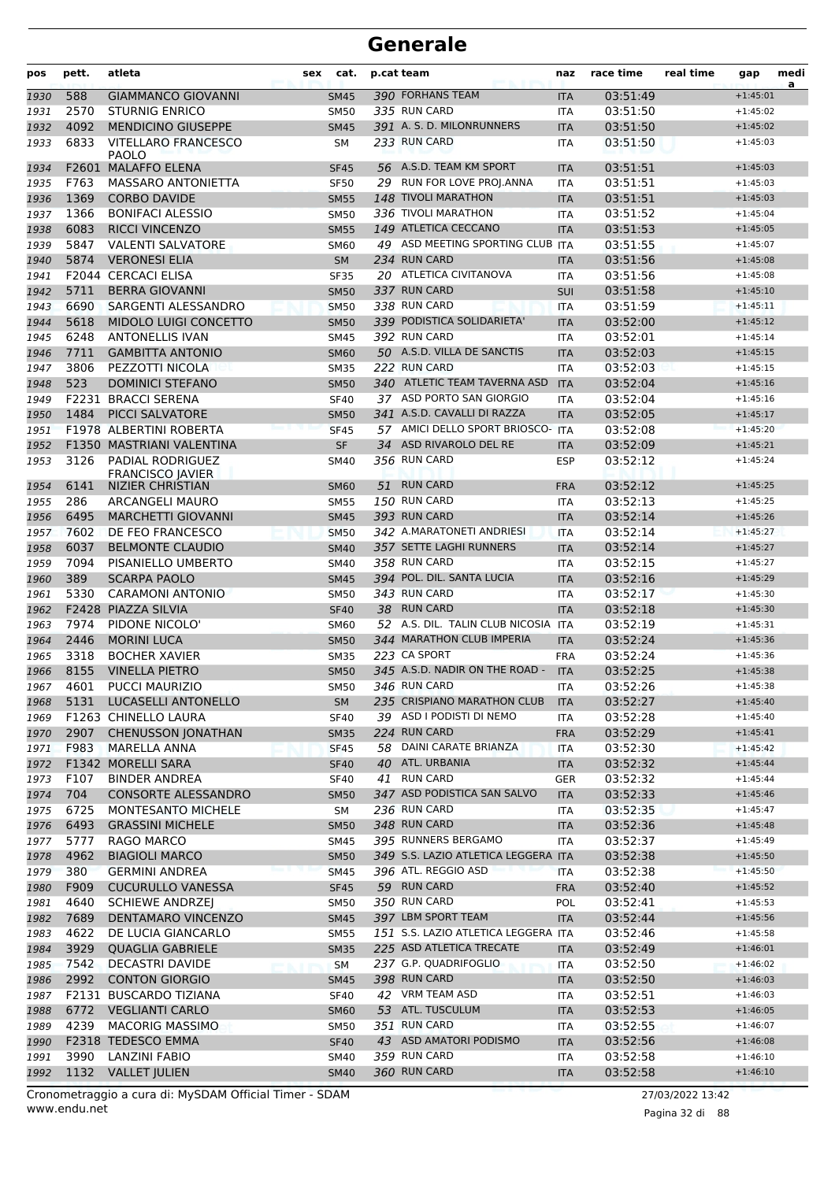# Generale

| pos | pett. | atleta | sex | cat. | p.cat | team | naz | race time | real time | gap | medi a |
|---|---|---|---|---|---|---|---|---|---|---|---|
| 1930 | 588 | GIAMMANCO GIOVANNI | | SM45 | 390 | FORHANS TEAM | ITA | 03:51:49 | | +1:45:01 | |
| 1931 | 2570 | STURNIG ENRICO | | SM50 | 335 | RUN CARD | ITA | 03:51:50 | | +1:45:02 | |
| 1932 | 4092 | MENDICINO GIUSEPPE | | SM45 | 391 | A. S. D. MILONRUNNERS | ITA | 03:51:50 | | +1:45:02 | |
| 1933 | 6833 | VITELLARO FRANCESCO PAOLO | | SM | 233 | RUN CARD | ITA | 03:51:50 | | +1:45:03 | |
| 1934 | F2601 | MALAFFO ELENA | | SF45 | 56 | A.S.D. TEAM KM SPORT | ITA | 03:51:51 | | +1:45:03 | |
| 1935 | F763 | MASSARO ANTONIETTA | | SF50 | 29 | RUN FOR LOVE PROJ.ANNA | ITA | 03:51:51 | | +1:45:03 | |
| 1936 | 1369 | CORBO DAVIDE | | SM55 | 148 | TIVOLI MARATHON | ITA | 03:51:51 | | +1:45:03 | |
| 1937 | 1366 | BONIFACI ALESSIO | | SM50 | 336 | TIVOLI MARATHON | ITA | 03:51:52 | | +1:45:04 | |
| 1938 | 6083 | RICCI VINCENZO | | SM55 | 149 | ATLETICA CECCANO | ITA | 03:51:53 | | +1:45:05 | |
| 1939 | 5847 | VALENTI SALVATORE | | SM60 | 49 | ASD MEETING SPORTING CLUB | ITA | 03:51:55 | | +1:45:07 | |
| 1940 | 5874 | VERONESI ELIA | | SM | 234 | RUN CARD | ITA | 03:51:56 | | +1:45:08 | |
| 1941 | F2044 | CERCACI ELISA | | SF35 | 20 | ATLETICA CIVITANOVA | ITA | 03:51:56 | | +1:45:08 | |
| 1942 | 5711 | BERRA GIOVANNI | | SM50 | 337 | RUN CARD | SUI | 03:51:58 | | +1:45:10 | |
| 1943 | 6690 | SARGENTI ALESSANDRO | | SM50 | 338 | RUN CARD | ITA | 03:51:59 | | +1:45:11 | |
| 1944 | 5618 | MIDOLO LUIGI CONCETTO | | SM50 | 339 | PODISTICA SOLIDARIETA' | ITA | 03:52:00 | | +1:45:12 | |
| 1945 | 6248 | ANTONELLIS IVAN | | SM45 | 392 | RUN CARD | ITA | 03:52:01 | | +1:45:14 | |
| 1946 | 7711 | GAMBITTA ANTONIO | | SM60 | 50 | A.S.D. VILLA DE SANCTIS | ITA | 03:52:03 | | +1:45:15 | |
| 1947 | 3806 | PEZZOTTI NICOLA | | SM35 | 222 | RUN CARD | ITA | 03:52:03 | | +1:45:15 | |
| 1948 | 523 | DOMINICI STEFANO | | SM50 | 340 | ATLETIC TEAM TAVERNA ASD | ITA | 03:52:04 | | +1:45:16 | |
| 1949 | F2231 | BRACCI SERENA | | SF40 | 37 | ASD PORTO SAN GIORGIO | ITA | 03:52:04 | | +1:45:16 | |
| 1950 | 1484 | PICCI SALVATORE | | SM50 | 341 | A.S.D. CAVALLI DI RAZZA | ITA | 03:52:05 | | +1:45:17 | |
| 1951 | F1978 | ALBERTINI ROBERTA | | SF45 | 57 | AMICI DELLO SPORT BRIOSCO- | ITA | 03:52:08 | | +1:45:20 | |
| 1952 | F1350 | MASTRIANI VALENTINA | | SF | 34 | ASD RIVAROLO DEL RE | ITA | 03:52:09 | | +1:45:21 | |
| 1953 | 3126 | PADIAL RODRIGUEZ FRANCISCO JAVIER | | SM40 | 356 | RUN CARD | ESP | 03:52:12 | | +1:45:24 | |
| 1954 | 6141 | NIZIER CHRISTIAN | | SM60 | 51 | RUN CARD | FRA | 03:52:12 | | +1:45:25 | |
| 1955 | 286 | ARCANGELI MAURO | | SM55 | 150 | RUN CARD | ITA | 03:52:13 | | +1:45:25 | |
| 1956 | 6495 | MARCHETTI GIOVANNI | | SM45 | 393 | RUN CARD | ITA | 03:52:14 | | +1:45:26 | |
| 1957 | 7602 | DE FEO FRANCESCO | | SM50 | 342 | A.MARATONETI ANDRIESI | ITA | 03:52:14 | | +1:45:27 | |
| 1958 | 6037 | BELMONTE CLAUDIO | | SM40 | 357 | SETTE LAGHI RUNNERS | ITA | 03:52:14 | | +1:45:27 | |
| 1959 | 7094 | PISANIELLO UMBERTO | | SM40 | 358 | RUN CARD | ITA | 03:52:15 | | +1:45:27 | |
| 1960 | 389 | SCARPA PAOLO | | SM45 | 394 | POL. DIL. SANTA LUCIA | ITA | 03:52:16 | | +1:45:29 | |
| 1961 | 5330 | CARAMONI ANTONIO | | SM50 | 343 | RUN CARD | ITA | 03:52:17 | | +1:45:30 | |
| 1962 | F2428 | PIAZZA SILVIA | | SF40 | 38 | RUN CARD | ITA | 03:52:18 | | +1:45:30 | |
| 1963 | 7974 | PIDONE NICOLO' | | SM60 | 52 | A.S. DIL. TALIN CLUB NICOSIA | ITA | 03:52:19 | | +1:45:31 | |
| 1964 | 2446 | MORINI LUCA | | SM50 | 344 | MARATHON CLUB IMPERIA | ITA | 03:52:24 | | +1:45:36 | |
| 1965 | 3318 | BOCHER XAVIER | | SM35 | 223 | CA SPORT | FRA | 03:52:24 | | +1:45:36 | |
| 1966 | 8155 | VINELLA PIETRO | | SM50 | 345 | A.S.D. NADIR ON THE ROAD - | ITA | 03:52:25 | | +1:45:38 | |
| 1967 | 4601 | PUCCI MAURIZIO | | SM50 | 346 | RUN CARD | ITA | 03:52:26 | | +1:45:38 | |
| 1968 | 5131 | LUCASELLI ANTONELLO | | SM | 235 | CRISPIANO MARATHON CLUB | ITA | 03:52:27 | | +1:45:40 | |
| 1969 | F1263 | CHINELLO LAURA | | SF40 | 39 | ASD I PODISTI DI NEMO | ITA | 03:52:28 | | +1:45:40 | |
| 1970 | 2907 | CHENUSSON JONATHAN | | SM35 | 224 | RUN CARD | FRA | 03:52:29 | | +1:45:41 | |
| 1971 | F983 | MARELLA ANNA | | SF45 | 58 | DAINI CARATE BRIANZA | ITA | 03:52:30 | | +1:45:42 | |
| 1972 | F1342 | MORELLI SARA | | SF40 | 40 | ATL. URBANIA | ITA | 03:52:32 | | +1:45:44 | |
| 1973 | F107 | BINDER ANDREA | | SF40 | 41 | RUN CARD | GER | 03:52:32 | | +1:45:44 | |
| 1974 | 704 | CONSORTE ALESSANDRO | | SM50 | 347 | ASD PODISTICA SAN SALVO | ITA | 03:52:33 | | +1:45:46 | |
| 1975 | 6725 | MONTESANTO MICHELE | | SM | 236 | RUN CARD | ITA | 03:52:35 | | +1:45:47 | |
| 1976 | 6493 | GRASSINI MICHELE | | SM50 | 348 | RUN CARD | ITA | 03:52:36 | | +1:45:48 | |
| 1977 | 5777 | RAGO MARCO | | SM45 | 395 | RUNNERS BERGAMO | ITA | 03:52:37 | | +1:45:49 | |
| 1978 | 4962 | BIAGIOLI MARCO | | SM50 | 349 | S.S. LAZIO ATLETICA LEGGERA | ITA | 03:52:38 | | +1:45:50 | |
| 1979 | 380 | GERMINI ANDREA | | SM45 | 396 | ATL. REGGIO ASD | ITA | 03:52:38 | | +1:45:50 | |
| 1980 | F909 | CUCURULLO VANESSA | | SF45 | 59 | RUN CARD | FRA | 03:52:40 | | +1:45:52 | |
| 1981 | 4640 | SCHIEWE ANDRZEJ | | SM50 | 350 | RUN CARD | POL | 03:52:41 | | +1:45:53 | |
| 1982 | 7689 | DENTAMARO VINCENZO | | SM45 | 397 | LBM SPORT TEAM | ITA | 03:52:44 | | +1:45:56 | |
| 1983 | 4622 | DE LUCIA GIANCARLO | | SM55 | 151 | S.S. LAZIO ATLETICA LEGGERA | ITA | 03:52:46 | | +1:45:58 | |
| 1984 | 3929 | QUAGLIA GABRIELE | | SM35 | 225 | ASD ATLETICA TRECATE | ITA | 03:52:49 | | +1:46:01 | |
| 1985 | 7542 | DECASTRI DAVIDE | | SM | 237 | G.P. QUADRIFOGLIO | ITA | 03:52:50 | | +1:46:02 | |
| 1986 | 2992 | CONTON GIORGIO | | SM45 | 398 | RUN CARD | ITA | 03:52:50 | | +1:46:03 | |
| 1987 | F2131 | BUSCARDO TIZIANA | | SF40 | 42 | VRM TEAM ASD | ITA | 03:52:51 | | +1:46:03 | |
| 1988 | 6772 | VEGLIANTI CARLO | | SM60 | 53 | ATL. TUSCULUM | ITA | 03:52:53 | | +1:46:05 | |
| 1989 | 4239 | MACORIG MASSIMO | | SM50 | 351 | RUN CARD | ITA | 03:52:55 | | +1:46:07 | |
| 1990 | F2318 | TEDESCO EMMA | | SF40 | 43 | ASD AMATORI PODISMO | ITA | 03:52:56 | | +1:46:08 | |
| 1991 | 3990 | LANZINI FABIO | | SM40 | 359 | RUN CARD | ITA | 03:52:58 | | +1:46:10 | |
| 1992 | 1132 | VALLET JULIEN | | SM40 | 360 | RUN CARD | ITA | 03:52:58 | | +1:46:10 | |

Cronometraggio a cura di: MySDAM Official Timer - SDAM
www.endu.net
27/03/2022 13:42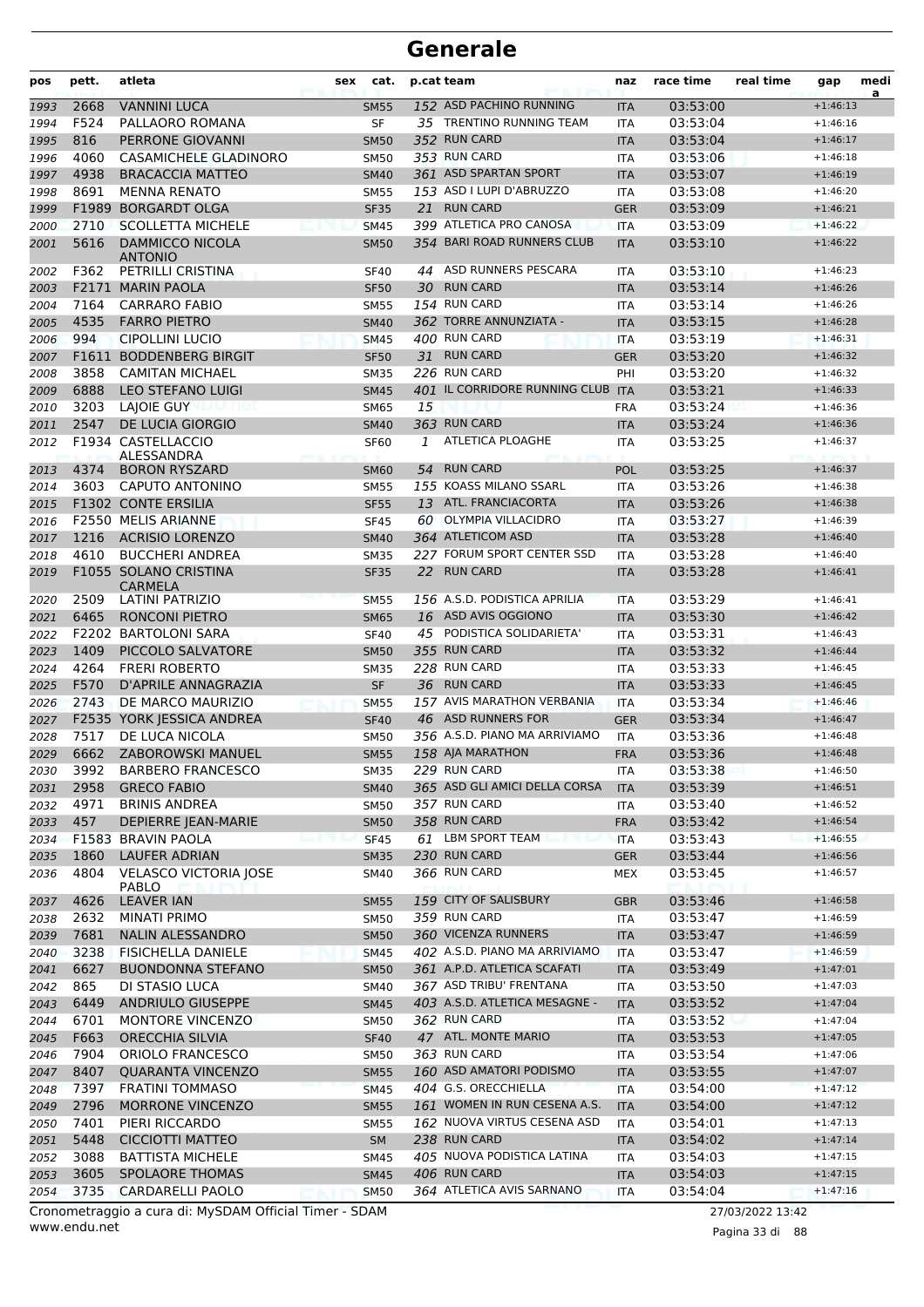# Generale

| pos | pett. | atleta | sex | cat. | p.cat | team | naz | race time | real time | gap | media |
|---|---|---|---|---|---|---|---|---|---|---|---|
| 1993 | 2668 | VANNINI LUCA | | SM55 | 152 | ASD PACHINO RUNNING | ITA | 03:53:00 | | +1:46:13 | |
| 1994 | F524 | PALLAORO ROMANA | | SF | 35 | TRENTINO RUNNING TEAM | ITA | 03:53:04 | | +1:46:16 | |
| 1995 | 816 | PERRONE GIOVANNI | | SM50 | 352 | RUN CARD | ITA | 03:53:04 | | +1:46:17 | |
| 1996 | 4060 | CASAMICHELE GLADINORO | | SM50 | 353 | RUN CARD | ITA | 03:53:06 | | +1:46:18 | |
| 1997 | 4938 | BRACACCIA MATTEO | | SM40 | 361 | ASD SPARTAN SPORT | ITA | 03:53:07 | | +1:46:19 | |
| 1998 | 8691 | MENNA RENATO | | SM55 | 153 | ASD I LUPI D'ABRUZZO | ITA | 03:53:08 | | +1:46:20 | |
| 1999 | F1989 | BORGARDT OLGA | | SF35 | 21 | RUN CARD | GER | 03:53:09 | | +1:46:21 | |
| 2000 | 2710 | SCOLLETTA MICHELE | | SM45 | 399 | ATLETICA PRO CANOSA | ITA | 03:53:09 | | +1:46:22 | |
| 2001 | 5616 | DAMMICCO NICOLA ANTONIO | | SM50 | 354 | BARI ROAD RUNNERS CLUB | ITA | 03:53:10 | | +1:46:22 | |
| 2002 | F362 | PETRILLI CRISTINA | | SF40 | 44 | ASD RUNNERS PESCARA | ITA | 03:53:10 | | +1:46:23 | |
| 2003 | F2171 | MARIN PAOLA | | SF50 | 30 | RUN CARD | ITA | 03:53:14 | | +1:46:26 | |
| 2004 | 7164 | CARRARO FABIO | | SM55 | 154 | RUN CARD | ITA | 03:53:14 | | +1:46:26 | |
| 2005 | 4535 | FARRO PIETRO | | SM40 | 362 | TORRE ANNUNZIATA - | ITA | 03:53:15 | | +1:46:28 | |
| 2006 | 994 | CIPOLLINI LUCIO | | SM45 | 400 | RUN CARD | ITA | 03:53:19 | | +1:46:31 | |
| 2007 | F1611 | BODDENBERG BIRGIT | | SF50 | 31 | RUN CARD | GER | 03:53:20 | | +1:46:32 | |
| 2008 | 3858 | CAMITAN MICHAEL | | SM35 | 226 | RUN CARD | PHI | 03:53:20 | | +1:46:32 | |
| 2009 | 6888 | LEO STEFANO LUIGI | | SM45 | 401 | IL CORRIDORE RUNNING CLUB | ITA | 03:53:21 | | +1:46:33 | |
| 2010 | 3203 | LAJOIE GUY | | SM65 | 15 | | FRA | 03:53:24 | | +1:46:36 | |
| 2011 | 2547 | DE LUCIA GIORGIO | | SM40 | 363 | RUN CARD | ITA | 03:53:24 | | +1:46:36 | |
| 2012 | F1934 | CASTELLACCIO ALESSANDRA | | SF60 | 1 | ATLETICA PLOAGHE | ITA | 03:53:25 | | +1:46:37 | |
| 2013 | 4374 | BORON RYSZARD | | SM60 | 54 | RUN CARD | POL | 03:53:25 | | +1:46:37 | |
| 2014 | 3603 | CAPUTO ANTONINO | | SM55 | 155 | KOASS MILANO SSARL | ITA | 03:53:26 | | +1:46:38 | |
| 2015 | F1302 | CONTE ERSILIA | | SF55 | 13 | ATL. FRANCIACORTA | ITA | 03:53:26 | | +1:46:38 | |
| 2016 | F2550 | MELIS ARIANNE | | SF45 | 60 | OLYMPIA VILLACIDRO | ITA | 03:53:27 | | +1:46:39 | |
| 2017 | 1216 | ACRISIO LORENZO | | SM40 | 364 | ATLETICOM ASD | ITA | 03:53:28 | | +1:46:40 | |
| 2018 | 4610 | BUCCHERI ANDREA | | SM35 | 227 | FORUM SPORT CENTER SSD | ITA | 03:53:28 | | +1:46:40 | |
| 2019 | F1055 | SOLANO CRISTINA CARMELA | | SF35 | 22 | RUN CARD | ITA | 03:53:28 | | +1:46:41 | |
| 2020 | 2509 | LATINI PATRIZIO | | SM55 | 156 | A.S.D. PODISTICA APRILIA | ITA | 03:53:29 | | +1:46:41 | |
| 2021 | 6465 | RONCONI PIETRO | | SM65 | 16 | ASD AVIS OGGIONO | ITA | 03:53:30 | | +1:46:42 | |
| 2022 | F2202 | BARTOLONI SARA | | SF40 | 45 | PODISTICA SOLIDARIETA' | ITA | 03:53:31 | | +1:46:43 | |
| 2023 | 1409 | PICCOLO SALVATORE | | SM50 | 355 | RUN CARD | ITA | 03:53:32 | | +1:46:44 | |
| 2024 | 4264 | FRERI ROBERTO | | SM35 | 228 | RUN CARD | ITA | 03:53:33 | | +1:46:45 | |
| 2025 | F570 | D'APRILE ANNAGRAZIA | | SF | 36 | RUN CARD | ITA | 03:53:33 | | +1:46:45 | |
| 2026 | 2743 | DE MARCO MAURIZIO | | SM55 | 157 | AVIS MARATHON VERBANIA | ITA | 03:53:34 | | +1:46:46 | |
| 2027 | F2535 | YORK JESSICA ANDREA | | SF40 | 46 | ASD RUNNERS FOR | GER | 03:53:34 | | +1:46:47 | |
| 2028 | 7517 | DE LUCA NICOLA | | SM50 | 356 | A.S.D. PIANO MA ARRIVIAMO | ITA | 03:53:36 | | +1:46:48 | |
| 2029 | 6662 | ZABOROWSKI MANUEL | | SM55 | 158 | AJA MARATHON | FRA | 03:53:36 | | +1:46:48 | |
| 2030 | 3992 | BARBERO FRANCESCO | | SM35 | 229 | RUN CARD | ITA | 03:53:38 | | +1:46:50 | |
| 2031 | 2958 | GRECO FABIO | | SM40 | 365 | ASD GLI AMICI DELLA CORSA | ITA | 03:53:39 | | +1:46:51 | |
| 2032 | 4971 | BRINIS ANDREA | | SM50 | 357 | RUN CARD | ITA | 03:53:40 | | +1:46:52 | |
| 2033 | 457 | DEPIERRE JEAN-MARIE | | SM50 | 358 | RUN CARD | FRA | 03:53:42 | | +1:46:54 | |
| 2034 | F1583 | BRAVIN PAOLA | | SF45 | 61 | LBM SPORT TEAM | ITA | 03:53:43 | | +1:46:55 | |
| 2035 | 1860 | LAUFER ADRIAN | | SM35 | 230 | RUN CARD | GER | 03:53:44 | | +1:46:56 | |
| 2036 | 4804 | VELASCO VICTORIA JOSE PABLO | | SM40 | 366 | RUN CARD | MEX | 03:53:45 | | +1:46:57 | |
| 2037 | 4626 | LEAVER IAN | | SM55 | 159 | CITY OF SALISBURY | GBR | 03:53:46 | | +1:46:58 | |
| 2038 | 2632 | MINATI PRIMO | | SM50 | 359 | RUN CARD | ITA | 03:53:47 | | +1:46:59 | |
| 2039 | 7681 | NALIN ALESSANDRO | | SM50 | 360 | VICENZA RUNNERS | ITA | 03:53:47 | | +1:46:59 | |
| 2040 | 3238 | FISICHELLA DANIELE | | SM45 | 402 | A.S.D. PIANO MA ARRIVIAMO | ITA | 03:53:47 | | +1:46:59 | |
| 2041 | 6627 | BUONDONNA STEFANO | | SM50 | 361 | A.P.D. ATLETICA SCAFATI | ITA | 03:53:49 | | +1:47:01 | |
| 2042 | 865 | DI STASIO LUCA | | SM40 | 367 | ASD TRIBU' FRENTANA | ITA | 03:53:50 | | +1:47:03 | |
| 2043 | 6449 | ANDRIULO GIUSEPPE | | SM45 | 403 | A.S.D. ATLETICA MESAGNE - | ITA | 03:53:52 | | +1:47:04 | |
| 2044 | 6701 | MONTORE VINCENZO | | SM50 | 362 | RUN CARD | ITA | 03:53:52 | | +1:47:04 | |
| 2045 | F663 | ORECCHIA SILVIA | | SF40 | 47 | ATL. MONTE MARIO | ITA | 03:53:53 | | +1:47:05 | |
| 2046 | 7904 | ORIOLO FRANCESCO | | SM50 | 363 | RUN CARD | ITA | 03:53:54 | | +1:47:06 | |
| 2047 | 8407 | QUARANTA VINCENZO | | SM55 | 160 | ASD AMATORI PODISMO | ITA | 03:53:55 | | +1:47:07 | |
| 2048 | 7397 | FRATINI TOMMASO | | SM45 | 404 | G.S. ORECCHIELLA | ITA | 03:54:00 | | +1:47:12 | |
| 2049 | 2796 | MORRONE VINCENZO | | SM55 | 161 | WOMEN IN RUN CESENA A.S. | ITA | 03:54:00 | | +1:47:12 | |
| 2050 | 7401 | PIERI RICCARDO | | SM55 | 162 | NUOVA VIRTUS CESENA ASD | ITA | 03:54:01 | | +1:47:13 | |
| 2051 | 5448 | CICCIOTTI MATTEO | | SM | 238 | RUN CARD | ITA | 03:54:02 | | +1:47:14 | |
| 2052 | 3088 | BATTISTA MICHELE | | SM45 | 405 | NUOVA PODISTICA LATINA | ITA | 03:54:03 | | +1:47:15 | |
| 2053 | 3605 | SPOLAORE THOMAS | | SM45 | 406 | RUN CARD | ITA | 03:54:03 | | +1:47:15 | |
| 2054 | 3735 | CARDARELLI PAOLO | | SM50 | 364 | ATLETICA AVIS SARNANO | ITA | 03:54:04 | | +1:47:16 | |

Cronometraggio a cura di: MySDAM Official Timer - SDAM
www.endu.net

27/03/2022 13:42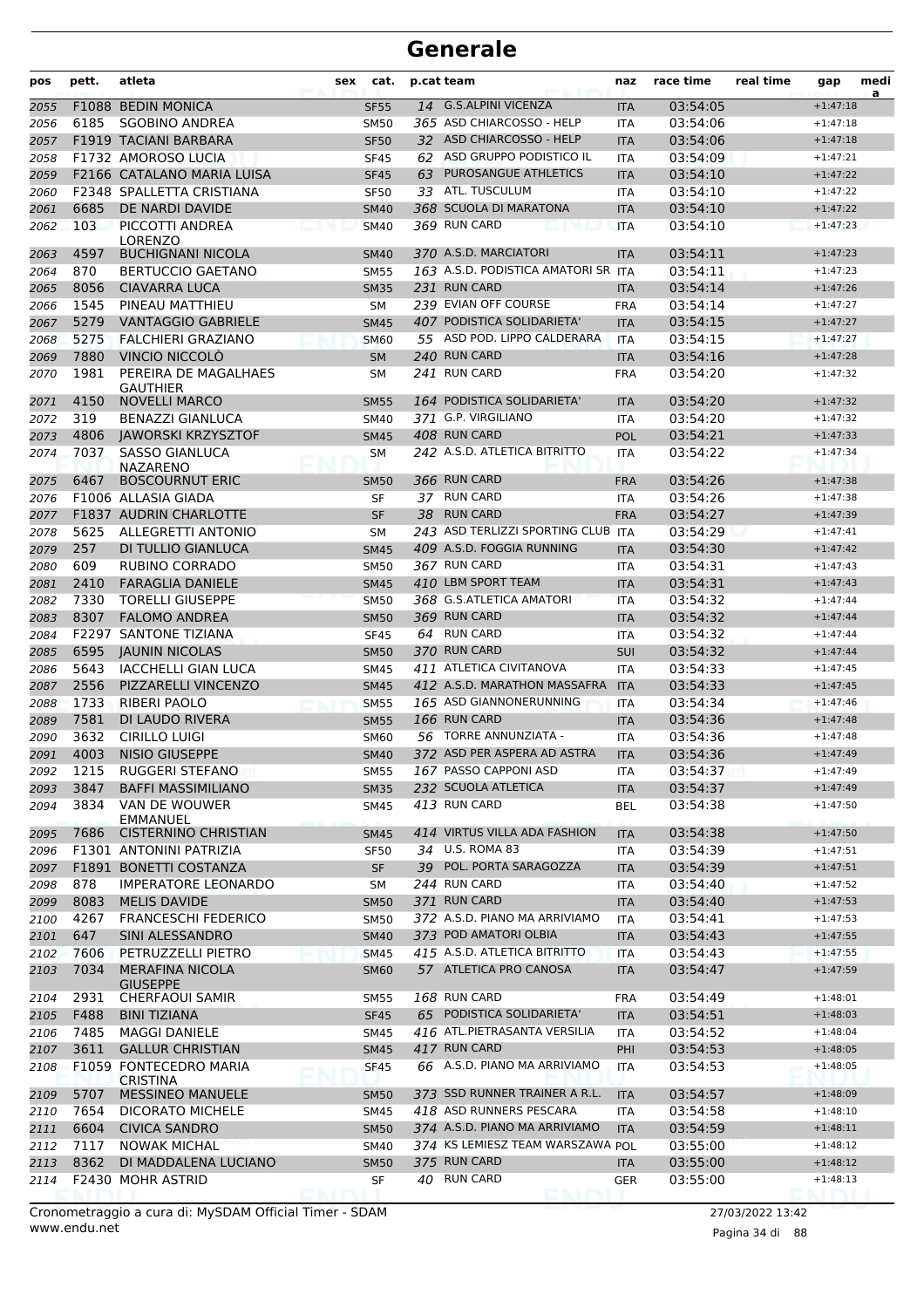# Generale

| pos | pett. | atleta | sex | cat. | p.cat | team | naz | race time | real time | gap | medi a |
|---|---|---|---|---|---|---|---|---|---|---|---|
| 2055 | F1088 | BEDIN MONICA | | SF55 | 14 | G.S.ALPINI VICENZA | ITA | 03:54:05 | | +1:47:18 | |
| 2056 | 6185 | SGOBINO ANDREA | | SM50 | 365 | ASD CHIARCOSSO - HELP | ITA | 03:54:06 | | +1:47:18 | |
| 2057 | F1919 | TACIANI BARBARA | | SF50 | 32 | ASD CHIARCOSSO - HELP | ITA | 03:54:06 | | +1:47:18 | |
| 2058 | F1732 | AMOROSO LUCIA | | SF45 | 62 | ASD GRUPPO PODISTICO IL | ITA | 03:54:09 | | +1:47:21 | |
| 2059 | F2166 | CATALANO MARIA LUISA | | SF45 | 63 | PUROSANGUE ATHLETICS | ITA | 03:54:10 | | +1:47:22 | |
| 2060 | F2348 | SPALLETTA CRISTIANA | | SF50 | 33 | ATL. TUSCULUM | ITA | 03:54:10 | | +1:47:22 | |
| 2061 | 6685 | DE NARDI DAVIDE | | SM40 | 368 | SCUOLA DI MARATONA | ITA | 03:54:10 | | +1:47:22 | |
| 2062 | 103 | PICCOTTI ANDREA LORENZO | | SM40 | 369 | RUN CARD | ITA | 03:54:10 | | +1:47:23 | |
| 2063 | 4597 | BUCHIGNANI NICOLA | | SM40 | 370 | A.S.D. MARCIATORI | ITA | 03:54:11 | | +1:47:23 | |
| 2064 | 870 | BERTUCCIO GAETANO | | SM55 | 163 | A.S.D. PODISTICA AMATORI SR | ITA | 03:54:11 | | +1:47:23 | |
| 2065 | 8056 | CIAVARRA LUCA | | SM35 | 231 | RUN CARD | ITA | 03:54:14 | | +1:47:26 | |
| 2066 | 1545 | PINEAU MATTHIEU | | SM | 239 | EVIAN OFF COURSE | FRA | 03:54:14 | | +1:47:27 | |
| 2067 | 5279 | VANTAGGIO GABRIELE | | SM45 | 407 | PODISTICA SOLIDARIETA' | ITA | 03:54:15 | | +1:47:27 | |
| 2068 | 5275 | FALCHIERI GRAZIANO | | SM60 | 55 | ASD POD. LIPPO CALDERARA | ITA | 03:54:15 | | +1:47:27 | |
| 2069 | 7880 | VINCIO NICCOLÒ | | SM | 240 | RUN CARD | ITA | 03:54:16 | | +1:47:28 | |
| 2070 | 1981 | PEREIRA DE MAGALHAES GAUTHIER | | SM | 241 | RUN CARD | FRA | 03:54:20 | | +1:47:32 | |
| 2071 | 4150 | NOVELLI MARCO | | SM55 | 164 | PODISTICA SOLIDARIETA' | ITA | 03:54:20 | | +1:47:32 | |
| 2072 | 319 | BENAZZI GIANLUCA | | SM40 | 371 | G.P. VIRGILIANO | ITA | 03:54:20 | | +1:47:32 | |
| 2073 | 4806 | JAWORSKI KRZYSZTOF | | SM45 | 408 | RUN CARD | POL | 03:54:21 | | +1:47:33 | |
| 2074 | 7037 | SASSO GIANLUCA NAZARENO | | SM | 242 | A.S.D. ATLETICA BITRITTO | ITA | 03:54:22 | | +1:47:34 | |
| 2075 | 6467 | BOSCOURNUT ERIC | | SM50 | 366 | RUN CARD | FRA | 03:54:26 | | +1:47:38 | |
| 2076 | F1006 | ALLASIA GIADA | | SF | 37 | RUN CARD | ITA | 03:54:26 | | +1:47:38 | |
| 2077 | F1837 | AUDRIN CHARLOTTE | | SF | 38 | RUN CARD | FRA | 03:54:27 | | +1:47:39 | |
| 2078 | 5625 | ALLEGRETTI ANTONIO | | SM | 243 | ASD TERLIZZI SPORTING CLUB | ITA | 03:54:29 | | +1:47:41 | |
| 2079 | 257 | DI TULLIO GIANLUCA | | SM45 | 409 | A.S.D. FOGGIA RUNNING | ITA | 03:54:30 | | +1:47:42 | |
| 2080 | 609 | RUBINO CORRADO | | SM50 | 367 | RUN CARD | ITA | 03:54:31 | | +1:47:43 | |
| 2081 | 2410 | FARAGLIA DANIELE | | SM45 | 410 | LBM SPORT TEAM | ITA | 03:54:31 | | +1:47:43 | |
| 2082 | 7330 | TORELLI GIUSEPPE | | SM50 | 368 | G.S.ATLETICA AMATORI | ITA | 03:54:32 | | +1:47:44 | |
| 2083 | 8307 | FALOMO ANDREA | | SM50 | 369 | RUN CARD | ITA | 03:54:32 | | +1:47:44 | |
| 2084 | F2297 | SANTONE TIZIANA | | SF45 | 64 | RUN CARD | ITA | 03:54:32 | | +1:47:44 | |
| 2085 | 6595 | JAUNIN NICOLAS | | SM50 | 370 | RUN CARD | SUI | 03:54:32 | | +1:47:44 | |
| 2086 | 5643 | IACCHELLI GIAN LUCA | | SM45 | 411 | ATLETICA CIVITANOVA | ITA | 03:54:33 | | +1:47:45 | |
| 2087 | 2556 | PIZZARELLI VINCENZO | | SM45 | 412 | A.S.D. MARATHON MASSAFRA | ITA | 03:54:33 | | +1:47:45 | |
| 2088 | 1733 | RIBERI PAOLO | | SM55 | 165 | ASD GIANNONERUNNING | ITA | 03:54:34 | | +1:47:46 | |
| 2089 | 7581 | DI LAUDO RIVERA | | SM55 | 166 | RUN CARD | ITA | 03:54:36 | | +1:47:48 | |
| 2090 | 3632 | CIRILLO LUIGI | | SM60 | 56 | TORRE ANNUNZIATA - | ITA | 03:54:36 | | +1:47:48 | |
| 2091 | 4003 | NISIO GIUSEPPE | | SM40 | 372 | ASD PER ASPERA AD ASTRA | ITA | 03:54:36 | | +1:47:49 | |
| 2092 | 1215 | RUGGERI STEFANO | | SM55 | 167 | PASSO CAPPONI ASD | ITA | 03:54:37 | | +1:47:49 | |
| 2093 | 3847 | BAFFI MASSIMILIANO | | SM35 | 232 | SCUOLA ATLETICA | ITA | 03:54:37 | | +1:47:49 | |
| 2094 | 3834 | VAN DE WOUWER EMMANUEL | | SM45 | 413 | RUN CARD | BEL | 03:54:38 | | +1:47:50 | |
| 2095 | 7686 | CISTERNINO CHRISTIAN | | SM45 | 414 | VIRTUS VILLA ADA FASHION | ITA | 03:54:38 | | +1:47:50 | |
| 2096 | F1301 | ANTONINI PATRIZIA | | SF50 | 34 | U.S. ROMA 83 | ITA | 03:54:39 | | +1:47:51 | |
| 2097 | F1891 | BONETTI COSTANZA | | SF | 39 | POL. PORTA SARAGOZZA | ITA | 03:54:39 | | +1:47:51 | |
| 2098 | 878 | IMPERATORE LEONARDO | | SM | 244 | RUN CARD | ITA | 03:54:40 | | +1:47:52 | |
| 2099 | 8083 | MELIS DAVIDE | | SM50 | 371 | RUN CARD | ITA | 03:54:40 | | +1:47:53 | |
| 2100 | 4267 | FRANCESCHI FEDERICO | | SM50 | 372 | A.S.D. PIANO MA ARRIVIAMO | ITA | 03:54:41 | | +1:47:53 | |
| 2101 | 647 | SINI ALESSANDRO | | SM40 | 373 | POD AMATORI OLBIA | ITA | 03:54:43 | | +1:47:55 | |
| 2102 | 7606 | PETRUZZELLI PIETRO | | SM45 | 415 | A.S.D. ATLETICA BITRITTO | ITA | 03:54:43 | | +1:47:55 | |
| 2103 | 7034 | MERAFINA NICOLA GIUSEPPE | | SM60 | 57 | ATLETICA PRO CANOSA | ITA | 03:54:47 | | +1:47:59 | |
| 2104 | 2931 | CHERFAOUI SAMIR | | SM55 | 168 | RUN CARD | FRA | 03:54:49 | | +1:48:01 | |
| 2105 | F488 | BINI TIZIANA | | SF45 | 65 | PODISTICA SOLIDARIETA' | ITA | 03:54:51 | | +1:48:03 | |
| 2106 | 7485 | MAGGI DANIELE | | SM45 | 416 | ATL.PIETRASANTA VERSILIA | ITA | 03:54:52 | | +1:48:04 | |
| 2107 | 3611 | GALLUR CHRISTIAN | | SM45 | 417 | RUN CARD | PHI | 03:54:53 | | +1:48:05 | |
| 2108 | F1059 | FONTECEDRO MARIA CRISTINA | | SF45 | 66 | A.S.D. PIANO MA ARRIVIAMO | ITA | 03:54:53 | | +1:48:05 | |
| 2109 | 5707 | MESSINEO MANUELE | | SM50 | 373 | SSD RUNNER TRAINER A R.L. | ITA | 03:54:57 | | +1:48:09 | |
| 2110 | 7654 | DICORATO MICHELE | | SM45 | 418 | ASD RUNNERS PESCARA | ITA | 03:54:58 | | +1:48:10 | |
| 2111 | 6604 | CIVICA SANDRO | | SM50 | 374 | A.S.D. PIANO MA ARRIVIAMO | ITA | 03:54:59 | | +1:48:11 | |
| 2112 | 7117 | NOWAK MICHAL | | SM40 | 374 | KS LEMIESZ TEAM WARSZAWA | POL | 03:55:00 | | +1:48:12 | |
| 2113 | 8362 | DI MADDALENA LUCIANO | | SM50 | 375 | RUN CARD | ITA | 03:55:00 | | +1:48:12 | |
| 2114 | F2430 | MOHR ASTRID | | SF | 40 | RUN CARD | GER | 03:55:00 | | +1:48:13 | |

Cronometraggio a cura di: MySDAM Official Timer - SDAM
www.endu.net

27/03/2022 13:42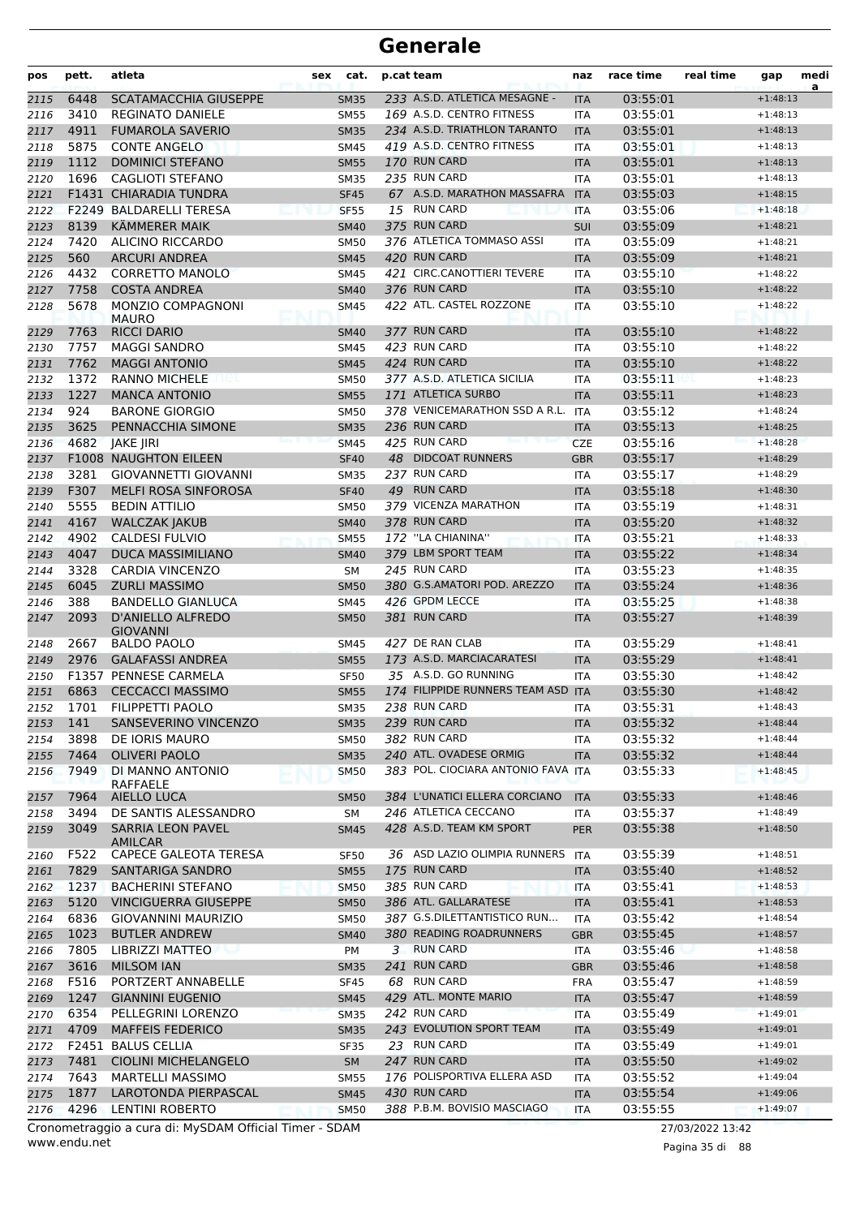# Generale

| pos | pett. | atleta | sex | cat. | p.cat | team | naz | race time | real time | gap | medi a |
|---|---|---|---|---|---|---|---|---|---|---|---|
| 2115 | 6448 | SCATAMACCHIA GIUSEPPE | | SM35 | 233 | A.S.D. ATLETICA MESAGNE - | ITA | 03:55:01 | | +1:48:13 | |
| 2116 | 3410 | REGINATO DANIELE | | SM55 | 169 | A.S.D. CENTRO FITNESS | ITA | 03:55:01 | | +1:48:13 | |
| 2117 | 4911 | FUMAROLA SAVERIO | | SM35 | 234 | A.S.D. TRIATHLON TARANTO | ITA | 03:55:01 | | +1:48:13 | |
| 2118 | 5875 | CONTE ANGELO | | SM45 | 419 | A.S.D. CENTRO FITNESS | ITA | 03:55:01 | | +1:48:13 | |
| 2119 | 1112 | DOMINICI STEFANO | | SM55 | 170 | RUN CARD | ITA | 03:55:01 | | +1:48:13 | |
| 2120 | 1696 | CAGLIOTI STEFANO | | SM35 | 235 | RUN CARD | ITA | 03:55:01 | | +1:48:13 | |
| 2121 | F1431 | CHIARADIA TUNDRA | | SF45 | 67 | A.S.D. MARATHON MASSAFRA | ITA | 03:55:03 | | +1:48:15 | |
| 2122 | F2249 | BALDARELLI TERESA | | SF55 | 15 | RUN CARD | ITA | 03:55:06 | | +1:48:18 | |
| 2123 | 8139 | KÄMMERER MAIK | | SM40 | 375 | RUN CARD | SUI | 03:55:09 | | +1:48:21 | |
| 2124 | 7420 | ALICINO RICCARDO | | SM50 | 376 | ATLETICA TOMMASO ASSI | ITA | 03:55:09 | | +1:48:21 | |
| 2125 | 560 | ARCURI ANDREA | | SM45 | 420 | RUN CARD | ITA | 03:55:09 | | +1:48:21 | |
| 2126 | 4432 | CORRETTO MANOLO | | SM45 | 421 | CIRC.CANOTTIERI TEVERE | ITA | 03:55:10 | | +1:48:22 | |
| 2127 | 7758 | COSTA ANDREA | | SM40 | 376 | RUN CARD | ITA | 03:55:10 | | +1:48:22 | |
| 2128 | 5678 | MONZIO COMPAGNONI MAURO | | SM45 | 422 | ATL. CASTEL ROZZONE | ITA | 03:55:10 | | +1:48:22 | |
| 2129 | 7763 | RICCI DARIO | | SM40 | 377 | RUN CARD | ITA | 03:55:10 | | +1:48:22 | |
| 2130 | 7757 | MAGGI SANDRO | | SM45 | 423 | RUN CARD | ITA | 03:55:10 | | +1:48:22 | |
| 2131 | 7762 | MAGGI ANTONIO | | SM45 | 424 | RUN CARD | ITA | 03:55:10 | | +1:48:22 | |
| 2132 | 1372 | RANNO MICHELE | | SM50 | 377 | A.S.D. ATLETICA SICILIA | ITA | 03:55:11 | | +1:48:23 | |
| 2133 | 1227 | MANCA ANTONIO | | SM55 | 171 | ATLETICA SURBO | ITA | 03:55:11 | | +1:48:23 | |
| 2134 | 924 | BARONE GIORGIO | | SM50 | 378 | VENICEMARATHON SSD A R.L. | ITA | 03:55:12 | | +1:48:24 | |
| 2135 | 3625 | PENNACCHIA SIMONE | | SM35 | 236 | RUN CARD | ITA | 03:55:13 | | +1:48:25 | |
| 2136 | 4682 | JAKE JIRI | | SM45 | 425 | RUN CARD | CZE | 03:55:16 | | +1:48:28 | |
| 2137 | F1008 | NAUGHTON EILEEN | | SF40 | 48 | DIDCOAT RUNNERS | GBR | 03:55:17 | | +1:48:29 | |
| 2138 | 3281 | GIOVANNETTI GIOVANNI | | SM35 | 237 | RUN CARD | ITA | 03:55:17 | | +1:48:29 | |
| 2139 | F307 | MELFI ROSA SINFOROSA | | SF40 | 49 | RUN CARD | ITA | 03:55:18 | | +1:48:30 | |
| 2140 | 5555 | BEDIN ATTILIO | | SM50 | 379 | VICENZA MARATHON | ITA | 03:55:19 | | +1:48:31 | |
| 2141 | 4167 | WALCZAK JAKUB | | SM40 | 378 | RUN CARD | ITA | 03:55:20 | | +1:48:32 | |
| 2142 | 4902 | CALDESI FULVIO | | SM55 | 172 | ''LA CHIANINA'' | ITA | 03:55:21 | | +1:48:33 | |
| 2143 | 4047 | DUCA MASSIMILIANO | | SM40 | 379 | LBM SPORT TEAM | ITA | 03:55:22 | | +1:48:34 | |
| 2144 | 3328 | CARDIA VINCENZO | | SM | 245 | RUN CARD | ITA | 03:55:23 | | +1:48:35 | |
| 2145 | 6045 | ZURLI MASSIMO | | SM50 | 380 | G.S.AMATORI POD. AREZZO | ITA | 03:55:24 | | +1:48:36 | |
| 2146 | 388 | BANDELLO GIANLUCA | | SM45 | 426 | GPDM LECCE | ITA | 03:55:25 | | +1:48:38 | |
| 2147 | 2093 | D'ANIELLO ALFREDO GIOVANNI | | SM50 | 381 | RUN CARD | ITA | 03:55:27 | | +1:48:39 | |
| 2148 | 2667 | BALDO PAOLO | | SM45 | 427 | DE RAN CLAB | ITA | 03:55:29 | | +1:48:41 | |
| 2149 | 2976 | GALAFASSI ANDREA | | SM55 | 173 | A.S.D. MARCIACARATESI | ITA | 03:55:29 | | +1:48:41 | |
| 2150 | F1357 | PENNESE CARMELA | | SF50 | 35 | A.S.D. GO RUNNING | ITA | 03:55:30 | | +1:48:42 | |
| 2151 | 6863 | CECCACCI MASSIMO | | SM55 | 174 | FILIPPIDE RUNNERS TEAM ASD | ITA | 03:55:30 | | +1:48:42 | |
| 2152 | 1701 | FILIPPETTI PAOLO | | SM35 | 238 | RUN CARD | ITA | 03:55:31 | | +1:48:43 | |
| 2153 | 141 | SANSEVERINO VINCENZO | | SM35 | 239 | RUN CARD | ITA | 03:55:32 | | +1:48:44 | |
| 2154 | 3898 | DE IORIS MAURO | | SM50 | 382 | RUN CARD | ITA | 03:55:32 | | +1:48:44 | |
| 2155 | 7464 | OLIVERI PAOLO | | SM35 | 240 | ATL. OVADESE ORMIG | ITA | 03:55:32 | | +1:48:44 | |
| 2156 | 7949 | DI MANNO ANTONIO RAFFAELE | | SM50 | 383 | POL. CIOCIARA ANTONIO FAVA | ITA | 03:55:33 | | +1:48:45 | |
| 2157 | 7964 | AIELLO LUCA | | SM50 | 384 | L'UNATICI ELLERA CORCIANO | ITA | 03:55:33 | | +1:48:46 | |
| 2158 | 3494 | DE SANTIS ALESSANDRO | | SM | 246 | ATLETICA CECCANO | ITA | 03:55:37 | | +1:48:49 | |
| 2159 | 3049 | SARRIA LEON PAVEL AMILCAR | | SM45 | 428 | A.S.D. TEAM KM SPORT | PER | 03:55:38 | | +1:48:50 | |
| 2160 | F522 | CAPECE GALEOTA TERESA | | SF50 | 36 | ASD LAZIO OLIMPIA RUNNERS | ITA | 03:55:39 | | +1:48:51 | |
| 2161 | 7829 | SANTARIGA SANDRO | | SM55 | 175 | RUN CARD | ITA | 03:55:40 | | +1:48:52 | |
| 2162 | 1237 | BACHERINI STEFANO | | SM50 | 385 | RUN CARD | ITA | 03:55:41 | | +1:48:53 | |
| 2163 | 5120 | VINCIGUERRA GIUSEPPE | | SM50 | 386 | ATL. GALLARATESE | ITA | 03:55:41 | | +1:48:53 | |
| 2164 | 6836 | GIOVANNINI MAURIZIO | | SM50 | 387 | G.S.DILETTANTISTICO RUN... | ITA | 03:55:42 | | +1:48:54 | |
| 2165 | 1023 | BUTLER ANDREW | | SM40 | 380 | READING ROADRUNNERS | GBR | 03:55:45 | | +1:48:57 | |
| 2166 | 7805 | LIBRIZZI MATTEO | | PM | 3 | RUN CARD | ITA | 03:55:46 | | +1:48:58 | |
| 2167 | 3616 | MILSOM IAN | | SM35 | 241 | RUN CARD | GBR | 03:55:46 | | +1:48:58 | |
| 2168 | F516 | PORTZERT ANNABELLE | | SF45 | 68 | RUN CARD | FRA | 03:55:47 | | +1:48:59 | |
| 2169 | 1247 | GIANNINI EUGENIO | | SM45 | 429 | ATL. MONTE MARIO | ITA | 03:55:47 | | +1:48:59 | |
| 2170 | 6354 | PELLEGRINI LORENZO | | SM35 | 242 | RUN CARD | ITA | 03:55:49 | | +1:49:01 | |
| 2171 | 4709 | MAFFEIS FEDERICO | | SM35 | 243 | EVOLUTION SPORT TEAM | ITA | 03:55:49 | | +1:49:01 | |
| 2172 | F2451 | BALUS CELLIA | | SF35 | 23 | RUN CARD | ITA | 03:55:49 | | +1:49:01 | |
| 2173 | 7481 | CIOLINI MICHELANGELO | | SM | 247 | RUN CARD | ITA | 03:55:50 | | +1:49:02 | |
| 2174 | 7643 | MARTELLI MASSIMO | | SM55 | 176 | POLISPORTIVA ELLERA ASD | ITA | 03:55:52 | | +1:49:04 | |
| 2175 | 1877 | LAROTONDA PIERPASCAL | | SM45 | 430 | RUN CARD | ITA | 03:55:54 | | +1:49:06 | |
| 2176 | 4296 | LENTINI ROBERTO | | SM50 | 388 | P.B.M. BOVISIO MASCIAGO | ITA | 03:55:55 | | +1:49:07 | |

Cronometraggio a cura di: MySDAM Official Timer - SDAM
www.endu.net
27/03/2022 13:42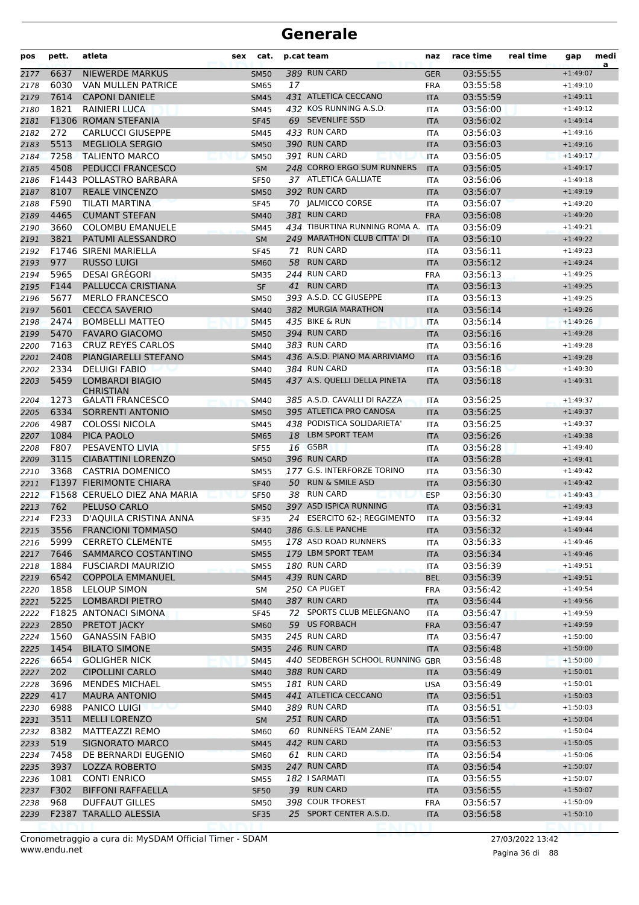# Generale

| pos | pett. | atleta | sex | cat. | p.cat | team | naz | race time | real time | gap | medi a |
|---|---|---|---|---|---|---|---|---|---|---|---|
| 2177 | 6637 | NIEWERDE MARKUS | | SM50 | 389 | RUN CARD | GER | 03:55:55 | | +1:49:07 | |
| 2178 | 6030 | VAN MULLEN PATRICE | | SM65 | 17 | | FRA | 03:55:58 | | +1:49:10 | |
| 2179 | 7614 | CAPONI DANIELE | | SM45 | 431 | ATLETICA CECCANO | ITA | 03:55:59 | | +1:49:11 | |
| 2180 | 1821 | RAINIERI LUCA | | SM45 | 432 | KOS RUNNING A.S.D. | ITA | 03:56:00 | | +1:49:12 | |
| 2181 | F1306 | ROMAN STEFANIA | | SF45 | 69 | SEVENLIFE SSD | ITA | 03:56:02 | | +1:49:14 | |
| 2182 | 272 | CARLUCCI GIUSEPPE | | SM45 | 433 | RUN CARD | ITA | 03:56:03 | | +1:49:16 | |
| 2183 | 5513 | MEGLIOLA SERGIO | | SM50 | 390 | RUN CARD | ITA | 03:56:03 | | +1:49:16 | |
| 2184 | 7258 | TALIENTO MARCO | | SM50 | 391 | RUN CARD | ITA | 03:56:05 | | +1:49:17 | |
| 2185 | 4508 | PEDUCCI FRANCESCO | | SM | 248 | CORRO ERGO SUM RUNNERS | ITA | 03:56:05 | | +1:49:17 | |
| 2186 | F1443 | POLLASTRO BARBARA | | SF50 | 37 | ATLETICA GALLIATE | ITA | 03:56:06 | | +1:49:18 | |
| 2187 | 8107 | REALE VINCENZO | | SM50 | 392 | RUN CARD | ITA | 03:56:07 | | +1:49:19 | |
| 2188 | F590 | TILATI MARTINA | | SF45 | 70 | JALMICCO CORSE | ITA | 03:56:07 | | +1:49:20 | |
| 2189 | 4465 | CUMANT STEFAN | | SM40 | 381 | RUN CARD | FRA | 03:56:08 | | +1:49:20 | |
| 2190 | 3660 | COLOMBU EMANUELE | | SM45 | 434 | TIBURTINA RUNNING ROMA A. | ITA | 03:56:09 | | +1:49:21 | |
| 2191 | 3821 | PATUMI ALESSANDRO | | SM | 249 | MARATHON CLUB CITTA' DI | ITA | 03:56:10 | | +1:49:22 | |
| 2192 | F1746 | SIRENI MARIELLA | | SF45 | 71 | RUN CARD | ITA | 03:56:11 | | +1:49:23 | |
| 2193 | 977 | RUSSO LUIGI | | SM60 | 58 | RUN CARD | ITA | 03:56:12 | | +1:49:24 | |
| 2194 | 5965 | DESAI GRÉGORI | | SM35 | 244 | RUN CARD | FRA | 03:56:13 | | +1:49:25 | |
| 2195 | F144 | PALLUCCA CRISTIANA | | SF | 41 | RUN CARD | ITA | 03:56:13 | | +1:49:25 | |
| 2196 | 5677 | MERLO FRANCESCO | | SM50 | 393 | A.S.D. CC GIUSEPPE | ITA | 03:56:13 | | +1:49:25 | |
| 2197 | 5601 | CECCA SAVERIO | | SM40 | 382 | MURGIA MARATHON | ITA | 03:56:14 | | +1:49:26 | |
| 2198 | 2474 | BOMBELLI MATTEO | | SM45 | 435 | BIKE & RUN | ITA | 03:56:14 | | +1:49:26 | |
| 2199 | 5470 | FAVARO GIACOMO | | SM50 | 394 | RUN CARD | ITA | 03:56:16 | | +1:49:28 | |
| 2200 | 7163 | CRUZ REYES CARLOS | | SM40 | 383 | RUN CARD | ITA | 03:56:16 | | +1:49:28 | |
| 2201 | 2408 | PIANGIARELLI STEFANO | | SM45 | 436 | A.S.D. PIANO MA ARRIVIAMO | ITA | 03:56:16 | | +1:49:28 | |
| 2202 | 2334 | DELUIGI FABIO | | SM40 | 384 | RUN CARD | ITA | 03:56:18 | | +1:49:30 | |
| 2203 | 5459 | LOMBARDI BIAGIO CHRISTIAN | | SM45 | 437 | A.S. QUELLI DELLA PINETA | ITA | 03:56:18 | | +1:49:31 | |
| 2204 | 1273 | GALATI FRANCESCO | | SM40 | 385 | A.S.D. CAVALLI DI RAZZA | ITA | 03:56:25 | | +1:49:37 | |
| 2205 | 6334 | SORRENTI ANTONIO | | SM50 | 395 | ATLETICA PRO CANOSA | ITA | 03:56:25 | | +1:49:37 | |
| 2206 | 4987 | COLOSSI NICOLA | | SM45 | 438 | PODISTICA SOLIDARIETA' | ITA | 03:56:25 | | +1:49:37 | |
| 2207 | 1084 | PICA PAOLO | | SM65 | 18 | LBM SPORT TEAM | ITA | 03:56:26 | | +1:49:38 | |
| 2208 | F807 | PESAVENTO LIVIA | | SF55 | 16 | GSBR | ITA | 03:56:28 | | +1:49:40 | |
| 2209 | 3115 | CIABATTINI LORENZO | | SM50 | 396 | RUN CARD | ITA | 03:56:28 | | +1:49:41 | |
| 2210 | 3368 | CASTRIA DOMENICO | | SM55 | 177 | G.S. INTERFORZE TORINO | ITA | 03:56:30 | | +1:49:42 | |
| 2211 | F1397 | FIERIMONTE CHIARA | | SF40 | 50 | RUN & SMILE ASD | ITA | 03:56:30 | | +1:49:42 | |
| 2212 | F1568 | CERUELO DIEZ ANA MARIA | | SF50 | 38 | RUN CARD | ESP | 03:56:30 | | +1:49:43 | |
| 2213 | 762 | PELUSO CARLO | | SM50 | 397 | ASD ISPICA RUNNING | ITA | 03:56:31 | | +1:49:43 | |
| 2214 | F233 | D'AQUILA CRISTINA ANNA | | SF35 | 24 | ESERCITO 62-¦ REGGIMENTO | ITA | 03:56:32 | | +1:49:44 | |
| 2215 | 3556 | FRANCIONI TOMMASO | | SM40 | 386 | G.S. LE PANCHE | ITA | 03:56:32 | | +1:49:44 | |
| 2216 | 5999 | CERRETO CLEMENTE | | SM55 | 178 | ASD ROAD RUNNERS | ITA | 03:56:33 | | +1:49:46 | |
| 2217 | 7646 | SAMMARCO COSTANTINO | | SM55 | 179 | LBM SPORT TEAM | ITA | 03:56:34 | | +1:49:46 | |
| 2218 | 1884 | FUSCIARDI MAURIZIO | | SM55 | 180 | RUN CARD | ITA | 03:56:39 | | +1:49:51 | |
| 2219 | 6542 | COPPOLA EMMANUEL | | SM45 | 439 | RUN CARD | BEL | 03:56:39 | | +1:49:51 | |
| 2220 | 1858 | LELOUP SIMON | | SM | 250 | CA PUGET | FRA | 03:56:42 | | +1:49:54 | |
| 2221 | 5225 | LOMBARDI PIETRO | | SM40 | 387 | RUN CARD | ITA | 03:56:44 | | +1:49:56 | |
| 2222 | F1825 | ANTONACI SIMONA | | SF45 | 72 | SPORTS CLUB MELEGNANO | ITA | 03:56:47 | | +1:49:59 | |
| 2223 | 2850 | PRETOT JACKY | | SM60 | 59 | US FORBACH | FRA | 03:56:47 | | +1:49:59 | |
| 2224 | 1560 | GANASSIN FABIO | | SM35 | 245 | RUN CARD | ITA | 03:56:47 | | +1:50:00 | |
| 2225 | 1454 | BILATO SIMONE | | SM35 | 246 | RUN CARD | ITA | 03:56:48 | | +1:50:00 | |
| 2226 | 6654 | GOLIGHER NICK | | SM45 | 440 | SEDBERGH SCHOOL RUNNING | GBR | 03:56:48 | | +1:50:00 | |
| 2227 | 202 | CIPOLLINI CARLO | | SM40 | 388 | RUN CARD | ITA | 03:56:49 | | +1:50:01 | |
| 2228 | 3696 | MENDES MICHAEL | | SM55 | 181 | RUN CARD | USA | 03:56:49 | | +1:50:01 | |
| 2229 | 417 | MAURA ANTONIO | | SM45 | 441 | ATLETICA CECCANO | ITA | 03:56:51 | | +1:50:03 | |
| 2230 | 6988 | PANICO LUIGI | | SM40 | 389 | RUN CARD | ITA | 03:56:51 | | +1:50:03 | |
| 2231 | 3511 | MELLI LORENZO | | SM | 251 | RUN CARD | ITA | 03:56:51 | | +1:50:04 | |
| 2232 | 8382 | MATTEAZZI REMO | | SM60 | 60 | RUNNERS TEAM ZANE' | ITA | 03:56:52 | | +1:50:04 | |
| 2233 | 519 | SIGNORATO MARCO | | SM45 | 442 | RUN CARD | ITA | 03:56:53 | | +1:50:05 | |
| 2234 | 7458 | DE BERNARDI EUGENIO | | SM60 | 61 | RUN CARD | ITA | 03:56:54 | | +1:50:06 | |
| 2235 | 3937 | LOZZA ROBERTO | | SM35 | 247 | RUN CARD | ITA | 03:56:54 | | +1:50:07 | |
| 2236 | 1081 | CONTI ENRICO | | SM55 | 182 | I SARMATI | ITA | 03:56:55 | | +1:50:07 | |
| 2237 | F302 | BIFFONI RAFFAELLA | | SF50 | 39 | RUN CARD | ITA | 03:56:55 | | +1:50:07 | |
| 2238 | 968 | DUFFAUT GILLES | | SM50 | 398 | COUR TFOREST | FRA | 03:56:57 | | +1:50:09 | |
| 2239 | F2387 | TARALLO ALESSIA | | SF35 | 25 | SPORT CENTER A.S.D. | ITA | 03:56:58 | | +1:50:10 | |

Cronometraggio a cura di: MySDAM Official Timer - SDAM
www.endu.net

27/03/2022 13:42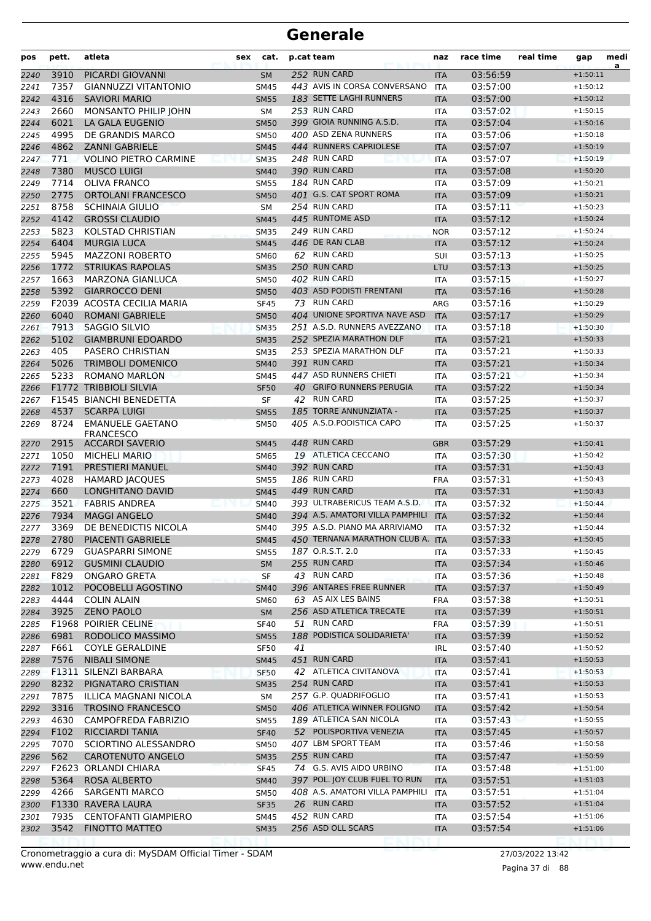# Generale

| pos | pett. | atleta | sex | cat. | p.cat team | naz | race time | real time | gap | medi a |
|---|---|---|---|---|---|---|---|---|---|---|
| 2240 | 3910 | PICARDI GIOVANNI | | SM | 252 RUN CARD | ITA | 03:56:59 | | +1:50:11 | |
| 2241 | 7357 | GIANNUZZI VITANTONIO | | SM45 | 443 AVIS IN CORSA CONVERSANO | ITA | 03:57:00 | | +1:50:12 | |
| 2242 | 4316 | SAVIORI MARIO | | SM55 | 183 SETTE LAGHI RUNNERS | ITA | 03:57:00 | | +1:50:12 | |
| 2243 | 2660 | MONSANTO PHILIP JOHN | | SM | 253 RUN CARD | ITA | 03:57:02 | | +1:50:15 | |
| 2244 | 6021 | LA GALA EUGENIO | | SM50 | 399 GIOIA RUNNING A.S.D. | ITA | 03:57:04 | | +1:50:16 | |
| 2245 | 4995 | DE GRANDIS MARCO | | SM50 | 400 ASD ZENA RUNNERS | ITA | 03:57:06 | | +1:50:18 | |
| 2246 | 4862 | ZANNI GABRIELE | | SM45 | 444 RUNNERS CAPRIOLESE | ITA | 03:57:07 | | +1:50:19 | |
| 2247 | 771 | VOLINO PIETRO CARMINE | | SM35 | 248 RUN CARD | ITA | 03:57:07 | | +1:50:19 | |
| 2248 | 7380 | MUSCO LUIGI | | SM40 | 390 RUN CARD | ITA | 03:57:08 | | +1:50:20 | |
| 2249 | 7714 | OLIVA FRANCO | | SM55 | 184 RUN CARD | ITA | 03:57:09 | | +1:50:21 | |
| 2250 | 2775 | ORTOLANI FRANCESCO | | SM50 | 401 G.S. CAT SPORT ROMA | ITA | 03:57:09 | | +1:50:21 | |
| 2251 | 8758 | SCHINAIA GIULIO | | SM | 254 RUN CARD | ITA | 03:57:11 | | +1:50:23 | |
| 2252 | 4142 | GROSSI CLAUDIO | | SM45 | 445 RUNTOME ASD | ITA | 03:57:12 | | +1:50:24 | |
| 2253 | 5823 | KOLSTAD CHRISTIAN | | SM35 | 249 RUN CARD | NOR | 03:57:12 | | +1:50:24 | |
| 2254 | 6404 | MURGIA LUCA | | SM45 | 446 DE RAN CLAB | ITA | 03:57:12 | | +1:50:24 | |
| 2255 | 5945 | MAZZONI ROBERTO | | SM60 | 62 RUN CARD | SUI | 03:57:13 | | +1:50:25 | |
| 2256 | 1772 | STRIUKAS RAPOLAS | | SM35 | 250 RUN CARD | LTU | 03:57:13 | | +1:50:25 | |
| 2257 | 1663 | MARZONA GIANLUCA | | SM50 | 402 RUN CARD | ITA | 03:57:15 | | +1:50:27 | |
| 2258 | 5392 | GIARROCCO DENI | | SM50 | 403 ASD PODISTI FRENTANI | ITA | 03:57:16 | | +1:50:28 | |
| 2259 | F2039 | ACOSTA CECILIA MARIA | | SF45 | 73 RUN CARD | ARG | 03:57:16 | | +1:50:29 | |
| 2260 | 6040 | ROMANI GABRIELE | | SM50 | 404 UNIONE SPORTIVA NAVE ASD | ITA | 03:57:17 | | +1:50:29 | |
| 2261 | 7913 | SAGGIO SILVIO | | SM35 | 251 A.S.D. RUNNERS AVEZZANO | ITA | 03:57:18 | | +1:50:30 | |
| 2262 | 5102 | GIAMBRUNI EDOARDO | | SM35 | 252 SPEZIA MARATHON DLF | ITA | 03:57:21 | | +1:50:33 | |
| 2263 | 405 | PASERO CHRISTIAN | | SM35 | 253 SPEZIA MARATHON DLF | ITA | 03:57:21 | | +1:50:33 | |
| 2264 | 5026 | TRIMBOLI DOMENICO | | SM40 | 391 RUN CARD | ITA | 03:57:21 | | +1:50:34 | |
| 2265 | 5233 | ROMANO MARLON | | SM45 | 447 ASD RUNNERS CHIETI | ITA | 03:57:21 | | +1:50:34 | |
| 2266 | F1772 | TRIBBIOLI SILVIA | | SF50 | 40 GRIFO RUNNERS PERUGIA | ITA | 03:57:22 | | +1:50:34 | |
| 2267 | F1545 | BIANCHI BENEDETTA | | SF | 42 RUN CARD | ITA | 03:57:25 | | +1:50:37 | |
| 2268 | 4537 | SCARPA LUIGI | | SM55 | 185 TORRE ANNUNZIATA - | ITA | 03:57:25 | | +1:50:37 | |
| 2269 | 8724 | EMANUELE GAETANO FRANCESCO | | SM50 | 405 A.S.D.PODISTICA CAPO | ITA | 03:57:25 | | +1:50:37 | |
| 2270 | 2915 | ACCARDI SAVERIO | | SM45 | 448 RUN CARD | GBR | 03:57:29 | | +1:50:41 | |
| 2271 | 1050 | MICHELI MARIO | | SM65 | 19 ATLETICA CECCANO | ITA | 03:57:30 | | +1:50:42 | |
| 2272 | 7191 | PRESTIERI MANUEL | | SM40 | 392 RUN CARD | ITA | 03:57:31 | | +1:50:43 | |
| 2273 | 4028 | HAMARD JACQUES | | SM55 | 186 RUN CARD | FRA | 03:57:31 | | +1:50:43 | |
| 2274 | 660 | LONGHITANO DAVID | | SM45 | 449 RUN CARD | ITA | 03:57:31 | | +1:50:43 | |
| 2275 | 3521 | FABRIS ANDREA | | SM40 | 393 ULTRABERICUS TEAM A.S.D. | ITA | 03:57:32 | | +1:50:44 | |
| 2276 | 7934 | MAGGI ANGELO | | SM40 | 394 A.S. AMATORI VILLA PAMPHILI | ITA | 03:57:32 | | +1:50:44 | |
| 2277 | 3369 | DE BENEDICTIS NICOLA | | SM40 | 395 A.S.D. PIANO MA ARRIVIAMO | ITA | 03:57:32 | | +1:50:44 | |
| 2278 | 2780 | PIACENTI GABRIELE | | SM45 | 450 TERNANA MARATHON CLUB A. | ITA | 03:57:33 | | +1:50:45 | |
| 2279 | 6729 | GUASPARRI SIMONE | | SM55 | 187 O.R.S.T. 2.0 | ITA | 03:57:33 | | +1:50:45 | |
| 2280 | 6912 | GUSMINI CLAUDIO | | SM | 255 RUN CARD | ITA | 03:57:34 | | +1:50:46 | |
| 2281 | F829 | ONGARO GRETA | | SF | 43 RUN CARD | ITA | 03:57:36 | | +1:50:48 | |
| 2282 | 1012 | POCOBELLI AGOSTINO | | SM40 | 396 ANTARES FREE RUNNER | ITA | 03:57:37 | | +1:50:49 | |
| 2283 | 4444 | COLIN ALAIN | | SM60 | 63 AS AIX LES BAINS | FRA | 03:57:38 | | +1:50:51 | |
| 2284 | 3925 | ZENO PAOLO | | SM | 256 ASD ATLETICA TRECATE | ITA | 03:57:39 | | +1:50:51 | |
| 2285 | F1968 | POIRIER CELINE | | SF40 | 51 RUN CARD | FRA | 03:57:39 | | +1:50:51 | |
| 2286 | 6981 | RODOLICO MASSIMO | | SM55 | 188 PODISTICA SOLIDARIETA' | ITA | 03:57:39 | | +1:50:52 | |
| 2287 | F661 | COYLE GERALDINE | | SF50 | 41 | IRL | 03:57:40 | | +1:50:52 | |
| 2288 | 7576 | NIBALI SIMONE | | SM45 | 451 RUN CARD | ITA | 03:57:41 | | +1:50:53 | |
| 2289 | F1311 | SILENZI BARBARA | | SF50 | 42 ATLETICA CIVITANOVA | ITA | 03:57:41 | | +1:50:53 | |
| 2290 | 8232 | PIGNATARO CRISTIAN | | SM35 | 254 RUN CARD | ITA | 03:57:41 | | +1:50:53 | |
| 2291 | 7875 | ILLICA MAGNANI NICOLA | | SM | 257 G.P. QUADRIFOGLIO | ITA | 03:57:41 | | +1:50:53 | |
| 2292 | 3316 | TROSINO FRANCESCO | | SM50 | 406 ATLETICA WINNER FOLIGNO | ITA | 03:57:42 | | +1:50:54 | |
| 2293 | 4630 | CAMPOFREDA FABRIZIO | | SM55 | 189 ATLETICA SAN NICOLA | ITA | 03:57:43 | | +1:50:55 | |
| 2294 | F102 | RICCIARDI TANIA | | SF40 | 52 POLISPORTIVA VENEZIA | ITA | 03:57:45 | | +1:50:57 | |
| 2295 | 7070 | SCIORTINO ALESSANDRO | | SM50 | 407 LBM SPORT TEAM | ITA | 03:57:46 | | +1:50:58 | |
| 2296 | 562 | CAROTENUTO ANGELO | | SM35 | 255 RUN CARD | ITA | 03:57:47 | | +1:50:59 | |
| 2297 | F2623 | ORLANDI CHIARA | | SF45 | 74 G.S. AVIS AIDO URBINO | ITA | 03:57:48 | | +1:51:00 | |
| 2298 | 5364 | ROSA ALBERTO | | SM40 | 397 POL. JOY CLUB FUEL TO RUN | ITA | 03:57:51 | | +1:51:03 | |
| 2299 | 4266 | SARGENTI MARCO | | SM50 | 408 A.S. AMATORI VILLA PAMPHILI | ITA | 03:57:51 | | +1:51:04 | |
| 2300 | F1330 | RAVERA LAURA | | SF35 | 26 RUN CARD | ITA | 03:57:52 | | +1:51:04 | |
| 2301 | 7935 | CENTOFANTI GIAMPIERO | | SM45 | 452 RUN CARD | ITA | 03:57:54 | | +1:51:06 | |
| 2302 | 3542 | FINOTTO MATTEO | | SM35 | 256 ASD OLL SCARS | ITA | 03:57:54 | | +1:51:06 | |

Cronometraggio a cura di: MySDAM Official Timer - SDAM
www.endu.net

27/03/2022 13:42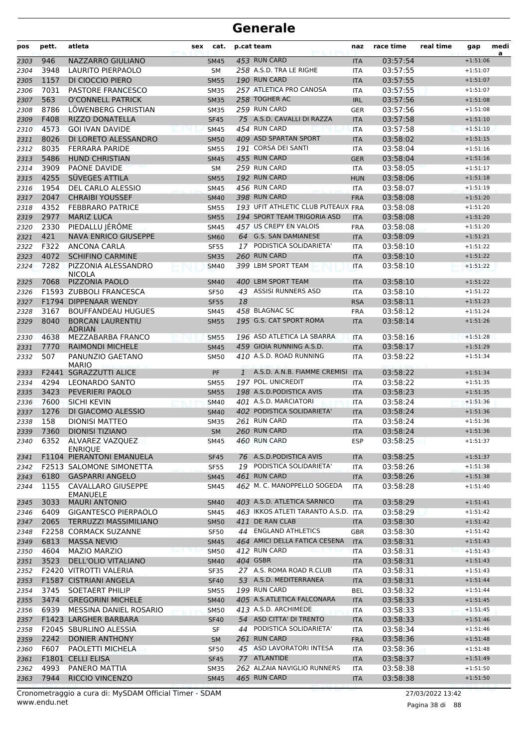# Generale

| pos | pett. | atleta | sex | cat. | p.cat | team | naz | race time | real time | gap | medi a |
|---|---|---|---|---|---|---|---|---|---|---|---|
| 2303 | 946 | NAZZARRO GIULIANO | | SM45 | 453 | RUN CARD | ITA | 03:57:54 | | +1:51:06 | |
| 2304 | 3948 | LAURITO PIERPAOLO | | SM | 258 | A.S.D. TRA LE RIGHE | ITA | 03:57:55 | | +1:51:07 | |
| 2305 | 1157 | DI CIOCCIO PIERO | | SM55 | 190 | RUN CARD | ITA | 03:57:55 | | +1:51:07 | |
| 2306 | 7031 | PASTORE FRANCESCO | | SM35 | 257 | ATLETICA PRO CANOSA | ITA | 03:57:55 | | +1:51:07 | |
| 2307 | 563 | O'CONNELL PATRICK | | SM35 | 258 | TOGHER AC | IRL | 03:57:56 | | +1:51:08 | |
| 2308 | 8786 | LÖWENBERG CHRISTIAN | | SM35 | 259 | RUN CARD | GER | 03:57:56 | | +1:51:08 | |
| 2309 | F408 | RIZZO DONATELLA | | SF45 | 75 | A.S.D. CAVALLI DI RAZZA | ITA | 03:57:58 | | +1:51:10 | |
| 2310 | 4573 | GOI IVAN DAVIDE | | SM45 | 454 | RUN CARD | ITA | 03:57:58 | | +1:51:10 | |
| 2311 | 8026 | DI LORETO ALESSANDRO | | SM50 | 409 | ASD SPARTAN SPORT | ITA | 03:58:02 | | +1:51:15 | |
| 2312 | 8035 | FERRARA PARIDE | | SM55 | 191 | CORSA DEI SANTI | ITA | 03:58:04 | | +1:51:16 | |
| 2313 | 5486 | HUND CHRISTIAN | | SM45 | 455 | RUN CARD | GER | 03:58:04 | | +1:51:16 | |
| 2314 | 3909 | PAONE DAVIDE | | SM | 259 | RUN CARD | ITA | 03:58:05 | | +1:51:17 | |
| 2315 | 4255 | SÜVEGES ATTILA | | SM55 | 192 | RUN CARD | HUN | 03:58:06 | | +1:51:18 | |
| 2316 | 1954 | DEL CARLO ALESSIO | | SM45 | 456 | RUN CARD | ITA | 03:58:07 | | +1:51:19 | |
| 2317 | 2047 | CHRAIBI YOUSSEF | | SM40 | 398 | RUN CARD | FRA | 03:58:08 | | +1:51:20 | |
| 2318 | 4352 | FEBBRARO PATRICE | | SM55 | 193 | UFIT ATHLETIC CLUB PUTEAUX | FRA | 03:58:08 | | +1:51:20 | |
| 2319 | 2977 | MARIZ LUCA | | SM55 | 194 | SPORT TEAM TRIGORIA ASD | ITA | 03:58:08 | | +1:51:20 | |
| 2320 | 2330 | PIEDALLU JÉRÔME | | SM45 | 457 | US CREPY EN VALOIS | FRA | 03:58:08 | | +1:51:20 | |
| 2321 | 421 | NAVA ENRICO GIUSEPPE | | SM60 | 64 | G.S. SAN DAMIANESE | ITA | 03:58:09 | | +1:51:21 | |
| 2322 | F322 | ANCONA CARLA | | SF55 | 17 | PODISTICA SOLIDARIETA' | ITA | 03:58:10 | | +1:51:22 | |
| 2323 | 4072 | SCHIFINO CARMINE | | SM35 | 260 | RUN CARD | ITA | 03:58:10 | | +1:51:22 | |
| 2324 | 7282 | PIZZONIA ALESSANDRO NICOLA | | SM40 | 399 | LBM SPORT TEAM | ITA | 03:58:10 | | +1:51:22 | |
| 2325 | 7068 | PIZZONIA PAOLO | | SM40 | 400 | LBM SPORT TEAM | ITA | 03:58:10 | | +1:51:22 | |
| 2326 | F1593 | ZUBBOLI FRANCESCA | | SF50 | 43 | ASSISI RUNNERS ASD | ITA | 03:58:10 | | +1:51:22 | |
| 2327 | F1794 | DIPPENAAR WENDY | | SF55 | 18 | | RSA | 03:58:11 | | +1:51:23 | |
| 2328 | 3167 | BOUFFANDEAU HUGUES | | SM45 | 458 | BLAGNAC SC | FRA | 03:58:12 | | +1:51:24 | |
| 2329 | 8040 | BORCAN LAURENTIU ADRIAN | | SM55 | 195 | G.S. CAT SPORT ROMA | ITA | 03:58:14 | | +1:51:26 | |
| 2330 | 4638 | MEZZABARBA FRANCO | | SM55 | 196 | ASD ATLETICA LA SBARRA | ITA | 03:58:16 | | +1:51:28 | |
| 2331 | 7770 | RAIMONDI MICHELE | | SM45 | 459 | GIOIA RUNNING A.S.D. | ITA | 03:58:17 | | +1:51:29 | |
| 2332 | 507 | PANUNZIO GAETANO MARIO | | SM50 | 410 | A.S.D. ROAD RUNNING | ITA | 03:58:22 | | +1:51:34 | |
| 2333 | F2441 | SGRAZZUTTI ALICE | | PF | 1 | A.S.D. A.N.B. FIAMME CREMISI | ITA | 03:58:22 | | +1:51:34 | |
| 2334 | 4294 | LEONARDO SANTO | | SM55 | 197 | POL. UNICREDIT | ITA | 03:58:22 | | +1:51:35 | |
| 2335 | 3423 | PEVERIERI PAOLO | | SM55 | 198 | A.S.D.PODISTICA AVIS | ITA | 03:58:23 | | +1:51:35 | |
| 2336 | 7600 | SICHI KEVIN | | SM40 | 401 | A.S.D. MARCIATORI | ITA | 03:58:24 | | +1:51:36 | |
| 2337 | 1276 | DI GIACOMO ALESSIO | | SM40 | 402 | PODISTICA SOLIDARIETA' | ITA | 03:58:24 | | +1:51:36 | |
| 2338 | 158 | DIONISI MATTEO | | SM35 | 261 | RUN CARD | ITA | 03:58:24 | | +1:51:36 | |
| 2339 | 7360 | DIONISI TIZIANO | | SM | 260 | RUN CARD | ITA | 03:58:24 | | +1:51:36 | |
| 2340 | 6352 | ALVAREZ VAZQUEZ ENRIQUE | | SM45 | 460 | RUN CARD | ESP | 03:58:25 | | +1:51:37 | |
| 2341 | F1104 | PIERANTONI EMANUELA | | SF45 | 76 | A.S.D.PODISTICA AVIS | ITA | 03:58:25 | | +1:51:37 | |
| 2342 | F2513 | SALOMONE SIMONETTA | | SF55 | 19 | PODISTICA SOLIDARIETA' | ITA | 03:58:26 | | +1:51:38 | |
| 2343 | 6180 | GASPARRI ANGELO | | SM45 | 461 | RUN CARD | ITA | 03:58:26 | | +1:51:38 | |
| 2344 | 1155 | CAVALLARO GIUSEPPE EMANUELE | | SM45 | 462 | M. C. MANOPPELLO SOGEDA | ITA | 03:58:28 | | +1:51:40 | |
| 2345 | 3033 | MAURI ANTONIO | | SM40 | 403 | A.S.D. ATLETICA SARNICO | ITA | 03:58:29 | | +1:51:41 | |
| 2346 | 6409 | GIGANTESCO PIERPAOLO | | SM45 | 463 | IKKOS ATLETI TARANTO A.S.D. | ITA | 03:58:29 | | +1:51:42 | |
| 2347 | 2065 | TERRUZZI MASSIMILIANO | | SM50 | 411 | DE RAN CLAB | ITA | 03:58:30 | | +1:51:42 | |
| 2348 | F2258 | CORMACK SUZANNE | | SF50 | 44 | ENGLAND ATHLETICS | GBR | 03:58:30 | | +1:51:42 | |
| 2349 | 6813 | MASSA NEVIO | | SM45 | 464 | AMICI DELLA FATICA CESENA | ITA | 03:58:31 | | +1:51:43 | |
| 2350 | 4604 | MAZIO MARZIO | | SM50 | 412 | RUN CARD | ITA | 03:58:31 | | +1:51:43 | |
| 2351 | 3523 | DELL'OLIO VITALIANO | | SM40 | 404 | GSBR | ITA | 03:58:31 | | +1:51:43 | |
| 2352 | F2420 | VITROTTI VALERIA | | SF35 | 27 | A.S. ROMA ROAD R.CLUB | ITA | 03:58:31 | | +1:51:43 | |
| 2353 | F1587 | CISTRIANI ANGELA | | SF40 | 53 | A.S.D. MEDITERRANEA | ITA | 03:58:31 | | +1:51:44 | |
| 2354 | 3745 | SOETAERT PHILIP | | SM55 | 199 | RUN CARD | BEL | 03:58:32 | | +1:51:44 | |
| 2355 | 3474 | GREGORINI MICHELE | | SM40 | 405 | A.S.ATLETICA FALCONARA | ITA | 03:58:33 | | +1:51:45 | |
| 2356 | 6939 | MESSINA DANIEL ROSARIO | | SM50 | 413 | A.S.D. ARCHIMEDE | ITA | 03:58:33 | | +1:51:45 | |
| 2357 | F1423 | LARGHER BARBARA | | SF40 | 54 | ASD CITTA' DI TRENTO | ITA | 03:58:33 | | +1:51:46 | |
| 2358 | F2045 | SBURLINO ALESSIA | | SF | 44 | PODISTICA SOLIDARIETA' | ITA | 03:58:34 | | +1:51:46 | |
| 2359 | 2242 | DONIER ANTHONY | | SM | 261 | RUN CARD | FRA | 03:58:36 | | +1:51:48 | |
| 2360 | F607 | PAOLETTI MICHELA | | SF50 | 45 | ASD LAVORATORI INTESA | ITA | 03:58:36 | | +1:51:48 | |
| 2361 | F1801 | CELLI ELISA | | SF45 | 77 | ATLANTIDE | ITA | 03:58:37 | | +1:51:49 | |
| 2362 | 4993 | PANERO MATTIA | | SM35 | 262 | ALZAIA NAVIGLIO RUNNERS | ITA | 03:58:38 | | +1:51:50 | |
| 2363 | 7944 | RICCIO VINCENZO | | SM45 | 465 | RUN CARD | ITA | 03:58:38 | | +1:51:50 | |

Cronometraggio a cura di: MySDAM Official Timer - SDAM
www.endu.net

27/03/2022 13:42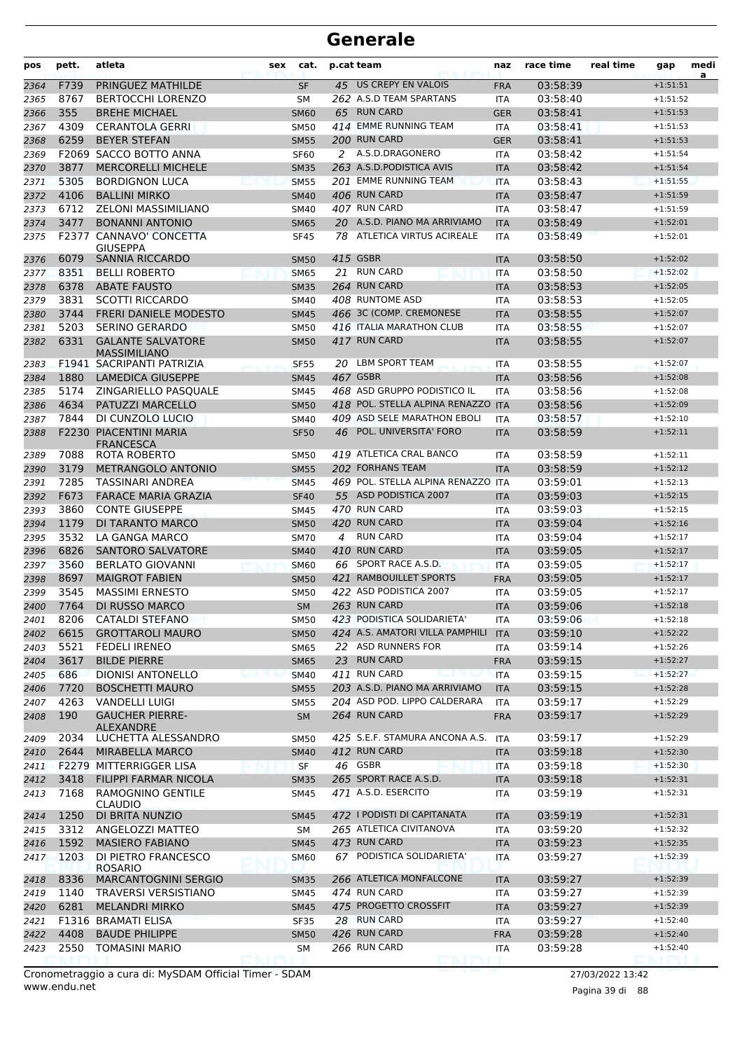# Generale

| pos | pett. | atleta | sex | cat. | p.cat | team | naz | race time | real time | gap | medi a |
|---|---|---|---|---|---|---|---|---|---|---|---|
| 2364 | F739 | PRINGUEZ MATHILDE | | SF | 45 | US CREPY EN VALOIS | FRA | 03:58:39 | | +1:51:51 | |
| 2365 | 8767 | BERTOCCHI LORENZO | | SM | 262 | A.S.D TEAM SPARTANS | ITA | 03:58:40 | | +1:51:52 | |
| 2366 | 355 | BREHE MICHAEL | | SM60 | 65 | RUN CARD | GER | 03:58:41 | | +1:51:53 | |
| 2367 | 4309 | CERANTOLA GERRI | | SM50 | 414 | EMME RUNNING TEAM | ITA | 03:58:41 | | +1:51:53 | |
| 2368 | 6259 | BEYER STEFAN | | SM55 | 200 | RUN CARD | GER | 03:58:41 | | +1:51:53 | |
| 2369 | F2069 | SACCO BOTTO ANNA | | SF60 | 2 | A.S.D.DRAGONERO | ITA | 03:58:42 | | +1:51:54 | |
| 2370 | 3877 | MERCORELLI MICHELE | | SM35 | 263 | A.S.D.PODISTICA AVIS | ITA | 03:58:42 | | +1:51:54 | |
| 2371 | 5305 | BORDIGNON LUCA | | SM55 | 201 | EMME RUNNING TEAM | ITA | 03:58:43 | | +1:51:55 | |
| 2372 | 4106 | BALLINI MIRKO | | SM40 | 406 | RUN CARD | ITA | 03:58:47 | | +1:51:59 | |
| 2373 | 6712 | ZELONI MASSIMILIANO | | SM40 | 407 | RUN CARD | ITA | 03:58:47 | | +1:51:59 | |
| 2374 | 3477 | BONANNI ANTONIO | | SM65 | 20 | A.S.D. PIANO MA ARRIVIAMO | ITA | 03:58:49 | | +1:52:01 | |
| 2375 | F2377 | CANNAVO' CONCETTA GIUSEPPA | | SF45 | 78 | ATLETICA VIRTUS ACIREALE | ITA | 03:58:49 | | +1:52:01 | |
| 2376 | 6079 | SANNIA RICCARDO | | SM50 | 415 | GSBR | ITA | 03:58:50 | | +1:52:02 | |
| 2377 | 8351 | BELLI ROBERTO | | SM65 | 21 | RUN CARD | ITA | 03:58:50 | | +1:52:02 | |
| 2378 | 6378 | ABATE FAUSTO | | SM35 | 264 | RUN CARD | ITA | 03:58:53 | | +1:52:05 | |
| 2379 | 3831 | SCOTTI RICCARDO | | SM40 | 408 | RUNTOME ASD | ITA | 03:58:53 | | +1:52:05 | |
| 2380 | 3744 | FRERI DANIELE MODESTO | | SM45 | 466 | 3C (COMP. CREMONESE | ITA | 03:58:55 | | +1:52:07 | |
| 2381 | 5203 | SERINO GERARDO | | SM50 | 416 | ITALIA MARATHON CLUB | ITA | 03:58:55 | | +1:52:07 | |
| 2382 | 6331 | GALANTE SALVATORE MASSIMILIANO | | SM50 | 417 | RUN CARD | ITA | 03:58:55 | | +1:52:07 | |
| 2383 | F1941 | SACRIPANTI PATRIZIA | | SF55 | 20 | LBM SPORT TEAM | ITA | 03:58:55 | | +1:52:07 | |
| 2384 | 1880 | LAMEDICA GIUSEPPE | | SM45 | 467 | GSBR | ITA | 03:58:56 | | +1:52:08 | |
| 2385 | 5174 | ZINGARIELLO PASQUALE | | SM45 | 468 | ASD GRUPPO PODISTICO IL | ITA | 03:58:56 | | +1:52:08 | |
| 2386 | 4634 | PATUZZI MARCELLO | | SM50 | 418 | POL. STELLA ALPINA RENAZZO | ITA | 03:58:56 | | +1:52:09 | |
| 2387 | 7844 | DI CUNZOLO LUCIO | | SM40 | 409 | ASD SELE MARATHON EBOLI | ITA | 03:58:57 | | +1:52:10 | |
| 2388 | F2230 | PIACENTINI MARIA FRANCESCA | | SF50 | 46 | POL. UNIVERSITA' FORO | ITA | 03:58:59 | | +1:52:11 | |
| 2389 | 7088 | ROTA ROBERTO | | SM50 | 419 | ATLETICA CRAL BANCO | ITA | 03:58:59 | | +1:52:11 | |
| 2390 | 3179 | METRANGOLO ANTONIO | | SM55 | 202 | FORHANS TEAM | ITA | 03:58:59 | | +1:52:12 | |
| 2391 | 7285 | TASSINARI ANDREA | | SM45 | 469 | POL. STELLA ALPINA RENAZZO | ITA | 03:59:01 | | +1:52:13 | |
| 2392 | F673 | FARACE MARIA GRAZIA | | SF40 | 55 | ASD PODISTICA 2007 | ITA | 03:59:03 | | +1:52:15 | |
| 2393 | 3860 | CONTE GIUSEPPE | | SM45 | 470 | RUN CARD | ITA | 03:59:03 | | +1:52:15 | |
| 2394 | 1179 | DI TARANTO MARCO | | SM50 | 420 | RUN CARD | ITA | 03:59:04 | | +1:52:16 | |
| 2395 | 3532 | LA GANGA MARCO | | SM70 | 4 | RUN CARD | ITA | 03:59:04 | | +1:52:17 | |
| 2396 | 6826 | SANTORO SALVATORE | | SM40 | 410 | RUN CARD | ITA | 03:59:05 | | +1:52:17 | |
| 2397 | 3560 | BERLATO GIOVANNI | | SM60 | 66 | SPORT RACE A.S.D. | ITA | 03:59:05 | | +1:52:17 | |
| 2398 | 8697 | MAIGROT FABIEN | | SM50 | 421 | RAMBOUILLET SPORTS | FRA | 03:59:05 | | +1:52:17 | |
| 2399 | 3545 | MASSIMI ERNESTO | | SM50 | 422 | ASD PODISTICA 2007 | ITA | 03:59:05 | | +1:52:17 | |
| 2400 | 7764 | DI RUSSO MARCO | | SM | 263 | RUN CARD | ITA | 03:59:06 | | +1:52:18 | |
| 2401 | 8206 | CATALDI STEFANO | | SM50 | 423 | PODISTICA SOLIDARIETA' | ITA | 03:59:06 | | +1:52:18 | |
| 2402 | 6615 | GROTTAROLI MAURO | | SM50 | 424 | A.S. AMATORI VILLA PAMPHILI | ITA | 03:59:10 | | +1:52:22 | |
| 2403 | 5521 | FEDELI IRENEO | | SM65 | 22 | ASD RUNNERS FOR | ITA | 03:59:14 | | +1:52:26 | |
| 2404 | 3617 | BILDE PIERRE | | SM65 | 23 | RUN CARD | FRA | 03:59:15 | | +1:52:27 | |
| 2405 | 686 | DIONISI ANTONELLO | | SM40 | 411 | RUN CARD | ITA | 03:59:15 | | +1:52:27 | |
| 2406 | 7720 | BOSCHETTI MAURO | | SM55 | 203 | A.S.D. PIANO MA ARRIVIAMO | ITA | 03:59:15 | | +1:52:28 | |
| 2407 | 4263 | VANDELLI LUIGI | | SM55 | 204 | ASD POD. LIPPO CALDERARA | ITA | 03:59:17 | | +1:52:29 | |
| 2408 | 190 | GAUCHER PIERRE-ALEXANDRE | | SM | 264 | RUN CARD | FRA | 03:59:17 | | +1:52:29 | |
| 2409 | 2034 | LUCHETTA ALESSANDRO | | SM50 | 425 | S.E.F. STAMURA ANCONA A.S. | ITA | 03:59:17 | | +1:52:29 | |
| 2410 | 2644 | MIRABELLA MARCO | | SM40 | 412 | RUN CARD | ITA | 03:59:18 | | +1:52:30 | |
| 2411 | F2279 | MITTERRIGGER LISA | | SF | 46 | GSBR | ITA | 03:59:18 | | +1:52:30 | |
| 2412 | 3418 | FILIPPI FARMAR NICOLA | | SM35 | 265 | SPORT RACE A.S.D. | ITA | 03:59:18 | | +1:52:31 | |
| 2413 | 7168 | RAMOGNINO GENTILE CLAUDIO | | SM45 | 471 | A.S.D. ESERCITO | ITA | 03:59:19 | | +1:52:31 | |
| 2414 | 1250 | DI BRITA NUNZIO | | SM45 | 472 | I PODISTI DI CAPITANATA | ITA | 03:59:19 | | +1:52:31 | |
| 2415 | 3312 | ANGELOZZI MATTEO | | SM | 265 | ATLETICA CIVITANOVA | ITA | 03:59:20 | | +1:52:32 | |
| 2416 | 1592 | MASIERO FABIANO | | SM45 | 473 | RUN CARD | ITA | 03:59:23 | | +1:52:35 | |
| 2417 | 1203 | DI PIETRO FRANCESCO ROSARIO | | SM60 | 67 | PODISTICA SOLIDARIETA' | ITA | 03:59:27 | | +1:52:39 | |
| 2418 | 8336 | MARCANTOGNINI SERGIO | | SM35 | 266 | ATLETICA MONFALCONE | ITA | 03:59:27 | | +1:52:39 | |
| 2419 | 1140 | TRAVERSI VERSISTIANO | | SM45 | 474 | RUN CARD | ITA | 03:59:27 | | +1:52:39 | |
| 2420 | 6281 | MELANDRI MIRKO | | SM45 | 475 | PROGETTO CROSSFIT | ITA | 03:59:27 | | +1:52:39 | |
| 2421 | F1316 | BRAMATI ELISA | | SF35 | 28 | RUN CARD | ITA | 03:59:27 | | +1:52:40 | |
| 2422 | 4408 | BAUDE PHILIPPE | | SM50 | 426 | RUN CARD | FRA | 03:59:28 | | +1:52:40 | |
| 2423 | 2550 | TOMASINI MARIO | | SM | 266 | RUN CARD | ITA | 03:59:28 | | +1:52:40 | |

Cronometraggio a cura di: MySDAM Official Timer - SDAM
www.endu.net

27/03/2022 13:42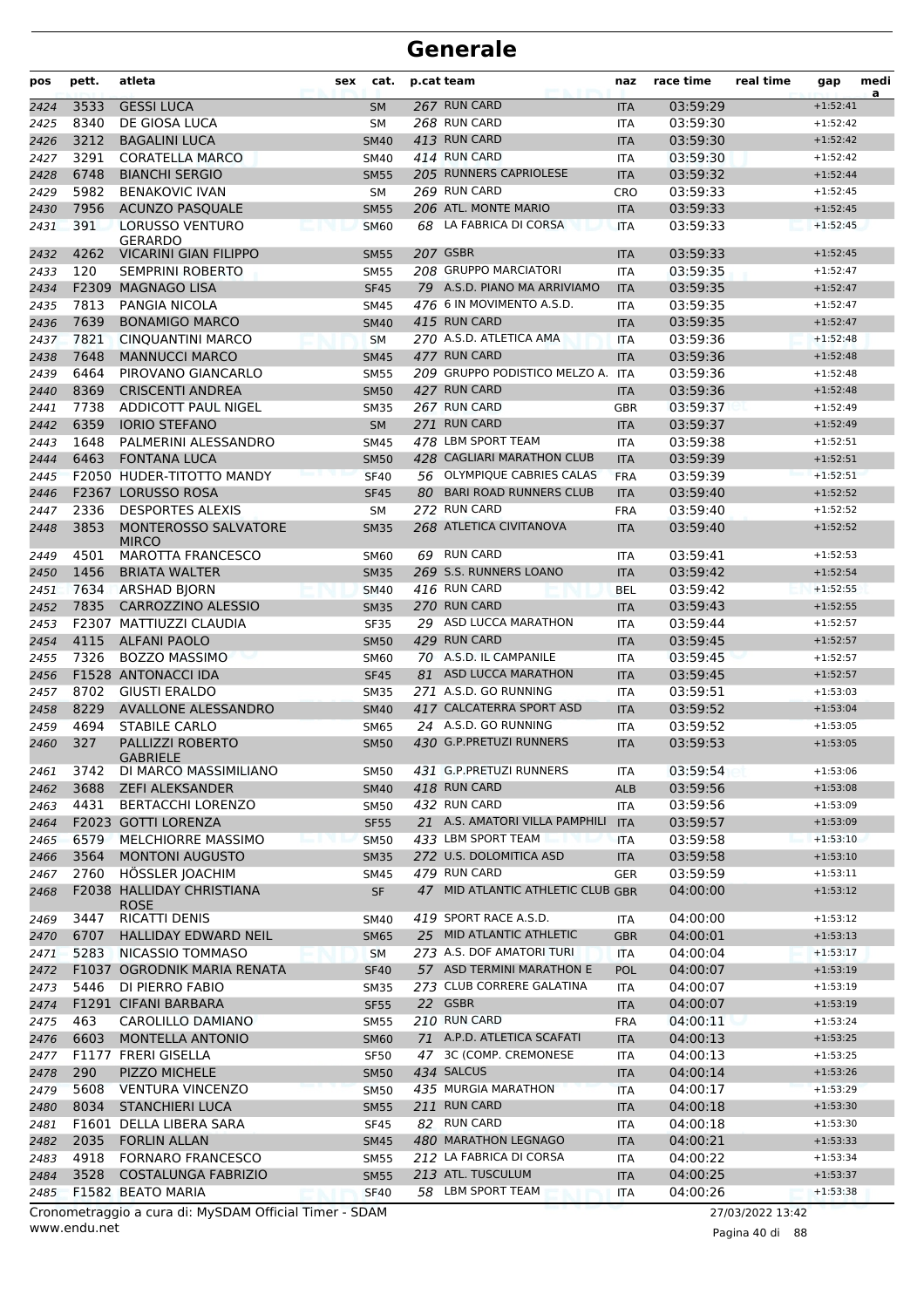# Generale

| pos | pett. | atleta | sex | cat. | p.cat | team | naz | race time | real time | gap | medi a |
|---|---|---|---|---|---|---|---|---|---|---|---|
| 2424 | 3533 | GESSI LUCA | | SM | 267 | RUN CARD | ITA | 03:59:29 | | +1:52:41 | |
| 2425 | 8340 | DE GIOSA LUCA | | SM | 268 | RUN CARD | ITA | 03:59:30 | | +1:52:42 | |
| 2426 | 3212 | BAGALINI LUCA | | SM40 | 413 | RUN CARD | ITA | 03:59:30 | | +1:52:42 | |
| 2427 | 3291 | CORATELLA MARCO | | SM40 | 414 | RUN CARD | ITA | 03:59:30 | | +1:52:42 | |
| 2428 | 6748 | BIANCHI SERGIO | | SM55 | 205 | RUNNERS CAPRIOLESE | ITA | 03:59:32 | | +1:52:44 | |
| 2429 | 5982 | BENAKOVIC IVAN | | SM | 269 | RUN CARD | CRO | 03:59:33 | | +1:52:45 | |
| 2430 | 7956 | ACUNZO PASQUALE | | SM55 | 206 | ATL. MONTE MARIO | ITA | 03:59:33 | | +1:52:45 | |
| 2431 | 391 | LORUSSO VENTURO GERARDO | | SM60 | 68 | LA FABRICA DI CORSA | ITA | 03:59:33 | | +1:52:45 | |
| 2432 | 4262 | VICARINI GIAN FILIPPO | | SM55 | 207 | GSBR | ITA | 03:59:33 | | +1:52:45 | |
| 2433 | 120 | SEMPRINI ROBERTO | | SM55 | 208 | GRUPPO MARCIATORI | ITA | 03:59:35 | | +1:52:47 | |
| 2434 | F2309 | MAGNAGO LISA | | SF45 | 79 | A.S.D. PIANO MA ARRIVIAMO | ITA | 03:59:35 | | +1:52:47 | |
| 2435 | 7813 | PANGIA NICOLA | | SM45 | 476 | 6 IN MOVIMENTO A.S.D. | ITA | 03:59:35 | | +1:52:47 | |
| 2436 | 7639 | BONAMIGO MARCO | | SM40 | 415 | RUN CARD | ITA | 03:59:35 | | +1:52:47 | |
| 2437 | 7821 | CINQUANTINI MARCO | | SM | 270 | A.S.D. ATLETICA AMA | ITA | 03:59:36 | | +1:52:48 | |
| 2438 | 7648 | MANNUCCI MARCO | | SM45 | 477 | RUN CARD | ITA | 03:59:36 | | +1:52:48 | |
| 2439 | 6464 | PIROVANO GIANCARLO | | SM55 | 209 | GRUPPO PODISTICO MELZO A. | ITA | 03:59:36 | | +1:52:48 | |
| 2440 | 8369 | CRISCENTI ANDREA | | SM50 | 427 | RUN CARD | ITA | 03:59:36 | | +1:52:48 | |
| 2441 | 7738 | ADDICOTT PAUL NIGEL | | SM35 | 267 | RUN CARD | GBR | 03:59:37 | | +1:52:49 | |
| 2442 | 6359 | IORIO STEFANO | | SM | 271 | RUN CARD | ITA | 03:59:37 | | +1:52:49 | |
| 2443 | 1648 | PALMERINI ALESSANDRO | | SM45 | 478 | LBM SPORT TEAM | ITA | 03:59:38 | | +1:52:51 | |
| 2444 | 6463 | FONTANA LUCA | | SM50 | 428 | CAGLIARI MARATHON CLUB | ITA | 03:59:39 | | +1:52:51 | |
| 2445 | F2050 | HUDER-TITOTTO MANDY | | SF40 | 56 | OLYMPIQUE CABRIES CALAS | FRA | 03:59:39 | | +1:52:51 | |
| 2446 | F2367 | LORUSSO ROSA | | SF45 | 80 | BARI ROAD RUNNERS CLUB | ITA | 03:59:40 | | +1:52:52 | |
| 2447 | 2336 | DESPORTES ALEXIS | | SM | 272 | RUN CARD | FRA | 03:59:40 | | +1:52:52 | |
| 2448 | 3853 | MONTEROSSO SALVATORE MIRCO | | SM35 | 268 | ATLETICA CIVITANOVA | ITA | 03:59:40 | | +1:52:52 | |
| 2449 | 4501 | MAROTTA FRANCESCO | | SM60 | 69 | RUN CARD | ITA | 03:59:41 | | +1:52:53 | |
| 2450 | 1456 | BRIATA WALTER | | SM35 | 269 | S.S. RUNNERS LOANO | ITA | 03:59:42 | | +1:52:54 | |
| 2451 | 7634 | ARSHAD BJORN | | SM40 | 416 | RUN CARD | BEL | 03:59:42 | | +1:52:55 | |
| 2452 | 7835 | CARROZZINO ALESSIO | | SM35 | 270 | RUN CARD | ITA | 03:59:43 | | +1:52:55 | |
| 2453 | F2307 | MATTIUZZI CLAUDIA | | SF35 | 29 | ASD LUCCA MARATHON | ITA | 03:59:44 | | +1:52:57 | |
| 2454 | 4115 | ALFANI PAOLO | | SM50 | 429 | RUN CARD | ITA | 03:59:45 | | +1:52:57 | |
| 2455 | 7326 | BOZZO MASSIMO | | SM60 | 70 | A.S.D. IL CAMPANILE | ITA | 03:59:45 | | +1:52:57 | |
| 2456 | F1528 | ANTONACCI IDA | | SF45 | 81 | ASD LUCCA MARATHON | ITA | 03:59:45 | | +1:52:57 | |
| 2457 | 8702 | GIUSTI ERALDO | | SM35 | 271 | A.S.D. GO RUNNING | ITA | 03:59:51 | | +1:53:03 | |
| 2458 | 8229 | AVALLONE ALESSANDRO | | SM40 | 417 | CALCATERRA SPORT ASD | ITA | 03:59:52 | | +1:53:04 | |
| 2459 | 4694 | STABILE CARLO | | SM65 | 24 | A.S.D. GO RUNNING | ITA | 03:59:52 | | +1:53:05 | |
| 2460 | 327 | PALLIZZI ROBERTO GABRIELE | | SM50 | 430 | G.P.PRETUZI RUNNERS | ITA | 03:59:53 | | +1:53:05 | |
| 2461 | 3742 | DI MARCO MASSIMILIANO | | SM50 | 431 | G.P.PRETUZI RUNNERS | ITA | 03:59:54 | | +1:53:06 | |
| 2462 | 3688 | ZEFI ALEKSANDER | | SM40 | 418 | RUN CARD | ALB | 03:59:56 | | +1:53:08 | |
| 2463 | 4431 | BERTACCHI LORENZO | | SM50 | 432 | RUN CARD | ITA | 03:59:56 | | +1:53:09 | |
| 2464 | F2023 | GOTTI LORENZA | | SF55 | 21 | A.S. AMATORI VILLA PAMPHILI | ITA | 03:59:57 | | +1:53:09 | |
| 2465 | 6579 | MELCHIORRE MASSIMO | | SM50 | 433 | LBM SPORT TEAM | ITA | 03:59:58 | | +1:53:10 | |
| 2466 | 3564 | MONTONI AUGUSTO | | SM35 | 272 | U.S. DOLOMITICA ASD | ITA | 03:59:58 | | +1:53:10 | |
| 2467 | 2760 | HÖSSLER JOACHIM | | SM45 | 479 | RUN CARD | GER | 03:59:59 | | +1:53:11 | |
| 2468 | F2038 | HALLIDAY CHRISTIANA ROSE | | SF | 47 | MID ATLANTIC ATHLETIC CLUB | GBR | 04:00:00 | | +1:53:12 | |
| 2469 | 3447 | RICATTI DENIS | | SM40 | 419 | SPORT RACE A.S.D. | ITA | 04:00:00 | | +1:53:12 | |
| 2470 | 6707 | HALLIDAY EDWARD NEIL | | SM65 | 25 | MID ATLANTIC ATHLETIC | GBR | 04:00:01 | | +1:53:13 | |
| 2471 | 5283 | NICASSIO TOMMASO | | SM | 273 | A.S. DOF AMATORI TURI | ITA | 04:00:04 | | +1:53:17 | |
| 2472 | F1037 | OGRODNIK MARIA RENATA | | SF40 | 57 | ASD TERMINI MARATHON E | POL | 04:00:07 | | +1:53:19 | |
| 2473 | 5446 | DI PIERRO FABIO | | SM35 | 273 | CLUB CORRERE GALATINA | ITA | 04:00:07 | | +1:53:19 | |
| 2474 | F1291 | CIFANI BARBARA | | SF55 | 22 | GSBR | ITA | 04:00:07 | | +1:53:19 | |
| 2475 | 463 | CAROLILLO DAMIANO | | SM55 | 210 | RUN CARD | FRA | 04:00:11 | | +1:53:24 | |
| 2476 | 6603 | MONTELLA ANTONIO | | SM60 | 71 | A.P.D. ATLETICA SCAFATI | ITA | 04:00:13 | | +1:53:25 | |
| 2477 | F1177 | FRERI GISELLA | | SF50 | 47 | 3C (COMP. CREMONESE | ITA | 04:00:13 | | +1:53:25 | |
| 2478 | 290 | PIZZO MICHELE | | SM50 | 434 | SALCUS | ITA | 04:00:14 | | +1:53:26 | |
| 2479 | 5608 | VENTURA VINCENZO | | SM50 | 435 | MURGIA MARATHON | ITA | 04:00:17 | | +1:53:29 | |
| 2480 | 8034 | STANCHIERI LUCA | | SM55 | 211 | RUN CARD | ITA | 04:00:18 | | +1:53:30 | |
| 2481 | F1601 | DELLA LIBERA SARA | | SF45 | 82 | RUN CARD | ITA | 04:00:18 | | +1:53:30 | |
| 2482 | 2035 | FORLIN ALLAN | | SM45 | 480 | MARATHON LEGNAGO | ITA | 04:00:21 | | +1:53:33 | |
| 2483 | 4918 | FORNARO FRANCESCO | | SM55 | 212 | LA FABRICA DI CORSA | ITA | 04:00:22 | | +1:53:34 | |
| 2484 | 3528 | COSTALUNGA FABRIZIO | | SM55 | 213 | ATL. TUSCULUM | ITA | 04:00:25 | | +1:53:37 | |
| 2485 | F1582 | BEATO MARIA | | SF40 | 58 | LBM SPORT TEAM | ITA | 04:00:26 | | +1:53:38 | |

Cronometraggio a cura di: MySDAM Official Timer - SDAM 27/03/2022 13:42
www.endu.net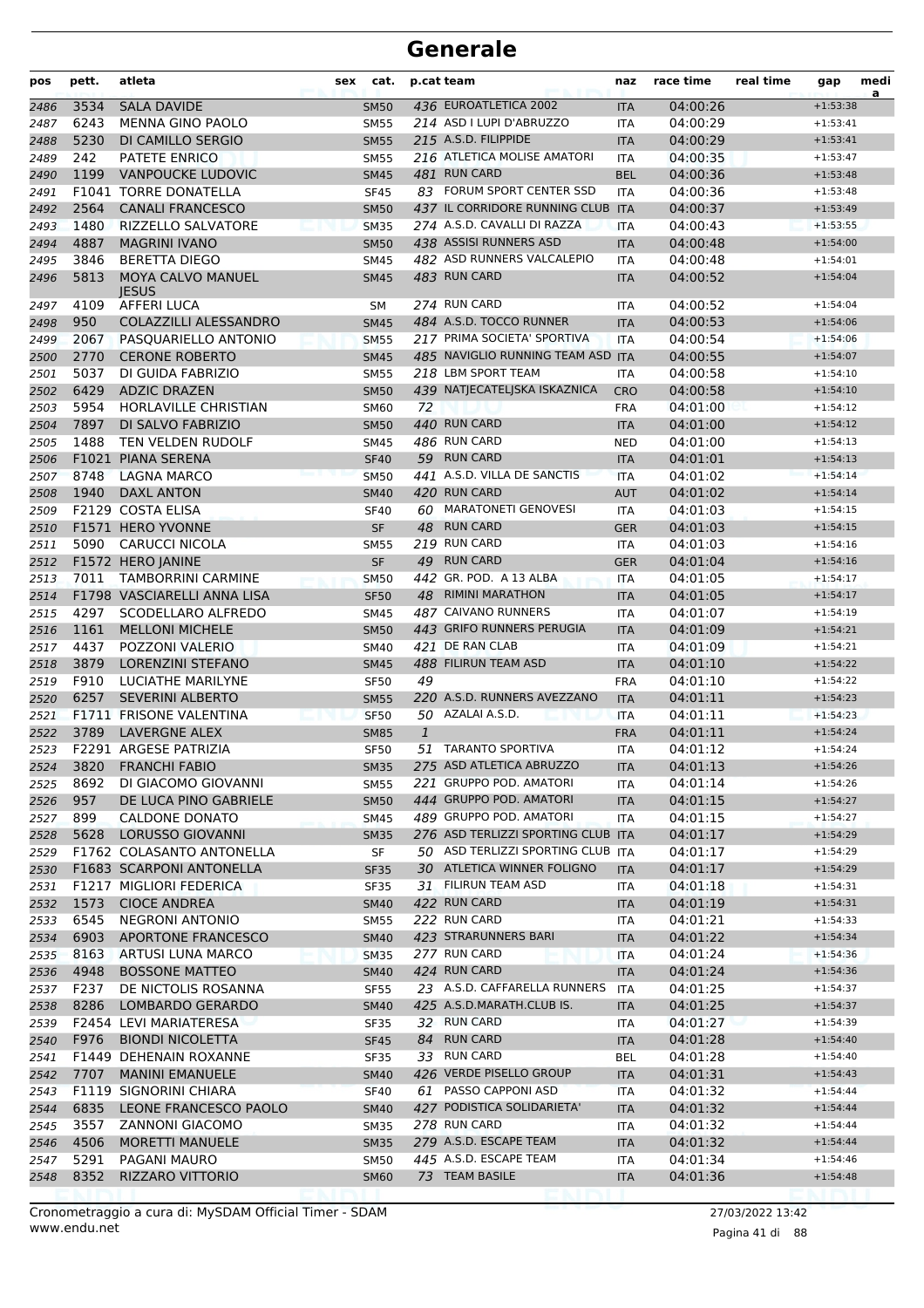# Generale

| pos | pett. | atleta | sex | cat. | p.cat | team | naz | race time | real time | gap | medaglia |
|---|---|---|---|---|---|---|---|---|---|---|---|
| 2486 | 3534 | SALA DAVIDE | | SM50 | 436 | EUROATLETICA 2002 | ITA | 04:00:26 | | +1:53:38 | |
| 2487 | 6243 | MENNA GINO PAOLO | | SM55 | 214 | ASD I LUPI D'ABRUZZO | ITA | 04:00:29 | | +1:53:41 | |
| 2488 | 5230 | DI CAMILLO SERGIO | | SM55 | 215 | A.S.D. FILIPPIDE | ITA | 04:00:29 | | +1:53:41 | |
| 2489 | 242 | PATETE ENRICO | | SM55 | 216 | ATLETICA MOLISE AMATORI | ITA | 04:00:35 | | +1:53:47 | |
| 2490 | 1199 | VANPOUCKE LUDOVIC | | SM45 | 481 | RUN CARD | BEL | 04:00:36 | | +1:53:48 | |
| 2491 | F1041 | TORRE DONATELLA | | SF45 | 83 | FORUM SPORT CENTER SSD | ITA | 04:00:36 | | +1:53:48 | |
| 2492 | 2564 | CANALI FRANCESCO | | SM50 | 437 | IL CORRIDORE RUNNING CLUB | ITA | 04:00:37 | | +1:53:49 | |
| 2493 | 1480 | RIZZELLO SALVATORE | | SM35 | 274 | A.S.D. CAVALLI DI RAZZA | ITA | 04:00:43 | | +1:53:55 | |
| 2494 | 4887 | MAGRINI IVANO | | SM50 | 438 | ASSISI RUNNERS ASD | ITA | 04:00:48 | | +1:54:00 | |
| 2495 | 3846 | BERETTA DIEGO | | SM45 | 482 | ASD RUNNERS VALCALEPIO | ITA | 04:00:48 | | +1:54:01 | |
| 2496 | 5813 | MOYA CALVO MANUEL JESUS | | SM45 | 483 | RUN CARD | ITA | 04:00:52 | | +1:54:04 | |
| 2497 | 4109 | AFFERI LUCA | | SM | 274 | RUN CARD | ITA | 04:00:52 | | +1:54:04 | |
| 2498 | 950 | COLAZZILLI ALESSANDRO | | SM45 | 484 | A.S.D. TOCCO RUNNER | ITA | 04:00:53 | | +1:54:06 | |
| 2499 | 2067 | PASQUARIELLO ANTONIO | | SM55 | 217 | PRIMA SOCIETA' SPORTIVA | ITA | 04:00:54 | | +1:54:06 | |
| 2500 | 2770 | CERONE ROBERTO | | SM45 | 485 | NAVIGLIO RUNNING TEAM ASD | ITA | 04:00:55 | | +1:54:07 | |
| 2501 | 5037 | DI GUIDA FABRIZIO | | SM55 | 218 | LBM SPORT TEAM | ITA | 04:00:58 | | +1:54:10 | |
| 2502 | 6429 | ADZIC DRAZEN | | SM50 | 439 | NATJECATELJSKA ISKAZNICA | CRO | 04:00:58 | | +1:54:10 | |
| 2503 | 5954 | HORLAVILLE CHRISTIAN | | SM60 | 72 | | FRA | 04:01:00 | | +1:54:12 | |
| 2504 | 7897 | DI SALVO FABRIZIO | | SM50 | 440 | RUN CARD | ITA | 04:01:00 | | +1:54:12 | |
| 2505 | 1488 | TEN VELDEN RUDOLF | | SM45 | 486 | RUN CARD | NED | 04:01:00 | | +1:54:13 | |
| 2506 | F1021 | PIANA SERENA | | SF40 | 59 | RUN CARD | ITA | 04:01:01 | | +1:54:13 | |
| 2507 | 8748 | LAGNA MARCO | | SM50 | 441 | A.S.D. VILLA DE SANCTIS | ITA | 04:01:02 | | +1:54:14 | |
| 2508 | 1940 | DAXL ANTON | | SM40 | 420 | RUN CARD | AUT | 04:01:02 | | +1:54:14 | |
| 2509 | F2129 | COSTA ELISA | | SF40 | 60 | MARATONETI GENOVESI | ITA | 04:01:03 | | +1:54:15 | |
| 2510 | F1571 | HERO YVONNE | | SF | 48 | RUN CARD | GER | 04:01:03 | | +1:54:15 | |
| 2511 | 5090 | CARUCCI NICOLA | | SM55 | 219 | RUN CARD | ITA | 04:01:03 | | +1:54:16 | |
| 2512 | F1572 | HERO JANINE | | SF | 49 | RUN CARD | GER | 04:01:04 | | +1:54:16 | |
| 2513 | 7011 | TAMBORRINI CARMINE | | SM50 | 442 | GR. POD. A 13 ALBA | ITA | 04:01:05 | | +1:54:17 | |
| 2514 | F1798 | VASCIARELLI ANNA LISA | | SF50 | 48 | RIMINI MARATHON | ITA | 04:01:05 | | +1:54:17 | |
| 2515 | 4297 | SCODELLARO ALFREDO | | SM45 | 487 | CAIVANO RUNNERS | ITA | 04:01:07 | | +1:54:19 | |
| 2516 | 1161 | MELLONI MICHELE | | SM50 | 443 | GRIFO RUNNERS PERUGIA | ITA | 04:01:09 | | +1:54:21 | |
| 2517 | 4437 | POZZONI VALERIO | | SM40 | 421 | DE RAN CLAB | ITA | 04:01:09 | | +1:54:21 | |
| 2518 | 3879 | LORENZINI STEFANO | | SM45 | 488 | FILIRUN TEAM ASD | ITA | 04:01:10 | | +1:54:22 | |
| 2519 | F910 | LUCIATHE MARILYNE | | SF50 | 49 | | FRA | 04:01:10 | | +1:54:22 | |
| 2520 | 6257 | SEVERINI ALBERTO | | SM55 | 220 | A.S.D. RUNNERS AVEZZANO | ITA | 04:01:11 | | +1:54:23 | |
| 2521 | F1711 | FRISONE VALENTINA | | SF50 | 50 | AZALAI A.S.D. | ITA | 04:01:11 | | +1:54:23 | |
| 2522 | 3789 | LAVERGNE ALEX | | SM85 | 1 | | FRA | 04:01:11 | | +1:54:24 | |
| 2523 | F2291 | ARGESE PATRIZIA | | SF50 | 51 | TARANTO SPORTIVA | ITA | 04:01:12 | | +1:54:24 | |
| 2524 | 3820 | FRANCHI FABIO | | SM35 | 275 | ASD ATLETICA ABRUZZO | ITA | 04:01:13 | | +1:54:26 | |
| 2525 | 8692 | DI GIACOMO GIOVANNI | | SM55 | 221 | GRUPPO POD. AMATORI | ITA | 04:01:14 | | +1:54:26 | |
| 2526 | 957 | DE LUCA PINO GABRIELE | | SM50 | 444 | GRUPPO POD. AMATORI | ITA | 04:01:15 | | +1:54:27 | |
| 2527 | 899 | CALDONE DONATO | | SM45 | 489 | GRUPPO POD. AMATORI | ITA | 04:01:15 | | +1:54:27 | |
| 2528 | 5628 | LORUSSO GIOVANNI | | SM35 | 276 | ASD TERLIZZI SPORTING CLUB | ITA | 04:01:17 | | +1:54:29 | |
| 2529 | F1762 | COLASANTO ANTONELLA | | SF | 50 | ASD TERLIZZI SPORTING CLUB | ITA | 04:01:17 | | +1:54:29 | |
| 2530 | F1683 | SCARPONI ANTONELLA | | SF35 | 30 | ATLETICA WINNER FOLIGNO | ITA | 04:01:17 | | +1:54:29 | |
| 2531 | F1217 | MIGLIORI FEDERICA | | SF35 | 31 | FILIRUN TEAM ASD | ITA | 04:01:18 | | +1:54:31 | |
| 2532 | 1573 | CIOCE ANDREA | | SM40 | 422 | RUN CARD | ITA | 04:01:19 | | +1:54:31 | |
| 2533 | 6545 | NEGRONI ANTONIO | | SM55 | 222 | RUN CARD | ITA | 04:01:21 | | +1:54:33 | |
| 2534 | 6903 | APORTONE FRANCESCO | | SM40 | 423 | STRARUNNERS BARI | ITA | 04:01:22 | | +1:54:34 | |
| 2535 | 8163 | ARTUSI LUNA MARCO | | SM35 | 277 | RUN CARD | ITA | 04:01:24 | | +1:54:36 | |
| 2536 | 4948 | BOSSONE MATTEO | | SM40 | 424 | RUN CARD | ITA | 04:01:24 | | +1:54:36 | |
| 2537 | F237 | DE NICTOLIS ROSANNA | | SF55 | 23 | A.S.D. CAFFARELLA RUNNERS | ITA | 04:01:25 | | +1:54:37 | |
| 2538 | 8286 | LOMBARDO GERARDO | | SM40 | 425 | A.S.D.MARATH.CLUB IS. | ITA | 04:01:25 | | +1:54:37 | |
| 2539 | F2454 | LEVI MARIATERESA | | SF35 | 32 | RUN CARD | ITA | 04:01:27 | | +1:54:39 | |
| 2540 | F976 | BIONDI NICOLETTA | | SF45 | 84 | RUN CARD | ITA | 04:01:28 | | +1:54:40 | |
| 2541 | F1449 | DEHENAIN ROXANNE | | SF35 | 33 | RUN CARD | BEL | 04:01:28 | | +1:54:40 | |
| 2542 | 7707 | MANINI EMANUELE | | SM40 | 426 | VERDE PISELLO GROUP | ITA | 04:01:31 | | +1:54:43 | |
| 2543 | F1119 | SIGNORINI CHIARA | | SF40 | 61 | PASSO CAPPONI ASD | ITA | 04:01:32 | | +1:54:44 | |
| 2544 | 6835 | LEONE FRANCESCO PAOLO | | SM40 | 427 | PODISTICA SOLIDARIETA' | ITA | 04:01:32 | | +1:54:44 | |
| 2545 | 3557 | ZANNONI GIACOMO | | SM35 | 278 | RUN CARD | ITA | 04:01:32 | | +1:54:44 | |
| 2546 | 4506 | MORETTI MANUELE | | SM35 | 279 | A.S.D. ESCAPE TEAM | ITA | 04:01:32 | | +1:54:44 | |
| 2547 | 5291 | PAGANI MAURO | | SM50 | 445 | A.S.D. ESCAPE TEAM | ITA | 04:01:34 | | +1:54:46 | |
| 2548 | 8352 | RIZZARO VITTORIO | | SM60 | 73 | TEAM BASILE | ITA | 04:01:36 | | +1:54:48 | |

Cronometraggio a cura di: MySDAM Official Timer - SDAM
www.endu.net

27/03/2022 13:42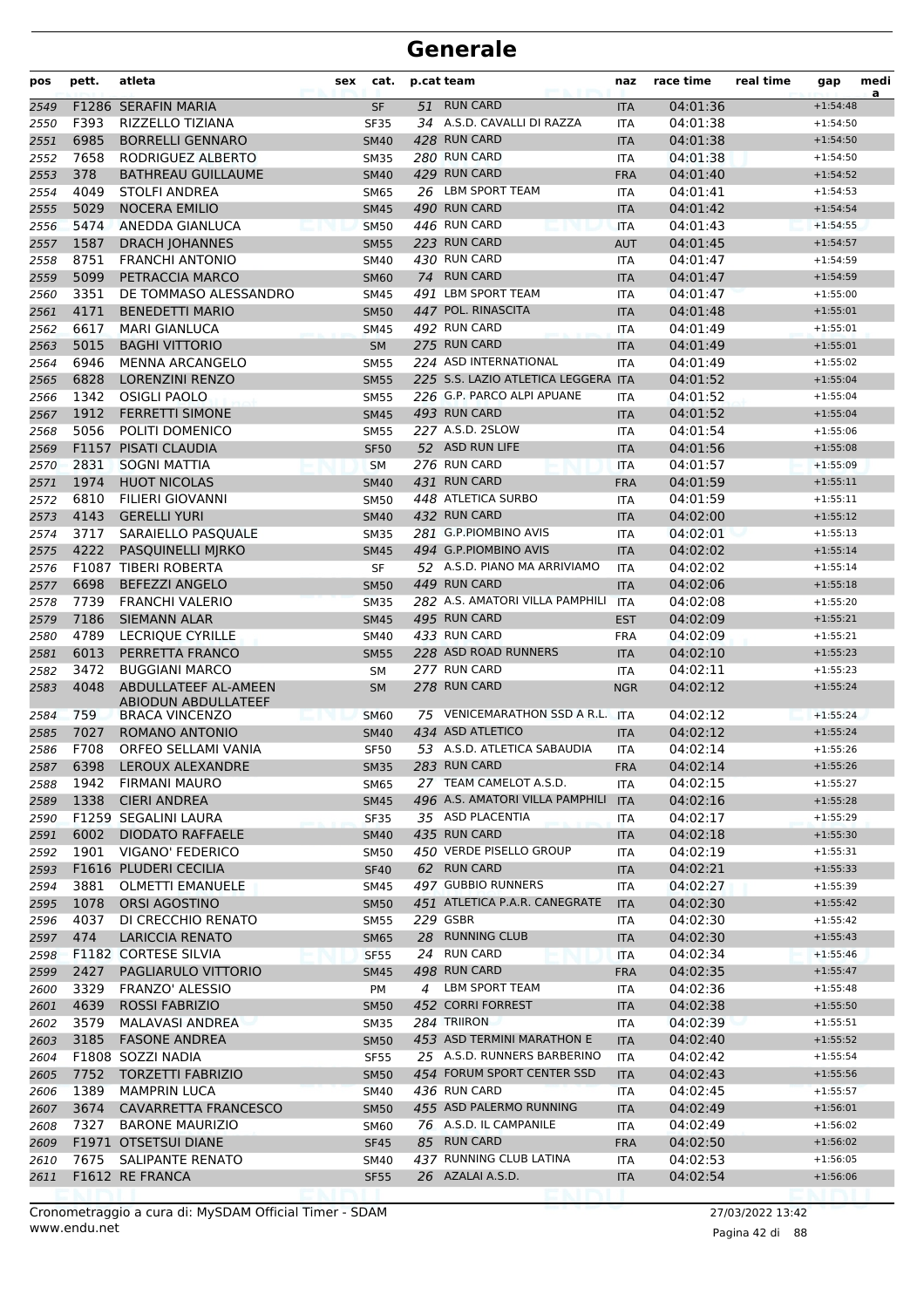# Generale

| pos | pett. | atleta | sex | cat. | p.cat | team | naz | race time | real time | gap | medi a |
|---|---|---|---|---|---|---|---|---|---|---|---|
| 2549 | F1286 | SERAFIN MARIA | | SF | 51 | RUN CARD | ITA | 04:01:36 | | +1:54:48 | |
| 2550 | F393 | RIZZELLO TIZIANA | | SF35 | 34 | A.S.D. CAVALLI DI RAZZA | ITA | 04:01:38 | | +1:54:50 | |
| 2551 | 6985 | BORRELLI GENNARO | | SM40 | 428 | RUN CARD | ITA | 04:01:38 | | +1:54:50 | |
| 2552 | 7658 | RODRIGUEZ ALBERTO | | SM35 | 280 | RUN CARD | ITA | 04:01:38 | | +1:54:50 | |
| 2553 | 378 | BATHREAU GUILLAUME | | SM40 | 429 | RUN CARD | FRA | 04:01:40 | | +1:54:52 | |
| 2554 | 4049 | STOLFI ANDREA | | SM65 | 26 | LBM SPORT TEAM | ITA | 04:01:41 | | +1:54:53 | |
| 2555 | 5029 | NOCERA EMILIO | | SM45 | 490 | RUN CARD | ITA | 04:01:42 | | +1:54:54 | |
| 2556 | 5474 | ANEDDA GIANLUCA | | SM50 | 446 | RUN CARD | ITA | 04:01:43 | | +1:54:55 | |
| 2557 | 1587 | DRACH JOHANNES | | SM55 | 223 | RUN CARD | AUT | 04:01:45 | | +1:54:57 | |
| 2558 | 8751 | FRANCHI ANTONIO | | SM40 | 430 | RUN CARD | ITA | 04:01:47 | | +1:54:59 | |
| 2559 | 5099 | PETRACCIA MARCO | | SM60 | 74 | RUN CARD | ITA | 04:01:47 | | +1:54:59 | |
| 2560 | 3351 | DE TOMMASO ALESSANDRO | | SM45 | 491 | LBM SPORT TEAM | ITA | 04:01:47 | | +1:55:00 | |
| 2561 | 4171 | BENEDETTI MARIO | | SM50 | 447 | POL. RINASCITA | ITA | 04:01:48 | | +1:55:01 | |
| 2562 | 6617 | MARI GIANLUCA | | SM45 | 492 | RUN CARD | ITA | 04:01:49 | | +1:55:01 | |
| 2563 | 5015 | BAGHI VITTORIO | | SM | 275 | RUN CARD | ITA | 04:01:49 | | +1:55:01 | |
| 2564 | 6946 | MENNA ARCANGELO | | SM55 | 224 | ASD INTERNATIONAL | ITA | 04:01:49 | | +1:55:02 | |
| 2565 | 6828 | LORENZINI RENZO | | SM55 | 225 | S.S. LAZIO ATLETICA LEGGERA | ITA | 04:01:52 | | +1:55:04 | |
| 2566 | 1342 | OSIGLI PAOLO | | SM55 | 226 | G.P. PARCO ALPI APUANE | ITA | 04:01:52 | | +1:55:04 | |
| 2567 | 1912 | FERRETTI SIMONE | | SM45 | 493 | RUN CARD | ITA | 04:01:52 | | +1:55:04 | |
| 2568 | 5056 | POLITI DOMENICO | | SM55 | 227 | A.S.D. 2SLOW | ITA | 04:01:54 | | +1:55:06 | |
| 2569 | F1157 | PISATI CLAUDIA | | SF50 | 52 | ASD RUN LIFE | ITA | 04:01:56 | | +1:55:08 | |
| 2570 | 2831 | SOGNI MATTIA | | SM | 276 | RUN CARD | ITA | 04:01:57 | | +1:55:09 | |
| 2571 | 1974 | HUOT NICOLAS | | SM40 | 431 | RUN CARD | FRA | 04:01:59 | | +1:55:11 | |
| 2572 | 6810 | FILIERI GIOVANNI | | SM50 | 448 | ATLETICA SURBO | ITA | 04:01:59 | | +1:55:11 | |
| 2573 | 4143 | GERELLI YURI | | SM40 | 432 | RUN CARD | ITA | 04:02:00 | | +1:55:12 | |
| 2574 | 3717 | SARAIELLO PASQUALE | | SM35 | 281 | G.P.PIOMBINO AVIS | ITA | 04:02:01 | | +1:55:13 | |
| 2575 | 4222 | PASQUINELLI MJRKO | | SM45 | 494 | G.P.PIOMBINO AVIS | ITA | 04:02:02 | | +1:55:14 | |
| 2576 | F1087 | TIBERI ROBERTA | | SF | 52 | A.S.D. PIANO MA ARRIVIAMO | ITA | 04:02:02 | | +1:55:14 | |
| 2577 | 6698 | BEFEZZI ANGELO | | SM50 | 449 | RUN CARD | ITA | 04:02:06 | | +1:55:18 | |
| 2578 | 7739 | FRANCHI VALERIO | | SM35 | 282 | A.S. AMATORI VILLA PAMPHILI | ITA | 04:02:08 | | +1:55:20 | |
| 2579 | 7186 | SIEMANN ALAR | | SM45 | 495 | RUN CARD | EST | 04:02:09 | | +1:55:21 | |
| 2580 | 4789 | LECRIQUE CYRILLE | | SM40 | 433 | RUN CARD | FRA | 04:02:09 | | +1:55:21 | |
| 2581 | 6013 | PERRETTA FRANCO | | SM55 | 228 | ASD ROAD RUNNERS | ITA | 04:02:10 | | +1:55:23 | |
| 2582 | 3472 | BUGGIANI MARCO | | SM | 277 | RUN CARD | ITA | 04:02:11 | | +1:55:23 | |
| 2583 | 4048 | ABDULLATEEF AL-AMEEN ABIODUN ABDULLATEEF | | SM | 278 | RUN CARD | NGR | 04:02:12 | | +1:55:24 | |
| 2584 | 759 | BRACA VINCENZO | | SM60 | 75 | VENICEMARATHON SSD A R.L. | ITA | 04:02:12 | | +1:55:24 | |
| 2585 | 7027 | ROMANO ANTONIO | | SM40 | 434 | ASD ATLETICO | ITA | 04:02:12 | | +1:55:24 | |
| 2586 | F708 | ORFEO SELLAMI VANIA | | SF50 | 53 | A.S.D. ATLETICA SABAUDIA | ITA | 04:02:14 | | +1:55:26 | |
| 2587 | 6398 | LEROUX ALEXANDRE | | SM35 | 283 | RUN CARD | FRA | 04:02:14 | | +1:55:26 | |
| 2588 | 1942 | FIRMANI MAURO | | SM65 | 27 | TEAM CAMELOT A.S.D. | ITA | 04:02:15 | | +1:55:27 | |
| 2589 | 1338 | CIERI ANDREA | | SM45 | 496 | A.S. AMATORI VILLA PAMPHILI | ITA | 04:02:16 | | +1:55:28 | |
| 2590 | F1259 | SEGALINI LAURA | | SF35 | 35 | ASD PLACENTIA | ITA | 04:02:17 | | +1:55:29 | |
| 2591 | 6002 | DIODATO RAFFAELE | | SM40 | 435 | RUN CARD | ITA | 04:02:18 | | +1:55:30 | |
| 2592 | 1901 | VIGANO' FEDERICO | | SM50 | 450 | VERDE PISELLO GROUP | ITA | 04:02:19 | | +1:55:31 | |
| 2593 | F1616 | PLUDERI CECILIA | | SF40 | 62 | RUN CARD | ITA | 04:02:21 | | +1:55:33 | |
| 2594 | 3881 | OLMETTI EMANUELE | | SM45 | 497 | GUBBIO RUNNERS | ITA | 04:02:27 | | +1:55:39 | |
| 2595 | 1078 | ORSI AGOSTINO | | SM50 | 451 | ATLETICA P.A.R. CANEGRATE | ITA | 04:02:30 | | +1:55:42 | |
| 2596 | 4037 | DI CRECCHIO RENATO | | SM55 | 229 | GSBR | ITA | 04:02:30 | | +1:55:42 | |
| 2597 | 474 | LARICCIA RENATO | | SM65 | 28 | RUNNING CLUB | ITA | 04:02:30 | | +1:55:43 | |
| 2598 | F1182 | CORTESE SILVIA | | SF55 | 24 | RUN CARD | ITA | 04:02:34 | | +1:55:46 | |
| 2599 | 2427 | PAGLIARULO VITTORIO | | SM45 | 498 | RUN CARD | FRA | 04:02:35 | | +1:55:47 | |
| 2600 | 3329 | FRANZO' ALESSIO | | PM | 4 | LBM SPORT TEAM | ITA | 04:02:36 | | +1:55:48 | |
| 2601 | 4639 | ROSSI FABRIZIO | | SM50 | 452 | CORRI FORREST | ITA | 04:02:38 | | +1:55:50 | |
| 2602 | 3579 | MALAVASI ANDREA | | SM35 | 284 | TRIIRON | ITA | 04:02:39 | | +1:55:51 | |
| 2603 | 3185 | FASONE ANDREA | | SM50 | 453 | ASD TERMINI MARATHON E | ITA | 04:02:40 | | +1:55:52 | |
| 2604 | F1808 | SOZZI NADIA | | SF55 | 25 | A.S.D. RUNNERS BARBERINO | ITA | 04:02:42 | | +1:55:54 | |
| 2605 | 7752 | TORZETTI FABRIZIO | | SM50 | 454 | FORUM SPORT CENTER SSD | ITA | 04:02:43 | | +1:55:56 | |
| 2606 | 1389 | MAMPRIN LUCA | | SM40 | 436 | RUN CARD | ITA | 04:02:45 | | +1:55:57 | |
| 2607 | 3674 | CAVARRETTA FRANCESCO | | SM50 | 455 | ASD PALERMO RUNNING | ITA | 04:02:49 | | +1:56:01 | |
| 2608 | 7327 | BARONE MAURIZIO | | SM60 | 76 | A.S.D. IL CAMPANILE | ITA | 04:02:49 | | +1:56:02 | |
| 2609 | F1971 | OTSETSUI DIANE | | SF45 | 85 | RUN CARD | FRA | 04:02:50 | | +1:56:02 | |
| 2610 | 7675 | SALIPANTE RENATO | | SM40 | 437 | RUNNING CLUB LATINA | ITA | 04:02:53 | | +1:56:05 | |
| 2611 | F1612 | RE FRANCA | | SF55 | 26 | AZALAI A.S.D. | ITA | 04:02:54 | | +1:56:06 | |

Cronometraggio a cura di: MySDAM Official Timer - SDAM
www.endu.net

27/03/2022 13:42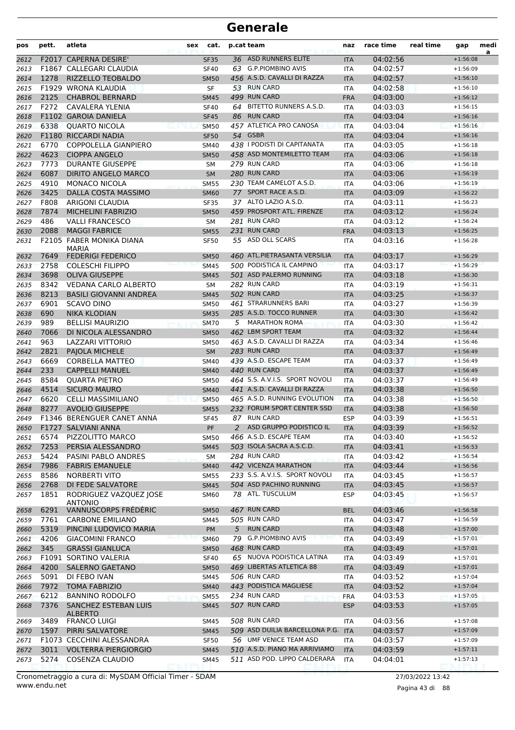# Generale

| pos | pett. | atleta | sex | cat. | p.cat | team | naz | race time | real time | gap | medi a |
|---|---|---|---|---|---|---|---|---|---|---|---|
| 2612 | F2017 | CAPERNA DESIRE' | | SF35 | 36 | ASD RUNNERS ELITE | ITA | 04:02:56 | | +1:56:08 | |
| 2613 | F1867 | CALLEGARI CLAUDIA | | SF40 | 63 | G.P.PIOMBINO AVIS | ITA | 04:02:57 | | +1:56:09 | |
| 2614 | 1278 | RIZZELLO TEOBALDO | | SM50 | 456 | A.S.D. CAVALLI DI RAZZA | ITA | 04:02:57 | | +1:56:10 | |
| 2615 | F1929 | WRONA KLAUDIA | | SF | 53 | RUN CARD | ITA | 04:02:58 | | +1:56:10 | |
| 2616 | 2125 | CHABROL BERNARD | | SM45 | 499 | RUN CARD | FRA | 04:03:00 | | +1:56:12 | |
| 2617 | F272 | CAVALERA YLENIA | | SF40 | 64 | BITETTO RUNNERS A.S.D. | ITA | 04:03:03 | | +1:56:15 | |
| 2618 | F1102 | GAROIA DANIELA | | SF45 | 86 | RUN CARD | ITA | 04:03:04 | | +1:56:16 | |
| 2619 | 6338 | QUARTO NICOLA | | SM50 | 457 | ATLETICA PRO CANOSA | ITA | 04:03:04 | | +1:56:16 | |
| 2620 | F1180 | RICCARDI NADIA | | SF50 | 54 | GSBR | ITA | 04:03:04 | | +1:56:16 | |
| 2621 | 6770 | COPPOLELLA GIANPIERO | | SM40 | 438 | I PODISTI DI CAPITANATA | ITA | 04:03:05 | | +1:56:18 | |
| 2622 | 4623 | CIOPPA ANGELO | | SM50 | 458 | ASD MONTEMILETTO TEAM | ITA | 04:03:06 | | +1:56:18 | |
| 2623 | 7773 | DURANTE GIUSEPPE | | SM | 279 | RUN CARD | ITA | 04:03:06 | | +1:56:18 | |
| 2624 | 6087 | DIRITO ANGELO MARCO | | SM | 280 | RUN CARD | ITA | 04:03:06 | | +1:56:19 | |
| 2625 | 4910 | MONACO NICOLA | | SM55 | 230 | TEAM CAMELOT A.S.D. | ITA | 04:03:06 | | +1:56:19 | |
| 2626 | 3425 | DALLA COSTA MASSIMO | | SM60 | 77 | SPORT RACE A.S.D. | ITA | 04:03:09 | | +1:56:22 | |
| 2627 | F808 | ARIGONI CLAUDIA | | SF35 | 37 | ALTO LAZIO A.S.D. | ITA | 04:03:11 | | +1:56:23 | |
| 2628 | 7874 | MICHELINI FABRIZIO | | SM50 | 459 | PROSPORT ATL. FIRENZE | ITA | 04:03:12 | | +1:56:24 | |
| 2629 | 486 | VALLI FRANCESCO | | SM | 281 | RUN CARD | ITA | 04:03:12 | | +1:56:24 | |
| 2630 | 2088 | MAGGI FABRICE | | SM55 | 231 | RUN CARD | FRA | 04:03:13 | | +1:56:25 | |
| 2631 | F2105 | FABER MONIKA DIANA MARIA | | SF50 | 55 | ASD OLL SCARS | ITA | 04:03:16 | | +1:56:28 | |
| 2632 | 7649 | FEDERIGI FEDERICO | | SM50 | 460 | ATL.PIETRASANTA VERSILIA | ITA | 04:03:17 | | +1:56:29 | |
| 2633 | 2758 | COLESCHI FILIPPO | | SM45 | 500 | PODISTICA IL CAMPINO | ITA | 04:03:17 | | +1:56:29 | |
| 2634 | 3698 | OLIVA GIUSEPPE | | SM45 | 501 | ASD PALERMO RUNNING | ITA | 04:03:18 | | +1:56:30 | |
| 2635 | 8342 | VEDANA CARLO ALBERTO | | SM | 282 | RUN CARD | ITA | 04:03:19 | | +1:56:31 | |
| 2636 | 8213 | BASILI GIOVANNI ANDREA | | SM45 | 502 | RUN CARD | ITA | 04:03:25 | | +1:56:37 | |
| 2637 | 6901 | SCAVO DINO | | SM50 | 461 | STRARUNNERS BARI | ITA | 04:03:27 | | +1:56:39 | |
| 2638 | 690 | NIKA KLODIAN | | SM35 | 285 | A.S.D. TOCCO RUNNER | ITA | 04:03:30 | | +1:56:42 | |
| 2639 | 989 | BELLISI MAURIZIO | | SM70 | 5 | MARATHON ROMA | ITA | 04:03:30 | | +1:56:42 | |
| 2640 | 7066 | DI NICOLA ALESSANDRO | | SM50 | 462 | LBM SPORT TEAM | ITA | 04:03:32 | | +1:56:44 | |
| 2641 | 963 | LAZZARI VITTORIO | | SM50 | 463 | A.S.D. CAVALLI DI RAZZA | ITA | 04:03:34 | | +1:56:46 | |
| 2642 | 2821 | PAJOLA MICHELE | | SM | 283 | RUN CARD | ITA | 04:03:37 | | +1:56:49 | |
| 2643 | 6669 | CORBELLA MATTEO | | SM40 | 439 | A.S.D. ESCAPE TEAM | ITA | 04:03:37 | | +1:56:49 | |
| 2644 | 233 | CAPPELLI MANUEL | | SM40 | 440 | RUN CARD | ITA | 04:03:37 | | +1:56:49 | |
| 2645 | 8584 | QUARTA PIETRO | | SM50 | 464 | S.S. A.V.I.S. SPORT NOVOLI | ITA | 04:03:37 | | +1:56:49 | |
| 2646 | 4514 | SICURO MAURO | | SM40 | 441 | A.S.D. CAVALLI DI RAZZA | ITA | 04:03:38 | | +1:56:50 | |
| 2647 | 6620 | CELLI MASSIMILIANO | | SM50 | 465 | A.S.D. RUNNING EVOLUTION | ITA | 04:03:38 | | +1:56:50 | |
| 2648 | 8277 | AVOLIO GIUSEPPE | | SM55 | 232 | FORUM SPORT CENTER SSD | ITA | 04:03:38 | | +1:56:50 | |
| 2649 | F1346 | BERENGUER CANET ANNA | | SF45 | 87 | RUN CARD | ESP | 04:03:39 | | +1:56:51 | |
| 2650 | F1727 | SALVIANI ANNA | | PF | 2 | ASD GRUPPO PODISTICO IL | ITA | 04:03:39 | | +1:56:52 | |
| 2651 | 6574 | PIZZOLITTO MARCO | | SM50 | 466 | A.S.D. ESCAPE TEAM | ITA | 04:03:40 | | +1:56:52 | |
| 2652 | 7253 | PERSIA ALESSANDRO | | SM45 | 503 | ISOLA SACRA A.S.C.D. | ITA | 04:03:41 | | +1:56:53 | |
| 2653 | 5424 | PASINI PABLO ANDRES | | SM | 284 | RUN CARD | ITA | 04:03:42 | | +1:56:54 | |
| 2654 | 7986 | FABRIS EMANUELE | | SM40 | 442 | VICENZA MARATHON | ITA | 04:03:44 | | +1:56:56 | |
| 2655 | 8586 | NORBERTI VITO | | SM55 | 233 | S.S. A.V.I.S. SPORT NOVOLI | ITA | 04:03:45 | | +1:56:57 | |
| 2656 | 2768 | DI FEDE SALVATORE | | SM45 | 504 | ASD PACHINO RUNNING | ITA | 04:03:45 | | +1:56:57 | |
| 2657 | 1851 | RODRIGUEZ VAZQUEZ JOSE ANTONIO | | SM60 | 78 | ATL. TUSCULUM | ESP | 04:03:45 | | +1:56:57 | |
| 2658 | 6291 | VANNUSCORPS FRÉDÉRIC | | SM50 | 467 | RUN CARD | BEL | 04:03:46 | | +1:56:58 | |
| 2659 | 7761 | CARBONE EMILIANO | | SM45 | 505 | RUN CARD | ITA | 04:03:47 | | +1:56:59 | |
| 2660 | 5319 | PINCINI LUDOVICO MARIA | | PM | 5 | RUN CARD | ITA | 04:03:48 | | +1:57:00 | |
| 2661 | 4206 | GIACOMINI FRANCO | | SM60 | 79 | G.P.PIOMBINO AVIS | ITA | 04:03:49 | | +1:57:01 | |
| 2662 | 345 | GRASSI GIANLUCA | | SM50 | 468 | RUN CARD | ITA | 04:03:49 | | +1:57:01 | |
| 2663 | F1091 | SORTINO VALERIA | | SF40 | 65 | NUOVA PODISTICA LATINA | ITA | 04:03:49 | | +1:57:01 | |
| 2664 | 4200 | SALERNO GAETANO | | SM50 | 469 | LIBERTAS ATLETICA 88 | ITA | 04:03:49 | | +1:57:01 | |
| 2665 | 5091 | DI FEBO IVAN | | SM45 | 506 | RUN CARD | ITA | 04:03:52 | | +1:57:04 | |
| 2666 | 7972 | TOMA FABRIZIO | | SM40 | 443 | PODISTICA MAGLIESE | ITA | 04:03:52 | | +1:57:04 | |
| 2667 | 6212 | BANNINO RODOLFO | | SM55 | 234 | RUN CARD | FRA | 04:03:53 | | +1:57:05 | |
| 2668 | 7376 | SANCHEZ ESTEBAN LUIS ALBERTO | | SM45 | 507 | RUN CARD | ESP | 04:03:53 | | +1:57:05 | |
| 2669 | 3489 | FRANCO LUIGI | | SM45 | 508 | RUN CARD | ITA | 04:03:56 | | +1:57:08 | |
| 2670 | 1597 | PIRRI SALVATORE | | SM45 | 509 | ASD DUILIA BARCELLONA P.G. | ITA | 04:03:57 | | +1:57:09 | |
| 2671 | F1073 | CECCHINI ALESSANDRA | | SF50 | 56 | UMF VENICE TEAM ASD | ITA | 04:03:57 | | +1:57:09 | |
| 2672 | 3011 | VOLTERRA PIERGIORGIO | | SM45 | 510 | A.S.D. PIANO MA ARRIVIAMO | ITA | 04:03:59 | | +1:57:11 | |
| 2673 | 5274 | COSENZA CLAUDIO | | SM45 | 511 | ASD POD. LIPPO CALDERARA | ITA | 04:04:01 | | +1:57:13 | |

Cronometraggio a cura di: MySDAM Official Timer - SDAM www.endu.net 27/03/2022 13:42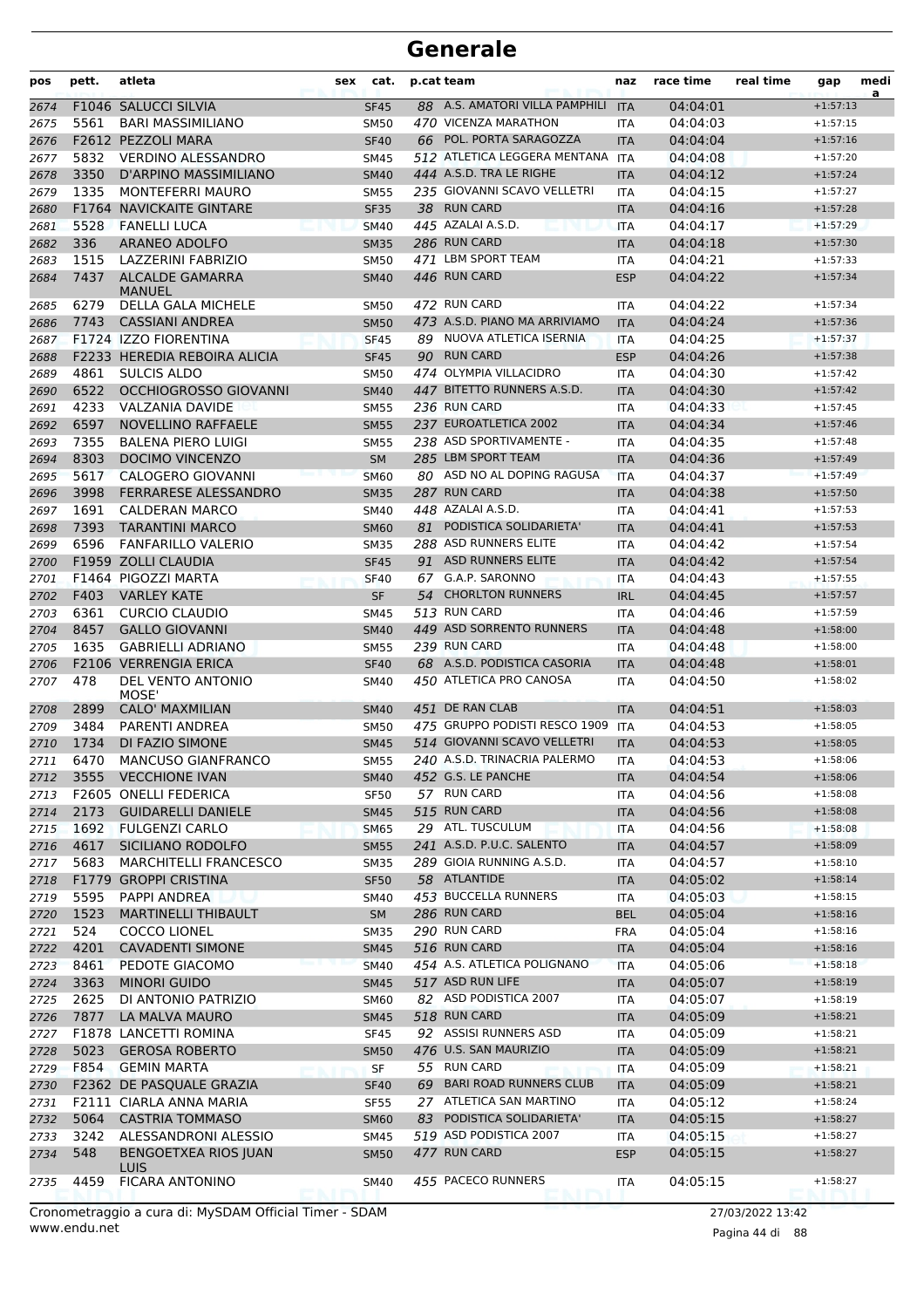# Generale

| pos | pett. | atleta | sex | cat. | p.cat | team | naz | race time | real time | gap | medi a |
|---|---|---|---|---|---|---|---|---|---|---|---|
| 2674 | F1046 | SALUCCI SILVIA | | SF45 | 88 | A.S. AMATORI VILLA PAMPHILI | ITA | 04:04:01 | | +1:57:13 | |
| 2675 | 5561 | BARI MASSIMILIANO | | SM50 | 470 | VICENZA MARATHON | ITA | 04:04:03 | | +1:57:15 | |
| 2676 | F2612 | PEZZOLI MARA | | SF40 | 66 | POL. PORTA SARAGOZZA | ITA | 04:04:04 | | +1:57:16 | |
| 2677 | 5832 | VERDINO ALESSANDRO | | SM45 | 512 | ATLETICA LEGGERA MENTANA | ITA | 04:04:08 | | +1:57:20 | |
| 2678 | 3350 | D'ARPINO MASSIMILIANO | | SM40 | 444 | A.S.D. TRA LE RIGHE | ITA | 04:04:12 | | +1:57:24 | |
| 2679 | 1335 | MONTEFERRI MAURO | | SM55 | 235 | GIOVANNI SCAVO VELLETRI | ITA | 04:04:15 | | +1:57:27 | |
| 2680 | F1764 | NAVICKAITE GINTARE | | SF35 | 38 | RUN CARD | ITA | 04:04:16 | | +1:57:28 | |
| 2681 | 5528 | FANELLI LUCA | | SM40 | 445 | AZALAI A.S.D. | ITA | 04:04:17 | | +1:57:29 | |
| 2682 | 336 | ARANEO ADOLFO | | SM35 | 286 | RUN CARD | ITA | 04:04:18 | | +1:57:30 | |
| 2683 | 1515 | LAZZERINI FABRIZIO | | SM50 | 471 | LBM SPORT TEAM | ITA | 04:04:21 | | +1:57:33 | |
| 2684 | 7437 | ALCALDE GAMARRA MANUEL | | SM40 | 446 | RUN CARD | ESP | 04:04:22 | | +1:57:34 | |
| 2685 | 6279 | DELLA GALA MICHELE | | SM50 | 472 | RUN CARD | ITA | 04:04:22 | | +1:57:34 | |
| 2686 | 7743 | CASSIANI ANDREA | | SM50 | 473 | A.S.D. PIANO MA ARRIVIAMO | ITA | 04:04:24 | | +1:57:36 | |
| 2687 | F1724 | IZZO FIORENTINA | | SF45 | 89 | NUOVA ATLETICA ISERNIA | ITA | 04:04:25 | | +1:57:37 | |
| 2688 | F2233 | HEREDIA REBOIRA ALICIA | | SF45 | 90 | RUN CARD | ESP | 04:04:26 | | +1:57:38 | |
| 2689 | 4861 | SULCIS ALDO | | SM50 | 474 | OLYMPIA VILLACIDRO | ITA | 04:04:30 | | +1:57:42 | |
| 2690 | 6522 | OCCHIOGROSSO GIOVANNI | | SM40 | 447 | BITETTO RUNNERS A.S.D. | ITA | 04:04:30 | | +1:57:42 | |
| 2691 | 4233 | VALZANIA DAVIDE | | SM55 | 236 | RUN CARD | ITA | 04:04:33 | | +1:57:45 | |
| 2692 | 6597 | NOVELLINO RAFFAELE | | SM55 | 237 | EUROATLETICA 2002 | ITA | 04:04:34 | | +1:57:46 | |
| 2693 | 7355 | BALENA PIERO LUIGI | | SM55 | 238 | ASD SPORTIVAMENTE - | ITA | 04:04:35 | | +1:57:48 | |
| 2694 | 8303 | DOCIMO VINCENZO | | SM | 285 | LBM SPORT TEAM | ITA | 04:04:36 | | +1:57:49 | |
| 2695 | 5617 | CALOGERO GIOVANNI | | SM60 | 80 | ASD NO AL DOPING RAGUSA | ITA | 04:04:37 | | +1:57:49 | |
| 2696 | 3998 | FERRARESE ALESSANDRO | | SM35 | 287 | RUN CARD | ITA | 04:04:38 | | +1:57:50 | |
| 2697 | 1691 | CALDERAN MARCO | | SM40 | 448 | AZALAI A.S.D. | ITA | 04:04:41 | | +1:57:53 | |
| 2698 | 7393 | TARANTINI MARCO | | SM60 | 81 | PODISTICA SOLIDARIETA' | ITA | 04:04:41 | | +1:57:53 | |
| 2699 | 6596 | FANFARILLO VALERIO | | SM35 | 288 | ASD RUNNERS ELITE | ITA | 04:04:42 | | +1:57:54 | |
| 2700 | F1959 | ZOLLI CLAUDIA | | SF45 | 91 | ASD RUNNERS ELITE | ITA | 04:04:42 | | +1:57:54 | |
| 2701 | F1464 | PIGOZZI MARTA | | SF40 | 67 | G.A.P. SARONNO | ITA | 04:04:43 | | +1:57:55 | |
| 2702 | F403 | VARLEY KATE | | SF | 54 | CHORLTON RUNNERS | IRL | 04:04:45 | | +1:57:57 | |
| 2703 | 6361 | CURCIO CLAUDIO | | SM45 | 513 | RUN CARD | ITA | 04:04:46 | | +1:57:59 | |
| 2704 | 8457 | GALLO GIOVANNI | | SM40 | 449 | ASD SORRENTO RUNNERS | ITA | 04:04:48 | | +1:58:00 | |
| 2705 | 1635 | GABRIELLI ADRIANO | | SM55 | 239 | RUN CARD | ITA | 04:04:48 | | +1:58:00 | |
| 2706 | F2106 | VERRENGIA ERICA | | SF40 | 68 | A.S.D. PODISTICA CASORIA | ITA | 04:04:48 | | +1:58:01 | |
| 2707 | 478 | DEL VENTO ANTONIO MOSE' | | SM40 | 450 | ATLETICA PRO CANOSA | ITA | 04:04:50 | | +1:58:02 | |
| 2708 | 2899 | CALO' MAXMILIAN | | SM40 | 451 | DE RAN CLAB | ITA | 04:04:51 | | +1:58:03 | |
| 2709 | 3484 | PARENTI ANDREA | | SM50 | 475 | GRUPPO PODISTI RESCO 1909 | ITA | 04:04:53 | | +1:58:05 | |
| 2710 | 1734 | DI FAZIO SIMONE | | SM45 | 514 | GIOVANNI SCAVO VELLETRI | ITA | 04:04:53 | | +1:58:05 | |
| 2711 | 6470 | MANCUSO GIANFRANCO | | SM55 | 240 | A.S.D. TRINACRIA PALERMO | ITA | 04:04:53 | | +1:58:06 | |
| 2712 | 3555 | VECCHIONE IVAN | | SM40 | 452 | G.S. LE PANCHE | ITA | 04:04:54 | | +1:58:06 | |
| 2713 | F2605 | ONELLI FEDERICA | | SF50 | 57 | RUN CARD | ITA | 04:04:56 | | +1:58:08 | |
| 2714 | 2173 | GUIDARELLI DANIELE | | SM45 | 515 | RUN CARD | ITA | 04:04:56 | | +1:58:08 | |
| 2715 | 1692 | FULGENZI CARLO | | SM65 | 29 | ATL. TUSCULUM | ITA | 04:04:56 | | +1:58:08 | |
| 2716 | 4617 | SICILIANO RODOLFO | | SM55 | 241 | A.S.D. P.U.C. SALENTO | ITA | 04:04:57 | | +1:58:09 | |
| 2717 | 5683 | MARCHITELLI FRANCESCO | | SM35 | 289 | GIOIA RUNNING A.S.D. | ITA | 04:04:57 | | +1:58:10 | |
| 2718 | F1779 | GROPPI CRISTINA | | SF50 | 58 | ATLANTIDE | ITA | 04:05:02 | | +1:58:14 | |
| 2719 | 5595 | PAPPI ANDREA | | SM40 | 453 | BUCCELLA RUNNERS | ITA | 04:05:03 | | +1:58:15 | |
| 2720 | 1523 | MARTINELLI THIBAULT | | SM | 286 | RUN CARD | BEL | 04:05:04 | | +1:58:16 | |
| 2721 | 524 | COCCO LIONEL | | SM35 | 290 | RUN CARD | FRA | 04:05:04 | | +1:58:16 | |
| 2722 | 4201 | CAVADENTI SIMONE | | SM45 | 516 | RUN CARD | ITA | 04:05:04 | | +1:58:16 | |
| 2723 | 8461 | PEDOTE GIACOMO | | SM40 | 454 | A.S. ATLETICA POLIGNANO | ITA | 04:05:06 | | +1:58:18 | |
| 2724 | 3363 | MINORI GUIDO | | SM45 | 517 | ASD RUN LIFE | ITA | 04:05:07 | | +1:58:19 | |
| 2725 | 2625 | DI ANTONIO PATRIZIO | | SM60 | 82 | ASD PODISTICA 2007 | ITA | 04:05:07 | | +1:58:19 | |
| 2726 | 7877 | LA MALVA MAURO | | SM45 | 518 | RUN CARD | ITA | 04:05:09 | | +1:58:21 | |
| 2727 | F1878 | LANCETTI ROMINA | | SF45 | 92 | ASSISI RUNNERS ASD | ITA | 04:05:09 | | +1:58:21 | |
| 2728 | 5023 | GEROSA ROBERTO | | SM50 | 476 | U.S. SAN MAURIZIO | ITA | 04:05:09 | | +1:58:21 | |
| 2729 | F854 | GEMIN MARTA | | SF | 55 | RUN CARD | ITA | 04:05:09 | | +1:58:21 | |
| 2730 | F2362 | DE PASQUALE GRAZIA | | SF40 | 69 | BARI ROAD RUNNERS CLUB | ITA | 04:05:09 | | +1:58:21 | |
| 2731 | F2111 | CIARLA ANNA MARIA | | SF55 | 27 | ATLETICA SAN MARTINO | ITA | 04:05:12 | | +1:58:24 | |
| 2732 | 5064 | CASTRIA TOMMASO | | SM60 | 83 | PODISTICA SOLIDARIETA' | ITA | 04:05:15 | | +1:58:27 | |
| 2733 | 3242 | ALESSANDRONI ALESSIO | | SM45 | 519 | ASD PODISTICA 2007 | ITA | 04:05:15 | | +1:58:27 | |
| 2734 | 548 | BENGOETXEA RIOS JUAN LUIS | | SM50 | 477 | RUN CARD | ESP | 04:05:15 | | +1:58:27 | |
| 2735 | 4459 | FICARA ANTONINO | | SM40 | 455 | PACECO RUNNERS | ITA | 04:05:15 | | +1:58:27 | |

Cronometraggio a cura di: MySDAM Official Timer - SDAM
www.endu.net

27/03/2022 13:42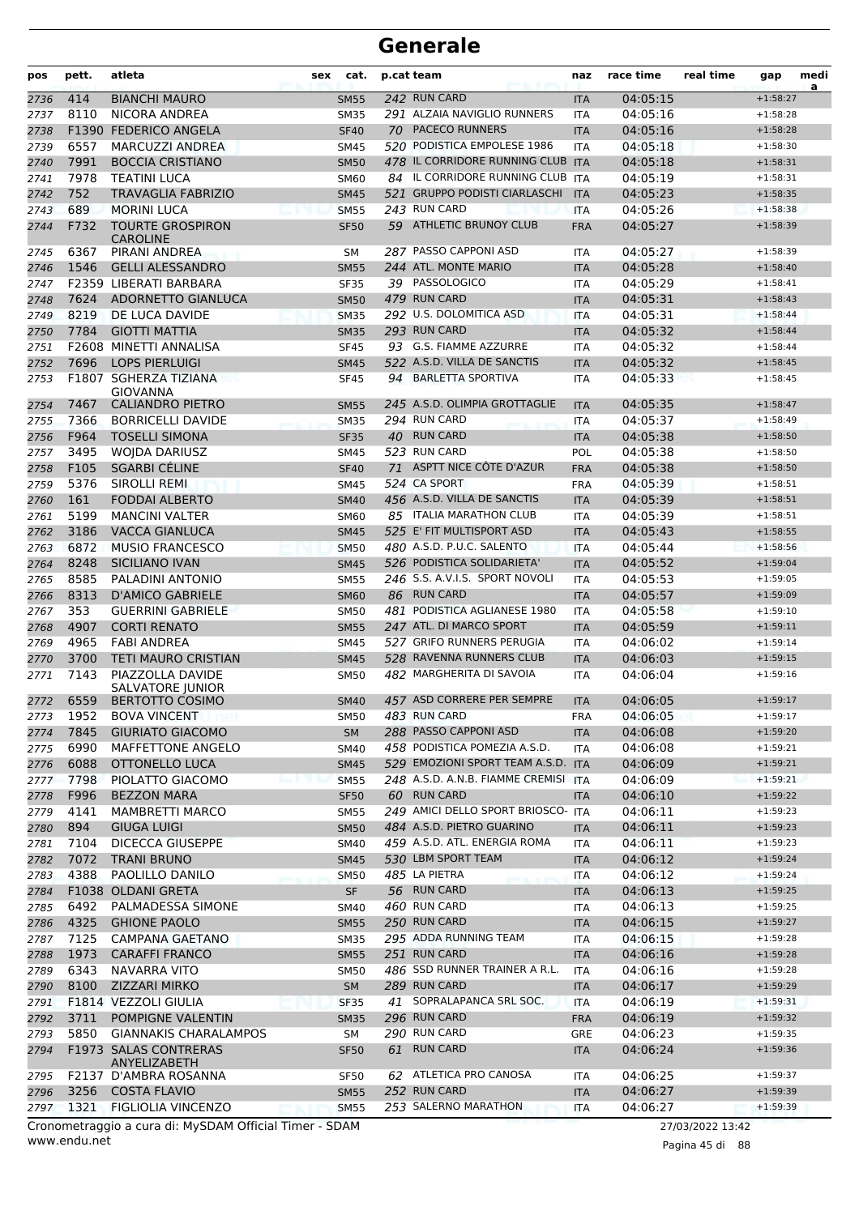# Generale

| pos | pett. | atleta | sex | cat. | p.cat | team | naz | race time | real time | gap | media |
|---|---|---|---|---|---|---|---|---|---|---|---|
| 2736 | 414 | BIANCHI MAURO | | SM55 | 242 | RUN CARD | ITA | 04:05:15 | | +1:58:27 | |
| 2737 | 8110 | NICORA ANDREA | | SM35 | 291 | ALZAIA NAVIGLIO RUNNERS | ITA | 04:05:16 | | +1:58:28 | |
| 2738 | F1390 | FEDERICO ANGELA | | SF40 | 70 | PACECO RUNNERS | ITA | 04:05:16 | | +1:58:28 | |
| 2739 | 6557 | MARCUZZI ANDREA | | SM45 | 520 | PODISTICA EMPOLESE 1986 | ITA | 04:05:18 | | +1:58:30 | |
| 2740 | 7991 | BOCCIA CRISTIANO | | SM50 | 478 | IL CORRIDORE RUNNING CLUB | ITA | 04:05:18 | | +1:58:31 | |
| 2741 | 7978 | TEATINI LUCA | | SM60 | 84 | IL CORRIDORE RUNNING CLUB | ITA | 04:05:19 | | +1:58:31 | |
| 2742 | 752 | TRAVAGLIA FABRIZIO | | SM45 | 521 | GRUPPO PODISTI CIARLASCHI | ITA | 04:05:23 | | +1:58:35 | |
| 2743 | 689 | MORINI LUCA | | SM55 | 243 | RUN CARD | ITA | 04:05:26 | | +1:58:38 | |
| 2744 | F732 | TOURTE GROSPIRON CAROLINE | | SF50 | 59 | ATHLETIC BRUNOY CLUB | FRA | 04:05:27 | | +1:58:39 | |
| 2745 | 6367 | PIRANI ANDREA | | SM | 287 | PASSO CAPPONI ASD | ITA | 04:05:27 | | +1:58:39 | |
| 2746 | 1546 | GELLI ALESSANDRO | | SM55 | 244 | ATL. MONTE MARIO | ITA | 04:05:28 | | +1:58:40 | |
| 2747 | F2359 | LIBERATI BARBARA | | SF35 | 39 | PASSOLOGICO | ITA | 04:05:29 | | +1:58:41 | |
| 2748 | 7624 | ADORNETTO GIANLUCA | | SM50 | 479 | RUN CARD | ITA | 04:05:31 | | +1:58:43 | |
| 2749 | 8219 | DE LUCA DAVIDE | | SM35 | 292 | U.S. DOLOMITICA ASD | ITA | 04:05:31 | | +1:58:44 | |
| 2750 | 7784 | GIOTTI MATTIA | | SM35 | 293 | RUN CARD | ITA | 04:05:32 | | +1:58:44 | |
| 2751 | F2608 | MINETTI ANNALISA | | SF45 | 93 | G.S. FIAMME AZZURRE | ITA | 04:05:32 | | +1:58:44 | |
| 2752 | 7696 | LOPS PIERLUIGI | | SM45 | 522 | A.S.D. VILLA DE SANCTIS | ITA | 04:05:32 | | +1:58:45 | |
| 2753 | F1807 | SGHERZA TIZIANA GIOVANNA | | SF45 | 94 | BARLETTA SPORTIVA | ITA | 04:05:33 | | +1:58:45 | |
| 2754 | 7467 | CALIANDRO PIETRO | | SM55 | 245 | A.S.D. OLIMPIA GROTTAGLIE | ITA | 04:05:35 | | +1:58:47 | |
| 2755 | 7366 | BORRICELLI DAVIDE | | SM35 | 294 | RUN CARD | ITA | 04:05:37 | | +1:58:49 | |
| 2756 | F964 | TOSELLI SIMONA | | SF35 | 40 | RUN CARD | ITA | 04:05:38 | | +1:58:50 | |
| 2757 | 3495 | WOJDA DARIUSZ | | SM45 | 523 | RUN CARD | POL | 04:05:38 | | +1:58:50 | |
| 2758 | F105 | SGARBI CÉLINE | | SF40 | 71 | ASPTT NICE CÔTE D'AZUR | FRA | 04:05:38 | | +1:58:50 | |
| 2759 | 5376 | SIROLLI REMI | | SM45 | 524 | CA SPORT | FRA | 04:05:39 | | +1:58:51 | |
| 2760 | 161 | FODDAI ALBERTO | | SM40 | 456 | A.S.D. VILLA DE SANCTIS | ITA | 04:05:39 | | +1:58:51 | |
| 2761 | 5199 | MANCINI VALTER | | SM60 | 85 | ITALIA MARATHON CLUB | ITA | 04:05:39 | | +1:58:51 | |
| 2762 | 3186 | VACCA GIANLUCA | | SM45 | 525 | E' FIT MULTISPORT ASD | ITA | 04:05:43 | | +1:58:55 | |
| 2763 | 6872 | MUSIO FRANCESCO | | SM50 | 480 | A.S.D. P.U.C. SALENTO | ITA | 04:05:44 | | +1:58:56 | |
| 2764 | 8248 | SICILIANO IVAN | | SM45 | 526 | PODISTICA SOLIDARIETA' | ITA | 04:05:52 | | +1:59:04 | |
| 2765 | 8585 | PALADINI ANTONIO | | SM55 | 246 | S.S. A.V.I.S. SPORT NOVOLI | ITA | 04:05:53 | | +1:59:05 | |
| 2766 | 8313 | D'AMICO GABRIELE | | SM60 | 86 | RUN CARD | ITA | 04:05:57 | | +1:59:09 | |
| 2767 | 353 | GUERRINI GABRIELE | | SM50 | 481 | PODISTICA AGLIANESE 1980 | ITA | 04:05:58 | | +1:59:10 | |
| 2768 | 4907 | CORTI RENATO | | SM55 | 247 | ATL. DI MARCO SPORT | ITA | 04:05:59 | | +1:59:11 | |
| 2769 | 4965 | FABI ANDREA | | SM45 | 527 | GRIFO RUNNERS PERUGIA | ITA | 04:06:02 | | +1:59:14 | |
| 2770 | 3700 | TETI MAURO CRISTIAN | | SM45 | 528 | RAVENNA RUNNERS CLUB | ITA | 04:06:03 | | +1:59:15 | |
| 2771 | 7143 | PIAZZOLLA DAVIDE SALVATORE JUNIOR | | SM50 | 482 | MARGHERITA DI SAVOIA | ITA | 04:06:04 | | +1:59:16 | |
| 2772 | 6559 | BERTOTTO COSIMO | | SM40 | 457 | ASD CORRERE PER SEMPRE | ITA | 04:06:05 | | +1:59:17 | |
| 2773 | 1952 | BOVA VINCENT | | SM50 | 483 | RUN CARD | FRA | 04:06:05 | | +1:59:17 | |
| 2774 | 7845 | GIURIATO GIACOMO | | SM | 288 | PASSO CAPPONI ASD | ITA | 04:06:08 | | +1:59:20 | |
| 2775 | 6990 | MAFFETTONE ANGELO | | SM40 | 458 | PODISTICA POMEZIA A.S.D. | ITA | 04:06:08 | | +1:59:21 | |
| 2776 | 6088 | OTTONELLO LUCA | | SM45 | 529 | EMOZIONI SPORT TEAM A.S.D. | ITA | 04:06:09 | | +1:59:21 | |
| 2777 | 7798 | PIOLATTO GIACOMO | | SM55 | 248 | A.S.D. A.N.B. FIAMME CREMISI | ITA | 04:06:09 | | +1:59:21 | |
| 2778 | F996 | BEZZON MARA | | SF50 | 60 | RUN CARD | ITA | 04:06:10 | | +1:59:22 | |
| 2779 | 4141 | MAMBRETTI MARCO | | SM55 | 249 | AMICI DELLO SPORT BRIOSCO- | ITA | 04:06:11 | | +1:59:23 | |
| 2780 | 894 | GIUGA LUIGI | | SM50 | 484 | A.S.D. PIETRO GUARINO | ITA | 04:06:11 | | +1:59:23 | |
| 2781 | 7104 | DICECCA GIUSEPPE | | SM40 | 459 | A.S.D. ATL. ENERGIA ROMA | ITA | 04:06:11 | | +1:59:23 | |
| 2782 | 7072 | TRANI BRUNO | | SM45 | 530 | LBM SPORT TEAM | ITA | 04:06:12 | | +1:59:24 | |
| 2783 | 4388 | PAOLILLO DANILO | | SM50 | 485 | LA PIETRA | ITA | 04:06:12 | | +1:59:24 | |
| 2784 | F1038 | OLDANI GRETA | | SF | 56 | RUN CARD | ITA | 04:06:13 | | +1:59:25 | |
| 2785 | 6492 | PALMADESSA SIMONE | | SM40 | 460 | RUN CARD | ITA | 04:06:13 | | +1:59:25 | |
| 2786 | 4325 | GHIONE PAOLO | | SM55 | 250 | RUN CARD | ITA | 04:06:15 | | +1:59:27 | |
| 2787 | 7125 | CAMPANA GAETANO | | SM35 | 295 | ADDA RUNNING TEAM | ITA | 04:06:15 | | +1:59:28 | |
| 2788 | 1973 | CARAFFI FRANCO | | SM55 | 251 | RUN CARD | ITA | 04:06:16 | | +1:59:28 | |
| 2789 | 6343 | NAVARRA VITO | | SM50 | 486 | SSD RUNNER TRAINER A R.L. | ITA | 04:06:16 | | +1:59:28 | |
| 2790 | 8100 | ZIZZARI MIRKO | | SM | 289 | RUN CARD | ITA | 04:06:17 | | +1:59:29 | |
| 2791 | F1814 | VEZZOLI GIULIA | | SF35 | 41 | SOPRALAPANCA SRL SOC. | ITA | 04:06:19 | | +1:59:31 | |
| 2792 | 3711 | POMPIGNE VALENTIN | | SM35 | 296 | RUN CARD | FRA | 04:06:19 | | +1:59:32 | |
| 2793 | 5850 | GIANNAKIS CHARALAMPOS | | SM | 290 | RUN CARD | GRE | 04:06:23 | | +1:59:35 | |
| 2794 | F1973 | SALAS CONTRERAS ANYELIZABETH | | SF50 | 61 | RUN CARD | ITA | 04:06:24 | | +1:59:36 | |
| 2795 | F2137 | D'AMBRA ROSANNA | | SF50 | 62 | ATLETICA PRO CANOSA | ITA | 04:06:25 | | +1:59:37 | |
| 2796 | 3256 | COSTA FLAVIO | | SM55 | 252 | RUN CARD | ITA | 04:06:27 | | +1:59:39 | |
| 2797 | 1321 | FIGLIOLIA VINCENZO | | SM55 | 253 | SALERNO MARATHON | ITA | 04:06:27 | | +1:59:39 | |

Cronometraggio a cura di: MySDAM Official Timer - SDAM
www.endu.net
27/03/2022 13:42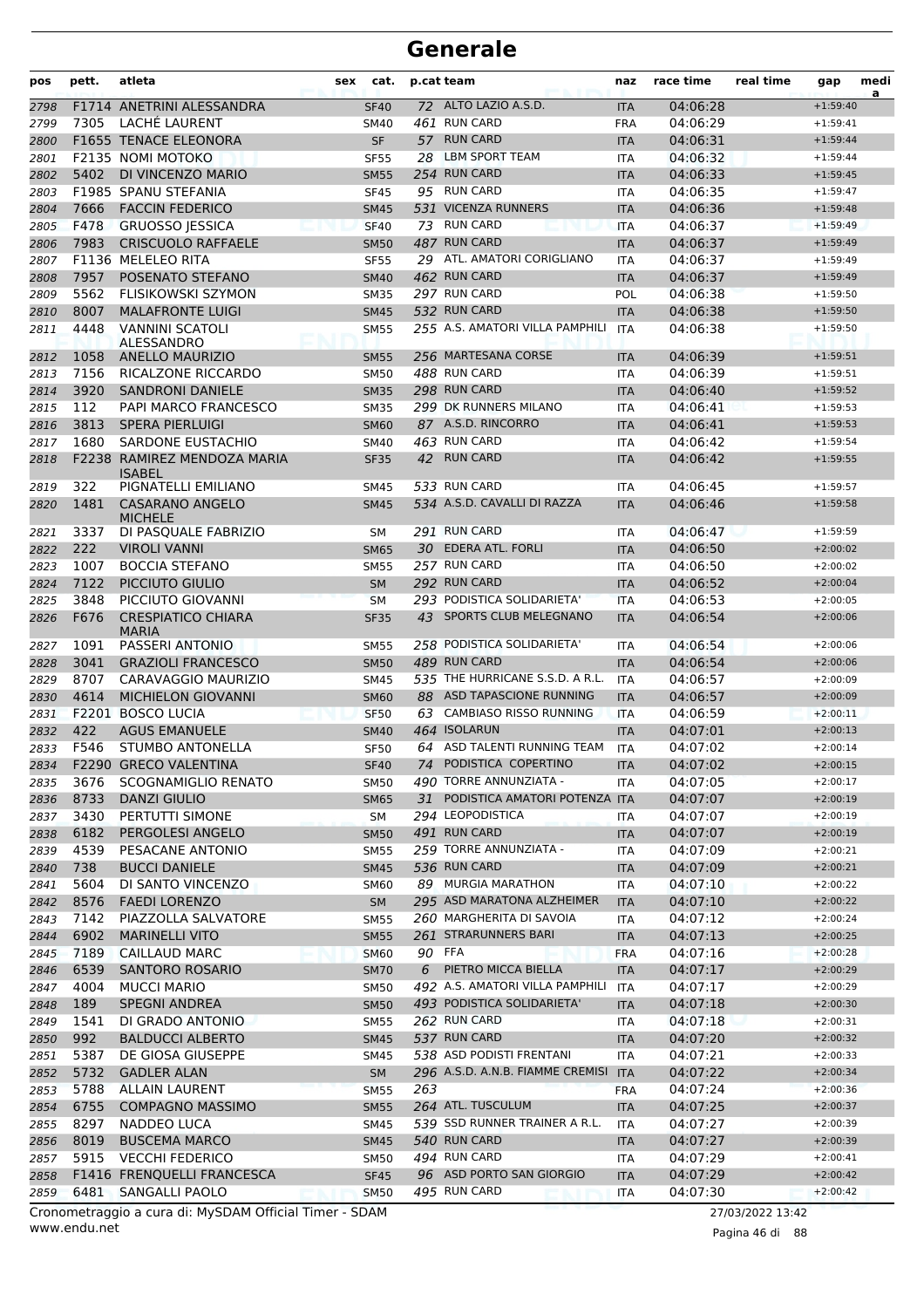# Generale

| pos | pett. | atleta | sex | cat. | p.cat | team | naz | race time | real time | gap | media |
|---|---|---|---|---|---|---|---|---|---|---|---|
| 2798 | F1714 | ANETRINI ALESSANDRA | | SF40 | 72 | ALTO LAZIO A.S.D. | ITA | 04:06:28 | | +1:59:40 | |
| 2799 | 7305 | LACHÉ LAURENT | | SM40 | 461 | RUN CARD | FRA | 04:06:29 | | +1:59:41 | |
| 2800 | F1655 | TENACE ELEONORA | | SF | 57 | RUN CARD | ITA | 04:06:31 | | +1:59:44 | |
| 2801 | F2135 | NOMI MOTOKO | | SF55 | 28 | LBM SPORT TEAM | ITA | 04:06:32 | | +1:59:44 | |
| 2802 | 5402 | DI VINCENZO MARIO | | SM55 | 254 | RUN CARD | ITA | 04:06:33 | | +1:59:45 | |
| 2803 | F1985 | SPANU STEFANIA | | SF45 | 95 | RUN CARD | ITA | 04:06:35 | | +1:59:47 | |
| 2804 | 7666 | FACCIN FEDERICO | | SM45 | 531 | VICENZA RUNNERS | ITA | 04:06:36 | | +1:59:48 | |
| 2805 | F478 | GRUOSSO JESSICA | | SF40 | 73 | RUN CARD | ITA | 04:06:37 | | +1:59:49 | |
| 2806 | 7983 | CRISCUOLO RAFFAELE | | SM50 | 487 | RUN CARD | ITA | 04:06:37 | | +1:59:49 | |
| 2807 | F1136 | MELELEO RITA | | SF55 | 29 | ATL. AMATORI CORIGLIANO | ITA | 04:06:37 | | +1:59:49 | |
| 2808 | 7957 | POSENATO STEFANO | | SM40 | 462 | RUN CARD | ITA | 04:06:37 | | +1:59:49 | |
| 2809 | 5562 | FLISIKOWSKI SZYMON | | SM35 | 297 | RUN CARD | POL | 04:06:38 | | +1:59:50 | |
| 2810 | 8007 | MALAFRONTE LUIGI | | SM45 | 532 | RUN CARD | ITA | 04:06:38 | | +1:59:50 | |
| 2811 | 4448 | VANNINI SCATOLI ALESSANDRO | | SM55 | 255 | A.S. AMATORI VILLA PAMPHILI | ITA | 04:06:38 | | +1:59:50 | |
| 2812 | 1058 | ANELLO MAURIZIO | | SM55 | 256 | MARTESANA CORSE | ITA | 04:06:39 | | +1:59:51 | |
| 2813 | 7156 | RICALZONE RICCARDO | | SM50 | 488 | RUN CARD | ITA | 04:06:39 | | +1:59:51 | |
| 2814 | 3920 | SANDRONI DANIELE | | SM35 | 298 | RUN CARD | ITA | 04:06:40 | | +1:59:52 | |
| 2815 | 112 | PAPI MARCO FRANCESCO | | SM35 | 299 | DK RUNNERS MILANO | ITA | 04:06:41 | | +1:59:53 | |
| 2816 | 3813 | SPERA PIERLUIGI | | SM60 | 87 | A.S.D. RINCORRO | ITA | 04:06:41 | | +1:59:53 | |
| 2817 | 1680 | SARDONE EUSTACHIO | | SM40 | 463 | RUN CARD | ITA | 04:06:42 | | +1:59:54 | |
| 2818 | F2238 | RAMIREZ MENDOZA MARIA ISABEL | | SF35 | 42 | RUN CARD | ITA | 04:06:42 | | +1:59:55 | |
| 2819 | 322 | PIGNATELLI EMILIANO | | SM45 | 533 | RUN CARD | ITA | 04:06:45 | | +1:59:57 | |
| 2820 | 1481 | CASARANO ANGELO MICHELE | | SM45 | 534 | A.S.D. CAVALLI DI RAZZA | ITA | 04:06:46 | | +1:59:58 | |
| 2821 | 3337 | DI PASQUALE FABRIZIO | | SM | 291 | RUN CARD | ITA | 04:06:47 | | +1:59:59 | |
| 2822 | 222 | VIROLI VANNI | | SM65 | 30 | EDERA ATL. FORLI | ITA | 04:06:50 | | +2:00:02 | |
| 2823 | 1007 | BOCCIA STEFANO | | SM55 | 257 | RUN CARD | ITA | 04:06:50 | | +2:00:02 | |
| 2824 | 7122 | PICCIUTO GIULIO | | SM | 292 | RUN CARD | ITA | 04:06:52 | | +2:00:04 | |
| 2825 | 3848 | PICCIUTO GIOVANNI | | SM | 293 | PODISTICA SOLIDARIETA' | ITA | 04:06:53 | | +2:00:05 | |
| 2826 | F676 | CRESPIATICO CHIARA MARIA | | SF35 | 43 | SPORTS CLUB MELEGNANO | ITA | 04:06:54 | | +2:00:06 | |
| 2827 | 1091 | PASSERI ANTONIO | | SM55 | 258 | PODISTICA SOLIDARIETA' | ITA | 04:06:54 | | +2:00:06 | |
| 2828 | 3041 | GRAZIOLI FRANCESCO | | SM50 | 489 | RUN CARD | ITA | 04:06:54 | | +2:00:06 | |
| 2829 | 8707 | CARAVAGGIO MAURIZIO | | SM45 | 535 | THE HURRICANE S.S.D. A R.L. | ITA | 04:06:57 | | +2:00:09 | |
| 2830 | 4614 | MICHIELON GIOVANNI | | SM60 | 88 | ASD TAPASCIONE RUNNING | ITA | 04:06:57 | | +2:00:09 | |
| 2831 | F2201 | BOSCO LUCIA | | SF50 | 63 | CAMBIASO RISSO RUNNING | ITA | 04:06:59 | | +2:00:11 | |
| 2832 | 422 | AGUS EMANUELE | | SM40 | 464 | ISOLARUN | ITA | 04:07:01 | | +2:00:13 | |
| 2833 | F546 | STUMBO ANTONELLA | | SF50 | 64 | ASD TALENTI RUNNING TEAM | ITA | 04:07:02 | | +2:00:14 | |
| 2834 | F2290 | GRECO VALENTINA | | SF40 | 74 | PODISTICA COPERTINO | ITA | 04:07:02 | | +2:00:15 | |
| 2835 | 3676 | SCOGNAMIGLIO RENATO | | SM50 | 490 | TORRE ANNUNZIATA - | ITA | 04:07:05 | | +2:00:17 | |
| 2836 | 8733 | DANZI GIULIO | | SM65 | 31 | PODISTICA AMATORI POTENZA | ITA | 04:07:07 | | +2:00:19 | |
| 2837 | 3430 | PERTUTTI SIMONE | | SM | 294 | LEOPODISTICA | ITA | 04:07:07 | | +2:00:19 | |
| 2838 | 6182 | PERGOLESI ANGELO | | SM50 | 491 | RUN CARD | ITA | 04:07:07 | | +2:00:19 | |
| 2839 | 4539 | PESACANE ANTONIO | | SM55 | 259 | TORRE ANNUNZIATA - | ITA | 04:07:09 | | +2:00:21 | |
| 2840 | 738 | BUCCI DANIELE | | SM45 | 536 | RUN CARD | ITA | 04:07:09 | | +2:00:21 | |
| 2841 | 5604 | DI SANTO VINCENZO | | SM60 | 89 | MURGIA MARATHON | ITA | 04:07:10 | | +2:00:22 | |
| 2842 | 8576 | FAEDI LORENZO | | SM | 295 | ASD MARATONA ALZHEIMER | ITA | 04:07:10 | | +2:00:22 | |
| 2843 | 7142 | PIAZZOLLA SALVATORE | | SM55 | 260 | MARGHERITA DI SAVOIA | ITA | 04:07:12 | | +2:00:24 | |
| 2844 | 6902 | MARINELLI VITO | | SM55 | 261 | STRARUNNERS BARI | ITA | 04:07:13 | | +2:00:25 | |
| 2845 | 7189 | CAILLAUD MARC | | SM60 | 90 | FFA | FRA | 04:07:16 | | +2:00:28 | |
| 2846 | 6539 | SANTORO ROSARIO | | SM70 | 6 | PIETRO MICCA BIELLA | ITA | 04:07:17 | | +2:00:29 | |
| 2847 | 4004 | MUCCI MARIO | | SM50 | 492 | A.S. AMATORI VILLA PAMPHILI | ITA | 04:07:17 | | +2:00:29 | |
| 2848 | 189 | SPEGNI ANDREA | | SM50 | 493 | PODISTICA SOLIDARIETA' | ITA | 04:07:18 | | +2:00:30 | |
| 2849 | 1541 | DI GRADO ANTONIO | | SM55 | 262 | RUN CARD | ITA | 04:07:18 | | +2:00:31 | |
| 2850 | 992 | BALDUCCI ALBERTO | | SM45 | 537 | RUN CARD | ITA | 04:07:20 | | +2:00:32 | |
| 2851 | 5387 | DE GIOSA GIUSEPPE | | SM45 | 538 | ASD PODISTI FRENTANI | ITA | 04:07:21 | | +2:00:33 | |
| 2852 | 5732 | GADLER ALAN | | SM | 296 | A.S.D. A.N.B. FIAMME CREMISI | ITA | 04:07:22 | | +2:00:34 | |
| 2853 | 5788 | ALLAIN LAURENT | | SM55 | 263 | | FRA | 04:07:24 | | +2:00:36 | |
| 2854 | 6755 | COMPAGNO MASSIMO | | SM55 | 264 | ATL. TUSCULUM | ITA | 04:07:25 | | +2:00:37 | |
| 2855 | 8297 | NADDEO LUCA | | SM45 | 539 | SSD RUNNER TRAINER A R.L. | ITA | 04:07:27 | | +2:00:39 | |
| 2856 | 8019 | BUSCEMA MARCO | | SM45 | 540 | RUN CARD | ITA | 04:07:27 | | +2:00:39 | |
| 2857 | 5915 | VECCHI FEDERICO | | SM50 | 494 | RUN CARD | ITA | 04:07:29 | | +2:00:41 | |
| 2858 | F1416 | FRENQUELLI FRANCESCA | | SF45 | 96 | ASD PORTO SAN GIORGIO | ITA | 04:07:29 | | +2:00:42 | |
| 2859 | 6481 | SANGALLI PAOLO | | SM50 | 495 | RUN CARD | ITA | 04:07:30 | | +2:00:42 | |

Cronometraggio a cura di: MySDAM Official Timer - SDAM
www.endu.net
27/03/2022 13:42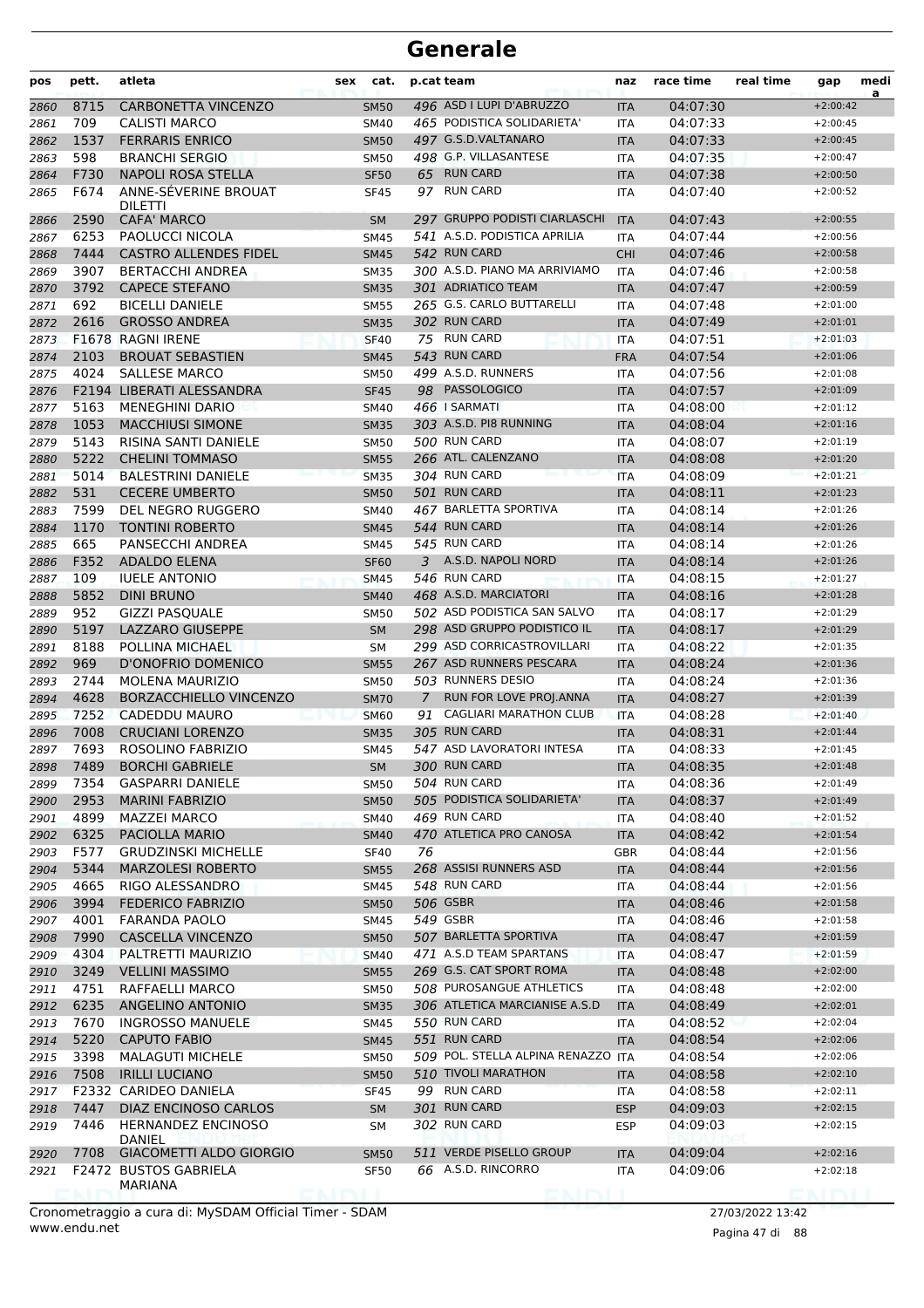# Generale

| pos | pett. | atleta | sex | cat. | p.cat | team | naz | race time | real time | gap | medi a |
|---|---|---|---|---|---|---|---|---|---|---|---|
| 2860 | 8715 | CARBONETTA VINCENZO | | SM50 | 496 | ASD I LUPI D'ABRUZZO | ITA | 04:07:30 | | +2:00:42 | |
| 2861 | 709 | CALISTI MARCO | | SM40 | 465 | PODISTICA SOLIDARIETA' | ITA | 04:07:33 | | +2:00:45 | |
| 2862 | 1537 | FERRARIS ENRICO | | SM50 | 497 | G.S.D.VALTANARO | ITA | 04:07:33 | | +2:00:45 | |
| 2863 | 598 | BRANCHI SERGIO | | SM50 | 498 | G.P. VILLASANTESE | ITA | 04:07:35 | | +2:00:47 | |
| 2864 | F730 | NAPOLI ROSA STELLA | | SF50 | 65 | RUN CARD | ITA | 04:07:38 | | +2:00:50 | |
| 2865 | F674 | ANNE-SÉVERINE BROUAT DILETTI | | SF45 | 97 | RUN CARD | ITA | 04:07:40 | | +2:00:52 | |
| 2866 | 2590 | CAFA' MARCO | | SM | 297 | GRUPPO PODISTI CIARLASCHI | ITA | 04:07:43 | | +2:00:55 | |
| 2867 | 6253 | PAOLUCCI NICOLA | | SM45 | 541 | A.S.D. PODISTICA APRILIA | ITA | 04:07:44 | | +2:00:56 | |
| 2868 | 7444 | CASTRO ALLENDES FIDEL | | SM45 | 542 | RUN CARD | CHI | 04:07:46 | | +2:00:58 | |
| 2869 | 3907 | BERTACCHI ANDREA | | SM35 | 300 | A.S.D. PIANO MA ARRIVIAMO | ITA | 04:07:46 | | +2:00:58 | |
| 2870 | 3792 | CAPECE STEFANO | | SM35 | 301 | ADRIATICO TEAM | ITA | 04:07:47 | | +2:00:59 | |
| 2871 | 692 | BICELLI DANIELE | | SM55 | 265 | G.S. CARLO BUTTARELLI | ITA | 04:07:48 | | +2:01:00 | |
| 2872 | 2616 | GROSSO ANDREA | | SM35 | 302 | RUN CARD | ITA | 04:07:49 | | +2:01:01 | |
| 2873 | F1678 | RAGNI IRENE | | SF40 | 75 | RUN CARD | ITA | 04:07:51 | | +2:01:03 | |
| 2874 | 2103 | BROUAT SEBASTIEN | | SM45 | 543 | RUN CARD | FRA | 04:07:54 | | +2:01:06 | |
| 2875 | 4024 | SALLESE MARCO | | SM50 | 499 | A.S.D. RUNNERS | ITA | 04:07:56 | | +2:01:08 | |
| 2876 | F2194 | LIBERATI ALESSANDRA | | SF45 | 98 | PASSOLOGICO | ITA | 04:07:57 | | +2:01:09 | |
| 2877 | 5163 | MENEGHINI DARIO | | SM40 | 466 | I SARMATI | ITA | 04:08:00 | | +2:01:12 | |
| 2878 | 1053 | MACCHIUSI SIMONE | | SM35 | 303 | A.S.D. PI8 RUNNING | ITA | 04:08:04 | | +2:01:16 | |
| 2879 | 5143 | RISINA SANTI DANIELE | | SM50 | 500 | RUN CARD | ITA | 04:08:07 | | +2:01:19 | |
| 2880 | 5222 | CHELINI TOMMASO | | SM55 | 266 | ATL. CALENZANO | ITA | 04:08:08 | | +2:01:20 | |
| 2881 | 5014 | BALESTRINI DANIELE | | SM35 | 304 | RUN CARD | ITA | 04:08:09 | | +2:01:21 | |
| 2882 | 531 | CECERE UMBERTO | | SM50 | 501 | RUN CARD | ITA | 04:08:11 | | +2:01:23 | |
| 2883 | 7599 | DEL NEGRO RUGGERO | | SM40 | 467 | BARLETTA SPORTIVA | ITA | 04:08:14 | | +2:01:26 | |
| 2884 | 1170 | TONTINI ROBERTO | | SM45 | 544 | RUN CARD | ITA | 04:08:14 | | +2:01:26 | |
| 2885 | 665 | PANSECCHI ANDREA | | SM45 | 545 | RUN CARD | ITA | 04:08:14 | | +2:01:26 | |
| 2886 | F352 | ADALDO ELENA | | SF60 | 3 | A.S.D. NAPOLI NORD | ITA | 04:08:14 | | +2:01:26 | |
| 2887 | 109 | IUELE ANTONIO | | SM45 | 546 | RUN CARD | ITA | 04:08:15 | | +2:01:27 | |
| 2888 | 5852 | DINI BRUNO | | SM40 | 468 | A.S.D. MARCIATORI | ITA | 04:08:16 | | +2:01:28 | |
| 2889 | 952 | GIZZI PASQUALE | | SM50 | 502 | ASD PODISTICA SAN SALVO | ITA | 04:08:17 | | +2:01:29 | |
| 2890 | 5197 | LAZZARO GIUSEPPE | | SM | 298 | ASD GRUPPO PODISTICO IL | ITA | 04:08:17 | | +2:01:29 | |
| 2891 | 8188 | POLLINA MICHAEL | | SM | 299 | ASD CORRICASTROVILLARI | ITA | 04:08:22 | | +2:01:35 | |
| 2892 | 969 | D'ONOFRIO DOMENICO | | SM55 | 267 | ASD RUNNERS PESCARA | ITA | 04:08:24 | | +2:01:36 | |
| 2893 | 2744 | MOLENA MAURIZIO | | SM50 | 503 | RUNNERS DESIO | ITA | 04:08:24 | | +2:01:36 | |
| 2894 | 4628 | BORZACCHIELLO VINCENZO | | SM70 | 7 | RUN FOR LOVE PROJ.ANNA | ITA | 04:08:27 | | +2:01:39 | |
| 2895 | 7252 | CADEDDU MAURO | | SM60 | 91 | CAGLIARI MARATHON CLUB | ITA | 04:08:28 | | +2:01:40 | |
| 2896 | 7008 | CRUCIANI LORENZO | | SM35 | 305 | RUN CARD | ITA | 04:08:31 | | +2:01:44 | |
| 2897 | 7693 | ROSOLINO FABRIZIO | | SM45 | 547 | ASD LAVORATORI INTESA | ITA | 04:08:33 | | +2:01:45 | |
| 2898 | 7489 | BORCHI GABRIELE | | SM | 300 | RUN CARD | ITA | 04:08:35 | | +2:01:48 | |
| 2899 | 7354 | GASPARRI DANIELE | | SM50 | 504 | RUN CARD | ITA | 04:08:36 | | +2:01:49 | |
| 2900 | 2953 | MARINI FABRIZIO | | SM50 | 505 | PODISTICA SOLIDARIETA' | ITA | 04:08:37 | | +2:01:49 | |
| 2901 | 4899 | MAZZEI MARCO | | SM40 | 469 | RUN CARD | ITA | 04:08:40 | | +2:01:52 | |
| 2902 | 6325 | PACIOLLA MARIO | | SM40 | 470 | ATLETICA PRO CANOSA | ITA | 04:08:42 | | +2:01:54 | |
| 2903 | F577 | GRUDZINSKI MICHELLE | | SF40 | 76 | | GBR | 04:08:44 | | +2:01:56 | |
| 2904 | 5344 | MARZOLESI ROBERTO | | SM55 | 268 | ASSISI RUNNERS ASD | ITA | 04:08:44 | | +2:01:56 | |
| 2905 | 4665 | RIGO ALESSANDRO | | SM45 | 548 | RUN CARD | ITA | 04:08:44 | | +2:01:56 | |
| 2906 | 3994 | FEDERICO FABRIZIO | | SM50 | 506 | GSBR | ITA | 04:08:46 | | +2:01:58 | |
| 2907 | 4001 | FARANDA PAOLO | | SM45 | 549 | GSBR | ITA | 04:08:46 | | +2:01:58 | |
| 2908 | 7990 | CASCELLA VINCENZO | | SM50 | 507 | BARLETTA SPORTIVA | ITA | 04:08:47 | | +2:01:59 | |
| 2909 | 4304 | PALTRETTI MAURIZIO | | SM40 | 471 | A.S.D TEAM SPARTANS | ITA | 04:08:47 | | +2:01:59 | |
| 2910 | 3249 | VELLINI MASSIMO | | SM55 | 269 | G.S. CAT SPORT ROMA | ITA | 04:08:48 | | +2:02:00 | |
| 2911 | 4751 | RAFFAELLI MARCO | | SM50 | 508 | PUROSANGUE ATHLETICS | ITA | 04:08:48 | | +2:02:00 | |
| 2912 | 6235 | ANGELINO ANTONIO | | SM35 | 306 | ATLETICA MARCIANISE A.S.D | ITA | 04:08:49 | | +2:02:01 | |
| 2913 | 7670 | INGROSSO MANUELE | | SM45 | 550 | RUN CARD | ITA | 04:08:52 | | +2:02:04 | |
| 2914 | 5220 | CAPUTO FABIO | | SM45 | 551 | RUN CARD | ITA | 04:08:54 | | +2:02:06 | |
| 2915 | 3398 | MALAGUTI MICHELE | | SM50 | 509 | POL. STELLA ALPINA RENAZZO | ITA | 04:08:54 | | +2:02:06 | |
| 2916 | 7508 | IRILLI LUCIANO | | SM50 | 510 | TIVOLI MARATHON | ITA | 04:08:58 | | +2:02:10 | |
| 2917 | F2332 | CARIDEO DANIELA | | SF45 | 99 | RUN CARD | ITA | 04:08:58 | | +2:02:11 | |
| 2918 | 7447 | DIAZ ENCINOSO CARLOS | | SM | 301 | RUN CARD | ESP | 04:09:03 | | +2:02:15 | |
| 2919 | 7446 | HERNANDEZ ENCINOSO DANIEL | | SM | 302 | RUN CARD | ESP | 04:09:03 | | +2:02:15 | |
| 2920 | 7708 | GIACOMETTI ALDO GIORGIO | | SM50 | 511 | VERDE PISELLO GROUP | ITA | 04:09:04 | | +2:02:16 | |
| 2921 | F2472 | BUSTOS GABRIELA MARIANA | | SF50 | 66 | A.S.D. RINCORRO | ITA | 04:09:06 | | +2:02:18 | |

Cronometraggio a cura di: MySDAM Official Timer - SDAM
www.endu.net

27/03/2022 13:42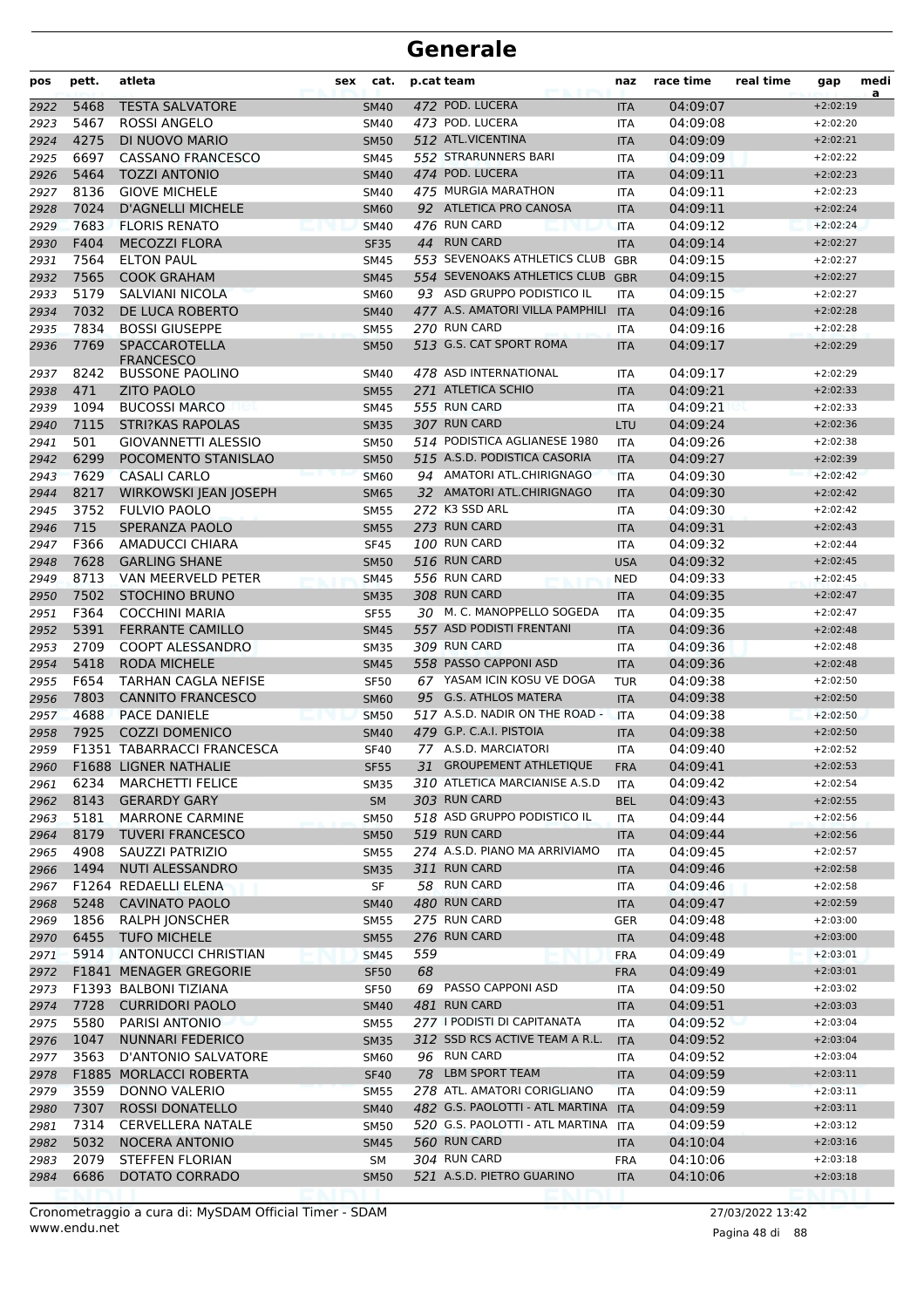# Generale

| pos | pett. | atleta | sex | cat. | p.cat | team | naz | race time | real time | gap | media |
|---|---|---|---|---|---|---|---|---|---|---|---|
| 2922 | 5468 | TESTA SALVATORE | | SM40 | 472 | POD. LUCERA | ITA | 04:09:07 | | +2:02:19 | |
| 2923 | 5467 | ROSSI ANGELO | | SM40 | 473 | POD. LUCERA | ITA | 04:09:08 | | +2:02:20 | |
| 2924 | 4275 | DI NUOVO MARIO | | SM50 | 512 | ATL.VICENTINA | ITA | 04:09:09 | | +2:02:21 | |
| 2925 | 6697 | CASSANO FRANCESCO | | SM45 | 552 | STRARUNNERS BARI | ITA | 04:09:09 | | +2:02:22 | |
| 2926 | 5464 | TOZZI ANTONIO | | SM40 | 474 | POD. LUCERA | ITA | 04:09:11 | | +2:02:23 | |
| 2927 | 8136 | GIOVE MICHELE | | SM40 | 475 | MURGIA MARATHON | ITA | 04:09:11 | | +2:02:23 | |
| 2928 | 7024 | D'AGNELLI MICHELE | | SM60 | 92 | ATLETICA PRO CANOSA | ITA | 04:09:11 | | +2:02:24 | |
| 2929 | 7683 | FLORIS RENATO | | SM40 | 476 | RUN CARD | ITA | 04:09:12 | | +2:02:24 | |
| 2930 | F404 | MECOZZI FLORA | | SF35 | 44 | RUN CARD | ITA | 04:09:14 | | +2:02:27 | |
| 2931 | 7564 | ELTON PAUL | | SM45 | 553 | SEVENOAKS ATHLETICS CLUB | GBR | 04:09:15 | | +2:02:27 | |
| 2932 | 7565 | COOK GRAHAM | | SM45 | 554 | SEVENOAKS ATHLETICS CLUB | GBR | 04:09:15 | | +2:02:27 | |
| 2933 | 5179 | SALVIANI NICOLA | | SM60 | 93 | ASD GRUPPO PODISTICO IL | ITA | 04:09:15 | | +2:02:27 | |
| 2934 | 7032 | DE LUCA ROBERTO | | SM40 | 477 | A.S. AMATORI VILLA PAMPHILI | ITA | 04:09:16 | | +2:02:28 | |
| 2935 | 7834 | BOSSI GIUSEPPE | | SM55 | 270 | RUN CARD | ITA | 04:09:16 | | +2:02:28 | |
| 2936 | 7769 | SPACCAROTELLA FRANCESCO | | SM50 | 513 | G.S. CAT SPORT ROMA | ITA | 04:09:17 | | +2:02:29 | |
| 2937 | 8242 | BUSSONE PAOLINO | | SM40 | 478 | ASD INTERNATIONAL | ITA | 04:09:17 | | +2:02:29 | |
| 2938 | 471 | ZITO PAOLO | | SM55 | 271 | ATLETICA SCHIO | ITA | 04:09:21 | | +2:02:33 | |
| 2939 | 1094 | BUCOSSI MARCO | | SM45 | 555 | RUN CARD | ITA | 04:09:21 | | +2:02:33 | |
| 2940 | 7115 | STRI?KAS RAPOLAS | | SM35 | 307 | RUN CARD | LTU | 04:09:24 | | +2:02:36 | |
| 2941 | 501 | GIOVANNETTI ALESSIO | | SM50 | 514 | PODISTICA AGLIANESE 1980 | ITA | 04:09:26 | | +2:02:38 | |
| 2942 | 6299 | POCOMENTO STANISLAO | | SM50 | 515 | A.S.D. PODISTICA CASORIA | ITA | 04:09:27 | | +2:02:39 | |
| 2943 | 7629 | CASALI CARLO | | SM60 | 94 | AMATORI ATL.CHIRIGNAGO | ITA | 04:09:30 | | +2:02:42 | |
| 2944 | 8217 | WIRKOWSKI JEAN JOSEPH | | SM65 | 32 | AMATORI ATL.CHIRIGNAGO | ITA | 04:09:30 | | +2:02:42 | |
| 2945 | 3752 | FULVIO PAOLO | | SM55 | 272 | K3 SSD ARL | ITA | 04:09:30 | | +2:02:42 | |
| 2946 | 715 | SPERANZA PAOLO | | SM55 | 273 | RUN CARD | ITA | 04:09:31 | | +2:02:43 | |
| 2947 | F366 | AMADUCCI CHIARA | | SF45 | 100 | RUN CARD | ITA | 04:09:32 | | +2:02:44 | |
| 2948 | 7628 | GARLING SHANE | | SM50 | 516 | RUN CARD | USA | 04:09:32 | | +2:02:45 | |
| 2949 | 8713 | VAN MEERVELD PETER | | SM45 | 556 | RUN CARD | NED | 04:09:33 | | +2:02:45 | |
| 2950 | 7502 | STOCHINO BRUNO | | SM35 | 308 | RUN CARD | ITA | 04:09:35 | | +2:02:47 | |
| 2951 | F364 | COCCHINI MARIA | | SF55 | 30 | M. C. MANOPPELLO SOGEDA | ITA | 04:09:35 | | +2:02:47 | |
| 2952 | 5391 | FERRANTE CAMILLO | | SM45 | 557 | ASD PODISTI FRENTANI | ITA | 04:09:36 | | +2:02:48 | |
| 2953 | 2709 | COOPT ALESSANDRO | | SM35 | 309 | RUN CARD | ITA | 04:09:36 | | +2:02:48 | |
| 2954 | 5418 | RODA MICHELE | | SM45 | 558 | PASSO CAPPONI ASD | ITA | 04:09:36 | | +2:02:48 | |
| 2955 | F654 | TARHAN CAGLA NEFISE | | SF50 | 67 | YASAM ICIN KOSU VE DOGA | TUR | 04:09:38 | | +2:02:50 | |
| 2956 | 7803 | CANNITO FRANCESCO | | SM60 | 95 | G.S. ATHLOS MATERA | ITA | 04:09:38 | | +2:02:50 | |
| 2957 | 4688 | PACE DANIELE | | SM50 | 517 | A.S.D. NADIR ON THE ROAD - | ITA | 04:09:38 | | +2:02:50 | |
| 2958 | 7925 | COZZI DOMENICO | | SM40 | 479 | G.P. C.A.I. PISTOIA | ITA | 04:09:38 | | +2:02:50 | |
| 2959 | F1351 | TABARRACCI FRANCESCA | | SF40 | 77 | A.S.D. MARCIATORI | ITA | 04:09:40 | | +2:02:52 | |
| 2960 | F1688 | LIGNER NATHALIE | | SF55 | 31 | GROUPEMENT ATHLETIQUE | FRA | 04:09:41 | | +2:02:53 | |
| 2961 | 6234 | MARCHETTI FELICE | | SM35 | 310 | ATLETICA MARCIANISE A.S.D | ITA | 04:09:42 | | +2:02:54 | |
| 2962 | 8143 | GERARDY GARY | | SM | 303 | RUN CARD | BEL | 04:09:43 | | +2:02:55 | |
| 2963 | 5181 | MARRONE CARMINE | | SM50 | 518 | ASD GRUPPO PODISTICO IL | ITA | 04:09:44 | | +2:02:56 | |
| 2964 | 8179 | TUVERI FRANCESCO | | SM50 | 519 | RUN CARD | ITA | 04:09:44 | | +2:02:56 | |
| 2965 | 4908 | SAUZZI PATRIZIO | | SM55 | 274 | A.S.D. PIANO MA ARRIVIAMO | ITA | 04:09:45 | | +2:02:57 | |
| 2966 | 1494 | NUTI ALESSANDRO | | SM35 | 311 | RUN CARD | ITA | 04:09:46 | | +2:02:58 | |
| 2967 | F1264 | REDAELLI ELENA | | SF | 58 | RUN CARD | ITA | 04:09:46 | | +2:02:58 | |
| 2968 | 5248 | CAVINATO PAOLO | | SM40 | 480 | RUN CARD | ITA | 04:09:47 | | +2:02:59 | |
| 2969 | 1856 | RALPH JONSCHER | | SM55 | 275 | RUN CARD | GER | 04:09:48 | | +2:03:00 | |
| 2970 | 6455 | TUFO MICHELE | | SM55 | 276 | RUN CARD | ITA | 04:09:48 | | +2:03:00 | |
| 2971 | 5914 | ANTONUCCI CHRISTIAN | | SM45 | 559 | | FRA | 04:09:49 | | +2:03:01 | |
| 2972 | F1841 | MENAGER GREGORIE | | SF50 | 68 | | FRA | 04:09:49 | | +2:03:01 | |
| 2973 | F1393 | BALBONI TIZIANA | | SF50 | 69 | PASSO CAPPONI ASD | ITA | 04:09:50 | | +2:03:02 | |
| 2974 | 7728 | CURRIDORI PAOLO | | SM40 | 481 | RUN CARD | ITA | 04:09:51 | | +2:03:03 | |
| 2975 | 5580 | PARISI ANTONIO | | SM55 | 277 | I PODISTI DI CAPITANATA | ITA | 04:09:52 | | +2:03:04 | |
| 2976 | 1047 | NUNNARI FEDERICO | | SM35 | 312 | SSD RCS ACTIVE TEAM A R.L. | ITA | 04:09:52 | | +2:03:04 | |
| 2977 | 3563 | D'ANTONIO SALVATORE | | SM60 | 96 | RUN CARD | ITA | 04:09:52 | | +2:03:04 | |
| 2978 | F1885 | MORLACCI ROBERTA | | SF40 | 78 | LBM SPORT TEAM | ITA | 04:09:59 | | +2:03:11 | |
| 2979 | 3559 | DONNO VALERIO | | SM55 | 278 | ATL. AMATORI CORIGLIANO | ITA | 04:09:59 | | +2:03:11 | |
| 2980 | 7307 | ROSSI DONATELLO | | SM40 | 482 | G.S. PAOLOTTI - ATL MARTINA | ITA | 04:09:59 | | +2:03:11 | |
| 2981 | 7314 | CERVELLERA NATALE | | SM50 | 520 | G.S. PAOLOTTI - ATL MARTINA | ITA | 04:09:59 | | +2:03:12 | |
| 2982 | 5032 | NOCERA ANTONIO | | SM45 | 560 | RUN CARD | ITA | 04:10:04 | | +2:03:16 | |
| 2983 | 2079 | STEFFEN FLORIAN | | SM | 304 | RUN CARD | FRA | 04:10:06 | | +2:03:18 | |
| 2984 | 6686 | DOTATO CORRADO | | SM50 | 521 | A.S.D. PIETRO GUARINO | ITA | 04:10:06 | | +2:03:18 | |

Cronometraggio a cura di: MySDAM Official Timer - SDAM
www.endu.net

27/03/2022 13:42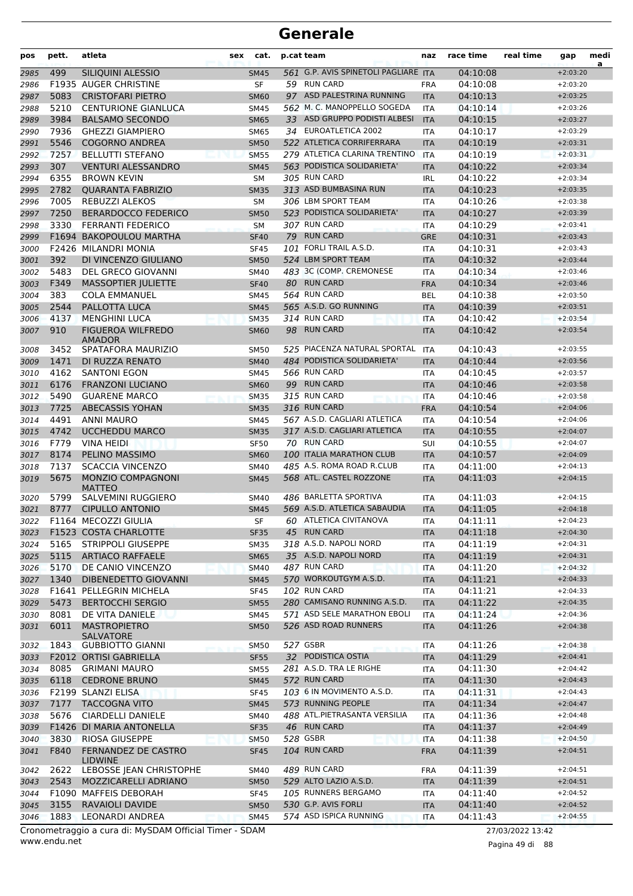# Generale

| pos | pett. | atleta | sex | cat. | p.cat | team | naz | race time | real time | gap | medi a |
|---|---|---|---|---|---|---|---|---|---|---|---|
| 2985 | 499 | SILIQUINI ALESSIO | | SM45 | 561 | G.P. AVIS SPINETOLI PAGLIARE | ITA | 04:10:08 | | +2:03:20 | |
| 2986 | F1935 | AUGER CHRISTINE | | SF | 59 | RUN CARD | FRA | 04:10:08 | | +2:03:20 | |
| 2987 | 5083 | CRISTOFARI PIETRO | | SM60 | 97 | ASD PALESTRINA RUNNING | ITA | 04:10:13 | | +2:03:25 | |
| 2988 | 5210 | CENTURIONE GIANLUCA | | SM45 | 562 | M. C. MANOPPELLO SOGEDA | ITA | 04:10:14 | | +2:03:26 | |
| 2989 | 3984 | BALSAMO SECONDO | | SM65 | 33 | ASD GRUPPO PODISTI ALBESI | ITA | 04:10:15 | | +2:03:27 | |
| 2990 | 7936 | GHEZZI GIAMPIERO | | SM65 | 34 | EUROATLETICA 2002 | ITA | 04:10:17 | | +2:03:29 | |
| 2991 | 5546 | COGORNO ANDREA | | SM50 | 522 | ATLETICA CORRIFERRARA | ITA | 04:10:19 | | +2:03:31 | |
| 2992 | 7257 | BELLUTTI STEFANO | | SM55 | 279 | ATLETICA CLARINA TRENTINO | ITA | 04:10:19 | | +2:03:31 | |
| 2993 | 307 | VENTURI ALESSANDRO | | SM45 | 563 | PODISTICA SOLIDARIETA' | ITA | 04:10:22 | | +2:03:34 | |
| 2994 | 6355 | BROWN KEVIN | | SM | 305 | RUN CARD | IRL | 04:10:22 | | +2:03:34 | |
| 2995 | 2782 | QUARANTA FABRIZIO | | SM35 | 313 | ASD BUMBASINA RUN | ITA | 04:10:23 | | +2:03:35 | |
| 2996 | 7005 | REBUZZI ALEKOS | | SM | 306 | LBM SPORT TEAM | ITA | 04:10:26 | | +2:03:38 | |
| 2997 | 7250 | BERARDOCCO FEDERICO | | SM50 | 523 | PODISTICA SOLIDARIETA' | ITA | 04:10:27 | | +2:03:39 | |
| 2998 | 3330 | FERRANTI FEDERICO | | SM | 307 | RUN CARD | ITA | 04:10:29 | | +2:03:41 | |
| 2999 | F1694 | BAKOPOULOU MARTHA | | SF40 | 79 | RUN CARD | GRE | 04:10:31 | | +2:03:43 | |
| 3000 | F2426 | MILANDRI MONIA | | SF45 | 101 | FORLI TRAIL A.S.D. | ITA | 04:10:31 | | +2:03:43 | |
| 3001 | 392 | DI VINCENZO GIULIANO | | SM50 | 524 | LBM SPORT TEAM | ITA | 04:10:32 | | +2:03:44 | |
| 3002 | 5483 | DEL GRECO GIOVANNI | | SM40 | 483 | 3C (COMP. CREMONESE | ITA | 04:10:34 | | +2:03:46 | |
| 3003 | F349 | MASSOPTIER JULIETTE | | SF40 | 80 | RUN CARD | FRA | 04:10:34 | | +2:03:46 | |
| 3004 | 383 | COLA EMMANUEL | | SM45 | 564 | RUN CARD | BEL | 04:10:38 | | +2:03:50 | |
| 3005 | 2544 | PALLOTTA LUCA | | SM45 | 565 | A.S.D. GO RUNNING | ITA | 04:10:39 | | +2:03:51 | |
| 3006 | 4137 | MENGHINI LUCA | | SM35 | 314 | RUN CARD | ITA | 04:10:42 | | +2:03:54 | |
| 3007 | 910 | FIGUEROA WILFREDO AMADOR | | SM60 | 98 | RUN CARD | ITA | 04:10:42 | | +2:03:54 | |
| 3008 | 3452 | SPATAFORA MAURIZIO | | SM50 | 525 | PIACENZA NATURAL SPORTAL | ITA | 04:10:43 | | +2:03:55 | |
| 3009 | 1471 | DI RUZZA RENATO | | SM40 | 484 | PODISTICA SOLIDARIETA' | ITA | 04:10:44 | | +2:03:56 | |
| 3010 | 4162 | SANTONI EGON | | SM45 | 566 | RUN CARD | ITA | 04:10:45 | | +2:03:57 | |
| 3011 | 6176 | FRANZONI LUCIANO | | SM60 | 99 | RUN CARD | ITA | 04:10:46 | | +2:03:58 | |
| 3012 | 5490 | GUARENE MARCO | | SM35 | 315 | RUN CARD | ITA | 04:10:46 | | +2:03:58 | |
| 3013 | 7725 | ABECASSIS YOHAN | | SM35 | 316 | RUN CARD | FRA | 04:10:54 | | +2:04:06 | |
| 3014 | 4491 | ANNI MAURO | | SM45 | 567 | A.S.D. CAGLIARI ATLETICA | ITA | 04:10:54 | | +2:04:06 | |
| 3015 | 4742 | UCCHEDDU MARCO | | SM35 | 317 | A.S.D. CAGLIARI ATLETICA | ITA | 04:10:55 | | +2:04:07 | |
| 3016 | F779 | VINA HEIDI | | SF50 | 70 | RUN CARD | SUI | 04:10:55 | | +2:04:07 | |
| 3017 | 8174 | PELINO MASSIMO | | SM60 | 100 | ITALIA MARATHON CLUB | ITA | 04:10:57 | | +2:04:09 | |
| 3018 | 7137 | SCACCIA VINCENZO | | SM40 | 485 | A.S. ROMA ROAD R.CLUB | ITA | 04:11:00 | | +2:04:13 | |
| 3019 | 5675 | MONZIO COMPAGNONI MATTEO | | SM45 | 568 | ATL. CASTEL ROZZONE | ITA | 04:11:03 | | +2:04:15 | |
| 3020 | 5799 | SALVEMINI RUGGIERO | | SM40 | 486 | BARLETTA SPORTIVA | ITA | 04:11:03 | | +2:04:15 | |
| 3021 | 8777 | CIPULLO ANTONIO | | SM45 | 569 | A.S.D. ATLETICA SABAUDIA | ITA | 04:11:05 | | +2:04:18 | |
| 3022 | F1164 | MECOZZI GIULIA | | SF | 60 | ATLETICA CIVITANOVA | ITA | 04:11:11 | | +2:04:23 | |
| 3023 | F1523 | COSTA CHARLOTTE | | SF35 | 45 | RUN CARD | ITA | 04:11:18 | | +2:04:30 | |
| 3024 | 5165 | STRIPPOLI GIUSEPPE | | SM35 | 318 | A.S.D. NAPOLI NORD | ITA | 04:11:19 | | +2:04:31 | |
| 3025 | 5115 | ARTIACO RAFFAELE | | SM65 | 35 | A.S.D. NAPOLI NORD | ITA | 04:11:19 | | +2:04:31 | |
| 3026 | 5170 | DE CANIO VINCENZO | | SM40 | 487 | RUN CARD | ITA | 04:11:20 | | +2:04:32 | |
| 3027 | 1340 | DIBENEDETTO GIOVANNI | | SM45 | 570 | WORKOUTGYM A.S.D. | ITA | 04:11:21 | | +2:04:33 | |
| 3028 | F1641 | PELLEGRIN MICHELA | | SF45 | 102 | RUN CARD | ITA | 04:11:21 | | +2:04:33 | |
| 3029 | 5473 | BERTOCCHI SERGIO | | SM55 | 280 | CAMISANO RUNNING A.S.D. | ITA | 04:11:22 | | +2:04:35 | |
| 3030 | 8081 | DE VITA DANIELE | | SM45 | 571 | ASD SELE MARATHON EBOLI | ITA | 04:11:24 | | +2:04:36 | |
| 3031 | 6011 | MASTROPIETRO SALVATORE | | SM50 | 526 | ASD ROAD RUNNERS | ITA | 04:11:26 | | +2:04:38 | |
| 3032 | 1843 | GUBBIOTTO GIANNI | | SM50 | 527 | GSBR | ITA | 04:11:26 | | +2:04:38 | |
| 3033 | F2012 | ORTISI GABRIELLA | | SF55 | 32 | PODISTICA OSTIA | ITA | 04:11:29 | | +2:04:41 | |
| 3034 | 8085 | GRIMANI MAURO | | SM55 | 281 | A.S.D. TRA LE RIGHE | ITA | 04:11:30 | | +2:04:42 | |
| 3035 | 6118 | CEDRONE BRUNO | | SM45 | 572 | RUN CARD | ITA | 04:11:30 | | +2:04:43 | |
| 3036 | F2199 | SLANZI ELISA | | SF45 | 103 | 6 IN MOVIMENTO A.S.D. | ITA | 04:11:31 | | +2:04:43 | |
| 3037 | 7177 | TACCOGNA VITO | | SM45 | 573 | RUNNING PEOPLE | ITA | 04:11:34 | | +2:04:47 | |
| 3038 | 5676 | CIARDELLI DANIELE | | SM40 | 488 | ATL.PIETRASANTA VERSILIA | ITA | 04:11:36 | | +2:04:48 | |
| 3039 | F1426 | DI MARIA ANTONELLA | | SF35 | 46 | RUN CARD | ITA | 04:11:37 | | +2:04:49 | |
| 3040 | 3830 | RIOSA GIUSEPPE | | SM50 | 528 | GSBR | ITA | 04:11:38 | | +2:04:50 | |
| 3041 | F840 | FERNANDEZ DE CASTRO LIDWINE | | SF45 | 104 | RUN CARD | FRA | 04:11:39 | | +2:04:51 | |
| 3042 | 2622 | LEBOSSE JEAN CHRISTOPHE | | SM40 | 489 | RUN CARD | FRA | 04:11:39 | | +2:04:51 | |
| 3043 | 2543 | MOZZICARELLI ADRIANO | | SM50 | 529 | ALTO LAZIO A.S.D. | ITA | 04:11:39 | | +2:04:51 | |
| 3044 | F1090 | MAFFEIS DEBORAH | | SF45 | 105 | RUNNERS BERGAMO | ITA | 04:11:40 | | +2:04:52 | |
| 3045 | 3155 | RAVAIOLI DAVIDE | | SM50 | 530 | G.P. AVIS FORLI | ITA | 04:11:40 | | +2:04:52 | |
| 3046 | 1883 | LEONARDI ANDREA | | SM45 | 574 | ASD ISPICA RUNNING | ITA | 04:11:43 | | +2:04:55 | |

Cronometraggio a cura di: MySDAM Official Timer - SDAM
www.endu.net
27/03/2022 13:42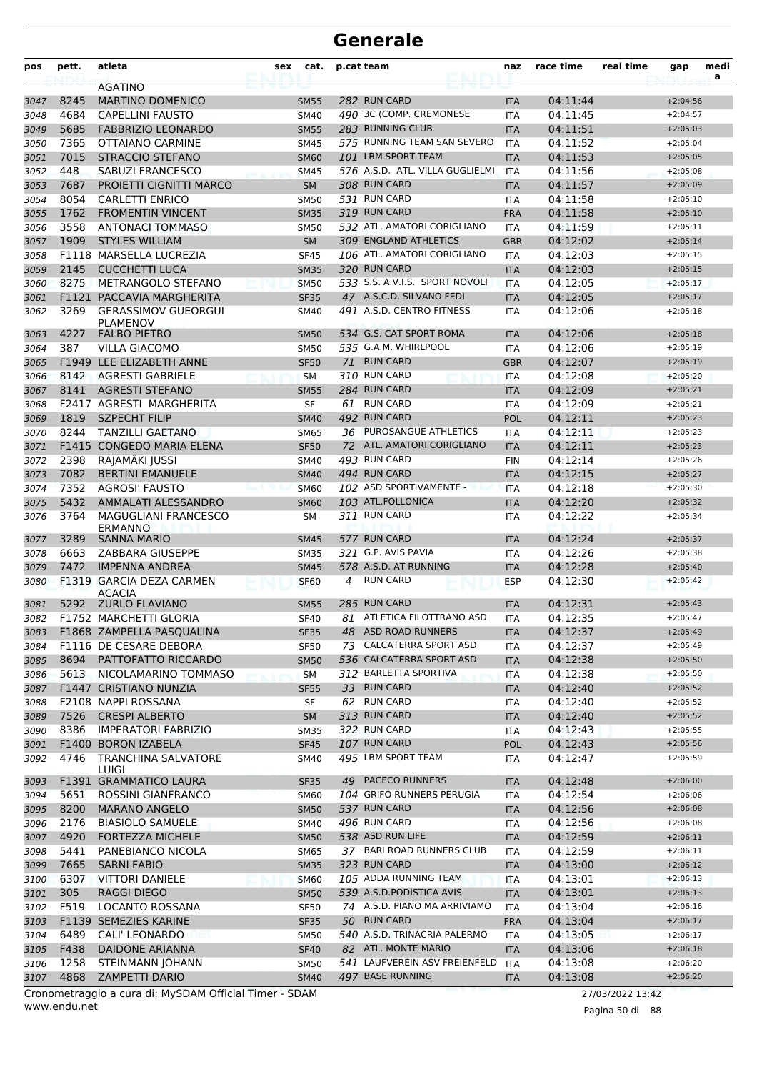# Generale

| pos | pett. | atleta | sex | cat. | p.cat | team | naz | race time | real time | gap | medi a |
|---|---|---|---|---|---|---|---|---|---|---|---|
| | | AGATINO | | | | | | | | | |
| 3047 | 8245 | MARTINO DOMENICO | | SM55 | 282 | RUN CARD | ITA | 04:11:44 | | +2:04:56 | |
| 3048 | 4684 | CAPELLINI FAUSTO | | SM40 | 490 | 3C (COMP. CREMONESE | ITA | 04:11:45 | | +2:04:57 | |
| 3049 | 5685 | FABBRIZIO LEONARDO | | SM55 | 283 | RUNNING CLUB | ITA | 04:11:51 | | +2:05:03 | |
| 3050 | 7365 | OTTAIANO CARMINE | | SM45 | 575 | RUNNING TEAM SAN SEVERO | ITA | 04:11:52 | | +2:05:04 | |
| 3051 | 7015 | STRACCIO STEFANO | | SM60 | 101 | LBM SPORT TEAM | ITA | 04:11:53 | | +2:05:05 | |
| 3052 | 448 | SABUZI FRANCESCO | | SM45 | 576 | A.S.D. ATL. VILLA GUGLIELMI | ITA | 04:11:56 | | +2:05:08 | |
| 3053 | 7687 | PROIETTI CIGNITTI MARCO | | SM | 308 | RUN CARD | ITA | 04:11:57 | | +2:05:09 | |
| 3054 | 8054 | CARLETTI ENRICO | | SM50 | 531 | RUN CARD | ITA | 04:11:58 | | +2:05:10 | |
| 3055 | 1762 | FROMENTIN VINCENT | | SM35 | 319 | RUN CARD | FRA | 04:11:58 | | +2:05:10 | |
| 3056 | 3558 | ANTONACI TOMMASO | | SM50 | 532 | ATL. AMATORI CORIGLIANO | ITA | 04:11:59 | | +2:05:11 | |
| 3057 | 1909 | STYLES WILLIAM | | SM | 309 | ENGLAND ATHLETICS | GBR | 04:12:02 | | +2:05:14 | |
| 3058 | F1118 | MARSELLA LUCREZIA | | SF45 | 106 | ATL. AMATORI CORIGLIANO | ITA | 04:12:03 | | +2:05:15 | |
| 3059 | 2145 | CUCCHETTI LUCA | | SM35 | 320 | RUN CARD | ITA | 04:12:03 | | +2:05:15 | |
| 3060 | 8275 | METRANGOLO STEFANO | | SM50 | 533 | S.S. A.V.I.S. SPORT NOVOLI | ITA | 04:12:05 | | +2:05:17 | |
| 3061 | F1121 | PACCAVIA MARGHERITA | | SF35 | 47 | A.S.C.D. SILVANO FEDI | ITA | 04:12:05 | | +2:05:17 | |
| 3062 | 3269 | GERASSIMOV GUEORGUI PLAMENOV | | SM40 | 491 | A.S.D. CENTRO FITNESS | ITA | 04:12:06 | | +2:05:18 | |
| 3063 | 4227 | FALBO PIETRO | | SM50 | 534 | G.S. CAT SPORT ROMA | ITA | 04:12:06 | | +2:05:18 | |
| 3064 | 387 | VILLA GIACOMO | | SM50 | 535 | G.A.M. WHIRLPOOL | ITA | 04:12:06 | | +2:05:19 | |
| 3065 | F1949 | LEE ELIZABETH ANNE | | SF50 | 71 | RUN CARD | GBR | 04:12:07 | | +2:05:19 | |
| 3066 | 8142 | AGRESTI GABRIELE | | SM | 310 | RUN CARD | ITA | 04:12:08 | | +2:05:20 | |
| 3067 | 8141 | AGRESTI STEFANO | | SM55 | 284 | RUN CARD | ITA | 04:12:09 | | +2:05:21 | |
| 3068 | F2417 | AGRESTI MARGHERITA | | SF | 61 | RUN CARD | ITA | 04:12:09 | | +2:05:21 | |
| 3069 | 1819 | SZPECHT FILIP | | SM40 | 492 | RUN CARD | POL | 04:12:11 | | +2:05:23 | |
| 3070 | 8244 | TANZILLI GAETANO | | SM65 | 36 | PUROSANGUE ATHLETICS | ITA | 04:12:11 | | +2:05:23 | |
| 3071 | F1415 | CONGEDO MARIA ELENA | | SF50 | 72 | ATL. AMATORI CORIGLIANO | ITA | 04:12:11 | | +2:05:23 | |
| 3072 | 2398 | RAJAMÄKI JUSSI | | SM40 | 493 | RUN CARD | FIN | 04:12:14 | | +2:05:26 | |
| 3073 | 7082 | BERTINI EMANUELE | | SM40 | 494 | RUN CARD | ITA | 04:12:15 | | +2:05:27 | |
| 3074 | 7352 | AGROSI' FAUSTO | | SM60 | 102 | ASD SPORTIVAMENTE - | ITA | 04:12:18 | | +2:05:30 | |
| 3075 | 5432 | AMMALATI ALESSANDRO | | SM60 | 103 | ATL.FOLLONICA | ITA | 04:12:20 | | +2:05:32 | |
| 3076 | 3764 | MAGUGLIANI FRANCESCO ERMANNO | | SM | 311 | RUN CARD | ITA | 04:12:22 | | +2:05:34 | |
| 3077 | 3289 | SANNA MARIO | | SM45 | 577 | RUN CARD | ITA | 04:12:24 | | +2:05:37 | |
| 3078 | 6663 | ZABBARA GIUSEPPE | | SM35 | 321 | G.P. AVIS PAVIA | ITA | 04:12:26 | | +2:05:38 | |
| 3079 | 7472 | IMPENNA ANDREA | | SM45 | 578 | A.S.D. AT RUNNING | ITA | 04:12:28 | | +2:05:40 | |
| 3080 | F1319 | GARCIA DEZA CARMEN ACACIA | | SF60 | 4 | RUN CARD | ESP | 04:12:30 | | +2:05:42 | |
| 3081 | 5292 | ZURLO FLAVIANO | | SM55 | 285 | RUN CARD | ITA | 04:12:31 | | +2:05:43 | |
| 3082 | F1752 | MARCHETTI GLORIA | | SF40 | 81 | ATLETICA FILOTTRANO ASD | ITA | 04:12:35 | | +2:05:47 | |
| 3083 | F1868 | ZAMPELLA PASQUALINA | | SF35 | 48 | ASD ROAD RUNNERS | ITA | 04:12:37 | | +2:05:49 | |
| 3084 | F1116 | DE CESARE DEBORA | | SF50 | 73 | CALCATERRA SPORT ASD | ITA | 04:12:37 | | +2:05:49 | |
| 3085 | 8694 | PATTOFATTO RICCARDO | | SM50 | 536 | CALCATERRA SPORT ASD | ITA | 04:12:38 | | +2:05:50 | |
| 3086 | 5613 | NICOLAMARINO TOMMASO | | SM | 312 | BARLETTA SPORTIVA | ITA | 04:12:38 | | +2:05:50 | |
| 3087 | F1447 | CRISTIANO NUNZIA | | SF55 | 33 | RUN CARD | ITA | 04:12:40 | | +2:05:52 | |
| 3088 | F2108 | NAPPI ROSSANA | | SF | 62 | RUN CARD | ITA | 04:12:40 | | +2:05:52 | |
| 3089 | 7526 | CRESPI ALBERTO | | SM | 313 | RUN CARD | ITA | 04:12:40 | | +2:05:52 | |
| 3090 | 8386 | IMPERATORI FABRIZIO | | SM35 | 322 | RUN CARD | ITA | 04:12:43 | | +2:05:55 | |
| 3091 | F1400 | BORON IZABELA | | SF45 | 107 | RUN CARD | POL | 04:12:43 | | +2:05:56 | |
| 3092 | 4746 | TRANCHINA SALVATORE LUIGI | | SM40 | 495 | LBM SPORT TEAM | ITA | 04:12:47 | | +2:05:59 | |
| 3093 | F1391 | GRAMMATICO LAURA | | SF35 | 49 | PACECO RUNNERS | ITA | 04:12:48 | | +2:06:00 | |
| 3094 | 5651 | ROSSINI GIANFRANCO | | SM60 | 104 | GRIFO RUNNERS PERUGIA | ITA | 04:12:54 | | +2:06:06 | |
| 3095 | 8200 | MARANO ANGELO | | SM50 | 537 | RUN CARD | ITA | 04:12:56 | | +2:06:08 | |
| 3096 | 2176 | BIASIOLO SAMUELE | | SM40 | 496 | RUN CARD | ITA | 04:12:56 | | +2:06:08 | |
| 3097 | 4920 | FORTEZZA MICHELE | | SM50 | 538 | ASD RUN LIFE | ITA | 04:12:59 | | +2:06:11 | |
| 3098 | 5441 | PANEBIANCO NICOLA | | SM65 | 37 | BARI ROAD RUNNERS CLUB | ITA | 04:12:59 | | +2:06:11 | |
| 3099 | 7665 | SARNI FABIO | | SM35 | 323 | RUN CARD | ITA | 04:13:00 | | +2:06:12 | |
| 3100 | 6307 | VITTORI DANIELE | | SM60 | 105 | ADDA RUNNING TEAM | ITA | 04:13:01 | | +2:06:13 | |
| 3101 | 305 | RAGGI DIEGO | | SM50 | 539 | A.S.D.PODISTICA AVIS | ITA | 04:13:01 | | +2:06:13 | |
| 3102 | F519 | LOCANTO ROSSANA | | SF50 | 74 | A.S.D. PIANO MA ARRIVIAMO | ITA | 04:13:04 | | +2:06:16 | |
| 3103 | F1139 | SEMEZIES KARINE | | SF35 | 50 | RUN CARD | FRA | 04:13:04 | | +2:06:17 | |
| 3104 | 6489 | CALI' LEONARDO | | SM50 | 540 | A.S.D. TRINACRIA PALERMO | ITA | 04:13:05 | | +2:06:17 | |
| 3105 | F438 | DAIDONE ARIANNA | | SF40 | 82 | ATL. MONTE MARIO | ITA | 04:13:06 | | +2:06:18 | |
| 3106 | 1258 | STEINMANN JOHANN | | SM50 | 541 | LAUFVEREIN ASV FREIENFELD | ITA | 04:13:08 | | +2:06:20 | |
| 3107 | 4868 | ZAMPETTI DARIO | | SM40 | 497 | BASE RUNNING | ITA | 04:13:08 | | +2:06:20 | |

Cronometraggio a cura di: MySDAM Official Timer - SDAM
www.endu.net
27/03/2022 13:42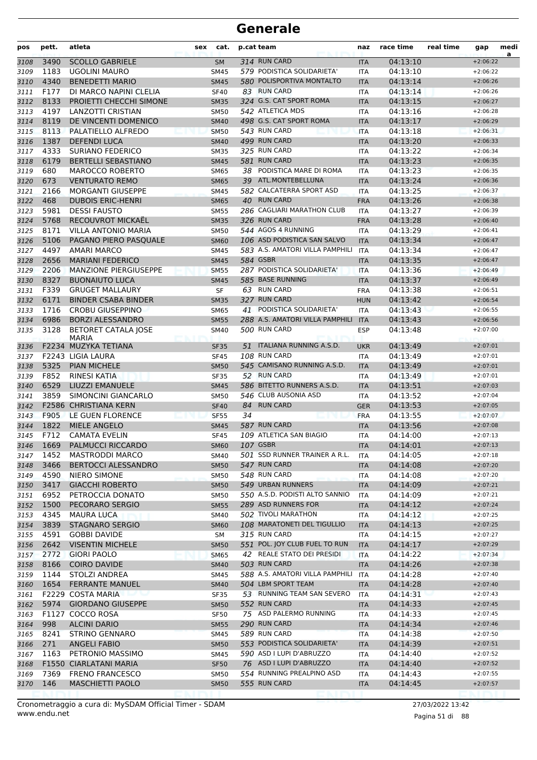# Generale

| pos | pett. | atleta | sex | cat. | p.cat | team | naz | race time | real time | gap | medi a |
|---|---|---|---|---|---|---|---|---|---|---|---|
| 3108 | 3490 | SCOLLO GABRIELE | | SM | 314 | RUN CARD | ITA | 04:13:10 | | +2:06:22 | |
| 3109 | 1183 | UGOLINI MAURO | | SM45 | 579 | PODISTICA SOLIDARIETA' | ITA | 04:13:10 | | +2:06:22 | |
| 3110 | 4340 | BENEDETTI MARIO | | SM45 | 580 | POLISPORTIVA MONTALTO | ITA | 04:13:14 | | +2:06:26 | |
| 3111 | F177 | DI MARCO NAPINI CLELIA | | SF40 | 83 | RUN CARD | ITA | 04:13:14 | | +2:06:26 | |
| 3112 | 8133 | PROIETTI CHECCHI SIMONE | | SM35 | 324 | G.S. CAT SPORT ROMA | ITA | 04:13:15 | | +2:06:27 | |
| 3113 | 4197 | LANZOTTI CRISTIAN | | SM50 | 542 | ATLETICA MDS | ITA | 04:13:16 | | +2:06:28 | |
| 3114 | 8119 | DE VINCENTI DOMENICO | | SM40 | 498 | G.S. CAT SPORT ROMA | ITA | 04:13:17 | | +2:06:29 | |
| 3115 | 8113 | PALATIELLO ALFREDO | | SM50 | 543 | RUN CARD | ITA | 04:13:18 | | +2:06:31 | |
| 3116 | 1387 | DEFENDI LUCA | | SM40 | 499 | RUN CARD | ITA | 04:13:20 | | +2:06:33 | |
| 3117 | 4333 | SURIANO FEDERICO | | SM35 | 325 | RUN CARD | ITA | 04:13:22 | | +2:06:34 | |
| 3118 | 6179 | BERTELLI SEBASTIANO | | SM45 | 581 | RUN CARD | ITA | 04:13:23 | | +2:06:35 | |
| 3119 | 680 | MAROCCO ROBERTO | | SM65 | 38 | PODISTICA MARE DI ROMA | ITA | 04:13:23 | | +2:06:35 | |
| 3120 | 673 | VENTURATO REMO | | SM65 | 39 | ATL.MONTEBELLUNA | ITA | 04:13:24 | | +2:06:36 | |
| 3121 | 2166 | MORGANTI GIUSEPPE | | SM45 | 582 | CALCATERRA SPORT ASD | ITA | 04:13:25 | | +2:06:37 | |
| 3122 | 468 | DUBOIS ERIC-HENRI | | SM65 | 40 | RUN CARD | FRA | 04:13:26 | | +2:06:38 | |
| 3123 | 5981 | DESSI FAUSTO | | SM55 | 286 | CAGLIARI MARATHON CLUB | ITA | 04:13:27 | | +2:06:39 | |
| 3124 | 5768 | RECOUVROT MICKAËL | | SM35 | 326 | RUN CARD | FRA | 04:13:28 | | +2:06:40 | |
| 3125 | 8171 | VILLA ANTONIO MARIA | | SM50 | 544 | AGOS 4 RUNNING | ITA | 04:13:29 | | +2:06:41 | |
| 3126 | 5106 | PAGANO PIERO PASQUALE | | SM60 | 106 | ASD PODISTICA SAN SALVO | ITA | 04:13:34 | | +2:06:47 | |
| 3127 | 4497 | AMARI MARCO | | SM45 | 583 | A.S. AMATORI VILLA PAMPHILI | ITA | 04:13:34 | | +2:06:47 | |
| 3128 | 2656 | MARIANI FEDERICO | | SM45 | 584 | GSBR | ITA | 04:13:35 | | +2:06:47 | |
| 3129 | 2206 | MANZIONE PIERGIUSEPPE | | SM55 | 287 | PODISTICA SOLIDARIETA' | ITA | 04:13:36 | | +2:06:49 | |
| 3130 | 8327 | BUONAIUTO LUCA | | SM45 | 585 | BASE RUNNING | ITA | 04:13:37 | | +2:06:49 | |
| 3131 | F339 | GRUGET MALLAURY | | SF | 63 | RUN CARD | FRA | 04:13:38 | | +2:06:51 | |
| 3132 | 6171 | BINDER CSABA BINDER | | SM35 | 327 | RUN CARD | HUN | 04:13:42 | | +2:06:54 | |
| 3133 | 1716 | CROBU GIUSEPPINO | | SM65 | 41 | PODISTICA SOLIDARIETA' | ITA | 04:13:43 | | +2:06:55 | |
| 3134 | 6986 | BORZI ALESSANDRO | | SM55 | 288 | A.S. AMATORI VILLA PAMPHILI | ITA | 04:13:43 | | +2:06:56 | |
| 3135 | 3128 | BETORET CATALA JOSE MARIA | | SM40 | 500 | RUN CARD | ESP | 04:13:48 | | +2:07:00 | |
| 3136 | F2234 | MUZYKA TETIANA | | SF35 | 51 | ITALIANA RUNNING A.S.D. | UKR | 04:13:49 | | +2:07:01 | |
| 3137 | F2243 | LIGIA LAURA | | SF45 | 108 | RUN CARD | ITA | 04:13:49 | | +2:07:01 | |
| 3138 | 5325 | PIAN MICHELE | | SM50 | 545 | CAMISANO RUNNING A.S.D. | ITA | 04:13:49 | | +2:07:01 | |
| 3139 | F852 | RINESI KATIA | | SF35 | 52 | RUN CARD | ITA | 04:13:49 | | +2:07:01 | |
| 3140 | 6529 | LIUZZI EMANUELE | | SM45 | 586 | BITETTO RUNNERS A.S.D. | ITA | 04:13:51 | | +2:07:03 | |
| 3141 | 3859 | SIMONCINI GIANCARLO | | SM50 | 546 | CLUB AUSONIA ASD | ITA | 04:13:52 | | +2:07:04 | |
| 3142 | F2586 | CHRISTIANA KERN | | SF40 | 84 | RUN CARD | GER | 04:13:53 | | +2:07:05 | |
| 3143 | F905 | LE GUEN FLORENCE | | SF55 | 34 | | FRA | 04:13:55 | | +2:07:07 | |
| 3144 | 1822 | MIELE ANGELO | | SM45 | 587 | RUN CARD | ITA | 04:13:56 | | +2:07:08 | |
| 3145 | F712 | CAMATA EVELIN | | SF45 | 109 | ATLETICA SAN BIAGIO | ITA | 04:14:00 | | +2:07:13 | |
| 3146 | 1669 | PALMUCCI RICCARDO | | SM60 | 107 | GSBR | ITA | 04:14:01 | | +2:07:13 | |
| 3147 | 1452 | MASTRODDI MARCO | | SM40 | 501 | SSD RUNNER TRAINER A R.L. | ITA | 04:14:05 | | +2:07:18 | |
| 3148 | 3466 | BERTOCCI ALESSANDRO | | SM50 | 547 | RUN CARD | ITA | 04:14:08 | | +2:07:20 | |
| 3149 | 4590 | NIERO SIMONE | | SM50 | 548 | RUN CARD | ITA | 04:14:08 | | +2:07:20 | |
| 3150 | 3417 | GIACCHI ROBERTO | | SM50 | 549 | URBAN RUNNERS | ITA | 04:14:09 | | +2:07:21 | |
| 3151 | 6952 | PETROCCIA DONATO | | SM50 | 550 | A.S.D. PODISTI ALTO SANNIO | ITA | 04:14:09 | | +2:07:21 | |
| 3152 | 1500 | PECORARO SERGIO | | SM55 | 289 | ASD RUNNERS FOR | ITA | 04:14:12 | | +2:07:24 | |
| 3153 | 4345 | MAURA LUCA | | SM40 | 502 | TIVOLI MARATHON | ITA | 04:14:12 | | +2:07:25 | |
| 3154 | 3839 | STAGNARO SERGIO | | SM60 | 108 | MARATONETI DEL TIGULLIO | ITA | 04:14:13 | | +2:07:25 | |
| 3155 | 4591 | GOBBI DAVIDE | | SM | 315 | RUN CARD | ITA | 04:14:15 | | +2:07:27 | |
| 3156 | 2642 | VISENTIN MICHELE | | SM50 | 551 | POL. JOY CLUB FUEL TO RUN | ITA | 04:14:17 | | +2:07:29 | |
| 3157 | 2772 | GIORI PAOLO | | SM65 | 42 | REALE STATO DEI PRESIDI | ITA | 04:14:22 | | +2:07:34 | |
| 3158 | 8166 | COIRO DAVIDE | | SM40 | 503 | RUN CARD | ITA | 04:14:26 | | +2:07:38 | |
| 3159 | 1144 | STOLZI ANDREA | | SM45 | 588 | A.S. AMATORI VILLA PAMPHILI | ITA | 04:14:28 | | +2:07:40 | |
| 3160 | 1654 | FERRANTE MANUEL | | SM40 | 504 | LBM SPORT TEAM | ITA | 04:14:28 | | +2:07:40 | |
| 3161 | F2229 | COSTA MARIA | | SF35 | 53 | RUNNING TEAM SAN SEVERO | ITA | 04:14:31 | | +2:07:43 | |
| 3162 | 5974 | GIORDANO GIUSEPPE | | SM50 | 552 | RUN CARD | ITA | 04:14:33 | | +2:07:45 | |
| 3163 | F1127 | COCCO ROSA | | SF50 | 75 | ASD PALERMO RUNNING | ITA | 04:14:33 | | +2:07:45 | |
| 3164 | 998 | ALCINI DARIO | | SM55 | 290 | RUN CARD | ITA | 04:14:34 | | +2:07:46 | |
| 3165 | 8241 | STRINO GENNARO | | SM45 | 589 | RUN CARD | ITA | 04:14:38 | | +2:07:50 | |
| 3166 | 271 | ANGELI FABIO | | SM50 | 553 | PODISTICA SOLIDARIETA' | ITA | 04:14:39 | | +2:07:51 | |
| 3167 | 1163 | PETRONIO MASSIMO | | SM45 | 590 | ASD I LUPI D'ABRUZZO | ITA | 04:14:40 | | +2:07:52 | |
| 3168 | F1550 | CIARLATANI MARIA | | SF50 | 76 | ASD I LUPI D'ABRUZZO | ITA | 04:14:40 | | +2:07:52 | |
| 3169 | 7369 | FRENO FRANCESCO | | SM50 | 554 | RUNNING PREALPINO ASD | ITA | 04:14:43 | | +2:07:55 | |
| 3170 | 146 | MASCHIETTI PAOLO | | SM50 | 555 | RUN CARD | ITA | 04:14:45 | | +2:07:57 | |

Cronometraggio a cura di: MySDAM Official Timer - SDAM
www.endu.net

27/03/2022 13:42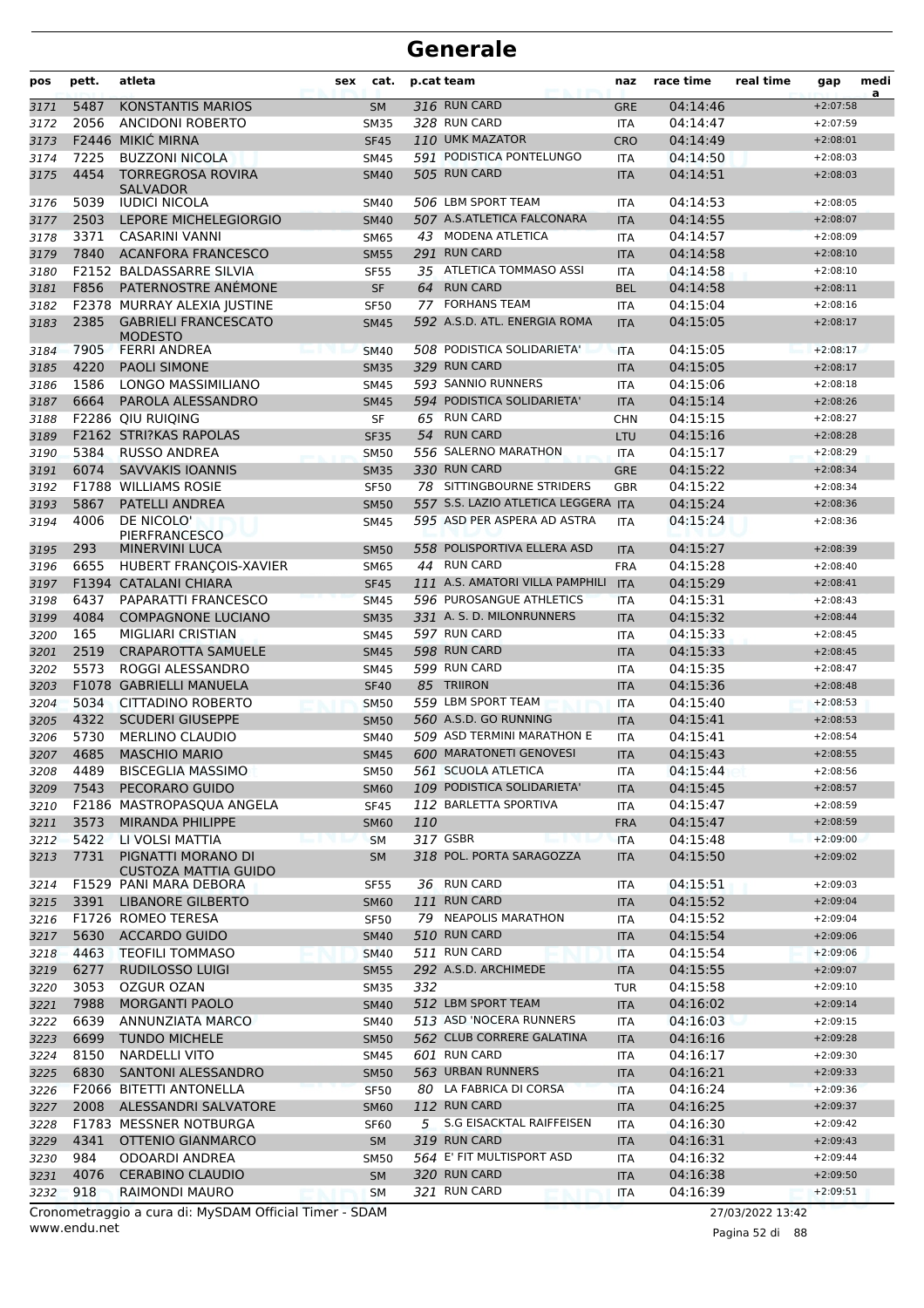# Generale

| pos | pett. | atleta | sex | cat. | p.cat | team | naz | race time | real time | gap | media |
|---|---|---|---|---|---|---|---|---|---|---|---|
| 3171 | 5487 | KONSTANTIS MARIOS | | SM | 316 | RUN CARD | GRE | 04:14:46 | | +2:07:58 | |
| 3172 | 2056 | ANCIDONI ROBERTO | | SM35 | 328 | RUN CARD | ITA | 04:14:47 | | +2:07:59 | |
| 3173 | F2446 | MIKIĆ MIRNA | | SF45 | 110 | UMK MAZATOR | CRO | 04:14:49 | | +2:08:01 | |
| 3174 | 7225 | BUZZONI NICOLA | | SM45 | 591 | PODISTICA PONTELUNGO | ITA | 04:14:50 | | +2:08:03 | |
| 3175 | 4454 | TORREGROSA ROVIRA SALVADOR | | SM40 | 505 | RUN CARD | ITA | 04:14:51 | | +2:08:03 | |
| 3176 | 5039 | IUDICI NICOLA | | SM40 | 506 | LBM SPORT TEAM | ITA | 04:14:53 | | +2:08:05 | |
| 3177 | 2503 | LEPORE MICHELEGIORGIO | | SM40 | 507 | A.S.ATLETICA FALCONARA | ITA | 04:14:55 | | +2:08:07 | |
| 3178 | 3371 | CASARINI VANNI | | SM65 | 43 | MODENA ATLETICA | ITA | 04:14:57 | | +2:08:09 | |
| 3179 | 7840 | ACANFORA FRANCESCO | | SM55 | 291 | RUN CARD | ITA | 04:14:58 | | +2:08:10 | |
| 3180 | F2152 | BALDASSARRE SILVIA | | SF55 | 35 | ATLETICA TOMMASO ASSI | ITA | 04:14:58 | | +2:08:10 | |
| 3181 | F856 | PATERNOSTRE ANÉMONE | | SF | 64 | RUN CARD | BEL | 04:14:58 | | +2:08:11 | |
| 3182 | F2378 | MURRAY ALEXIA JUSTINE | | SF50 | 77 | FORHANS TEAM | ITA | 04:15:04 | | +2:08:16 | |
| 3183 | 2385 | GABRIELI FRANCESCATO MODESTO | | SM45 | 592 | A.S.D. ATL. ENERGIA ROMA | ITA | 04:15:05 | | +2:08:17 | |
| 3184 | 7905 | FERRI ANDREA | | SM40 | 508 | PODISTICA SOLIDARIETA' | ITA | 04:15:05 | | +2:08:17 | |
| 3185 | 4220 | PAOLI SIMONE | | SM35 | 329 | RUN CARD | ITA | 04:15:05 | | +2:08:17 | |
| 3186 | 1586 | LONGO MASSIMILIANO | | SM45 | 593 | SANNIO RUNNERS | ITA | 04:15:06 | | +2:08:18 | |
| 3187 | 6664 | PAROLA ALESSANDRO | | SM45 | 594 | PODISTICA SOLIDARIETA' | ITA | 04:15:14 | | +2:08:26 | |
| 3188 | F2286 | QIU RUIQING | | SF | 65 | RUN CARD | CHN | 04:15:15 | | +2:08:27 | |
| 3189 | F2162 | STRI?KAS RAPOLAS | | SF35 | 54 | RUN CARD | LTU | 04:15:16 | | +2:08:28 | |
| 3190 | 5384 | RUSSO ANDREA | | SM50 | 556 | SALERNO MARATHON | ITA | 04:15:17 | | +2:08:29 | |
| 3191 | 6074 | SAVVAKIS IOANNIS | | SM35 | 330 | RUN CARD | GRE | 04:15:22 | | +2:08:34 | |
| 3192 | F1788 | WILLIAMS ROSIE | | SF50 | 78 | SITTINGBOURNE STRIDERS | GBR | 04:15:22 | | +2:08:34 | |
| 3193 | 5867 | PATELLI ANDREA | | SM50 | 557 | S.S. LAZIO ATLETICA LEGGERA | ITA | 04:15:24 | | +2:08:36 | |
| 3194 | 4006 | DE NICOLO' PIERFRANCESCO | | SM45 | 595 | ASD PER ASPERA AD ASTRA | ITA | 04:15:24 | | +2:08:36 | |
| 3195 | 293 | MINERVINI LUCA | | SM50 | 558 | POLISPORTIVA ELLERA ASD | ITA | 04:15:27 | | +2:08:39 | |
| 3196 | 6655 | HUBERT FRANÇOIS-XAVIER | | SM65 | 44 | RUN CARD | FRA | 04:15:28 | | +2:08:40 | |
| 3197 | F1394 | CATALANI CHIARA | | SF45 | 111 | A.S. AMATORI VILLA PAMPHILI | ITA | 04:15:29 | | +2:08:41 | |
| 3198 | 6437 | PAPARATTI FRANCESCO | | SM45 | 596 | PUROSANGUE ATHLETICS | ITA | 04:15:31 | | +2:08:43 | |
| 3199 | 4084 | COMPAGNONE LUCIANO | | SM35 | 331 | A. S. D. MILONRUNNERS | ITA | 04:15:32 | | +2:08:44 | |
| 3200 | 165 | MIGLIARI CRISTIAN | | SM45 | 597 | RUN CARD | ITA | 04:15:33 | | +2:08:45 | |
| 3201 | 2519 | CRAPAROTTA SAMUELE | | SM45 | 598 | RUN CARD | ITA | 04:15:33 | | +2:08:45 | |
| 3202 | 5573 | ROGGI ALESSANDRO | | SM45 | 599 | RUN CARD | ITA | 04:15:35 | | +2:08:47 | |
| 3203 | F1078 | GABRIELLI MANUELA | | SF40 | 85 | TRIIRON | ITA | 04:15:36 | | +2:08:48 | |
| 3204 | 5034 | CITTADINO ROBERTO | | SM50 | 559 | LBM SPORT TEAM | ITA | 04:15:40 | | +2:08:53 | |
| 3205 | 4322 | SCUDERI GIUSEPPE | | SM50 | 560 | A.S.D. GO RUNNING | ITA | 04:15:41 | | +2:08:53 | |
| 3206 | 5730 | MERLINO CLAUDIO | | SM40 | 509 | ASD TERMINI MARATHON E | ITA | 04:15:41 | | +2:08:54 | |
| 3207 | 4685 | MASCHIO MARIO | | SM45 | 600 | MARATONETI GENOVESI | ITA | 04:15:43 | | +2:08:55 | |
| 3208 | 4489 | BISCEGLIA MASSIMO | | SM50 | 561 | SCUOLA ATLETICA | ITA | 04:15:44 | | +2:08:56 | |
| 3209 | 7543 | PECORARO GUIDO | | SM60 | 109 | PODISTICA SOLIDARIETA' | ITA | 04:15:45 | | +2:08:57 | |
| 3210 | F2186 | MASTROPASQUA ANGELA | | SF45 | 112 | BARLETTA SPORTIVA | ITA | 04:15:47 | | +2:08:59 | |
| 3211 | 3573 | MIRANDA PHILIPPE | | SM60 | 110 | | FRA | 04:15:47 | | +2:08:59 | |
| 3212 | 5422 | LI VOLSI MATTIA | | SM | 317 | GSBR | ITA | 04:15:48 | | +2:09:00 | |
| 3213 | 7731 | PIGNATTI MORANO DI CUSTOZA MATTIA GUIDO | | SM | 318 | POL. PORTA SARAGOZZA | ITA | 04:15:50 | | +2:09:02 | |
| 3214 | F1529 | PANI MARA DEBORA | | SF55 | 36 | RUN CARD | ITA | 04:15:51 | | +2:09:03 | |
| 3215 | 3391 | LIBANORE GILBERTO | | SM60 | 111 | RUN CARD | ITA | 04:15:52 | | +2:09:04 | |
| 3216 | F1726 | ROMEO TERESA | | SF50 | 79 | NEAPOLIS MARATHON | ITA | 04:15:52 | | +2:09:04 | |
| 3217 | 5630 | ACCARDO GUIDO | | SM40 | 510 | RUN CARD | ITA | 04:15:54 | | +2:09:06 | |
| 3218 | 4463 | TEOFILI TOMMASO | | SM40 | 511 | RUN CARD | ITA | 04:15:54 | | +2:09:06 | |
| 3219 | 6277 | RUDILOSSO LUIGI | | SM55 | 292 | A.S.D. ARCHIMEDE | ITA | 04:15:55 | | +2:09:07 | |
| 3220 | 3053 | OZGUR OZAN | | SM35 | 332 | | TUR | 04:15:58 | | +2:09:10 | |
| 3221 | 7988 | MORGANTI PAOLO | | SM40 | 512 | LBM SPORT TEAM | ITA | 04:16:02 | | +2:09:14 | |
| 3222 | 6639 | ANNUNZIATA MARCO | | SM40 | 513 | ASD 'NOCERA RUNNERS | ITA | 04:16:03 | | +2:09:15 | |
| 3223 | 6699 | TUNDO MICHELE | | SM50 | 562 | CLUB CORRERE GALATINA | ITA | 04:16:16 | | +2:09:28 | |
| 3224 | 8150 | NARDELLI VITO | | SM45 | 601 | RUN CARD | ITA | 04:16:17 | | +2:09:30 | |
| 3225 | 6830 | SANTONI ALESSANDRO | | SM50 | 563 | URBAN RUNNERS | ITA | 04:16:21 | | +2:09:33 | |
| 3226 | F2066 | BITETTI ANTONELLA | | SF50 | 80 | LA FABRICA DI CORSA | ITA | 04:16:24 | | +2:09:36 | |
| 3227 | 2008 | ALESSANDRI SALVATORE | | SM60 | 112 | RUN CARD | ITA | 04:16:25 | | +2:09:37 | |
| 3228 | F1783 | MESSNER NOTBURGA | | SF60 | 5 | S.G EISACKTAL RAIFFEISEN | ITA | 04:16:30 | | +2:09:42 | |
| 3229 | 4341 | OTTENIO GIANMARCO | | SM | 319 | RUN CARD | ITA | 04:16:31 | | +2:09:43 | |
| 3230 | 984 | ODOARDI ANDREA | | SM50 | 564 | E' FIT MULTISPORT ASD | ITA | 04:16:32 | | +2:09:44 | |
| 3231 | 4076 | CERABINO CLAUDIO | | SM | 320 | RUN CARD | ITA | 04:16:38 | | +2:09:50 | |
| 3232 | 918 | RAIMONDI MAURO | | SM | 321 | RUN CARD | ITA | 04:16:39 | | +2:09:51 | |

Cronometraggio a cura di: MySDAM Official Timer - SDAM
www.endu.net
27/03/2022 13:42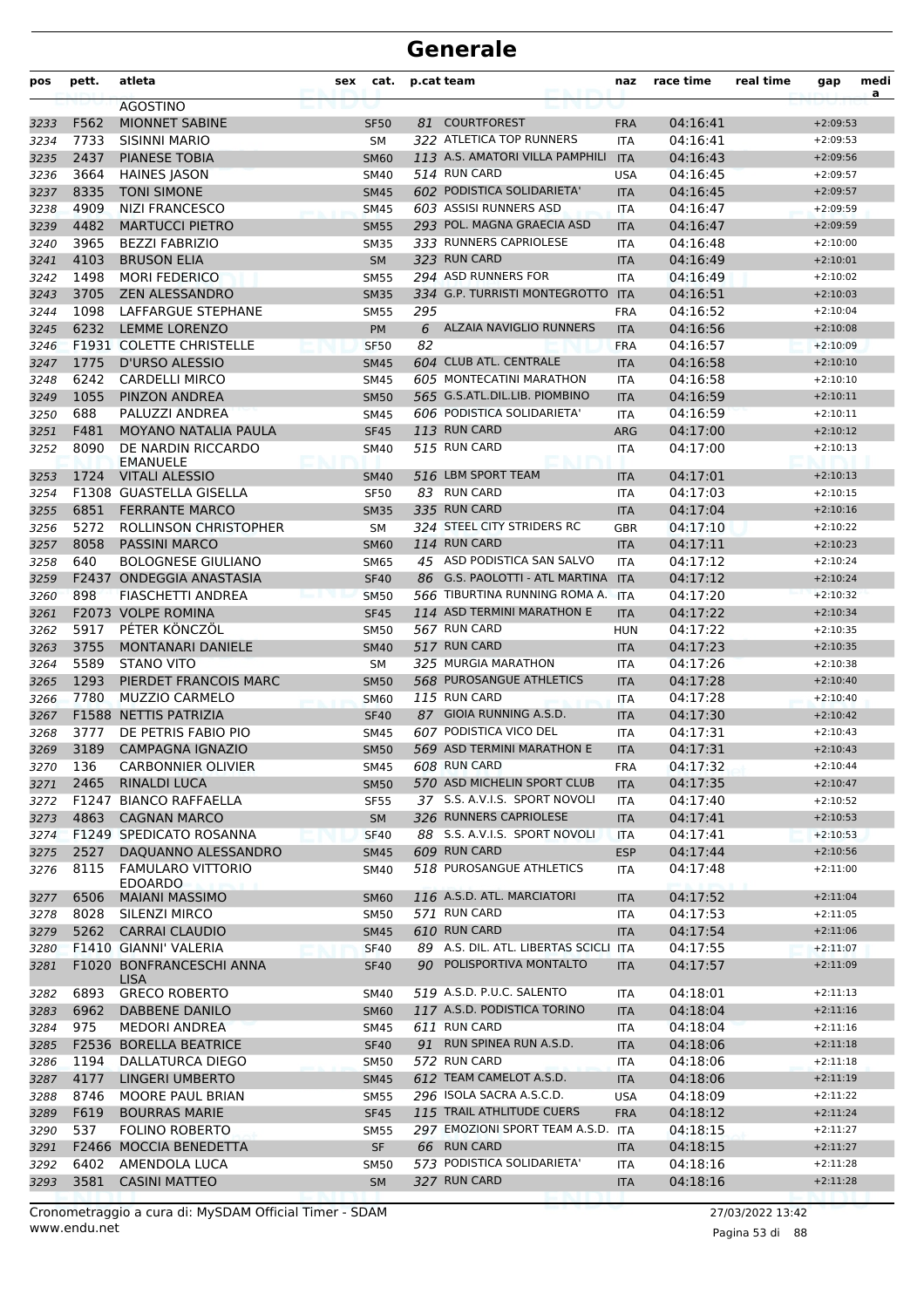# Generale

| pos | pett. | atleta | sex | cat. | p.cat | team | naz | race time | real time | gap | medi a |
|---|---|---|---|---|---|---|---|---|---|---|---|
| | | AGOSTINO | | | | | | | | | |
| 3233 | F562 | MIONNET SABINE | | SF50 | 81 | COURTFOREST | FRA | 04:16:41 | | +2:09:53 | |
| 3234 | 7733 | SISINNI MARIO | | SM | 322 | ATLETICA TOP RUNNERS | ITA | 04:16:41 | | +2:09:53 | |
| 3235 | 2437 | PIANESE TOBIA | | SM60 | 113 | A.S. AMATORI VILLA PAMPHILI | ITA | 04:16:43 | | +2:09:56 | |
| 3236 | 3664 | HAINES JASON | | SM40 | 514 | RUN CARD | USA | 04:16:45 | | +2:09:57 | |
| 3237 | 8335 | TONI SIMONE | | SM45 | 602 | PODISTICA SOLIDARIETA' | ITA | 04:16:45 | | +2:09:57 | |
| 3238 | 4909 | NIZI FRANCESCO | | SM45 | 603 | ASSISI RUNNERS ASD | ITA | 04:16:47 | | +2:09:59 | |
| 3239 | 4482 | MARTUCCI PIETRO | | SM55 | 293 | POL. MAGNA GRAECIA ASD | ITA | 04:16:47 | | +2:09:59 | |
| 3240 | 3965 | BEZZI FABRIZIO | | SM35 | 333 | RUNNERS CAPRIOLESE | ITA | 04:16:48 | | +2:10:00 | |
| 3241 | 4103 | BRUSON ELIA | | SM | 323 | RUN CARD | ITA | 04:16:49 | | +2:10:01 | |
| 3242 | 1498 | MORI FEDERICO | | SM55 | 294 | ASD RUNNERS FOR | ITA | 04:16:49 | | +2:10:02 | |
| 3243 | 3705 | ZEN ALESSANDRO | | SM35 | 334 | G.P. TURRISTI MONTEGROTTO | ITA | 04:16:51 | | +2:10:03 | |
| 3244 | 1098 | LAFFARGUE STEPHANE | | SM55 | 295 | | FRA | 04:16:52 | | +2:10:04 | |
| 3245 | 6232 | LEMME LORENZO | | PM | 6 | ALZAIA NAVIGLIO RUNNERS | ITA | 04:16:56 | | +2:10:08 | |
| 3246 | F1931 | COLETTE CHRISTELLE | | SF50 | 82 | | FRA | 04:16:57 | | +2:10:09 | |
| 3247 | 1775 | D'URSO ALESSIO | | SM45 | 604 | CLUB ATL. CENTRALE | ITA | 04:16:58 | | +2:10:10 | |
| 3248 | 6242 | CARDELLI MIRCO | | SM45 | 605 | MONTECATINI MARATHON | ITA | 04:16:58 | | +2:10:10 | |
| 3249 | 1055 | PINZON ANDREA | | SM50 | 565 | G.S.ATL.DIL.LIB. PIOMBINO | ITA | 04:16:59 | | +2:10:11 | |
| 3250 | 688 | PALUZZI ANDREA | | SM45 | 606 | PODISTICA SOLIDARIETA' | ITA | 04:16:59 | | +2:10:11 | |
| 3251 | F481 | MOYANO NATALIA PAULA | | SF45 | 113 | RUN CARD | ARG | 04:17:00 | | +2:10:12 | |
| 3252 | 8090 | DE NARDIN RICCARDO EMANUELE | | SM40 | 515 | RUN CARD | ITA | 04:17:00 | | +2:10:13 | |
| 3253 | 1724 | VITALI ALESSIO | | SM40 | 516 | LBM SPORT TEAM | ITA | 04:17:01 | | +2:10:13 | |
| 3254 | F1308 | GUASTELLA GISELLA | | SF50 | 83 | RUN CARD | ITA | 04:17:03 | | +2:10:15 | |
| 3255 | 6851 | FERRANTE MARCO | | SM35 | 335 | RUN CARD | ITA | 04:17:04 | | +2:10:16 | |
| 3256 | 5272 | ROLLINSON CHRISTOPHER | | SM | 324 | STEEL CITY STRIDERS RC | GBR | 04:17:10 | | +2:10:22 | |
| 3257 | 8058 | PASSINI MARCO | | SM60 | 114 | RUN CARD | ITA | 04:17:11 | | +2:10:23 | |
| 3258 | 640 | BOLOGNESE GIULIANO | | SM65 | 45 | ASD PODISTICA SAN SALVO | ITA | 04:17:12 | | +2:10:24 | |
| 3259 | F2437 | ONDEGGIA ANASTASIA | | SF40 | 86 | G.S. PAOLOTTI - ATL MARTINA | ITA | 04:17:12 | | +2:10:24 | |
| 3260 | 898 | FIASCHETTI ANDREA | | SM50 | 566 | TIBURTINA RUNNING ROMA A. | ITA | 04:17:20 | | +2:10:32 | |
| 3261 | F2073 | VOLPE ROMINA | | SF45 | 114 | ASD TERMINI MARATHON E | ITA | 04:17:22 | | +2:10:34 | |
| 3262 | 5917 | PÉTER KÖNCZÖL | | SM50 | 567 | RUN CARD | HUN | 04:17:22 | | +2:10:35 | |
| 3263 | 3755 | MONTANARI DANIELE | | SM40 | 517 | RUN CARD | ITA | 04:17:23 | | +2:10:35 | |
| 3264 | 5589 | STANO VITO | | SM | 325 | MURGIA MARATHON | ITA | 04:17:26 | | +2:10:38 | |
| 3265 | 1293 | PIERDET FRANCOIS MARC | | SM50 | 568 | PUROSANGUE ATHLETICS | ITA | 04:17:28 | | +2:10:40 | |
| 3266 | 7780 | MUZZIO CARMELO | | SM60 | 115 | RUN CARD | ITA | 04:17:28 | | +2:10:40 | |
| 3267 | F1588 | NETTIS PATRIZIA | | SF40 | 87 | GIOIA RUNNING A.S.D. | ITA | 04:17:30 | | +2:10:42 | |
| 3268 | 3777 | DE PETRIS FABIO PIO | | SM45 | 607 | PODISTICA VICO DEL | ITA | 04:17:31 | | +2:10:43 | |
| 3269 | 3189 | CAMPAGNA IGNAZIO | | SM50 | 569 | ASD TERMINI MARATHON E | ITA | 04:17:31 | | +2:10:43 | |
| 3270 | 136 | CARBONNIER OLIVIER | | SM45 | 608 | RUN CARD | FRA | 04:17:32 | | +2:10:44 | |
| 3271 | 2465 | RINALDI LUCA | | SM50 | 570 | ASD MICHELIN SPORT CLUB | ITA | 04:17:35 | | +2:10:47 | |
| 3272 | F1247 | BIANCO RAFFAELLA | | SF55 | 37 | S.S. A.V.I.S. SPORT NOVOLI | ITA | 04:17:40 | | +2:10:52 | |
| 3273 | 4863 | CAGNAN MARCO | | SM | 326 | RUNNERS CAPRIOLESE | ITA | 04:17:41 | | +2:10:53 | |
| 3274 | F1249 | SPEDICATO ROSANNA | | SF40 | 88 | S.S. A.V.I.S. SPORT NOVOLI | ITA | 04:17:41 | | +2:10:53 | |
| 3275 | 2527 | DAQUANNO ALESSANDRO | | SM45 | 609 | RUN CARD | ESP | 04:17:44 | | +2:10:56 | |
| 3276 | 8115 | FAMULARO VITTORIO EDOARDO | | SM40 | 518 | PUROSANGUE ATHLETICS | ITA | 04:17:48 | | +2:11:00 | |
| 3277 | 6506 | MAIANI MASSIMO | | SM60 | 116 | A.S.D. ATL. MARCIATORI | ITA | 04:17:52 | | +2:11:04 | |
| 3278 | 8028 | SILENZI MIRCO | | SM50 | 571 | RUN CARD | ITA | 04:17:53 | | +2:11:05 | |
| 3279 | 5262 | CARRAI CLAUDIO | | SM45 | 610 | RUN CARD | ITA | 04:17:54 | | +2:11:06 | |
| 3280 | F1410 | GIANNI' VALERIA | | SF40 | 89 | A.S. DIL. ATL. LIBERTAS SCICLI | ITA | 04:17:55 | | +2:11:07 | |
| 3281 | F1020 | BONFRANCESCHI ANNA LISA | | SF40 | 90 | POLISPORTIVA MONTALTO | ITA | 04:17:57 | | +2:11:09 | |
| 3282 | 6893 | GRECO ROBERTO | | SM40 | 519 | A.S.D. P.U.C. SALENTO | ITA | 04:18:01 | | +2:11:13 | |
| 3283 | 6962 | DABBENE DANILO | | SM60 | 117 | A.S.D. PODISTICA TORINO | ITA | 04:18:04 | | +2:11:16 | |
| 3284 | 975 | MEDORI ANDREA | | SM45 | 611 | RUN CARD | ITA | 04:18:04 | | +2:11:16 | |
| 3285 | F2536 | BORELLA BEATRICE | | SF40 | 91 | RUN SPINEA RUN A.S.D. | ITA | 04:18:06 | | +2:11:18 | |
| 3286 | 1194 | DALLATURCA DIEGO | | SM50 | 572 | RUN CARD | ITA | 04:18:06 | | +2:11:18 | |
| 3287 | 4177 | LINGERI UMBERTO | | SM45 | 612 | TEAM CAMELOT A.S.D. | ITA | 04:18:06 | | +2:11:19 | |
| 3288 | 8746 | MOORE PAUL BRIAN | | SM55 | 296 | ISOLA SACRA A.S.C.D. | USA | 04:18:09 | | +2:11:22 | |
| 3289 | F619 | BOURRAS MARIE | | SF45 | 115 | TRAIL ATHLITUDE CUERS | FRA | 04:18:12 | | +2:11:24 | |
| 3290 | 537 | FOLINO ROBERTO | | SM55 | 297 | EMOZIONI SPORT TEAM A.S.D. | ITA | 04:18:15 | | +2:11:27 | |
| 3291 | F2466 | MOCCIA BENEDETTA | | SF | 66 | RUN CARD | ITA | 04:18:15 | | +2:11:27 | |
| 3292 | 6402 | AMENDOLA LUCA | | SM50 | 573 | PODISTICA SOLIDARIETA' | ITA | 04:18:16 | | +2:11:28 | |
| 3293 | 3581 | CASINI MATTEO | | SM | 327 | RUN CARD | ITA | 04:18:16 | | +2:11:28 | |

Cronometraggio a cura di: MySDAM Official Timer - SDAM
www.endu.net
27/03/2022 13:42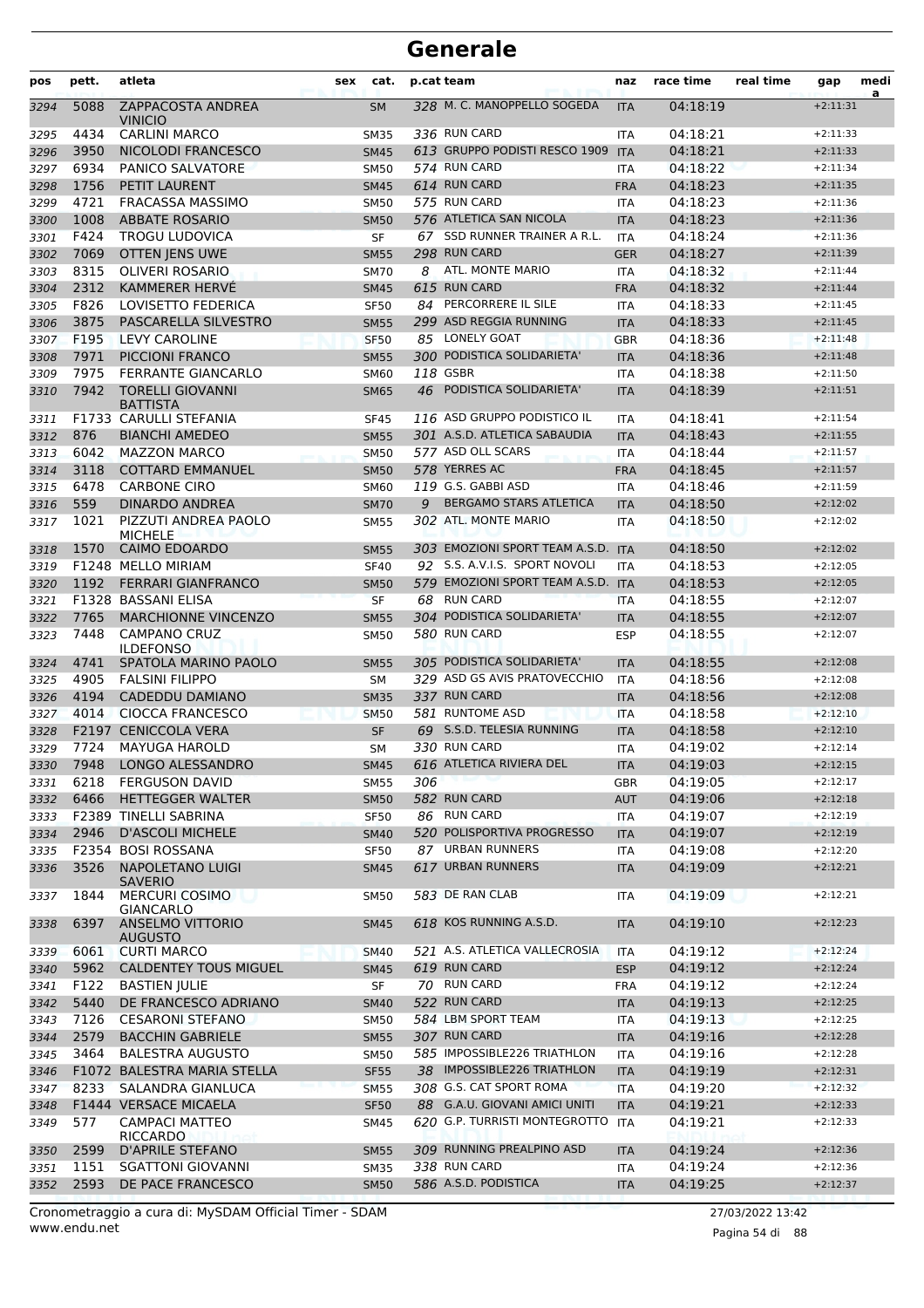# Generale

| pos | pett. | atleta | sex | cat. | p.cat | team | naz | race time | real time | gap | media |
|---|---|---|---|---|---|---|---|---|---|---|---|
| 3294 | 5088 | ZAPPACOSTA ANDREA VINICIO | | SM | 328 | M. C. MANOPPELLO SOGEDA | ITA | 04:18:19 | | +2:11:31 | |
| 3295 | 4434 | CARLINI MARCO | | SM35 | 336 | RUN CARD | ITA | 04:18:21 | | +2:11:33 | |
| 3296 | 3950 | NICOLODI FRANCESCO | | SM45 | 613 | GRUPPO PODISTI RESCO 1909 | ITA | 04:18:21 | | +2:11:33 | |
| 3297 | 6934 | PANICO SALVATORE | | SM50 | 574 | RUN CARD | ITA | 04:18:22 | | +2:11:34 | |
| 3298 | 1756 | PETIT LAURENT | | SM45 | 614 | RUN CARD | FRA | 04:18:23 | | +2:11:35 | |
| 3299 | 4721 | FRACASSA MASSIMO | | SM50 | 575 | RUN CARD | ITA | 04:18:23 | | +2:11:36 | |
| 3300 | 1008 | ABBATE ROSARIO | | SM50 | 576 | ATLETICA SAN NICOLA | ITA | 04:18:23 | | +2:11:36 | |
| 3301 | F424 | TROGU LUDOVICA | | SF | 67 | SSD RUNNER TRAINER A R.L. | ITA | 04:18:24 | | +2:11:36 | |
| 3302 | 7069 | OTTEN JENS UWE | | SM55 | 298 | RUN CARD | GER | 04:18:27 | | +2:11:39 | |
| 3303 | 8315 | OLIVERI ROSARIO | | SM70 | 8 | ATL. MONTE MARIO | ITA | 04:18:32 | | +2:11:44 | |
| 3304 | 2312 | KAMMERER HERVÉ | | SM45 | 615 | RUN CARD | FRA | 04:18:32 | | +2:11:44 | |
| 3305 | F826 | LOVISETTO FEDERICA | | SF50 | 84 | PERCORRERE IL SILE | ITA | 04:18:33 | | +2:11:45 | |
| 3306 | 3875 | PASCARELLA SILVESTRO | | SM55 | 299 | ASD REGGIA RUNNING | ITA | 04:18:33 | | +2:11:45 | |
| 3307 | F195 | LEVY CAROLINE | | SF50 | 85 | LONELY GOAT | GBR | 04:18:36 | | +2:11:48 | |
| 3308 | 7971 | PICCIONI FRANCO | | SM55 | 300 | PODISTICA SOLIDARIETA' | ITA | 04:18:36 | | +2:11:48 | |
| 3309 | 7975 | FERRANTE GIANCARLO | | SM60 | 118 | GSBR | ITA | 04:18:38 | | +2:11:50 | |
| 3310 | 7942 | TORELLI GIOVANNI BATTISTA | | SM65 | 46 | PODISTICA SOLIDARIETA' | ITA | 04:18:39 | | +2:11:51 | |
| 3311 | F1733 | CARULLI STEFANIA | | SF45 | 116 | ASD GRUPPO PODISTICO IL | ITA | 04:18:41 | | +2:11:54 | |
| 3312 | 876 | BIANCHI AMEDEO | | SM55 | 301 | A.S.D. ATLETICA SABAUDIA | ITA | 04:18:43 | | +2:11:55 | |
| 3313 | 6042 | MAZZON MARCO | | SM50 | 577 | ASD OLL SCARS | ITA | 04:18:44 | | +2:11:57 | |
| 3314 | 3118 | COTTARD EMMANUEL | | SM50 | 578 | YERRES AC | FRA | 04:18:45 | | +2:11:57 | |
| 3315 | 6478 | CARBONE CIRO | | SM60 | 119 | G.S. GABBI ASD | ITA | 04:18:46 | | +2:11:59 | |
| 3316 | 559 | DINARDO ANDREA | | SM70 | 9 | BERGAMO STARS ATLETICA | ITA | 04:18:50 | | +2:12:02 | |
| 3317 | 1021 | PIZZUTI ANDREA PAOLO MICHELE | | SM55 | 302 | ATL. MONTE MARIO | ITA | 04:18:50 | | +2:12:02 | |
| 3318 | 1570 | CAIMO EDOARDO | | SM55 | 303 | EMOZIONI SPORT TEAM A.S.D. | ITA | 04:18:50 | | +2:12:02 | |
| 3319 | F1248 | MELLO MIRIAM | | SF40 | 92 | S.S. A.V.I.S. SPORT NOVOLI | ITA | 04:18:53 | | +2:12:05 | |
| 3320 | 1192 | FERRARI GIANFRANCO | | SM50 | 579 | EMOZIONI SPORT TEAM A.S.D. | ITA | 04:18:53 | | +2:12:05 | |
| 3321 | F1328 | BASSANI ELISA | | SF | 68 | RUN CARD | ITA | 04:18:55 | | +2:12:07 | |
| 3322 | 7765 | MARCHIONNE VINCENZO | | SM55 | 304 | PODISTICA SOLIDARIETA' | ITA | 04:18:55 | | +2:12:07 | |
| 3323 | 7448 | CAMPANO CRUZ ILDEFONSO | | SM50 | 580 | RUN CARD | ESP | 04:18:55 | | +2:12:07 | |
| 3324 | 4741 | SPATOLA MARINO PAOLO | | SM55 | 305 | PODISTICA SOLIDARIETA' | ITA | 04:18:55 | | +2:12:08 | |
| 3325 | 4905 | FALSINI FILIPPO | | SM | 329 | ASD GS AVIS PRATOVECCHIO | ITA | 04:18:56 | | +2:12:08 | |
| 3326 | 4194 | CADEDDU DAMIANO | | SM35 | 337 | RUN CARD | ITA | 04:18:56 | | +2:12:08 | |
| 3327 | 4014 | CIOCCA FRANCESCO | | SM50 | 581 | RUNTOME ASD | ITA | 04:18:58 | | +2:12:10 | |
| 3328 | F2197 | CENICCOLA VERA | | SF | 69 | S.S.D. TELESIA RUNNING | ITA | 04:18:58 | | +2:12:10 | |
| 3329 | 7724 | MAYUGA HAROLD | | SM | 330 | RUN CARD | ITA | 04:19:02 | | +2:12:14 | |
| 3330 | 7948 | LONGO ALESSANDRO | | SM45 | 616 | ATLETICA RIVIERA DEL | ITA | 04:19:03 | | +2:12:15 | |
| 3331 | 6218 | FERGUSON DAVID | | SM55 | 306 | | GBR | 04:19:05 | | +2:12:17 | |
| 3332 | 6466 | HETTEGGER WALTER | | SM50 | 582 | RUN CARD | AUT | 04:19:06 | | +2:12:18 | |
| 3333 | F2389 | TINELLI SABRINA | | SF50 | 86 | RUN CARD | ITA | 04:19:07 | | +2:12:19 | |
| 3334 | 2946 | D'ASCOLI MICHELE | | SM40 | 520 | POLISPORTIVA PROGRESSO | ITA | 04:19:07 | | +2:12:19 | |
| 3335 | F2354 | BOSI ROSSANA | | SF50 | 87 | URBAN RUNNERS | ITA | 04:19:08 | | +2:12:20 | |
| 3336 | 3526 | NAPOLETANO LUIGI SAVERIO | | SM45 | 617 | URBAN RUNNERS | ITA | 04:19:09 | | +2:12:21 | |
| 3337 | 1844 | MERCURI COSIMO GIANCARLO | | SM50 | 583 | DE RAN CLAB | ITA | 04:19:09 | | +2:12:21 | |
| 3338 | 6397 | ANSELMO VITTORIO AUGUSTO | | SM45 | 618 | KOS RUNNING A.S.D. | ITA | 04:19:10 | | +2:12:23 | |
| 3339 | 6061 | CURTI MARCO | | SM40 | 521 | A.S. ATLETICA VALLECROSIA | ITA | 04:19:12 | | +2:12:24 | |
| 3340 | 5962 | CALDENTEY TOUS MIGUEL | | SM45 | 619 | RUN CARD | ESP | 04:19:12 | | +2:12:24 | |
| 3341 | F122 | BASTIEN JULIE | | SF | 70 | RUN CARD | FRA | 04:19:12 | | +2:12:24 | |
| 3342 | 5440 | DE FRANCESCO ADRIANO | | SM40 | 522 | RUN CARD | ITA | 04:19:13 | | +2:12:25 | |
| 3343 | 7126 | CESARONI STEFANO | | SM50 | 584 | LBM SPORT TEAM | ITA | 04:19:13 | | +2:12:25 | |
| 3344 | 2579 | BACCHIN GABRIELE | | SM55 | 307 | RUN CARD | ITA | 04:19:16 | | +2:12:28 | |
| 3345 | 3464 | BALESTRA AUGUSTO | | SM50 | 585 | IMPOSSIBLE226 TRIATHLON | ITA | 04:19:16 | | +2:12:28 | |
| 3346 | F1072 | BALESTRA MARIA STELLA | | SF55 | 38 | IMPOSSIBLE226 TRIATHLON | ITA | 04:19:19 | | +2:12:31 | |
| 3347 | 8233 | SALANDRA GIANLUCA | | SM55 | 308 | G.S. CAT SPORT ROMA | ITA | 04:19:20 | | +2:12:32 | |
| 3348 | F1444 | VERSACE MICAELA | | SF50 | 88 | G.A.U. GIOVANI AMICI UNITI | ITA | 04:19:21 | | +2:12:33 | |
| 3349 | 577 | CAMPACI MATTEO RICCARDO | | SM45 | 620 | G.P. TURRISTI MONTEGROTTO | ITA | 04:19:21 | | +2:12:33 | |
| 3350 | 2599 | D'APRILE STEFANO | | SM55 | 309 | RUNNING PREALPINO ASD | ITA | 04:19:24 | | +2:12:36 | |
| 3351 | 1151 | SGATTONI GIOVANNI | | SM35 | 338 | RUN CARD | ITA | 04:19:24 | | +2:12:36 | |
| 3352 | 2593 | DE PACE FRANCESCO | | SM50 | 586 | A.S.D. PODISTICA | ITA | 04:19:25 | | +2:12:37 | |

Cronometraggio a cura di: MySDAM Official Timer - SDAM
www.endu.net
27/03/2022 13:42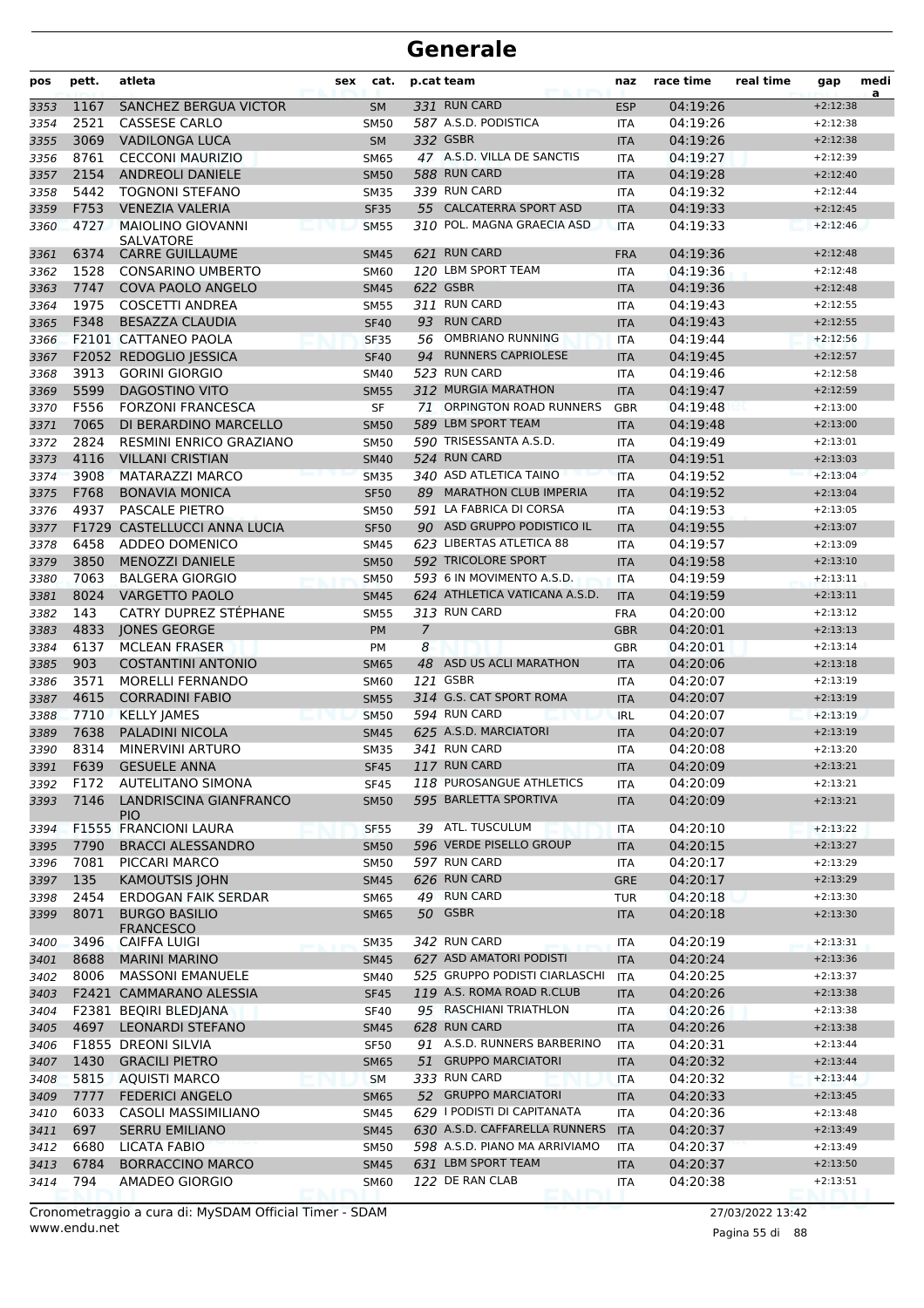# Generale

| pos | pett. | atleta | sex | cat. | p.cat | team | naz | race time | real time | gap | medi a |
|---|---|---|---|---|---|---|---|---|---|---|---|
| 3353 | 1167 | SANCHEZ BERGUA VICTOR | | SM | 331 | RUN CARD | ESP | 04:19:26 | | +2:12:38 | |
| 3354 | 2521 | CASSESE CARLO | | SM50 | 587 | A.S.D. PODISTICA | ITA | 04:19:26 | | +2:12:38 | |
| 3355 | 3069 | VADILONGA LUCA | | SM | 332 | GSBR | ITA | 04:19:26 | | +2:12:38 | |
| 3356 | 8761 | CECCONI MAURIZIO | | SM65 | 47 | A.S.D. VILLA DE SANCTIS | ITA | 04:19:27 | | +2:12:39 | |
| 3357 | 2154 | ANDREOLI DANIELE | | SM50 | 588 | RUN CARD | ITA | 04:19:28 | | +2:12:40 | |
| 3358 | 5442 | TOGNONI STEFANO | | SM35 | 339 | RUN CARD | ITA | 04:19:32 | | +2:12:44 | |
| 3359 | F753 | VENEZIA VALERIA | | SF35 | 55 | CALCATERRA SPORT ASD | ITA | 04:19:33 | | +2:12:45 | |
| 3360 | 4727 | MAIOLINO GIOVANNI SALVATORE | | SM55 | 310 | POL. MAGNA GRAECIA ASD | ITA | 04:19:33 | | +2:12:46 | |
| 3361 | 6374 | CARRE GUILLAUME | | SM45 | 621 | RUN CARD | FRA | 04:19:36 | | +2:12:48 | |
| 3362 | 1528 | CONSARINO UMBERTO | | SM60 | 120 | LBM SPORT TEAM | ITA | 04:19:36 | | +2:12:48 | |
| 3363 | 7747 | COVA PAOLO ANGELO | | SM45 | 622 | GSBR | ITA | 04:19:36 | | +2:12:48 | |
| 3364 | 1975 | COSCETTI ANDREA | | SM55 | 311 | RUN CARD | ITA | 04:19:43 | | +2:12:55 | |
| 3365 | F348 | BESAZZA CLAUDIA | | SF40 | 93 | RUN CARD | ITA | 04:19:43 | | +2:12:55 | |
| 3366 | F2101 | CATTANEO PAOLA | | SF35 | 56 | OMBRIANO RUNNING | ITA | 04:19:44 | | +2:12:56 | |
| 3367 | F2052 | REDOGLIO JESSICA | | SF40 | 94 | RUNNERS CAPRIOLESE | ITA | 04:19:45 | | +2:12:57 | |
| 3368 | 3913 | GORINI GIORGIO | | SM40 | 523 | RUN CARD | ITA | 04:19:46 | | +2:12:58 | |
| 3369 | 5599 | DAGOSTINO VITO | | SM55 | 312 | MURGIA MARATHON | ITA | 04:19:47 | | +2:12:59 | |
| 3370 | F556 | FORZONI FRANCESCA | | SF | 71 | ORPINGTON ROAD RUNNERS | GBR | 04:19:48 | | +2:13:00 | |
| 3371 | 7065 | DI BERARDINO MARCELLO | | SM50 | 589 | LBM SPORT TEAM | ITA | 04:19:48 | | +2:13:00 | |
| 3372 | 2824 | RESMINI ENRICO GRAZIANO | | SM50 | 590 | TRISESSANTA A.S.D. | ITA | 04:19:49 | | +2:13:01 | |
| 3373 | 4116 | VILLANI CRISTIAN | | SM40 | 524 | RUN CARD | ITA | 04:19:51 | | +2:13:03 | |
| 3374 | 3908 | MATARAZZI MARCO | | SM35 | 340 | ASD ATLETICA TAINO | ITA | 04:19:52 | | +2:13:04 | |
| 3375 | F768 | BONAVIA MONICA | | SF50 | 89 | MARATHON CLUB IMPERIA | ITA | 04:19:52 | | +2:13:04 | |
| 3376 | 4937 | PASCALE PIETRO | | SM50 | 591 | LA FABRICA DI CORSA | ITA | 04:19:53 | | +2:13:05 | |
| 3377 | F1729 | CASTELLUCCI ANNA LUCIA | | SF50 | 90 | ASD GRUPPO PODISTICO IL | ITA | 04:19:55 | | +2:13:07 | |
| 3378 | 6458 | ADDEO DOMENICO | | SM45 | 623 | LIBERTAS ATLETICA 88 | ITA | 04:19:57 | | +2:13:09 | |
| 3379 | 3850 | MENOZZI DANIELE | | SM50 | 592 | TRICOLORE SPORT | ITA | 04:19:58 | | +2:13:10 | |
| 3380 | 7063 | BALGERA GIORGIO | | SM50 | 593 | 6 IN MOVIMENTO A.S.D. | ITA | 04:19:59 | | +2:13:11 | |
| 3381 | 8024 | VARGETTO PAOLO | | SM45 | 624 | ATHLETICA VATICANA A.S.D. | ITA | 04:19:59 | | +2:13:11 | |
| 3382 | 143 | CATRY DUPREZ STÉPHANE | | SM55 | 313 | RUN CARD | FRA | 04:20:00 | | +2:13:12 | |
| 3383 | 4833 | JONES GEORGE | | PM | 7 | | GBR | 04:20:01 | | +2:13:13 | |
| 3384 | 6137 | MCLEAN FRASER | | PM | 8 | | GBR | 04:20:01 | | +2:13:14 | |
| 3385 | 903 | COSTANTINI ANTONIO | | SM65 | 48 | ASD US ACLI MARATHON | ITA | 04:20:06 | | +2:13:18 | |
| 3386 | 3571 | MORELLI FERNANDO | | SM60 | 121 | GSBR | ITA | 04:20:07 | | +2:13:19 | |
| 3387 | 4615 | CORRADINI FABIO | | SM55 | 314 | G.S. CAT SPORT ROMA | ITA | 04:20:07 | | +2:13:19 | |
| 3388 | 7710 | KELLY JAMES | | SM50 | 594 | RUN CARD | IRL | 04:20:07 | | +2:13:19 | |
| 3389 | 7638 | PALADINI NICOLA | | SM45 | 625 | A.S.D. MARCIATORI | ITA | 04:20:07 | | +2:13:19 | |
| 3390 | 8314 | MINERVINI ARTURO | | SM35 | 341 | RUN CARD | ITA | 04:20:08 | | +2:13:20 | |
| 3391 | F639 | GESUELE ANNA | | SF45 | 117 | RUN CARD | ITA | 04:20:09 | | +2:13:21 | |
| 3392 | F172 | AUTELITANO SIMONA | | SF45 | 118 | PUROSANGUE ATHLETICS | ITA | 04:20:09 | | +2:13:21 | |
| 3393 | 7146 | LANDRISCINA GIANFRANCO PIO | | SM50 | 595 | BARLETTA SPORTIVA | ITA | 04:20:09 | | +2:13:21 | |
| 3394 | F1555 | FRANCIONI LAURA | | SF55 | 39 | ATL. TUSCULUM | ITA | 04:20:10 | | +2:13:22 | |
| 3395 | 7790 | BRACCI ALESSANDRO | | SM50 | 596 | VERDE PISELLO GROUP | ITA | 04:20:15 | | +2:13:27 | |
| 3396 | 7081 | PICCARI MARCO | | SM50 | 597 | RUN CARD | ITA | 04:20:17 | | +2:13:29 | |
| 3397 | 135 | KAMOUTSIS JOHN | | SM45 | 626 | RUN CARD | GRE | 04:20:17 | | +2:13:29 | |
| 3398 | 2454 | ERDOGAN FAIK SERDAR | | SM65 | 49 | RUN CARD | TUR | 04:20:18 | | +2:13:30 | |
| 3399 | 8071 | BURGO BASILIO FRANCESCO | | SM65 | 50 | GSBR | ITA | 04:20:18 | | +2:13:30 | |
| 3400 | 3496 | CAIFFA LUIGI | | SM35 | 342 | RUN CARD | ITA | 04:20:19 | | +2:13:31 | |
| 3401 | 8688 | MARINI MARINO | | SM45 | 627 | ASD AMATORI PODISTI | ITA | 04:20:24 | | +2:13:36 | |
| 3402 | 8006 | MASSONI EMANUELE | | SM40 | 525 | GRUPPO PODISTI CIARLASCHI | ITA | 04:20:25 | | +2:13:37 | |
| 3403 | F2421 | CAMMARANO ALESSIA | | SF45 | 119 | A.S. ROMA ROAD R.CLUB | ITA | 04:20:26 | | +2:13:38 | |
| 3404 | F2381 | BEQIRI BLEDJANA | | SF40 | 95 | RASCHIANI TRIATHLON | ITA | 04:20:26 | | +2:13:38 | |
| 3405 | 4697 | LEONARDI STEFANO | | SM45 | 628 | RUN CARD | ITA | 04:20:26 | | +2:13:38 | |
| 3406 | F1855 | DREONI SILVIA | | SF50 | 91 | A.S.D. RUNNERS BARBERINO | ITA | 04:20:31 | | +2:13:44 | |
| 3407 | 1430 | GRACILI PIETRO | | SM65 | 51 | GRUPPO MARCIATORI | ITA | 04:20:32 | | +2:13:44 | |
| 3408 | 5815 | AQUISTI MARCO | | SM | 333 | RUN CARD | ITA | 04:20:32 | | +2:13:44 | |
| 3409 | 7777 | FEDERICI ANGELO | | SM65 | 52 | GRUPPO MARCIATORI | ITA | 04:20:33 | | +2:13:45 | |
| 3410 | 6033 | CASOLI MASSIMILIANO | | SM45 | 629 | I PODISTI DI CAPITANATA | ITA | 04:20:36 | | +2:13:48 | |
| 3411 | 697 | SERRU EMILIANO | | SM45 | 630 | A.S.D. CAFFARELLA RUNNERS | ITA | 04:20:37 | | +2:13:49 | |
| 3412 | 6680 | LICATA FABIO | | SM50 | 598 | A.S.D. PIANO MA ARRIVIAMO | ITA | 04:20:37 | | +2:13:49 | |
| 3413 | 6784 | BORRACCINO MARCO | | SM45 | 631 | LBM SPORT TEAM | ITA | 04:20:37 | | +2:13:50 | |
| 3414 | 794 | AMADEO GIORGIO | | SM60 | 122 | DE RAN CLAB | ITA | 04:20:38 | | +2:13:51 | |

Cronometraggio a cura di: MySDAM Official Timer - SDAM
www.endu.net

27/03/2022 13:42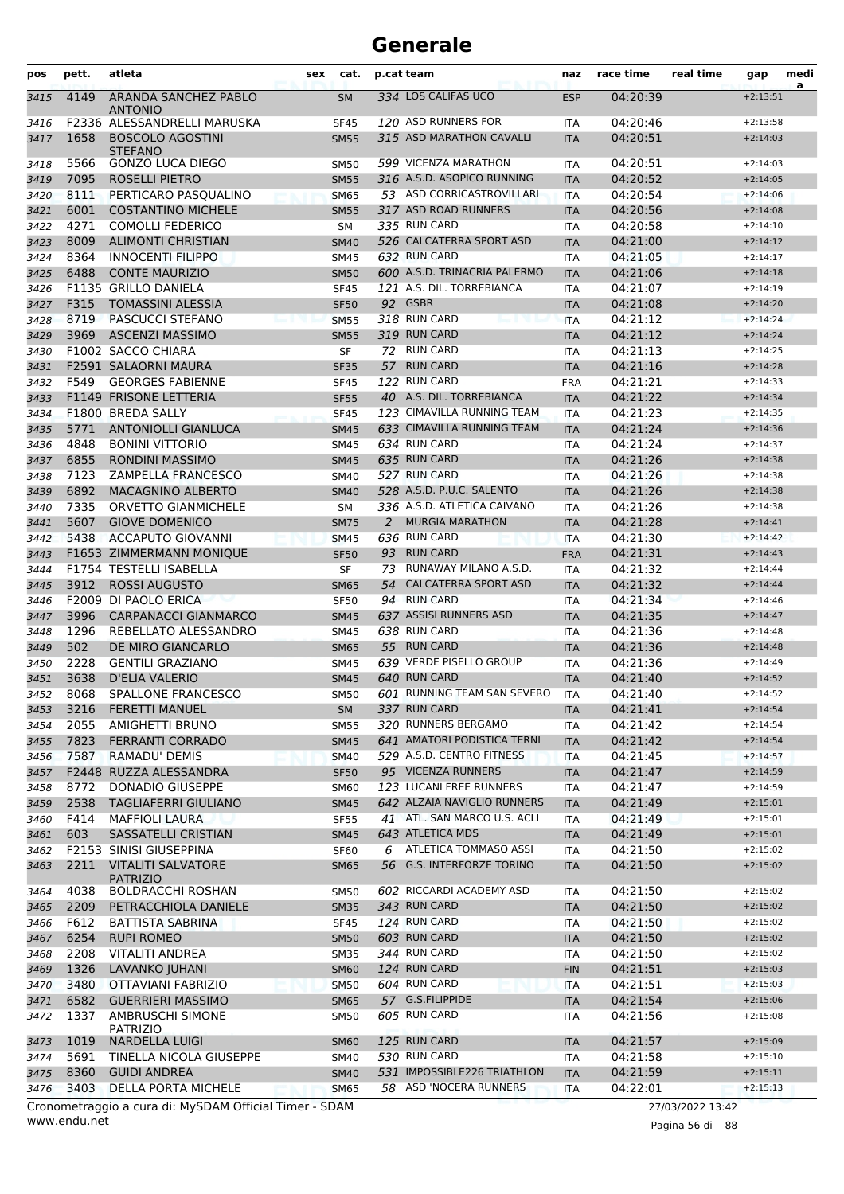# Generale

| pos | pett. | atleta | sex | cat. | p.cat | team | naz | race time | real time | gap | medi a |
|---|---|---|---|---|---|---|---|---|---|---|---|
| 3415 | 4149 | ARANDA SANCHEZ PABLO ANTONIO | | SM | 334 | LOS CALIFAS UCO | ESP | 04:20:39 | | +2:13:51 | |
| 3416 | F2336 | ALESSANDRELLI MARUSKA | | SF45 | 120 | ASD RUNNERS FOR | ITA | 04:20:46 | | +2:13:58 | |
| 3417 | 1658 | BOSCOLO AGOSTINI STEFANO | | SM55 | 315 | ASD MARATHON CAVALLI | ITA | 04:20:51 | | +2:14:03 | |
| 3418 | 5566 | GONZO LUCA DIEGO | | SM50 | 599 | VICENZA MARATHON | ITA | 04:20:51 | | +2:14:03 | |
| 3419 | 7095 | ROSELLI PIETRO | | SM55 | 316 | A.S.D. ASOPICO RUNNING | ITA | 04:20:52 | | +2:14:05 | |
| 3420 | 8111 | PERTICARO PASQUALINO | | SM65 | 53 | ASD CORRICASTROVILLARI | ITA | 04:20:54 | | +2:14:06 | |
| 3421 | 6001 | COSTANTINO MICHELE | | SM55 | 317 | ASD ROAD RUNNERS | ITA | 04:20:56 | | +2:14:08 | |
| 3422 | 4271 | COMOLLI FEDERICO | | SM | 335 | RUN CARD | ITA | 04:20:58 | | +2:14:10 | |
| 3423 | 8009 | ALIMONTI CHRISTIAN | | SM40 | 526 | CALCATERRA SPORT ASD | ITA | 04:21:00 | | +2:14:12 | |
| 3424 | 8364 | INNOCENTI FILIPPO | | SM45 | 632 | RUN CARD | ITA | 04:21:05 | | +2:14:17 | |
| 3425 | 6488 | CONTE MAURIZIO | | SM50 | 600 | A.S.D. TRINACRIA PALERMO | ITA | 04:21:06 | | +2:14:18 | |
| 3426 | F1135 | GRILLO DANIELA | | SF45 | 121 | A.S. DIL. TORREBIANCA | ITA | 04:21:07 | | +2:14:19 | |
| 3427 | F315 | TOMASSINI ALESSIA | | SF50 | 92 | GSBR | ITA | 04:21:08 | | +2:14:20 | |
| 3428 | 8719 | PASCUCCI STEFANO | | SM55 | 318 | RUN CARD | ITA | 04:21:12 | | +2:14:24 | |
| 3429 | 3969 | ASCENZI MASSIMO | | SM55 | 319 | RUN CARD | ITA | 04:21:12 | | +2:14:24 | |
| 3430 | F1002 | SACCO CHIARA | | SF | 72 | RUN CARD | ITA | 04:21:13 | | +2:14:25 | |
| 3431 | F2591 | SALAORNI MAURA | | SF35 | 57 | RUN CARD | ITA | 04:21:16 | | +2:14:28 | |
| 3432 | F549 | GEORGES FABIENNE | | SF45 | 122 | RUN CARD | FRA | 04:21:21 | | +2:14:33 | |
| 3433 | F1149 | FRISONE LETTERIA | | SF55 | 40 | A.S. DIL. TORREBIANCA | ITA | 04:21:22 | | +2:14:34 | |
| 3434 | F1800 | BREDA SALLY | | SF45 | 123 | CIMAVILLA RUNNING TEAM | ITA | 04:21:23 | | +2:14:35 | |
| 3435 | 5771 | ANTONIOLLI GIANLUCA | | SM45 | 633 | CIMAVILLA RUNNING TEAM | ITA | 04:21:24 | | +2:14:36 | |
| 3436 | 4848 | BONINI VITTORIO | | SM45 | 634 | RUN CARD | ITA | 04:21:24 | | +2:14:37 | |
| 3437 | 6855 | RONDINI MASSIMO | | SM45 | 635 | RUN CARD | ITA | 04:21:26 | | +2:14:38 | |
| 3438 | 7123 | ZAMPELLA FRANCESCO | | SM40 | 527 | RUN CARD | ITA | 04:21:26 | | +2:14:38 | |
| 3439 | 6892 | MACAGNINO ALBERTO | | SM40 | 528 | A.S.D. P.U.C. SALENTO | ITA | 04:21:26 | | +2:14:38 | |
| 3440 | 7335 | ORVETTO GIANMICHELE | | SM | 336 | A.S.D. ATLETICA CAIVANO | ITA | 04:21:26 | | +2:14:38 | |
| 3441 | 5607 | GIOVE DOMENICO | | SM75 | 2 | MURGIA MARATHON | ITA | 04:21:28 | | +2:14:41 | |
| 3442 | 5438 | ACCAPUTO GIOVANNI | | SM45 | 636 | RUN CARD | ITA | 04:21:30 | | +2:14:42 | |
| 3443 | F1653 | ZIMMERMANN MONIQUE | | SF50 | 93 | RUN CARD | FRA | 04:21:31 | | +2:14:43 | |
| 3444 | F1754 | TESTELLI ISABELLA | | SF | 73 | RUNAWAY MILANO A.S.D. | ITA | 04:21:32 | | +2:14:44 | |
| 3445 | 3912 | ROSSI AUGUSTO | | SM65 | 54 | CALCATERRA SPORT ASD | ITA | 04:21:32 | | +2:14:44 | |
| 3446 | F2009 | DI PAOLO ERICA | | SF50 | 94 | RUN CARD | ITA | 04:21:34 | | +2:14:46 | |
| 3447 | 3996 | CARPANACCI GIANMARCO | | SM45 | 637 | ASSISI RUNNERS ASD | ITA | 04:21:35 | | +2:14:47 | |
| 3448 | 1296 | REBELLATO ALESSANDRO | | SM45 | 638 | RUN CARD | ITA | 04:21:36 | | +2:14:48 | |
| 3449 | 502 | DE MIRO GIANCARLO | | SM65 | 55 | RUN CARD | ITA | 04:21:36 | | +2:14:48 | |
| 3450 | 2228 | GENTILI GRAZIANO | | SM45 | 639 | VERDE PISELLO GROUP | ITA | 04:21:36 | | +2:14:49 | |
| 3451 | 3638 | D'ELIA VALERIO | | SM45 | 640 | RUN CARD | ITA | 04:21:40 | | +2:14:52 | |
| 3452 | 8068 | SPALLONE FRANCESCO | | SM50 | 601 | RUNNING TEAM SAN SEVERO | ITA | 04:21:40 | | +2:14:52 | |
| 3453 | 3216 | FERETTI MANUEL | | SM | 337 | RUN CARD | ITA | 04:21:41 | | +2:14:54 | |
| 3454 | 2055 | AMIGHETTI BRUNO | | SM55 | 320 | RUNNERS BERGAMO | ITA | 04:21:42 | | +2:14:54 | |
| 3455 | 7823 | FERRANTI CORRADO | | SM45 | 641 | AMATORI PODISTICA TERNI | ITA | 04:21:42 | | +2:14:54 | |
| 3456 | 7587 | RAMADU' DEMIS | | SM40 | 529 | A.S.D. CENTRO FITNESS | ITA | 04:21:45 | | +2:14:57 | |
| 3457 | F2448 | RUZZA ALESSANDRA | | SF50 | 95 | VICENZA RUNNERS | ITA | 04:21:47 | | +2:14:59 | |
| 3458 | 8772 | DONADIO GIUSEPPE | | SM60 | 123 | LUCANI FREE RUNNERS | ITA | 04:21:47 | | +2:14:59 | |
| 3459 | 2538 | TAGLIAFERRI GIULIANO | | SM45 | 642 | ALZAIA NAVIGLIO RUNNERS | ITA | 04:21:49 | | +2:15:01 | |
| 3460 | F414 | MAFFIOLI LAURA | | SF55 | 41 | ATL. SAN MARCO U.S. ACLI | ITA | 04:21:49 | | +2:15:01 | |
| 3461 | 603 | SASSATELLI CRISTIAN | | SM45 | 643 | ATLETICA MDS | ITA | 04:21:49 | | +2:15:01 | |
| 3462 | F2153 | SINISI GIUSEPPINA | | SF60 | 6 | ATLETICA TOMMASO ASSI | ITA | 04:21:50 | | +2:15:02 | |
| 3463 | 2211 | VITALITI SALVATORE PATRIZIO | | SM65 | 56 | G.S. INTERFORZE TORINO | ITA | 04:21:50 | | +2:15:02 | |
| 3464 | 4038 | BOLDRACCHI ROSHAN | | SM50 | 602 | RICCARDI ACADEMY ASD | ITA | 04:21:50 | | +2:15:02 | |
| 3465 | 2209 | PETRACCHIOLA DANIELE | | SM35 | 343 | RUN CARD | ITA | 04:21:50 | | +2:15:02 | |
| 3466 | F612 | BATTISTA SABRINA | | SF45 | 124 | RUN CARD | ITA | 04:21:50 | | +2:15:02 | |
| 3467 | 6254 | RUPI ROMEO | | SM50 | 603 | RUN CARD | ITA | 04:21:50 | | +2:15:02 | |
| 3468 | 2208 | VITALITI ANDREA | | SM35 | 344 | RUN CARD | ITA | 04:21:50 | | +2:15:02 | |
| 3469 | 1326 | LAVANKO JUHANI | | SM60 | 124 | RUN CARD | FIN | 04:21:51 | | +2:15:03 | |
| 3470 | 3480 | OTTAVIANI FABRIZIO | | SM50 | 604 | RUN CARD | ITA | 04:21:51 | | +2:15:03 | |
| 3471 | 6582 | GUERRIERI MASSIMO | | SM65 | 57 | G.S.FILIPPIDE | ITA | 04:21:54 | | +2:15:06 | |
| 3472 | 1337 | AMBRUSCHI SIMONE PATRIZIO | | SM50 | 605 | RUN CARD | ITA | 04:21:56 | | +2:15:08 | |
| 3473 | 1019 | NARDELLA LUIGI | | SM60 | 125 | RUN CARD | ITA | 04:21:57 | | +2:15:09 | |
| 3474 | 5691 | TINELLA NICOLA GIUSEPPE | | SM40 | 530 | RUN CARD | ITA | 04:21:58 | | +2:15:10 | |
| 3475 | 8360 | GUIDI ANDREA | | SM40 | 531 | IMPOSSIBLE226 TRIATHLON | ITA | 04:21:59 | | +2:15:11 | |
| 3476 | 3403 | DELLA PORTA MICHELE | | SM65 | 58 | ASD 'NOCERA RUNNERS | ITA | 04:22:01 | | +2:15:13 | |

Cronometraggio a cura di: MySDAM Official Timer - SDAM
www.endu.net

27/03/2022 13:42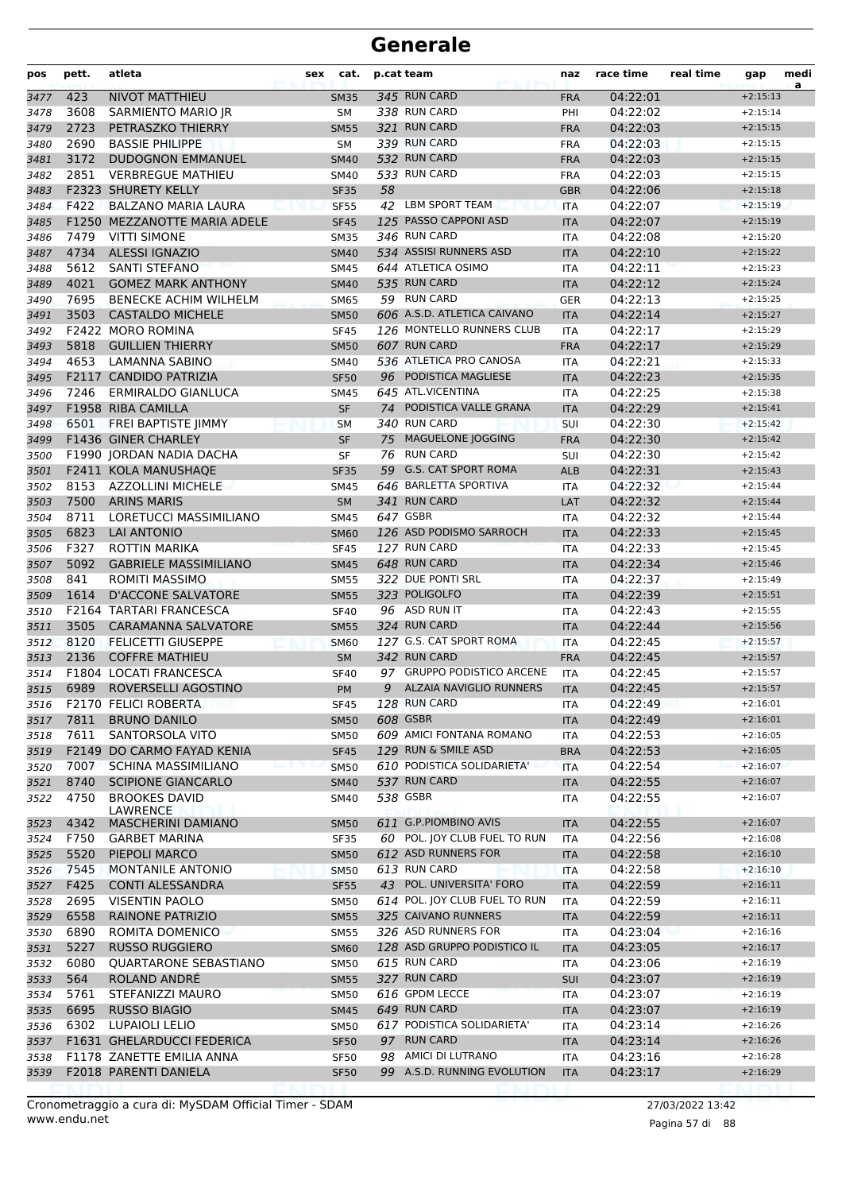# Generale

| pos | pett. | atleta | sex | cat. | p.cat | team | naz | race time | real time | gap | media |
|---|---|---|---|---|---|---|---|---|---|---|---|
| 3477 | 423 | NIVOT MATTHIEU | | SM35 | 345 | RUN CARD | FRA | 04:22:01 | | +2:15:13 | |
| 3478 | 3608 | SARMIENTO MARIO JR | | SM | 338 | RUN CARD | PHI | 04:22:02 | | +2:15:14 | |
| 3479 | 2723 | PETRASZKO THIERRY | | SM55 | 321 | RUN CARD | FRA | 04:22:03 | | +2:15:15 | |
| 3480 | 2690 | BASSIE PHILIPPE | | SM | 339 | RUN CARD | FRA | 04:22:03 | | +2:15:15 | |
| 3481 | 3172 | DUDOGNON EMMANUEL | | SM40 | 532 | RUN CARD | FRA | 04:22:03 | | +2:15:15 | |
| 3482 | 2851 | VERBREGUE MATHIEU | | SM40 | 533 | RUN CARD | FRA | 04:22:03 | | +2:15:15 | |
| 3483 | F2323 | SHURETY KELLY | | SF35 | 58 | | GBR | 04:22:06 | | +2:15:18 | |
| 3484 | F422 | BALZANO MARIA LAURA | | SF55 | 42 | LBM SPORT TEAM | ITA | 04:22:07 | | +2:15:19 | |
| 3485 | F1250 | MEZZANOTTE MARIA ADELE | | SF45 | 125 | PASSO CAPPONI ASD | ITA | 04:22:07 | | +2:15:19 | |
| 3486 | 7479 | VITTI SIMONE | | SM35 | 346 | RUN CARD | ITA | 04:22:08 | | +2:15:20 | |
| 3487 | 4734 | ALESSI IGNAZIO | | SM40 | 534 | ASSISI RUNNERS ASD | ITA | 04:22:10 | | +2:15:22 | |
| 3488 | 5612 | SANTI STEFANO | | SM45 | 644 | ATLETICA OSIMO | ITA | 04:22:11 | | +2:15:23 | |
| 3489 | 4021 | GOMEZ MARK ANTHONY | | SM40 | 535 | RUN CARD | ITA | 04:22:12 | | +2:15:24 | |
| 3490 | 7695 | BENECKE ACHIM WILHELM | | SM65 | 59 | RUN CARD | GER | 04:22:13 | | +2:15:25 | |
| 3491 | 3503 | CASTALDO MICHELE | | SM50 | 606 | A.S.D. ATLETICA CAIVANO | ITA | 04:22:14 | | +2:15:27 | |
| 3492 | F2422 | MORO ROMINA | | SF45 | 126 | MONTELLO RUNNERS CLUB | ITA | 04:22:17 | | +2:15:29 | |
| 3493 | 5818 | GUILLIEN THIERRY | | SM50 | 607 | RUN CARD | FRA | 04:22:17 | | +2:15:29 | |
| 3494 | 4653 | LAMANNA SABINO | | SM40 | 536 | ATLETICA PRO CANOSA | ITA | 04:22:21 | | +2:15:33 | |
| 3495 | F2117 | CANDIDO PATRIZIA | | SF50 | 96 | PODISTICA MAGLIESE | ITA | 04:22:23 | | +2:15:35 | |
| 3496 | 7246 | ERMIRALDO GIANLUCA | | SM45 | 645 | ATL.VICENTINA | ITA | 04:22:25 | | +2:15:38 | |
| 3497 | F1958 | RIBA CAMILLA | | SF | 74 | PODISTICA VALLE GRANA | ITA | 04:22:29 | | +2:15:41 | |
| 3498 | 6501 | FREI BAPTISTE JIMMY | | SM | 340 | RUN CARD | SUI | 04:22:30 | | +2:15:42 | |
| 3499 | F1436 | GINER CHARLEY | | SF | 75 | MAGUELONE JOGGING | FRA | 04:22:30 | | +2:15:42 | |
| 3500 | F1990 | JORDAN NADIA DACHA | | SF | 76 | RUN CARD | SUI | 04:22:30 | | +2:15:42 | |
| 3501 | F2411 | KOLA MANUSHAQE | | SF35 | 59 | G.S. CAT SPORT ROMA | ALB | 04:22:31 | | +2:15:43 | |
| 3502 | 8153 | AZZOLLINI MICHELE | | SM45 | 646 | BARLETTA SPORTIVA | ITA | 04:22:32 | | +2:15:44 | |
| 3503 | 7500 | ARINS MARIS | | SM | 341 | RUN CARD | LAT | 04:22:32 | | +2:15:44 | |
| 3504 | 8711 | LORETUCCI MASSIMILIANO | | SM45 | 647 | GSBR | ITA | 04:22:32 | | +2:15:44 | |
| 3505 | 6823 | LAI ANTONIO | | SM60 | 126 | ASD PODISMO SARROCH | ITA | 04:22:33 | | +2:15:45 | |
| 3506 | F327 | ROTTIN MARIKA | | SF45 | 127 | RUN CARD | ITA | 04:22:33 | | +2:15:45 | |
| 3507 | 5092 | GABRIELE MASSIMILIANO | | SM45 | 648 | RUN CARD | ITA | 04:22:34 | | +2:15:46 | |
| 3508 | 841 | ROMITI MASSIMO | | SM55 | 322 | DUE PONTI SRL | ITA | 04:22:37 | | +2:15:49 | |
| 3509 | 1614 | D'ACCONE SALVATORE | | SM55 | 323 | POLIGOLFO | ITA | 04:22:39 | | +2:15:51 | |
| 3510 | F2164 | TARTARI FRANCESCA | | SF40 | 96 | ASD RUN IT | ITA | 04:22:43 | | +2:15:55 | |
| 3511 | 3505 | CARAMANNA SALVATORE | | SM55 | 324 | RUN CARD | ITA | 04:22:44 | | +2:15:56 | |
| 3512 | 8120 | FELICETTI GIUSEPPE | | SM60 | 127 | G.S. CAT SPORT ROMA | ITA | 04:22:45 | | +2:15:57 | |
| 3513 | 2136 | COFFRE MATHIEU | | SM | 342 | RUN CARD | FRA | 04:22:45 | | +2:15:57 | |
| 3514 | F1804 | LOCATI FRANCESCA | | SF40 | 97 | GRUPPO PODISTICO ARCENE | ITA | 04:22:45 | | +2:15:57 | |
| 3515 | 6989 | ROVERSELLI AGOSTINO | | PM | 9 | ALZAIA NAVIGLIO RUNNERS | ITA | 04:22:45 | | +2:15:57 | |
| 3516 | F2170 | FELICI ROBERTA | | SF45 | 128 | RUN CARD | ITA | 04:22:49 | | +2:16:01 | |
| 3517 | 7811 | BRUNO DANILO | | SM50 | 608 | GSBR | ITA | 04:22:49 | | +2:16:01 | |
| 3518 | 7611 | SANTORSOLA VITO | | SM50 | 609 | AMICI FONTANA ROMANO | ITA | 04:22:53 | | +2:16:05 | |
| 3519 | F2149 | DO CARMO FAYAD KENIA | | SF45 | 129 | RUN & SMILE ASD | BRA | 04:22:53 | | +2:16:05 | |
| 3520 | 7007 | SCHINA MASSIMILIANO | | SM50 | 610 | PODISTICA SOLIDARIETA' | ITA | 04:22:54 | | +2:16:07 | |
| 3521 | 8740 | SCIPIONE GIANCARLO | | SM40 | 537 | RUN CARD | ITA | 04:22:55 | | +2:16:07 | |
| 3522 | 4750 | BROOKES DAVID LAWRENCE | | SM40 | 538 | GSBR | ITA | 04:22:55 | | +2:16:07 | |
| 3523 | 4342 | MASCHERINI DAMIANO | | SM50 | 611 | G.P.PIOMBINO AVIS | ITA | 04:22:55 | | +2:16:07 | |
| 3524 | F750 | GARBET MARINA | | SF35 | 60 | POL. JOY CLUB FUEL TO RUN | ITA | 04:22:56 | | +2:16:08 | |
| 3525 | 5520 | PIEPOLI MARCO | | SM50 | 612 | ASD RUNNERS FOR | ITA | 04:22:58 | | +2:16:10 | |
| 3526 | 7545 | MONTANILE ANTONIO | | SM50 | 613 | RUN CARD | ITA | 04:22:58 | | +2:16:10 | |
| 3527 | F425 | CONTI ALESSANDRA | | SF55 | 43 | POL. UNIVERSITA' FORO | ITA | 04:22:59 | | +2:16:11 | |
| 3528 | 2695 | VISENTIN PAOLO | | SM50 | 614 | POL. JOY CLUB FUEL TO RUN | ITA | 04:22:59 | | +2:16:11 | |
| 3529 | 6558 | RAINONE PATRIZIO | | SM55 | 325 | CAIVANO RUNNERS | ITA | 04:22:59 | | +2:16:11 | |
| 3530 | 6890 | ROMITA DOMENICO | | SM55 | 326 | ASD RUNNERS FOR | ITA | 04:23:04 | | +2:16:16 | |
| 3531 | 5227 | RUSSO RUGGIERO | | SM60 | 128 | ASD GRUPPO PODISTICO IL | ITA | 04:23:05 | | +2:16:17 | |
| 3532 | 6080 | QUARTARONE SEBASTIANO | | SM50 | 615 | RUN CARD | ITA | 04:23:06 | | +2:16:19 | |
| 3533 | 564 | ROLAND ANDRÉ | | SM55 | 327 | RUN CARD | SUI | 04:23:07 | | +2:16:19 | |
| 3534 | 5761 | STEFANIZZI MAURO | | SM50 | 616 | GPDM LECCE | ITA | 04:23:07 | | +2:16:19 | |
| 3535 | 6695 | RUSSO BIAGIO | | SM45 | 649 | RUN CARD | ITA | 04:23:07 | | +2:16:19 | |
| 3536 | 6302 | LUPAIOLI LELIO | | SM50 | 617 | PODISTICA SOLIDARIETA' | ITA | 04:23:14 | | +2:16:26 | |
| 3537 | F1631 | GHELARDUCCI FEDERICA | | SF50 | 97 | RUN CARD | ITA | 04:23:14 | | +2:16:26 | |
| 3538 | F1178 | ZANETTE EMILIA ANNA | | SF50 | 98 | AMICI DI LUTRANO | ITA | 04:23:16 | | +2:16:28 | |
| 3539 | F2018 | PARENTI DANIELA | | SF50 | 99 | A.S.D. RUNNING EVOLUTION | ITA | 04:23:17 | | +2:16:29 | |

Cronometraggio a cura di: MySDAM Official Timer - SDAM
www.endu.net

27/03/2022 13:42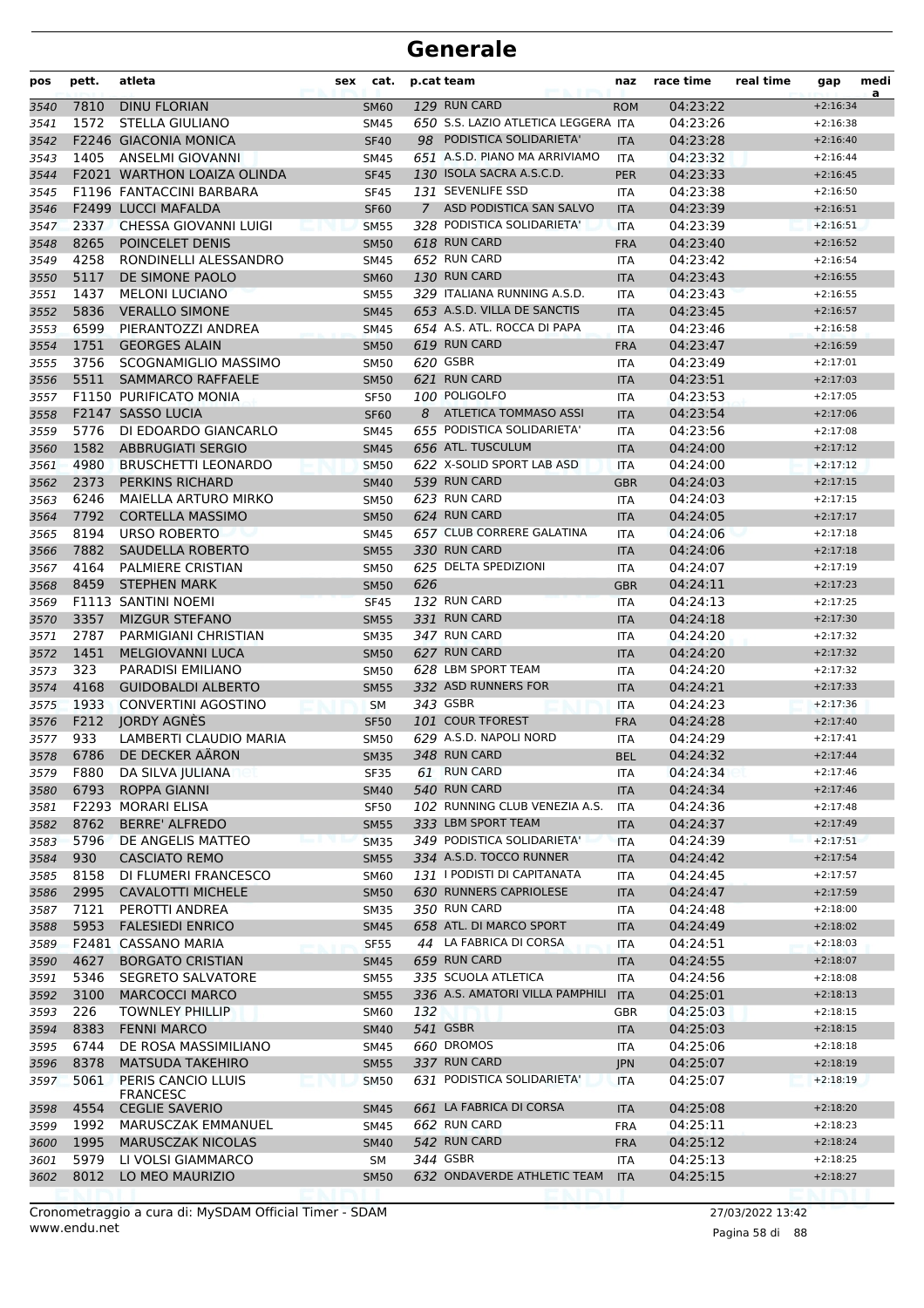# Generale

| pos | pett. | atleta | sex | cat. | p.cat | team | naz | race time | real time | gap | medi a |
|---|---|---|---|---|---|---|---|---|---|---|---|
| 3540 | 7810 | DINU FLORIAN | | SM60 | 129 | RUN CARD | ROM | 04:23:22 | | +2:16:34 | |
| 3541 | 1572 | STELLA GIULIANO | | SM45 | 650 | S.S. LAZIO ATLETICA LEGGERA | ITA | 04:23:26 | | +2:16:38 | |
| 3542 | F2246 | GIACONIA MONICA | | SF40 | 98 | PODISTICA SOLIDARIETA' | ITA | 04:23:28 | | +2:16:40 | |
| 3543 | 1405 | ANSELMI GIOVANNI | | SM45 | 651 | A.S.D. PIANO MA ARRIVIAMO | ITA | 04:23:32 | | +2:16:44 | |
| 3544 | F2021 | WARTHON LOAIZA OLINDA | | SF45 | 130 | ISOLA SACRA A.S.C.D. | PER | 04:23:33 | | +2:16:45 | |
| 3545 | F1196 | FANTACCINI BARBARA | | SF45 | 131 | SEVENLIFE SSD | ITA | 04:23:38 | | +2:16:50 | |
| 3546 | F2499 | LUCCI MAFALDA | | SF60 | 7 | ASD PODISTICA SAN SALVO | ITA | 04:23:39 | | +2:16:51 | |
| 3547 | 2337 | CHESSA GIOVANNI LUIGI | | SM55 | 328 | PODISTICA SOLIDARIETA' | ITA | 04:23:39 | | +2:16:51 | |
| 3548 | 8265 | POINCELET DENIS | | SM50 | 618 | RUN CARD | FRA | 04:23:40 | | +2:16:52 | |
| 3549 | 4258 | RONDINELLI ALESSANDRO | | SM45 | 652 | RUN CARD | ITA | 04:23:42 | | +2:16:54 | |
| 3550 | 5117 | DE SIMONE PAOLO | | SM60 | 130 | RUN CARD | ITA | 04:23:43 | | +2:16:55 | |
| 3551 | 1437 | MELONI LUCIANO | | SM55 | 329 | ITALIANA RUNNING A.S.D. | ITA | 04:23:43 | | +2:16:55 | |
| 3552 | 5836 | VERALLO SIMONE | | SM45 | 653 | A.S.D. VILLA DE SANCTIS | ITA | 04:23:45 | | +2:16:57 | |
| 3553 | 6599 | PIERANTOZZI ANDREA | | SM45 | 654 | A.S. ATL. ROCCA DI PAPA | ITA | 04:23:46 | | +2:16:58 | |
| 3554 | 1751 | GEORGES ALAIN | | SM50 | 619 | RUN CARD | FRA | 04:23:47 | | +2:16:59 | |
| 3555 | 3756 | SCOGNAMIGLIO MASSIMO | | SM50 | 620 | GSBR | ITA | 04:23:49 | | +2:17:01 | |
| 3556 | 5511 | SAMMARCO RAFFAELE | | SM50 | 621 | RUN CARD | ITA | 04:23:51 | | +2:17:03 | |
| 3557 | F1150 | PURIFICATO MONIA | | SF50 | 100 | POLIGOLFO | ITA | 04:23:53 | | +2:17:05 | |
| 3558 | F2147 | SASSO LUCIA | | SF60 | 8 | ATLETICA TOMMASO ASSI | ITA | 04:23:54 | | +2:17:06 | |
| 3559 | 5776 | DI EDOARDO GIANCARLO | | SM45 | 655 | PODISTICA SOLIDARIETA' | ITA | 04:23:56 | | +2:17:08 | |
| 3560 | 1582 | ABBRUGIATI SERGIO | | SM45 | 656 | ATL. TUSCULUM | ITA | 04:24:00 | | +2:17:12 | |
| 3561 | 4980 | BRUSCHETTI LEONARDO | | SM50 | 622 | X-SOLID SPORT LAB ASD | ITA | 04:24:00 | | +2:17:12 | |
| 3562 | 2373 | PERKINS RICHARD | | SM40 | 539 | RUN CARD | GBR | 04:24:03 | | +2:17:15 | |
| 3563 | 6246 | MAIELLA ARTURO MIRKO | | SM50 | 623 | RUN CARD | ITA | 04:24:03 | | +2:17:15 | |
| 3564 | 7792 | CORTELLA MASSIMO | | SM50 | 624 | RUN CARD | ITA | 04:24:05 | | +2:17:17 | |
| 3565 | 8194 | URSO ROBERTO | | SM45 | 657 | CLUB CORRERE GALATINA | ITA | 04:24:06 | | +2:17:18 | |
| 3566 | 7882 | SAUDELLA ROBERTO | | SM55 | 330 | RUN CARD | ITA | 04:24:06 | | +2:17:18 | |
| 3567 | 4164 | PALMIERE CRISTIAN | | SM50 | 625 | DELTA SPEDIZIONI | ITA | 04:24:07 | | +2:17:19 | |
| 3568 | 8459 | STEPHEN MARK | | SM50 | 626 | | GBR | 04:24:11 | | +2:17:23 | |
| 3569 | F1113 | SANTINI NOEMI | | SF45 | 132 | RUN CARD | ITA | 04:24:13 | | +2:17:25 | |
| 3570 | 3357 | MIZGUR STEFANO | | SM55 | 331 | RUN CARD | ITA | 04:24:18 | | +2:17:30 | |
| 3571 | 2787 | PARMIGIANI CHRISTIAN | | SM35 | 347 | RUN CARD | ITA | 04:24:20 | | +2:17:32 | |
| 3572 | 1451 | MELGIOVANNI LUCA | | SM50 | 627 | RUN CARD | ITA | 04:24:20 | | +2:17:32 | |
| 3573 | 323 | PARADISI EMILIANO | | SM50 | 628 | LBM SPORT TEAM | ITA | 04:24:20 | | +2:17:32 | |
| 3574 | 4168 | GUIDOBALDI ALBERTO | | SM55 | 332 | ASD RUNNERS FOR | ITA | 04:24:21 | | +2:17:33 | |
| 3575 | 1933 | CONVERTINI AGOSTINO | | SM | 343 | GSBR | ITA | 04:24:23 | | +2:17:36 | |
| 3576 | F212 | JORDY AGNÈS | | SF50 | 101 | COUR TFOREST | FRA | 04:24:28 | | +2:17:40 | |
| 3577 | 933 | LAMBERTI CLAUDIO MARIA | | SM50 | 629 | A.S.D. NAPOLI NORD | ITA | 04:24:29 | | +2:17:41 | |
| 3578 | 6786 | DE DECKER AÄRON | | SM35 | 348 | RUN CARD | BEL | 04:24:32 | | +2:17:44 | |
| 3579 | F880 | DA SILVA JULIANA | | SF35 | 61 | RUN CARD | ITA | 04:24:34 | | +2:17:46 | |
| 3580 | 6793 | ROPPA GIANNI | | SM40 | 540 | RUN CARD | ITA | 04:24:34 | | +2:17:46 | |
| 3581 | F2293 | MORARI ELISA | | SF50 | 102 | RUNNING CLUB VENEZIA A.S. | ITA | 04:24:36 | | +2:17:48 | |
| 3582 | 8762 | BERRE' ALFREDO | | SM55 | 333 | LBM SPORT TEAM | ITA | 04:24:37 | | +2:17:49 | |
| 3583 | 5796 | DE ANGELIS MATTEO | | SM35 | 349 | PODISTICA SOLIDARIETA' | ITA | 04:24:39 | | +2:17:51 | |
| 3584 | 930 | CASCIATO REMO | | SM55 | 334 | A.S.D. TOCCO RUNNER | ITA | 04:24:42 | | +2:17:54 | |
| 3585 | 8158 | DI FLUMERI FRANCESCO | | SM60 | 131 | I PODISTI DI CAPITANATA | ITA | 04:24:45 | | +2:17:57 | |
| 3586 | 2995 | CAVALOTTI MICHELE | | SM50 | 630 | RUNNERS CAPRIOLESE | ITA | 04:24:47 | | +2:17:59 | |
| 3587 | 7121 | PEROTTI ANDREA | | SM35 | 350 | RUN CARD | ITA | 04:24:48 | | +2:18:00 | |
| 3588 | 5953 | FALESIEDI ENRICO | | SM45 | 658 | ATL. DI MARCO SPORT | ITA | 04:24:49 | | +2:18:02 | |
| 3589 | F2481 | CASSANO MARIA | | SF55 | 44 | LA FABRICA DI CORSA | ITA | 04:24:51 | | +2:18:03 | |
| 3590 | 4627 | BORGATO CRISTIAN | | SM45 | 659 | RUN CARD | ITA | 04:24:55 | | +2:18:07 | |
| 3591 | 5346 | SEGRETO SALVATORE | | SM55 | 335 | SCUOLA ATLETICA | ITA | 04:24:56 | | +2:18:08 | |
| 3592 | 3100 | MARCOCCI MARCO | | SM55 | 336 | A.S. AMATORI VILLA PAMPHILI | ITA | 04:25:01 | | +2:18:13 | |
| 3593 | 226 | TOWNLEY PHILLIP | | SM60 | 132 | | GBR | 04:25:03 | | +2:18:15 | |
| 3594 | 8383 | FENNI MARCO | | SM40 | 541 | GSBR | ITA | 04:25:03 | | +2:18:15 | |
| 3595 | 6744 | DE ROSA MASSIMILIANO | | SM45 | 660 | DROMOS | ITA | 04:25:06 | | +2:18:18 | |
| 3596 | 8378 | MATSUDA TAKEHIRO | | SM55 | 337 | RUN CARD | JPN | 04:25:07 | | +2:18:19 | |
| 3597 | 5061 | PERIS CANCIO LLUIS FRANCESC | | SM50 | 631 | PODISTICA SOLIDARIETA' | ITA | 04:25:07 | | +2:18:19 | |
| 3598 | 4554 | CEGLIE SAVERIO | | SM45 | 661 | LA FABRICA DI CORSA | ITA | 04:25:08 | | +2:18:20 | |
| 3599 | 1992 | MARUSCZAK EMMANUEL | | SM45 | 662 | RUN CARD | FRA | 04:25:11 | | +2:18:23 | |
| 3600 | 1995 | MARUSCZAK NICOLAS | | SM40 | 542 | RUN CARD | FRA | 04:25:12 | | +2:18:24 | |
| 3601 | 5979 | LI VOLSI GIAMMARCO | | SM | 344 | GSBR | ITA | 04:25:13 | | +2:18:25 | |
| 3602 | 8012 | LO MEO MAURIZIO | | SM50 | 632 | ONDAVERDE ATHLETIC TEAM | ITA | 04:25:15 | | +2:18:27 | |

Cronometraggio a cura di: MySDAM Official Timer - SDAM
www.endu.net

27/03/2022 13:42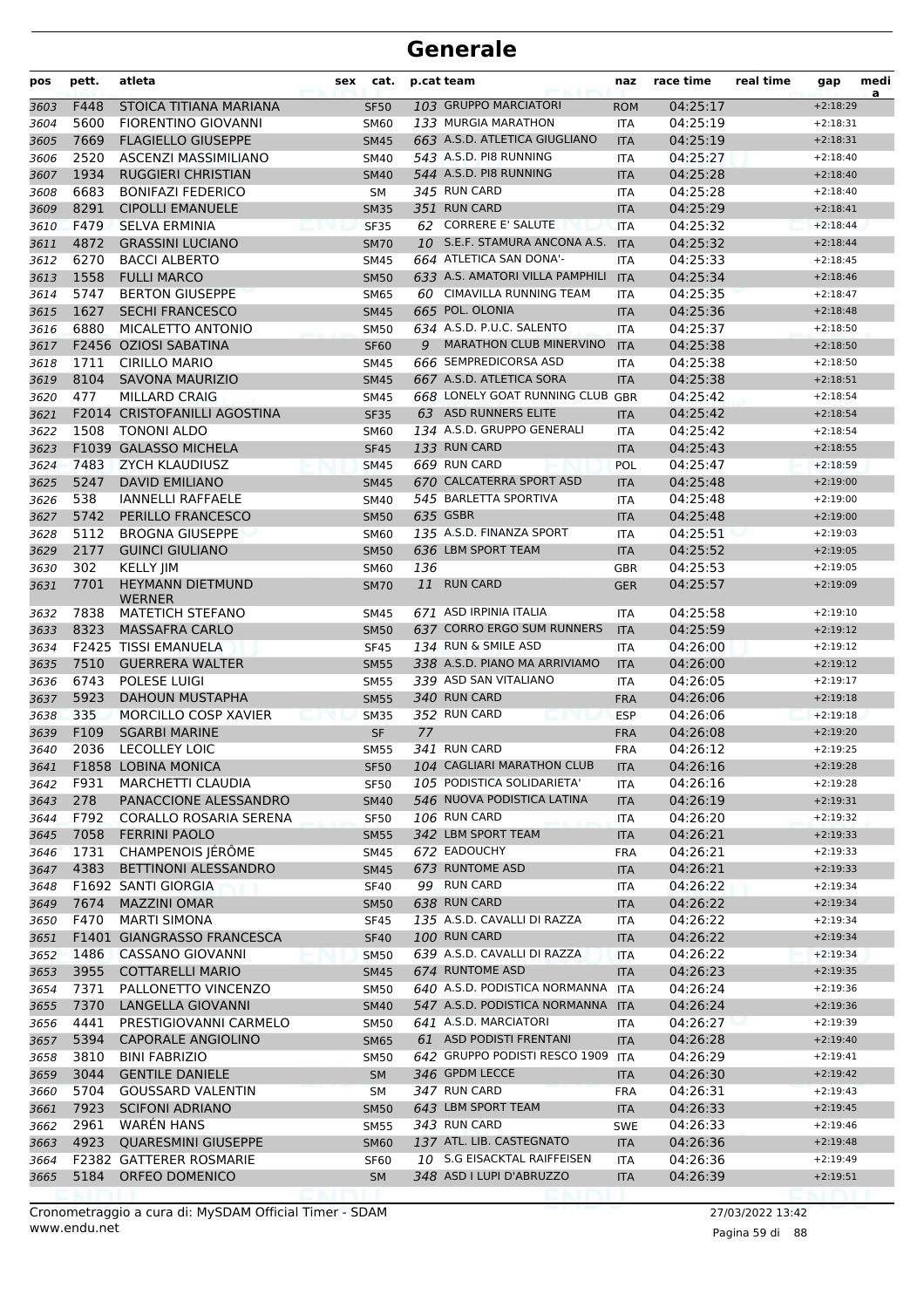# Generale

| pos | pett. | atleta | sex | cat. | p.cat | team | naz | race time | real time | gap | medi a |
|---|---|---|---|---|---|---|---|---|---|---|---|
| 3603 | F448 | STOICA TITIANA MARIANA | | SF50 | 103 | GRUPPO MARCIATORI | ROM | 04:25:17 | | +2:18:29 | |
| 3604 | 5600 | FIORENTINO GIOVANNI | | SM60 | 133 | MURGIA MARATHON | ITA | 04:25:19 | | +2:18:31 | |
| 3605 | 7669 | FLAGIELLO GIUSEPPE | | SM45 | 663 | A.S.D. ATLETICA GIUGLIANO | ITA | 04:25:19 | | +2:18:31 | |
| 3606 | 2520 | ASCENZI MASSIMILIANO | | SM40 | 543 | A.S.D. PI8 RUNNING | ITA | 04:25:27 | | +2:18:40 | |
| 3607 | 1934 | RUGGIERI CHRISTIAN | | SM40 | 544 | A.S.D. PI8 RUNNING | ITA | 04:25:28 | | +2:18:40 | |
| 3608 | 6683 | BONIFAZI FEDERICO | | SM | 345 | RUN CARD | ITA | 04:25:28 | | +2:18:40 | |
| 3609 | 8291 | CIPOLLI EMANUELE | | SM35 | 351 | RUN CARD | ITA | 04:25:29 | | +2:18:41 | |
| 3610 | F479 | SELVA ERMINIA | | SF35 | 62 | CORRERE E' SALUTE | ITA | 04:25:32 | | +2:18:44 | |
| 3611 | 4872 | GRASSINI LUCIANO | | SM70 | 10 | S.E.F. STAMURA ANCONA A.S. | ITA | 04:25:32 | | +2:18:44 | |
| 3612 | 6270 | BACCI ALBERTO | | SM45 | 664 | ATLETICA SAN DONA'- | ITA | 04:25:33 | | +2:18:45 | |
| 3613 | 1558 | FULLI MARCO | | SM50 | 633 | A.S. AMATORI VILLA PAMPHILI | ITA | 04:25:34 | | +2:18:46 | |
| 3614 | 5747 | BERTON GIUSEPPE | | SM65 | 60 | CIMAVILLA RUNNING TEAM | ITA | 04:25:35 | | +2:18:47 | |
| 3615 | 1627 | SECHI FRANCESCO | | SM45 | 665 | POL. OLONIA | ITA | 04:25:36 | | +2:18:48 | |
| 3616 | 6880 | MICALETTO ANTONIO | | SM50 | 634 | A.S.D. P.U.C. SALENTO | ITA | 04:25:37 | | +2:18:50 | |
| 3617 | F2456 | OZIOSI SABATINA | | SF60 | 9 | MARATHON CLUB MINERVINO | ITA | 04:25:38 | | +2:18:50 | |
| 3618 | 1711 | CIRILLO MARIO | | SM45 | 666 | SEMPREDICORSA ASD | ITA | 04:25:38 | | +2:18:50 | |
| 3619 | 8104 | SAVONA MAURIZIO | | SM45 | 667 | A.S.D. ATLETICA SORA | ITA | 04:25:38 | | +2:18:51 | |
| 3620 | 477 | MILLARD CRAIG | | SM45 | 668 | LONELY GOAT RUNNING CLUB | GBR | 04:25:42 | | +2:18:54 | |
| 3621 | F2014 | CRISTOFANILLI AGOSTINA | | SF35 | 63 | ASD RUNNERS ELITE | ITA | 04:25:42 | | +2:18:54 | |
| 3622 | 1508 | TONONI ALDO | | SM60 | 134 | A.S.D. GRUPPO GENERALI | ITA | 04:25:42 | | +2:18:54 | |
| 3623 | F1039 | GALASSO MICHELA | | SF45 | 133 | RUN CARD | ITA | 04:25:43 | | +2:18:55 | |
| 3624 | 7483 | ZYCH KLAUDIUSZ | | SM45 | 669 | RUN CARD | POL | 04:25:47 | | +2:18:59 | |
| 3625 | 5247 | DAVID EMILIANO | | SM45 | 670 | CALCATERRA SPORT ASD | ITA | 04:25:48 | | +2:19:00 | |
| 3626 | 538 | IANNELLI RAFFAELE | | SM40 | 545 | BARLETTA SPORTIVA | ITA | 04:25:48 | | +2:19:00 | |
| 3627 | 5742 | PERILLO FRANCESCO | | SM50 | 635 | GSBR | ITA | 04:25:48 | | +2:19:00 | |
| 3628 | 5112 | BROGNA GIUSEPPE | | SM60 | 135 | A.S.D. FINANZA SPORT | ITA | 04:25:51 | | +2:19:03 | |
| 3629 | 2177 | GUINCI GIULIANO | | SM50 | 636 | LBM SPORT TEAM | ITA | 04:25:52 | | +2:19:05 | |
| 3630 | 302 | KELLY JIM | | SM60 | 136 | | GBR | 04:25:53 | | +2:19:05 | |
| 3631 | 7701 | HEYMANN DIETMUND WERNER | | SM70 | 11 | RUN CARD | GER | 04:25:57 | | +2:19:09 | |
| 3632 | 7838 | MATETICH STEFANO | | SM45 | 671 | ASD IRPINIA ITALIA | ITA | 04:25:58 | | +2:19:10 | |
| 3633 | 8323 | MASSAFRA CARLO | | SM50 | 637 | CORRO ERGO SUM RUNNERS | ITA | 04:25:59 | | +2:19:12 | |
| 3634 | F2425 | TISSI EMANUELA | | SF45 | 134 | RUN & SMILE ASD | ITA | 04:26:00 | | +2:19:12 | |
| 3635 | 7510 | GUERRERA WALTER | | SM55 | 338 | A.S.D. PIANO MA ARRIVIAMO | ITA | 04:26:00 | | +2:19:12 | |
| 3636 | 6743 | POLESE LUIGI | | SM55 | 339 | ASD SAN VITALIANO | ITA | 04:26:05 | | +2:19:17 | |
| 3637 | 5923 | DAHOUN MUSTAPHA | | SM55 | 340 | RUN CARD | FRA | 04:26:06 | | +2:19:18 | |
| 3638 | 335 | MORCILLO COSP XAVIER | | SM35 | 352 | RUN CARD | ESP | 04:26:06 | | +2:19:18 | |
| 3639 | F109 | SGARBI MARINE | | SF | 77 | | FRA | 04:26:08 | | +2:19:20 | |
| 3640 | 2036 | LECOLLEY LOIC | | SM55 | 341 | RUN CARD | FRA | 04:26:12 | | +2:19:25 | |
| 3641 | F1858 | LOBINA MONICA | | SF50 | 104 | CAGLIARI MARATHON CLUB | ITA | 04:26:16 | | +2:19:28 | |
| 3642 | F931 | MARCHETTI CLAUDIA | | SF50 | 105 | PODISTICA SOLIDARIETA' | ITA | 04:26:16 | | +2:19:28 | |
| 3643 | 278 | PANACCIONE ALESSANDRO | | SM40 | 546 | NUOVA PODISTICA LATINA | ITA | 04:26:19 | | +2:19:31 | |
| 3644 | F792 | CORALLO ROSARIA SERENA | | SF50 | 106 | RUN CARD | ITA | 04:26:20 | | +2:19:32 | |
| 3645 | 7058 | FERRINI PAOLO | | SM55 | 342 | LBM SPORT TEAM | ITA | 04:26:21 | | +2:19:33 | |
| 3646 | 1731 | CHAMPENOIS JÉRÔME | | SM45 | 672 | EADOUCHY | FRA | 04:26:21 | | +2:19:33 | |
| 3647 | 4383 | BETTINONI ALESSANDRO | | SM45 | 673 | RUNTOME ASD | ITA | 04:26:21 | | +2:19:33 | |
| 3648 | F1692 | SANTI GIORGIA | | SF40 | 99 | RUN CARD | ITA | 04:26:22 | | +2:19:34 | |
| 3649 | 7674 | MAZZINI OMAR | | SM50 | 638 | RUN CARD | ITA | 04:26:22 | | +2:19:34 | |
| 3650 | F470 | MARTI SIMONA | | SF45 | 135 | A.S.D. CAVALLI DI RAZZA | ITA | 04:26:22 | | +2:19:34 | |
| 3651 | F1401 | GIANGRASSO FRANCESCA | | SF40 | 100 | RUN CARD | ITA | 04:26:22 | | +2:19:34 | |
| 3652 | 1486 | CASSANO GIOVANNI | | SM50 | 639 | A.S.D. CAVALLI DI RAZZA | ITA | 04:26:22 | | +2:19:34 | |
| 3653 | 3955 | COTTARELLI MARIO | | SM45 | 674 | RUNTOME ASD | ITA | 04:26:23 | | +2:19:35 | |
| 3654 | 7371 | PALLONETTO VINCENZO | | SM50 | 640 | A.S.D. PODISTICA NORMANNA | ITA | 04:26:24 | | +2:19:36 | |
| 3655 | 7370 | LANGELLA GIOVANNI | | SM40 | 547 | A.S.D. PODISTICA NORMANNA | ITA | 04:26:24 | | +2:19:36 | |
| 3656 | 4441 | PRESTIGIOVANNI CARMELO | | SM50 | 641 | A.S.D. MARCIATORI | ITA | 04:26:27 | | +2:19:39 | |
| 3657 | 5394 | CAPORALE ANGIOLINO | | SM65 | 61 | ASD PODISTI FRENTANI | ITA | 04:26:28 | | +2:19:40 | |
| 3658 | 3810 | BINI FABRIZIO | | SM50 | 642 | GRUPPO PODISTI RESCO 1909 | ITA | 04:26:29 | | +2:19:41 | |
| 3659 | 3044 | GENTILE DANIELE | | SM | 346 | GPDM LECCE | ITA | 04:26:30 | | +2:19:42 | |
| 3660 | 5704 | GOUSSARD VALENTIN | | SM | 347 | RUN CARD | FRA | 04:26:31 | | +2:19:43 | |
| 3661 | 7923 | SCIFONI ADRIANO | | SM50 | 643 | LBM SPORT TEAM | ITA | 04:26:33 | | +2:19:45 | |
| 3662 | 2961 | WARÉN HANS | | SM55 | 343 | RUN CARD | SWE | 04:26:33 | | +2:19:46 | |
| 3663 | 4923 | QUARESMINI GIUSEPPE | | SM60 | 137 | ATL. LIB. CASTEGNATO | ITA | 04:26:36 | | +2:19:48 | |
| 3664 | F2382 | GATTERER ROSMARIE | | SF60 | 10 | S.G EISACKTAL RAIFFEISEN | ITA | 04:26:36 | | +2:19:49 | |
| 3665 | 5184 | ORFEO DOMENICO | | SM | 348 | ASD I LUPI D'ABRUZZO | ITA | 04:26:39 | | +2:19:51 | |

Cronometraggio a cura di: MySDAM Official Timer - SDAM
www.endu.net

27/03/2022 13:42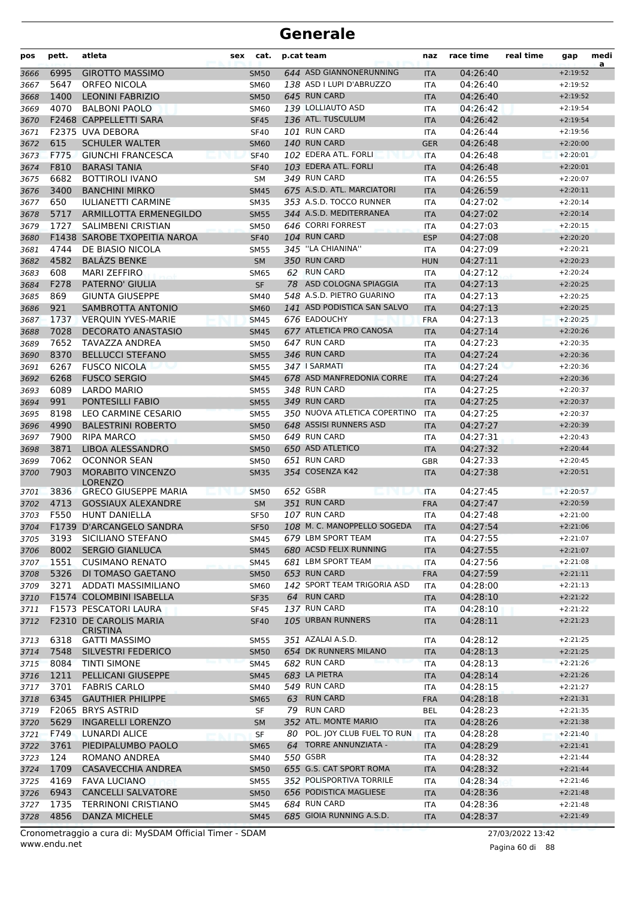# Generale

| pos | pett. | atleta | sex | cat. | p.cat | team | naz | race time | real time | gap | medi a |
|---|---|---|---|---|---|---|---|---|---|---|---|
| 3666 | 6995 | GIROTTO MASSIMO | | SM50 | 644 | ASD GIANNONERUNNING | ITA | 04:26:40 | | +2:19:52 | |
| 3667 | 5647 | ORFEO NICOLA | | SM60 | 138 | ASD I LUPI D'ABRUZZO | ITA | 04:26:40 | | +2:19:52 | |
| 3668 | 1400 | LEONINI FABRIZIO | | SM50 | 645 | RUN CARD | ITA | 04:26:40 | | +2:19:52 | |
| 3669 | 4070 | BALBONI PAOLO | | SM60 | 139 | LOLLIAUTO ASD | ITA | 04:26:42 | | +2:19:54 | |
| 3670 | F2468 | CAPPELLETTI SARA | | SF45 | 136 | ATL. TUSCULUM | ITA | 04:26:42 | | +2:19:54 | |
| 3671 | F2375 | UVA DEBORA | | SF40 | 101 | RUN CARD | ITA | 04:26:44 | | +2:19:56 | |
| 3672 | 615 | SCHULER WALTER | | SM60 | 140 | RUN CARD | GER | 04:26:48 | | +2:20:00 | |
| 3673 | F775 | GIUNCHI FRANCESCA | | SF40 | 102 | EDERA ATL. FORLI | ITA | 04:26:48 | | +2:20:01 | |
| 3674 | F810 | BARASI TANIA | | SF40 | 103 | EDERA ATL. FORLI | ITA | 04:26:48 | | +2:20:01 | |
| 3675 | 6682 | BOTTIROLI IVANO | | SM | 349 | RUN CARD | ITA | 04:26:55 | | +2:20:07 | |
| 3676 | 3400 | BANCHINI MIRKO | | SM45 | 675 | A.S.D. ATL. MARCIATORI | ITA | 04:26:59 | | +2:20:11 | |
| 3677 | 650 | IULIANETTI CARMINE | | SM35 | 353 | A.S.D. TOCCO RUNNER | ITA | 04:27:02 | | +2:20:14 | |
| 3678 | 5717 | ARMILLOTTA ERMENEGILDO | | SM55 | 344 | A.S.D. MEDITERRANEA | ITA | 04:27:02 | | +2:20:14 | |
| 3679 | 1727 | SALIMBENI CRISTIAN | | SM50 | 646 | CORRI FORREST | ITA | 04:27:03 | | +2:20:15 | |
| 3680 | F1438 | SAROBE TXOPEITIA NAROA | | SF40 | 104 | RUN CARD | ESP | 04:27:08 | | +2:20:20 | |
| 3681 | 4744 | DE BIASIO NICOLA | | SM55 | 345 | ''LA CHIANINA'' | ITA | 04:27:09 | | +2:20:21 | |
| 3682 | 4582 | BALÁZS BENKE | | SM | 350 | RUN CARD | HUN | 04:27:11 | | +2:20:23 | |
| 3683 | 608 | MARI ZEFFIRO | | SM65 | 62 | RUN CARD | ITA | 04:27:12 | | +2:20:24 | |
| 3684 | F278 | PATERNO' GIULIA | | SF | 78 | ASD COLOGNA SPIAGGIA | ITA | 04:27:13 | | +2:20:25 | |
| 3685 | 869 | GIUNTA GIUSEPPE | | SM40 | 548 | A.S.D. PIETRO GUARINO | ITA | 04:27:13 | | +2:20:25 | |
| 3686 | 921 | SAMBROTTA ANTONIO | | SM60 | 141 | ASD PODISTICA SAN SALVO | ITA | 04:27:13 | | +2:20:25 | |
| 3687 | 1737 | VERQUIN YVES-MARIE | | SM45 | 676 | EADOUCHY | FRA | 04:27:13 | | +2:20:25 | |
| 3688 | 7028 | DECORATO ANASTASIO | | SM45 | 677 | ATLETICA PRO CANOSA | ITA | 04:27:14 | | +2:20:26 | |
| 3689 | 7652 | TAVAZZA ANDREA | | SM50 | 647 | RUN CARD | ITA | 04:27:23 | | +2:20:35 | |
| 3690 | 8370 | BELLUCCI STEFANO | | SM55 | 346 | RUN CARD | ITA | 04:27:24 | | +2:20:36 | |
| 3691 | 6267 | FUSCO NICOLA | | SM55 | 347 | I SARMATI | ITA | 04:27:24 | | +2:20:36 | |
| 3692 | 6268 | FUSCO SERGIO | | SM45 | 678 | ASD MANFREDONIA CORRE | ITA | 04:27:24 | | +2:20:36 | |
| 3693 | 6089 | LARDO MARIO | | SM55 | 348 | RUN CARD | ITA | 04:27:25 | | +2:20:37 | |
| 3694 | 991 | PONTESILLI FABIO | | SM55 | 349 | RUN CARD | ITA | 04:27:25 | | +2:20:37 | |
| 3695 | 8198 | LEO CARMINE CESARIO | | SM55 | 350 | NUOVA ATLETICA COPERTINO | ITA | 04:27:25 | | +2:20:37 | |
| 3696 | 4990 | BALESTRINI ROBERTO | | SM50 | 648 | ASSISI RUNNERS ASD | ITA | 04:27:27 | | +2:20:39 | |
| 3697 | 7900 | RIPA MARCO | | SM50 | 649 | RUN CARD | ITA | 04:27:31 | | +2:20:43 | |
| 3698 | 3871 | LIBOA ALESSANDRO | | SM50 | 650 | ASD ATLETICO | ITA | 04:27:32 | | +2:20:44 | |
| 3699 | 7062 | OCONNOR SEAN | | SM50 | 651 | RUN CARD | GBR | 04:27:33 | | +2:20:45 | |
| 3700 | 7903 | MORABITO VINCENZO LORENZO | | SM35 | 354 | COSENZA K42 | ITA | 04:27:38 | | +2:20:51 | |
| 3701 | 3836 | GRECO GIUSEPPE MARIA | | SM50 | 652 | GSBR | ITA | 04:27:45 | | +2:20:57 | |
| 3702 | 4713 | GOSSIAUX ALEXANDRE | | SM | 351 | RUN CARD | FRA | 04:27:47 | | +2:20:59 | |
| 3703 | F550 | HUNT DANIELLA | | SF50 | 107 | RUN CARD | ITA | 04:27:48 | | +2:21:00 | |
| 3704 | F1739 | D'ARCANGELO SANDRA | | SF50 | 108 | M. C. MANOPPELLO SOGEDA | ITA | 04:27:54 | | +2:21:06 | |
| 3705 | 3193 | SICILIANO STEFANO | | SM45 | 679 | LBM SPORT TEAM | ITA | 04:27:55 | | +2:21:07 | |
| 3706 | 8002 | SERGIO GIANLUCA | | SM45 | 680 | ACSD FELIX RUNNING | ITA | 04:27:55 | | +2:21:07 | |
| 3707 | 1551 | CUSIMANO RENATO | | SM45 | 681 | LBM SPORT TEAM | ITA | 04:27:56 | | +2:21:08 | |
| 3708 | 5326 | DI TOMASO GAETANO | | SM50 | 653 | RUN CARD | FRA | 04:27:59 | | +2:21:11 | |
| 3709 | 3271 | ADDATI MASSIMILIANO | | SM60 | 142 | SPORT TEAM TRIGORIA ASD | ITA | 04:28:00 | | +2:21:13 | |
| 3710 | F1574 | COLOMBINI ISABELLA | | SF35 | 64 | RUN CARD | ITA | 04:28:10 | | +2:21:22 | |
| 3711 | F1573 | PESCATORI LAURA | | SF45 | 137 | RUN CARD | ITA | 04:28:10 | | +2:21:22 | |
| 3712 | F2310 | DE CAROLIS MARIA CRISTINA | | SF40 | 105 | URBAN RUNNERS | ITA | 04:28:11 | | +2:21:23 | |
| 3713 | 6318 | GATTI MASSIMO | | SM55 | 351 | AZALAI A.S.D. | ITA | 04:28:12 | | +2:21:25 | |
| 3714 | 7548 | SILVESTRI FEDERICO | | SM50 | 654 | DK RUNNERS MILANO | ITA | 04:28:13 | | +2:21:25 | |
| 3715 | 8084 | TINTI SIMONE | | SM45 | 682 | RUN CARD | ITA | 04:28:13 | | +2:21:26 | |
| 3716 | 1211 | PELLICANI GIUSEPPE | | SM45 | 683 | LA PIETRA | ITA | 04:28:14 | | +2:21:26 | |
| 3717 | 3701 | FABRIS CARLO | | SM40 | 549 | RUN CARD | ITA | 04:28:15 | | +2:21:27 | |
| 3718 | 6345 | GAUTHIER PHILIPPE | | SM65 | 63 | RUN CARD | FRA | 04:28:18 | | +2:21:31 | |
| 3719 | F2065 | BRYS ASTRID | | SF | 79 | RUN CARD | BEL | 04:28:23 | | +2:21:35 | |
| 3720 | 5629 | INGARELLI LORENZO | | SM | 352 | ATL. MONTE MARIO | ITA | 04:28:26 | | +2:21:38 | |
| 3721 | F749 | LUNARDI ALICE | | SF | 80 | POL. JOY CLUB FUEL TO RUN | ITA | 04:28:28 | | +2:21:40 | |
| 3722 | 3761 | PIEDIPALUMBO PAOLO | | SM65 | 64 | TORRE ANNUNZIATA - | ITA | 04:28:29 | | +2:21:41 | |
| 3723 | 124 | ROMANO ANDREA | | SM40 | 550 | GSBR | ITA | 04:28:32 | | +2:21:44 | |
| 3724 | 1709 | CASAVECCHIA ANDREA | | SM50 | 655 | G.S. CAT SPORT ROMA | ITA | 04:28:32 | | +2:21:44 | |
| 3725 | 4169 | FAVA LUCIANO | | SM55 | 352 | POLISPORTIVA TORRILE | ITA | 04:28:34 | | +2:21:46 | |
| 3726 | 6943 | CANCELLI SALVATORE | | SM50 | 656 | PODISTICA MAGLIESE | ITA | 04:28:36 | | +2:21:48 | |
| 3727 | 1735 | TERRINONI CRISTIANO | | SM45 | 684 | RUN CARD | ITA | 04:28:36 | | +2:21:48 | |
| 3728 | 4856 | DANZA MICHELE | | SM45 | 685 | GIOIA RUNNING A.S.D. | ITA | 04:28:37 | | +2:21:49 | |

Cronometraggio a cura di: MySDAM Official Timer - SDAM
www.endu.net
27/03/2022 13:42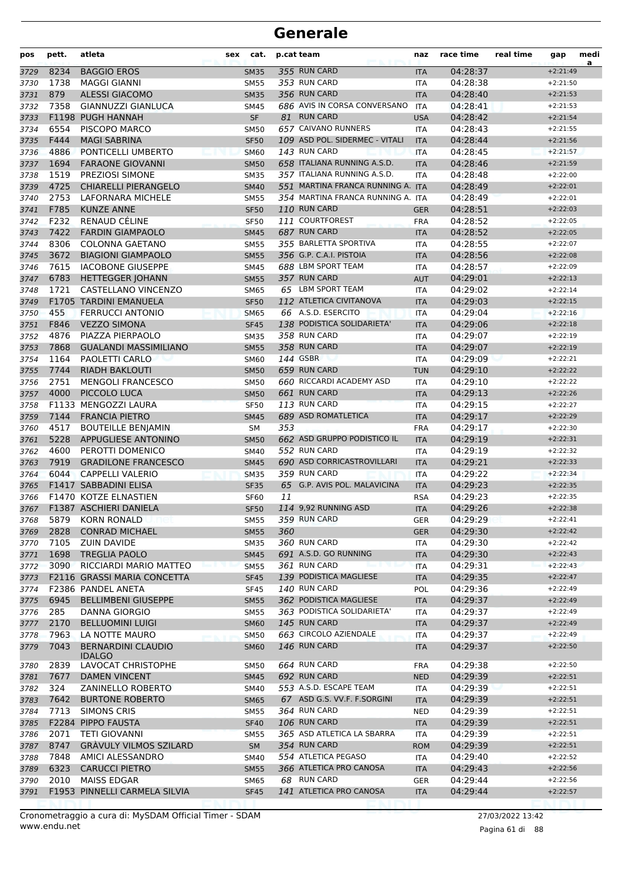# Generale

| pos | pett. | atleta | sex | cat. | p.cat | team | naz | race time | real time | gap | media |
|---|---|---|---|---|---|---|---|---|---|---|---|
| 3729 | 8234 | BAGGIO EROS | | SM35 | 355 | RUN CARD | ITA | 04:28:37 | | +2:21:49 | |
| 3730 | 1738 | MAGGI GIANNI | | SM55 | 353 | RUN CARD | ITA | 04:28:38 | | +2:21:50 | |
| 3731 | 879 | ALESSI GIACOMO | | SM35 | 356 | RUN CARD | ITA | 04:28:40 | | +2:21:53 | |
| 3732 | 7358 | GIANNUZZI GIANLUCA | | SM45 | 686 | AVIS IN CORSA CONVERSANO | ITA | 04:28:41 | | +2:21:53 | |
| 3733 | F1198 | PUGH HANNAH | | SF | 81 | RUN CARD | USA | 04:28:42 | | +2:21:54 | |
| 3734 | 6554 | PISCOPO MARCO | | SM50 | 657 | CAIVANO RUNNERS | ITA | 04:28:43 | | +2:21:55 | |
| 3735 | F444 | MAGI SABRINA | | SF50 | 109 | ASD POL. SIDERMEC - VITALI | ITA | 04:28:44 | | +2:21:56 | |
| 3736 | 4886 | PONTICELLI UMBERTO | | SM60 | 143 | RUN CARD | ITA | 04:28:45 | | +2:21:57 | |
| 3737 | 1694 | FARAONE GIOVANNI | | SM50 | 658 | ITALIANA RUNNING A.S.D. | ITA | 04:28:46 | | +2:21:59 | |
| 3738 | 1519 | PREZIOSI SIMONE | | SM35 | 357 | ITALIANA RUNNING A.S.D. | ITA | 04:28:48 | | +2:22:00 | |
| 3739 | 4725 | CHIARELLI PIERANGELO | | SM40 | 551 | MARTINA FRANCA RUNNING A. | ITA | 04:28:49 | | +2:22:01 | |
| 3740 | 2753 | LAFORNARA MICHELE | | SM55 | 354 | MARTINA FRANCA RUNNING A. | ITA | 04:28:49 | | +2:22:01 | |
| 3741 | F785 | KUNZE ANNE | | SF50 | 110 | RUN CARD | GER | 04:28:51 | | +2:22:03 | |
| 3742 | F232 | RENAUD CÉLINE | | SF50 | 111 | COURTFOREST | FRA | 04:28:52 | | +2:22:05 | |
| 3743 | 7422 | FARDIN GIAMPAOLO | | SM45 | 687 | RUN CARD | ITA | 04:28:52 | | +2:22:05 | |
| 3744 | 8306 | COLONNA GAETANO | | SM55 | 355 | BARLETTA SPORTIVA | ITA | 04:28:55 | | +2:22:07 | |
| 3745 | 3672 | BIAGIONI GIAMPAOLO | | SM55 | 356 | G.P. C.A.I. PISTOIA | ITA | 04:28:56 | | +2:22:08 | |
| 3746 | 7615 | IACOBONE GIUSEPPE | | SM45 | 688 | LBM SPORT TEAM | ITA | 04:28:57 | | +2:22:09 | |
| 3747 | 6783 | HETTEGGER JOHANN | | SM55 | 357 | RUN CARD | AUT | 04:29:01 | | +2:22:13 | |
| 3748 | 1721 | CASTELLANO VINCENZO | | SM65 | 65 | LBM SPORT TEAM | ITA | 04:29:02 | | +2:22:14 | |
| 3749 | F1705 | TARDINI EMANUELA | | SF50 | 112 | ATLETICA CIVITANOVA | ITA | 04:29:03 | | +2:22:15 | |
| 3750 | 455 | FERRUCCI ANTONIO | | SM65 | 66 | A.S.D. ESERCITO | ITA | 04:29:04 | | +2:22:16 | |
| 3751 | F846 | VEZZO SIMONA | | SF45 | 138 | PODISTICA SOLIDARIETA' | ITA | 04:29:06 | | +2:22:18 | |
| 3752 | 4876 | PIAZZA PIERPAOLO | | SM35 | 358 | RUN CARD | ITA | 04:29:07 | | +2:22:19 | |
| 3753 | 7868 | GUALANDI MASSIMILIANO | | SM55 | 358 | RUN CARD | ITA | 04:29:07 | | +2:22:19 | |
| 3754 | 1164 | PAOLETTI CARLO | | SM60 | 144 | GSBR | ITA | 04:29:09 | | +2:22:21 | |
| 3755 | 7744 | RIADH BAKLOUTI | | SM50 | 659 | RUN CARD | TUN | 04:29:10 | | +2:22:22 | |
| 3756 | 2751 | MENGOLI FRANCESCO | | SM50 | 660 | RICCARDI ACADEMY ASD | ITA | 04:29:10 | | +2:22:22 | |
| 3757 | 4000 | PICCOLO LUCA | | SM50 | 661 | RUN CARD | ITA | 04:29:13 | | +2:22:26 | |
| 3758 | F1133 | MENGOZZI LAURA | | SF50 | 113 | RUN CARD | ITA | 04:29:15 | | +2:22:27 | |
| 3759 | 7144 | FRANCIA PIETRO | | SM45 | 689 | ASD ROMATLETICA | ITA | 04:29:17 | | +2:22:29 | |
| 3760 | 4517 | BOUTEILLE BENJAMIN | | SM | 353 | | FRA | 04:29:17 | | +2:22:30 | |
| 3761 | 5228 | APPUGLIESE ANTONINO | | SM50 | 662 | ASD GRUPPO PODISTICO IL | ITA | 04:29:19 | | +2:22:31 | |
| 3762 | 4600 | PEROTTI DOMENICO | | SM40 | 552 | RUN CARD | ITA | 04:29:19 | | +2:22:32 | |
| 3763 | 7919 | GRADILONE FRANCESCO | | SM45 | 690 | ASD CORRICASTROVILLARI | ITA | 04:29:21 | | +2:22:33 | |
| 3764 | 6044 | CAPPELLI VALERIO | | SM35 | 359 | RUN CARD | ITA | 04:29:22 | | +2:22:34 | |
| 3765 | F1417 | SABBADINI ELISA | | SF35 | 65 | G.P. AVIS POL. MALAVICINA | ITA | 04:29:23 | | +2:22:35 | |
| 3766 | F1470 | KOTZE ELNASTIEN | | SF60 | 11 | | RSA | 04:29:23 | | +2:22:35 | |
| 3767 | F1387 | ASCHIERI DANIELA | | SF50 | 114 | 9,92 RUNNING ASD | ITA | 04:29:26 | | +2:22:38 | |
| 3768 | 5879 | KORN RONALD | | SM55 | 359 | RUN CARD | GER | 04:29:29 | | +2:22:41 | |
| 3769 | 2828 | CONRAD MICHAEL | | SM55 | 360 | | GER | 04:29:30 | | +2:22:42 | |
| 3770 | 7105 | ZUIN DAVIDE | | SM35 | 360 | RUN CARD | ITA | 04:29:30 | | +2:22:42 | |
| 3771 | 1698 | TREGLIA PAOLO | | SM45 | 691 | A.S.D. GO RUNNING | ITA | 04:29:30 | | +2:22:43 | |
| 3772 | 3090 | RICCIARDI MARIO MATTEO | | SM55 | 361 | RUN CARD | ITA | 04:29:31 | | +2:22:43 | |
| 3773 | F2116 | GRASSI MARIA CONCETTA | | SF45 | 139 | PODISTICA MAGLIESE | ITA | 04:29:35 | | +2:22:47 | |
| 3774 | F2386 | PANDEL ANETA | | SF45 | 140 | RUN CARD | POL | 04:29:36 | | +2:22:49 | |
| 3775 | 6945 | BELLIMBENI GIUSEPPE | | SM55 | 362 | PODISTICA MAGLIESE | ITA | 04:29:37 | | +2:22:49 | |
| 3776 | 285 | DANNA GIORGIO | | SM55 | 363 | PODISTICA SOLIDARIETA' | ITA | 04:29:37 | | +2:22:49 | |
| 3777 | 2170 | BELLUOMINI LUIGI | | SM60 | 145 | RUN CARD | ITA | 04:29:37 | | +2:22:49 | |
| 3778 | 7963 | LA NOTTE MAURO | | SM50 | 663 | CIRCOLO AZIENDALE | ITA | 04:29:37 | | +2:22:49 | |
| 3779 | 7043 | BERNARDINI CLAUDIO IDALGO | | SM60 | 146 | RUN CARD | ITA | 04:29:37 | | +2:22:50 | |
| 3780 | 2839 | LAVOCAT CHRISTOPHE | | SM50 | 664 | RUN CARD | FRA | 04:29:38 | | +2:22:50 | |
| 3781 | 7677 | DAMEN VINCENT | | SM45 | 692 | RUN CARD | NED | 04:29:39 | | +2:22:51 | |
| 3782 | 324 | ZANINELLO ROBERTO | | SM40 | 553 | A.S.D. ESCAPE TEAM | ITA | 04:29:39 | | +2:22:51 | |
| 3783 | 7642 | BURTONE ROBERTO | | SM65 | 67 | ASD G.S. VV.F. F.SORGINI | ITA | 04:29:39 | | +2:22:51 | |
| 3784 | 7713 | SIMONS CRIS | | SM55 | 364 | RUN CARD | NED | 04:29:39 | | +2:22:51 | |
| 3785 | F2284 | PIPPO FAUSTA | | SF40 | 106 | RUN CARD | ITA | 04:29:39 | | +2:22:51 | |
| 3786 | 2071 | TETI GIOVANNI | | SM55 | 365 | ASD ATLETICA LA SBARRA | ITA | 04:29:39 | | +2:22:51 | |
| 3787 | 8747 | GRÀVULY VILMOS SZILARD | | SM | 354 | RUN CARD | ROM | 04:29:39 | | +2:22:51 | |
| 3788 | 7848 | AMICI ALESSANDRO | | SM40 | 554 | ATLETICA PEGASO | ITA | 04:29:40 | | +2:22:52 | |
| 3789 | 6323 | CARUCCI PIETRO | | SM55 | 366 | ATLETICA PRO CANOSA | ITA | 04:29:43 | | +2:22:56 | |
| 3790 | 2010 | MAISS EDGAR | | SM65 | 68 | RUN CARD | GER | 04:29:44 | | +2:22:56 | |
| 3791 | F1953 | PINNELLI CARMELA SILVIA | | SF45 | 141 | ATLETICA PRO CANOSA | ITA | 04:29:44 | | +2:22:57 | |

Cronometraggio a cura di: MySDAM Official Timer - SDAM
www.endu.net

27/03/2022 13:42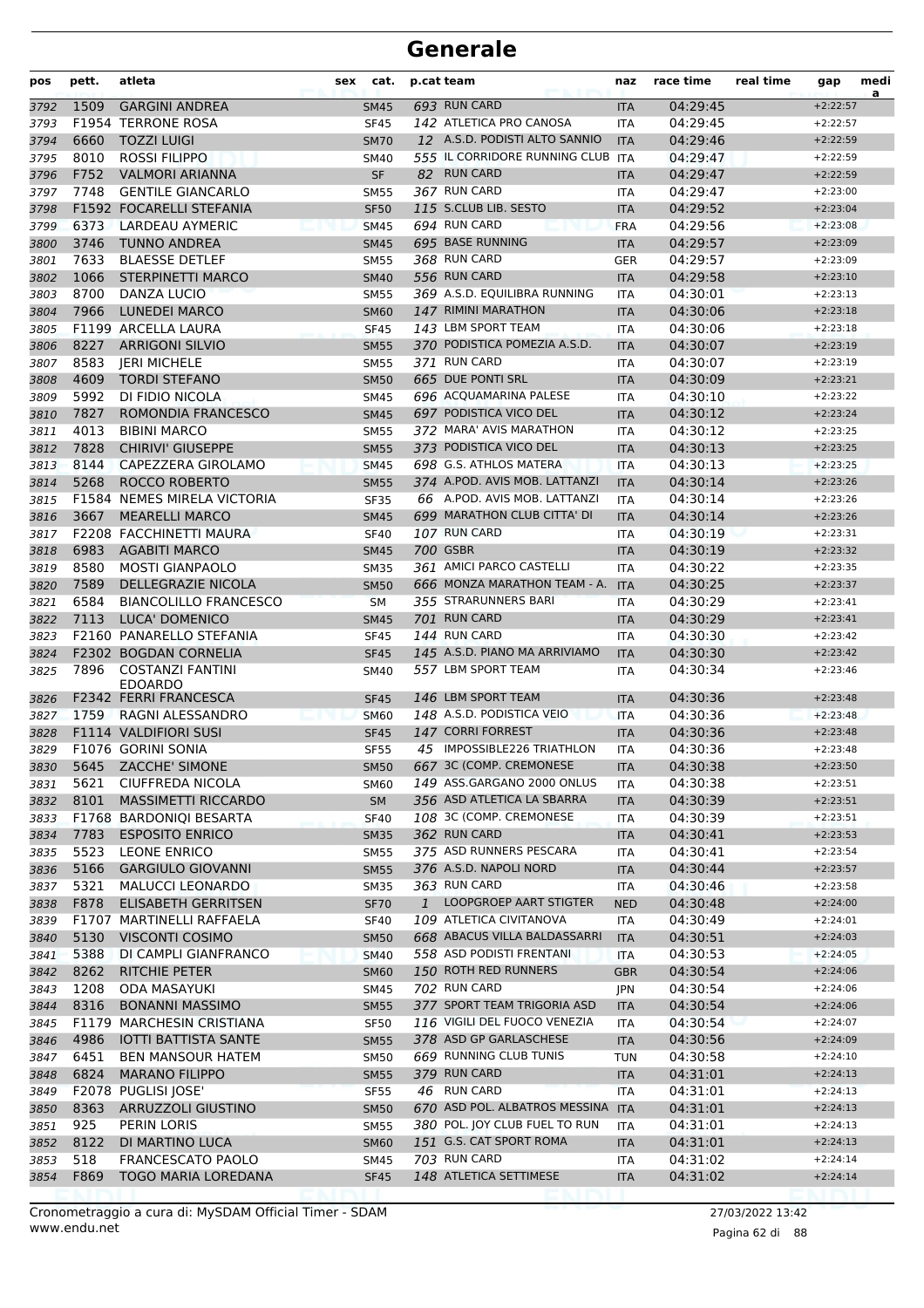# Generale

| pos | pett. | atleta | sex | cat. | p.cat | team | naz | race time | real time | gap | media |
|---|---|---|---|---|---|---|---|---|---|---|---|
| 3792 | 1509 | GARGINI ANDREA | | SM45 | 693 | RUN CARD | ITA | 04:29:45 | | +2:22:57 | |
| 3793 | F1954 | TERRONE ROSA | | SF45 | 142 | ATLETICA PRO CANOSA | ITA | 04:29:45 | | +2:22:57 | |
| 3794 | 6660 | TOZZI LUIGI | | SM70 | 12 | A.S.D. PODISTI ALTO SANNIO | ITA | 04:29:46 | | +2:22:59 | |
| 3795 | 8010 | ROSSI FILIPPO | | SM40 | 555 | IL CORRIDORE RUNNING CLUB | ITA | 04:29:47 | | +2:22:59 | |
| 3796 | F752 | VALMORI ARIANNA | | SF | 82 | RUN CARD | ITA | 04:29:47 | | +2:22:59 | |
| 3797 | 7748 | GENTILE GIANCARLO | | SM55 | 367 | RUN CARD | ITA | 04:29:47 | | +2:23:00 | |
| 3798 | F1592 | FOCARELLI STEFANIA | | SF50 | 115 | S.CLUB LIB. SESTO | ITA | 04:29:52 | | +2:23:04 | |
| 3799 | 6373 | LARDEAU AYMERIC | | SM45 | 694 | RUN CARD | FRA | 04:29:56 | | +2:23:08 | |
| 3800 | 3746 | TUNNO ANDREA | | SM45 | 695 | BASE RUNNING | ITA | 04:29:57 | | +2:23:09 | |
| 3801 | 7633 | BLAESSE DETLEF | | SM55 | 368 | RUN CARD | GER | 04:29:57 | | +2:23:09 | |
| 3802 | 1066 | STERPINETTI MARCO | | SM40 | 556 | RUN CARD | ITA | 04:29:58 | | +2:23:10 | |
| 3803 | 8700 | DANZA LUCIO | | SM55 | 369 | A.S.D. EQUILIBRA RUNNING | ITA | 04:30:01 | | +2:23:13 | |
| 3804 | 7966 | LUNEDEI MARCO | | SM60 | 147 | RIMINI MARATHON | ITA | 04:30:06 | | +2:23:18 | |
| 3805 | F1199 | ARCELLA LAURA | | SF45 | 143 | LBM SPORT TEAM | ITA | 04:30:06 | | +2:23:18 | |
| 3806 | 8227 | ARRIGONI SILVIO | | SM55 | 370 | PODISTICA POMEZIA A.S.D. | ITA | 04:30:07 | | +2:23:19 | |
| 3807 | 8583 | JERI MICHELE | | SM55 | 371 | RUN CARD | ITA | 04:30:07 | | +2:23:19 | |
| 3808 | 4609 | TORDI STEFANO | | SM50 | 665 | DUE PONTI SRL | ITA | 04:30:09 | | +2:23:21 | |
| 3809 | 5992 | DI FIDIO NICOLA | | SM45 | 696 | ACQUAMARINA PALESE | ITA | 04:30:10 | | +2:23:22 | |
| 3810 | 7827 | ROMONDIA FRANCESCO | | SM45 | 697 | PODISTICA VICO DEL | ITA | 04:30:12 | | +2:23:24 | |
| 3811 | 4013 | BIBINI MARCO | | SM55 | 372 | MARA' AVIS MARATHON | ITA | 04:30:12 | | +2:23:25 | |
| 3812 | 7828 | CHIRIVI' GIUSEPPE | | SM55 | 373 | PODISTICA VICO DEL | ITA | 04:30:13 | | +2:23:25 | |
| 3813 | 8144 | CAPEZZERA GIROLAMO | | SM45 | 698 | G.S. ATHLOS MATERA | ITA | 04:30:13 | | +2:23:25 | |
| 3814 | 5268 | ROCCO ROBERTO | | SM55 | 374 | A.POD. AVIS MOB. LATTANZI | ITA | 04:30:14 | | +2:23:26 | |
| 3815 | F1584 | NEMES MIRELA VICTORIA | | SF35 | 66 | A.POD. AVIS MOB. LATTANZI | ITA | 04:30:14 | | +2:23:26 | |
| 3816 | 3667 | MEARELLI MARCO | | SM45 | 699 | MARATHON CLUB CITTA' DI | ITA | 04:30:14 | | +2:23:26 | |
| 3817 | F2208 | FACCHINETTI MAURA | | SF40 | 107 | RUN CARD | ITA | 04:30:19 | | +2:23:31 | |
| 3818 | 6983 | AGABITI MARCO | | SM45 | 700 | GSBR | ITA | 04:30:19 | | +2:23:32 | |
| 3819 | 8580 | MOSTI GIANPAOLO | | SM35 | 361 | AMICI PARCO CASTELLI | ITA | 04:30:22 | | +2:23:35 | |
| 3820 | 7589 | DELLEGRAZIE NICOLA | | SM50 | 666 | MONZA MARATHON TEAM - A. | ITA | 04:30:25 | | +2:23:37 | |
| 3821 | 6584 | BIANCOLILLO FRANCESCO | | SM | 355 | STRARUNNERS BARI | ITA | 04:30:29 | | +2:23:41 | |
| 3822 | 7113 | LUCA' DOMENICO | | SM45 | 701 | RUN CARD | ITA | 04:30:29 | | +2:23:41 | |
| 3823 | F2160 | PANARELLO STEFANIA | | SF45 | 144 | RUN CARD | ITA | 04:30:30 | | +2:23:42 | |
| 3824 | F2302 | BOGDAN CORNELIA | | SF45 | 145 | A.S.D. PIANO MA ARRIVIAMO | ITA | 04:30:30 | | +2:23:42 | |
| 3825 | 7896 | COSTANZI FANTINI EDOARDO | | SM40 | 557 | LBM SPORT TEAM | ITA | 04:30:34 | | +2:23:46 | |
| 3826 | F2342 | FERRI FRANCESCA | | SF45 | 146 | LBM SPORT TEAM | ITA | 04:30:36 | | +2:23:48 | |
| 3827 | 1759 | RAGNI ALESSANDRO | | SM60 | 148 | A.S.D. PODISTICA VEIO | ITA | 04:30:36 | | +2:23:48 | |
| 3828 | F1114 | VALDIFIORI SUSI | | SF45 | 147 | CORRI FORREST | ITA | 04:30:36 | | +2:23:48 | |
| 3829 | F1076 | GORINI SONIA | | SF55 | 45 | IMPOSSIBLE226 TRIATHLON | ITA | 04:30:36 | | +2:23:48 | |
| 3830 | 5645 | ZACCHE' SIMONE | | SM50 | 667 | 3C (COMP. CREMONESE | ITA | 04:30:38 | | +2:23:50 | |
| 3831 | 5621 | CIUFFREDA NICOLA | | SM60 | 149 | ASS.GARGANO 2000 ONLUS | ITA | 04:30:38 | | +2:23:51 | |
| 3832 | 8101 | MASSIMETTI RICCARDO | | SM | 356 | ASD ATLETICA LA SBARRA | ITA | 04:30:39 | | +2:23:51 | |
| 3833 | F1768 | BARDONIQI BESARTA | | SF40 | 108 | 3C (COMP. CREMONESE | ITA | 04:30:39 | | +2:23:51 | |
| 3834 | 7783 | ESPOSITO ENRICO | | SM35 | 362 | RUN CARD | ITA | 04:30:41 | | +2:23:53 | |
| 3835 | 5523 | LEONE ENRICO | | SM55 | 375 | ASD RUNNERS PESCARA | ITA | 04:30:41 | | +2:23:54 | |
| 3836 | 5166 | GARGIULO GIOVANNI | | SM55 | 376 | A.S.D. NAPOLI NORD | ITA | 04:30:44 | | +2:23:57 | |
| 3837 | 5321 | MALUCCI LEONARDO | | SM35 | 363 | RUN CARD | ITA | 04:30:46 | | +2:23:58 | |
| 3838 | F878 | ELISABETH GERRITSEN | | SF70 | 1 | LOOPGROEP AART STIGTER | NED | 04:30:48 | | +2:24:00 | |
| 3839 | F1707 | MARTINELLI RAFFAELA | | SF40 | 109 | ATLETICA CIVITANOVA | ITA | 04:30:49 | | +2:24:01 | |
| 3840 | 5130 | VISCONTI COSIMO | | SM50 | 668 | ABACUS VILLA BALDASSARRI | ITA | 04:30:51 | | +2:24:03 | |
| 3841 | 5388 | DI CAMPLI GIANFRANCO | | SM40 | 558 | ASD PODISTI FRENTANI | ITA | 04:30:53 | | +2:24:05 | |
| 3842 | 8262 | RITCHIE PETER | | SM60 | 150 | ROTH RED RUNNERS | GBR | 04:30:54 | | +2:24:06 | |
| 3843 | 1208 | ODA MASAYUKI | | SM45 | 702 | RUN CARD | JPN | 04:30:54 | | +2:24:06 | |
| 3844 | 8316 | BONANNI MASSIMO | | SM55 | 377 | SPORT TEAM TRIGORIA ASD | ITA | 04:30:54 | | +2:24:06 | |
| 3845 | F1179 | MARCHESIN CRISTIANA | | SF50 | 116 | VIGILI DEL FUOCO VENEZIA | ITA | 04:30:54 | | +2:24:07 | |
| 3846 | 4986 | IOTTI BATTISTA SANTE | | SM55 | 378 | ASD GP GARLASCHESE | ITA | 04:30:56 | | +2:24:09 | |
| 3847 | 6451 | BEN MANSOUR HATEM | | SM50 | 669 | RUNNING CLUB TUNIS | TUN | 04:30:58 | | +2:24:10 | |
| 3848 | 6824 | MARANO FILIPPO | | SM55 | 379 | RUN CARD | ITA | 04:31:01 | | +2:24:13 | |
| 3849 | F2078 | PUGLISI JOSE' | | SF55 | 46 | RUN CARD | ITA | 04:31:01 | | +2:24:13 | |
| 3850 | 8363 | ARRUZZOLI GIUSTINO | | SM50 | 670 | ASD POL. ALBATROS MESSINA | ITA | 04:31:01 | | +2:24:13 | |
| 3851 | 925 | PERIN LORIS | | SM55 | 380 | POL. JOY CLUB FUEL TO RUN | ITA | 04:31:01 | | +2:24:13 | |
| 3852 | 8122 | DI MARTINO LUCA | | SM60 | 151 | G.S. CAT SPORT ROMA | ITA | 04:31:01 | | +2:24:13 | |
| 3853 | 518 | FRANCESCATO PAOLO | | SM45 | 703 | RUN CARD | ITA | 04:31:02 | | +2:24:14 | |
| 3854 | F869 | TOGO MARIA LOREDANA | | SF45 | 148 | ATLETICA SETTIMESE | ITA | 04:31:02 | | +2:24:14 | |

Cronometraggio a cura di: MySDAM Official Timer - SDAM
www.endu.net

27/03/2022 13:42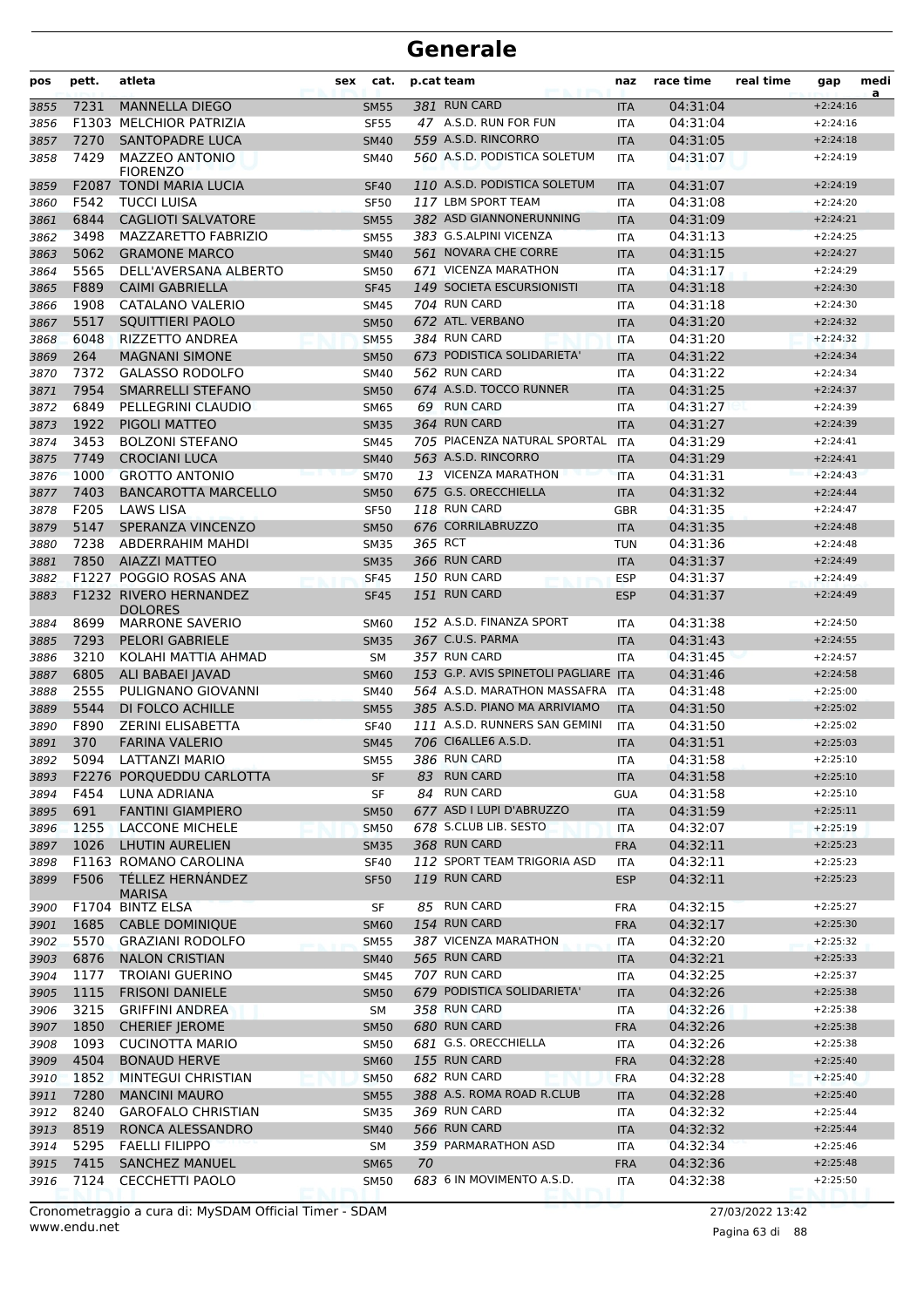# Generale

| pos | pett. | atleta | sex | cat. | p.cat | team | naz | race time | real time | gap | media |
|---|---|---|---|---|---|---|---|---|---|---|---|
| 3855 | 7231 | MANNELLA DIEGO | | SM55 | 381 | RUN CARD | ITA | 04:31:04 | | +2:24:16 | |
| 3856 | F1303 | MELCHIOR PATRIZIA | | SF55 | 47 | A.S.D. RUN FOR FUN | ITA | 04:31:04 | | +2:24:16 | |
| 3857 | 7270 | SANTOPADRE LUCA | | SM40 | 559 | A.S.D. RINCORRO | ITA | 04:31:05 | | +2:24:18 | |
| 3858 | 7429 | MAZZEO ANTONIO FIORENZO | | SM40 | 560 | A.S.D. PODISTICA SOLETUM | ITA | 04:31:07 | | +2:24:19 | |
| 3859 | F2087 | TONDI MARIA LUCIA | | SF40 | 110 | A.S.D. PODISTICA SOLETUM | ITA | 04:31:07 | | +2:24:19 | |
| 3860 | F542 | TUCCI LUISA | | SF50 | 117 | LBM SPORT TEAM | ITA | 04:31:08 | | +2:24:20 | |
| 3861 | 6844 | CAGLIOTI SALVATORE | | SM55 | 382 | ASD GIANNONERUNNING | ITA | 04:31:09 | | +2:24:21 | |
| 3862 | 3498 | MAZZARETTO FABRIZIO | | SM55 | 383 | G.S.ALPINI VICENZA | ITA | 04:31:13 | | +2:24:25 | |
| 3863 | 5062 | GRAMONE MARCO | | SM40 | 561 | NOVARA CHE CORRE | ITA | 04:31:15 | | +2:24:27 | |
| 3864 | 5565 | DELL'AVERSANA ALBERTO | | SM50 | 671 | VICENZA MARATHON | ITA | 04:31:17 | | +2:24:29 | |
| 3865 | F889 | CAIMI GABRIELLA | | SF45 | 149 | SOCIETA ESCURSIONISTI | ITA | 04:31:18 | | +2:24:30 | |
| 3866 | 1908 | CATALANO VALERIO | | SM45 | 704 | RUN CARD | ITA | 04:31:18 | | +2:24:30 | |
| 3867 | 5517 | SQUITTIERI PAOLO | | SM50 | 672 | ATL. VERBANO | ITA | 04:31:20 | | +2:24:32 | |
| 3868 | 6048 | RIZZETTO ANDREA | | SM55 | 384 | RUN CARD | ITA | 04:31:20 | | +2:24:32 | |
| 3869 | 264 | MAGNANI SIMONE | | SM50 | 673 | PODISTICA SOLIDARIETA' | ITA | 04:31:22 | | +2:24:34 | |
| 3870 | 7372 | GALASSO RODOLFO | | SM40 | 562 | RUN CARD | ITA | 04:31:22 | | +2:24:34 | |
| 3871 | 7954 | SMARRELLI STEFANO | | SM50 | 674 | A.S.D. TOCCO RUNNER | ITA | 04:31:25 | | +2:24:37 | |
| 3872 | 6849 | PELLEGRINI CLAUDIO | | SM65 | 69 | RUN CARD | ITA | 04:31:27 | | +2:24:39 | |
| 3873 | 1922 | PIGOLI MATTEO | | SM35 | 364 | RUN CARD | ITA | 04:31:27 | | +2:24:39 | |
| 3874 | 3453 | BOLZONI STEFANO | | SM45 | 705 | PIACENZA NATURAL SPORTAL | ITA | 04:31:29 | | +2:24:41 | |
| 3875 | 7749 | CROCIANI LUCA | | SM40 | 563 | A.S.D. RINCORRO | ITA | 04:31:29 | | +2:24:41 | |
| 3876 | 1000 | GROTTO ANTONIO | | SM70 | 13 | VICENZA MARATHON | ITA | 04:31:31 | | +2:24:43 | |
| 3877 | 7403 | BANCAROTTA MARCELLO | | SM50 | 675 | G.S. ORECCHIELLA | ITA | 04:31:32 | | +2:24:44 | |
| 3878 | F205 | LAWS LISA | | SF50 | 118 | RUN CARD | GBR | 04:31:35 | | +2:24:47 | |
| 3879 | 5147 | SPERANZA VINCENZO | | SM50 | 676 | CORRILABRUZZO | ITA | 04:31:35 | | +2:24:48 | |
| 3880 | 7238 | ABDERRAHIM MAHDI | | SM35 | 365 | RCT | TUN | 04:31:36 | | +2:24:48 | |
| 3881 | 7850 | AIAZZI MATTEO | | SM35 | 366 | RUN CARD | ITA | 04:31:37 | | +2:24:49 | |
| 3882 | F1227 | POGGIO ROSAS ANA | | SF45 | 150 | RUN CARD | ESP | 04:31:37 | | +2:24:49 | |
| 3883 | F1232 | RIVERO HERNANDEZ DOLORES | | SF45 | 151 | RUN CARD | ESP | 04:31:37 | | +2:24:49 | |
| 3884 | 8699 | MARRONE SAVERIO | | SM60 | 152 | A.S.D. FINANZA SPORT | ITA | 04:31:38 | | +2:24:50 | |
| 3885 | 7293 | PELORI GABRIELE | | SM35 | 367 | C.U.S. PARMA | ITA | 04:31:43 | | +2:24:55 | |
| 3886 | 3210 | KOLAHI MATTIA AHMAD | | SM | 357 | RUN CARD | ITA | 04:31:45 | | +2:24:57 | |
| 3887 | 6805 | ALI BABAEI JAVAD | | SM60 | 153 | G.P. AVIS SPINETOLI PAGLIARE | ITA | 04:31:46 | | +2:24:58 | |
| 3888 | 2555 | PULIGNANO GIOVANNI | | SM40 | 564 | A.S.D. MARATHON MASSAFRA | ITA | 04:31:48 | | +2:25:00 | |
| 3889 | 5544 | DI FOLCO ACHILLE | | SM55 | 385 | A.S.D. PIANO MA ARRIVIAMO | ITA | 04:31:50 | | +2:25:02 | |
| 3890 | F890 | ZERINI ELISABETTA | | SF40 | 111 | A.S.D. RUNNERS SAN GEMINI | ITA | 04:31:50 | | +2:25:02 | |
| 3891 | 370 | FARINA VALERIO | | SM45 | 706 | CI6ALLE6 A.S.D. | ITA | 04:31:51 | | +2:25:03 | |
| 3892 | 5094 | LATTANZI MARIO | | SM55 | 386 | RUN CARD | ITA | 04:31:58 | | +2:25:10 | |
| 3893 | F2276 | PORQUEDDU CARLOTTA | | SF | 83 | RUN CARD | ITA | 04:31:58 | | +2:25:10 | |
| 3894 | F454 | LUNA ADRIANA | | SF | 84 | RUN CARD | GUA | 04:31:58 | | +2:25:10 | |
| 3895 | 691 | FANTINI GIAMPIERO | | SM50 | 677 | ASD I LUPI D'ABRUZZO | ITA | 04:31:59 | | +2:25:11 | |
| 3896 | 1255 | LACCONE MICHELE | | SM50 | 678 | S.CLUB LIB. SESTO | ITA | 04:32:07 | | +2:25:19 | |
| 3897 | 1026 | LHUTIN AURELIEN | | SM35 | 368 | RUN CARD | FRA | 04:32:11 | | +2:25:23 | |
| 3898 | F1163 | ROMANO CAROLINA | | SF40 | 112 | SPORT TEAM TRIGORIA ASD | ITA | 04:32:11 | | +2:25:23 | |
| 3899 | F506 | TÉLLEZ HERNÁNDEZ MARISA | | SF50 | 119 | RUN CARD | ESP | 04:32:11 | | +2:25:23 | |
| 3900 | F1704 | BINTZ ELSA | | SF | 85 | RUN CARD | FRA | 04:32:15 | | +2:25:27 | |
| 3901 | 1685 | CABLE DOMINIQUE | | SM60 | 154 | RUN CARD | FRA | 04:32:17 | | +2:25:30 | |
| 3902 | 5570 | GRAZIANI RODOLFO | | SM55 | 387 | VICENZA MARATHON | ITA | 04:32:20 | | +2:25:32 | |
| 3903 | 6876 | NALON CRISTIAN | | SM40 | 565 | RUN CARD | ITA | 04:32:21 | | +2:25:33 | |
| 3904 | 1177 | TROIANI GUERINO | | SM45 | 707 | RUN CARD | ITA | 04:32:25 | | +2:25:37 | |
| 3905 | 1115 | FRISONI DANIELE | | SM50 | 679 | PODISTICA SOLIDARIETA' | ITA | 04:32:26 | | +2:25:38 | |
| 3906 | 3215 | GRIFFINI ANDREA | | SM | 358 | RUN CARD | ITA | 04:32:26 | | +2:25:38 | |
| 3907 | 1850 | CHERIEF JEROME | | SM50 | 680 | RUN CARD | FRA | 04:32:26 | | +2:25:38 | |
| 3908 | 1093 | CUCINOTTA MARIO | | SM50 | 681 | G.S. ORECCHIELLA | ITA | 04:32:26 | | +2:25:38 | |
| 3909 | 4504 | BONAUD HERVE | | SM60 | 155 | RUN CARD | FRA | 04:32:28 | | +2:25:40 | |
| 3910 | 1852 | MINTEGUI CHRISTIAN | | SM50 | 682 | RUN CARD | FRA | 04:32:28 | | +2:25:40 | |
| 3911 | 7280 | MANCINI MAURO | | SM55 | 388 | A.S. ROMA ROAD R.CLUB | ITA | 04:32:28 | | +2:25:40 | |
| 3912 | 8240 | GAROFALO CHRISTIAN | | SM35 | 369 | RUN CARD | ITA | 04:32:32 | | +2:25:44 | |
| 3913 | 8519 | RONCA ALESSANDRO | | SM40 | 566 | RUN CARD | ITA | 04:32:32 | | +2:25:44 | |
| 3914 | 5295 | FAELLI FILIPPO | | SM | 359 | PARMARATHON ASD | ITA | 04:32:34 | | +2:25:46 | |
| 3915 | 7415 | SANCHEZ MANUEL | | SM65 | 70 | | FRA | 04:32:36 | | +2:25:48 | |
| 3916 | 7124 | CECCHETTI PAOLO | | SM50 | 683 | 6 IN MOVIMENTO A.S.D. | ITA | 04:32:38 | | +2:25:50 | |

Cronometraggio a cura di: MySDAM Official Timer - SDAM
www.endu.net

27/03/2022 13:42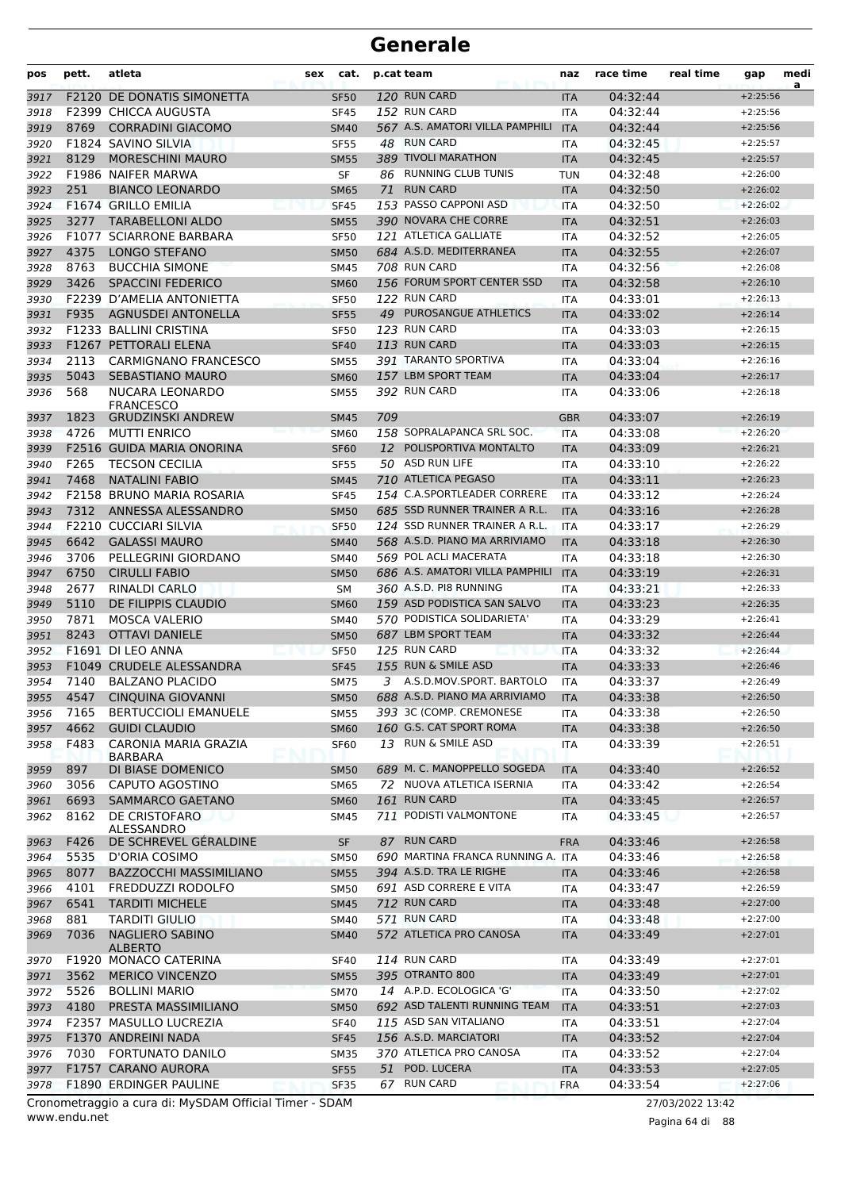# Generale

| pos | pett. | atleta | sex | cat. | p.cat | team | naz | race time | real time | gap | medi a |
|---|---|---|---|---|---|---|---|---|---|---|---|
| 3917 | F2120 | DE DONATIS SIMONETTA | | SF50 | 120 | RUN CARD | ITA | 04:32:44 | | +2:25:56 | |
| 3918 | F2399 | CHICCA AUGUSTA | | SF45 | 152 | RUN CARD | ITA | 04:32:44 | | +2:25:56 | |
| 3919 | 8769 | CORRADINI GIACOMO | | SM40 | 567 | A.S. AMATORI VILLA PAMPHILI | ITA | 04:32:44 | | +2:25:56 | |
| 3920 | F1824 | SAVINO SILVIA | | SF55 | 48 | RUN CARD | ITA | 04:32:45 | | +2:25:57 | |
| 3921 | 8129 | MORESCHINI MAURO | | SM55 | 389 | TIVOLI MARATHON | ITA | 04:32:45 | | +2:25:57 | |
| 3922 | F1986 | NAIFER MARWA | | SF | 86 | RUNNING CLUB TUNIS | TUN | 04:32:48 | | +2:26:00 | |
| 3923 | 251 | BIANCO LEONARDO | | SM65 | 71 | RUN CARD | ITA | 04:32:50 | | +2:26:02 | |
| 3924 | F1674 | GRILLO EMILIA | | SF45 | 153 | PASSO CAPPONI ASD | ITA | 04:32:50 | | +2:26:02 | |
| 3925 | 3277 | TARABELLONI ALDO | | SM55 | 390 | NOVARA CHE CORRE | ITA | 04:32:51 | | +2:26:03 | |
| 3926 | F1077 | SCIARRONE BARBARA | | SF50 | 121 | ATLETICA GALLIATE | ITA | 04:32:52 | | +2:26:05 | |
| 3927 | 4375 | LONGO STEFANO | | SM50 | 684 | A.S.D. MEDITERRANEA | ITA | 04:32:55 | | +2:26:07 | |
| 3928 | 8763 | BUCCHIA SIMONE | | SM45 | 708 | RUN CARD | ITA | 04:32:56 | | +2:26:08 | |
| 3929 | 3426 | SPACCINI FEDERICO | | SM60 | 156 | FORUM SPORT CENTER SSD | ITA | 04:32:58 | | +2:26:10 | |
| 3930 | F2239 | D'AMELIA ANTONIETTA | | SF50 | 122 | RUN CARD | ITA | 04:33:01 | | +2:26:13 | |
| 3931 | F935 | AGNUSDEI ANTONELLA | | SF55 | 49 | PUROSANGUE ATHLETICS | ITA | 04:33:02 | | +2:26:14 | |
| 3932 | F1233 | BALLINI CRISTINA | | SF50 | 123 | RUN CARD | ITA | 04:33:03 | | +2:26:15 | |
| 3933 | F1267 | PETTORALI ELENA | | SF40 | 113 | RUN CARD | ITA | 04:33:03 | | +2:26:15 | |
| 3934 | 2113 | CARMIGNANO FRANCESCO | | SM55 | 391 | TARANTO SPORTIVA | ITA | 04:33:04 | | +2:26:16 | |
| 3935 | 5043 | SEBASTIANO MAURO | | SM60 | 157 | LBM SPORT TEAM | ITA | 04:33:04 | | +2:26:17 | |
| 3936 | 568 | NUCARA LEONARDO FRANCESCO | | SM55 | 392 | RUN CARD | ITA | 04:33:06 | | +2:26:18 | |
| 3937 | 1823 | GRUDZINSKI ANDREW | | SM45 | 709 | | GBR | 04:33:07 | | +2:26:19 | |
| 3938 | 4726 | MUTTI ENRICO | | SM60 | 158 | SOPRALAPANCA SRL SOC. | ITA | 04:33:08 | | +2:26:20 | |
| 3939 | F2516 | GUIDA MARIA ONORINA | | SF60 | 12 | POLISPORTIVA MONTALTO | ITA | 04:33:09 | | +2:26:21 | |
| 3940 | F265 | TECSON CECILIA | | SF55 | 50 | ASD RUN LIFE | ITA | 04:33:10 | | +2:26:22 | |
| 3941 | 7468 | NATALINI FABIO | | SM45 | 710 | ATLETICA PEGASO | ITA | 04:33:11 | | +2:26:23 | |
| 3942 | F2158 | BRUNO MARIA ROSARIA | | SF45 | 154 | C.A.SPORTLEADER CORRERE | ITA | 04:33:12 | | +2:26:24 | |
| 3943 | 7312 | ANNESSA ALESSANDRO | | SM50 | 685 | SSD RUNNER TRAINER A R.L. | ITA | 04:33:16 | | +2:26:28 | |
| 3944 | F2210 | CUCCIARI SILVIA | | SF50 | 124 | SSD RUNNER TRAINER A R.L. | ITA | 04:33:17 | | +2:26:29 | |
| 3945 | 6642 | GALASSI MAURO | | SM40 | 568 | A.S.D. PIANO MA ARRIVIAMO | ITA | 04:33:18 | | +2:26:30 | |
| 3946 | 3706 | PELLEGRINI GIORDANO | | SM40 | 569 | POL ACLI MACERATA | ITA | 04:33:18 | | +2:26:30 | |
| 3947 | 6750 | CIRULLI FABIO | | SM50 | 686 | A.S. AMATORI VILLA PAMPHILI | ITA | 04:33:19 | | +2:26:31 | |
| 3948 | 2677 | RINALDI CARLO | | SM | 360 | A.S.D. PI8 RUNNING | ITA | 04:33:21 | | +2:26:33 | |
| 3949 | 5110 | DE FILIPPIS CLAUDIO | | SM60 | 159 | ASD PODISTICA SAN SALVO | ITA | 04:33:23 | | +2:26:35 | |
| 3950 | 7871 | MOSCA VALERIO | | SM40 | 570 | PODISTICA SOLIDARIETA' | ITA | 04:33:29 | | +2:26:41 | |
| 3951 | 8243 | OTTAVI DANIELE | | SM50 | 687 | LBM SPORT TEAM | ITA | 04:33:32 | | +2:26:44 | |
| 3952 | F1691 | DI LEO ANNA | | SF50 | 125 | RUN CARD | ITA | 04:33:32 | | +2:26:44 | |
| 3953 | F1049 | CRUDELE ALESSANDRA | | SF45 | 155 | RUN & SMILE ASD | ITA | 04:33:33 | | +2:26:46 | |
| 3954 | 7140 | BALZANO PLACIDO | | SM75 | 3 | A.S.D.MOV.SPORT. BARTOLO | ITA | 04:33:37 | | +2:26:49 | |
| 3955 | 4547 | CINQUINA GIOVANNI | | SM50 | 688 | A.S.D. PIANO MA ARRIVIAMO | ITA | 04:33:38 | | +2:26:50 | |
| 3956 | 7165 | BERTUCCIOLI EMANUELE | | SM55 | 393 | 3C (COMP. CREMONESE | ITA | 04:33:38 | | +2:26:50 | |
| 3957 | 4662 | GUIDI CLAUDIO | | SM60 | 160 | G.S. CAT SPORT ROMA | ITA | 04:33:38 | | +2:26:50 | |
| 3958 | F483 | CARONIA MARIA GRAZIA BARBARA | | SF60 | 13 | RUN & SMILE ASD | ITA | 04:33:39 | | +2:26:51 | |
| 3959 | 897 | DI BIASE DOMENICO | | SM50 | 689 | M. C. MANOPPELLO SOGEDA | ITA | 04:33:40 | | +2:26:52 | |
| 3960 | 3056 | CAPUTO AGOSTINO | | SM65 | 72 | NUOVA ATLETICA ISERNIA | ITA | 04:33:42 | | +2:26:54 | |
| 3961 | 6693 | SAMMARCO GAETANO | | SM60 | 161 | RUN CARD | ITA | 04:33:45 | | +2:26:57 | |
| 3962 | 8162 | DE CRISTOFARO ALESSANDRO | | SM45 | 711 | PODISTI VALMONTONE | ITA | 04:33:45 | | +2:26:57 | |
| 3963 | F426 | DE SCHREVEL GÉRALDINE | | SF | 87 | RUN CARD | FRA | 04:33:46 | | +2:26:58 | |
| 3964 | 5535 | D'ORIA COSIMO | | SM50 | 690 | MARTINA FRANCA RUNNING A. | ITA | 04:33:46 | | +2:26:58 | |
| 3965 | 8077 | BAZZOCCHI MASSIMILIANO | | SM55 | 394 | A.S.D. TRA LE RIGHE | ITA | 04:33:46 | | +2:26:58 | |
| 3966 | 4101 | FREDDUZZI RODOLFO | | SM50 | 691 | ASD CORRERE E VITA | ITA | 04:33:47 | | +2:26:59 | |
| 3967 | 6541 | TARDITI MICHELE | | SM45 | 712 | RUN CARD | ITA | 04:33:48 | | +2:27:00 | |
| 3968 | 881 | TARDITI GIULIO | | SM40 | 571 | RUN CARD | ITA | 04:33:48 | | +2:27:00 | |
| 3969 | 7036 | NAGLIERO SABINO ALBERTO | | SM40 | 572 | ATLETICA PRO CANOSA | ITA | 04:33:49 | | +2:27:01 | |
| 3970 | F1920 | MONACO CATERINA | | SF40 | 114 | RUN CARD | ITA | 04:33:49 | | +2:27:01 | |
| 3971 | 3562 | MERICO VINCENZO | | SM55 | 395 | OTRANTO 800 | ITA | 04:33:49 | | +2:27:01 | |
| 3972 | 5526 | BOLLINI MARIO | | SM70 | 14 | A.P.D. ECOLOGICA 'G' | ITA | 04:33:50 | | +2:27:02 | |
| 3973 | 4180 | PRESTA MASSIMILIANO | | SM50 | 692 | ASD TALENTI RUNNING TEAM | ITA | 04:33:51 | | +2:27:03 | |
| 3974 | F2357 | MASULLO LUCREZIA | | SF40 | 115 | ASD SAN VITALIANO | ITA | 04:33:51 | | +2:27:04 | |
| 3975 | F1370 | ANDREINI NADA | | SF45 | 156 | A.S.D. MARCIATORI | ITA | 04:33:52 | | +2:27:04 | |
| 3976 | 7030 | FORTUNATO DANILO | | SM35 | 370 | ATLETICA PRO CANOSA | ITA | 04:33:52 | | +2:27:04 | |
| 3977 | F1757 | CARANO AURORA | | SF55 | 51 | POD. LUCERA | ITA | 04:33:53 | | +2:27:05 | |
| 3978 | F1890 | ERDINGER PAULINE | | SF35 | 67 | RUN CARD | FRA | 04:33:54 | | +2:27:06 | |

Cronometraggio a cura di: MySDAM Official Timer - SDAM
www.endu.net
27/03/2022 13:42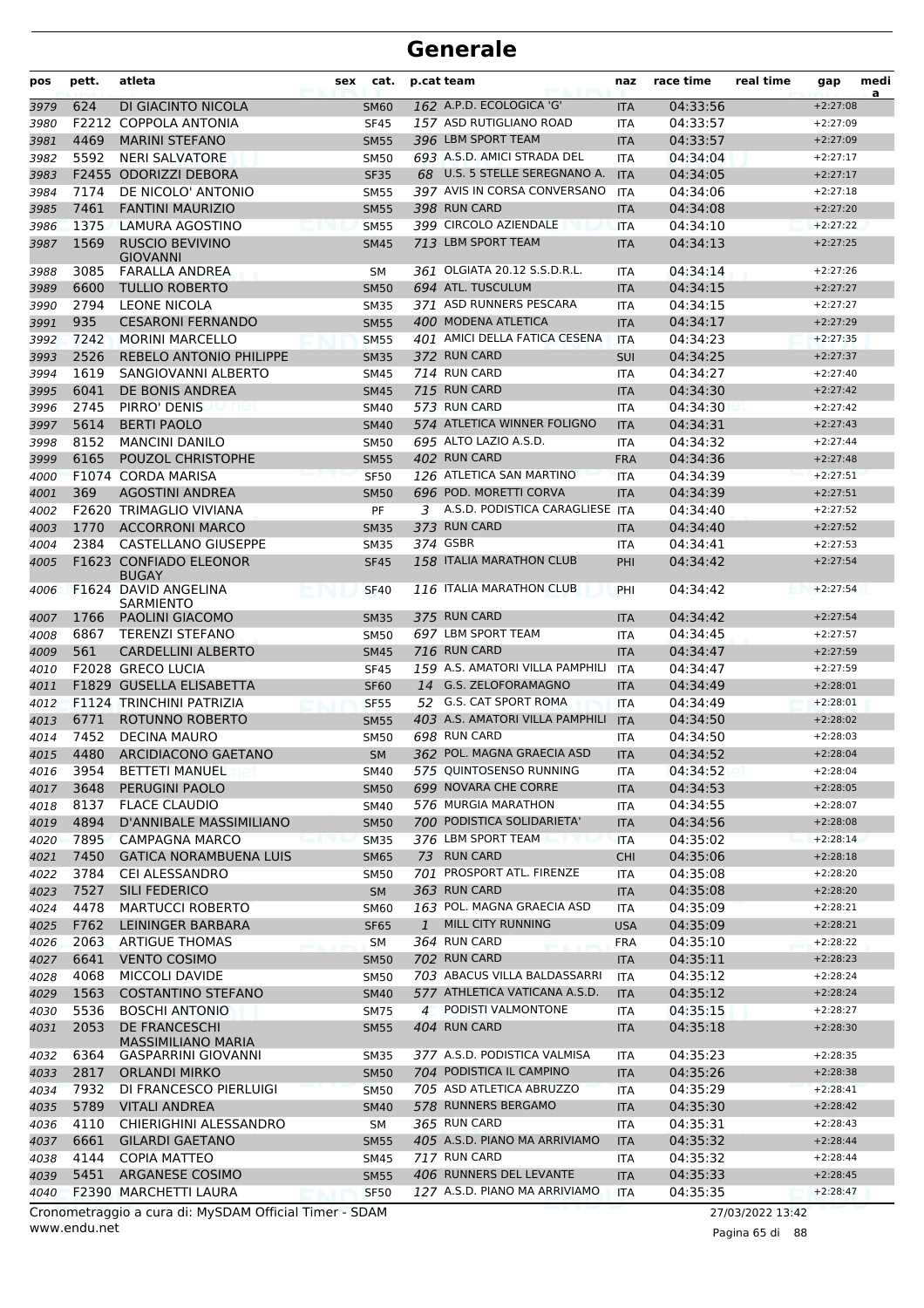# Generale

| pos | pett. | atleta | sex | cat. | p.cat | team | naz | race time | real time | gap | medi a |
|---|---|---|---|---|---|---|---|---|---|---|---|
| 3979 | 624 | DI GIACINTO NICOLA | | SM60 | 162 | A.P.D. ECOLOGICA 'G' | ITA | 04:33:56 | | +2:27:08 | |
| 3980 | F2212 | COPPOLA ANTONIA | | SF45 | 157 | ASD RUTIGLIANO ROAD | ITA | 04:33:57 | | +2:27:09 | |
| 3981 | 4469 | MARINI STEFANO | | SM55 | 396 | LBM SPORT TEAM | ITA | 04:33:57 | | +2:27:09 | |
| 3982 | 5592 | NERI SALVATORE | | SM50 | 693 | A.S.D. AMICI STRADA DEL | ITA | 04:34:04 | | +2:27:17 | |
| 3983 | F2455 | ODORIZZI DEBORA | | SF35 | 68 | U.S. 5 STELLE SEREGNANO A. | ITA | 04:34:05 | | +2:27:17 | |
| 3984 | 7174 | DE NICOLO' ANTONIO | | SM55 | 397 | AVIS IN CORSA CONVERSANO | ITA | 04:34:06 | | +2:27:18 | |
| 3985 | 7461 | FANTINI MAURIZIO | | SM55 | 398 | RUN CARD | ITA | 04:34:08 | | +2:27:20 | |
| 3986 | 1375 | LAMURA AGOSTINO | | SM55 | 399 | CIRCOLO AZIENDALE | ITA | 04:34:10 | | +2:27:22 | |
| 3987 | 1569 | RUSCIO BEVIVINO GIOVANNI | | SM45 | 713 | LBM SPORT TEAM | ITA | 04:34:13 | | +2:27:25 | |
| 3988 | 3085 | FARALLA ANDREA | | SM | 361 | OLGIATA 20.12 S.S.D.R.L. | ITA | 04:34:14 | | +2:27:26 | |
| 3989 | 6600 | TULLIO ROBERTO | | SM50 | 694 | ATL. TUSCULUM | ITA | 04:34:15 | | +2:27:27 | |
| 3990 | 2794 | LEONE NICOLA | | SM35 | 371 | ASD RUNNERS PESCARA | ITA | 04:34:15 | | +2:27:27 | |
| 3991 | 935 | CESARONI FERNANDO | | SM55 | 400 | MODENA ATLETICA | ITA | 04:34:17 | | +2:27:29 | |
| 3992 | 7242 | MORINI MARCELLO | | SM55 | 401 | AMICI DELLA FATICA CESENA | ITA | 04:34:23 | | +2:27:35 | |
| 3993 | 2526 | REBELO ANTONIO PHILIPPE | | SM35 | 372 | RUN CARD | SUI | 04:34:25 | | +2:27:37 | |
| 3994 | 1619 | SANGIOVANNI ALBERTO | | SM45 | 714 | RUN CARD | ITA | 04:34:27 | | +2:27:40 | |
| 3995 | 6041 | DE BONIS ANDREA | | SM45 | 715 | RUN CARD | ITA | 04:34:30 | | +2:27:42 | |
| 3996 | 2745 | PIRRO' DENIS | | SM40 | 573 | RUN CARD | ITA | 04:34:30 | | +2:27:42 | |
| 3997 | 5614 | BERTI PAOLO | | SM40 | 574 | ATLETICA WINNER FOLIGNO | ITA | 04:34:31 | | +2:27:43 | |
| 3998 | 8152 | MANCINI DANILO | | SM50 | 695 | ALTO LAZIO A.S.D. | ITA | 04:34:32 | | +2:27:44 | |
| 3999 | 6165 | POUZOL CHRISTOPHE | | SM55 | 402 | RUN CARD | FRA | 04:34:36 | | +2:27:48 | |
| 4000 | F1074 | CORDA MARISA | | SF50 | 126 | ATLETICA SAN MARTINO | ITA | 04:34:39 | | +2:27:51 | |
| 4001 | 369 | AGOSTINI ANDREA | | SM50 | 696 | POD. MORETTI CORVA | ITA | 04:34:39 | | +2:27:51 | |
| 4002 | F2620 | TRIMAGLIO VIVIANA | | PF | 3 | A.S.D. PODISTICA CARAGLIESE | ITA | 04:34:40 | | +2:27:52 | |
| 4003 | 1770 | ACCORRONI MARCO | | SM35 | 373 | RUN CARD | ITA | 04:34:40 | | +2:27:52 | |
| 4004 | 2384 | CASTELLANO GIUSEPPE | | SM35 | 374 | GSBR | ITA | 04:34:41 | | +2:27:53 | |
| 4005 | F1623 | CONFIADO ELEONOR BUGAY | | SF45 | 158 | ITALIA MARATHON CLUB | PHI | 04:34:42 | | +2:27:54 | |
| 4006 | F1624 | DAVID ANGELINA SARMIENTO | | SF40 | 116 | ITALIA MARATHON CLUB | PHI | 04:34:42 | | +2:27:54 | |
| 4007 | 1766 | PAOLINI GIACOMO | | SM35 | 375 | RUN CARD | ITA | 04:34:42 | | +2:27:54 | |
| 4008 | 6867 | TERENZI STEFANO | | SM50 | 697 | LBM SPORT TEAM | ITA | 04:34:45 | | +2:27:57 | |
| 4009 | 561 | CARDELLINI ALBERTO | | SM45 | 716 | RUN CARD | ITA | 04:34:47 | | +2:27:59 | |
| 4010 | F2028 | GRECO LUCIA | | SF45 | 159 | A.S. AMATORI VILLA PAMPHILI | ITA | 04:34:47 | | +2:27:59 | |
| 4011 | F1829 | GUSELLA ELISABETTA | | SF60 | 14 | G.S. ZELOFORAMAGNO | ITA | 04:34:49 | | +2:28:01 | |
| 4012 | F1124 | TRINCHINI PATRIZIA | | SF55 | 52 | G.S. CAT SPORT ROMA | ITA | 04:34:49 | | +2:28:01 | |
| 4013 | 6771 | ROTUNNO ROBERTO | | SM55 | 403 | A.S. AMATORI VILLA PAMPHILI | ITA | 04:34:50 | | +2:28:02 | |
| 4014 | 7452 | DECINA MAURO | | SM50 | 698 | RUN CARD | ITA | 04:34:50 | | +2:28:03 | |
| 4015 | 4480 | ARCIDIACONO GAETANO | | SM | 362 | POL. MAGNA GRAECIA ASD | ITA | 04:34:52 | | +2:28:04 | |
| 4016 | 3954 | BETTETI MANUEL | | SM40 | 575 | QUINTOSENSO RUNNING | ITA | 04:34:52 | | +2:28:04 | |
| 4017 | 3648 | PERUGINI PAOLO | | SM50 | 699 | NOVARA CHE CORRE | ITA | 04:34:53 | | +2:28:05 | |
| 4018 | 8137 | FLACE CLAUDIO | | SM40 | 576 | MURGIA MARATHON | ITA | 04:34:55 | | +2:28:07 | |
| 4019 | 4894 | D'ANNIBALE MASSIMILIANO | | SM50 | 700 | PODISTICA SOLIDARIETA' | ITA | 04:34:56 | | +2:28:08 | |
| 4020 | 7895 | CAMPAGNA MARCO | | SM35 | 376 | LBM SPORT TEAM | ITA | 04:35:02 | | +2:28:14 | |
| 4021 | 7450 | GATICA NORAMBUENA LUIS | | SM65 | 73 | RUN CARD | CHI | 04:35:06 | | +2:28:18 | |
| 4022 | 3784 | CEI ALESSANDRO | | SM50 | 701 | PROSPORT ATL. FIRENZE | ITA | 04:35:08 | | +2:28:20 | |
| 4023 | 7527 | SILI FEDERICO | | SM | 363 | RUN CARD | ITA | 04:35:08 | | +2:28:20 | |
| 4024 | 4478 | MARTUCCI ROBERTO | | SM60 | 163 | POL. MAGNA GRAECIA ASD | ITA | 04:35:09 | | +2:28:21 | |
| 4025 | F762 | LEININGER BARBARA | | SF65 | 1 | MILL CITY RUNNING | USA | 04:35:09 | | +2:28:21 | |
| 4026 | 2063 | ARTIGUE THOMAS | | SM | 364 | RUN CARD | FRA | 04:35:10 | | +2:28:22 | |
| 4027 | 6641 | VENTO COSIMO | | SM50 | 702 | RUN CARD | ITA | 04:35:11 | | +2:28:23 | |
| 4028 | 4068 | MICCOLI DAVIDE | | SM50 | 703 | ABACUS VILLA BALDASSARRI | ITA | 04:35:12 | | +2:28:24 | |
| 4029 | 1563 | COSTANTINO STEFANO | | SM40 | 577 | ATHLETICA VATICANA A.S.D. | ITA | 04:35:12 | | +2:28:24 | |
| 4030 | 5536 | BOSCHI ANTONIO | | SM75 | 4 | PODISTI VALMONTONE | ITA | 04:35:15 | | +2:28:27 | |
| 4031 | 2053 | DE FRANCESCHI MASSIMILIANO MARIA | | SM55 | 404 | RUN CARD | ITA | 04:35:18 | | +2:28:30 | |
| 4032 | 6364 | GASPARRINI GIOVANNI | | SM35 | 377 | A.S.D. PODISTICA VALMISA | ITA | 04:35:23 | | +2:28:35 | |
| 4033 | 2817 | ORLANDI MIRKO | | SM50 | 704 | PODISTICA IL CAMPINO | ITA | 04:35:26 | | +2:28:38 | |
| 4034 | 7932 | DI FRANCESCO PIERLUIGI | | SM50 | 705 | ASD ATLETICA ABRUZZO | ITA | 04:35:29 | | +2:28:41 | |
| 4035 | 5789 | VITALI ANDREA | | SM40 | 578 | RUNNERS BERGAMO | ITA | 04:35:30 | | +2:28:42 | |
| 4036 | 4110 | CHIERIGHINI ALESSANDRO | | SM | 365 | RUN CARD | ITA | 04:35:31 | | +2:28:43 | |
| 4037 | 6661 | GILARDI GAETANO | | SM55 | 405 | A.S.D. PIANO MA ARRIVIAMO | ITA | 04:35:32 | | +2:28:44 | |
| 4038 | 4144 | COPIA MATTEO | | SM45 | 717 | RUN CARD | ITA | 04:35:32 | | +2:28:44 | |
| 4039 | 5451 | ARGANESE COSIMO | | SM55 | 406 | RUNNERS DEL LEVANTE | ITA | 04:35:33 | | +2:28:45 | |
| 4040 | F2390 | MARCHETTI LAURA | | SF50 | 127 | A.S.D. PIANO MA ARRIVIAMO | ITA | 04:35:35 | | +2:28:47 | |

Cronometraggio a cura di: MySDAM Official Timer - SDAM
www.endu.net
27/03/2022 13:42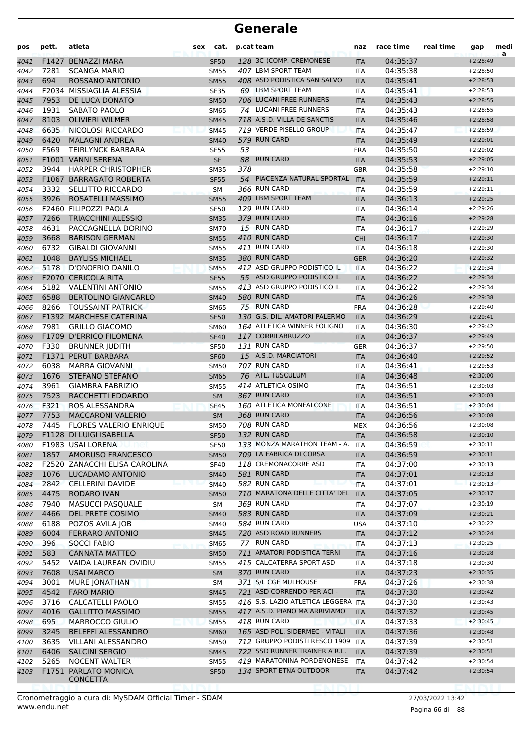# Generale

| pos | pett. | atleta | sex | cat. | p.cat | team | naz | race time | real time | gap | medi a |
|---|---|---|---|---|---|---|---|---|---|---|---|
| 4041 | F1427 | BENAZZI MARA | | SF50 | 128 | 3C (COMP. CREMONESE | ITA | 04:35:37 | | +2:28:49 | |
| 4042 | 7281 | SCANGA MARIO | | SM55 | 407 | LBM SPORT TEAM | ITA | 04:35:38 | | +2:28:50 | |
| 4043 | 694 | ROSSANO ANTONIO | | SM55 | 408 | ASD PODISTICA SAN SALVO | ITA | 04:35:41 | | +2:28:53 | |
| 4044 | F2034 | MISSIAGLIA ALESSIA | | SF35 | 69 | LBM SPORT TEAM | ITA | 04:35:41 | | +2:28:53 | |
| 4045 | 7953 | DE LUCA DONATO | | SM50 | 706 | LUCANI FREE RUNNERS | ITA | 04:35:43 | | +2:28:55 | |
| 4046 | 1931 | SABATO PAOLO | | SM65 | 74 | LUCANI FREE RUNNERS | ITA | 04:35:43 | | +2:28:55 | |
| 4047 | 8103 | OLIVIERI WILMER | | SM45 | 718 | A.S.D. VILLA DE SANCTIS | ITA | 04:35:46 | | +2:28:58 | |
| 4048 | 6635 | NICOLOSI RICCARDO | | SM45 | 719 | VERDE PISELLO GROUP | ITA | 04:35:47 | | +2:28:59 | |
| 4049 | 6420 | MALAGNI ANDREA | | SM40 | 579 | RUN CARD | ITA | 04:35:49 | | +2:29:01 | |
| 4050 | F569 | TEIRLYNCK BARBARA | | SF55 | 53 | | FRA | 04:35:50 | | +2:29:02 | |
| 4051 | F1001 | VANNI SERENA | | SF | 88 | RUN CARD | ITA | 04:35:53 | | +2:29:05 | |
| 4052 | 3944 | HARPER CHRISTOPHER | | SM35 | 378 | | GBR | 04:35:58 | | +2:29:10 | |
| 4053 | F1067 | BARRAGATO ROBERTA | | SF55 | 54 | PIACENZA NATURAL SPORTAL | ITA | 04:35:59 | | +2:29:11 | |
| 4054 | 3332 | SELLITTO RICCARDO | | SM | 366 | RUN CARD | ITA | 04:35:59 | | +2:29:11 | |
| 4055 | 3926 | ROSATELLI MASSIMO | | SM55 | 409 | LBM SPORT TEAM | ITA | 04:36:13 | | +2:29:25 | |
| 4056 | F2460 | FILIPOZZI PAOLA | | SF50 | 129 | RUN CARD | ITA | 04:36:14 | | +2:29:26 | |
| 4057 | 7266 | TRIACCHINI ALESSIO | | SM35 | 379 | RUN CARD | ITA | 04:36:16 | | +2:29:28 | |
| 4058 | 4631 | PACCAGNELLA DORINO | | SM70 | 15 | RUN CARD | ITA | 04:36:17 | | +2:29:29 | |
| 4059 | 3668 | BARISON GERMAN | | SM55 | 410 | RUN CARD | CHI | 04:36:17 | | +2:29:30 | |
| 4060 | 6732 | GIBALDI GIOVANNI | | SM55 | 411 | RUN CARD | ITA | 04:36:18 | | +2:29:30 | |
| 4061 | 1048 | BAYLISS MICHAEL | | SM35 | 380 | RUN CARD | GER | 04:36:20 | | +2:29:32 | |
| 4062 | 5178 | D'ONOFRIO DANILO | | SM55 | 412 | ASD GRUPPO PODISTICO IL | ITA | 04:36:22 | | +2:29:34 | |
| 4063 | F2070 | CERICOLA RITA | | SF55 | 55 | ASD GRUPPO PODISTICO IL | ITA | 04:36:22 | | +2:29:34 | |
| 4064 | 5182 | VALENTINI ANTONIO | | SM55 | 413 | ASD GRUPPO PODISTICO IL | ITA | 04:36:22 | | +2:29:34 | |
| 4065 | 6588 | BERTOLINO GIANCARLO | | SM40 | 580 | RUN CARD | ITA | 04:36:26 | | +2:29:38 | |
| 4066 | 8266 | TOUSSAINT PATRICK | | SM65 | 75 | RUN CARD | FRA | 04:36:28 | | +2:29:40 | |
| 4067 | F1392 | MARCHESE CATERINA | | SF50 | 130 | G.S. DIL. AMATORI PALERMO | ITA | 04:36:29 | | +2:29:41 | |
| 4068 | 7981 | GRILLO GIACOMO | | SM60 | 164 | ATLETICA WINNER FOLIGNO | ITA | 04:36:30 | | +2:29:42 | |
| 4069 | F1709 | D'ERRICO FILOMENA | | SF40 | 117 | CORRILABRUZZO | ITA | 04:36:37 | | +2:29:49 | |
| 4070 | F330 | BRUNNER JUDITH | | SF50 | 131 | RUN CARD | GER | 04:36:37 | | +2:29:50 | |
| 4071 | F1371 | PERUT BARBARA | | SF60 | 15 | A.S.D. MARCIATORI | ITA | 04:36:40 | | +2:29:52 | |
| 4072 | 6038 | MARRA GIOVANNI | | SM50 | 707 | RUN CARD | ITA | 04:36:41 | | +2:29:53 | |
| 4073 | 1676 | STEFANO STEFANO | | SM65 | 76 | ATL. TUSCULUM | ITA | 04:36:48 | | +2:30:00 | |
| 4074 | 3961 | GIAMBRA FABRIZIO | | SM55 | 414 | ATLETICA OSIMO | ITA | 04:36:51 | | +2:30:03 | |
| 4075 | 7523 | RACCHETTI EDOARDO | | SM | 367 | RUN CARD | ITA | 04:36:51 | | +2:30:03 | |
| 4076 | F321 | ROS ALESSANDRA | | SF45 | 160 | ATLETICA MONFALCONE | ITA | 04:36:51 | | +2:30:04 | |
| 4077 | 7753 | MACCARONI VALERIO | | SM | 368 | RUN CARD | ITA | 04:36:56 | | +2:30:08 | |
| 4078 | 7445 | FLORES VALERIO ENRIQUE | | SM50 | 708 | RUN CARD | MEX | 04:36:56 | | +2:30:08 | |
| 4079 | F1128 | DI LUIGI ISABELLA | | SF50 | 132 | RUN CARD | ITA | 04:36:58 | | +2:30:10 | |
| 4080 | F1983 | USAI LORENA | | SF50 | 133 | MONZA MARATHON TEAM - A. | ITA | 04:36:59 | | +2:30:11 | |
| 4081 | 1857 | AMORUSO FRANCESCO | | SM50 | 709 | LA FABRICA DI CORSA | ITA | 04:36:59 | | +2:30:11 | |
| 4082 | F2520 | ZANACCHI ELISA CAROLINA | | SF40 | 118 | CREMONACORRE ASD | ITA | 04:37:00 | | +2:30:13 | |
| 4083 | 1076 | LUCADAMO ANTONIO | | SM40 | 581 | RUN CARD | ITA | 04:37:01 | | +2:30:13 | |
| 4084 | 2842 | CELLERINI DAVIDE | | SM40 | 582 | RUN CARD | ITA | 04:37:01 | | +2:30:13 | |
| 4085 | 4475 | RODARO IVAN | | SM50 | 710 | MARATONA DELLE CITTA' DEL | ITA | 04:37:05 | | +2:30:17 | |
| 4086 | 7940 | MASUCCI PASQUALE | | SM | 369 | RUN CARD | ITA | 04:37:07 | | +2:30:19 | |
| 4087 | 4466 | DEL PRETE COSIMO | | SM40 | 583 | RUN CARD | ITA | 04:37:09 | | +2:30:21 | |
| 4088 | 6188 | POZOS AVILA JOB | | SM40 | 584 | RUN CARD | USA | 04:37:10 | | +2:30:22 | |
| 4089 | 6004 | FERRARO ANTONIO | | SM45 | 720 | ASD ROAD RUNNERS | ITA | 04:37:12 | | +2:30:24 | |
| 4090 | 396 | SOCCI FABIO | | SM65 | 77 | RUN CARD | ITA | 04:37:13 | | +2:30:25 | |
| 4091 | 583 | CANNATA MATTEO | | SM50 | 711 | AMATORI PODISTICA TERNI | ITA | 04:37:16 | | +2:30:28 | |
| 4092 | 5452 | VAIDA LAUREAN OVIDIU | | SM55 | 415 | CALCATERRA SPORT ASD | ITA | 04:37:18 | | +2:30:30 | |
| 4093 | 7608 | USAI MARCO | | SM | 370 | RUN CARD | ITA | 04:37:23 | | +2:30:35 | |
| 4094 | 3001 | MURE JONATHAN | | SM | 371 | S/L CGF MULHOUSE | FRA | 04:37:26 | | +2:30:38 | |
| 4095 | 4542 | FARO MARIO | | SM45 | 721 | ASD CORRENDO PER ACI - | ITA | 04:37:30 | | +2:30:42 | |
| 4096 | 3716 | CALCATELLI PAOLO | | SM55 | 416 | S.S. LAZIO ATLETICA LEGGERA | ITA | 04:37:30 | | +2:30:43 | |
| 4097 | 4016 | GALLITTO MASSIMO | | SM55 | 417 | A.S.D. PIANO MA ARRIVIAMO | ITA | 04:37:32 | | +2:30:45 | |
| 4098 | 695 | MARROCCO GIULIO | | SM55 | 418 | RUN CARD | ITA | 04:37:33 | | +2:30:45 | |
| 4099 | 3245 | BELEFFI ALESSANDRO | | SM60 | 165 | ASD POL. SIDERMEC - VITALI | ITA | 04:37:36 | | +2:30:48 | |
| 4100 | 3635 | VILLANI ALESSANDRO | | SM50 | 712 | GRUPPO PODISTI RESCO 1909 | ITA | 04:37:39 | | +2:30:51 | |
| 4101 | 6406 | SALCINI SERGIO | | SM45 | 722 | SSD RUNNER TRAINER A R.L. | ITA | 04:37:39 | | +2:30:51 | |
| 4102 | 5265 | NOCENT WALTER | | SM55 | 419 | MARATONINA PORDENONESE | ITA | 04:37:42 | | +2:30:54 | |
| 4103 | F1751 | PARLATO MONICA CONCETTA | | SF50 | 134 | SPORT ETNA OUTDOOR | ITA | 04:37:42 | | +2:30:54 | |

Cronometraggio a cura di: MySDAM Official Timer - SDAM
www.endu.net

27/03/2022 13:42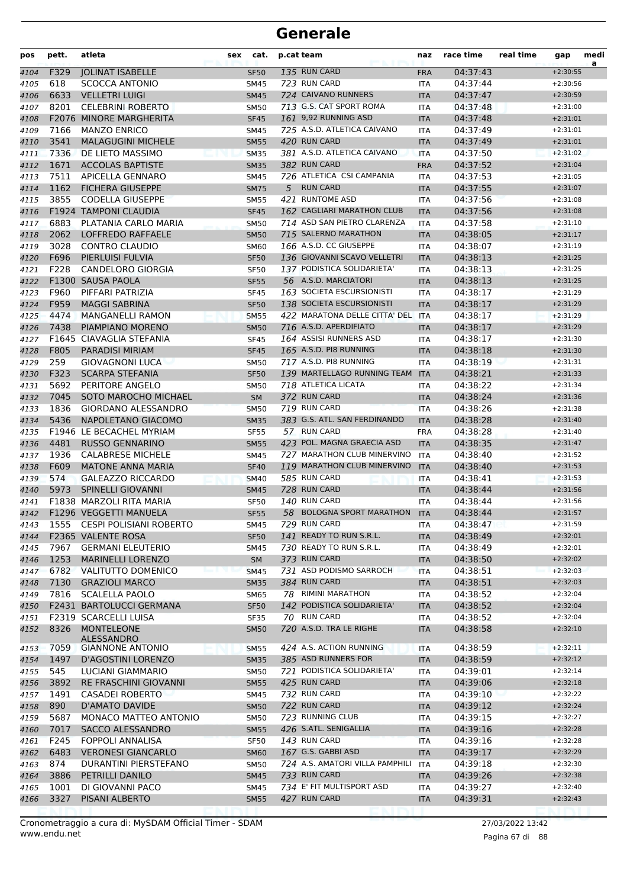# Generale

| pos | pett. | atleta | sex | cat. | p.cat | team | naz | race time | real time | gap | media |
|---|---|---|---|---|---|---|---|---|---|---|---|
| 4104 | F329 | JOLINAT ISABELLE | | SF50 | 135 | RUN CARD | FRA | 04:37:43 | | +2:30:55 | |
| 4105 | 618 | SCOCCA ANTONIO | | SM45 | 723 | RUN CARD | ITA | 04:37:44 | | +2:30:56 | |
| 4106 | 6633 | VELLETRI LUIGI | | SM45 | 724 | CAIVANO RUNNERS | ITA | 04:37:47 | | +2:30:59 | |
| 4107 | 8201 | CELEBRINI ROBERTO | | SM50 | 713 | G.S. CAT SPORT ROMA | ITA | 04:37:48 | | +2:31:00 | |
| 4108 | F2076 | MINORE MARGHERITA | | SF45 | 161 | 9,92 RUNNING ASD | ITA | 04:37:48 | | +2:31:01 | |
| 4109 | 7166 | MANZO ENRICO | | SM45 | 725 | A.S.D. ATLETICA CAIVANO | ITA | 04:37:49 | | +2:31:01 | |
| 4110 | 3541 | MALAGUGINI MICHELE | | SM55 | 420 | RUN CARD | ITA | 04:37:49 | | +2:31:01 | |
| 4111 | 7336 | DE LIETO MASSIMO | | SM35 | 381 | A.S.D. ATLETICA CAIVANO | ITA | 04:37:50 | | +2:31:02 | |
| 4112 | 1671 | ACCOLAS BAPTISTE | | SM35 | 382 | RUN CARD | FRA | 04:37:52 | | +2:31:04 | |
| 4113 | 7511 | APICELLA GENNARO | | SM45 | 726 | ATLETICA CSI CAMPANIA | ITA | 04:37:53 | | +2:31:05 | |
| 4114 | 1162 | FICHERA GIUSEPPE | | SM75 | 5 | RUN CARD | ITA | 04:37:55 | | +2:31:07 | |
| 4115 | 3855 | CODELLA GIUSEPPE | | SM55 | 421 | RUNTOME ASD | ITA | 04:37:56 | | +2:31:08 | |
| 4116 | F1924 | TAMPONI CLAUDIA | | SF45 | 162 | CAGLIARI MARATHON CLUB | ITA | 04:37:56 | | +2:31:08 | |
| 4117 | 6883 | PLATANIA CARLO MARIA | | SM50 | 714 | ASD SAN PIETRO CLARENZA | ITA | 04:37:58 | | +2:31:10 | |
| 4118 | 2062 | LOFFREDO RAFFAELE | | SM50 | 715 | SALERNO MARATHON | ITA | 04:38:05 | | +2:31:17 | |
| 4119 | 3028 | CONTRO CLAUDIO | | SM60 | 166 | A.S.D. CC GIUSEPPE | ITA | 04:38:07 | | +2:31:19 | |
| 4120 | F696 | PIERLUISI FULVIA | | SF50 | 136 | GIOVANNI SCAVO VELLETRI | ITA | 04:38:13 | | +2:31:25 | |
| 4121 | F228 | CANDELORO GIORGIA | | SF50 | 137 | PODISTICA SOLIDARIETA' | ITA | 04:38:13 | | +2:31:25 | |
| 4122 | F1300 | SAUSA PAOLA | | SF55 | 56 | A.S.D. MARCIATORI | ITA | 04:38:13 | | +2:31:25 | |
| 4123 | F960 | PIFFARI PATRIZIA | | SF45 | 163 | SOCIETA ESCURSIONISTI | ITA | 04:38:17 | | +2:31:29 | |
| 4124 | F959 | MAGGI SABRINA | | SF50 | 138 | SOCIETA ESCURSIONISTI | ITA | 04:38:17 | | +2:31:29 | |
| 4125 | 4474 | MANGANELLI RAMON | | SM55 | 422 | MARATONA DELLE CITTA' DEL | ITA | 04:38:17 | | +2:31:29 | |
| 4126 | 7438 | PIAMPIANO MORENO | | SM50 | 716 | A.S.D. APERDIFIATO | ITA | 04:38:17 | | +2:31:29 | |
| 4127 | F1645 | CIAVAGLIA STEFANIA | | SF45 | 164 | ASSISI RUNNERS ASD | ITA | 04:38:17 | | +2:31:30 | |
| 4128 | F805 | PARADISI MIRIAM | | SF45 | 165 | A.S.D. PI8 RUNNING | ITA | 04:38:18 | | +2:31:30 | |
| 4129 | 259 | GIOVAGNONI LUCA | | SM50 | 717 | A.S.D. PI8 RUNNING | ITA | 04:38:19 | | +2:31:31 | |
| 4130 | F323 | SCARPA STEFANIA | | SF50 | 139 | MARTELLAGO RUNNING TEAM | ITA | 04:38:21 | | +2:31:33 | |
| 4131 | 5692 | PERITORE ANGELO | | SM50 | 718 | ATLETICA LICATA | ITA | 04:38:22 | | +2:31:34 | |
| 4132 | 7045 | SOTO MAROCHO MICHAEL | | SM | 372 | RUN CARD | ITA | 04:38:24 | | +2:31:36 | |
| 4133 | 1836 | GIORDANO ALESSANDRO | | SM50 | 719 | RUN CARD | ITA | 04:38:26 | | +2:31:38 | |
| 4134 | 5436 | NAPOLETANO GIACOMO | | SM35 | 383 | G.S. ATL. SAN FERDINANDO | ITA | 04:38:28 | | +2:31:40 | |
| 4135 | F1946 | LE BECACHEL MYRIAM | | SF55 | 57 | RUN CARD | FRA | 04:38:28 | | +2:31:40 | |
| 4136 | 4481 | RUSSO GENNARINO | | SM55 | 423 | POL. MAGNA GRAECIA ASD | ITA | 04:38:35 | | +2:31:47 | |
| 4137 | 1936 | CALABRESE MICHELE | | SM45 | 727 | MARATHON CLUB MINERVINO | ITA | 04:38:40 | | +2:31:52 | |
| 4138 | F609 | MATONE ANNA MARIA | | SF40 | 119 | MARATHON CLUB MINERVINO | ITA | 04:38:40 | | +2:31:53 | |
| 4139 | 574 | GALEAZZO RICCARDO | | SM40 | 585 | RUN CARD | ITA | 04:38:41 | | +2:31:53 | |
| 4140 | 5973 | SPINELLI GIOVANNI | | SM45 | 728 | RUN CARD | ITA | 04:38:44 | | +2:31:56 | |
| 4141 | F1838 | MARZOLI RITA MARIA | | SF50 | 140 | RUN CARD | ITA | 04:38:44 | | +2:31:56 | |
| 4142 | F1296 | VEGGETTI MANUELA | | SF55 | 58 | BOLOGNA SPORT MARATHON | ITA | 04:38:44 | | +2:31:57 | |
| 4143 | 1555 | CESPI POLISIANI ROBERTO | | SM45 | 729 | RUN CARD | ITA | 04:38:47 | | +2:31:59 | |
| 4144 | F2365 | VALENTE ROSA | | SF50 | 141 | READY TO RUN S.R.L. | ITA | 04:38:49 | | +2:32:01 | |
| 4145 | 7967 | GERMANI ELEUTERIO | | SM45 | 730 | READY TO RUN S.R.L. | ITA | 04:38:49 | | +2:32:01 | |
| 4146 | 1253 | MARINELLI LORENZO | | SM | 373 | RUN CARD | ITA | 04:38:50 | | +2:32:02 | |
| 4147 | 6782 | VALITUTTO DOMENICO | | SM45 | 731 | ASD PODISMO SARROCH | ITA | 04:38:51 | | +2:32:03 | |
| 4148 | 7130 | GRAZIOLI MARCO | | SM35 | 384 | RUN CARD | ITA | 04:38:51 | | +2:32:03 | |
| 4149 | 7816 | SCALELLA PAOLO | | SM65 | 78 | RIMINI MARATHON | ITA | 04:38:52 | | +2:32:04 | |
| 4150 | F2431 | BARTOLUCCI GERMANA | | SF50 | 142 | PODISTICA SOLIDARIETA' | ITA | 04:38:52 | | +2:32:04 | |
| 4151 | F2319 | SCARCELLI LUISA | | SF35 | 70 | RUN CARD | ITA | 04:38:52 | | +2:32:04 | |
| 4152 | 8326 | MONTELEONE ALESSANDRO | | SM50 | 720 | A.S.D. TRA LE RIGHE | ITA | 04:38:58 | | +2:32:10 | |
| 4153 | 7059 | GIANNONE ANTONIO | | SM55 | 424 | A.S. ACTION RUNNING | ITA | 04:38:59 | | +2:32:11 | |
| 4154 | 1497 | D'AGOSTINI LORENZO | | SM35 | 385 | ASD RUNNERS FOR | ITA | 04:38:59 | | +2:32:12 | |
| 4155 | 545 | LUCIANI GIAMMARIO | | SM50 | 721 | PODISTICA SOLIDARIETA' | ITA | 04:39:01 | | +2:32:14 | |
| 4156 | 3892 | RE FRASCHINI GIOVANNI | | SM55 | 425 | RUN CARD | ITA | 04:39:06 | | +2:32:18 | |
| 4157 | 1491 | CASADEI ROBERTO | | SM45 | 732 | RUN CARD | ITA | 04:39:10 | | +2:32:22 | |
| 4158 | 890 | D'AMATO DAVIDE | | SM50 | 722 | RUN CARD | ITA | 04:39:12 | | +2:32:24 | |
| 4159 | 5687 | MONACO MATTEO ANTONIO | | SM50 | 723 | RUNNING CLUB | ITA | 04:39:15 | | +2:32:27 | |
| 4160 | 7017 | SACCO ALESSANDRO | | SM55 | 426 | S.ATL. SENIGALLIA | ITA | 04:39:16 | | +2:32:28 | |
| 4161 | F245 | FOPPOLI ANNALISA | | SF50 | 143 | RUN CARD | ITA | 04:39:16 | | +2:32:28 | |
| 4162 | 6483 | VERONESI GIANCARLO | | SM60 | 167 | G.S. GABBI ASD | ITA | 04:39:17 | | +2:32:29 | |
| 4163 | 874 | DURANTINI PIERSTEFANO | | SM50 | 724 | A.S. AMATORI VILLA PAMPHILI | ITA | 04:39:18 | | +2:32:30 | |
| 4164 | 3886 | PETRILLI DANILO | | SM45 | 733 | RUN CARD | ITA | 04:39:26 | | +2:32:38 | |
| 4165 | 1001 | DI GIOVANNI PACO | | SM45 | 734 | E' FIT MULTISPORT ASD | ITA | 04:39:27 | | +2:32:40 | |
| 4166 | 3327 | PISANI ALBERTO | | SM55 | 427 | RUN CARD | ITA | 04:39:31 | | +2:32:43 | |

Cronometraggio a cura di: MySDAM Official Timer - SDAM
www.endu.net

27/03/2022 13:42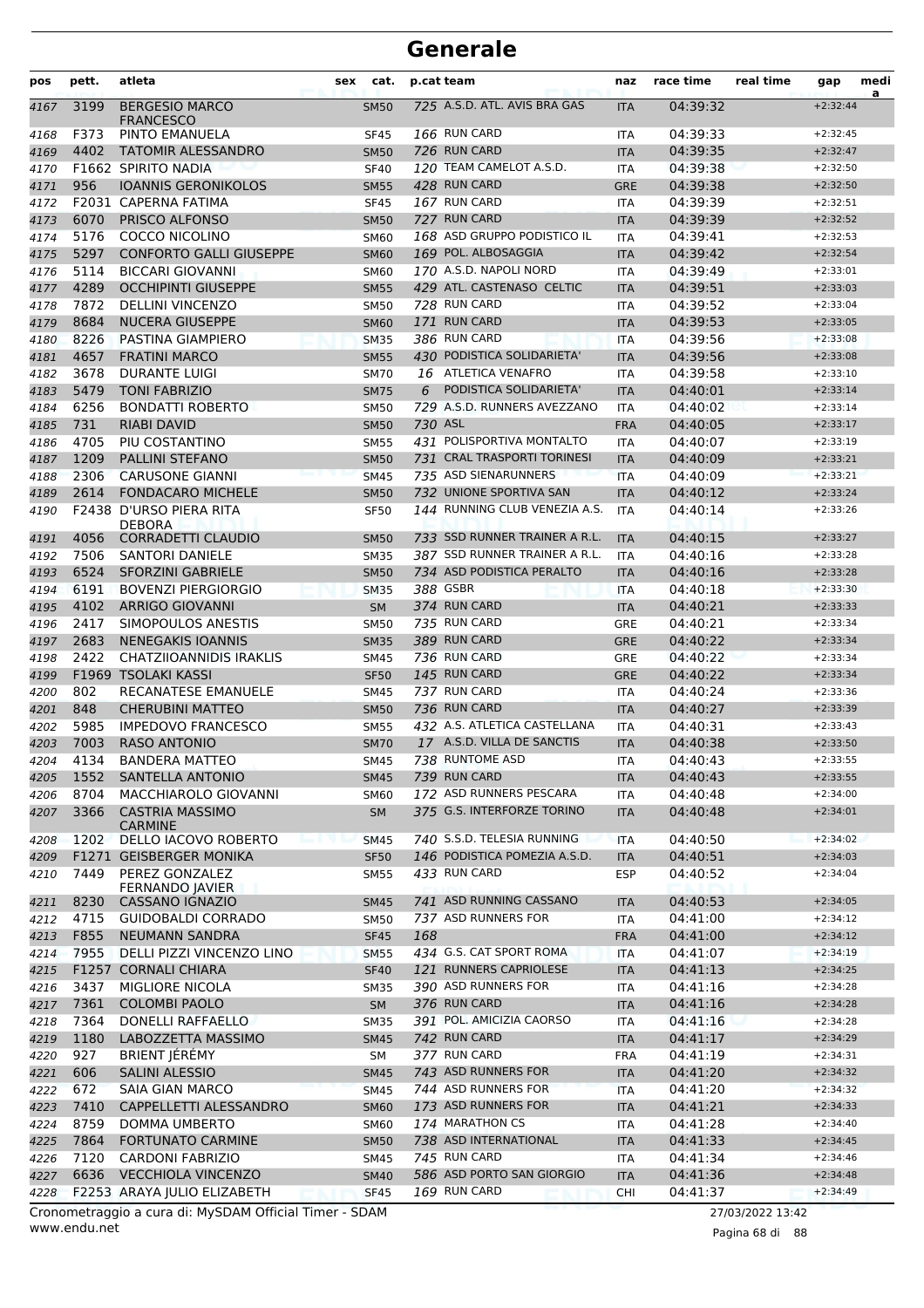# Generale

| pos | pett. | atleta | sex | cat. | p.cat | team | naz | race time | real time | gap | media |
|---|---|---|---|---|---|---|---|---|---|---|---|
| 4167 | 3199 | BERGESIO MARCO FRANCESCO | | SM50 | 725 | A.S.D. ATL. AVIS BRA GAS | ITA | 04:39:32 | | +2:32:44 | |
| 4168 | F373 | PINTO EMANUELA | | SF45 | 166 | RUN CARD | ITA | 04:39:33 | | +2:32:45 | |
| 4169 | 4402 | TATOMIR ALESSANDRO | | SM50 | 726 | RUN CARD | ITA | 04:39:35 | | +2:32:47 | |
| 4170 | F1662 | SPIRITO NADIA | | SF40 | 120 | TEAM CAMELOT A.S.D. | ITA | 04:39:38 | | +2:32:50 | |
| 4171 | 956 | IOANNIS GERONIKOLOS | | SM55 | 428 | RUN CARD | GRE | 04:39:38 | | +2:32:50 | |
| 4172 | F2031 | CAPERNA FATIMA | | SF45 | 167 | RUN CARD | ITA | 04:39:39 | | +2:32:51 | |
| 4173 | 6070 | PRISCO ALFONSO | | SM50 | 727 | RUN CARD | ITA | 04:39:39 | | +2:32:52 | |
| 4174 | 5176 | COCCO NICOLINO | | SM60 | 168 | ASD GRUPPO PODISTICO IL | ITA | 04:39:41 | | +2:32:53 | |
| 4175 | 5297 | CONFORTO GALLI GIUSEPPE | | SM60 | 169 | POL. ALBOSAGGIA | ITA | 04:39:42 | | +2:32:54 | |
| 4176 | 5114 | BICCARI GIOVANNI | | SM60 | 170 | A.S.D. NAPOLI NORD | ITA | 04:39:49 | | +2:33:01 | |
| 4177 | 4289 | OCCHIPINTI GIUSEPPE | | SM55 | 429 | ATL. CASTENASO CELTIC | ITA | 04:39:51 | | +2:33:03 | |
| 4178 | 7872 | DELLINI VINCENZO | | SM50 | 728 | RUN CARD | ITA | 04:39:52 | | +2:33:04 | |
| 4179 | 8684 | NUCERA GIUSEPPE | | SM60 | 171 | RUN CARD | ITA | 04:39:53 | | +2:33:05 | |
| 4180 | 8226 | PASTINA GIAMPIERO | | SM35 | 386 | RUN CARD | ITA | 04:39:56 | | +2:33:08 | |
| 4181 | 4657 | FRATINI MARCO | | SM55 | 430 | PODISTICA SOLIDARIETA' | ITA | 04:39:56 | | +2:33:08 | |
| 4182 | 3678 | DURANTE LUIGI | | SM70 | 16 | ATLETICA VENAFRO | ITA | 04:39:58 | | +2:33:10 | |
| 4183 | 5479 | TONI FABRIZIO | | SM75 | 6 | PODISTICA SOLIDARIETA' | ITA | 04:40:01 | | +2:33:14 | |
| 4184 | 6256 | BONDATTI ROBERTO | | SM50 | 729 | A.S.D. RUNNERS AVEZZANO | ITA | 04:40:02 | | +2:33:14 | |
| 4185 | 731 | RIABI DAVID | | SM50 | 730 | ASL | FRA | 04:40:05 | | +2:33:17 | |
| 4186 | 4705 | PIU COSTANTINO | | SM55 | 431 | POLISPORTIVA MONTALTO | ITA | 04:40:07 | | +2:33:19 | |
| 4187 | 1209 | PALLINI STEFANO | | SM50 | 731 | CRAL TRASPORTI TORINESI | ITA | 04:40:09 | | +2:33:21 | |
| 4188 | 2306 | CARUSONE GIANNI | | SM45 | 735 | ASD SIENARUNNERS | ITA | 04:40:09 | | +2:33:21 | |
| 4189 | 2614 | FONDACARO MICHELE | | SM50 | 732 | UNIONE SPORTIVA SAN | ITA | 04:40:12 | | +2:33:24 | |
| 4190 | F2438 | D'URSO PIERA RITA DEBORA | | SF50 | 144 | RUNNING CLUB VENEZIA A.S. | ITA | 04:40:14 | | +2:33:26 | |
| 4191 | 4056 | CORRADETTI CLAUDIO | | SM50 | 733 | SSD RUNNER TRAINER A R.L. | ITA | 04:40:15 | | +2:33:27 | |
| 4192 | 7506 | SANTORI DANIELE | | SM35 | 387 | SSD RUNNER TRAINER A R.L. | ITA | 04:40:16 | | +2:33:28 | |
| 4193 | 6524 | SFORZINI GABRIELE | | SM50 | 734 | ASD PODISTICA PERALTO | ITA | 04:40:16 | | +2:33:28 | |
| 4194 | 6191 | BOVENZI PIERGIORGIO | | SM35 | 388 | GSBR | ITA | 04:40:18 | | +2:33:30 | |
| 4195 | 4102 | ARRIGO GIOVANNI | | SM | 374 | RUN CARD | ITA | 04:40:21 | | +2:33:33 | |
| 4196 | 2417 | SIMOPOULOS ANESTIS | | SM50 | 735 | RUN CARD | GRE | 04:40:21 | | +2:33:34 | |
| 4197 | 2683 | NENEGAKIS IOANNIS | | SM35 | 389 | RUN CARD | GRE | 04:40:22 | | +2:33:34 | |
| 4198 | 2422 | CHATZIIOANNIDIS IRAKLIS | | SM45 | 736 | RUN CARD | GRE | 04:40:22 | | +2:33:34 | |
| 4199 | F1969 | TSOLAKI KASSI | | SF50 | 145 | RUN CARD | GRE | 04:40:22 | | +2:33:34 | |
| 4200 | 802 | RECANATESE EMANUELE | | SM45 | 737 | RUN CARD | ITA | 04:40:24 | | +2:33:36 | |
| 4201 | 848 | CHERUBINI MATTEO | | SM50 | 736 | RUN CARD | ITA | 04:40:27 | | +2:33:39 | |
| 4202 | 5985 | IMPEDOVO FRANCESCO | | SM55 | 432 | A.S. ATLETICA CASTELLANA | ITA | 04:40:31 | | +2:33:43 | |
| 4203 | 7003 | RASO ANTONIO | | SM70 | 17 | A.S.D. VILLA DE SANCTIS | ITA | 04:40:38 | | +2:33:50 | |
| 4204 | 4134 | BANDERA MATTEO | | SM45 | 738 | RUNTOME ASD | ITA | 04:40:43 | | +2:33:55 | |
| 4205 | 1552 | SANTELLA ANTONIO | | SM45 | 739 | RUN CARD | ITA | 04:40:43 | | +2:33:55 | |
| 4206 | 8704 | MACCHIAROLO GIOVANNI | | SM60 | 172 | ASD RUNNERS PESCARA | ITA | 04:40:48 | | +2:34:00 | |
| 4207 | 3366 | CASTRIA MASSIMO CARMINE | | SM | 375 | G.S. INTERFORZE TORINO | ITA | 04:40:48 | | +2:34:01 | |
| 4208 | 1202 | DELLO IACOVO ROBERTO | | SM45 | 740 | S.S.D. TELESIA RUNNING | ITA | 04:40:50 | | +2:34:02 | |
| 4209 | F1271 | GEISBERGER MONIKA | | SF50 | 146 | PODISTICA POMEZIA A.S.D. | ITA | 04:40:51 | | +2:34:03 | |
| 4210 | 7449 | PEREZ GONZALEZ FERNANDO JAVIER | | SM55 | 433 | RUN CARD | ESP | 04:40:52 | | +2:34:04 | |
| 4211 | 8230 | CASSANO IGNAZIO | | SM45 | 741 | ASD RUNNING CASSANO | ITA | 04:40:53 | | +2:34:05 | |
| 4212 | 4715 | GUIDOBALDI CORRADO | | SM50 | 737 | ASD RUNNERS FOR | ITA | 04:41:00 | | +2:34:12 | |
| 4213 | F855 | NEUMANN SANDRA | | SF45 | 168 | | FRA | 04:41:00 | | +2:34:12 | |
| 4214 | 7955 | DELLI PIZZI VINCENZO LINO | | SM55 | 434 | G.S. CAT SPORT ROMA | ITA | 04:41:07 | | +2:34:19 | |
| 4215 | F1257 | CORNALI CHIARA | | SF40 | 121 | RUNNERS CAPRIOLESE | ITA | 04:41:13 | | +2:34:25 | |
| 4216 | 3437 | MIGLIORE NICOLA | | SM35 | 390 | ASD RUNNERS FOR | ITA | 04:41:16 | | +2:34:28 | |
| 4217 | 7361 | COLOMBI PAOLO | | SM | 376 | RUN CARD | ITA | 04:41:16 | | +2:34:28 | |
| 4218 | 7364 | DONELLI RAFFAELLO | | SM35 | 391 | POL. AMICIZIA CAORSO | ITA | 04:41:16 | | +2:34:28 | |
| 4219 | 1180 | LABOZZETTA MASSIMO | | SM45 | 742 | RUN CARD | ITA | 04:41:17 | | +2:34:29 | |
| 4220 | 927 | BRIENT JÉRÉMY | | SM | 377 | RUN CARD | FRA | 04:41:19 | | +2:34:31 | |
| 4221 | 606 | SALINI ALESSIO | | SM45 | 743 | ASD RUNNERS FOR | ITA | 04:41:20 | | +2:34:32 | |
| 4222 | 672 | SAIA GIAN MARCO | | SM45 | 744 | ASD RUNNERS FOR | ITA | 04:41:20 | | +2:34:32 | |
| 4223 | 7410 | CAPPELLETTI ALESSANDRO | | SM60 | 173 | ASD RUNNERS FOR | ITA | 04:41:21 | | +2:34:33 | |
| 4224 | 8759 | DOMMA UMBERTO | | SM60 | 174 | MARATHON CS | ITA | 04:41:28 | | +2:34:40 | |
| 4225 | 7864 | FORTUNATO CARMINE | | SM50 | 738 | ASD INTERNATIONAL | ITA | 04:41:33 | | +2:34:45 | |
| 4226 | 7120 | CARDONI FABRIZIO | | SM45 | 745 | RUN CARD | ITA | 04:41:34 | | +2:34:46 | |
| 4227 | 6636 | VECCHIOLA VINCENZO | | SM40 | 586 | ASD PORTO SAN GIORGIO | ITA | 04:41:36 | | +2:34:48 | |
| 4228 | F2253 | ARAYA JULIO ELIZABETH | | SF45 | 169 | RUN CARD | CHI | 04:41:37 | | +2:34:49 | |

Cronometraggio a cura di: MySDAM Official Timer - SDAM
www.endu.net
27/03/2022 13:42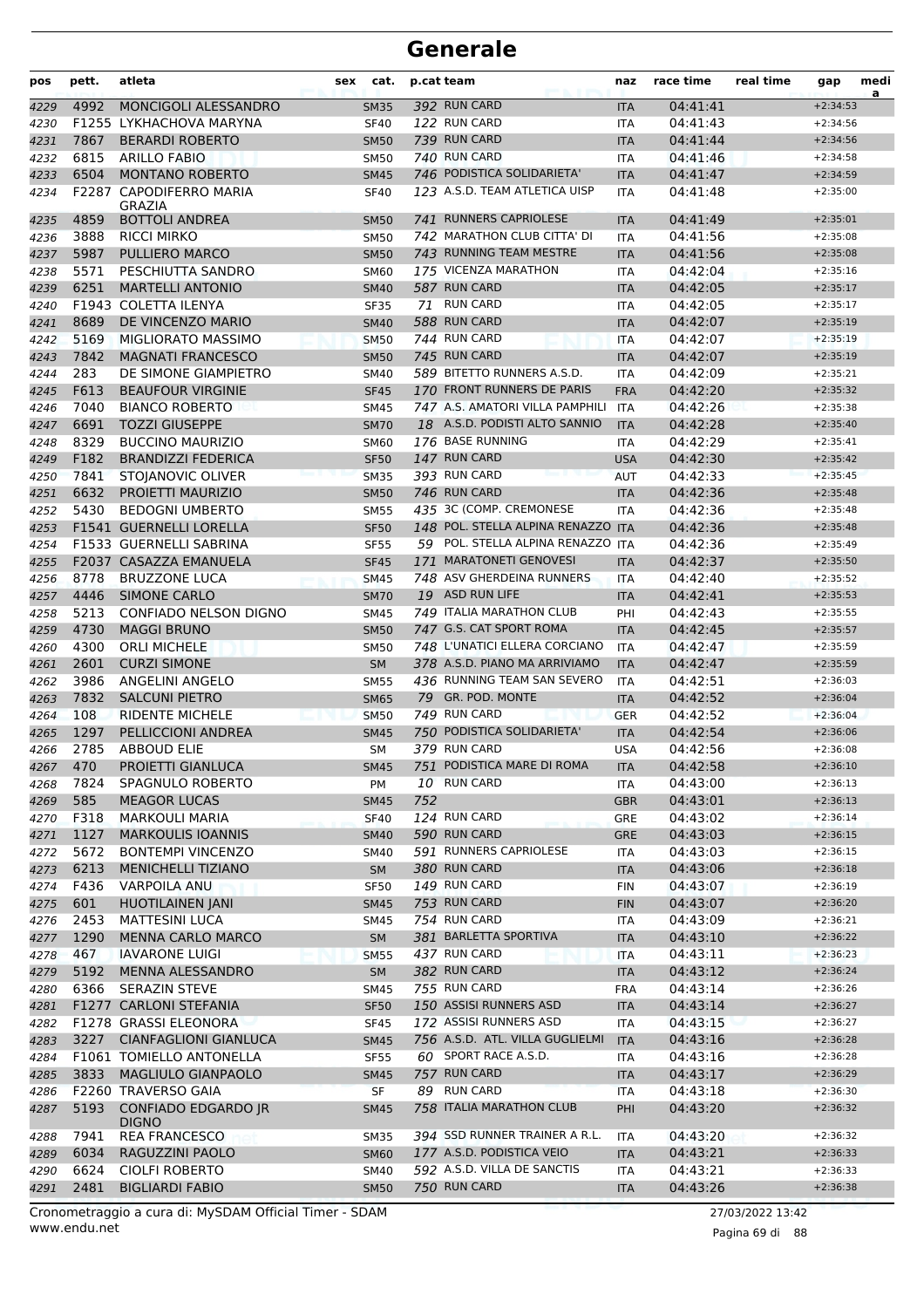# Generale

| pos | pett. | atleta | sex | cat. | p.cat | team | naz | race time | real time | gap | medi a |
|---|---|---|---|---|---|---|---|---|---|---|---|
| 4229 | 4992 | MONCIGOLI ALESSANDRO | | SM35 | 392 | RUN CARD | ITA | 04:41:41 | | +2:34:53 | |
| 4230 | F1255 | LYKHACHOVA MARYNA | | SF40 | 122 | RUN CARD | ITA | 04:41:43 | | +2:34:56 | |
| 4231 | 7867 | BERARDI ROBERTO | | SM50 | 739 | RUN CARD | ITA | 04:41:44 | | +2:34:56 | |
| 4232 | 6815 | ARILLO FABIO | | SM50 | 740 | RUN CARD | ITA | 04:41:46 | | +2:34:58 | |
| 4233 | 6504 | MONTANO ROBERTO | | SM45 | 746 | PODISTICA SOLIDARIETA' | ITA | 04:41:47 | | +2:34:59 | |
| 4234 | F2287 | CAPODIFERRO MARIA GRAZIA | | SF40 | 123 | A.S.D. TEAM ATLETICA UISP | ITA | 04:41:48 | | +2:35:00 | |
| 4235 | 4859 | BOTTOLI ANDREA | | SM50 | 741 | RUNNERS CAPRIOLESE | ITA | 04:41:49 | | +2:35:01 | |
| 4236 | 3888 | RICCI MIRKO | | SM50 | 742 | MARATHON CLUB CITTA' DI | ITA | 04:41:56 | | +2:35:08 | |
| 4237 | 5987 | PULLIERO MARCO | | SM50 | 743 | RUNNING TEAM MESTRE | ITA | 04:41:56 | | +2:35:08 | |
| 4238 | 5571 | PESCHIUTTA SANDRO | | SM60 | 175 | VICENZA MARATHON | ITA | 04:42:04 | | +2:35:16 | |
| 4239 | 6251 | MARTELLI ANTONIO | | SM40 | 587 | RUN CARD | ITA | 04:42:05 | | +2:35:17 | |
| 4240 | F1943 | COLETTA ILENYA | | SF35 | 71 | RUN CARD | ITA | 04:42:05 | | +2:35:17 | |
| 4241 | 8689 | DE VINCENZO MARIO | | SM40 | 588 | RUN CARD | ITA | 04:42:07 | | +2:35:19 | |
| 4242 | 5169 | MIGLIORATO MASSIMO | | SM50 | 744 | RUN CARD | ITA | 04:42:07 | | +2:35:19 | |
| 4243 | 7842 | MAGNATI FRANCESCO | | SM50 | 745 | RUN CARD | ITA | 04:42:07 | | +2:35:19 | |
| 4244 | 283 | DE SIMONE GIAMPIETRO | | SM40 | 589 | BITETTO RUNNERS A.S.D. | ITA | 04:42:09 | | +2:35:21 | |
| 4245 | F613 | BEAUFOUR VIRGINIE | | SF45 | 170 | FRONT RUNNERS DE PARIS | FRA | 04:42:20 | | +2:35:32 | |
| 4246 | 7040 | BIANCO ROBERTO | | SM45 | 747 | A.S. AMATORI VILLA PAMPHILI | ITA | 04:42:26 | | +2:35:38 | |
| 4247 | 6691 | TOZZI GIUSEPPE | | SM70 | 18 | A.S.D. PODISTI ALTO SANNIO | ITA | 04:42:28 | | +2:35:40 | |
| 4248 | 8329 | BUCCINO MAURIZIO | | SM60 | 176 | BASE RUNNING | ITA | 04:42:29 | | +2:35:41 | |
| 4249 | F182 | BRANDIZZI FEDERICA | | SF50 | 147 | RUN CARD | USA | 04:42:30 | | +2:35:42 | |
| 4250 | 7841 | STOJANOVIC OLIVER | | SM35 | 393 | RUN CARD | AUT | 04:42:33 | | +2:35:45 | |
| 4251 | 6632 | PROIETTI MAURIZIO | | SM50 | 746 | RUN CARD | ITA | 04:42:36 | | +2:35:48 | |
| 4252 | 5430 | BEDOGNI UMBERTO | | SM55 | 435 | 3C (COMP. CREMONESE | ITA | 04:42:36 | | +2:35:48 | |
| 4253 | F1541 | GUERNELLI LORELLA | | SF50 | 148 | POL. STELLA ALPINA RENAZZO | ITA | 04:42:36 | | +2:35:48 | |
| 4254 | F1533 | GUERNELLI SABRINA | | SF55 | 59 | POL. STELLA ALPINA RENAZZO | ITA | 04:42:36 | | +2:35:49 | |
| 4255 | F2037 | CASAZZA EMANUELA | | SF45 | 171 | MARATONETI GENOVESI | ITA | 04:42:37 | | +2:35:50 | |
| 4256 | 8778 | BRUZZONE LUCA | | SM45 | 748 | ASV GHERDEINA RUNNERS | ITA | 04:42:40 | | +2:35:52 | |
| 4257 | 4446 | SIMONE CARLO | | SM70 | 19 | ASD RUN LIFE | ITA | 04:42:41 | | +2:35:53 | |
| 4258 | 5213 | CONFIADO NELSON DIGNO | | SM45 | 749 | ITALIA MARATHON CLUB | PHI | 04:42:43 | | +2:35:55 | |
| 4259 | 4730 | MAGGI BRUNO | | SM50 | 747 | G.S. CAT SPORT ROMA | ITA | 04:42:45 | | +2:35:57 | |
| 4260 | 4300 | ORLI MICHELE | | SM50 | 748 | L'UNATICI ELLERA CORCIANO | ITA | 04:42:47 | | +2:35:59 | |
| 4261 | 2601 | CURZI SIMONE | | SM | 378 | A.S.D. PIANO MA ARRIVIAMO | ITA | 04:42:47 | | +2:35:59 | |
| 4262 | 3986 | ANGELINI ANGELO | | SM55 | 436 | RUNNING TEAM SAN SEVERO | ITA | 04:42:51 | | +2:36:03 | |
| 4263 | 7832 | SALCUNI PIETRO | | SM65 | 79 | GR. POD. MONTE | ITA | 04:42:52 | | +2:36:04 | |
| 4264 | 108 | RIDENTE MICHELE | | SM50 | 749 | RUN CARD | GER | 04:42:52 | | +2:36:04 | |
| 4265 | 1297 | PELLICCIONI ANDREA | | SM45 | 750 | PODISTICA SOLIDARIETA' | ITA | 04:42:54 | | +2:36:06 | |
| 4266 | 2785 | ABBOUD ELIE | | SM | 379 | RUN CARD | USA | 04:42:56 | | +2:36:08 | |
| 4267 | 470 | PROIETTI GIANLUCA | | SM45 | 751 | PODISTICA MARE DI ROMA | ITA | 04:42:58 | | +2:36:10 | |
| 4268 | 7824 | SPAGNULO ROBERTO | | PM | 10 | RUN CARD | ITA | 04:43:00 | | +2:36:13 | |
| 4269 | 585 | MEAGOR LUCAS | | SM45 | 752 | | GBR | 04:43:01 | | +2:36:13 | |
| 4270 | F318 | MARKOULI MARIA | | SF40 | 124 | RUN CARD | GRE | 04:43:02 | | +2:36:14 | |
| 4271 | 1127 | MARKOULIS IOANNIS | | SM40 | 590 | RUN CARD | GRE | 04:43:03 | | +2:36:15 | |
| 4272 | 5672 | BONTEMPI VINCENZO | | SM40 | 591 | RUNNERS CAPRIOLESE | ITA | 04:43:03 | | +2:36:15 | |
| 4273 | 6213 | MENICHELLI TIZIANO | | SM | 380 | RUN CARD | ITA | 04:43:06 | | +2:36:18 | |
| 4274 | F436 | VARPOILA ANU | | SF50 | 149 | RUN CARD | FIN | 04:43:07 | | +2:36:19 | |
| 4275 | 601 | HUOTILAINEN JANI | | SM45 | 753 | RUN CARD | FIN | 04:43:07 | | +2:36:20 | |
| 4276 | 2453 | MATTESINI LUCA | | SM45 | 754 | RUN CARD | ITA | 04:43:09 | | +2:36:21 | |
| 4277 | 1290 | MENNA CARLO MARCO | | SM | 381 | BARLETTA SPORTIVA | ITA | 04:43:10 | | +2:36:22 | |
| 4278 | 467 | IAVARONE LUIGI | | SM55 | 437 | RUN CARD | ITA | 04:43:11 | | +2:36:23 | |
| 4279 | 5192 | MENNA ALESSANDRO | | SM | 382 | RUN CARD | ITA | 04:43:12 | | +2:36:24 | |
| 4280 | 6366 | SERAZIN STEVE | | SM45 | 755 | RUN CARD | FRA | 04:43:14 | | +2:36:26 | |
| 4281 | F1277 | CARLONI STEFANIA | | SF50 | 150 | ASSISI RUNNERS ASD | ITA | 04:43:14 | | +2:36:27 | |
| 4282 | F1278 | GRASSI ELEONORA | | SF45 | 172 | ASSISI RUNNERS ASD | ITA | 04:43:15 | | +2:36:27 | |
| 4283 | 3227 | CIANFAGLIONI GIANLUCA | | SM45 | 756 | A.S.D. ATL. VILLA GUGLIELMI | ITA | 04:43:16 | | +2:36:28 | |
| 4284 | F1061 | TOMIELLO ANTONELLA | | SF55 | 60 | SPORT RACE A.S.D. | ITA | 04:43:16 | | +2:36:28 | |
| 4285 | 3833 | MAGLIULO GIANPAOLO | | SM45 | 757 | RUN CARD | ITA | 04:43:17 | | +2:36:29 | |
| 4286 | F2260 | TRAVERSO GAIA | | SF | 89 | RUN CARD | ITA | 04:43:18 | | +2:36:30 | |
| 4287 | 5193 | CONFIADO EDGARDO JR DIGNO | | SM45 | 758 | ITALIA MARATHON CLUB | PHI | 04:43:20 | | +2:36:32 | |
| 4288 | 7941 | REA FRANCESCO | | SM35 | 394 | SSD RUNNER TRAINER A R.L. | ITA | 04:43:20 | | +2:36:32 | |
| 4289 | 6034 | RAGUZZINI PAOLO | | SM60 | 177 | A.S.D. PODISTICA VEIO | ITA | 04:43:21 | | +2:36:33 | |
| 4290 | 6624 | CIOLFI ROBERTO | | SM40 | 592 | A.S.D. VILLA DE SANCTIS | ITA | 04:43:21 | | +2:36:33 | |
| 4291 | 2481 | BIGLIARDI FABIO | | SM50 | 750 | RUN CARD | ITA | 04:43:26 | | +2:36:38 | |

Cronometraggio a cura di: MySDAM Official Timer - SDAM
www.endu.net
27/03/2022 13:42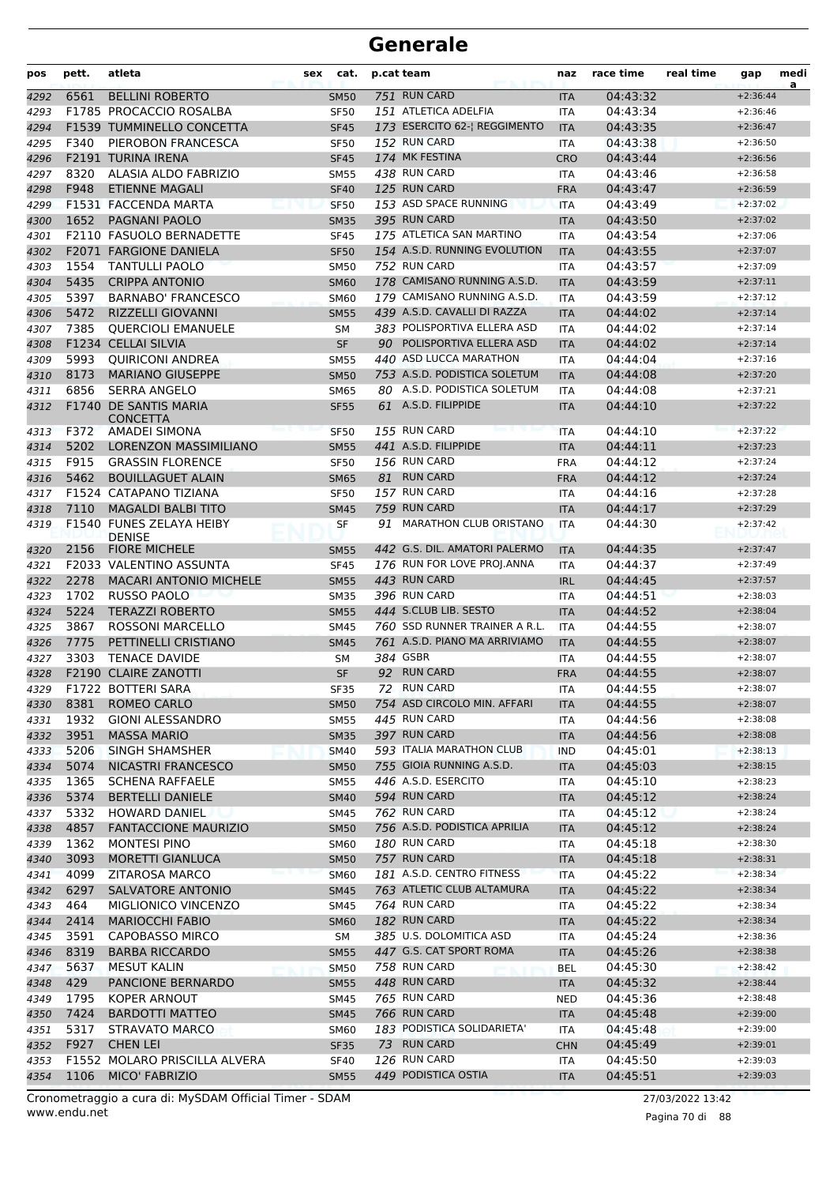# Generale

| pos | pett. | atleta | sex | cat. | p.cat | team | naz | race time | real time | gap | media |
|---|---|---|---|---|---|---|---|---|---|---|---|
| 4292 | 6561 | BELLINI ROBERTO | | SM50 | 751 | RUN CARD | ITA | 04:43:32 | | +2:36:44 | |
| 4293 | F1785 | PROCACCIO ROSALBA | | SF50 | 151 | ATLETICA ADELFIA | ITA | 04:43:34 | | +2:36:46 | |
| 4294 | F1539 | TUMMINELLO CONCETTA | | SF45 | 173 | ESERCITO 62-¦ REGGIMENTO | ITA | 04:43:35 | | +2:36:47 | |
| 4295 | F340 | PIEROBON FRANCESCA | | SF50 | 152 | RUN CARD | ITA | 04:43:38 | | +2:36:50 | |
| 4296 | F2191 | TURINA IRENA | | SF45 | 174 | MK FESTINA | CRO | 04:43:44 | | +2:36:56 | |
| 4297 | 8320 | ALASIA ALDO FABRIZIO | | SM55 | 438 | RUN CARD | ITA | 04:43:46 | | +2:36:58 | |
| 4298 | F948 | ETIENNE MAGALI | | SF40 | 125 | RUN CARD | FRA | 04:43:47 | | +2:36:59 | |
| 4299 | F1531 | FACCENDA MARTA | | SF50 | 153 | ASD SPACE RUNNING | ITA | 04:43:49 | | +2:37:02 | |
| 4300 | 1652 | PAGNANI PAOLO | | SM35 | 395 | RUN CARD | ITA | 04:43:50 | | +2:37:02 | |
| 4301 | F2110 | FASUOLO BERNADETTE | | SF45 | 175 | ATLETICA SAN MARTINO | ITA | 04:43:54 | | +2:37:06 | |
| 4302 | F2071 | FARGIONE DANIELA | | SF50 | 154 | A.S.D. RUNNING EVOLUTION | ITA | 04:43:55 | | +2:37:07 | |
| 4303 | 1554 | TANTULLI PAOLO | | SM50 | 752 | RUN CARD | ITA | 04:43:57 | | +2:37:09 | |
| 4304 | 5435 | CRIPPA ANTONIO | | SM60 | 178 | CAMISANO RUNNING A.S.D. | ITA | 04:43:59 | | +2:37:11 | |
| 4305 | 5397 | BARNABO' FRANCESCO | | SM60 | 179 | CAMISANO RUNNING A.S.D. | ITA | 04:43:59 | | +2:37:12 | |
| 4306 | 5472 | RIZZELLI GIOVANNI | | SM55 | 439 | A.S.D. CAVALLI DI RAZZA | ITA | 04:44:02 | | +2:37:14 | |
| 4307 | 7385 | QUERCIOLI EMANUELE | | SM | 383 | POLISPORTIVA ELLERA ASD | ITA | 04:44:02 | | +2:37:14 | |
| 4308 | F1234 | CELLAI SILVIA | | SF | 90 | POLISPORTIVA ELLERA ASD | ITA | 04:44:02 | | +2:37:14 | |
| 4309 | 5993 | QUIRICONI ANDREA | | SM55 | 440 | ASD LUCCA MARATHON | ITA | 04:44:04 | | +2:37:16 | |
| 4310 | 8173 | MARIANO GIUSEPPE | | SM50 | 753 | A.S.D. PODISTICA SOLETUM | ITA | 04:44:08 | | +2:37:20 | |
| 4311 | 6856 | SERRA ANGELO | | SM65 | 80 | A.S.D. PODISTICA SOLETUM | ITA | 04:44:08 | | +2:37:21 | |
| 4312 | F1740 | DE SANTIS MARIA CONCETTA | | SF55 | 61 | A.S.D. FILIPPIDE | ITA | 04:44:10 | | +2:37:22 | |
| 4313 | F372 | AMADEI SIMONA | | SF50 | 155 | RUN CARD | ITA | 04:44:10 | | +2:37:22 | |
| 4314 | 5202 | LORENZON MASSIMILIANO | | SM55 | 441 | A.S.D. FILIPPIDE | ITA | 04:44:11 | | +2:37:23 | |
| 4315 | F915 | GRASSIN FLORENCE | | SF50 | 156 | RUN CARD | FRA | 04:44:12 | | +2:37:24 | |
| 4316 | 5462 | BOUILLAGUET ALAIN | | SM65 | 81 | RUN CARD | FRA | 04:44:12 | | +2:37:24 | |
| 4317 | F1524 | CATAPANO TIZIANA | | SF50 | 157 | RUN CARD | ITA | 04:44:16 | | +2:37:28 | |
| 4318 | 7110 | MAGALDI BALBI TITO | | SM45 | 759 | RUN CARD | ITA | 04:44:17 | | +2:37:29 | |
| 4319 | F1540 | FUNES ZELAYA HEIBY DENISE | | SF | 91 | MARATHON CLUB ORISTANO | ITA | 04:44:30 | | +2:37:42 | |
| 4320 | 2156 | FIORE MICHELE | | SM55 | 442 | G.S. DIL. AMATORI PALERMO | ITA | 04:44:35 | | +2:37:47 | |
| 4321 | F2033 | VALENTINO ASSUNTA | | SF45 | 176 | RUN FOR LOVE PROJ.ANNA | ITA | 04:44:37 | | +2:37:49 | |
| 4322 | 2278 | MACARI ANTONIO MICHELE | | SM55 | 443 | RUN CARD | IRL | 04:44:45 | | +2:37:57 | |
| 4323 | 1702 | RUSSO PAOLO | | SM35 | 396 | RUN CARD | ITA | 04:44:51 | | +2:38:03 | |
| 4324 | 5224 | TERAZZI ROBERTO | | SM55 | 444 | S.CLUB LIB. SESTO | ITA | 04:44:52 | | +2:38:04 | |
| 4325 | 3867 | ROSSONI MARCELLO | | SM45 | 760 | SSD RUNNER TRAINER A R.L. | ITA | 04:44:55 | | +2:38:07 | |
| 4326 | 7775 | PETTINELLI CRISTIANO | | SM45 | 761 | A.S.D. PIANO MA ARRIVIAMO | ITA | 04:44:55 | | +2:38:07 | |
| 4327 | 3303 | TENACE DAVIDE | | SM | 384 | GSBR | ITA | 04:44:55 | | +2:38:07 | |
| 4328 | F2190 | CLAIRE ZANOTTI | | SF | 92 | RUN CARD | FRA | 04:44:55 | | +2:38:07 | |
| 4329 | F1722 | BOTTERI SARA | | SF35 | 72 | RUN CARD | ITA | 04:44:55 | | +2:38:07 | |
| 4330 | 8381 | ROMEO CARLO | | SM50 | 754 | ASD CIRCOLO MIN. AFFARI | ITA | 04:44:55 | | +2:38:07 | |
| 4331 | 1932 | GIONI ALESSANDRO | | SM55 | 445 | RUN CARD | ITA | 04:44:56 | | +2:38:08 | |
| 4332 | 3951 | MASSA MARIO | | SM35 | 397 | RUN CARD | ITA | 04:44:56 | | +2:38:08 | |
| 4333 | 5206 | SINGH SHAMSHER | | SM40 | 593 | ITALIA MARATHON CLUB | IND | 04:45:01 | | +2:38:13 | |
| 4334 | 5074 | NICASTRI FRANCESCO | | SM50 | 755 | GIOIA RUNNING A.S.D. | ITA | 04:45:03 | | +2:38:15 | |
| 4335 | 1365 | SCHENA RAFFAELE | | SM55 | 446 | A.S.D. ESERCITO | ITA | 04:45:10 | | +2:38:23 | |
| 4336 | 5374 | BERTELLI DANIELE | | SM40 | 594 | RUN CARD | ITA | 04:45:12 | | +2:38:24 | |
| 4337 | 5332 | HOWARD DANIEL | | SM45 | 762 | RUN CARD | ITA | 04:45:12 | | +2:38:24 | |
| 4338 | 4857 | FANTACCIONE MAURIZIO | | SM50 | 756 | A.S.D. PODISTICA APRILIA | ITA | 04:45:12 | | +2:38:24 | |
| 4339 | 1362 | MONTESI PINO | | SM60 | 180 | RUN CARD | ITA | 04:45:18 | | +2:38:30 | |
| 4340 | 3093 | MORETTI GIANLUCA | | SM50 | 757 | RUN CARD | ITA | 04:45:18 | | +2:38:31 | |
| 4341 | 4099 | ZITAROSA MARCO | | SM60 | 181 | A.S.D. CENTRO FITNESS | ITA | 04:45:22 | | +2:38:34 | |
| 4342 | 6297 | SALVATORE ANTONIO | | SM45 | 763 | ATLETIC CLUB ALTAMURA | ITA | 04:45:22 | | +2:38:34 | |
| 4343 | 464 | MIGLIONICO VINCENZO | | SM45 | 764 | RUN CARD | ITA | 04:45:22 | | +2:38:34 | |
| 4344 | 2414 | MARIOCCHI FABIO | | SM60 | 182 | RUN CARD | ITA | 04:45:22 | | +2:38:34 | |
| 4345 | 3591 | CAPOBASSO MIRCO | | SM | 385 | U.S. DOLOMITICA ASD | ITA | 04:45:24 | | +2:38:36 | |
| 4346 | 8319 | BARBA RICCARDO | | SM55 | 447 | G.S. CAT SPORT ROMA | ITA | 04:45:26 | | +2:38:38 | |
| 4347 | 5637 | MESUT KALIN | | SM50 | 758 | RUN CARD | BEL | 04:45:30 | | +2:38:42 | |
| 4348 | 429 | PANCIONE BERNARDO | | SM55 | 448 | RUN CARD | ITA | 04:45:32 | | +2:38:44 | |
| 4349 | 1795 | KOPER ARNOUT | | SM45 | 765 | RUN CARD | NED | 04:45:36 | | +2:38:48 | |
| 4350 | 7424 | BARDOTTI MATTEO | | SM45 | 766 | RUN CARD | ITA | 04:45:48 | | +2:39:00 | |
| 4351 | 5317 | STRAVATO MARCO | | SM60 | 183 | PODISTICA SOLIDARIETA' | ITA | 04:45:48 | | +2:39:00 | |
| 4352 | F927 | CHEN LEI | | SF35 | 73 | RUN CARD | CHN | 04:45:49 | | +2:39:01 | |
| 4353 | F1552 | MOLARO PRISCILLA ALVERA | | SF40 | 126 | RUN CARD | ITA | 04:45:50 | | +2:39:03 | |
| 4354 | 1106 | MICO' FABRIZIO | | SM55 | 449 | PODISTICA OSTIA | ITA | 04:45:51 | | +2:39:03 | |

Cronometraggio a cura di: MySDAM Official Timer - SDAM
www.endu.net

27/03/2022 13:42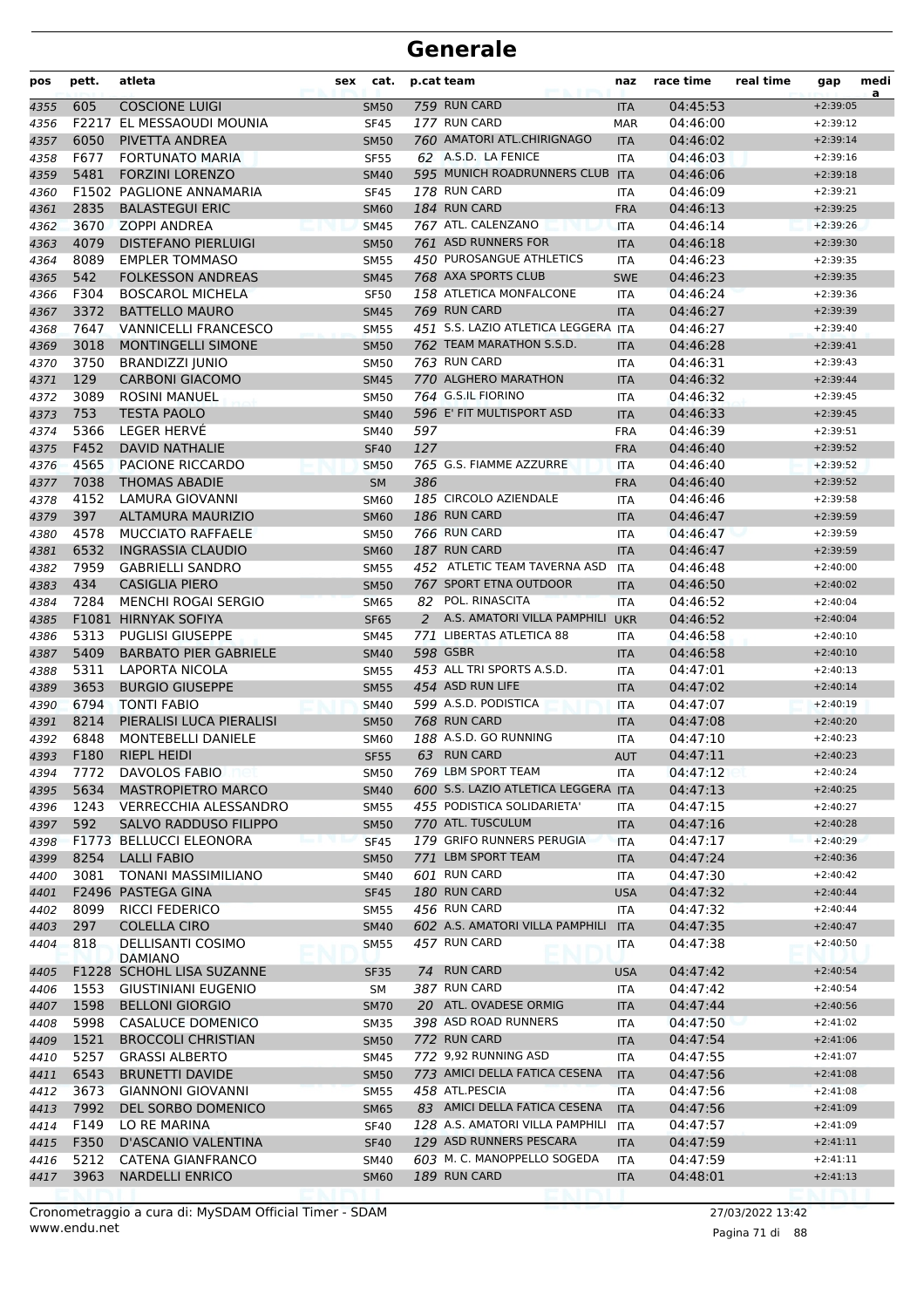# Generale

| pos | pett. | atleta | sex | cat. | p.cat | team | naz | race time | real time | gap | media |
|---|---|---|---|---|---|---|---|---|---|---|---|
| 4355 | 605 | COSCIONE LUIGI | | SM50 | 759 | RUN CARD | ITA | 04:45:53 | | +2:39:05 | |
| 4356 | F2217 | EL MESSAOUDI MOUNIA | | SF45 | 177 | RUN CARD | MAR | 04:46:00 | | +2:39:12 | |
| 4357 | 6050 | PIVETTA ANDREA | | SM50 | 760 | AMATORI ATL.CHIRIGNAGO | ITA | 04:46:02 | | +2:39:14 | |
| 4358 | F677 | FORTUNATO MARIA | | SF55 | 62 | A.S.D. LA FENICE | ITA | 04:46:03 | | +2:39:16 | |
| 4359 | 5481 | FORZINI LORENZO | | SM40 | 595 | MUNICH ROADRUNNERS CLUB | ITA | 04:46:06 | | +2:39:18 | |
| 4360 | F1502 | PAGLIONE ANNAMARIA | | SF45 | 178 | RUN CARD | ITA | 04:46:09 | | +2:39:21 | |
| 4361 | 2835 | BALASTEGUI ERIC | | SM60 | 184 | RUN CARD | FRA | 04:46:13 | | +2:39:25 | |
| 4362 | 3670 | ZOPPI ANDREA | | SM45 | 767 | ATL. CALENZANO | ITA | 04:46:14 | | +2:39:26 | |
| 4363 | 4079 | DISTEFANO PIERLUIGI | | SM50 | 761 | ASD RUNNERS FOR | ITA | 04:46:18 | | +2:39:30 | |
| 4364 | 8089 | EMPLER TOMMASO | | SM55 | 450 | PUROSANGUE ATHLETICS | ITA | 04:46:23 | | +2:39:35 | |
| 4365 | 542 | FOLKESSON ANDREAS | | SM45 | 768 | AXA SPORTS CLUB | SWE | 04:46:23 | | +2:39:35 | |
| 4366 | F304 | BOSCAROL MICHELA | | SF50 | 158 | ATLETICA MONFALCONE | ITA | 04:46:24 | | +2:39:36 | |
| 4367 | 3372 | BATTELLO MAURO | | SM45 | 769 | RUN CARD | ITA | 04:46:27 | | +2:39:39 | |
| 4368 | 7647 | VANNICELLI FRANCESCO | | SM55 | 451 | S.S. LAZIO ATLETICA LEGGERA | ITA | 04:46:27 | | +2:39:40 | |
| 4369 | 3018 | MONTINGELLI SIMONE | | SM50 | 762 | TEAM MARATHON S.S.D. | ITA | 04:46:28 | | +2:39:41 | |
| 4370 | 3750 | BRANDIZZI JUNIO | | SM50 | 763 | RUN CARD | ITA | 04:46:31 | | +2:39:43 | |
| 4371 | 129 | CARBONI GIACOMO | | SM45 | 770 | ALGHERO MARATHON | ITA | 04:46:32 | | +2:39:44 | |
| 4372 | 3089 | ROSINI MANUEL | | SM50 | 764 | G.S.IL FIORINO | ITA | 04:46:32 | | +2:39:45 | |
| 4373 | 753 | TESTA PAOLO | | SM40 | 596 | E' FIT MULTISPORT ASD | ITA | 04:46:33 | | +2:39:45 | |
| 4374 | 5366 | LEGER HERVÉ | | SM40 | 597 | | FRA | 04:46:39 | | +2:39:51 | |
| 4375 | F452 | DAVID NATHALIE | | SF40 | 127 | | FRA | 04:46:40 | | +2:39:52 | |
| 4376 | 4565 | PACIONE RICCARDO | | SM50 | 765 | G.S. FIAMME AZZURRE | ITA | 04:46:40 | | +2:39:52 | |
| 4377 | 7038 | THOMAS ABADIE | | SM | 386 | | FRA | 04:46:40 | | +2:39:52 | |
| 4378 | 4152 | LAMURA GIOVANNI | | SM60 | 185 | CIRCOLO AZIENDALE | ITA | 04:46:46 | | +2:39:58 | |
| 4379 | 397 | ALTAMURA MAURIZIO | | SM60 | 186 | RUN CARD | ITA | 04:46:47 | | +2:39:59 | |
| 4380 | 4578 | MUCCIATO RAFFAELE | | SM50 | 766 | RUN CARD | ITA | 04:46:47 | | +2:39:59 | |
| 4381 | 6532 | INGRASSIA CLAUDIO | | SM60 | 187 | RUN CARD | ITA | 04:46:47 | | +2:39:59 | |
| 4382 | 7959 | GABRIELLI SANDRO | | SM55 | 452 | ATLETIC TEAM TAVERNA ASD | ITA | 04:46:48 | | +2:40:00 | |
| 4383 | 434 | CASIGLIA PIERO | | SM50 | 767 | SPORT ETNA OUTDOOR | ITA | 04:46:50 | | +2:40:02 | |
| 4384 | 7284 | MENCHI ROGAI SERGIO | | SM65 | 82 | POL. RINASCITA | ITA | 04:46:52 | | +2:40:04 | |
| 4385 | F1081 | HIRNYAK SOFIYA | | SF65 | 2 | A.S. AMATORI VILLA PAMPHILI | UKR | 04:46:52 | | +2:40:04 | |
| 4386 | 5313 | PUGLISI GIUSEPPE | | SM45 | 771 | LIBERTAS ATLETICA 88 | ITA | 04:46:58 | | +2:40:10 | |
| 4387 | 5409 | BARBATO PIER GABRIELE | | SM40 | 598 | GSBR | ITA | 04:46:58 | | +2:40:10 | |
| 4388 | 5311 | LAPORTA NICOLA | | SM55 | 453 | ALL TRI SPORTS A.S.D. | ITA | 04:47:01 | | +2:40:13 | |
| 4389 | 3653 | BURGIO GIUSEPPE | | SM55 | 454 | ASD RUN LIFE | ITA | 04:47:02 | | +2:40:14 | |
| 4390 | 6794 | TONTI FABIO | | SM40 | 599 | A.S.D. PODISTICA | ITA | 04:47:07 | | +2:40:19 | |
| 4391 | 8214 | PIERALISI LUCA PIERALISI | | SM50 | 768 | RUN CARD | ITA | 04:47:08 | | +2:40:20 | |
| 4392 | 6848 | MONTEBELLI DANIELE | | SM60 | 188 | A.S.D. GO RUNNING | ITA | 04:47:10 | | +2:40:23 | |
| 4393 | F180 | RIEPL HEIDI | | SF55 | 63 | RUN CARD | AUT | 04:47:11 | | +2:40:23 | |
| 4394 | 7772 | DAVOLOS FABIO | | SM50 | 769 | LBM SPORT TEAM | ITA | 04:47:12 | | +2:40:24 | |
| 4395 | 5634 | MASTROPIETRO MARCO | | SM40 | 600 | S.S. LAZIO ATLETICA LEGGERA | ITA | 04:47:13 | | +2:40:25 | |
| 4396 | 1243 | VERRECCHIA ALESSANDRO | | SM55 | 455 | PODISTICA SOLIDARIETA' | ITA | 04:47:15 | | +2:40:27 | |
| 4397 | 592 | SALVO RADDUSO FILIPPO | | SM50 | 770 | ATL. TUSCULUM | ITA | 04:47:16 | | +2:40:28 | |
| 4398 | F1773 | BELLUCCI ELEONORA | | SF45 | 179 | GRIFO RUNNERS PERUGIA | ITA | 04:47:17 | | +2:40:29 | |
| 4399 | 8254 | LALLI FABIO | | SM50 | 771 | LBM SPORT TEAM | ITA | 04:47:24 | | +2:40:36 | |
| 4400 | 3081 | TONANI MASSIMILIANO | | SM40 | 601 | RUN CARD | ITA | 04:47:30 | | +2:40:42 | |
| 4401 | F2496 | PASTEGA GINA | | SF45 | 180 | RUN CARD | USA | 04:47:32 | | +2:40:44 | |
| 4402 | 8099 | RICCI FEDERICO | | SM55 | 456 | RUN CARD | ITA | 04:47:32 | | +2:40:44 | |
| 4403 | 297 | COLELLA CIRO | | SM40 | 602 | A.S. AMATORI VILLA PAMPHILI | ITA | 04:47:35 | | +2:40:47 | |
| 4404 | 818 | DELLISANTI COSIMO DAMIANO | | SM55 | 457 | RUN CARD | ITA | 04:47:38 | | +2:40:50 | |
| 4405 | F1228 | SCHOHL LISA SUZANNE | | SF35 | 74 | RUN CARD | USA | 04:47:42 | | +2:40:54 | |
| 4406 | 1553 | GIUSTINIANI EUGENIO | | SM | 387 | RUN CARD | ITA | 04:47:42 | | +2:40:54 | |
| 4407 | 1598 | BELLONI GIORGIO | | SM70 | 20 | ATL. OVADESE ORMIG | ITA | 04:47:44 | | +2:40:56 | |
| 4408 | 5998 | CASALUCE DOMENICO | | SM35 | 398 | ASD ROAD RUNNERS | ITA | 04:47:50 | | +2:41:02 | |
| 4409 | 1521 | BROCCOLI CHRISTIAN | | SM50 | 772 | RUN CARD | ITA | 04:47:54 | | +2:41:06 | |
| 4410 | 5257 | GRASSI ALBERTO | | SM45 | 772 | 9,92 RUNNING ASD | ITA | 04:47:55 | | +2:41:07 | |
| 4411 | 6543 | BRUNETTI DAVIDE | | SM50 | 773 | AMICI DELLA FATICA CESENA | ITA | 04:47:56 | | +2:41:08 | |
| 4412 | 3673 | GIANNONI GIOVANNI | | SM55 | 458 | ATL.PESCIA | ITA | 04:47:56 | | +2:41:08 | |
| 4413 | 7992 | DEL SORBO DOMENICO | | SM65 | 83 | AMICI DELLA FATICA CESENA | ITA | 04:47:56 | | +2:41:09 | |
| 4414 | F149 | LO RE MARINA | | SF40 | 128 | A.S. AMATORI VILLA PAMPHILI | ITA | 04:47:57 | | +2:41:09 | |
| 4415 | F350 | D'ASCANIO VALENTINA | | SF40 | 129 | ASD RUNNERS PESCARA | ITA | 04:47:59 | | +2:41:11 | |
| 4416 | 5212 | CATENA GIANFRANCO | | SM40 | 603 | M. C. MANOPPELLO SOGEDA | ITA | 04:47:59 | | +2:41:11 | |
| 4417 | 3963 | NARDELLI ENRICO | | SM60 | 189 | RUN CARD | ITA | 04:48:01 | | +2:41:13 | |

Cronometraggio a cura di: MySDAM Official Timer - SDAM
www.endu.net

27/03/2022 13:42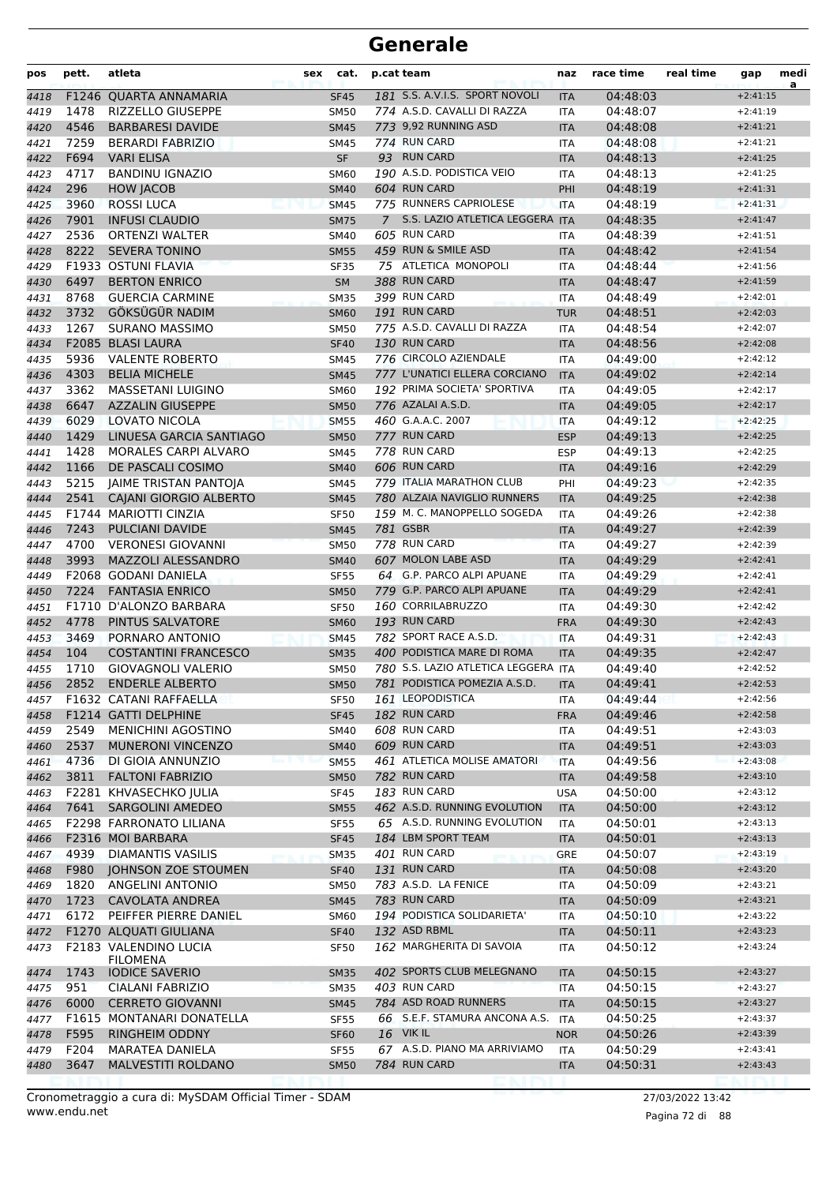# Generale

| pos | pett. | atleta | sex | cat. | p.cat | team | naz | race time | real time | gap | medi a |
|---|---|---|---|---|---|---|---|---|---|---|---|
| 4418 | F1246 | QUARTA ANNAMARIA | | SF45 | 181 | S.S. A.V.I.S. SPORT NOVOLI | ITA | 04:48:03 | | +2:41:15 | |
| 4419 | 1478 | RIZZELLO GIUSEPPE | | SM50 | 774 | A.S.D. CAVALLI DI RAZZA | ITA | 04:48:07 | | +2:41:19 | |
| 4420 | 4546 | BARBARESI DAVIDE | | SM45 | 773 | 9,92 RUNNING ASD | ITA | 04:48:08 | | +2:41:21 | |
| 4421 | 7259 | BERARDI FABRIZIO | | SM45 | 774 | RUN CARD | ITA | 04:48:08 | | +2:41:21 | |
| 4422 | F694 | VARI ELISA | | SF | 93 | RUN CARD | ITA | 04:48:13 | | +2:41:25 | |
| 4423 | 4717 | BANDINU IGNAZIO | | SM60 | 190 | A.S.D. PODISTICA VEIO | ITA | 04:48:13 | | +2:41:25 | |
| 4424 | 296 | HOW JACOB | | SM40 | 604 | RUN CARD | PHI | 04:48:19 | | +2:41:31 | |
| 4425 | 3960 | ROSSI LUCA | | SM45 | 775 | RUNNERS CAPRIOLESE | ITA | 04:48:19 | | +2:41:31 | |
| 4426 | 7901 | INFUSI CLAUDIO | | SM75 | 7 | S.S. LAZIO ATLETICA LEGGERA | ITA | 04:48:35 | | +2:41:47 | |
| 4427 | 2536 | ORTENZI WALTER | | SM40 | 605 | RUN CARD | ITA | 04:48:39 | | +2:41:51 | |
| 4428 | 8222 | SEVERA TONINO | | SM55 | 459 | RUN & SMILE ASD | ITA | 04:48:42 | | +2:41:54 | |
| 4429 | F1933 | OSTUNI FLAVIA | | SF35 | 75 | ATLETICA MONOPOLI | ITA | 04:48:44 | | +2:41:56 | |
| 4430 | 6497 | BERTON ENRICO | | SM | 388 | RUN CARD | ITA | 04:48:47 | | +2:41:59 | |
| 4431 | 8768 | GUERCIA CARMINE | | SM35 | 399 | RUN CARD | ITA | 04:48:49 | | +2:42:01 | |
| 4432 | 3732 | GÖKSÜGÜR NADIM | | SM60 | 191 | RUN CARD | TUR | 04:48:51 | | +2:42:03 | |
| 4433 | 1267 | SURANO MASSIMO | | SM50 | 775 | A.S.D. CAVALLI DI RAZZA | ITA | 04:48:54 | | +2:42:07 | |
| 4434 | F2085 | BLASI LAURA | | SF40 | 130 | RUN CARD | ITA | 04:48:56 | | +2:42:08 | |
| 4435 | 5936 | VALENTE ROBERTO | | SM45 | 776 | CIRCOLO AZIENDALE | ITA | 04:49:00 | | +2:42:12 | |
| 4436 | 4303 | BELIA MICHELE | | SM45 | 777 | L'UNATICI ELLERA CORCIANO | ITA | 04:49:02 | | +2:42:14 | |
| 4437 | 3362 | MASSETANI LUIGINO | | SM60 | 192 | PRIMA SOCIETA' SPORTIVA | ITA | 04:49:05 | | +2:42:17 | |
| 4438 | 6647 | AZZALIN GIUSEPPE | | SM50 | 776 | AZALAI A.S.D. | ITA | 04:49:05 | | +2:42:17 | |
| 4439 | 6029 | LOVATO NICOLA | | SM55 | 460 | G.A.A.C. 2007 | ITA | 04:49:12 | | +2:42:25 | |
| 4440 | 1429 | LINUESA GARCIA SANTIAGO | | SM50 | 777 | RUN CARD | ESP | 04:49:13 | | +2:42:25 | |
| 4441 | 1428 | MORALES CARPI ALVARO | | SM45 | 778 | RUN CARD | ESP | 04:49:13 | | +2:42:25 | |
| 4442 | 1166 | DE PASCALI COSIMO | | SM40 | 606 | RUN CARD | ITA | 04:49:16 | | +2:42:29 | |
| 4443 | 5215 | JAIME TRISTAN PANTOJA | | SM45 | 779 | ITALIA MARATHON CLUB | PHI | 04:49:23 | | +2:42:35 | |
| 4444 | 2541 | CAJANI GIORGIO ALBERTO | | SM45 | 780 | ALZAIA NAVIGLIO RUNNERS | ITA | 04:49:25 | | +2:42:38 | |
| 4445 | F1744 | MARIOTTI CINZIA | | SF50 | 159 | M. C. MANOPPELLO SOGEDA | ITA | 04:49:26 | | +2:42:38 | |
| 4446 | 7243 | PULCIANI DAVIDE | | SM45 | 781 | GSBR | ITA | 04:49:27 | | +2:42:39 | |
| 4447 | 4700 | VERONESI GIOVANNI | | SM50 | 778 | RUN CARD | ITA | 04:49:27 | | +2:42:39 | |
| 4448 | 3993 | MAZZOLI ALESSANDRO | | SM40 | 607 | MOLON LABE ASD | ITA | 04:49:29 | | +2:42:41 | |
| 4449 | F2068 | GODANI DANIELA | | SF55 | 64 | G.P. PARCO ALPI APUANE | ITA | 04:49:29 | | +2:42:41 | |
| 4450 | 7224 | FANTASIA ENRICO | | SM50 | 779 | G.P. PARCO ALPI APUANE | ITA | 04:49:29 | | +2:42:41 | |
| 4451 | F1710 | D'ALONZO BARBARA | | SF50 | 160 | CORRILABRUZZO | ITA | 04:49:30 | | +2:42:42 | |
| 4452 | 4778 | PINTUS SALVATORE | | SM60 | 193 | RUN CARD | FRA | 04:49:30 | | +2:42:43 | |
| 4453 | 3469 | PORNARO ANTONIO | | SM45 | 782 | SPORT RACE A.S.D. | ITA | 04:49:31 | | +2:42:43 | |
| 4454 | 104 | COSTANTINI FRANCESCO | | SM35 | 400 | PODISTICA MARE DI ROMA | ITA | 04:49:35 | | +2:42:47 | |
| 4455 | 1710 | GIOVAGNOLI VALERIO | | SM50 | 780 | S.S. LAZIO ATLETICA LEGGERA | ITA | 04:49:40 | | +2:42:52 | |
| 4456 | 2852 | ENDERLE ALBERTO | | SM50 | 781 | PODISTICA POMEZIA A.S.D. | ITA | 04:49:41 | | +2:42:53 | |
| 4457 | F1632 | CATANI RAFFAELLA | | SF50 | 161 | LEOPODISTICA | ITA | 04:49:44 | | +2:42:56 | |
| 4458 | F1214 | GATTI DELPHINE | | SF45 | 182 | RUN CARD | FRA | 04:49:46 | | +2:42:58 | |
| 4459 | 2549 | MENICHINI AGOSTINO | | SM40 | 608 | RUN CARD | ITA | 04:49:51 | | +2:43:03 | |
| 4460 | 2537 | MUNERONI VINCENZO | | SM40 | 609 | RUN CARD | ITA | 04:49:51 | | +2:43:03 | |
| 4461 | 4736 | DI GIOIA ANNUNZIO | | SM55 | 461 | ATLETICA MOLISE AMATORI | ITA | 04:49:56 | | +2:43:08 | |
| 4462 | 3811 | FALTONI FABRIZIO | | SM50 | 782 | RUN CARD | ITA | 04:49:58 | | +2:43:10 | |
| 4463 | F2281 | KHVASECHKO JULIA | | SF45 | 183 | RUN CARD | USA | 04:50:00 | | +2:43:12 | |
| 4464 | 7641 | SARGOLINI AMEDEO | | SM55 | 462 | A.S.D. RUNNING EVOLUTION | ITA | 04:50:00 | | +2:43:12 | |
| 4465 | F2298 | FARRONATO LILIANA | | SF55 | 65 | A.S.D. RUNNING EVOLUTION | ITA | 04:50:01 | | +2:43:13 | |
| 4466 | F2316 | MOI BARBARA | | SF45 | 184 | LBM SPORT TEAM | ITA | 04:50:01 | | +2:43:13 | |
| 4467 | 4939 | DIAMANTIS VASILIS | | SM35 | 401 | RUN CARD | GRE | 04:50:07 | | +2:43:19 | |
| 4468 | F980 | JOHNSON ZOE STOUMEN | | SF40 | 131 | RUN CARD | ITA | 04:50:08 | | +2:43:20 | |
| 4469 | 1820 | ANGELINI ANTONIO | | SM50 | 783 | A.S.D. LA FENICE | ITA | 04:50:09 | | +2:43:21 | |
| 4470 | 1723 | CAVOLATA ANDREA | | SM45 | 783 | RUN CARD | ITA | 04:50:09 | | +2:43:21 | |
| 4471 | 6172 | PEIFFER PIERRE DANIEL | | SM60 | 194 | PODISTICA SOLIDARIETA' | ITA | 04:50:10 | | +2:43:22 | |
| 4472 | F1270 | ALQUATI GIULIANA | | SF40 | 132 | ASD RBML | ITA | 04:50:11 | | +2:43:23 | |
| 4473 | F2183 | VALENDINO LUCIA FILOMENA | | SF50 | 162 | MARGHERITA DI SAVOIA | ITA | 04:50:12 | | +2:43:24 | |
| 4474 | 1743 | IODICE SAVERIO | | SM35 | 402 | SPORTS CLUB MELEGNANO | ITA | 04:50:15 | | +2:43:27 | |
| 4475 | 951 | CIALANI FABRIZIO | | SM35 | 403 | RUN CARD | ITA | 04:50:15 | | +2:43:27 | |
| 4476 | 6000 | CERRETO GIOVANNI | | SM45 | 784 | ASD ROAD RUNNERS | ITA | 04:50:15 | | +2:43:27 | |
| 4477 | F1615 | MONTANARI DONATELLA | | SF55 | 66 | S.E.F. STAMURA ANCONA A.S. | ITA | 04:50:25 | | +2:43:37 | |
| 4478 | F595 | RINGHEIM ODDNY | | SF60 | 16 | VIK IL | NOR | 04:50:26 | | +2:43:39 | |
| 4479 | F204 | MARATEA DANIELA | | SF55 | 67 | A.S.D. PIANO MA ARRIVIAMO | ITA | 04:50:29 | | +2:43:41 | |
| 4480 | 3647 | MALVESTITI ROLDANO | | SM50 | 784 | RUN CARD | ITA | 04:50:31 | | +2:43:43 | |

Cronometraggio a cura di: MySDAM Official Timer - SDAM
www.endu.net

27/03/2022 13:42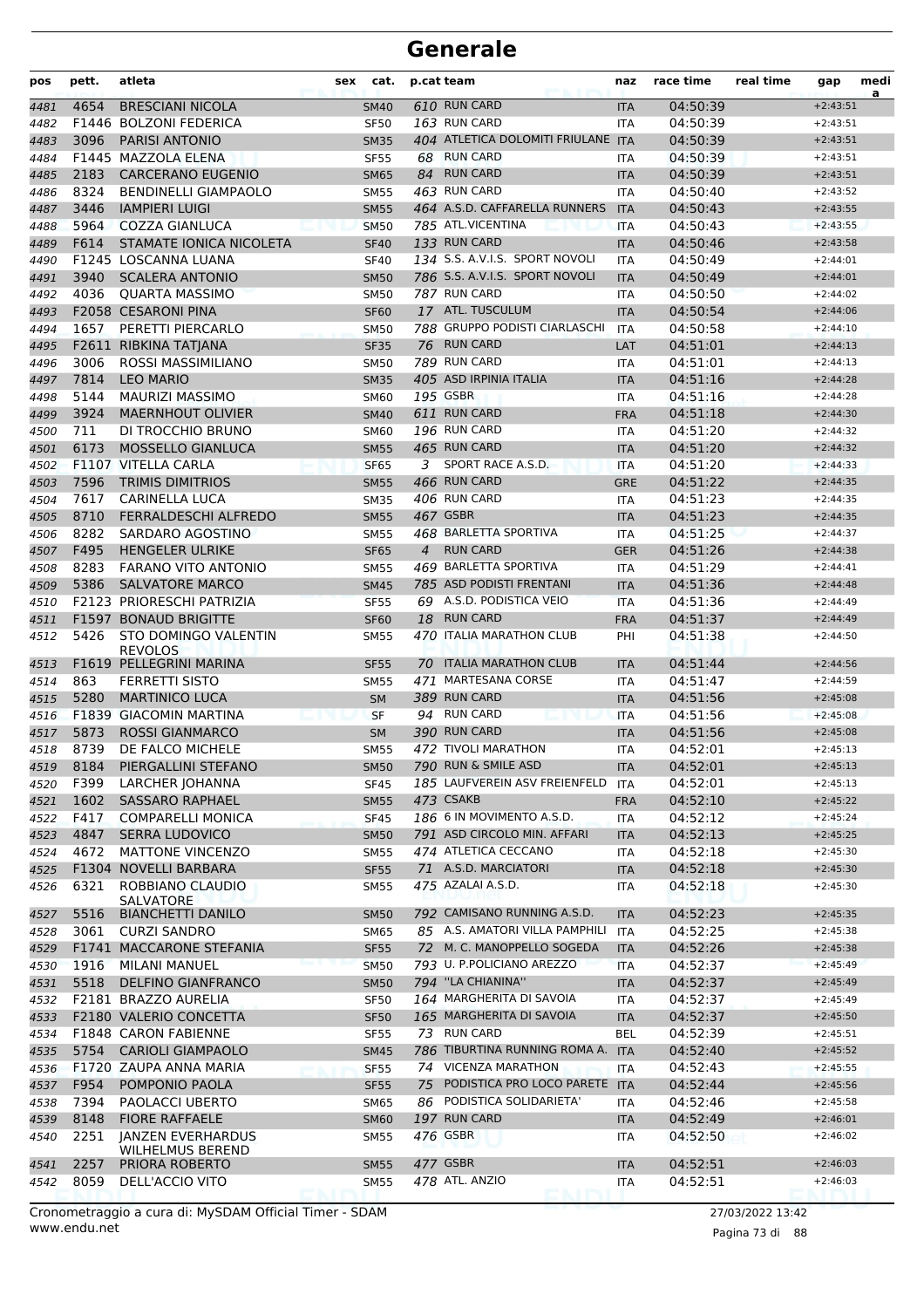# Generale

| pos | pett. | atleta | sex | cat. | p.cat | team | naz | race time | real time | gap | medi a |
|---|---|---|---|---|---|---|---|---|---|---|---|
| 4481 | 4654 | BRESCIANI NICOLA | | SM40 | 610 | RUN CARD | ITA | 04:50:39 | | +2:43:51 | |
| 4482 | F1446 | BOLZONI FEDERICA | | SF50 | 163 | RUN CARD | ITA | 04:50:39 | | +2:43:51 | |
| 4483 | 3096 | PARISI ANTONIO | | SM35 | 404 | ATLETICA DOLOMITI FRIULANE | ITA | 04:50:39 | | +2:43:51 | |
| 4484 | F1445 | MAZZOLA ELENA | | SF55 | 68 | RUN CARD | ITA | 04:50:39 | | +2:43:51 | |
| 4485 | 2183 | CARCERANO EUGENIO | | SM65 | 84 | RUN CARD | ITA | 04:50:39 | | +2:43:51 | |
| 4486 | 8324 | BENDINELLI GIAMPAOLO | | SM55 | 463 | RUN CARD | ITA | 04:50:40 | | +2:43:52 | |
| 4487 | 3446 | IAMPIERI LUIGI | | SM55 | 464 | A.S.D. CAFFARELLA RUNNERS | ITA | 04:50:43 | | +2:43:55 | |
| 4488 | 5964 | COZZA GIANLUCA | | SM50 | 785 | ATL.VICENTINA | ITA | 04:50:43 | | +2:43:55 | |
| 4489 | F614 | STAMATE IONICA NICOLETA | | SF40 | 133 | RUN CARD | ITA | 04:50:46 | | +2:43:58 | |
| 4490 | F1245 | LOSCANNA LUANA | | SF40 | 134 | S.S. A.V.I.S. SPORT NOVOLI | ITA | 04:50:49 | | +2:44:01 | |
| 4491 | 3940 | SCALERA ANTONIO | | SM50 | 786 | S.S. A.V.I.S. SPORT NOVOLI | ITA | 04:50:49 | | +2:44:01 | |
| 4492 | 4036 | QUARTA MASSIMO | | SM50 | 787 | RUN CARD | ITA | 04:50:50 | | +2:44:02 | |
| 4493 | F2058 | CESARONI PINA | | SF60 | 17 | ATL. TUSCULUM | ITA | 04:50:54 | | +2:44:06 | |
| 4494 | 1657 | PERETTI PIERCARLO | | SM50 | 788 | GRUPPO PODISTI CIARLASCHI | ITA | 04:50:58 | | +2:44:10 | |
| 4495 | F2611 | RIBKINA TATJANA | | SF35 | 76 | RUN CARD | LAT | 04:51:01 | | +2:44:13 | |
| 4496 | 3006 | ROSSI MASSIMILIANO | | SM50 | 789 | RUN CARD | ITA | 04:51:01 | | +2:44:13 | |
| 4497 | 7814 | LEO MARIO | | SM35 | 405 | ASD IRPINIA ITALIA | ITA | 04:51:16 | | +2:44:28 | |
| 4498 | 5144 | MAURIZI MASSIMO | | SM60 | 195 | GSBR | ITA | 04:51:16 | | +2:44:28 | |
| 4499 | 3924 | MAERNHOUT OLIVIER | | SM40 | 611 | RUN CARD | FRA | 04:51:18 | | +2:44:30 | |
| 4500 | 711 | DI TROCCHIO BRUNO | | SM60 | 196 | RUN CARD | ITA | 04:51:20 | | +2:44:32 | |
| 4501 | 6173 | MOSSELLO GIANLUCA | | SM55 | 465 | RUN CARD | ITA | 04:51:20 | | +2:44:32 | |
| 4502 | F1107 | VITELLA CARLA | | SF65 | 3 | SPORT RACE A.S.D. | ITA | 04:51:20 | | +2:44:33 | |
| 4503 | 7596 | TRIMIS DIMITRIOS | | SM55 | 466 | RUN CARD | GRE | 04:51:22 | | +2:44:35 | |
| 4504 | 7617 | CARINELLA LUCA | | SM35 | 406 | RUN CARD | ITA | 04:51:23 | | +2:44:35 | |
| 4505 | 8710 | FERRALDESCHI ALFREDO | | SM55 | 467 | GSBR | ITA | 04:51:23 | | +2:44:35 | |
| 4506 | 8282 | SARDARO AGOSTINO | | SM55 | 468 | BARLETTA SPORTIVA | ITA | 04:51:25 | | +2:44:37 | |
| 4507 | F495 | HENGELER ULRIKE | | SF65 | 4 | RUN CARD | GER | 04:51:26 | | +2:44:38 | |
| 4508 | 8283 | FARANO VITO ANTONIO | | SM55 | 469 | BARLETTA SPORTIVA | ITA | 04:51:29 | | +2:44:41 | |
| 4509 | 5386 | SALVATORE MARCO | | SM45 | 785 | ASD PODISTI FRENTANI | ITA | 04:51:36 | | +2:44:48 | |
| 4510 | F2123 | PRIORESCHI PATRIZIA | | SF55 | 69 | A.S.D. PODISTICA VEIO | ITA | 04:51:36 | | +2:44:49 | |
| 4511 | F1597 | BONAUD BRIGITTE | | SF60 | 18 | RUN CARD | FRA | 04:51:37 | | +2:44:49 | |
| 4512 | 5426 | STO DOMINGO VALENTIN REVOLOS | | SM55 | 470 | ITALIA MARATHON CLUB | PHI | 04:51:38 | | +2:44:50 | |
| 4513 | F1619 | PELLEGRINI MARINA | | SF55 | 70 | ITALIA MARATHON CLUB | ITA | 04:51:44 | | +2:44:56 | |
| 4514 | 863 | FERRETTI SISTO | | SM55 | 471 | MARTESANA CORSE | ITA | 04:51:47 | | +2:44:59 | |
| 4515 | 5280 | MARTINICO LUCA | | SM | 389 | RUN CARD | ITA | 04:51:56 | | +2:45:08 | |
| 4516 | F1839 | GIACOMIN MARTINA | | SF | 94 | RUN CARD | ITA | 04:51:56 | | +2:45:08 | |
| 4517 | 5873 | ROSSI GIANMARCO | | SM | 390 | RUN CARD | ITA | 04:51:56 | | +2:45:08 | |
| 4518 | 8739 | DE FALCO MICHELE | | SM55 | 472 | TIVOLI MARATHON | ITA | 04:52:01 | | +2:45:13 | |
| 4519 | 8184 | PIERGALLINI STEFANO | | SM50 | 790 | RUN & SMILE ASD | ITA | 04:52:01 | | +2:45:13 | |
| 4520 | F399 | LARCHER JOHANNA | | SF45 | 185 | LAUFVEREIN ASV FREIENFELD | ITA | 04:52:01 | | +2:45:13 | |
| 4521 | 1602 | SASSARO RAPHAEL | | SM55 | 473 | CSAKB | FRA | 04:52:10 | | +2:45:22 | |
| 4522 | F417 | COMPARELLI MONICA | | SF45 | 186 | 6 IN MOVIMENTO A.S.D. | ITA | 04:52:12 | | +2:45:24 | |
| 4523 | 4847 | SERRA LUDOVICO | | SM50 | 791 | ASD CIRCOLO MIN. AFFARI | ITA | 04:52:13 | | +2:45:25 | |
| 4524 | 4672 | MATTONE VINCENZO | | SM55 | 474 | ATLETICA CECCANO | ITA | 04:52:18 | | +2:45:30 | |
| 4525 | F1304 | NOVELLI BARBARA | | SF55 | 71 | A.S.D. MARCIATORI | ITA | 04:52:18 | | +2:45:30 | |
| 4526 | 6321 | ROBBIANO CLAUDIO SALVATORE | | SM55 | 475 | AZALAI A.S.D. | ITA | 04:52:18 | | +2:45:30 | |
| 4527 | 5516 | BIANCHETTI DANILO | | SM50 | 792 | CAMISANO RUNNING A.S.D. | ITA | 04:52:23 | | +2:45:35 | |
| 4528 | 3061 | CURZI SANDRO | | SM65 | 85 | A.S. AMATORI VILLA PAMPHILI | ITA | 04:52:25 | | +2:45:38 | |
| 4529 | F1741 | MACCARONE STEFANIA | | SF55 | 72 | M. C. MANOPPELLO SOGEDA | ITA | 04:52:26 | | +2:45:38 | |
| 4530 | 1916 | MILANI MANUEL | | SM50 | 793 | U. P.POLICIANO AREZZO | ITA | 04:52:37 | | +2:45:49 | |
| 4531 | 5518 | DELFINO GIANFRANCO | | SM50 | 794 | ''LA CHIANINA'' | ITA | 04:52:37 | | +2:45:49 | |
| 4532 | F2181 | BRAZZO AURELIA | | SF50 | 164 | MARGHERITA DI SAVOIA | ITA | 04:52:37 | | +2:45:49 | |
| 4533 | F2180 | VALERIO CONCETTA | | SF50 | 165 | MARGHERITA DI SAVOIA | ITA | 04:52:37 | | +2:45:50 | |
| 4534 | F1848 | CARON FABIENNE | | SF55 | 73 | RUN CARD | BEL | 04:52:39 | | +2:45:51 | |
| 4535 | 5754 | CARIOLI GIAMPAOLO | | SM45 | 786 | TIBURTINA RUNNING ROMA A. | ITA | 04:52:40 | | +2:45:52 | |
| 4536 | F1720 | ZAUPA ANNA MARIA | | SF55 | 74 | VICENZA MARATHON | ITA | 04:52:43 | | +2:45:55 | |
| 4537 | F954 | POMPONIO PAOLA | | SF55 | 75 | PODISTICA PRO LOCO PARETE | ITA | 04:52:44 | | +2:45:56 | |
| 4538 | 7394 | PAOLACCI UBERTO | | SM65 | 86 | PODISTICA SOLIDARIETA' | ITA | 04:52:46 | | +2:45:58 | |
| 4539 | 8148 | FIORE RAFFAELE | | SM60 | 197 | RUN CARD | ITA | 04:52:49 | | +2:46:01 | |
| 4540 | 2251 | JANZEN EVERHARDUS WILHELMUS BEREND | | SM55 | 476 | GSBR | ITA | 04:52:50 | | +2:46:02 | |
| 4541 | 2257 | PRIORA ROBERTO | | SM55 | 477 | GSBR | ITA | 04:52:51 | | +2:46:03 | |
| 4542 | 8059 | DELL'ACCIO VITO | | SM55 | 478 | ATL. ANZIO | ITA | 04:52:51 | | +2:46:03 | |

Cronometraggio a cura di: MySDAM Official Timer - SDAM
www.endu.net
27/03/2022 13:42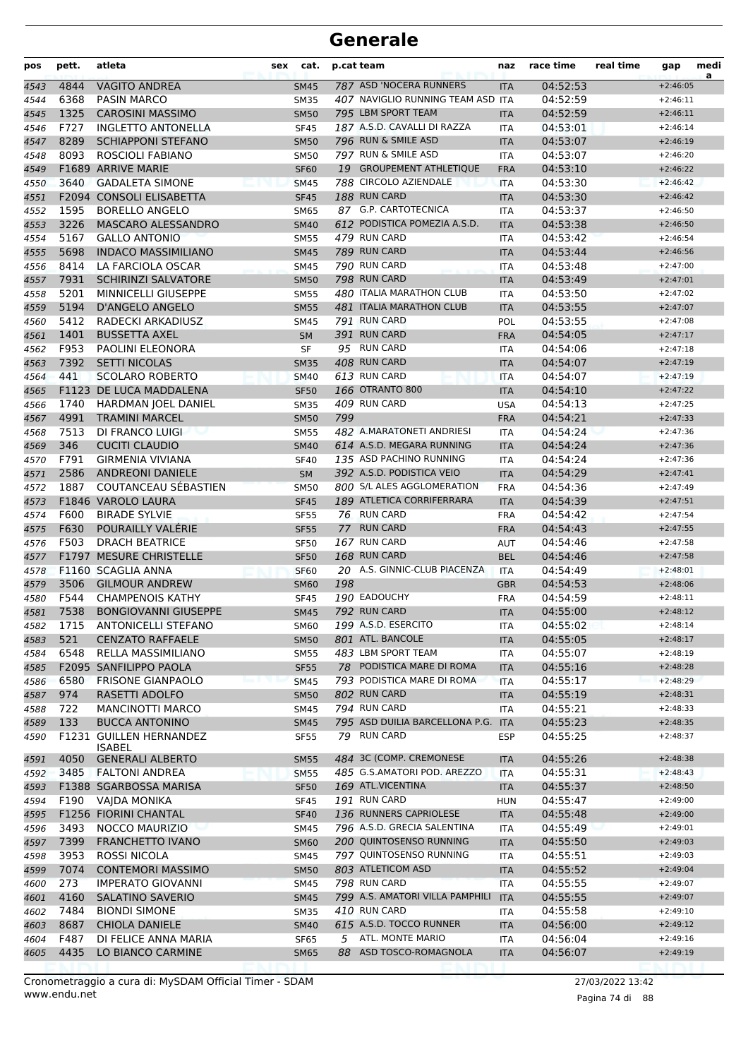# Generale

| pos | pett. | atleta | sex | cat. | p.cat | team | naz | race time | real time | gap | medi a |
|---|---|---|---|---|---|---|---|---|---|---|---|
| 4543 | 4844 | VAGITO ANDREA | | SM45 | 787 | ASD 'NOCERA RUNNERS | ITA | 04:52:53 | | +2:46:05 | |
| 4544 | 6368 | PASIN MARCO | | SM35 | 407 | NAVIGLIO RUNNING TEAM ASD | ITA | 04:52:59 | | +2:46:11 | |
| 4545 | 1325 | CAROSINI MASSIMO | | SM50 | 795 | LBM SPORT TEAM | ITA | 04:52:59 | | +2:46:11 | |
| 4546 | F727 | INGLETTO ANTONELLA | | SF45 | 187 | A.S.D. CAVALLI DI RAZZA | ITA | 04:53:01 | | +2:46:14 | |
| 4547 | 8289 | SCHIAPPONI STEFANO | | SM50 | 796 | RUN & SMILE ASD | ITA | 04:53:07 | | +2:46:19 | |
| 4548 | 8093 | ROSCIOLI FABIANO | | SM50 | 797 | RUN & SMILE ASD | ITA | 04:53:07 | | +2:46:20 | |
| 4549 | F1689 | ARRIVE MARIE | | SF60 | 19 | GROUPEMENT ATHLETIQUE | FRA | 04:53:10 | | +2:46:22 | |
| 4550 | 3640 | GADALETA SIMONE | | SM45 | 788 | CIRCOLO AZIENDALE | ITA | 04:53:30 | | +2:46:42 | |
| 4551 | F2094 | CONSOLI ELISABETTA | | SF45 | 188 | RUN CARD | ITA | 04:53:30 | | +2:46:42 | |
| 4552 | 1595 | BORELLO ANGELO | | SM65 | 87 | G.P. CARTOTECNICA | ITA | 04:53:37 | | +2:46:50 | |
| 4553 | 3226 | MASCARO ALESSANDRO | | SM40 | 612 | PODISTICA POMEZIA A.S.D. | ITA | 04:53:38 | | +2:46:50 | |
| 4554 | 5167 | GALLO ANTONIO | | SM55 | 479 | RUN CARD | ITA | 04:53:42 | | +2:46:54 | |
| 4555 | 5698 | INDACO MASSIMILIANO | | SM45 | 789 | RUN CARD | ITA | 04:53:44 | | +2:46:56 | |
| 4556 | 8414 | LA FARCIOLA OSCAR | | SM45 | 790 | RUN CARD | ITA | 04:53:48 | | +2:47:00 | |
| 4557 | 7931 | SCHIRINZI SALVATORE | | SM50 | 798 | RUN CARD | ITA | 04:53:49 | | +2:47:01 | |
| 4558 | 5201 | MINNICELLI GIUSEPPE | | SM55 | 480 | ITALIA MARATHON CLUB | ITA | 04:53:50 | | +2:47:02 | |
| 4559 | 5194 | D'ANGELO ANGELO | | SM55 | 481 | ITALIA MARATHON CLUB | ITA | 04:53:55 | | +2:47:07 | |
| 4560 | 5412 | RADECKI ARKADIUSZ | | SM45 | 791 | RUN CARD | POL | 04:53:55 | | +2:47:08 | |
| 4561 | 1401 | BUSSETTA AXEL | | SM | 391 | RUN CARD | FRA | 04:54:05 | | +2:47:17 | |
| 4562 | F953 | PAOLINI ELEONORA | | SF | 95 | RUN CARD | ITA | 04:54:06 | | +2:47:18 | |
| 4563 | 7392 | SETTI NICOLAS | | SM35 | 408 | RUN CARD | ITA | 04:54:07 | | +2:47:19 | |
| 4564 | 441 | SCOLARO ROBERTO | | SM40 | 613 | RUN CARD | ITA | 04:54:07 | | +2:47:19 | |
| 4565 | F1123 | DE LUCA MADDALENA | | SF50 | 166 | OTRANTO 800 | ITA | 04:54:10 | | +2:47:22 | |
| 4566 | 1740 | HARDMAN JOEL DANIEL | | SM35 | 409 | RUN CARD | USA | 04:54:13 | | +2:47:25 | |
| 4567 | 4991 | TRAMINI MARCEL | | SM50 | 799 | | FRA | 04:54:21 | | +2:47:33 | |
| 4568 | 7513 | DI FRANCO LUIGI | | SM55 | 482 | A.MARATONETI ANDRIESI | ITA | 04:54:24 | | +2:47:36 | |
| 4569 | 346 | CUCITI CLAUDIO | | SM40 | 614 | A.S.D. MEGARA RUNNING | ITA | 04:54:24 | | +2:47:36 | |
| 4570 | F791 | GIRMENIA VIVIANA | | SF40 | 135 | ASD PACHINO RUNNING | ITA | 04:54:24 | | +2:47:36 | |
| 4571 | 2586 | ANDREONI DANIELE | | SM | 392 | A.S.D. PODISTICA VEIO | ITA | 04:54:29 | | +2:47:41 | |
| 4572 | 1887 | COUTANCEAU SÉBASTIEN | | SM50 | 800 | S/L ALES AGGLOMERATION | FRA | 04:54:36 | | +2:47:49 | |
| 4573 | F1846 | VAROLO LAURA | | SF45 | 189 | ATLETICA CORRIFERRARA | ITA | 04:54:39 | | +2:47:51 | |
| 4574 | F600 | BIRADE SYLVIE | | SF55 | 76 | RUN CARD | FRA | 04:54:42 | | +2:47:54 | |
| 4575 | F630 | POURAILLY VALÉRIE | | SF55 | 77 | RUN CARD | FRA | 04:54:43 | | +2:47:55 | |
| 4576 | F503 | DRACH BEATRICE | | SF50 | 167 | RUN CARD | AUT | 04:54:46 | | +2:47:58 | |
| 4577 | F1797 | MESURE CHRISTELLE | | SF50 | 168 | RUN CARD | BEL | 04:54:46 | | +2:47:58 | |
| 4578 | F1160 | SCAGLIA ANNA | | SF60 | 20 | A.S. GINNIC-CLUB PIACENZA | ITA | 04:54:49 | | +2:48:01 | |
| 4579 | 3506 | GILMOUR ANDREW | | SM60 | 198 | | GBR | 04:54:53 | | +2:48:06 | |
| 4580 | F544 | CHAMPENOIS KATHY | | SF45 | 190 | EADOUCHY | FRA | 04:54:59 | | +2:48:11 | |
| 4581 | 7538 | BONGIOVANNI GIUSEPPE | | SM45 | 792 | RUN CARD | ITA | 04:55:00 | | +2:48:12 | |
| 4582 | 1715 | ANTONICELLI STEFANO | | SM60 | 199 | A.S.D. ESERCITO | ITA | 04:55:02 | | +2:48:14 | |
| 4583 | 521 | CENZATO RAFFAELE | | SM50 | 801 | ATL. BANCOLE | ITA | 04:55:05 | | +2:48:17 | |
| 4584 | 6548 | RELLA MASSIMILIANO | | SM55 | 483 | LBM SPORT TEAM | ITA | 04:55:07 | | +2:48:19 | |
| 4585 | F2095 | SANFILIPPO PAOLA | | SF55 | 78 | PODISTICA MARE DI ROMA | ITA | 04:55:16 | | +2:48:28 | |
| 4586 | 6580 | FRISONE GIANPAOLO | | SM45 | 793 | PODISTICA MARE DI ROMA | ITA | 04:55:17 | | +2:48:29 | |
| 4587 | 974 | RASETTI ADOLFO | | SM50 | 802 | RUN CARD | ITA | 04:55:19 | | +2:48:31 | |
| 4588 | 722 | MANCINOTTI MARCO | | SM45 | 794 | RUN CARD | ITA | 04:55:21 | | +2:48:33 | |
| 4589 | 133 | BUCCA ANTONINO | | SM45 | 795 | ASD DUILIA BARCELLONA P.G. | ITA | 04:55:23 | | +2:48:35 | |
| 4590 | F1231 | GUILLEN HERNANDEZ ISABEL | | SF55 | 79 | RUN CARD | ESP | 04:55:25 | | +2:48:37 | |
| 4591 | 4050 | GENERALI ALBERTO | | SM55 | 484 | 3C (COMP. CREMONESE | ITA | 04:55:26 | | +2:48:38 | |
| 4592 | 3485 | FALTONI ANDREA | | SM55 | 485 | G.S.AMATORI POD. AREZZO | ITA | 04:55:31 | | +2:48:43 | |
| 4593 | F1388 | SGARBOSSA MARISA | | SF50 | 169 | ATL.VICENTINA | ITA | 04:55:37 | | +2:48:50 | |
| 4594 | F190 | VAJDA MONIKA | | SF45 | 191 | RUN CARD | HUN | 04:55:47 | | +2:49:00 | |
| 4595 | F1256 | FIORINI CHANTAL | | SF40 | 136 | RUNNERS CAPRIOLESE | ITA | 04:55:48 | | +2:49:00 | |
| 4596 | 3493 | NOCCO MAURIZIO | | SM45 | 796 | A.S.D. GRECIA SALENTINA | ITA | 04:55:49 | | +2:49:01 | |
| 4597 | 7399 | FRANCHETTO IVANO | | SM60 | 200 | QUINTOSENSO RUNNING | ITA | 04:55:50 | | +2:49:03 | |
| 4598 | 3953 | ROSSI NICOLA | | SM45 | 797 | QUINTOSENSO RUNNING | ITA | 04:55:51 | | +2:49:03 | |
| 4599 | 7074 | CONTEMORI MASSIMO | | SM50 | 803 | ATLETICOM ASD | ITA | 04:55:52 | | +2:49:04 | |
| 4600 | 273 | IMPERATO GIOVANNI | | SM45 | 798 | RUN CARD | ITA | 04:55:55 | | +2:49:07 | |
| 4601 | 4160 | SALATINO SAVERIO | | SM45 | 799 | A.S. AMATORI VILLA PAMPHILI | ITA | 04:55:55 | | +2:49:07 | |
| 4602 | 7484 | BIONDI SIMONE | | SM35 | 410 | RUN CARD | ITA | 04:55:58 | | +2:49:10 | |
| 4603 | 8687 | CHIOLA DANIELE | | SM40 | 615 | A.S.D. TOCCO RUNNER | ITA | 04:56:00 | | +2:49:12 | |
| 4604 | F487 | DI FELICE ANNA MARIA | | SF65 | 5 | ATL. MONTE MARIO | ITA | 04:56:04 | | +2:49:16 | |
| 4605 | 4435 | LO BIANCO CARMINE | | SM65 | 88 | ASD TOSCO-ROMAGNOLA | ITA | 04:56:07 | | +2:49:19 | |

Cronometraggio a cura di: MySDAM Official Timer - SDAM
www.endu.net

27/03/2022 13:42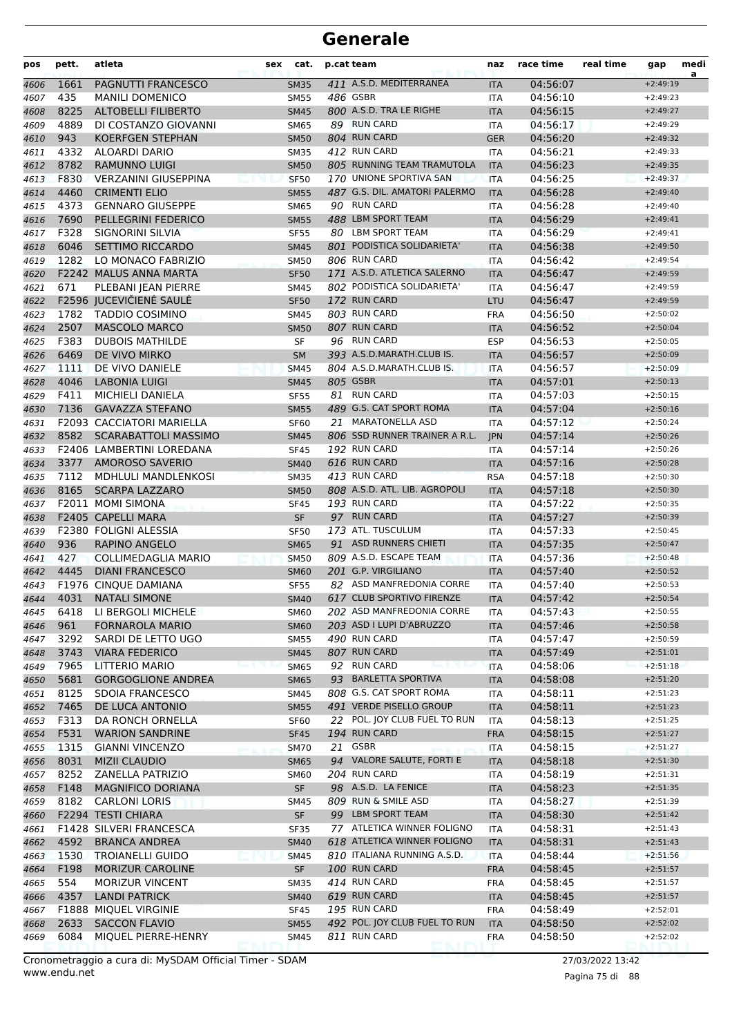# Generale

| pos | pett. | atleta | sex | cat. | p.cat | team | naz | race time | real time | gap | medi a |
|---|---|---|---|---|---|---|---|---|---|---|---|
| 4606 | 1661 | PAGNUTTI FRANCESCO | | SM35 | 411 | A.S.D. MEDITERRANEA | ITA | 04:56:07 | | +2:49:19 | |
| 4607 | 435 | MANILI DOMENICO | | SM55 | 486 | GSBR | ITA | 04:56:10 | | +2:49:23 | |
| 4608 | 8225 | ALTOBELLI FILIBERTO | | SM45 | 800 | A.S.D. TRA LE RIGHE | ITA | 04:56:15 | | +2:49:27 | |
| 4609 | 4889 | DI COSTANZO GIOVANNI | | SM65 | 89 | RUN CARD | ITA | 04:56:17 | | +2:49:29 | |
| 4610 | 943 | KOERFGEN STEPHAN | | SM50 | 804 | RUN CARD | GER | 04:56:20 | | +2:49:32 | |
| 4611 | 4332 | ALOARDI DARIO | | SM35 | 412 | RUN CARD | ITA | 04:56:21 | | +2:49:33 | |
| 4612 | 8782 | RAMUNNO LUIGI | | SM50 | 805 | RUNNING TEAM TRAMUTOLA | ITA | 04:56:23 | | +2:49:35 | |
| 4613 | F830 | VERZANINI GIUSEPPINA | | SF50 | 170 | UNIONE SPORTIVA SAN | ITA | 04:56:25 | | +2:49:37 | |
| 4614 | 4460 | CRIMENTI ELIO | | SM55 | 487 | G.S. DIL. AMATORI PALERMO | ITA | 04:56:28 | | +2:49:40 | |
| 4615 | 4373 | GENNARO GIUSEPPE | | SM65 | 90 | RUN CARD | ITA | 04:56:28 | | +2:49:40 | |
| 4616 | 7690 | PELLEGRINI FEDERICO | | SM55 | 488 | LBM SPORT TEAM | ITA | 04:56:29 | | +2:49:41 | |
| 4617 | F328 | SIGNORINI SILVIA | | SF55 | 80 | LBM SPORT TEAM | ITA | 04:56:29 | | +2:49:41 | |
| 4618 | 6046 | SETTIMO RICCARDO | | SM45 | 801 | PODISTICA SOLIDARIETA' | ITA | 04:56:38 | | +2:49:50 | |
| 4619 | 1282 | LO MONACO FABRIZIO | | SM50 | 806 | RUN CARD | ITA | 04:56:42 | | +2:49:54 | |
| 4620 | F2242 | MALUS ANNA MARTA | | SF50 | 171 | A.S.D. ATLETICA SALERNO | ITA | 04:56:47 | | +2:49:59 | |
| 4621 | 671 | PLEBANI JEAN PIERRE | | SM45 | 802 | PODISTICA SOLIDARIETA' | ITA | 04:56:47 | | +2:49:59 | |
| 4622 | F2596 | JUCEVIČIENĖ SAULĖ | | SF50 | 172 | RUN CARD | LTU | 04:56:47 | | +2:49:59 | |
| 4623 | 1782 | TADDIO COSIMINO | | SM45 | 803 | RUN CARD | FRA | 04:56:50 | | +2:50:02 | |
| 4624 | 2507 | MASCOLO MARCO | | SM50 | 807 | RUN CARD | ITA | 04:56:52 | | +2:50:04 | |
| 4625 | F383 | DUBOIS MATHILDE | | SF | 96 | RUN CARD | ESP | 04:56:53 | | +2:50:05 | |
| 4626 | 6469 | DE VIVO MIRKO | | SM | 393 | A.S.D.MARATH.CLUB IS. | ITA | 04:56:57 | | +2:50:09 | |
| 4627 | 1111 | DE VIVO DANIELE | | SM45 | 804 | A.S.D.MARATH.CLUB IS. | ITA | 04:56:57 | | +2:50:09 | |
| 4628 | 4046 | LABONIA LUIGI | | SM45 | 805 | GSBR | ITA | 04:57:01 | | +2:50:13 | |
| 4629 | F411 | MICHIELI DANIELA | | SF55 | 81 | RUN CARD | ITA | 04:57:03 | | +2:50:15 | |
| 4630 | 7136 | GAVAZZA STEFANO | | SM55 | 489 | G.S. CAT SPORT ROMA | ITA | 04:57:04 | | +2:50:16 | |
| 4631 | F2093 | CACCIATORI MARIELLA | | SF60 | 21 | MARATONELLA ASD | ITA | 04:57:12 | | +2:50:24 | |
| 4632 | 8582 | SCARABATTOLI MASSIMO | | SM45 | 806 | SSD RUNNER TRAINER A R.L. | JPN | 04:57:14 | | +2:50:26 | |
| 4633 | F2406 | LAMBERTINI LOREDANA | | SF45 | 192 | RUN CARD | ITA | 04:57:14 | | +2:50:26 | |
| 4634 | 3377 | AMOROSO SAVERIO | | SM40 | 616 | RUN CARD | ITA | 04:57:16 | | +2:50:28 | |
| 4635 | 7112 | MDHLULI MANDLENKOSI | | SM35 | 413 | RUN CARD | RSA | 04:57:18 | | +2:50:30 | |
| 4636 | 8165 | SCARPA LAZZARO | | SM50 | 808 | A.S.D. ATL. LIB. AGROPOLI | ITA | 04:57:18 | | +2:50:30 | |
| 4637 | F2011 | MOMI SIMONA | | SF45 | 193 | RUN CARD | ITA | 04:57:22 | | +2:50:35 | |
| 4638 | F2405 | CAPELLI MARA | | SF | 97 | RUN CARD | ITA | 04:57:27 | | +2:50:39 | |
| 4639 | F2380 | FOLIGNI ALESSIA | | SF50 | 173 | ATL. TUSCULUM | ITA | 04:57:33 | | +2:50:45 | |
| 4640 | 936 | RAPINO ANGELO | | SM65 | 91 | ASD RUNNERS CHIETI | ITA | 04:57:35 | | +2:50:47 | |
| 4641 | 427 | COLLIMEDAGLIA MARIO | | SM50 | 809 | A.S.D. ESCAPE TEAM | ITA | 04:57:36 | | +2:50:48 | |
| 4642 | 4445 | DIANI FRANCESCO | | SM60 | 201 | G.P. VIRGILIANO | ITA | 04:57:40 | | +2:50:52 | |
| 4643 | F1976 | CINQUE DAMIANA | | SF55 | 82 | ASD MANFREDONIA CORRE | ITA | 04:57:40 | | +2:50:53 | |
| 4644 | 4031 | NATALI SIMONE | | SM40 | 617 | CLUB SPORTIVO FIRENZE | ITA | 04:57:42 | | +2:50:54 | |
| 4645 | 6418 | LI BERGOLI MICHELE | | SM60 | 202 | ASD MANFREDONIA CORRE | ITA | 04:57:43 | | +2:50:55 | |
| 4646 | 961 | FORNAROLA MARIO | | SM60 | 203 | ASD I LUPI D'ABRUZZO | ITA | 04:57:46 | | +2:50:58 | |
| 4647 | 3292 | SARDI DE LETTO UGO | | SM55 | 490 | RUN CARD | ITA | 04:57:47 | | +2:50:59 | |
| 4648 | 3743 | VIARA FEDERICO | | SM45 | 807 | RUN CARD | ITA | 04:57:49 | | +2:51:01 | |
| 4649 | 7965 | LITTERIO MARIO | | SM65 | 92 | RUN CARD | ITA | 04:58:06 | | +2:51:18 | |
| 4650 | 5681 | GORGOGLIONE ANDREA | | SM65 | 93 | BARLETTA SPORTIVA | ITA | 04:58:08 | | +2:51:20 | |
| 4651 | 8125 | SDOIA FRANCESCO | | SM45 | 808 | G.S. CAT SPORT ROMA | ITA | 04:58:11 | | +2:51:23 | |
| 4652 | 7465 | DE LUCA ANTONIO | | SM55 | 491 | VERDE PISELLO GROUP | ITA | 04:58:11 | | +2:51:23 | |
| 4653 | F313 | DA RONCH ORNELLA | | SF60 | 22 | POL. JOY CLUB FUEL TO RUN | ITA | 04:58:13 | | +2:51:25 | |
| 4654 | F531 | WARION SANDRINE | | SF45 | 194 | RUN CARD | FRA | 04:58:15 | | +2:51:27 | |
| 4655 | 1315 | GIANNI VINCENZO | | SM70 | 21 | GSBR | ITA | 04:58:15 | | +2:51:27 | |
| 4656 | 8031 | MIZII CLAUDIO | | SM65 | 94 | VALORE SALUTE, FORTI E | ITA | 04:58:18 | | +2:51:30 | |
| 4657 | 8252 | ZANELLA PATRIZIO | | SM60 | 204 | RUN CARD | ITA | 04:58:19 | | +2:51:31 | |
| 4658 | F148 | MAGNIFICO DORIANA | | SF | 98 | A.S.D. LA FENICE | ITA | 04:58:23 | | +2:51:35 | |
| 4659 | 8182 | CARLONI LORIS | | SM45 | 809 | RUN & SMILE ASD | ITA | 04:58:27 | | +2:51:39 | |
| 4660 | F2294 | TESTI CHIARA | | SF | 99 | LBM SPORT TEAM | ITA | 04:58:30 | | +2:51:42 | |
| 4661 | F1428 | SILVERI FRANCESCA | | SF35 | 77 | ATLETICA WINNER FOLIGNO | ITA | 04:58:31 | | +2:51:43 | |
| 4662 | 4592 | BRANCA ANDREA | | SM40 | 618 | ATLETICA WINNER FOLIGNO | ITA | 04:58:31 | | +2:51:43 | |
| 4663 | 1530 | TROIANELLI GUIDO | | SM45 | 810 | ITALIANA RUNNING A.S.D. | ITA | 04:58:44 | | +2:51:56 | |
| 4664 | F198 | MORIZUR CAROLINE | | SF | 100 | RUN CARD | FRA | 04:58:45 | | +2:51:57 | |
| 4665 | 554 | MORIZUR VINCENT | | SM35 | 414 | RUN CARD | FRA | 04:58:45 | | +2:51:57 | |
| 4666 | 4357 | LANDI PATRICK | | SM40 | 619 | RUN CARD | ITA | 04:58:45 | | +2:51:57 | |
| 4667 | F1888 | MIQUEL VIRGINIE | | SF45 | 195 | RUN CARD | FRA | 04:58:49 | | +2:52:01 | |
| 4668 | 2633 | SACCON FLAVIO | | SM55 | 492 | POL. JOY CLUB FUEL TO RUN | ITA | 04:58:50 | | +2:52:02 | |
| 4669 | 6084 | MIQUEL PIERRE-HENRY | | SM45 | 811 | RUN CARD | FRA | 04:58:50 | | +2:52:02 | |

Cronometraggio a cura di: MySDAM Official Timer - SDAM
www.endu.net

27/03/2022 13:42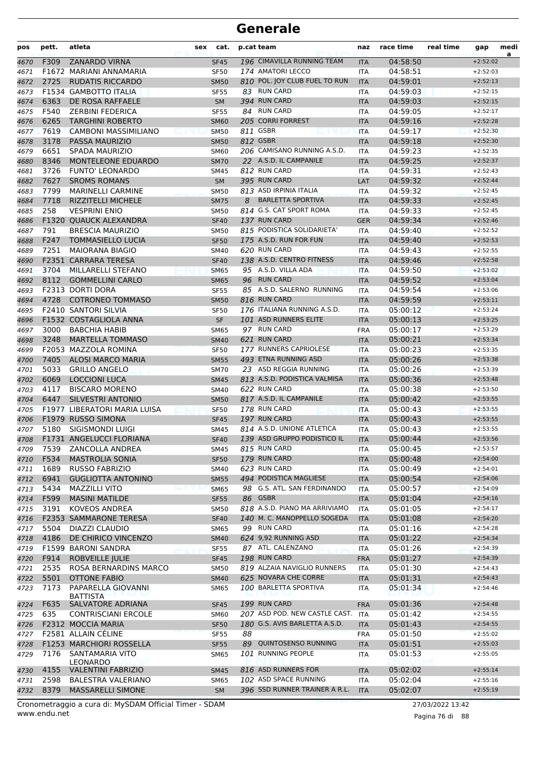# Generale

| pos | pett. | atleta | sex | cat. | p.cat | team | naz | race time | real time | gap | media |
|---|---|---|---|---|---|---|---|---|---|---|---|
| 4670 | F309 | ZANARDO VIRNA | | SF45 | 196 | CIMAVILLA RUNNING TEAM | ITA | 04:58:50 | | +2:52:02 | |
| 4671 | F1672 | MARIANI ANNAMARIA | | SF50 | 174 | AMATORI LECCO | ITA | 04:58:51 | | +2:52:03 | |
| 4672 | 2725 | RUDATIS RICCARDO | | SM50 | 810 | POL. JOY CLUB FUEL TO RUN | ITA | 04:59:01 | | +2:52:13 | |
| 4673 | F1534 | GAMBOTTO ITALIA | | SF55 | 83 | RUN CARD | ITA | 04:59:03 | | +2:52:15 | |
| 4674 | 6363 | DE ROSA RAFFAELE | | SM | 394 | RUN CARD | ITA | 04:59:03 | | +2:52:15 | |
| 4675 | F540 | ZERBINI FEDERICA | | SF55 | 84 | RUN CARD | ITA | 04:59:05 | | +2:52:17 | |
| 4676 | 6265 | TARGHINI ROBERTO | | SM60 | 205 | CORRI FORREST | ITA | 04:59:16 | | +2:52:28 | |
| 4677 | 7619 | CAMBONI MASSIMILIANO | | SM50 | 811 | GSBR | ITA | 04:59:17 | | +2:52:30 | |
| 4678 | 3178 | PASSA MAURIZIO | | SM50 | 812 | GSBR | ITA | 04:59:18 | | +2:52:30 | |
| 4679 | 6651 | SPADA MAURIZIO | | SM60 | 206 | CAMISANO RUNNING A.S.D. | ITA | 04:59:23 | | +2:52:35 | |
| 4680 | 8346 | MONTELEONE EDUARDO | | SM70 | 22 | A.S.D. IL CAMPANILE | ITA | 04:59:25 | | +2:52:37 | |
| 4681 | 3726 | FUNTO' LEONARDO | | SM45 | 812 | RUN CARD | ITA | 04:59:31 | | +2:52:43 | |
| 4682 | 7627 | SROMS ROMANS | | SM | 395 | RUN CARD | LAT | 04:59:32 | | +2:52:44 | |
| 4683 | 7799 | MARINELLI CARMINE | | SM50 | 813 | ASD IRPINIA ITALIA | ITA | 04:59:32 | | +2:52:45 | |
| 4684 | 7718 | RIZZITELLI MICHELE | | SM75 | 8 | BARLETTA SPORTIVA | ITA | 04:59:33 | | +2:52:45 | |
| 4685 | 258 | VESPRINI ENIO | | SM50 | 814 | G.S. CAT SPORT ROMA | ITA | 04:59:33 | | +2:52:45 | |
| 4686 | F1320 | QUAUCK ALEXANDRA | | SF40 | 137 | RUN CARD | GER | 04:59:34 | | +2:52:46 | |
| 4687 | 791 | BRESCIA MAURIZIO | | SM50 | 815 | PODISTICA SOLIDARIETA' | ITA | 04:59:40 | | +2:52:52 | |
| 4688 | F247 | TOMMASIELLO LUCIA | | SF50 | 175 | A.S.D. RUN FOR FUN | ITA | 04:59:40 | | +2:52:53 | |
| 4689 | 7251 | MAIORANA BIAGIO | | SM40 | 620 | RUN CARD | ITA | 04:59:43 | | +2:52:55 | |
| 4690 | F2351 | CARRARA TERESA | | SF40 | 138 | A.S.D. CENTRO FITNESS | ITA | 04:59:46 | | +2:52:58 | |
| 4691 | 3704 | MILLARELLI STEFANO | | SM65 | 95 | A.S.D. VILLA ADA | ITA | 04:59:50 | | +2:53:02 | |
| 4692 | 8112 | GOMMELLINI CARLO | | SM65 | 96 | RUN CARD | ITA | 04:59:52 | | +2:53:04 | |
| 4693 | F2313 | DORTI DORA | | SF55 | 85 | A.S.D. SALERNO RUNNING | ITA | 04:59:54 | | +2:53:06 | |
| 4694 | 4728 | COTRONEO TOMMASO | | SM50 | 816 | RUN CARD | ITA | 04:59:59 | | +2:53:11 | |
| 4695 | F2410 | SANTORI SILVIA | | SF50 | 176 | ITALIANA RUNNING A.S.D. | ITA | 05:00:12 | | +2:53:24 | |
| 4696 | F1532 | COSTAGLIOLA ANNA | | SF | 101 | ASD RUNNERS ELITE | ITA | 05:00:13 | | +2:53:25 | |
| 4697 | 3000 | BABCHIA HABIB | | SM65 | 97 | RUN CARD | FRA | 05:00:17 | | +2:53:29 | |
| 4698 | 3248 | MARTELLA TOMMASO | | SM40 | 621 | RUN CARD | ITA | 05:00:21 | | +2:53:34 | |
| 4699 | F2053 | MAZZOLA ROMINA | | SF50 | 177 | RUNNERS CAPRIOLESE | ITA | 05:00:23 | | +2:53:35 | |
| 4700 | 7405 | ALOSI MARCO MARIA | | SM55 | 493 | ETNA RUNNING ASD | ITA | 05:00:26 | | +2:53:38 | |
| 4701 | 5033 | GRILLO ANGELO | | SM70 | 23 | ASD REGGIA RUNNING | ITA | 05:00:26 | | +2:53:39 | |
| 4702 | 6069 | LOCCIONI LUCA | | SM45 | 813 | A.S.D. PODISTICA VALMISA | ITA | 05:00:36 | | +2:53:48 | |
| 4703 | 4117 | BISCARO MORENO | | SM40 | 622 | RUN CARD | ITA | 05:00:38 | | +2:53:50 | |
| 4704 | 6447 | SILVESTRI ANTONIO | | SM50 | 817 | A.S.D. IL CAMPANILE | ITA | 05:00:42 | | +2:53:55 | |
| 4705 | F1977 | LIBERATORI MARIA LUISA | | SF50 | 178 | RUN CARD | ITA | 05:00:43 | | +2:53:55 | |
| 4706 | F1979 | RUSSO SIMONA | | SF45 | 197 | RUN CARD | ITA | 05:00:43 | | +2:53:55 | |
| 4707 | 5180 | SIGISMONDI LUIGI | | SM45 | 814 | A.S.D. UNIONE ATLETICA | ITA | 05:00:43 | | +2:53:55 | |
| 4708 | F1731 | ANGELUCCI FLORIANA | | SF40 | 139 | ASD GRUPPO PODISTICO IL | ITA | 05:00:44 | | +2:53:56 | |
| 4709 | 7539 | ZANCOLLA ANDREA | | SM45 | 815 | RUN CARD | ITA | 05:00:45 | | +2:53:57 | |
| 4710 | F534 | MASTROLIA SONIA | | SF50 | 179 | RUN CARD | ITA | 05:00:48 | | +2:54:00 | |
| 4711 | 1689 | RUSSO FABRIZIO | | SM40 | 623 | RUN CARD | ITA | 05:00:49 | | +2:54:01 | |
| 4712 | 6941 | GUGLIOTTA ANTONINO | | SM55 | 494 | PODISTICA MAGLIESE | ITA | 05:00:54 | | +2:54:06 | |
| 4713 | 5434 | MAZZILLI VITO | | SM65 | 98 | G.S. ATL. SAN FERDINANDO | ITA | 05:00:57 | | +2:54:09 | |
| 4714 | F599 | MASINI MATILDE | | SF55 | 86 | GSBR | ITA | 05:01:04 | | +2:54:16 | |
| 4715 | 3191 | KOVEOS ANDREA | | SM50 | 818 | A.S.D. PIANO MA ARRIVIAMO | ITA | 05:01:05 | | +2:54:17 | |
| 4716 | F2353 | SAMMARONE TERESA | | SF40 | 140 | M. C. MANOPPELLO SOGEDA | ITA | 05:01:08 | | +2:54:20 | |
| 4717 | 5504 | DIAZZI CLAUDIO | | SM65 | 99 | RUN CARD | ITA | 05:01:16 | | +2:54:28 | |
| 4718 | 4186 | DE CHIRICO VINCENZO | | SM40 | 624 | 9,92 RUNNING ASD | ITA | 05:01:22 | | +2:54:34 | |
| 4719 | F1599 | BARONI SANDRA | | SF55 | 87 | ATL. CALENZANO | ITA | 05:01:26 | | +2:54:39 | |
| 4720 | F914 | ROBVEILLE JULIE | | SF45 | 198 | RUN CARD | FRA | 05:01:27 | | +2:54:39 | |
| 4721 | 2535 | ROSA BERNARDINS MARCO | | SM50 | 819 | ALZAIA NAVIGLIO RUNNERS | ITA | 05:01:30 | | +2:54:43 | |
| 4722 | 5501 | OTTONE FABIO | | SM40 | 625 | NOVARA CHE CORRE | ITA | 05:01:31 | | +2:54:43 | |
| 4723 | 7173 | PAPARELLA GIOVANNI BATTISTA | | SM65 | 100 | BARLETTA SPORTIVA | ITA | 05:01:34 | | +2:54:46 | |
| 4724 | F635 | SALVATORE ADRIANA | | SF45 | 199 | RUN CARD | FRA | 05:01:36 | | +2:54:48 | |
| 4725 | 635 | CONTRISCIANI ERCOLE | | SM60 | 207 | ASD POD. NEW CASTLE CAST. | ITA | 05:01:42 | | +2:54:55 | |
| 4726 | F2312 | MOCCIA MARIA | | SF50 | 180 | G.S. AVIS BARLETTA A.S.D. | ITA | 05:01:43 | | +2:54:55 | |
| 4727 | F2581 | ALLAIN CÉLINE | | SF55 | 88 | | FRA | 05:01:50 | | +2:55:02 | |
| 4728 | F1253 | MARCHIORI ROSSELLA | | SF55 | 89 | QUINTOSENSO RUNNING | ITA | 05:01:51 | | +2:55:03 | |
| 4729 | 7176 | SANTAMARIA VITO LEONARDO | | SM65 | 101 | RUNNING PEOPLE | ITA | 05:01:53 | | +2:55:05 | |
| 4730 | 4155 | VALENTINI FABRIZIO | | SM45 | 816 | ASD RUNNERS FOR | ITA | 05:02:02 | | +2:55:14 | |
| 4731 | 2598 | BALESTRA VALERIANO | | SM65 | 102 | ASD SPACE RUNNING | ITA | 05:02:04 | | +2:55:16 | |
| 4732 | 8379 | MASSARELLI SIMONE | | SM | 396 | SSD RUNNER TRAINER A R.L. | ITA | 05:02:07 | | +2:55:19 | |

Cronometraggio a cura di: MySDAM Official Timer - SDAM
www.endu.net
27/03/2022 13:42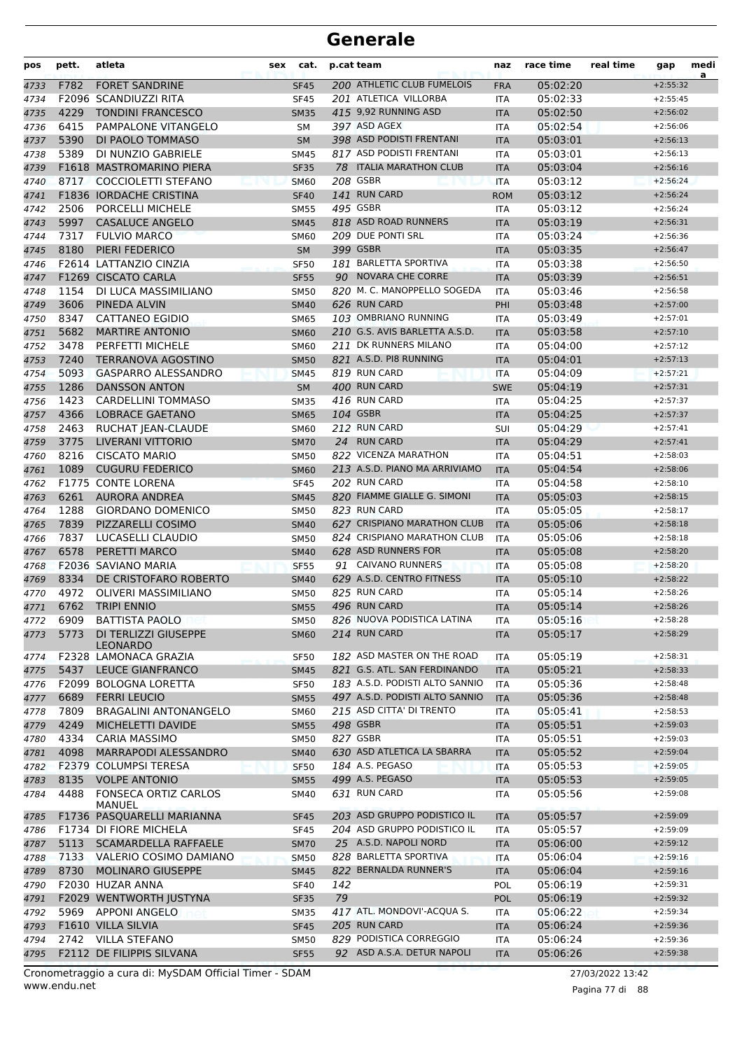# Generale

| pos | pett. | atleta | sex | cat. | p.cat | team | naz | race time | real time | gap | media |
|---|---|---|---|---|---|---|---|---|---|---|---|
| 4733 | F782 | FORET SANDRINE | | SF45 | 200 | ATHLETIC CLUB FUMELOIS | FRA | 05:02:20 | | +2:55:32 | |
| 4734 | F2096 | SCANDIUZZI RITA | | SF45 | 201 | ATLETICA VILLORBA | ITA | 05:02:33 | | +2:55:45 | |
| 4735 | 4229 | TONDINI FRANCESCO | | SM35 | 415 | 9,92 RUNNING ASD | ITA | 05:02:50 | | +2:56:02 | |
| 4736 | 6415 | PAMPALONE VITANGELO | | SM | 397 | ASD AGEX | ITA | 05:02:54 | | +2:56:06 | |
| 4737 | 5390 | DI PAOLO TOMMASO | | SM | 398 | ASD PODISTI FRENTANI | ITA | 05:03:01 | | +2:56:13 | |
| 4738 | 5389 | DI NUNZIO GABRIELE | | SM45 | 817 | ASD PODISTI FRENTANI | ITA | 05:03:01 | | +2:56:13 | |
| 4739 | F1618 | MASTROMARINO PIERA | | SF35 | 78 | ITALIA MARATHON CLUB | ITA | 05:03:04 | | +2:56:16 | |
| 4740 | 8717 | COCCIOLETTI STEFANO | | SM60 | 208 | GSBR | ITA | 05:03:12 | | +2:56:24 | |
| 4741 | F1836 | IORDACHE CRISTINA | | SF40 | 141 | RUN CARD | ROM | 05:03:12 | | +2:56:24 | |
| 4742 | 2506 | PORCELLI MICHELE | | SM55 | 495 | GSBR | ITA | 05:03:12 | | +2:56:24 | |
| 4743 | 5997 | CASALUCE ANGELO | | SM45 | 818 | ASD ROAD RUNNERS | ITA | 05:03:19 | | +2:56:31 | |
| 4744 | 7317 | FULVIO MARCO | | SM60 | 209 | DUE PONTI SRL | ITA | 05:03:24 | | +2:56:36 | |
| 4745 | 8180 | PIERI FEDERICO | | SM | 399 | GSBR | ITA | 05:03:35 | | +2:56:47 | |
| 4746 | F2614 | LATTANZIO CINZIA | | SF50 | 181 | BARLETTA SPORTIVA | ITA | 05:03:38 | | +2:56:50 | |
| 4747 | F1269 | CISCATO CARLA | | SF55 | 90 | NOVARA CHE CORRE | ITA | 05:03:39 | | +2:56:51 | |
| 4748 | 1154 | DI LUCA MASSIMILIANO | | SM50 | 820 | M. C. MANOPPELLO SOGEDA | ITA | 05:03:46 | | +2:56:58 | |
| 4749 | 3606 | PINEDA ALVIN | | SM40 | 626 | RUN CARD | PHI | 05:03:48 | | +2:57:00 | |
| 4750 | 8347 | CATTANEO EGIDIO | | SM65 | 103 | OMBRIANO RUNNING | ITA | 05:03:49 | | +2:57:01 | |
| 4751 | 5682 | MARTIRE ANTONIO | | SM60 | 210 | G.S. AVIS BARLETTA A.S.D. | ITA | 05:03:58 | | +2:57:10 | |
| 4752 | 3478 | PERFETTI MICHELE | | SM60 | 211 | DK RUNNERS MILANO | ITA | 05:04:00 | | +2:57:12 | |
| 4753 | 7240 | TERRANOVA AGOSTINO | | SM50 | 821 | A.S.D. PI8 RUNNING | ITA | 05:04:01 | | +2:57:13 | |
| 4754 | 5093 | GASPARRO ALESSANDRO | | SM45 | 819 | RUN CARD | ITA | 05:04:09 | | +2:57:21 | |
| 4755 | 1286 | DANSSON ANTON | | SM | 400 | RUN CARD | SWE | 05:04:19 | | +2:57:31 | |
| 4756 | 1423 | CARDELLINI TOMMASO | | SM35 | 416 | RUN CARD | ITA | 05:04:25 | | +2:57:37 | |
| 4757 | 4366 | LOBRACE GAETANO | | SM65 | 104 | GSBR | ITA | 05:04:25 | | +2:57:37 | |
| 4758 | 2463 | RUCHAT JEAN-CLAUDE | | SM60 | 212 | RUN CARD | SUI | 05:04:29 | | +2:57:41 | |
| 4759 | 3775 | LIVERANI VITTORIO | | SM70 | 24 | RUN CARD | ITA | 05:04:29 | | +2:57:41 | |
| 4760 | 8216 | CISCATO MARIO | | SM50 | 822 | VICENZA MARATHON | ITA | 05:04:51 | | +2:58:03 | |
| 4761 | 1089 | CUGURU FEDERICO | | SM60 | 213 | A.S.D. PIANO MA ARRIVIAMO | ITA | 05:04:54 | | +2:58:06 | |
| 4762 | F1775 | CONTE LORENA | | SF45 | 202 | RUN CARD | ITA | 05:04:58 | | +2:58:10 | |
| 4763 | 6261 | AURORA ANDREA | | SM45 | 820 | FIAMME GIALLE G. SIMONI | ITA | 05:05:03 | | +2:58:15 | |
| 4764 | 1288 | GIORDANO DOMENICO | | SM50 | 823 | RUN CARD | ITA | 05:05:05 | | +2:58:17 | |
| 4765 | 7839 | PIZZARELLI COSIMO | | SM40 | 627 | CRISPIANO MARATHON CLUB | ITA | 05:05:06 | | +2:58:18 | |
| 4766 | 7837 | LUCASELLI CLAUDIO | | SM50 | 824 | CRISPIANO MARATHON CLUB | ITA | 05:05:06 | | +2:58:18 | |
| 4767 | 6578 | PERETTI MARCO | | SM40 | 628 | ASD RUNNERS FOR | ITA | 05:05:08 | | +2:58:20 | |
| 4768 | F2036 | SAVIANO MARIA | | SF55 | 91 | CAIVANO RUNNERS | ITA | 05:05:08 | | +2:58:20 | |
| 4769 | 8334 | DE CRISTOFARO ROBERTO | | SM40 | 629 | A.S.D. CENTRO FITNESS | ITA | 05:05:10 | | +2:58:22 | |
| 4770 | 4972 | OLIVERI MASSIMILIANO | | SM50 | 825 | RUN CARD | ITA | 05:05:14 | | +2:58:26 | |
| 4771 | 6762 | TRIPI ENNIO | | SM55 | 496 | RUN CARD | ITA | 05:05:14 | | +2:58:26 | |
| 4772 | 6909 | BATTISTA PAOLO | | SM50 | 826 | NUOVA PODISTICA LATINA | ITA | 05:05:16 | | +2:58:28 | |
| 4773 | 5773 | DI TERLIZZI GIUSEPPE LEONARDO | | SM60 | 214 | RUN CARD | ITA | 05:05:17 | | +2:58:29 | |
| 4774 | F2328 | LAMONACA GRAZIA | | SF50 | 182 | ASD MASTER ON THE ROAD | ITA | 05:05:19 | | +2:58:31 | |
| 4775 | 5437 | LEUCE GIANFRANCO | | SM45 | 821 | G.S. ATL. SAN FERDINANDO | ITA | 05:05:21 | | +2:58:33 | |
| 4776 | F2099 | BOLOGNA LORETTA | | SF50 | 183 | A.S.D. PODISTI ALTO SANNIO | ITA | 05:05:36 | | +2:58:48 | |
| 4777 | 6689 | FERRI LEUCIO | | SM55 | 497 | A.S.D. PODISTI ALTO SANNIO | ITA | 05:05:36 | | +2:58:48 | |
| 4778 | 7809 | BRAGALINI ANTONANGELO | | SM60 | 215 | ASD CITTA' DI TRENTO | ITA | 05:05:41 | | +2:58:53 | |
| 4779 | 4249 | MICHELETTI DAVIDE | | SM55 | 498 | GSBR | ITA | 05:05:51 | | +2:59:03 | |
| 4780 | 4334 | CARIA MASSIMO | | SM50 | 827 | GSBR | ITA | 05:05:51 | | +2:59:03 | |
| 4781 | 4098 | MARRAPODI ALESSANDRO | | SM40 | 630 | ASD ATLETICA LA SBARRA | ITA | 05:05:52 | | +2:59:04 | |
| 4782 | F2379 | COLUMPSI TERESA | | SF50 | 184 | A.S. PEGASO | ITA | 05:05:53 | | +2:59:05 | |
| 4783 | 8135 | VOLPE ANTONIO | | SM55 | 499 | A.S. PEGASO | ITA | 05:05:53 | | +2:59:05 | |
| 4784 | 4488 | FONSECA ORTIZ CARLOS MANUEL | | SM40 | 631 | RUN CARD | ITA | 05:05:56 | | +2:59:08 | |
| 4785 | F1736 | PASQUARELLI MARIANNA | | SF45 | 203 | ASD GRUPPO PODISTICO IL | ITA | 05:05:57 | | +2:59:09 | |
| 4786 | F1734 | DI FIORE MICHELA | | SF45 | 204 | ASD GRUPPO PODISTICO IL | ITA | 05:05:57 | | +2:59:09 | |
| 4787 | 5113 | SCAMARDELLA RAFFAELE | | SM70 | 25 | A.S.D. NAPOLI NORD | ITA | 05:06:00 | | +2:59:12 | |
| 4788 | 7133 | VALERIO COSIMO DAMIANO | | SM50 | 828 | BARLETTA SPORTIVA | ITA | 05:06:04 | | +2:59:16 | |
| 4789 | 8730 | MOLINARO GIUSEPPE | | SM45 | 822 | BERNALDA RUNNER'S | ITA | 05:06:04 | | +2:59:16 | |
| 4790 | F2030 | HUZAR ANNA | | SF40 | 142 | | POL | 05:06:19 | | +2:59:31 | |
| 4791 | F2029 | WENTWORTH JUSTYNA | | SF35 | 79 | | POL | 05:06:19 | | +2:59:32 | |
| 4792 | 5969 | APPONI ANGELO | | SM35 | 417 | ATL. MONDOVI'-ACQUA S. | ITA | 05:06:22 | | +2:59:34 | |
| 4793 | F1610 | VILLA SILVIA | | SF45 | 205 | RUN CARD | ITA | 05:06:24 | | +2:59:36 | |
| 4794 | 2742 | VILLA STEFANO | | SM50 | 829 | PODISTICA CORREGGIO | ITA | 05:06:24 | | +2:59:36 | |
| 4795 | F2112 | DE FILIPPIS SILVANA | | SF55 | 92 | ASD A.S.A. DETUR NAPOLI | ITA | 05:06:26 | | +2:59:38 | |

Cronometraggio a cura di: MySDAM Official Timer - SDAM
www.endu.net
27/03/2022 13:42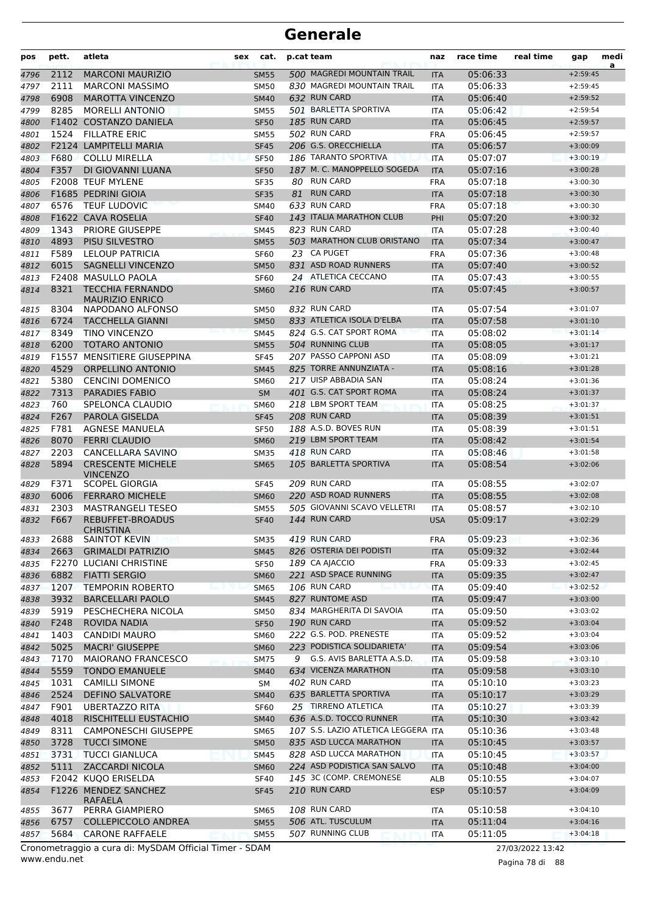# Generale

| pos | pett. | atleta | sex | cat. | p.cat | team | naz | race time | real time | gap | media |
|---|---|---|---|---|---|---|---|---|---|---|---|
| 4796 | 2112 | MARCONI MAURIZIO | | SM55 | 500 | MAGREDI MOUNTAIN TRAIL | ITA | 05:06:33 | | +2:59:45 | |
| 4797 | 2111 | MARCONI MASSIMO | | SM50 | 830 | MAGREDI MOUNTAIN TRAIL | ITA | 05:06:33 | | +2:59:45 | |
| 4798 | 6908 | MAROTTA VINCENZO | | SM40 | 632 | RUN CARD | ITA | 05:06:40 | | +2:59:52 | |
| 4799 | 8285 | MORELLI ANTONIO | | SM55 | 501 | BARLETTA SPORTIVA | ITA | 05:06:42 | | +2:59:54 | |
| 4800 | F1402 | COSTANZO DANIELA | | SF50 | 185 | RUN CARD | ITA | 05:06:45 | | +2:59:57 | |
| 4801 | 1524 | FILLATRE ERIC | | SM55 | 502 | RUN CARD | FRA | 05:06:45 | | +2:59:57 | |
| 4802 | F2124 | LAMPITELLI MARIA | | SF45 | 206 | G.S. ORECCHIELLA | ITA | 05:06:57 | | +3:00:09 | |
| 4803 | F680 | COLLU MIRELLA | | SF50 | 186 | TARANTO SPORTIVA | ITA | 05:07:07 | | +3:00:19 | |
| 4804 | F357 | DI GIOVANNI LUANA | | SF50 | 187 | M. C. MANOPPELLO SOGEDA | ITA | 05:07:16 | | +3:00:28 | |
| 4805 | F2008 | TEUF MYLENE | | SF35 | 80 | RUN CARD | FRA | 05:07:18 | | +3:00:30 | |
| 4806 | F1685 | PEDRINI GIOIA | | SF35 | 81 | RUN CARD | ITA | 05:07:18 | | +3:00:30 | |
| 4807 | 6576 | TEUF LUDOVIC | | SM40 | 633 | RUN CARD | FRA | 05:07:18 | | +3:00:30 | |
| 4808 | F1622 | CAVA ROSELIA | | SF40 | 143 | ITALIA MARATHON CLUB | PHI | 05:07:20 | | +3:00:32 | |
| 4809 | 1343 | PRIORE GIUSEPPE | | SM45 | 823 | RUN CARD | ITA | 05:07:28 | | +3:00:40 | |
| 4810 | 4893 | PISU SILVESTRO | | SM55 | 503 | MARATHON CLUB ORISTANO | ITA | 05:07:34 | | +3:00:47 | |
| 4811 | F589 | LELOUP PATRICIA | | SF60 | 23 | CA PUGET | FRA | 05:07:36 | | +3:00:48 | |
| 4812 | 6015 | SAGNELLI VINCENZO | | SM50 | 831 | ASD ROAD RUNNERS | ITA | 05:07:40 | | +3:00:52 | |
| 4813 | F2408 | MASULLO PAOLA | | SF60 | 24 | ATLETICA CECCANO | ITA | 05:07:43 | | +3:00:55 | |
| 4814 | 8321 | TECCHIA FERNANDO MAURIZIO ENRICO | | SM60 | 216 | RUN CARD | ITA | 05:07:45 | | +3:00:57 | |
| 4815 | 8304 | NAPODANO ALFONSO | | SM50 | 832 | RUN CARD | ITA | 05:07:54 | | +3:01:07 | |
| 4816 | 6724 | TACCHELLA GIANNI | | SM50 | 833 | ATLETICA ISOLA D'ELBA | ITA | 05:07:58 | | +3:01:10 | |
| 4817 | 8349 | TINO VINCENZO | | SM45 | 824 | G.S. CAT SPORT ROMA | ITA | 05:08:02 | | +3:01:14 | |
| 4818 | 6200 | TOTARO ANTONIO | | SM55 | 504 | RUNNING CLUB | ITA | 05:08:05 | | +3:01:17 | |
| 4819 | F1557 | MENSITIERE GIUSEPPINA | | SF45 | 207 | PASSO CAPPONI ASD | ITA | 05:08:09 | | +3:01:21 | |
| 4820 | 4529 | ORPELLINO ANTONIO | | SM45 | 825 | TORRE ANNUNZIATA - | ITA | 05:08:16 | | +3:01:28 | |
| 4821 | 5380 | CENCINI DOMENICO | | SM60 | 217 | UISP ABBADIA SAN | ITA | 05:08:24 | | +3:01:36 | |
| 4822 | 7313 | PARADIES FABIO | | SM | 401 | G.S. CAT SPORT ROMA | ITA | 05:08:24 | | +3:01:37 | |
| 4823 | 760 | SPELONCA CLAUDIO | | SM60 | 218 | LBM SPORT TEAM | ITA | 05:08:25 | | +3:01:37 | |
| 4824 | F267 | PAROLA GISELDA | | SF45 | 208 | RUN CARD | ITA | 05:08:39 | | +3:01:51 | |
| 4825 | F781 | AGNESE MANUELA | | SF50 | 188 | A.S.D. BOVES RUN | ITA | 05:08:39 | | +3:01:51 | |
| 4826 | 8070 | FERRI CLAUDIO | | SM60 | 219 | LBM SPORT TEAM | ITA | 05:08:42 | | +3:01:54 | |
| 4827 | 2203 | CANCELLARA SAVINO | | SM35 | 418 | RUN CARD | ITA | 05:08:46 | | +3:01:58 | |
| 4828 | 5894 | CRESCENTE MICHELE VINCENZO | | SM65 | 105 | BARLETTA SPORTIVA | ITA | 05:08:54 | | +3:02:06 | |
| 4829 | F371 | SCOPEL GIORGIA | | SF45 | 209 | RUN CARD | ITA | 05:08:55 | | +3:02:07 | |
| 4830 | 6006 | FERRARO MICHELE | | SM60 | 220 | ASD ROAD RUNNERS | ITA | 05:08:55 | | +3:02:08 | |
| 4831 | 2303 | MASTRANGELI TESEO | | SM55 | 505 | GIOVANNI SCAVO VELLETRI | ITA | 05:08:57 | | +3:02:10 | |
| 4832 | F667 | REBUFFET-BROADUS CHRISTINA | | SF40 | 144 | RUN CARD | USA | 05:09:17 | | +3:02:29 | |
| 4833 | 2688 | SAINTOT KEVIN | | SM35 | 419 | RUN CARD | FRA | 05:09:23 | | +3:02:36 | |
| 4834 | 2663 | GRIMALDI PATRIZIO | | SM45 | 826 | OSTERIA DEI PODISTI | ITA | 05:09:32 | | +3:02:44 | |
| 4835 | F2270 | LUCIANI CHRISTINE | | SF50 | 189 | CA AJACCIO | FRA | 05:09:33 | | +3:02:45 | |
| 4836 | 6882 | FIATTI SERGIO | | SM60 | 221 | ASD SPACE RUNNING | ITA | 05:09:35 | | +3:02:47 | |
| 4837 | 1207 | TEMPORIN ROBERTO | | SM65 | 106 | RUN CARD | ITA | 05:09:40 | | +3:02:52 | |
| 4838 | 3932 | BARCELLARI PAOLO | | SM45 | 827 | RUNTOME ASD | ITA | 05:09:47 | | +3:03:00 | |
| 4839 | 5919 | PESCHECHERA NICOLA | | SM50 | 834 | MARGHERITA DI SAVOIA | ITA | 05:09:50 | | +3:03:02 | |
| 4840 | F248 | ROVIDA NADIA | | SF50 | 190 | RUN CARD | ITA | 05:09:52 | | +3:03:04 | |
| 4841 | 1403 | CANDIDI MAURO | | SM60 | 222 | G.S. POD. PRENESTE | ITA | 05:09:52 | | +3:03:04 | |
| 4842 | 5025 | MACRI' GIUSEPPE | | SM60 | 223 | PODISTICA SOLIDARIETA' | ITA | 05:09:54 | | +3:03:06 | |
| 4843 | 7170 | MAIORANO FRANCESCO | | SM75 | 9 | G.S. AVIS BARLETTA A.S.D. | ITA | 05:09:58 | | +3:03:10 | |
| 4844 | 5559 | TONDO EMANUELE | | SM40 | 634 | VICENZA MARATHON | ITA | 05:09:58 | | +3:03:10 | |
| 4845 | 1031 | CAMILLI SIMONE | | SM | 402 | RUN CARD | ITA | 05:10:10 | | +3:03:23 | |
| 4846 | 2524 | DEFINO SALVATORE | | SM40 | 635 | BARLETTA SPORTIVA | ITA | 05:10:17 | | +3:03:29 | |
| 4847 | F901 | UBERTAZZO RITA | | SF60 | 25 | TIRRENO ATLETICA | ITA | 05:10:27 | | +3:03:39 | |
| 4848 | 4018 | RISCHITELLI EUSTACHIO | | SM40 | 636 | A.S.D. TOCCO RUNNER | ITA | 05:10:30 | | +3:03:42 | |
| 4849 | 8311 | CAMPONESCHI GIUSEPPE | | SM65 | 107 | S.S. LAZIO ATLETICA LEGGERA | ITA | 05:10:36 | | +3:03:48 | |
| 4850 | 3728 | TUCCI SIMONE | | SM50 | 835 | ASD LUCCA MARATHON | ITA | 05:10:45 | | +3:03:57 | |
| 4851 | 3731 | TUCCI GIANLUCA | | SM45 | 828 | ASD LUCCA MARATHON | ITA | 05:10:45 | | +3:03:57 | |
| 4852 | 5111 | ZACCARDI NICOLA | | SM60 | 224 | ASD PODISTICA SAN SALVO | ITA | 05:10:48 | | +3:04:00 | |
| 4853 | F2042 | KUQO ERISELDA | | SF40 | 145 | 3C (COMP. CREMONESE | ALB | 05:10:55 | | +3:04:07 | |
| 4854 | F1226 | MENDEZ SANCHEZ RAFAELA | | SF45 | 210 | RUN CARD | ESP | 05:10:57 | | +3:04:09 | |
| 4855 | 3677 | PERRA GIAMPIERO | | SM65 | 108 | RUN CARD | ITA | 05:10:58 | | +3:04:10 | |
| 4856 | 6757 | COLLEPICCOLO ANDREA | | SM55 | 506 | ATL. TUSCULUM | ITA | 05:11:04 | | +3:04:16 | |
| 4857 | 5684 | CARONE RAFFAELE | | SM55 | 507 | RUNNING CLUB | ITA | 05:11:05 | | +3:04:18 | |

Cronometraggio a cura di: MySDAM Official Timer - SDAM
www.endu.net
27/03/2022 13:42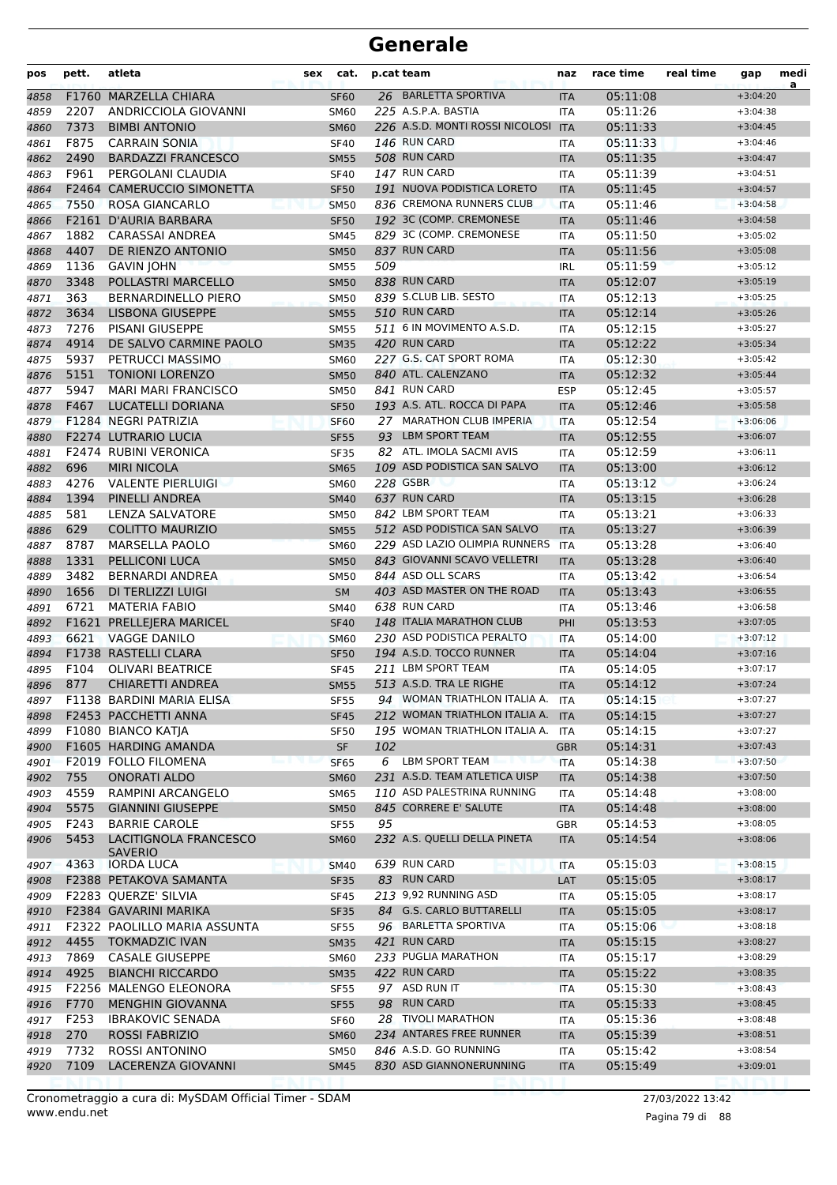# Generale

| pos | pett. | atleta | sex | cat. | p.cat | team | naz | race time | real time | gap | medi a |
|---|---|---|---|---|---|---|---|---|---|---|---|
| 4858 | F1760 | MARZELLA CHIARA | | SF60 | 26 | BARLETTA SPORTIVA | ITA | 05:11:08 | | +3:04:20 | |
| 4859 | 2207 | ANDRICCIOLA GIOVANNI | | SM60 | 225 | A.S.P.A. BASTIA | ITA | 05:11:26 | | +3:04:38 | |
| 4860 | 7373 | BIMBI ANTONIO | | SM60 | 226 | A.S.D. MONTI ROSSI NICOLOSI | ITA | 05:11:33 | | +3:04:45 | |
| 4861 | F875 | CARRAIN SONIA | | SF40 | 146 | RUN CARD | ITA | 05:11:33 | | +3:04:46 | |
| 4862 | 2490 | BARDAZZI FRANCESCO | | SM55 | 508 | RUN CARD | ITA | 05:11:35 | | +3:04:47 | |
| 4863 | F961 | PERGOLANI CLAUDIA | | SF40 | 147 | RUN CARD | ITA | 05:11:39 | | +3:04:51 | |
| 4864 | F2464 | CAMERUCCIO SIMONETTA | | SF50 | 191 | NUOVA PODISTICA LORETO | ITA | 05:11:45 | | +3:04:57 | |
| 4865 | 7550 | ROSA GIANCARLO | | SM50 | 836 | CREMONA RUNNERS CLUB | ITA | 05:11:46 | | +3:04:58 | |
| 4866 | F2161 | D'AURIA BARBARA | | SF50 | 192 | 3C (COMP. CREMONESE | ITA | 05:11:46 | | +3:04:58 | |
| 4867 | 1882 | CARASSAI ANDREA | | SM45 | 829 | 3C (COMP. CREMONESE | ITA | 05:11:50 | | +3:05:02 | |
| 4868 | 4407 | DE RIENZO ANTONIO | | SM50 | 837 | RUN CARD | ITA | 05:11:56 | | +3:05:08 | |
| 4869 | 1136 | GAVIN JOHN | | SM55 | 509 | | IRL | 05:11:59 | | +3:05:12 | |
| 4870 | 3348 | POLLASTRI MARCELLO | | SM50 | 838 | RUN CARD | ITA | 05:12:07 | | +3:05:19 | |
| 4871 | 363 | BERNARDINELLO PIERO | | SM50 | 839 | S.CLUB LIB. SESTO | ITA | 05:12:13 | | +3:05:25 | |
| 4872 | 3634 | LISBONA GIUSEPPE | | SM55 | 510 | RUN CARD | ITA | 05:12:14 | | +3:05:26 | |
| 4873 | 7276 | PISANI GIUSEPPE | | SM55 | 511 | 6 IN MOVIMENTO A.S.D. | ITA | 05:12:15 | | +3:05:27 | |
| 4874 | 4914 | DE SALVO CARMINE PAOLO | | SM35 | 420 | RUN CARD | ITA | 05:12:22 | | +3:05:34 | |
| 4875 | 5937 | PETRUCCI MASSIMO | | SM60 | 227 | G.S. CAT SPORT ROMA | ITA | 05:12:30 | | +3:05:42 | |
| 4876 | 5151 | TONIONI LORENZO | | SM50 | 840 | ATL. CALENZANO | ITA | 05:12:32 | | +3:05:44 | |
| 4877 | 5947 | MARI MARI FRANCISCO | | SM50 | 841 | RUN CARD | ESP | 05:12:45 | | +3:05:57 | |
| 4878 | F467 | LUCATELLI DORIANA | | SF50 | 193 | A.S. ATL. ROCCA DI PAPA | ITA | 05:12:46 | | +3:05:58 | |
| 4879 | F1284 | NEGRI PATRIZIA | | SF60 | 27 | MARATHON CLUB IMPERIA | ITA | 05:12:54 | | +3:06:06 | |
| 4880 | F2274 | LUTRARIO LUCIA | | SF55 | 93 | LBM SPORT TEAM | ITA | 05:12:55 | | +3:06:07 | |
| 4881 | F2474 | RUBINI VERONICA | | SF35 | 82 | ATL. IMOLA SACMI AVIS | ITA | 05:12:59 | | +3:06:11 | |
| 4882 | 696 | MIRI NICOLA | | SM65 | 109 | ASD PODISTICA SAN SALVO | ITA | 05:13:00 | | +3:06:12 | |
| 4883 | 4276 | VALENTE PIERLUIGI | | SM60 | 228 | GSBR | ITA | 05:13:12 | | +3:06:24 | |
| 4884 | 1394 | PINELLI ANDREA | | SM40 | 637 | RUN CARD | ITA | 05:13:15 | | +3:06:28 | |
| 4885 | 581 | LENZA SALVATORE | | SM50 | 842 | LBM SPORT TEAM | ITA | 05:13:21 | | +3:06:33 | |
| 4886 | 629 | COLITTO MAURIZIO | | SM55 | 512 | ASD PODISTICA SAN SALVO | ITA | 05:13:27 | | +3:06:39 | |
| 4887 | 8787 | MARSELLA PAOLO | | SM60 | 229 | ASD LAZIO OLIMPIA RUNNERS | ITA | 05:13:28 | | +3:06:40 | |
| 4888 | 1331 | PELLICONI LUCA | | SM50 | 843 | GIOVANNI SCAVO VELLETRI | ITA | 05:13:28 | | +3:06:40 | |
| 4889 | 3482 | BERNARDI ANDREA | | SM50 | 844 | ASD OLL SCARS | ITA | 05:13:42 | | +3:06:54 | |
| 4890 | 1656 | DI TERLIZZI LUIGI | | SM | 403 | ASD MASTER ON THE ROAD | ITA | 05:13:43 | | +3:06:55 | |
| 4891 | 6721 | MATERIA FABIO | | SM40 | 638 | RUN CARD | ITA | 05:13:46 | | +3:06:58 | |
| 4892 | F1621 | PRELLEJERA MARICEL | | SF40 | 148 | ITALIA MARATHON CLUB | PHI | 05:13:53 | | +3:07:05 | |
| 4893 | 6621 | VAGGE DANILO | | SM60 | 230 | ASD PODISTICA PERALTO | ITA | 05:14:00 | | +3:07:12 | |
| 4894 | F1738 | RASTELLI CLARA | | SF50 | 194 | A.S.D. TOCCO RUNNER | ITA | 05:14:04 | | +3:07:16 | |
| 4895 | F104 | OLIVARI BEATRICE | | SF45 | 211 | LBM SPORT TEAM | ITA | 05:14:05 | | +3:07:17 | |
| 4896 | 877 | CHIARETTI ANDREA | | SM55 | 513 | A.S.D. TRA LE RIGHE | ITA | 05:14:12 | | +3:07:24 | |
| 4897 | F1138 | BARDINI MARIA ELISA | | SF55 | 94 | WOMAN TRIATHLON ITALIA A. | ITA | 05:14:15 | | +3:07:27 | |
| 4898 | F2453 | PACCHETTI ANNA | | SF45 | 212 | WOMAN TRIATHLON ITALIA A. | ITA | 05:14:15 | | +3:07:27 | |
| 4899 | F1080 | BIANCO KATJA | | SF50 | 195 | WOMAN TRIATHLON ITALIA A. | ITA | 05:14:15 | | +3:07:27 | |
| 4900 | F1605 | HARDING AMANDA | | SF | 102 | | GBR | 05:14:31 | | +3:07:43 | |
| 4901 | F2019 | FOLLO FILOMENA | | SF65 | 6 | LBM SPORT TEAM | ITA | 05:14:38 | | +3:07:50 | |
| 4902 | 755 | ONORATI ALDO | | SM60 | 231 | A.S.D. TEAM ATLETICA UISP | ITA | 05:14:38 | | +3:07:50 | |
| 4903 | 4559 | RAMPINI ARCANGELO | | SM65 | 110 | ASD PALESTRINA RUNNING | ITA | 05:14:48 | | +3:08:00 | |
| 4904 | 5575 | GIANNINI GIUSEPPE | | SM50 | 845 | CORRERE E' SALUTE | ITA | 05:14:48 | | +3:08:00 | |
| 4905 | F243 | BARRIE CAROLE | | SF55 | 95 | | GBR | 05:14:53 | | +3:08:05 | |
| 4906 | 5453 | LACITIGNOLA FRANCESCO SAVERIO | | SM60 | 232 | A.S. QUELLI DELLA PINETA | ITA | 05:14:54 | | +3:08:06 | |
| 4907 | 4363 | IORDA LUCA | | SM40 | 639 | RUN CARD | ITA | 05:15:03 | | +3:08:15 | |
| 4908 | F2388 | PETAKOVA SAMANTA | | SF35 | 83 | RUN CARD | LAT | 05:15:05 | | +3:08:17 | |
| 4909 | F2283 | QUERZE' SILVIA | | SF45 | 213 | 9,92 RUNNING ASD | ITA | 05:15:05 | | +3:08:17 | |
| 4910 | F2384 | GAVARINI MARIKA | | SF35 | 84 | G.S. CARLO BUTTARELLI | ITA | 05:15:05 | | +3:08:17 | |
| 4911 | F2322 | PAOLILLO MARIA ASSUNTA | | SF55 | 96 | BARLETTA SPORTIVA | ITA | 05:15:06 | | +3:08:18 | |
| 4912 | 4455 | TOKMADZIC IVAN | | SM35 | 421 | RUN CARD | ITA | 05:15:15 | | +3:08:27 | |
| 4913 | 7869 | CASALE GIUSEPPE | | SM60 | 233 | PUGLIA MARATHON | ITA | 05:15:17 | | +3:08:29 | |
| 4914 | 4925 | BIANCHI RICCARDO | | SM35 | 422 | RUN CARD | ITA | 05:15:22 | | +3:08:35 | |
| 4915 | F2256 | MALENGO ELEONORA | | SF55 | 97 | ASD RUN IT | ITA | 05:15:30 | | +3:08:43 | |
| 4916 | F770 | MENGHIN GIOVANNA | | SF55 | 98 | RUN CARD | ITA | 05:15:33 | | +3:08:45 | |
| 4917 | F253 | IBRAKOVIC SENADA | | SF60 | 28 | TIVOLI MARATHON | ITA | 05:15:36 | | +3:08:48 | |
| 4918 | 270 | ROSSI FABRIZIO | | SM60 | 234 | ANTARES FREE RUNNER | ITA | 05:15:39 | | +3:08:51 | |
| 4919 | 7732 | ROSSI ANTONINO | | SM50 | 846 | A.S.D. GO RUNNING | ITA | 05:15:42 | | +3:08:54 | |
| 4920 | 7109 | LACERENZA GIOVANNI | | SM45 | 830 | ASD GIANNONERUNNING | ITA | 05:15:49 | | +3:09:01 | |

Cronometraggio a cura di: MySDAM Official Timer - SDAM
www.endu.net

27/03/2022 13:42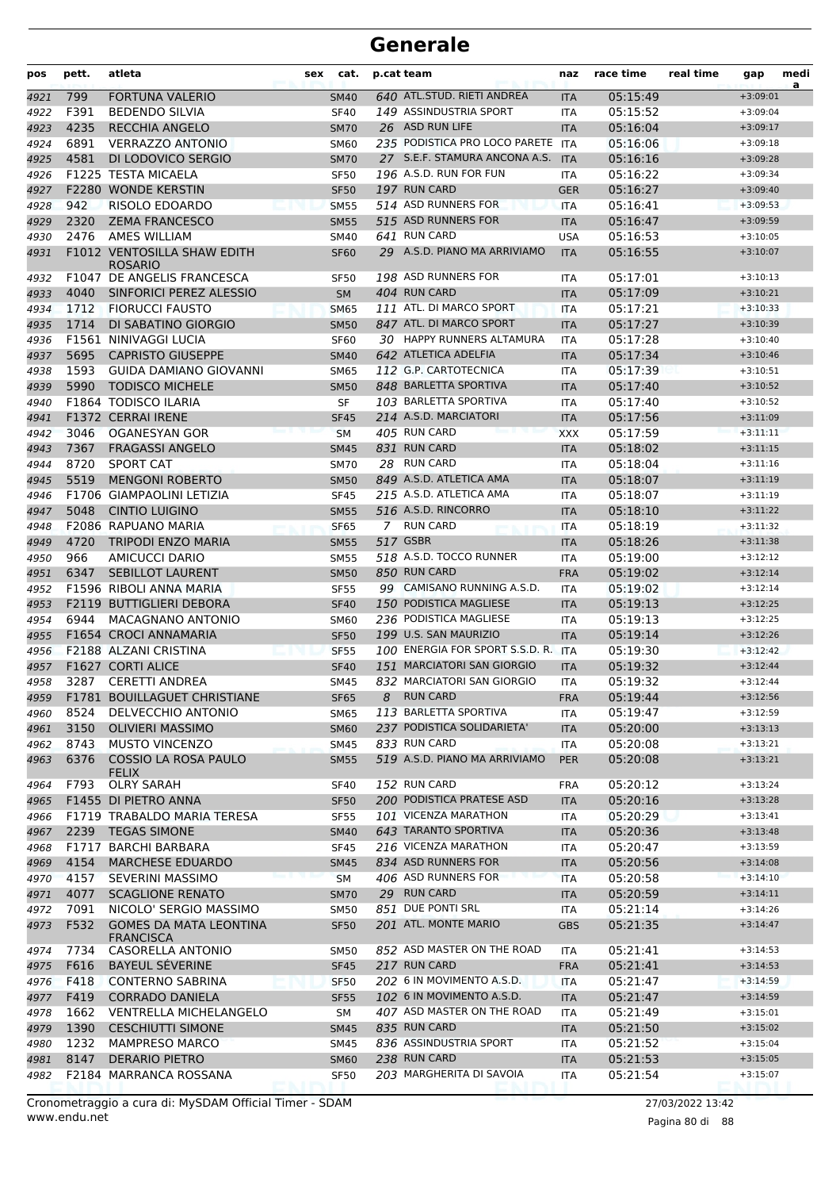# Generale

| pos | pett. | atleta | sex | cat. | p.cat | team | naz | race time | real time | gap | medi a |
|---|---|---|---|---|---|---|---|---|---|---|---|
| 4921 | 799 | FORTUNA VALERIO | | SM40 | 640 | ATL.STUD. RIETI ANDREA | ITA | 05:15:49 | | +3:09:01 | |
| 4922 | F391 | BEDENDO SILVIA | | SF40 | 149 | ASSINDUSTRIA SPORT | ITA | 05:15:52 | | +3:09:04 | |
| 4923 | 4235 | RECCHIA ANGELO | | SM70 | 26 | ASD RUN LIFE | ITA | 05:16:04 | | +3:09:17 | |
| 4924 | 6891 | VERRAZZO ANTONIO | | SM60 | 235 | PODISTICA PRO LOCO PARETE | ITA | 05:16:06 | | +3:09:18 | |
| 4925 | 4581 | DI LODOVICO SERGIO | | SM70 | 27 | S.E.F. STAMURA ANCONA A.S. | ITA | 05:16:16 | | +3:09:28 | |
| 4926 | F1225 | TESTA MICAELA | | SF50 | 196 | A.S.D. RUN FOR FUN | ITA | 05:16:22 | | +3:09:34 | |
| 4927 | F2280 | WONDE KERSTIN | | SF50 | 197 | RUN CARD | GER | 05:16:27 | | +3:09:40 | |
| 4928 | 942 | RISOLO EDOARDO | | SM55 | 514 | ASD RUNNERS FOR | ITA | 05:16:41 | | +3:09:53 | |
| 4929 | 2320 | ZEMA FRANCESCO | | SM55 | 515 | ASD RUNNERS FOR | ITA | 05:16:47 | | +3:09:59 | |
| 4930 | 2476 | AMES WILLIAM | | SM40 | 641 | RUN CARD | USA | 05:16:53 | | +3:10:05 | |
| 4931 | F1012 | VENTOSILLA SHAW EDITH ROSARIO | | SF60 | 29 | A.S.D. PIANO MA ARRIVIAMO | ITA | 05:16:55 | | +3:10:07 | |
| 4932 | F1047 | DE ANGELIS FRANCESCA | | SF50 | 198 | ASD RUNNERS FOR | ITA | 05:17:01 | | +3:10:13 | |
| 4933 | 4040 | SINFORICI PEREZ ALESSIO | | SM | 404 | RUN CARD | ITA | 05:17:09 | | +3:10:21 | |
| 4934 | 1712 | FIORUCCI FAUSTO | | SM65 | 111 | ATL. DI MARCO SPORT | ITA | 05:17:21 | | +3:10:33 | |
| 4935 | 1714 | DI SABATINO GIORGIO | | SM50 | 847 | ATL. DI MARCO SPORT | ITA | 05:17:27 | | +3:10:39 | |
| 4936 | F1561 | NINIVAGGI LUCIA | | SF60 | 30 | HAPPY RUNNERS ALTAMURA | ITA | 05:17:28 | | +3:10:40 | |
| 4937 | 5695 | CAPRISTO GIUSEPPE | | SM40 | 642 | ATLETICA ADELFIA | ITA | 05:17:34 | | +3:10:46 | |
| 4938 | 1593 | GUIDA DAMIANO GIOVANNI | | SM65 | 112 | G.P. CARTOTECNICA | ITA | 05:17:39 | | +3:10:51 | |
| 4939 | 5990 | TODISCO MICHELE | | SM50 | 848 | BARLETTA SPORTIVA | ITA | 05:17:40 | | +3:10:52 | |
| 4940 | F1864 | TODISCO ILARIA | | SF | 103 | BARLETTA SPORTIVA | ITA | 05:17:40 | | +3:10:52 | |
| 4941 | F1372 | CERRAI IRENE | | SF45 | 214 | A.S.D. MARCIATORI | ITA | 05:17:56 | | +3:11:09 | |
| 4942 | 3046 | OGANESYAN GOR | | SM | 405 | RUN CARD | XXX | 05:17:59 | | +3:11:11 | |
| 4943 | 7367 | FRAGASSI ANGELO | | SM45 | 831 | RUN CARD | ITA | 05:18:02 | | +3:11:15 | |
| 4944 | 8720 | SPORT CAT | | SM70 | 28 | RUN CARD | ITA | 05:18:04 | | +3:11:16 | |
| 4945 | 5519 | MENGONI ROBERTO | | SM50 | 849 | A.S.D. ATLETICA AMA | ITA | 05:18:07 | | +3:11:19 | |
| 4946 | F1706 | GIAMPAOLINI LETIZIA | | SF45 | 215 | A.S.D. ATLETICA AMA | ITA | 05:18:07 | | +3:11:19 | |
| 4947 | 5048 | CINTIO LUIGINO | | SM55 | 516 | A.S.D. RINCORRO | ITA | 05:18:10 | | +3:11:22 | |
| 4948 | F2086 | RAPUANO MARIA | | SF65 | 7 | RUN CARD | ITA | 05:18:19 | | +3:11:32 | |
| 4949 | 4720 | TRIPODI ENZO MARIA | | SM55 | 517 | GSBR | ITA | 05:18:26 | | +3:11:38 | |
| 4950 | 966 | AMICUCCI DARIO | | SM55 | 518 | A.S.D. TOCCO RUNNER | ITA | 05:19:00 | | +3:12:12 | |
| 4951 | 6347 | SEBILLOT LAURENT | | SM50 | 850 | RUN CARD | FRA | 05:19:02 | | +3:12:14 | |
| 4952 | F1596 | RIBOLI ANNA MARIA | | SF55 | 99 | CAMISANO RUNNING A.S.D. | ITA | 05:19:02 | | +3:12:14 | |
| 4953 | F2119 | BUTTIGLIERI DEBORA | | SF40 | 150 | PODISTICA MAGLIESE | ITA | 05:19:13 | | +3:12:25 | |
| 4954 | 6944 | MACAGNANO ANTONIO | | SM60 | 236 | PODISTICA MAGLIESE | ITA | 05:19:13 | | +3:12:25 | |
| 4955 | F1654 | CROCI ANNAMARIA | | SF50 | 199 | U.S. SAN MAURIZIO | ITA | 05:19:14 | | +3:12:26 | |
| 4956 | F2188 | ALZANI CRISTINA | | SF55 | 100 | ENERGIA FOR SPORT S.S.D. R. | ITA | 05:19:30 | | +3:12:42 | |
| 4957 | F1627 | CORTI ALICE | | SF40 | 151 | MARCIATORI SAN GIORGIO | ITA | 05:19:32 | | +3:12:44 | |
| 4958 | 3287 | CERETTI ANDREA | | SM45 | 832 | MARCIATORI SAN GIORGIO | ITA | 05:19:32 | | +3:12:44 | |
| 4959 | F1781 | BOUILLAGUET CHRISTIANE | | SF65 | 8 | RUN CARD | FRA | 05:19:44 | | +3:12:56 | |
| 4960 | 8524 | DELVECCHIO ANTONIO | | SM65 | 113 | BARLETTA SPORTIVA | ITA | 05:19:47 | | +3:12:59 | |
| 4961 | 3150 | OLIVIERI MASSIMO | | SM60 | 237 | PODISTICA SOLIDARIETA' | ITA | 05:20:00 | | +3:13:13 | |
| 4962 | 8743 | MUSTO VINCENZO | | SM45 | 833 | RUN CARD | ITA | 05:20:08 | | +3:13:21 | |
| 4963 | 6376 | COSSIO LA ROSA PAULO FELIX | | SM55 | 519 | A.S.D. PIANO MA ARRIVIAMO | PER | 05:20:08 | | +3:13:21 | |
| 4964 | F793 | OLRY SARAH | | SF40 | 152 | RUN CARD | FRA | 05:20:12 | | +3:13:24 | |
| 4965 | F1455 | DI PIETRO ANNA | | SF50 | 200 | PODISTICA PRATESE ASD | ITA | 05:20:16 | | +3:13:28 | |
| 4966 | F1719 | TRABALDO MARIA TERESA | | SF55 | 101 | VICENZA MARATHON | ITA | 05:20:29 | | +3:13:41 | |
| 4967 | 2239 | TEGAS SIMONE | | SM40 | 643 | TARANTO SPORTIVA | ITA | 05:20:36 | | +3:13:48 | |
| 4968 | F1717 | BARCHI BARBARA | | SF45 | 216 | VICENZA MARATHON | ITA | 05:20:47 | | +3:13:59 | |
| 4969 | 4154 | MARCHESE EDUARDO | | SM45 | 834 | ASD RUNNERS FOR | ITA | 05:20:56 | | +3:14:08 | |
| 4970 | 4157 | SEVERINI MASSIMO | | SM | 406 | ASD RUNNERS FOR | ITA | 05:20:58 | | +3:14:10 | |
| 4971 | 4077 | SCAGLIONE RENATO | | SM70 | 29 | RUN CARD | ITA | 05:20:59 | | +3:14:11 | |
| 4972 | 7091 | NICOLO' SERGIO MASSIMO | | SM50 | 851 | DUE PONTI SRL | ITA | 05:21:14 | | +3:14:26 | |
| 4973 | F532 | GOMES DA MATA LEONTINA FRANCISCA | | SF50 | 201 | ATL. MONTE MARIO | GBS | 05:21:35 | | +3:14:47 | |
| 4974 | 7734 | CASORELLA ANTONIO | | SM50 | 852 | ASD MASTER ON THE ROAD | ITA | 05:21:41 | | +3:14:53 | |
| 4975 | F616 | BAYEUL SÉVERINE | | SF45 | 217 | RUN CARD | FRA | 05:21:41 | | +3:14:53 | |
| 4976 | F418 | CONTERNO SABRINA | | SF50 | 202 | 6 IN MOVIMENTO A.S.D. | ITA | 05:21:47 | | +3:14:59 | |
| 4977 | F419 | CORRADO DANIELA | | SF55 | 102 | 6 IN MOVIMENTO A.S.D. | ITA | 05:21:47 | | +3:14:59 | |
| 4978 | 1662 | VENTRELLA MICHELANGELO | | SM | 407 | ASD MASTER ON THE ROAD | ITA | 05:21:49 | | +3:15:01 | |
| 4979 | 1390 | CESCHIUTTI SIMONE | | SM45 | 835 | RUN CARD | ITA | 05:21:50 | | +3:15:02 | |
| 4980 | 1232 | MAMPRESO MARCO | | SM45 | 836 | ASSINDUSTRIA SPORT | ITA | 05:21:52 | | +3:15:04 | |
| 4981 | 8147 | DERARIO PIETRO | | SM60 | 238 | RUN CARD | ITA | 05:21:53 | | +3:15:05 | |
| 4982 | F2184 | MARRANCA ROSSANA | | SF50 | 203 | MARGHERITA DI SAVOIA | ITA | 05:21:54 | | +3:15:07 | |

Cronometraggio a cura di: MySDAM Official Timer - SDAM
www.endu.net

27/03/2022 13:42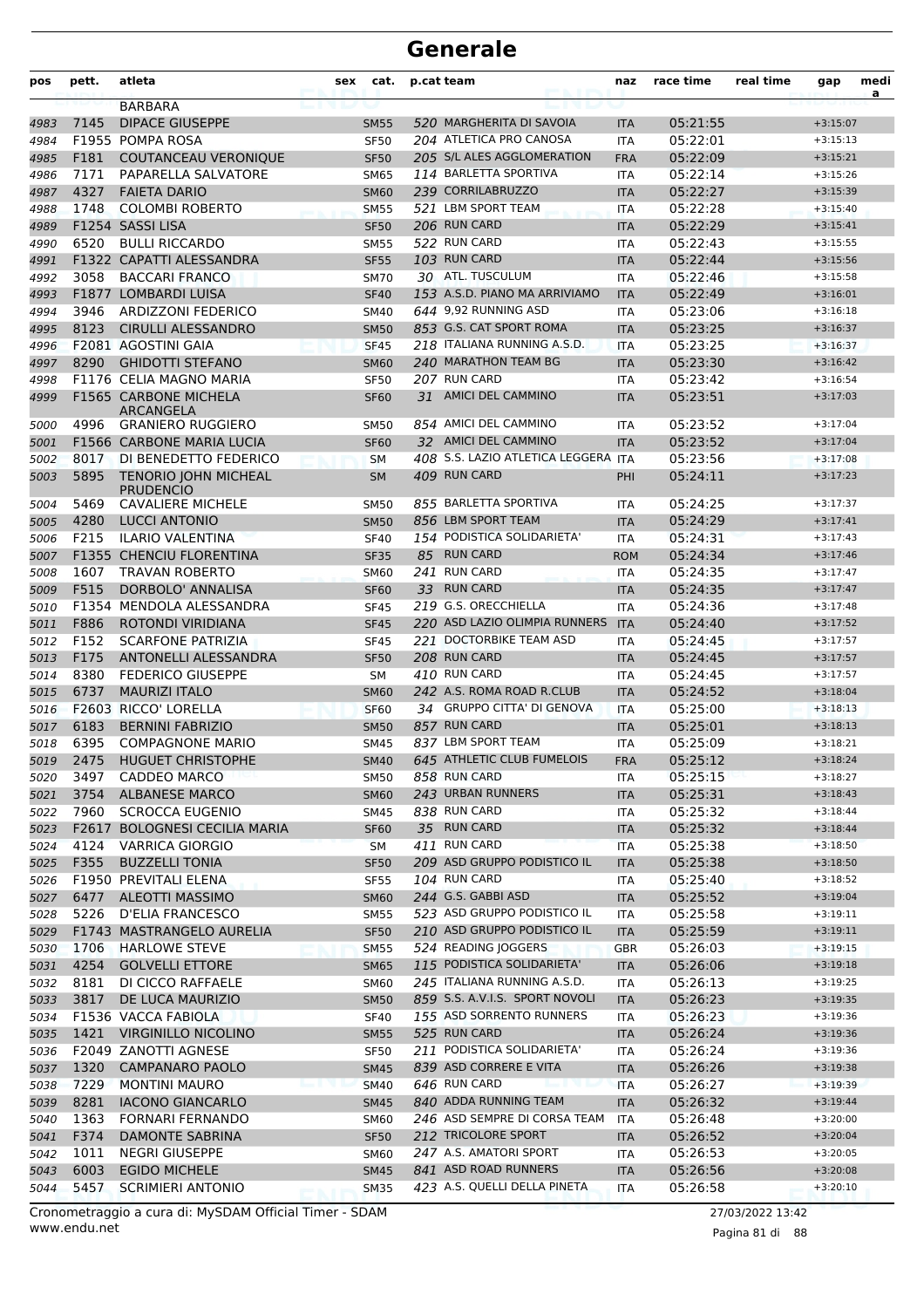# Generale

| pos | pett. | atleta | sex | cat. | p.cat | team | naz | race time | real time | gap | medi a |
|---|---|---|---|---|---|---|---|---|---|---|---|
| | | BARBARA | | | | | | | | | |
| 4983 | 7145 | DIPACE GIUSEPPE | | SM55 | 520 | MARGHERITA DI SAVOIA | ITA | 05:21:55 | | +3:15:07 | |
| 4984 | F1955 | POMPA ROSA | | SF50 | 204 | ATLETICA PRO CANOSA | ITA | 05:22:01 | | +3:15:13 | |
| 4985 | F181 | COUTANCEAU VERONIQUE | | SF50 | 205 | S/L ALES AGGLOMERATION | FRA | 05:22:09 | | +3:15:21 | |
| 4986 | 7171 | PAPARELLA SALVATORE | | SM65 | 114 | BARLETTA SPORTIVA | ITA | 05:22:14 | | +3:15:26 | |
| 4987 | 4327 | FAIETA DARIO | | SM60 | 239 | CORRILABRUZZO | ITA | 05:22:27 | | +3:15:39 | |
| 4988 | 1748 | COLOMBI ROBERTO | | SM55 | 521 | LBM SPORT TEAM | ITA | 05:22:28 | | +3:15:40 | |
| 4989 | F1254 | SASSI LISA | | SF50 | 206 | RUN CARD | ITA | 05:22:29 | | +3:15:41 | |
| 4990 | 6520 | BULLI RICCARDO | | SM55 | 522 | RUN CARD | ITA | 05:22:43 | | +3:15:55 | |
| 4991 | F1322 | CAPATTI ALESSANDRA | | SF55 | 103 | RUN CARD | ITA | 05:22:44 | | +3:15:56 | |
| 4992 | 3058 | BACCARI FRANCO | | SM70 | 30 | ATL. TUSCULUM | ITA | 05:22:46 | | +3:15:58 | |
| 4993 | F1877 | LOMBARDI LUISA | | SF40 | 153 | A.S.D. PIANO MA ARRIVIAMO | ITA | 05:22:49 | | +3:16:01 | |
| 4994 | 3946 | ARDIZZONI FEDERICO | | SM40 | 644 | 9,92 RUNNING ASD | ITA | 05:23:06 | | +3:16:18 | |
| 4995 | 8123 | CIRULLI ALESSANDRO | | SM50 | 853 | G.S. CAT SPORT ROMA | ITA | 05:23:25 | | +3:16:37 | |
| 4996 | F2081 | AGOSTINI GAIA | | SF45 | 218 | ITALIANA RUNNING A.S.D. | ITA | 05:23:25 | | +3:16:37 | |
| 4997 | 8290 | GHIDOTTI STEFANO | | SM60 | 240 | MARATHON TEAM BG | ITA | 05:23:30 | | +3:16:42 | |
| 4998 | F1176 | CELIA MAGNO MARIA | | SF50 | 207 | RUN CARD | ITA | 05:23:42 | | +3:16:54 | |
| 4999 | F1565 | CARBONE MICHELA ARCANGELA | | SF60 | 31 | AMICI DEL CAMMINO | ITA | 05:23:51 | | +3:17:03 | |
| 5000 | 4996 | GRANIERO RUGGIERO | | SM50 | 854 | AMICI DEL CAMMINO | ITA | 05:23:52 | | +3:17:04 | |
| 5001 | F1566 | CARBONE MARIA LUCIA | | SF60 | 32 | AMICI DEL CAMMINO | ITA | 05:23:52 | | +3:17:04 | |
| 5002 | 8017 | DI BENEDETTO FEDERICO | | SM | 408 | S.S. LAZIO ATLETICA LEGGERA | ITA | 05:23:56 | | +3:17:08 | |
| 5003 | 5895 | TENORIO JOHN MICHEAL PRUDENCIO | | SM | 409 | RUN CARD | PHI | 05:24:11 | | +3:17:23 | |
| 5004 | 5469 | CAVALIERE MICHELE | | SM50 | 855 | BARLETTA SPORTIVA | ITA | 05:24:25 | | +3:17:37 | |
| 5005 | 4280 | LUCCI ANTONIO | | SM50 | 856 | LBM SPORT TEAM | ITA | 05:24:29 | | +3:17:41 | |
| 5006 | F215 | ILARIO VALENTINA | | SF40 | 154 | PODISTICA SOLIDARIETA' | ITA | 05:24:31 | | +3:17:43 | |
| 5007 | F1355 | CHENCIU FLORENTINA | | SF35 | 85 | RUN CARD | ROM | 05:24:34 | | +3:17:46 | |
| 5008 | 1607 | TRAVAN ROBERTO | | SM60 | 241 | RUN CARD | ITA | 05:24:35 | | +3:17:47 | |
| 5009 | F515 | DORBOLO' ANNALISA | | SF60 | 33 | RUN CARD | ITA | 05:24:35 | | +3:17:47 | |
| 5010 | F1354 | MENDOLA ALESSANDRA | | SF45 | 219 | G.S. ORECCHIELLA | ITA | 05:24:36 | | +3:17:48 | |
| 5011 | F886 | ROTONDI VIRIDIANA | | SF45 | 220 | ASD LAZIO OLIMPIA RUNNERS | ITA | 05:24:40 | | +3:17:52 | |
| 5012 | F152 | SCARFONE PATRIZIA | | SF45 | 221 | DOCTORBIKE TEAM ASD | ITA | 05:24:45 | | +3:17:57 | |
| 5013 | F175 | ANTONELLI ALESSANDRA | | SF50 | 208 | RUN CARD | ITA | 05:24:45 | | +3:17:57 | |
| 5014 | 8380 | FEDERICO GIUSEPPE | | SM | 410 | RUN CARD | ITA | 05:24:45 | | +3:17:57 | |
| 5015 | 6737 | MAURIZI ITALO | | SM60 | 242 | A.S. ROMA ROAD R.CLUB | ITA | 05:24:52 | | +3:18:04 | |
| 5016 | F2603 | RICCO' LORELLA | | SF60 | 34 | GRUPPO CITTA' DI GENOVA | ITA | 05:25:00 | | +3:18:13 | |
| 5017 | 6183 | BERNINI FABRIZIO | | SM50 | 857 | RUN CARD | ITA | 05:25:01 | | +3:18:13 | |
| 5018 | 6395 | COMPAGNONE MARIO | | SM45 | 837 | LBM SPORT TEAM | ITA | 05:25:09 | | +3:18:21 | |
| 5019 | 2475 | HUGUET CHRISTOPHE | | SM40 | 645 | ATHLETIC CLUB FUMELOIS | FRA | 05:25:12 | | +3:18:24 | |
| 5020 | 3497 | CADDEO MARCO | | SM50 | 858 | RUN CARD | ITA | 05:25:15 | | +3:18:27 | |
| 5021 | 3754 | ALBANESE MARCO | | SM60 | 243 | URBAN RUNNERS | ITA | 05:25:31 | | +3:18:43 | |
| 5022 | 7960 | SCROCCA EUGENIO | | SM45 | 838 | RUN CARD | ITA | 05:25:32 | | +3:18:44 | |
| 5023 | F2617 | BOLOGNESI CECILIA MARIA | | SF60 | 35 | RUN CARD | ITA | 05:25:32 | | +3:18:44 | |
| 5024 | 4124 | VARRICA GIORGIO | | SM | 411 | RUN CARD | ITA | 05:25:38 | | +3:18:50 | |
| 5025 | F355 | BUZZELLI TONIA | | SF50 | 209 | ASD GRUPPO PODISTICO IL | ITA | 05:25:38 | | +3:18:50 | |
| 5026 | F1950 | PREVITALI ELENA | | SF55 | 104 | RUN CARD | ITA | 05:25:40 | | +3:18:52 | |
| 5027 | 6477 | ALEOTTI MASSIMO | | SM60 | 244 | G.S. GABBI ASD | ITA | 05:25:52 | | +3:19:04 | |
| 5028 | 5226 | D'ELIA FRANCESCO | | SM55 | 523 | ASD GRUPPO PODISTICO IL | ITA | 05:25:58 | | +3:19:11 | |
| 5029 | F1743 | MASTRANGELO AURELIA | | SF50 | 210 | ASD GRUPPO PODISTICO IL | ITA | 05:25:59 | | +3:19:11 | |
| 5030 | 1706 | HARLOWE STEVE | | SM55 | 524 | READING JOGGERS | GBR | 05:26:03 | | +3:19:15 | |
| 5031 | 4254 | GOLVELLI ETTORE | | SM65 | 115 | PODISTICA SOLIDARIETA' | ITA | 05:26:06 | | +3:19:18 | |
| 5032 | 8181 | DI CICCO RAFFAELE | | SM60 | 245 | ITALIANA RUNNING A.S.D. | ITA | 05:26:13 | | +3:19:25 | |
| 5033 | 3817 | DE LUCA MAURIZIO | | SM50 | 859 | S.S. A.V.I.S. SPORT NOVOLI | ITA | 05:26:23 | | +3:19:35 | |
| 5034 | F1536 | VACCA FABIOLA | | SF40 | 155 | ASD SORRENTO RUNNERS | ITA | 05:26:23 | | +3:19:36 | |
| 5035 | 1421 | VIRGINILLO NICOLINO | | SM55 | 525 | RUN CARD | ITA | 05:26:24 | | +3:19:36 | |
| 5036 | F2049 | ZANOTTI AGNESE | | SF50 | 211 | PODISTICA SOLIDARIETA' | ITA | 05:26:24 | | +3:19:36 | |
| 5037 | 1320 | CAMPANARO PAOLO | | SM45 | 839 | ASD CORRERE E VITA | ITA | 05:26:26 | | +3:19:38 | |
| 5038 | 7229 | MONTINI MAURO | | SM40 | 646 | RUN CARD | ITA | 05:26:27 | | +3:19:39 | |
| 5039 | 8281 | IACONO GIANCARLO | | SM45 | 840 | ADDA RUNNING TEAM | ITA | 05:26:32 | | +3:19:44 | |
| 5040 | 1363 | FORNARI FERNANDO | | SM60 | 246 | ASD SEMPRE DI CORSA TEAM | ITA | 05:26:48 | | +3:20:00 | |
| 5041 | F374 | DAMONTE SABRINA | | SF50 | 212 | TRICOLORE SPORT | ITA | 05:26:52 | | +3:20:04 | |
| 5042 | 1011 | NEGRI GIUSEPPE | | SM60 | 247 | A.S. AMATORI SPORT | ITA | 05:26:53 | | +3:20:05 | |
| 5043 | 6003 | EGIDO MICHELE | | SM45 | 841 | ASD ROAD RUNNERS | ITA | 05:26:56 | | +3:20:08 | |
| 5044 | 5457 | SCRIMIERI ANTONIO | | SM35 | 423 | A.S. QUELLI DELLA PINETA | ITA | 05:26:58 | | +3:20:10 | |

Cronometraggio a cura di: MySDAM Official Timer - SDAM
www.endu.net

27/03/2022 13:42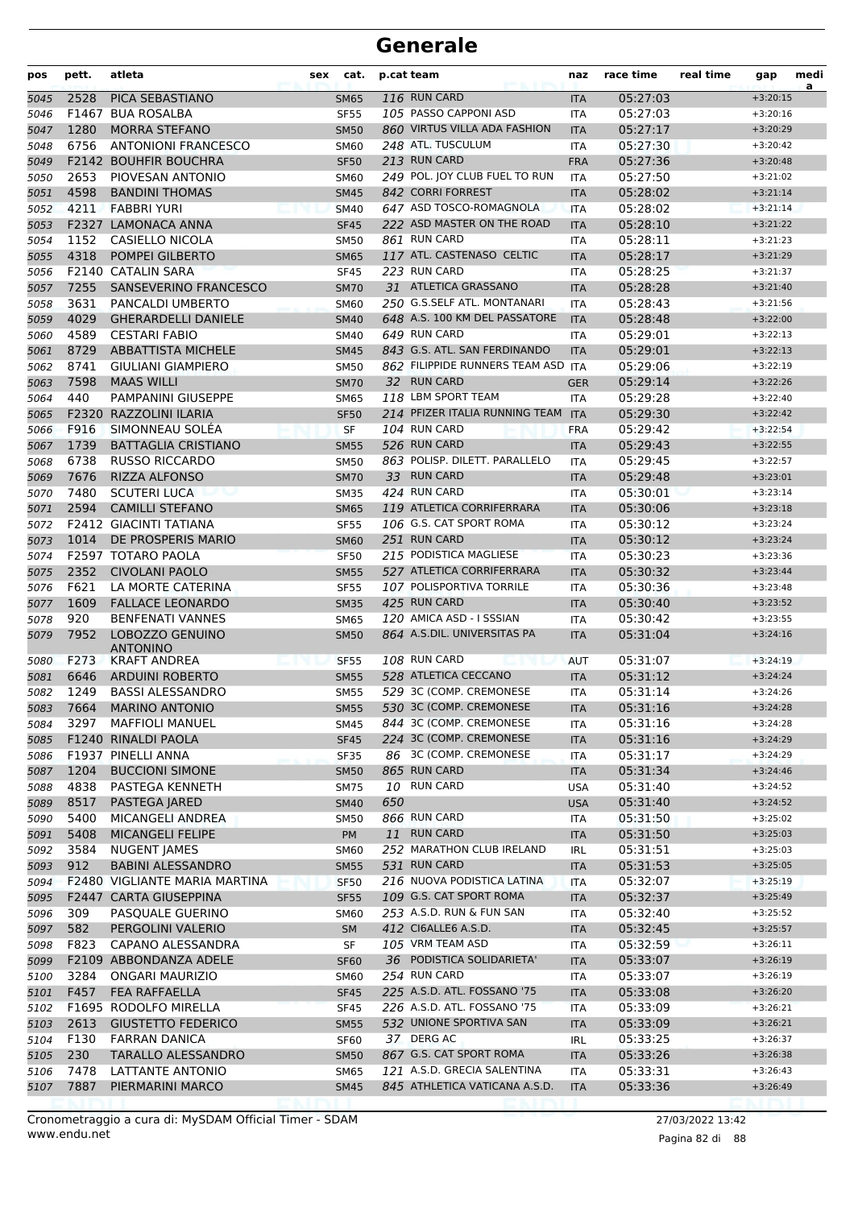# Generale

| pos | pett. | atleta | sex | cat. | p.cat | team | naz | race time | real time | gap | media |
|---|---|---|---|---|---|---|---|---|---|---|---|
| 5045 | 2528 | PICA SEBASTIANO | | SM65 | 116 | RUN CARD | ITA | 05:27:03 | | +3:20:15 | |
| 5046 | F1467 | BUA ROSALBA | | SF55 | 105 | PASSO CAPPONI ASD | ITA | 05:27:03 | | +3:20:16 | |
| 5047 | 1280 | MORRA STEFANO | | SM50 | 860 | VIRTUS VILLA ADA FASHION | ITA | 05:27:17 | | +3:20:29 | |
| 5048 | 6756 | ANTONIONI FRANCESCO | | SM60 | 248 | ATL. TUSCULUM | ITA | 05:27:30 | | +3:20:42 | |
| 5049 | F2142 | BOUHFIR BOUCHRA | | SF50 | 213 | RUN CARD | FRA | 05:27:36 | | +3:20:48 | |
| 5050 | 2653 | PIOVESAN ANTONIO | | SM60 | 249 | POL. JOY CLUB FUEL TO RUN | ITA | 05:27:50 | | +3:21:02 | |
| 5051 | 4598 | BANDINI THOMAS | | SM45 | 842 | CORRI FORREST | ITA | 05:28:02 | | +3:21:14 | |
| 5052 | 4211 | FABBRI YURI | | SM40 | 647 | ASD TOSCO-ROMAGNOLA | ITA | 05:28:02 | | +3:21:14 | |
| 5053 | F2327 | LAMONACA ANNA | | SF45 | 222 | ASD MASTER ON THE ROAD | ITA | 05:28:10 | | +3:21:22 | |
| 5054 | 1152 | CASIELLO NICOLA | | SM50 | 861 | RUN CARD | ITA | 05:28:11 | | +3:21:23 | |
| 5055 | 4318 | POMPEI GILBERTO | | SM65 | 117 | ATL. CASTENASO CELTIC | ITA | 05:28:17 | | +3:21:29 | |
| 5056 | F2140 | CATALIN SARA | | SF45 | 223 | RUN CARD | ITA | 05:28:25 | | +3:21:37 | |
| 5057 | 7255 | SANSEVERINO FRANCESCO | | SM70 | 31 | ATLETICA GRASSANO | ITA | 05:28:28 | | +3:21:40 | |
| 5058 | 3631 | PANCALDI UMBERTO | | SM60 | 250 | G.S.SELF ATL. MONTANARI | ITA | 05:28:43 | | +3:21:56 | |
| 5059 | 4029 | GHERARDELLI DANIELE | | SM40 | 648 | A.S. 100 KM DEL PASSATORE | ITA | 05:28:48 | | +3:22:00 | |
| 5060 | 4589 | CESTARI FABIO | | SM40 | 649 | RUN CARD | ITA | 05:29:01 | | +3:22:13 | |
| 5061 | 8729 | ABBATTISTA MICHELE | | SM45 | 843 | G.S. ATL. SAN FERDINANDO | ITA | 05:29:01 | | +3:22:13 | |
| 5062 | 8741 | GIULIANI GIAMPIERO | | SM50 | 862 | FILIPPIDE RUNNERS TEAM ASD | ITA | 05:29:06 | | +3:22:19 | |
| 5063 | 7598 | MAAS WILLI | | SM70 | 32 | RUN CARD | GER | 05:29:14 | | +3:22:26 | |
| 5064 | 440 | PAMPANINI GIUSEPPE | | SM65 | 118 | LBM SPORT TEAM | ITA | 05:29:28 | | +3:22:40 | |
| 5065 | F2320 | RAZZOLINI ILARIA | | SF50 | 214 | PFIZER ITALIA RUNNING TEAM | ITA | 05:29:30 | | +3:22:42 | |
| 5066 | F916 | SIMONNEAU SOLÉA | | SF | 104 | RUN CARD | FRA | 05:29:42 | | +3:22:54 | |
| 5067 | 1739 | BATTAGLIA CRISTIANO | | SM55 | 526 | RUN CARD | ITA | 05:29:43 | | +3:22:55 | |
| 5068 | 6738 | RUSSO RICCARDO | | SM50 | 863 | POLISP. DILETT. PARALLELO | ITA | 05:29:45 | | +3:22:57 | |
| 5069 | 7676 | RIZZA ALFONSO | | SM70 | 33 | RUN CARD | ITA | 05:29:48 | | +3:23:01 | |
| 5070 | 7480 | SCUTERI LUCA | | SM35 | 424 | RUN CARD | ITA | 05:30:01 | | +3:23:14 | |
| 5071 | 2594 | CAMILLI STEFANO | | SM65 | 119 | ATLETICA CORRIFERRARA | ITA | 05:30:06 | | +3:23:18 | |
| 5072 | F2412 | GIACINTI TATIANA | | SF55 | 106 | G.S. CAT SPORT ROMA | ITA | 05:30:12 | | +3:23:24 | |
| 5073 | 1014 | DE PROSPERIS MARIO | | SM60 | 251 | RUN CARD | ITA | 05:30:12 | | +3:23:24 | |
| 5074 | F2597 | TOTARO PAOLA | | SF50 | 215 | PODISTICA MAGLIESE | ITA | 05:30:23 | | +3:23:36 | |
| 5075 | 2352 | CIVOLANI PAOLO | | SM55 | 527 | ATLETICA CORRIFERRARA | ITA | 05:30:32 | | +3:23:44 | |
| 5076 | F621 | LA MORTE CATERINA | | SF55 | 107 | POLISPORTIVA TORRILE | ITA | 05:30:36 | | +3:23:48 | |
| 5077 | 1609 | FALLACE LEONARDO | | SM35 | 425 | RUN CARD | ITA | 05:30:40 | | +3:23:52 | |
| 5078 | 920 | BENFENATI VANNES | | SM65 | 120 | AMICA ASD - I SSSIAN | ITA | 05:30:42 | | +3:23:55 | |
| 5079 | 7952 | LOBOZZO GENUINO ANTONINO | | SM50 | 864 | A.S.DIL. UNIVERSITAS PA | ITA | 05:31:04 | | +3:24:16 | |
| 5080 | F273 | KRAFT ANDREA | | SF55 | 108 | RUN CARD | AUT | 05:31:07 | | +3:24:19 | |
| 5081 | 6646 | ARDUINI ROBERTO | | SM55 | 528 | ATLETICA CECCANO | ITA | 05:31:12 | | +3:24:24 | |
| 5082 | 1249 | BASSI ALESSANDRO | | SM55 | 529 | 3C (COMP. CREMONESE | ITA | 05:31:14 | | +3:24:26 | |
| 5083 | 7664 | MARINO ANTONIO | | SM55 | 530 | 3C (COMP. CREMONESE | ITA | 05:31:16 | | +3:24:28 | |
| 5084 | 3297 | MAFFIOLI MANUEL | | SM45 | 844 | 3C (COMP. CREMONESE | ITA | 05:31:16 | | +3:24:28 | |
| 5085 | F1240 | RINALDI PAOLA | | SF45 | 224 | 3C (COMP. CREMONESE | ITA | 05:31:16 | | +3:24:29 | |
| 5086 | F1937 | PINELLI ANNA | | SF35 | 86 | 3C (COMP. CREMONESE | ITA | 05:31:17 | | +3:24:29 | |
| 5087 | 1204 | BUCCIONI SIMONE | | SM50 | 865 | RUN CARD | ITA | 05:31:34 | | +3:24:46 | |
| 5088 | 4838 | PASTEGA KENNETH | | SM75 | 10 | RUN CARD | USA | 05:31:40 | | +3:24:52 | |
| 5089 | 8517 | PASTEGA JARED | | SM40 | 650 | | USA | 05:31:40 | | +3:24:52 | |
| 5090 | 5400 | MICANGELI ANDREA | | SM50 | 866 | RUN CARD | ITA | 05:31:50 | | +3:25:02 | |
| 5091 | 5408 | MICANGELI FELIPE | | PM | 11 | RUN CARD | ITA | 05:31:50 | | +3:25:03 | |
| 5092 | 3584 | NUGENT JAMES | | SM60 | 252 | MARATHON CLUB IRELAND | IRL | 05:31:51 | | +3:25:03 | |
| 5093 | 912 | BABINI ALESSANDRO | | SM55 | 531 | RUN CARD | ITA | 05:31:53 | | +3:25:05 | |
| 5094 | F2480 | VIGLIANTE MARIA MARTINA | | SF50 | 216 | NUOVA PODISTICA LATINA | ITA | 05:32:07 | | +3:25:19 | |
| 5095 | F2447 | CARTA GIUSEPPINA | | SF55 | 109 | G.S. CAT SPORT ROMA | ITA | 05:32:37 | | +3:25:49 | |
| 5096 | 309 | PASQUALE GUERINO | | SM60 | 253 | A.S.D. RUN & FUN SAN | ITA | 05:32:40 | | +3:25:52 | |
| 5097 | 582 | PERGOLINI VALERIO | | SM | 412 | CI6ALLE6 A.S.D. | ITA | 05:32:45 | | +3:25:57 | |
| 5098 | F823 | CAPANO ALESSANDRA | | SF | 105 | VRM TEAM ASD | ITA | 05:32:59 | | +3:26:11 | |
| 5099 | F2109 | ABBONDANZA ADELE | | SF60 | 36 | PODISTICA SOLIDARIETA' | ITA | 05:33:07 | | +3:26:19 | |
| 5100 | 3284 | ONGARI MAURIZIO | | SM60 | 254 | RUN CARD | ITA | 05:33:07 | | +3:26:19 | |
| 5101 | F457 | FEA RAFFAELLA | | SF45 | 225 | A.S.D. ATL. FOSSANO '75 | ITA | 05:33:08 | | +3:26:20 | |
| 5102 | F1695 | RODOLFO MIRELLA | | SF45 | 226 | A.S.D. ATL. FOSSANO '75 | ITA | 05:33:09 | | +3:26:21 | |
| 5103 | 2613 | GIUSTETTO FEDERICO | | SM55 | 532 | UNIONE SPORTIVA SAN | ITA | 05:33:09 | | +3:26:21 | |
| 5104 | F130 | FARRAN DANICA | | SF60 | 37 | DERG AC | IRL | 05:33:25 | | +3:26:37 | |
| 5105 | 230 | TARALLO ALESSANDRO | | SM50 | 867 | G.S. CAT SPORT ROMA | ITA | 05:33:26 | | +3:26:38 | |
| 5106 | 7478 | LATTANTE ANTONIO | | SM65 | 121 | A.S.D. GRECIA SALENTINA | ITA | 05:33:31 | | +3:26:43 | |
| 5107 | 7887 | PIERMARINI MARCO | | SM45 | 845 | ATHLETICA VATICANA A.S.D. | ITA | 05:33:36 | | +3:26:49 | |

Cronometraggio a cura di: MySDAM Official Timer - SDAM
www.endu.net

27/03/2022 13:42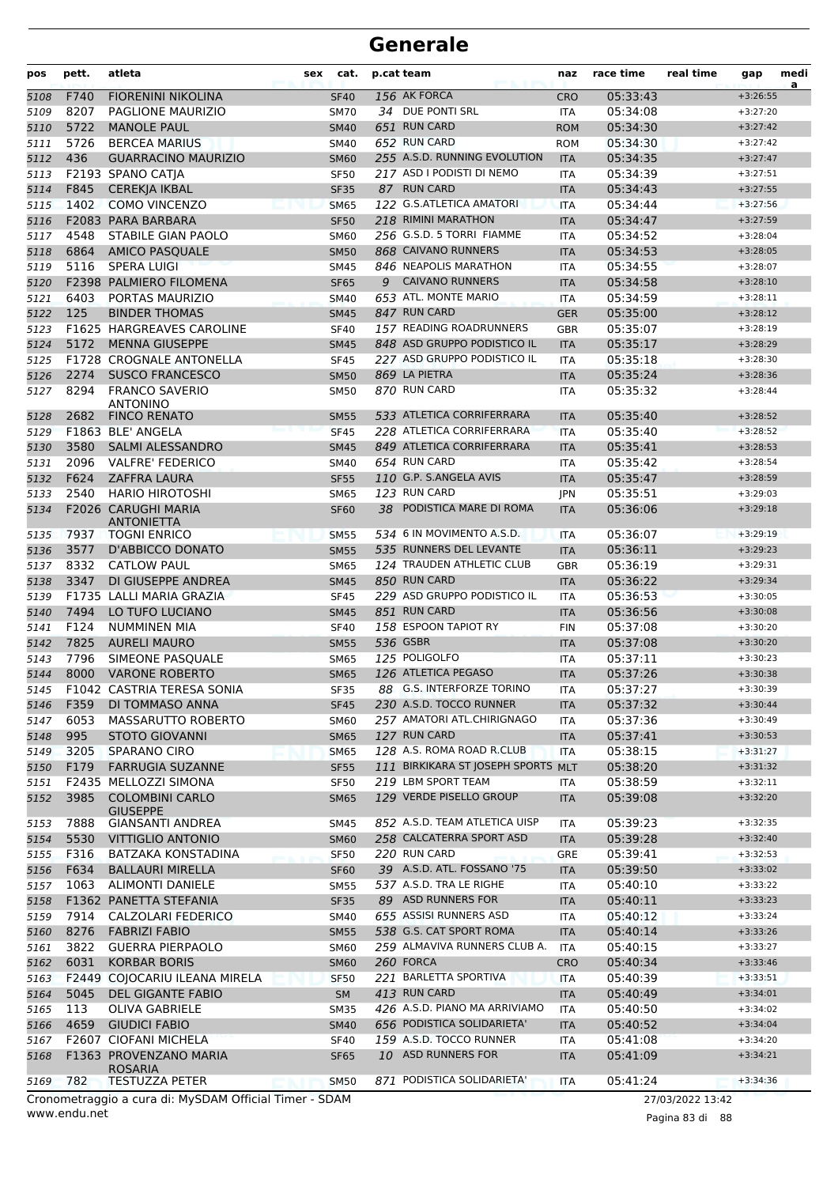# Generale

| pos | pett. | atleta | sex | cat. | p.cat | team | naz | race time | real time | gap | medi a |
|---|---|---|---|---|---|---|---|---|---|---|---|
| 5108 | F740 | FIORENINI NIKOLINA | | SF40 | 156 | AK FORCA | CRO | 05:33:43 | | +3:26:55 | |
| 5109 | 8207 | PAGLIONE MAURIZIO | | SM70 | 34 | DUE PONTI SRL | ITA | 05:34:08 | | +3:27:20 | |
| 5110 | 5722 | MANOLE PAUL | | SM40 | 651 | RUN CARD | ROM | 05:34:30 | | +3:27:42 | |
| 5111 | 5726 | BERCEA MARIUS | | SM40 | 652 | RUN CARD | ROM | 05:34:30 | | +3:27:42 | |
| 5112 | 436 | GUARRACINO MAURIZIO | | SM60 | 255 | A.S.D. RUNNING EVOLUTION | ITA | 05:34:35 | | +3:27:47 | |
| 5113 | F2193 | SPANO CATJA | | SF50 | 217 | ASD I PODISTI DI NEMO | ITA | 05:34:39 | | +3:27:51 | |
| 5114 | F845 | CEREKJA IKBAL | | SF35 | 87 | RUN CARD | ITA | 05:34:43 | | +3:27:55 | |
| 5115 | 1402 | COMO VINCENZO | | SM65 | 122 | G.S.ATLETICA AMATORI | ITA | 05:34:44 | | +3:27:56 | |
| 5116 | F2083 | PARA BARBARA | | SF50 | 218 | RIMINI MARATHON | ITA | 05:34:47 | | +3:27:59 | |
| 5117 | 4548 | STABILE GIAN PAOLO | | SM60 | 256 | G.S.D. 5 TORRI FIAMME | ITA | 05:34:52 | | +3:28:04 | |
| 5118 | 6864 | AMICO PASQUALE | | SM50 | 868 | CAIVANO RUNNERS | ITA | 05:34:53 | | +3:28:05 | |
| 5119 | 5116 | SPERA LUIGI | | SM45 | 846 | NEAPOLIS MARATHON | ITA | 05:34:55 | | +3:28:07 | |
| 5120 | F2398 | PALMIERO FILOMENA | | SF65 | 9 | CAIVANO RUNNERS | ITA | 05:34:58 | | +3:28:10 | |
| 5121 | 6403 | PORTAS MAURIZIO | | SM40 | 653 | ATL. MONTE MARIO | ITA | 05:34:59 | | +3:28:11 | |
| 5122 | 125 | BINDER THOMAS | | SM45 | 847 | RUN CARD | GER | 05:35:00 | | +3:28:12 | |
| 5123 | F1625 | HARGREAVES CAROLINE | | SF40 | 157 | READING ROADRUNNERS | GBR | 05:35:07 | | +3:28:19 | |
| 5124 | 5172 | MENNA GIUSEPPE | | SM45 | 848 | ASD GRUPPO PODISTICO IL | ITA | 05:35:17 | | +3:28:29 | |
| 5125 | F1728 | CROGNALE ANTONELLA | | SF45 | 227 | ASD GRUPPO PODISTICO IL | ITA | 05:35:18 | | +3:28:30 | |
| 5126 | 2274 | SUSCO FRANCESCO | | SM50 | 869 | LA PIETRA | ITA | 05:35:24 | | +3:28:36 | |
| 5127 | 8294 | FRANCO SAVERIO ANTONINO | | SM50 | 870 | RUN CARD | ITA | 05:35:32 | | +3:28:44 | |
| 5128 | 2682 | FINCO RENATO | | SM55 | 533 | ATLETICA CORRIFERRARA | ITA | 05:35:40 | | +3:28:52 | |
| 5129 | F1863 | BLE' ANGELA | | SF45 | 228 | ATLETICA CORRIFERRARA | ITA | 05:35:40 | | +3:28:52 | |
| 5130 | 3580 | SALMI ALESSANDRO | | SM45 | 849 | ATLETICA CORRIFERRARA | ITA | 05:35:41 | | +3:28:53 | |
| 5131 | 2096 | VALFRE' FEDERICO | | SM40 | 654 | RUN CARD | ITA | 05:35:42 | | +3:28:54 | |
| 5132 | F624 | ZAFFRA LAURA | | SF55 | 110 | G.P. S.ANGELA AVIS | ITA | 05:35:47 | | +3:28:59 | |
| 5133 | 2540 | HARIO HIROTOSHI | | SM65 | 123 | RUN CARD | JPN | 05:35:51 | | +3:29:03 | |
| 5134 | F2026 | CARUGHI MARIA ANTONIETTA | | SF60 | 38 | PODISTICA MARE DI ROMA | ITA | 05:36:06 | | +3:29:18 | |
| 5135 | 7937 | TOGNI ENRICO | | SM55 | 534 | 6 IN MOVIMENTO A.S.D. | ITA | 05:36:07 | | +3:29:19 | |
| 5136 | 3577 | D'ABBICCO DONATO | | SM55 | 535 | RUNNERS DEL LEVANTE | ITA | 05:36:11 | | +3:29:23 | |
| 5137 | 8332 | CATLOW PAUL | | SM65 | 124 | TRAUDEN ATHLETIC CLUB | GBR | 05:36:19 | | +3:29:31 | |
| 5138 | 3347 | DI GIUSEPPE ANDREA | | SM45 | 850 | RUN CARD | ITA | 05:36:22 | | +3:29:34 | |
| 5139 | F1735 | LALLI MARIA GRAZIA | | SF45 | 229 | ASD GRUPPO PODISTICO IL | ITA | 05:36:53 | | +3:30:05 | |
| 5140 | 7494 | LO TUFO LUCIANO | | SM45 | 851 | RUN CARD | ITA | 05:36:56 | | +3:30:08 | |
| 5141 | F124 | NUMMINEN MIA | | SF40 | 158 | ESPOON TAPIOT RY | FIN | 05:37:08 | | +3:30:20 | |
| 5142 | 7825 | AURELI MAURO | | SM55 | 536 | GSBR | ITA | 05:37:08 | | +3:30:20 | |
| 5143 | 7796 | SIMEONE PASQUALE | | SM65 | 125 | POLIGOLFO | ITA | 05:37:11 | | +3:30:23 | |
| 5144 | 8000 | VARONE ROBERTO | | SM65 | 126 | ATLETICA PEGASO | ITA | 05:37:26 | | +3:30:38 | |
| 5145 | F1042 | CASTRIA TERESA SONIA | | SF35 | 88 | G.S. INTERFORZE TORINO | ITA | 05:37:27 | | +3:30:39 | |
| 5146 | F359 | DI TOMMASO ANNA | | SF45 | 230 | A.S.D. TOCCO RUNNER | ITA | 05:37:32 | | +3:30:44 | |
| 5147 | 6053 | MASSARUTTO ROBERTO | | SM60 | 257 | AMATORI ATL.CHIRIGNAGO | ITA | 05:37:36 | | +3:30:49 | |
| 5148 | 995 | STOTO GIOVANNI | | SM65 | 127 | RUN CARD | ITA | 05:37:41 | | +3:30:53 | |
| 5149 | 3205 | SPARANO CIRO | | SM65 | 128 | A.S. ROMA ROAD R.CLUB | ITA | 05:38:15 | | +3:31:27 | |
| 5150 | F179 | FARRUGIA SUZANNE | | SF55 | 111 | BIRKIKARA ST JOSEPH SPORTS | MLT | 05:38:20 | | +3:31:32 | |
| 5151 | F2435 | MELLOZZI SIMONA | | SF50 | 219 | LBM SPORT TEAM | ITA | 05:38:59 | | +3:32:11 | |
| 5152 | 3985 | COLOMBINI CARLO GIUSEPPE | | SM65 | 129 | VERDE PISELLO GROUP | ITA | 05:39:08 | | +3:32:20 | |
| 5153 | 7888 | GIANSANTI ANDREA | | SM45 | 852 | A.S.D. TEAM ATLETICA UISP | ITA | 05:39:23 | | +3:32:35 | |
| 5154 | 5530 | VITTIGLIO ANTONIO | | SM60 | 258 | CALCATERRA SPORT ASD | ITA | 05:39:28 | | +3:32:40 | |
| 5155 | F316 | BATZAKA KONSTADINA | | SF50 | 220 | RUN CARD | GRE | 05:39:41 | | +3:32:53 | |
| 5156 | F634 | BALLAURI MIRELLA | | SF60 | 39 | A.S.D. ATL. FOSSANO '75 | ITA | 05:39:50 | | +3:33:02 | |
| 5157 | 1063 | ALIMONTI DANIELE | | SM55 | 537 | A.S.D. TRA LE RIGHE | ITA | 05:40:10 | | +3:33:22 | |
| 5158 | F1362 | PANETTA STEFANIA | | SF35 | 89 | ASD RUNNERS FOR | ITA | 05:40:11 | | +3:33:23 | |
| 5159 | 7914 | CALZOLARI FEDERICO | | SM40 | 655 | ASSISI RUNNERS ASD | ITA | 05:40:12 | | +3:33:24 | |
| 5160 | 8276 | FABRIZI FABIO | | SM55 | 538 | G.S. CAT SPORT ROMA | ITA | 05:40:14 | | +3:33:26 | |
| 5161 | 3822 | GUERRA PIERPAOLO | | SM60 | 259 | ALMAVIVA RUNNERS CLUB A. | ITA | 05:40:15 | | +3:33:27 | |
| 5162 | 6031 | KORBAR BORIS | | SM60 | 260 | FORCA | CRO | 05:40:34 | | +3:33:46 | |
| 5163 | F2449 | COJOCARIU ILEANA MIRELA | | SF50 | 221 | BARLETTA SPORTIVA | ITA | 05:40:39 | | +3:33:51 | |
| 5164 | 5045 | DEL GIGANTE FABIO | | SM | 413 | RUN CARD | ITA | 05:40:49 | | +3:34:01 | |
| 5165 | 113 | OLIVA GABRIELE | | SM35 | 426 | A.S.D. PIANO MA ARRIVIAMO | ITA | 05:40:50 | | +3:34:02 | |
| 5166 | 4659 | GIUDICI FABIO | | SM40 | 656 | PODISTICA SOLIDARIETA' | ITA | 05:40:52 | | +3:34:04 | |
| 5167 | F2607 | CIOFANI MICHELA | | SF40 | 159 | A.S.D. TOCCO RUNNER | ITA | 05:41:08 | | +3:34:20 | |
| 5168 | F1363 | PROVENZANO MARIA ROSARIA | | SF65 | 10 | ASD RUNNERS FOR | ITA | 05:41:09 | | +3:34:21 | |
| 5169 | 782 | TESTUZZA PETER | | SM50 | 871 | PODISTICA SOLIDARIETA' | ITA | 05:41:24 | | +3:34:36 | |

Cronometraggio a cura di: MySDAM Official Timer - SDAM
www.endu.net

27/03/2022 13:42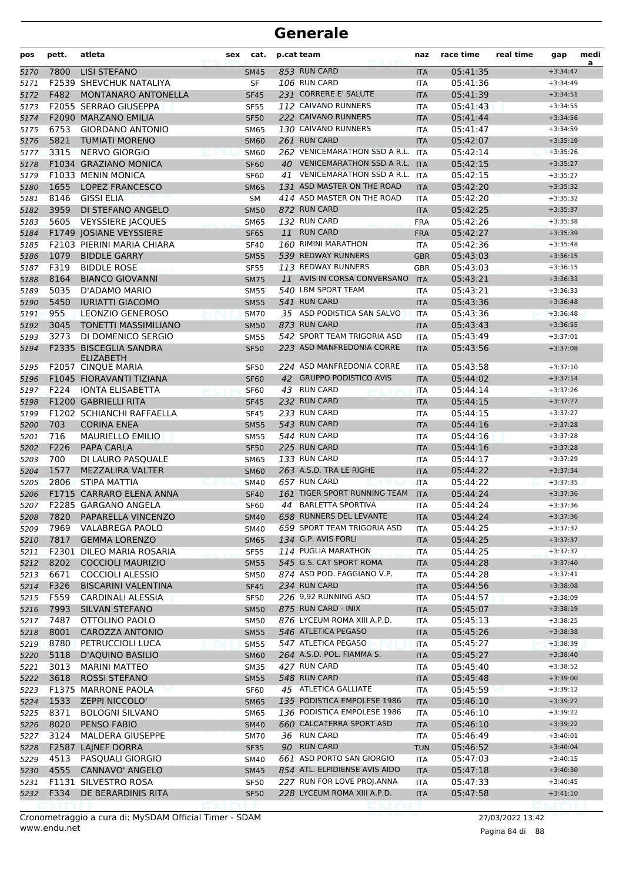# Generale

| pos | pett. | atleta | sex | cat. | p.cat | team | naz | race time | real time | gap | media |
|---|---|---|---|---|---|---|---|---|---|---|---|
| 5170 | 7800 | LISI STEFANO | | SM45 | 853 | RUN CARD | ITA | 05:41:35 | | +3:34:47 | |
| 5171 | F2539 | SHEVCHUK NATALIYA | | SF | 106 | RUN CARD | ITA | 05:41:36 | | +3:34:49 | |
| 5172 | F482 | MONTANARO ANTONELLA | | SF45 | 231 | CORRERE E' SALUTE | ITA | 05:41:39 | | +3:34:51 | |
| 5173 | F2055 | SERRAO GIUSEPPA | | SF55 | 112 | CAIVANO RUNNERS | ITA | 05:41:43 | | +3:34:55 | |
| 5174 | F2090 | MARZANO EMILIA | | SF50 | 222 | CAIVANO RUNNERS | ITA | 05:41:44 | | +3:34:56 | |
| 5175 | 6753 | GIORDANO ANTONIO | | SM65 | 130 | CAIVANO RUNNERS | ITA | 05:41:47 | | +3:34:59 | |
| 5176 | 5821 | TUMIATI MORENO | | SM60 | 261 | RUN CARD | ITA | 05:42:07 | | +3:35:19 | |
| 5177 | 3315 | NERVO GIORGIO | | SM60 | 262 | VENICEMARATHON SSD A R.L. | ITA | 05:42:14 | | +3:35:26 | |
| 5178 | F1034 | GRAZIANO MONICA | | SF60 | 40 | VENICEMARATHON SSD A R.L. | ITA | 05:42:15 | | +3:35:27 | |
| 5179 | F1033 | MENIN MONICA | | SF60 | 41 | VENICEMARATHON SSD A R.L. | ITA | 05:42:15 | | +3:35:27 | |
| 5180 | 1655 | LOPEZ FRANCESCO | | SM65 | 131 | ASD MASTER ON THE ROAD | ITA | 05:42:20 | | +3:35:32 | |
| 5181 | 8146 | GISSI ELIA | | SM | 414 | ASD MASTER ON THE ROAD | ITA | 05:42:20 | | +3:35:32 | |
| 5182 | 3959 | DI STEFANO ANGELO | | SM50 | 872 | RUN CARD | ITA | 05:42:25 | | +3:35:37 | |
| 5183 | 5605 | VEYSSIERE JACQUES | | SM65 | 132 | RUN CARD | FRA | 05:42:26 | | +3:35:38 | |
| 5184 | F1749 | JOSIANE VEYSSIERE | | SF65 | 11 | RUN CARD | FRA | 05:42:27 | | +3:35:39 | |
| 5185 | F2103 | PIERINI MARIA CHIARA | | SF40 | 160 | RIMINI MARATHON | ITA | 05:42:36 | | +3:35:48 | |
| 5186 | 1079 | BIDDLE GARRY | | SM55 | 539 | REDWAY RUNNERS | GBR | 05:43:03 | | +3:36:15 | |
| 5187 | F319 | BIDDLE ROSE | | SF55 | 113 | REDWAY RUNNERS | GBR | 05:43:03 | | +3:36:15 | |
| 5188 | 8164 | BIANCO GIOVANNI | | SM75 | 11 | AVIS IN CORSA CONVERSANO | ITA | 05:43:21 | | +3:36:33 | |
| 5189 | 5035 | D'ADAMO MARIO | | SM55 | 540 | LBM SPORT TEAM | ITA | 05:43:21 | | +3:36:33 | |
| 5190 | 5450 | IURIATTI GIACOMO | | SM55 | 541 | RUN CARD | ITA | 05:43:36 | | +3:36:48 | |
| 5191 | 955 | LEONZIO GENEROSO | | SM70 | 35 | ASD PODISTICA SAN SALVO | ITA | 05:43:36 | | +3:36:48 | |
| 5192 | 3045 | TONETTI MASSIMILIANO | | SM50 | 873 | RUN CARD | ITA | 05:43:43 | | +3:36:55 | |
| 5193 | 3273 | DI DOMENICO SERGIO | | SM55 | 542 | SPORT TEAM TRIGORIA ASD | ITA | 05:43:49 | | +3:37:01 | |
| 5194 | F2335 | BISCEGLIA SANDRA ELIZABETH | | SF50 | 223 | ASD MANFREDONIA CORRE | ITA | 05:43:56 | | +3:37:08 | |
| 5195 | F2057 | CINQUE MARIA | | SF50 | 224 | ASD MANFREDONIA CORRE | ITA | 05:43:58 | | +3:37:10 | |
| 5196 | F1045 | FIORAVANTI TIZIANA | | SF60 | 42 | GRUPPO PODISTICO AVIS | ITA | 05:44:02 | | +3:37:14 | |
| 5197 | F224 | IONTA ELISABETTA | | SF60 | 43 | RUN CARD | ITA | 05:44:14 | | +3:37:26 | |
| 5198 | F1200 | GABRIELLI RITA | | SF45 | 232 | RUN CARD | ITA | 05:44:15 | | +3:37:27 | |
| 5199 | F1202 | SCHIANCHI RAFFAELLA | | SF45 | 233 | RUN CARD | ITA | 05:44:15 | | +3:37:27 | |
| 5200 | 703 | CORINA ENEA | | SM55 | 543 | RUN CARD | ITA | 05:44:16 | | +3:37:28 | |
| 5201 | 716 | MAURIELLO EMILIO | | SM55 | 544 | RUN CARD | ITA | 05:44:16 | | +3:37:28 | |
| 5202 | F226 | PAPA CARLA | | SF50 | 225 | RUN CARD | ITA | 05:44:16 | | +3:37:28 | |
| 5203 | 700 | DI LAURO PASQUALE | | SM65 | 133 | RUN CARD | ITA | 05:44:17 | | +3:37:29 | |
| 5204 | 1577 | MEZZALIRA VALTER | | SM60 | 263 | A.S.D. TRA LE RIGHE | ITA | 05:44:22 | | +3:37:34 | |
| 5205 | 2806 | STIPA MATTIA | | SM40 | 657 | RUN CARD | ITA | 05:44:22 | | +3:37:35 | |
| 5206 | F1715 | CARRARO ELENA ANNA | | SF40 | 161 | TIGER SPORT RUNNING TEAM | ITA | 05:44:24 | | +3:37:36 | |
| 5207 | F2285 | GARGANO ANGELA | | SF60 | 44 | BARLETTA SPORTIVA | ITA | 05:44:24 | | +3:37:36 | |
| 5208 | 7820 | PAPARELLA VINCENZO | | SM40 | 658 | RUNNERS DEL LEVANTE | ITA | 05:44:24 | | +3:37:36 | |
| 5209 | 7969 | VALABREGA PAOLO | | SM40 | 659 | SPORT TEAM TRIGORIA ASD | ITA | 05:44:25 | | +3:37:37 | |
| 5210 | 7817 | GEMMA LORENZO | | SM65 | 134 | G.P. AVIS FORLI | ITA | 05:44:25 | | +3:37:37 | |
| 5211 | F2301 | DILEO MARIA ROSARIA | | SF55 | 114 | PUGLIA MARATHON | ITA | 05:44:25 | | +3:37:37 | |
| 5212 | 8202 | COCCIOLI MAURIZIO | | SM55 | 545 | G.S. CAT SPORT ROMA | ITA | 05:44:28 | | +3:37:40 | |
| 5213 | 6671 | COCCIOLI ALESSIO | | SM50 | 874 | ASD POD. FAGGIANO V.P. | ITA | 05:44:28 | | +3:37:41 | |
| 5214 | F326 | BISCARINI VALENTINA | | SF45 | 234 | RUN CARD | ITA | 05:44:56 | | +3:38:08 | |
| 5215 | F559 | CARDINALI ALESSIA | | SF50 | 226 | 9,92 RUNNING ASD | ITA | 05:44:57 | | +3:38:09 | |
| 5216 | 7993 | SILVAN STEFANO | | SM50 | 875 | RUN CARD - INIX | ITA | 05:45:07 | | +3:38:19 | |
| 5217 | 7487 | OTTOLINO PAOLO | | SM50 | 876 | LYCEUM ROMA XIII A.P.D. | ITA | 05:45:13 | | +3:38:25 | |
| 5218 | 8001 | CAROZZA ANTONIO | | SM55 | 546 | ATLETICA PEGASO | ITA | 05:45:26 | | +3:38:38 | |
| 5219 | 8780 | PETRUCCIOLI LUCA | | SM55 | 547 | ATLETICA PEGASO | ITA | 05:45:27 | | +3:38:39 | |
| 5220 | 5118 | D'AQUINO BASILIO | | SM60 | 264 | A.S.D. POL. FIAMMA S. | ITA | 05:45:27 | | +3:38:40 | |
| 5221 | 3013 | MARINI MATTEO | | SM35 | 427 | RUN CARD | ITA | 05:45:40 | | +3:38:52 | |
| 5222 | 3618 | ROSSI STEFANO | | SM55 | 548 | RUN CARD | ITA | 05:45:48 | | +3:39:00 | |
| 5223 | F1375 | MARRONE PAOLA | | SF60 | 45 | ATLETICA GALLIATE | ITA | 05:45:59 | | +3:39:12 | |
| 5224 | 1533 | ZEPPI NICCOLO' | | SM65 | 135 | PODISTICA EMPOLESE 1986 | ITA | 05:46:10 | | +3:39:22 | |
| 5225 | 8371 | BOLOGNI SILVANO | | SM65 | 136 | PODISTICA EMPOLESE 1986 | ITA | 05:46:10 | | +3:39:22 | |
| 5226 | 8020 | PENSO FABIO | | SM40 | 660 | CALCATERRA SPORT ASD | ITA | 05:46:10 | | +3:39:22 | |
| 5227 | 3124 | MALDERA GIUSEPPE | | SM70 | 36 | RUN CARD | ITA | 05:46:49 | | +3:40:01 | |
| 5228 | F2587 | LAJNEF DORRA | | SF35 | 90 | RUN CARD | TUN | 05:46:52 | | +3:40:04 | |
| 5229 | 4513 | PASQUALI GIORGIO | | SM40 | 661 | ASD PORTO SAN GIORGIO | ITA | 05:47:03 | | +3:40:15 | |
| 5230 | 4555 | CANNAVO' ANGELO | | SM45 | 854 | ATL. ELPIDIENSE AVIS AIDO | ITA | 05:47:18 | | +3:40:30 | |
| 5231 | F1131 | SILVESTRO ROSA | | SF50 | 227 | RUN FOR LOVE PROJ.ANNA | ITA | 05:47:33 | | +3:40:45 | |
| 5232 | F334 | DE BERARDINIS RITA | | SF50 | 228 | LYCEUM ROMA XIII A.P.D. | ITA | 05:47:58 | | +3:41:10 | |

Cronometraggio a cura di: MySDAM Official Timer - SDAM
www.endu.net

27/03/2022 13:42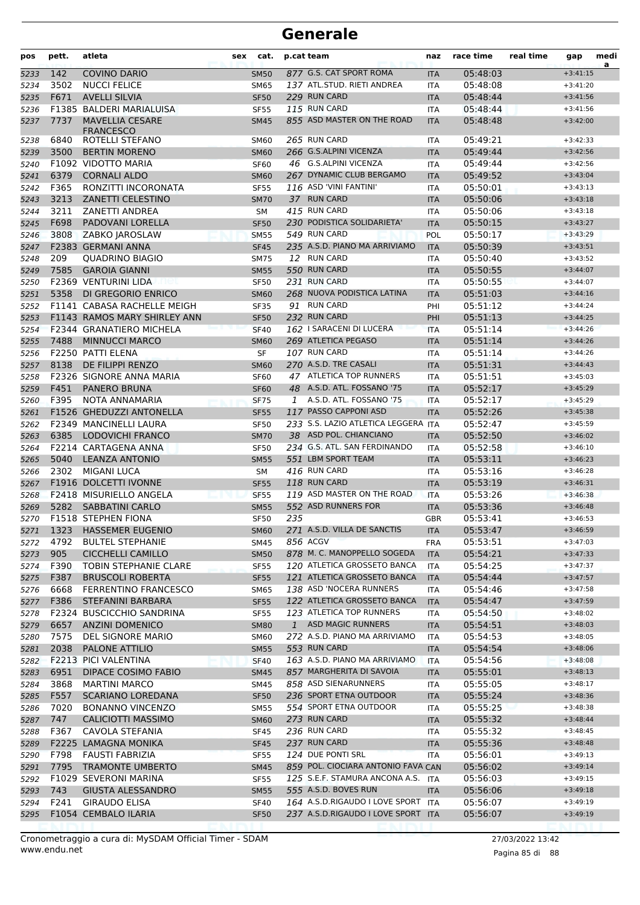# Generale

| pos | pett. | atleta | sex | cat. | p.cat | team | naz | race time | real time | gap | medi a |
|---|---|---|---|---|---|---|---|---|---|---|---|
| 5233 | 142 | COVINO DARIO | | SM50 | 877 | G.S. CAT SPORT ROMA | ITA | 05:48:03 | | +3:41:15 | |
| 5234 | 3502 | NUCCI FELICE | | SM65 | 137 | ATL.STUD. RIETI ANDREA | ITA | 05:48:08 | | +3:41:20 | |
| 5235 | F671 | AVELLI SILVIA | | SF50 | 229 | RUN CARD | ITA | 05:48:44 | | +3:41:56 | |
| 5236 | F1385 | BALDERI MARIALUISA | | SF55 | 115 | RUN CARD | ITA | 05:48:44 | | +3:41:56 | |
| 5237 | 7737 | MAVELLIA CESARE FRANCESCO | | SM45 | 855 | ASD MASTER ON THE ROAD | ITA | 05:48:48 | | +3:42:00 | |
| 5238 | 6840 | ROTELLI STEFANO | | SM60 | 265 | RUN CARD | ITA | 05:49:21 | | +3:42:33 | |
| 5239 | 3500 | BERTIN MORENO | | SM60 | 266 | G.S.ALPINI VICENZA | ITA | 05:49:44 | | +3:42:56 | |
| 5240 | F1092 | VIDOTTO MARIA | | SF60 | 46 | G.S.ALPINI VICENZA | ITA | 05:49:44 | | +3:42:56 | |
| 5241 | 6379 | CORNALI ALDO | | SM60 | 267 | DYNAMIC CLUB BERGAMO | ITA | 05:49:52 | | +3:43:04 | |
| 5242 | F365 | RONZITTI INCORONATA | | SF55 | 116 | ASD 'VINI FANTINI' | ITA | 05:50:01 | | +3:43:13 | |
| 5243 | 3213 | ZANETTI CELESTINO | | SM70 | 37 | RUN CARD | ITA | 05:50:06 | | +3:43:18 | |
| 5244 | 3211 | ZANETTI ANDREA | | SM | 415 | RUN CARD | ITA | 05:50:06 | | +3:43:18 | |
| 5245 | F698 | PADOVANI LORELLA | | SF50 | 230 | PODISTICA SOLIDARIETA' | ITA | 05:50:15 | | +3:43:27 | |
| 5246 | 3808 | ZABKO JAROSLAW | | SM55 | 549 | RUN CARD | POL | 05:50:17 | | +3:43:29 | |
| 5247 | F2383 | GERMANI ANNA | | SF45 | 235 | A.S.D. PIANO MA ARRIVIAMO | ITA | 05:50:39 | | +3:43:51 | |
| 5248 | 209 | QUADRINO BIAGIO | | SM75 | 12 | RUN CARD | ITA | 05:50:40 | | +3:43:52 | |
| 5249 | 7585 | GAROIA GIANNI | | SM55 | 550 | RUN CARD | ITA | 05:50:55 | | +3:44:07 | |
| 5250 | F2369 | VENTURINI LIDA | | SF50 | 231 | RUN CARD | ITA | 05:50:55 | | +3:44:07 | |
| 5251 | 5358 | DI GREGORIO ENRICO | | SM60 | 268 | NUOVA PODISTICA LATINA | ITA | 05:51:03 | | +3:44:16 | |
| 5252 | F1141 | CABASA RACHELLE MEIGH | | SF35 | 91 | RUN CARD | PHI | 05:51:12 | | +3:44:24 | |
| 5253 | F1143 | RAMOS MARY SHIRLEY ANN | | SF50 | 232 | RUN CARD | PHI | 05:51:13 | | +3:44:25 | |
| 5254 | F2344 | GRANATIERO MICHELA | | SF40 | 162 | I SARACENI DI LUCERA | ITA | 05:51:14 | | +3:44:26 | |
| 5255 | 7488 | MINNUCCI MARCO | | SM60 | 269 | ATLETICA PEGASO | ITA | 05:51:14 | | +3:44:26 | |
| 5256 | F2250 | PATTI ELENA | | SF | 107 | RUN CARD | ITA | 05:51:14 | | +3:44:26 | |
| 5257 | 8138 | DE FILIPPI RENZO | | SM60 | 270 | A.S.D. TRE CASALI | ITA | 05:51:31 | | +3:44:43 | |
| 5258 | F2326 | SIGNORE ANNA MARIA | | SF60 | 47 | ATLETICA TOP RUNNERS | ITA | 05:51:51 | | +3:45:03 | |
| 5259 | F451 | PANERO BRUNA | | SF60 | 48 | A.S.D. ATL. FOSSANO '75 | ITA | 05:52:17 | | +3:45:29 | |
| 5260 | F395 | NOTA ANNAMARIA | | SF75 | 1 | A.S.D. ATL. FOSSANO '75 | ITA | 05:52:17 | | +3:45:29 | |
| 5261 | F1526 | GHEDUZZI ANTONELLA | | SF55 | 117 | PASSO CAPPONI ASD | ITA | 05:52:26 | | +3:45:38 | |
| 5262 | F2349 | MANCINELLI LAURA | | SF50 | 233 | S.S. LAZIO ATLETICA LEGGERA | ITA | 05:52:47 | | +3:45:59 | |
| 5263 | 6385 | LODOVICHI FRANCO | | SM70 | 38 | ASD POL. CHIANCIANO | ITA | 05:52:50 | | +3:46:02 | |
| 5264 | F2214 | CARTAGENA ANNA | | SF50 | 234 | G.S. ATL. SAN FERDINANDO | ITA | 05:52:58 | | +3:46:10 | |
| 5265 | 5040 | LEANZA ANTONIO | | SM55 | 551 | LBM SPORT TEAM | ITA | 05:53:11 | | +3:46:23 | |
| 5266 | 2302 | MIGANI LUCA | | SM | 416 | RUN CARD | ITA | 05:53:16 | | +3:46:28 | |
| 5267 | F1916 | DOLCETTI IVONNE | | SF55 | 118 | RUN CARD | ITA | 05:53:19 | | +3:46:31 | |
| 5268 | F2418 | MISURIELLO ANGELA | | SF55 | 119 | ASD MASTER ON THE ROAD | ITA | 05:53:26 | | +3:46:38 | |
| 5269 | 5282 | SABBATINI CARLO | | SM55 | 552 | ASD RUNNERS FOR | ITA | 05:53:36 | | +3:46:48 | |
| 5270 | F1518 | STEPHEN FIONA | | SF50 | 235 | | GBR | 05:53:41 | | +3:46:53 | |
| 5271 | 1323 | HASSEMER EUGENIO | | SM60 | 271 | A.S.D. VILLA DE SANCTIS | ITA | 05:53:47 | | +3:46:59 | |
| 5272 | 4792 | BULTEL STEPHANIE | | SM45 | 856 | ACGV | FRA | 05:53:51 | | +3:47:03 | |
| 5273 | 905 | CICCHELLI CAMILLO | | SM50 | 878 | M. C. MANOPPELLO SOGEDA | ITA | 05:54:21 | | +3:47:33 | |
| 5274 | F390 | TOBIN STEPHANIE CLARE | | SF55 | 120 | ATLETICA GROSSETO BANCA | ITA | 05:54:25 | | +3:47:37 | |
| 5275 | F387 | BRUSCOLI ROBERTA | | SF55 | 121 | ATLETICA GROSSETO BANCA | ITA | 05:54:44 | | +3:47:57 | |
| 5276 | 6668 | FERRENTINO FRANCESCO | | SM65 | 138 | ASD 'NOCERA RUNNERS | ITA | 05:54:46 | | +3:47:58 | |
| 5277 | F386 | STEFANINI BARBARA | | SF55 | 122 | ATLETICA GROSSETO BANCA | ITA | 05:54:47 | | +3:47:59 | |
| 5278 | F2324 | BUSCICCHIO SANDRINA | | SF55 | 123 | ATLETICA TOP RUNNERS | ITA | 05:54:50 | | +3:48:02 | |
| 5279 | 6657 | ANZINI DOMENICO | | SM80 | 1 | ASD MAGIC RUNNERS | ITA | 05:54:51 | | +3:48:03 | |
| 5280 | 7575 | DEL SIGNORE MARIO | | SM60 | 272 | A.S.D. PIANO MA ARRIVIAMO | ITA | 05:54:53 | | +3:48:05 | |
| 5281 | 2038 | PALONE ATTILIO | | SM55 | 553 | RUN CARD | ITA | 05:54:54 | | +3:48:06 | |
| 5282 | F2213 | PICI VALENTINA | | SF40 | 163 | A.S.D. PIANO MA ARRIVIAMO | ITA | 05:54:56 | | +3:48:08 | |
| 5283 | 6951 | DIPACE COSIMO FABIO | | SM45 | 857 | MARGHERITA DI SAVOIA | ITA | 05:55:01 | | +3:48:13 | |
| 5284 | 3868 | MARTINI MARCO | | SM45 | 858 | ASD SIENARUNNERS | ITA | 05:55:05 | | +3:48:17 | |
| 5285 | F557 | SCARIANO LOREDANA | | SF50 | 236 | SPORT ETNA OUTDOOR | ITA | 05:55:24 | | +3:48:36 | |
| 5286 | 7020 | BONANNO VINCENZO | | SM55 | 554 | SPORT ETNA OUTDOOR | ITA | 05:55:25 | | +3:48:38 | |
| 5287 | 747 | CALICIOTTI MASSIMO | | SM60 | 273 | RUN CARD | ITA | 05:55:32 | | +3:48:44 | |
| 5288 | F367 | CAVOLA STEFANIA | | SF45 | 236 | RUN CARD | ITA | 05:55:32 | | +3:48:45 | |
| 5289 | F2225 | LAMAGNA MONIKA | | SF45 | 237 | RUN CARD | ITA | 05:55:36 | | +3:48:48 | |
| 5290 | F798 | FAUSTI FABRIZIA | | SF55 | 124 | DUE PONTI SRL | ITA | 05:56:01 | | +3:49:13 | |
| 5291 | 7795 | TRAMONTE UMBERTO | | SM45 | 859 | POL. CIOCIARA ANTONIO FAVA | CAN | 05:56:02 | | +3:49:14 | |
| 5292 | F1029 | SEVERONI MARINA | | SF55 | 125 | S.E.F. STAMURA ANCONA A.S. | ITA | 05:56:03 | | +3:49:15 | |
| 5293 | 743 | GIUSTA ALESSANDRO | | SM55 | 555 | A.S.D. BOVES RUN | ITA | 05:56:06 | | +3:49:18 | |
| 5294 | F241 | GIRAUDO ELISA | | SF40 | 164 | A.S.D.RIGAUDO I LOVE SPORT | ITA | 05:56:07 | | +3:49:19 | |
| 5295 | F1054 | CEMBALO ILARIA | | SF50 | 237 | A.S.D.RIGAUDO I LOVE SPORT | ITA | 05:56:07 | | +3:49:19 | |

Cronometraggio a cura di: MySDAM Official Timer - SDAM
www.endu.net

27/03/2022 13:42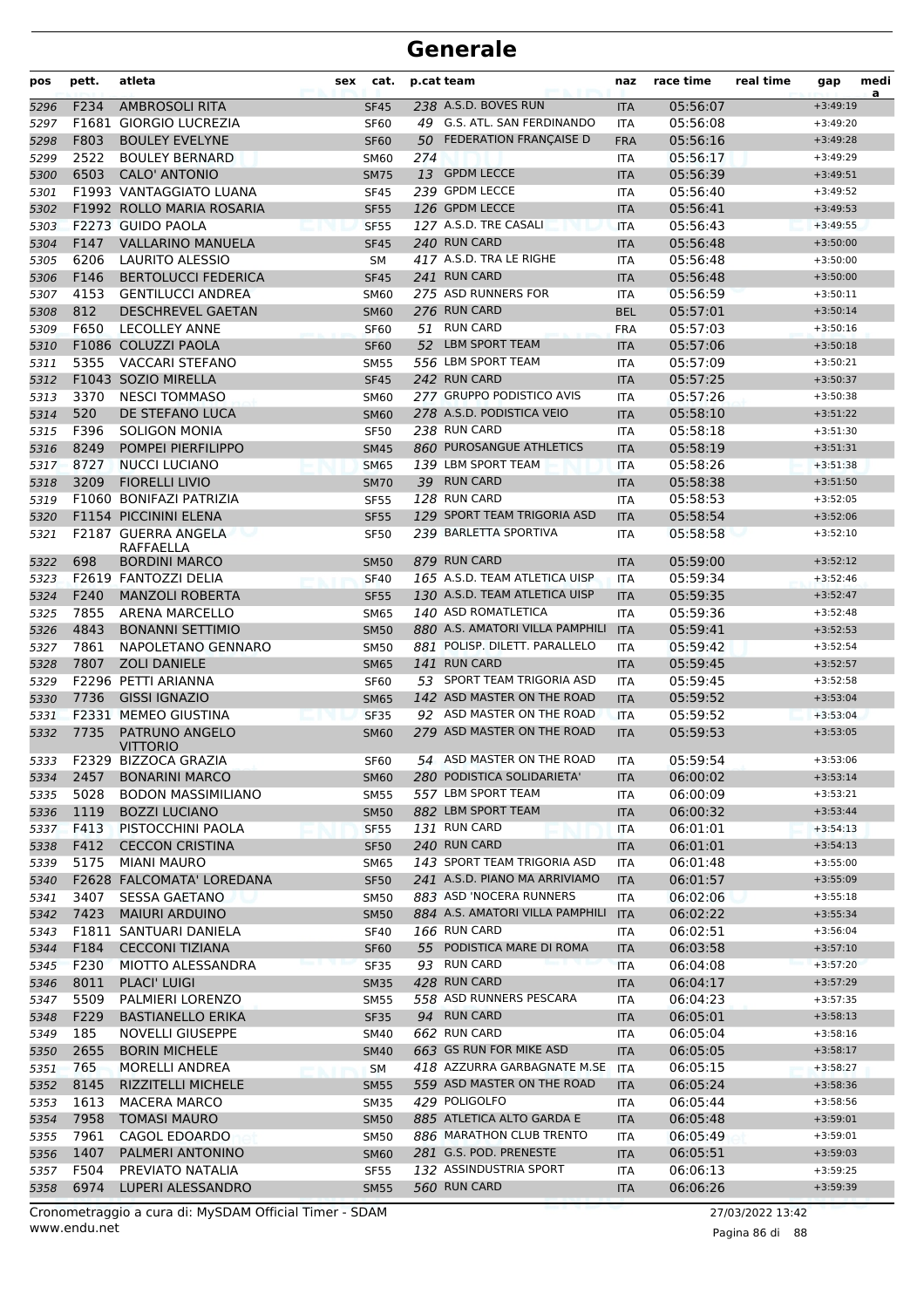# Generale

| pos | pett. | atleta | sex | cat. | p.cat | team | naz | race time | real time | gap | medi a |
|---|---|---|---|---|---|---|---|---|---|---|---|
| 5296 | F234 | AMBROSOLI RITA | | SF45 | 238 | A.S.D. BOVES RUN | ITA | 05:56:07 | | +3:49:19 | |
| 5297 | F1681 | GIORGIO LUCREZIA | | SF60 | 49 | G.S. ATL. SAN FERDINANDO | ITA | 05:56:08 | | +3:49:20 | |
| 5298 | F803 | BOULEY EVELYNE | | SF60 | 50 | FEDERATION FRANÇAISE D | FRA | 05:56:16 | | +3:49:28 | |
| 5299 | 2522 | BOULEY BERNARD | | SM60 | 274 | | ITA | 05:56:17 | | +3:49:29 | |
| 5300 | 6503 | CALO' ANTONIO | | SM75 | 13 | GPDM LECCE | ITA | 05:56:39 | | +3:49:51 | |
| 5301 | F1993 | VANTAGGIATO LUANA | | SF45 | 239 | GPDM LECCE | ITA | 05:56:40 | | +3:49:52 | |
| 5302 | F1992 | ROLLO MARIA ROSARIA | | SF55 | 126 | GPDM LECCE | ITA | 05:56:41 | | +3:49:53 | |
| 5303 | F2273 | GUIDO PAOLA | | SF55 | 127 | A.S.D. TRE CASALI | ITA | 05:56:43 | | +3:49:55 | |
| 5304 | F147 | VALLARINO MANUELA | | SF45 | 240 | RUN CARD | ITA | 05:56:48 | | +3:50:00 | |
| 5305 | 6206 | LAURITO ALESSIO | | SM | 417 | A.S.D. TRA LE RIGHE | ITA | 05:56:48 | | +3:50:00 | |
| 5306 | F146 | BERTOLUCCI FEDERICA | | SF45 | 241 | RUN CARD | ITA | 05:56:48 | | +3:50:00 | |
| 5307 | 4153 | GENTILUCCI ANDREA | | SM60 | 275 | ASD RUNNERS FOR | ITA | 05:56:59 | | +3:50:11 | |
| 5308 | 812 | DESCHREVEL GAETAN | | SM60 | 276 | RUN CARD | BEL | 05:57:01 | | +3:50:14 | |
| 5309 | F650 | LECOLLEY ANNE | | SF60 | 51 | RUN CARD | FRA | 05:57:03 | | +3:50:16 | |
| 5310 | F1086 | COLUZZI PAOLA | | SF60 | 52 | LBM SPORT TEAM | ITA | 05:57:06 | | +3:50:18 | |
| 5311 | 5355 | VACCARI STEFANO | | SM55 | 556 | LBM SPORT TEAM | ITA | 05:57:09 | | +3:50:21 | |
| 5312 | F1043 | SOZIO MIRELLA | | SF45 | 242 | RUN CARD | ITA | 05:57:25 | | +3:50:37 | |
| 5313 | 3370 | NESCI TOMMASO | | SM60 | 277 | GRUPPO PODISTICO AVIS | ITA | 05:57:26 | | +3:50:38 | |
| 5314 | 520 | DE STEFANO LUCA | | SM60 | 278 | A.S.D. PODISTICA VEIO | ITA | 05:58:10 | | +3:51:22 | |
| 5315 | F396 | SOLIGON MONIA | | SF50 | 238 | RUN CARD | ITA | 05:58:18 | | +3:51:30 | |
| 5316 | 8249 | POMPEI PIERFILIPPO | | SM45 | 860 | PUROSANGUE ATHLETICS | ITA | 05:58:19 | | +3:51:31 | |
| 5317 | 8727 | NUCCI LUCIANO | | SM65 | 139 | LBM SPORT TEAM | ITA | 05:58:26 | | +3:51:38 | |
| 5318 | 3209 | FIORELLI LIVIO | | SM70 | 39 | RUN CARD | ITA | 05:58:38 | | +3:51:50 | |
| 5319 | F1060 | BONIFAZI PATRIZIA | | SF55 | 128 | RUN CARD | ITA | 05:58:53 | | +3:52:05 | |
| 5320 | F1154 | PICCININI ELENA | | SF55 | 129 | SPORT TEAM TRIGORIA ASD | ITA | 05:58:54 | | +3:52:06 | |
| 5321 | F2187 | GUERRA ANGELA RAFFAELLA | | SF50 | 239 | BARLETTA SPORTIVA | ITA | 05:58:58 | | +3:52:10 | |
| 5322 | 698 | BORDINI MARCO | | SM50 | 879 | RUN CARD | ITA | 05:59:00 | | +3:52:12 | |
| 5323 | F2619 | FANTOZZI DELIA | | SF40 | 165 | A.S.D. TEAM ATLETICA UISP | ITA | 05:59:34 | | +3:52:46 | |
| 5324 | F240 | MANZOLI ROBERTA | | SF55 | 130 | A.S.D. TEAM ATLETICA UISP | ITA | 05:59:35 | | +3:52:47 | |
| 5325 | 7855 | ARENA MARCELLO | | SM65 | 140 | ASD ROMATLETICA | ITA | 05:59:36 | | +3:52:48 | |
| 5326 | 4843 | BONANNI SETTIMIO | | SM50 | 880 | A.S. AMATORI VILLA PAMPHILI | ITA | 05:59:41 | | +3:52:53 | |
| 5327 | 7861 | NAPOLETANO GENNARO | | SM50 | 881 | POLISP. DILETT. PARALLELO | ITA | 05:59:42 | | +3:52:54 | |
| 5328 | 7807 | ZOLI DANIELE | | SM65 | 141 | RUN CARD | ITA | 05:59:45 | | +3:52:57 | |
| 5329 | F2296 | PETTI ARIANNA | | SF60 | 53 | SPORT TEAM TRIGORIA ASD | ITA | 05:59:45 | | +3:52:58 | |
| 5330 | 7736 | GISSI IGNAZIO | | SM65 | 142 | ASD MASTER ON THE ROAD | ITA | 05:59:52 | | +3:53:04 | |
| 5331 | F2331 | MEMEO GIUSTINA | | SF35 | 92 | ASD MASTER ON THE ROAD | ITA | 05:59:52 | | +3:53:04 | |
| 5332 | 7735 | PATRUNO ANGELO VITTORIO | | SM60 | 279 | ASD MASTER ON THE ROAD | ITA | 05:59:53 | | +3:53:05 | |
| 5333 | F2329 | BIZZOCA GRAZIA | | SF60 | 54 | ASD MASTER ON THE ROAD | ITA | 05:59:54 | | +3:53:06 | |
| 5334 | 2457 | BONARINI MARCO | | SM60 | 280 | PODISTICA SOLIDARIETA' | ITA | 06:00:02 | | +3:53:14 | |
| 5335 | 5028 | BODON MASSIMILIANO | | SM55 | 557 | LBM SPORT TEAM | ITA | 06:00:09 | | +3:53:21 | |
| 5336 | 1119 | BOZZI LUCIANO | | SM50 | 882 | LBM SPORT TEAM | ITA | 06:00:32 | | +3:53:44 | |
| 5337 | F413 | PISTOCCHINI PAOLA | | SF55 | 131 | RUN CARD | ITA | 06:01:01 | | +3:54:13 | |
| 5338 | F412 | CECCON CRISTINA | | SF50 | 240 | RUN CARD | ITA | 06:01:01 | | +3:54:13 | |
| 5339 | 5175 | MIANI MAURO | | SM65 | 143 | SPORT TEAM TRIGORIA ASD | ITA | 06:01:48 | | +3:55:00 | |
| 5340 | F2628 | FALCOMATA' LOREDANA | | SF50 | 241 | A.S.D. PIANO MA ARRIVIAMO | ITA | 06:01:57 | | +3:55:09 | |
| 5341 | 3407 | SESSA GAETANO | | SM50 | 883 | ASD 'NOCERA RUNNERS | ITA | 06:02:06 | | +3:55:18 | |
| 5342 | 7423 | MAIURI ARDUINO | | SM50 | 884 | A.S. AMATORI VILLA PAMPHILI | ITA | 06:02:22 | | +3:55:34 | |
| 5343 | F1811 | SANTUARI DANIELA | | SF40 | 166 | RUN CARD | ITA | 06:02:51 | | +3:56:04 | |
| 5344 | F184 | CECCONI TIZIANA | | SF60 | 55 | PODISTICA MARE DI ROMA | ITA | 06:03:58 | | +3:57:10 | |
| 5345 | F230 | MIOTTO ALESSANDRA | | SF35 | 93 | RUN CARD | ITA | 06:04:08 | | +3:57:20 | |
| 5346 | 8011 | PLACI' LUIGI | | SM35 | 428 | RUN CARD | ITA | 06:04:17 | | +3:57:29 | |
| 5347 | 5509 | PALMIERI LORENZO | | SM55 | 558 | ASD RUNNERS PESCARA | ITA | 06:04:23 | | +3:57:35 | |
| 5348 | F229 | BASTIANELLO ERIKA | | SF35 | 94 | RUN CARD | ITA | 06:05:01 | | +3:58:13 | |
| 5349 | 185 | NOVELLI GIUSEPPE | | SM40 | 662 | RUN CARD | ITA | 06:05:04 | | +3:58:16 | |
| 5350 | 2655 | BORIN MICHELE | | SM40 | 663 | GS RUN FOR MIKE ASD | ITA | 06:05:05 | | +3:58:17 | |
| 5351 | 765 | MORELLI ANDREA | | SM | 418 | AZZURRA GARBAGNATE M.SE | ITA | 06:05:15 | | +3:58:27 | |
| 5352 | 8145 | RIZZITELLI MICHELE | | SM55 | 559 | ASD MASTER ON THE ROAD | ITA | 06:05:24 | | +3:58:36 | |
| 5353 | 1613 | MACERA MARCO | | SM35 | 429 | POLIGOLFO | ITA | 06:05:44 | | +3:58:56 | |
| 5354 | 7958 | TOMASI MAURO | | SM50 | 885 | ATLETICA ALTO GARDA E | ITA | 06:05:48 | | +3:59:01 | |
| 5355 | 7961 | CAGOL EDOARDO | | SM50 | 886 | MARATHON CLUB TRENTO | ITA | 06:05:49 | | +3:59:01 | |
| 5356 | 1407 | PALMERI ANTONINO | | SM60 | 281 | G.S. POD. PRENESTE | ITA | 06:05:51 | | +3:59:03 | |
| 5357 | F504 | PREVIATO NATALIA | | SF55 | 132 | ASSINDUSTRIA SPORT | ITA | 06:06:13 | | +3:59:25 | |
| 5358 | 6974 | LUPERI ALESSANDRO | | SM55 | 560 | RUN CARD | ITA | 06:06:26 | | +3:59:39 | |

Cronometraggio a cura di: MySDAM Official Timer - SDAM
www.endu.net

27/03/2022 13:42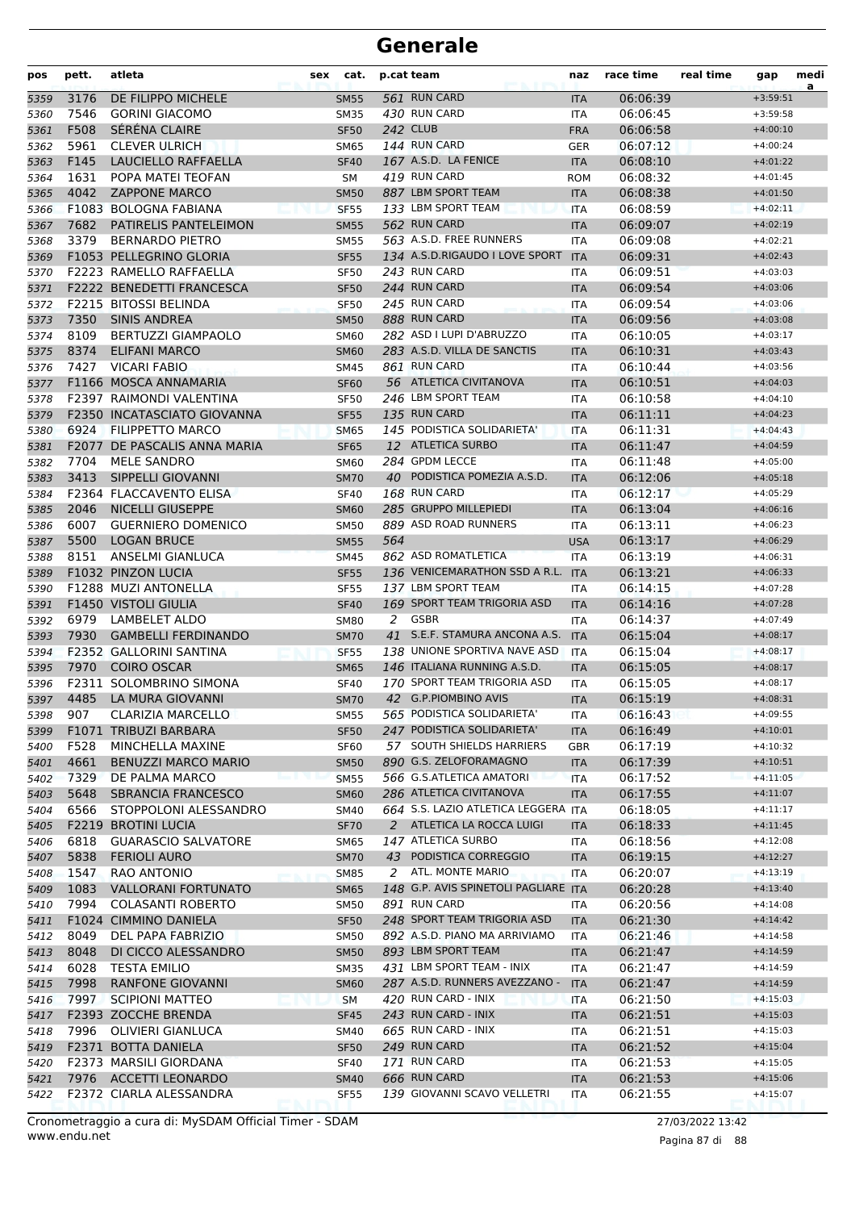# Generale

| pos | pett. | atleta | sex | cat. | p.cat | team | naz | race time | real time | gap | media |
|---|---|---|---|---|---|---|---|---|---|---|---|
| 5359 | 3176 | DE FILIPPO MICHELE | | SM55 | 561 | RUN CARD | ITA | 06:06:39 | | +3:59:51 | |
| 5360 | 7546 | GORINI GIACOMO | | SM35 | 430 | RUN CARD | ITA | 06:06:45 | | +3:59:58 | |
| 5361 | F508 | SÉRÉNA CLAIRE | | SF50 | 242 | CLUB | FRA | 06:06:58 | | +4:00:10 | |
| 5362 | 5961 | CLEVER ULRICH | | SM65 | 144 | RUN CARD | GER | 06:07:12 | | +4:00:24 | |
| 5363 | F145 | LAUCIELLO RAFFAELLA | | SF40 | 167 | A.S.D. LA FENICE | ITA | 06:08:10 | | +4:01:22 | |
| 5364 | 1631 | POPA MATEI TEOFAN | | SM | 419 | RUN CARD | ROM | 06:08:32 | | +4:01:45 | |
| 5365 | 4042 | ZAPPONE MARCO | | SM50 | 887 | LBM SPORT TEAM | ITA | 06:08:38 | | +4:01:50 | |
| 5366 | F1083 | BOLOGNA FABIANA | | SF55 | 133 | LBM SPORT TEAM | ITA | 06:08:59 | | +4:02:11 | |
| 5367 | 7682 | PATIRELIS PANTELEIMON | | SM55 | 562 | RUN CARD | ITA | 06:09:07 | | +4:02:19 | |
| 5368 | 3379 | BERNARDO PIETRO | | SM55 | 563 | A.S.D. FREE RUNNERS | ITA | 06:09:08 | | +4:02:21 | |
| 5369 | F1053 | PELLEGRINO GLORIA | | SF55 | 134 | A.S.D.RIGAUDO I LOVE SPORT | ITA | 06:09:31 | | +4:02:43 | |
| 5370 | F2223 | RAMELLO RAFFAELLA | | SF50 | 243 | RUN CARD | ITA | 06:09:51 | | +4:03:03 | |
| 5371 | F2222 | BENEDETTI FRANCESCA | | SF50 | 244 | RUN CARD | ITA | 06:09:54 | | +4:03:06 | |
| 5372 | F2215 | BITOSSI BELINDA | | SF50 | 245 | RUN CARD | ITA | 06:09:54 | | +4:03:06 | |
| 5373 | 7350 | SINIS ANDREA | | SM50 | 888 | RUN CARD | ITA | 06:09:56 | | +4:03:08 | |
| 5374 | 8109 | BERTUZZI GIAMPAOLO | | SM60 | 282 | ASD I LUPI D'ABRUZZO | ITA | 06:10:05 | | +4:03:17 | |
| 5375 | 8374 | ELIFANI MARCO | | SM60 | 283 | A.S.D. VILLA DE SANCTIS | ITA | 06:10:31 | | +4:03:43 | |
| 5376 | 7427 | VICARI FABIO | | SM45 | 861 | RUN CARD | ITA | 06:10:44 | | +4:03:56 | |
| 5377 | F1166 | MOSCA ANNAMARIA | | SF60 | 56 | ATLETICA CIVITANOVA | ITA | 06:10:51 | | +4:04:03 | |
| 5378 | F2397 | RAIMONDI VALENTINA | | SF50 | 246 | LBM SPORT TEAM | ITA | 06:10:58 | | +4:04:10 | |
| 5379 | F2350 | INCATASCIATO GIOVANNA | | SF55 | 135 | RUN CARD | ITA | 06:11:11 | | +4:04:23 | |
| 5380 | 6924 | FILIPPETTO MARCO | | SM65 | 145 | PODISTICA SOLIDARIETA' | ITA | 06:11:31 | | +4:04:43 | |
| 5381 | F2077 | DE PASCALIS ANNA MARIA | | SF65 | 12 | ATLETICA SURBO | ITA | 06:11:47 | | +4:04:59 | |
| 5382 | 7704 | MELE SANDRO | | SM60 | 284 | GPDM LECCE | ITA | 06:11:48 | | +4:05:00 | |
| 5383 | 3413 | SIPPELLI GIOVANNI | | SM70 | 40 | PODISTICA POMEZIA A.S.D. | ITA | 06:12:06 | | +4:05:18 | |
| 5384 | F2364 | FLACCAVENTO ELISA | | SF40 | 168 | RUN CARD | ITA | 06:12:17 | | +4:05:29 | |
| 5385 | 2046 | NICELLI GIUSEPPE | | SM60 | 285 | GRUPPO MILLEPIEDI | ITA | 06:13:04 | | +4:06:16 | |
| 5386 | 6007 | GUERNIERO DOMENICO | | SM50 | 889 | ASD ROAD RUNNERS | ITA | 06:13:11 | | +4:06:23 | |
| 5387 | 5500 | LOGAN BRUCE | | SM55 | 564 | | USA | 06:13:17 | | +4:06:29 | |
| 5388 | 8151 | ANSELMI GIANLUCA | | SM45 | 862 | ASD ROMATLETICA | ITA | 06:13:19 | | +4:06:31 | |
| 5389 | F1032 | PINZON LUCIA | | SF55 | 136 | VENICEMARATHON SSD A R.L. | ITA | 06:13:21 | | +4:06:33 | |
| 5390 | F1288 | MUZI ANTONELLA | | SF55 | 137 | LBM SPORT TEAM | ITA | 06:14:15 | | +4:07:28 | |
| 5391 | F1450 | VISTOLI GIULIA | | SF40 | 169 | SPORT TEAM TRIGORIA ASD | ITA | 06:14:16 | | +4:07:28 | |
| 5392 | 6979 | LAMBELET ALDO | | SM80 | 2 | GSBR | ITA | 06:14:37 | | +4:07:49 | |
| 5393 | 7930 | GAMBELLI FERDINANDO | | SM70 | 41 | S.E.F. STAMURA ANCONA A.S. | ITA | 06:15:04 | | +4:08:17 | |
| 5394 | F2352 | GALLORINI SANTINA | | SF55 | 138 | UNIONE SPORTIVA NAVE ASD | ITA | 06:15:04 | | +4:08:17 | |
| 5395 | 7970 | COIRO OSCAR | | SM65 | 146 | ITALIANA RUNNING A.S.D. | ITA | 06:15:05 | | +4:08:17 | |
| 5396 | F2311 | SOLOMBRINO SIMONA | | SF40 | 170 | SPORT TEAM TRIGORIA ASD | ITA | 06:15:05 | | +4:08:17 | |
| 5397 | 4485 | LA MURA GIOVANNI | | SM70 | 42 | G.P.PIOMBINO AVIS | ITA | 06:15:19 | | +4:08:31 | |
| 5398 | 907 | CLARIZIA MARCELLO | | SM55 | 565 | PODISTICA SOLIDARIETA' | ITA | 06:16:43 | | +4:09:55 | |
| 5399 | F1071 | TRIBUZI BARBARA | | SF50 | 247 | PODISTICA SOLIDARIETA' | ITA | 06:16:49 | | +4:10:01 | |
| 5400 | F528 | MINCHELLA MAXINE | | SF60 | 57 | SOUTH SHIELDS HARRIERS | GBR | 06:17:19 | | +4:10:32 | |
| 5401 | 4661 | BENUZZI MARCO MARIO | | SM50 | 890 | G.S. ZELOFORAMAGNO | ITA | 06:17:39 | | +4:10:51 | |
| 5402 | 7329 | DE PALMA MARCO | | SM55 | 566 | G.S.ATLETICA AMATORI | ITA | 06:17:52 | | +4:11:05 | |
| 5403 | 5648 | SBRANCIA FRANCESCO | | SM60 | 286 | ATLETICA CIVITANOVA | ITA | 06:17:55 | | +4:11:07 | |
| 5404 | 6566 | STOPPOLONI ALESSANDRO | | SM40 | 664 | S.S. LAZIO ATLETICA LEGGERA | ITA | 06:18:05 | | +4:11:17 | |
| 5405 | F2219 | BROTINI LUCIA | | SF70 | 2 | ATLETICA LA ROCCA LUIGI | ITA | 06:18:33 | | +4:11:45 | |
| 5406 | 6818 | GUARASCIO SALVATORE | | SM65 | 147 | ATLETICA SURBO | ITA | 06:18:56 | | +4:12:08 | |
| 5407 | 5838 | FERIOLI AURO | | SM70 | 43 | PODISTICA CORREGGIO | ITA | 06:19:15 | | +4:12:27 | |
| 5408 | 1547 | RAO ANTONIO | | SM85 | 2 | ATL. MONTE MARIO | ITA | 06:20:07 | | +4:13:19 | |
| 5409 | 1083 | VALLORANI FORTUNATO | | SM65 | 148 | G.P. AVIS SPINETOLI PAGLIARE | ITA | 06:20:28 | | +4:13:40 | |
| 5410 | 7994 | COLASANTI ROBERTO | | SM50 | 891 | RUN CARD | ITA | 06:20:56 | | +4:14:08 | |
| 5411 | F1024 | CIMMINO DANIELA | | SF50 | 248 | SPORT TEAM TRIGORIA ASD | ITA | 06:21:30 | | +4:14:42 | |
| 5412 | 8049 | DEL PAPA FABRIZIO | | SM50 | 892 | A.S.D. PIANO MA ARRIVIAMO | ITA | 06:21:46 | | +4:14:58 | |
| 5413 | 8048 | DI CICCO ALESSANDRO | | SM50 | 893 | LBM SPORT TEAM | ITA | 06:21:47 | | +4:14:59 | |
| 5414 | 6028 | TESTA EMILIO | | SM35 | 431 | LBM SPORT TEAM - INIX | ITA | 06:21:47 | | +4:14:59 | |
| 5415 | 7998 | RANFONE GIOVANNI | | SM60 | 287 | A.S.D. RUNNERS AVEZZANO - | ITA | 06:21:47 | | +4:14:59 | |
| 5416 | 7997 | SCIPIONI MATTEO | | SM | 420 | RUN CARD - INIX | ITA | 06:21:50 | | +4:15:03 | |
| 5417 | F2393 | ZOCCHE BRENDA | | SF45 | 243 | RUN CARD - INIX | ITA | 06:21:51 | | +4:15:03 | |
| 5418 | 7996 | OLIVIERI GIANLUCA | | SM40 | 665 | RUN CARD - INIX | ITA | 06:21:51 | | +4:15:03 | |
| 5419 | F2371 | BOTTA DANIELA | | SF50 | 249 | RUN CARD | ITA | 06:21:52 | | +4:15:04 | |
| 5420 | F2373 | MARSILI GIORDANA | | SF40 | 171 | RUN CARD | ITA | 06:21:53 | | +4:15:05 | |
| 5421 | 7976 | ACCETTI LEONARDO | | SM40 | 666 | RUN CARD | ITA | 06:21:53 | | +4:15:06 | |
| 5422 | F2372 | CIARLA ALESSANDRA | | SF55 | 139 | GIOVANNI SCAVO VELLETRI | ITA | 06:21:55 | | +4:15:07 | |

Cronometraggio a cura di: MySDAM Official Timer - SDAM
www.endu.net

27/03/2022 13:42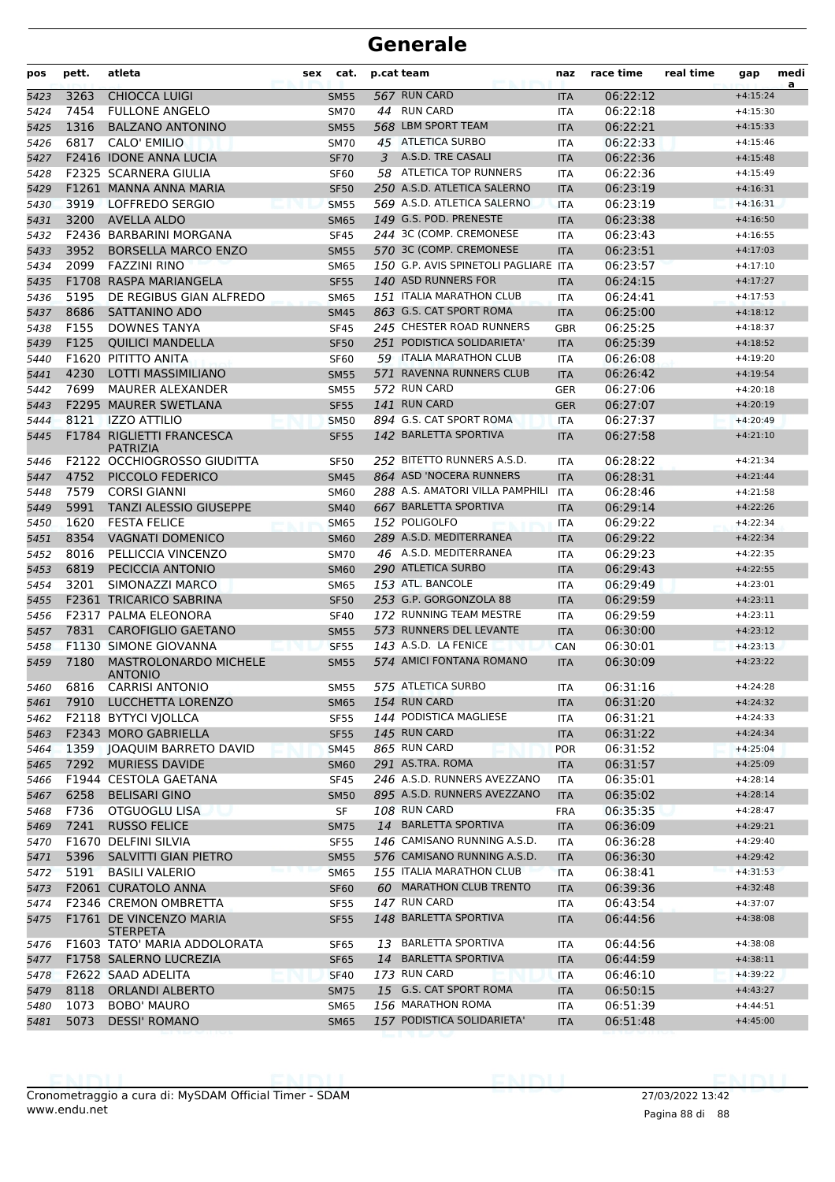# Generale

| pos | pett. | atleta | sex | cat. | p.cat | team | naz | race time | real time | gap | media |
|---|---|---|---|---|---|---|---|---|---|---|---|
| 5423 | 3263 | CHIOCCA LUIGI | | SM55 | 567 | RUN CARD | ITA | 06:22:12 | | +4:15:24 | |
| 5424 | 7454 | FULLONE ANGELO | | SM70 | 44 | RUN CARD | ITA | 06:22:18 | | +4:15:30 | |
| 5425 | 1316 | BALZANO ANTONINO | | SM55 | 568 | LBM SPORT TEAM | ITA | 06:22:21 | | +4:15:33 | |
| 5426 | 6817 | CALO' EMILIO | | SM70 | 45 | ATLETICA SURBO | ITA | 06:22:33 | | +4:15:46 | |
| 5427 | F2416 | IDONE ANNA LUCIA | | SF70 | 3 | A.S.D. TRE CASALI | ITA | 06:22:36 | | +4:15:48 | |
| 5428 | F2325 | SCARNERA GIULIA | | SF60 | 58 | ATLETICA TOP RUNNERS | ITA | 06:22:36 | | +4:15:49 | |
| 5429 | F1261 | MANNA ANNA MARIA | | SF50 | 250 | A.S.D. ATLETICA SALERNO | ITA | 06:23:19 | | +4:16:31 | |
| 5430 | 3919 | LOFFREDO SERGIO | | SM55 | 569 | A.S.D. ATLETICA SALERNO | ITA | 06:23:19 | | +4:16:31 | |
| 5431 | 3200 | AVELLA ALDO | | SM65 | 149 | G.S. POD. PRENESTE | ITA | 06:23:38 | | +4:16:50 | |
| 5432 | F2436 | BARBARINI MORGANA | | SF45 | 244 | 3C (COMP. CREMONESE | ITA | 06:23:43 | | +4:16:55 | |
| 5433 | 3952 | BORSELLA MARCO ENZO | | SM55 | 570 | 3C (COMP. CREMONESE | ITA | 06:23:51 | | +4:17:03 | |
| 5434 | 2099 | FAZZINI RINO | | SM65 | 150 | G.P. AVIS SPINETOLI PAGLIARE | ITA | 06:23:57 | | +4:17:10 | |
| 5435 | F1708 | RASPA MARIANGELA | | SF55 | 140 | ASD RUNNERS FOR | ITA | 06:24:15 | | +4:17:27 | |
| 5436 | 5195 | DE REGIBUS GIAN ALFREDO | | SM65 | 151 | ITALIA MARATHON CLUB | ITA | 06:24:41 | | +4:17:53 | |
| 5437 | 8686 | SATTANINO ADO | | SM45 | 863 | G.S. CAT SPORT ROMA | ITA | 06:25:00 | | +4:18:12 | |
| 5438 | F155 | DOWNES TANYA | | SF45 | 245 | CHESTER ROAD RUNNERS | GBR | 06:25:25 | | +4:18:37 | |
| 5439 | F125 | QUILICI MANDELLA | | SF50 | 251 | PODISTICA SOLIDARIETA' | ITA | 06:25:39 | | +4:18:52 | |
| 5440 | F1620 | PITITTO ANITA | | SF60 | 59 | ITALIA MARATHON CLUB | ITA | 06:26:08 | | +4:19:20 | |
| 5441 | 4230 | LOTTI MASSIMILIANO | | SM55 | 571 | RAVENNA RUNNERS CLUB | ITA | 06:26:42 | | +4:19:54 | |
| 5442 | 7699 | MAURER ALEXANDER | | SM55 | 572 | RUN CARD | GER | 06:27:06 | | +4:20:18 | |
| 5443 | F2295 | MAURER SWETLANA | | SF55 | 141 | RUN CARD | GER | 06:27:07 | | +4:20:19 | |
| 5444 | 8121 | IZZO ATTILIO | | SM50 | 894 | G.S. CAT SPORT ROMA | ITA | 06:27:37 | | +4:20:49 | |
| 5445 | F1784 | RIGLIETTI FRANCESCA PATRIZIA | | SF55 | 142 | BARLETTA SPORTIVA | ITA | 06:27:58 | | +4:21:10 | |
| 5446 | F2122 | OCCHIOGROSSO GIUDITTA | | SF50 | 252 | BITETTO RUNNERS A.S.D. | ITA | 06:28:22 | | +4:21:34 | |
| 5447 | 4752 | PICCOLO FEDERICO | | SM45 | 864 | ASD 'NOCERA RUNNERS | ITA | 06:28:31 | | +4:21:44 | |
| 5448 | 7579 | CORSI GIANNI | | SM60 | 288 | A.S. AMATORI VILLA PAMPHILI | ITA | 06:28:46 | | +4:21:58 | |
| 5449 | 5991 | TANZI ALESSIO GIUSEPPE | | SM40 | 667 | BARLETTA SPORTIVA | ITA | 06:29:14 | | +4:22:26 | |
| 5450 | 1620 | FESTA FELICE | | SM65 | 152 | POLIGOLFO | ITA | 06:29:22 | | +4:22:34 | |
| 5451 | 8354 | VAGNATI DOMENICO | | SM60 | 289 | A.S.D. MEDITERRANEA | ITA | 06:29:22 | | +4:22:34 | |
| 5452 | 8016 | PELLICCIA VINCENZO | | SM70 | 46 | A.S.D. MEDITERRANEA | ITA | 06:29:23 | | +4:22:35 | |
| 5453 | 6819 | PECICCIA ANTONIO | | SM60 | 290 | ATLETICA SURBO | ITA | 06:29:43 | | +4:22:55 | |
| 5454 | 3201 | SIMONAZZI MARCO | | SM65 | 153 | ATL. BANCOLE | ITA | 06:29:49 | | +4:23:01 | |
| 5455 | F2361 | TRICARICO SABRINA | | SF50 | 253 | G.P. GORGONZOLA 88 | ITA | 06:29:59 | | +4:23:11 | |
| 5456 | F2317 | PALMA ELEONORA | | SF40 | 172 | RUNNING TEAM MESTRE | ITA | 06:29:59 | | +4:23:11 | |
| 5457 | 7831 | CAROFIGLIO GAETANO | | SM55 | 573 | RUNNERS DEL LEVANTE | ITA | 06:30:00 | | +4:23:12 | |
| 5458 | F1130 | SIMONE GIOVANNA | | SF55 | 143 | A.S.D. LA FENICE | CAN | 06:30:01 | | +4:23:13 | |
| 5459 | 7180 | MASTROLONARDO MICHELE ANTONIO | | SM55 | 574 | AMICI FONTANA ROMANO | ITA | 06:30:09 | | +4:23:22 | |
| 5460 | 6816 | CARRISI ANTONIO | | SM55 | 575 | ATLETICA SURBO | ITA | 06:31:16 | | +4:24:28 | |
| 5461 | 7910 | LUCCHETTA LORENZO | | SM65 | 154 | RUN CARD | ITA | 06:31:20 | | +4:24:32 | |
| 5462 | F2118 | BYTYCI VJOLLCA | | SF55 | 144 | PODISTICA MAGLIESE | ITA | 06:31:21 | | +4:24:33 | |
| 5463 | F2343 | MORO GABRIELLA | | SF55 | 145 | RUN CARD | ITA | 06:31:22 | | +4:24:34 | |
| 5464 | 1359 | JOAQUIM BARRETO DAVID | | SM45 | 865 | RUN CARD | POR | 06:31:52 | | +4:25:04 | |
| 5465 | 7292 | MURIESS DAVIDE | | SM60 | 291 | AS.TRA. ROMA | ITA | 06:31:57 | | +4:25:09 | |
| 5466 | F1944 | CESTOLA GAETANA | | SF45 | 246 | A.S.D. RUNNERS AVEZZANO | ITA | 06:35:01 | | +4:28:14 | |
| 5467 | 6258 | BELISARI GINO | | SM50 | 895 | A.S.D. RUNNERS AVEZZANO | ITA | 06:35:02 | | +4:28:14 | |
| 5468 | F736 | OTGUOGLU LISA | | SF | 108 | RUN CARD | FRA | 06:35:35 | | +4:28:47 | |
| 5469 | 7241 | RUSSO FELICE | | SM75 | 14 | BARLETTA SPORTIVA | ITA | 06:36:09 | | +4:29:21 | |
| 5470 | F1670 | DELFINI SILVIA | | SF55 | 146 | CAMISANO RUNNING A.S.D. | ITA | 06:36:28 | | +4:29:40 | |
| 5471 | 5396 | SALVITTI GIAN PIETRO | | SM55 | 576 | CAMISANO RUNNING A.S.D. | ITA | 06:36:30 | | +4:29:42 | |
| 5472 | 5191 | BASILI VALERIO | | SM65 | 155 | ITALIA MARATHON CLUB | ITA | 06:38:41 | | +4:31:53 | |
| 5473 | F2061 | CURATOLO ANNA | | SF60 | 60 | MARATHON CLUB TRENTO | ITA | 06:39:36 | | +4:32:48 | |
| 5474 | F2346 | CREMON OMBRETTA | | SF55 | 147 | RUN CARD | ITA | 06:43:54 | | +4:37:07 | |
| 5475 | F1761 | DE VINCENZO MARIA STERPETA | | SF55 | 148 | BARLETTA SPORTIVA | ITA | 06:44:56 | | +4:38:08 | |
| 5476 | F1603 | TATO' MARIA ADDOLORATA | | SF65 | 13 | BARLETTA SPORTIVA | ITA | 06:44:56 | | +4:38:08 | |
| 5477 | F1758 | SALERNO LUCREZIA | | SF65 | 14 | BARLETTA SPORTIVA | ITA | 06:44:59 | | +4:38:11 | |
| 5478 | F2622 | SAAD ADELITA | | SF40 | 173 | RUN CARD | ITA | 06:46:10 | | +4:39:22 | |
| 5479 | 8118 | ORLANDI ALBERTO | | SM75 | 15 | G.S. CAT SPORT ROMA | ITA | 06:50:15 | | +4:43:27 | |
| 5480 | 1073 | BOBO' MAURO | | SM65 | 156 | MARATHON ROMA | ITA | 06:51:39 | | +4:44:51 | |
| 5481 | 5073 | DESSI' ROMANO | | SM65 | 157 | PODISTICA SOLIDARIETA' | ITA | 06:51:48 | | +4:45:00 | |

Cronometraggio a cura di: MySDAM Official Timer - SDAM
www.endu.net

27/03/2022 13:42